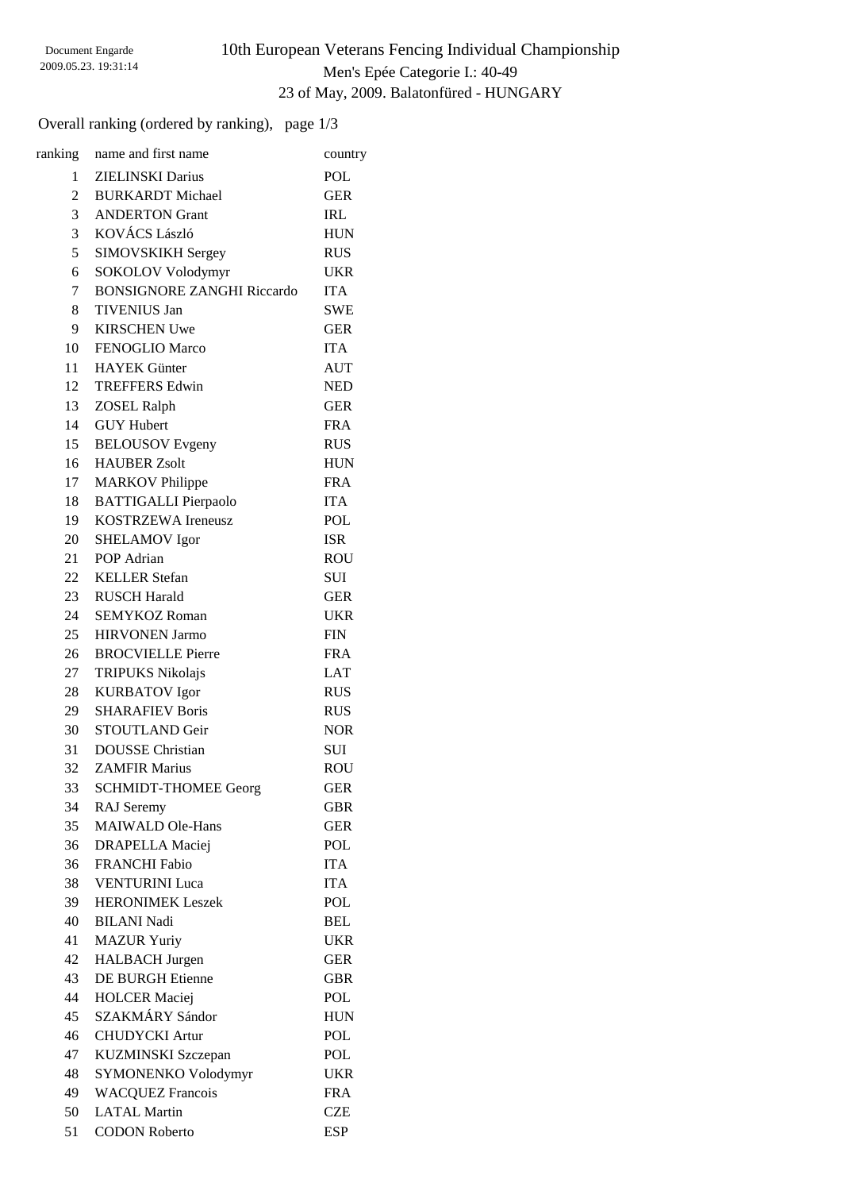# 10th European Veterans Fencing Individual Championship

## Men's Epée Categorie I.: 40-49

23 of May, 2009. Balatonfüred - HUNGARY

Overall ranking (ordered by ranking), page 1/3

| ranking | name and first name | country |
|---|---|---|
| 1 | ZIELINSKI Darius | POL |
| 2 | BURKARDT Michael | GER |
| 3 | ANDERTON Grant | IRL |
| 3 | KOVÁCS László | HUN |
| 5 | SIMOVSKIKH Sergey | RUS |
| 6 | SOKOLOV Volodymyr | UKR |
| 7 | BONSIGNORE ZANGHI Riccardo | ITA |
| 8 | TIVENIUS Jan | SWE |
| 9 | KIRSCHEN Uwe | GER |
| 10 | FENOGLIO Marco | ITA |
| 11 | HAYEK Günter | AUT |
| 12 | TREFFERS Edwin | NED |
| 13 | ZOSEL Ralph | GER |
| 14 | GUY Hubert | FRA |
| 15 | BELOUSOV Evgeny | RUS |
| 16 | HAUBER Zsolt | HUN |
| 17 | MARKOV Philippe | FRA |
| 18 | BATTIGALLI Pierpaolo | ITA |
| 19 | KOSTRZEWA Ireneusz | POL |
| 20 | SHELAMOV Igor | ISR |
| 21 | POP Adrian | ROU |
| 22 | KELLER Stefan | SUI |
| 23 | RUSCH Harald | GER |
| 24 | SEMYKOZ Roman | UKR |
| 25 | HIRVONEN Jarmo | FIN |
| 26 | BROCVIELLE Pierre | FRA |
| 27 | TRIPUKS Nikolajs | LAT |
| 28 | KURBATOV Igor | RUS |
| 29 | SHARAFIEV Boris | RUS |
| 30 | STOUTLAND Geir | NOR |
| 31 | DOUSSE Christian | SUI |
| 32 | ZAMFIR Marius | ROU |
| 33 | SCHMIDT-THOMEE Georg | GER |
| 34 | RAJ Seremy | GBR |
| 35 | MAIWALD Ole-Hans | GER |
| 36 | DRAPELLA Maciej | POL |
| 36 | FRANCHI Fabio | ITA |
| 38 | VENTURINI Luca | ITA |
| 39 | HERONIMEK Leszek | POL |
| 40 | BILANI Nadi | BEL |
| 41 | MAZUR Yuriy | UKR |
| 42 | HALBACH Jurgen | GER |
| 43 | DE BURGH Etienne | GBR |
| 44 | HOLCER Maciej | POL |
| 45 | SZAKMÁRY Sándor | HUN |
| 46 | CHUDYCKI Artur | POL |
| 47 | KUZMINSKI Szczepan | POL |
| 48 | SYMONENKO Volodymyr | UKR |
| 49 | WACQUEZ Francois | FRA |
| 50 | LATAL Martin | CZE |
| 51 | CODON Roberto | ESP |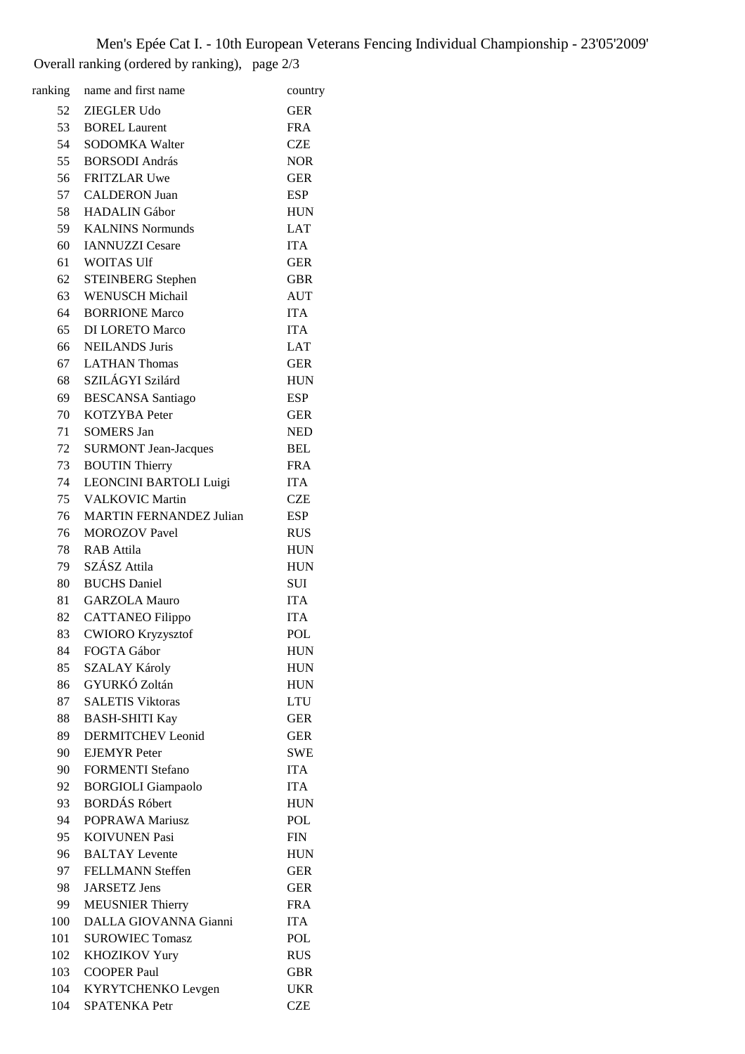Men's Epée Cat I. - 10th European Veterans Fencing Individual Championship - 23'05'2009'

Overall ranking (ordered by ranking), page 2/3

| ranking | name and first name | country |
|---|---|---|
| 52 | ZIEGLER Udo | GER |
| 53 | BOREL Laurent | FRA |
| 54 | SODOMKA Walter | CZE |
| 55 | BORSODI András | NOR |
| 56 | FRITZLAR Uwe | GER |
| 57 | CALDERON Juan | ESP |
| 58 | HADALIN Gábor | HUN |
| 59 | KALNINS Normunds | LAT |
| 60 | IANNUZZI Cesare | ITA |
| 61 | WOITAS Ulf | GER |
| 62 | STEINBERG Stephen | GBR |
| 63 | WENUSCH Michail | AUT |
| 64 | BORRIONE Marco | ITA |
| 65 | DI LORETO Marco | ITA |
| 66 | NEILANDS Juris | LAT |
| 67 | LATHAN Thomas | GER |
| 68 | SZILÁGYI Szilárd | HUN |
| 69 | BESCANSA Santiago | ESP |
| 70 | KOTZYBA Peter | GER |
| 71 | SOMERS Jan | NED |
| 72 | SURMONT Jean-Jacques | BEL |
| 73 | BOUTIN Thierry | FRA |
| 74 | LEONCINI BARTOLI Luigi | ITA |
| 75 | VALKOVIC Martin | CZE |
| 76 | MARTIN FERNANDEZ Julian | ESP |
| 76 | MOROZOV Pavel | RUS |
| 78 | RAB Attila | HUN |
| 79 | SZÁSZ Attila | HUN |
| 80 | BUCHS Daniel | SUI |
| 81 | GARZOLA Mauro | ITA |
| 82 | CATTANEO Filippo | ITA |
| 83 | CWIORO Kryzysztof | POL |
| 84 | FOGTA Gábor | HUN |
| 85 | SZALAY Károly | HUN |
| 86 | GYURKÓ Zoltán | HUN |
| 87 | SALETIS Viktoras | LTU |
| 88 | BASH-SHITI Kay | GER |
| 89 | DERMITCHEV Leonid | GER |
| 90 | EJEMYR Peter | SWE |
| 90 | FORMENTI Stefano | ITA |
| 92 | BORGIOLI Giampaolo | ITA |
| 93 | BORDÁS Róbert | HUN |
| 94 | POPRAWA Mariusz | POL |
| 95 | KOIVUNEN Pasi | FIN |
| 96 | BALTAY Levente | HUN |
| 97 | FELLMANN Steffen | GER |
| 98 | JARSETZ Jens | GER |
| 99 | MEUSNIER Thierry | FRA |
| 100 | DALLA GIOVANNA Gianni | ITA |
| 101 | SUROWIEC Tomasz | POL |
| 102 | KHOZIKOV Yury | RUS |
| 103 | COOPER Paul | GBR |
| 104 | KYRYTCHENKO Levgen | UKR |
| 104 | SPATENKA Petr | CZE |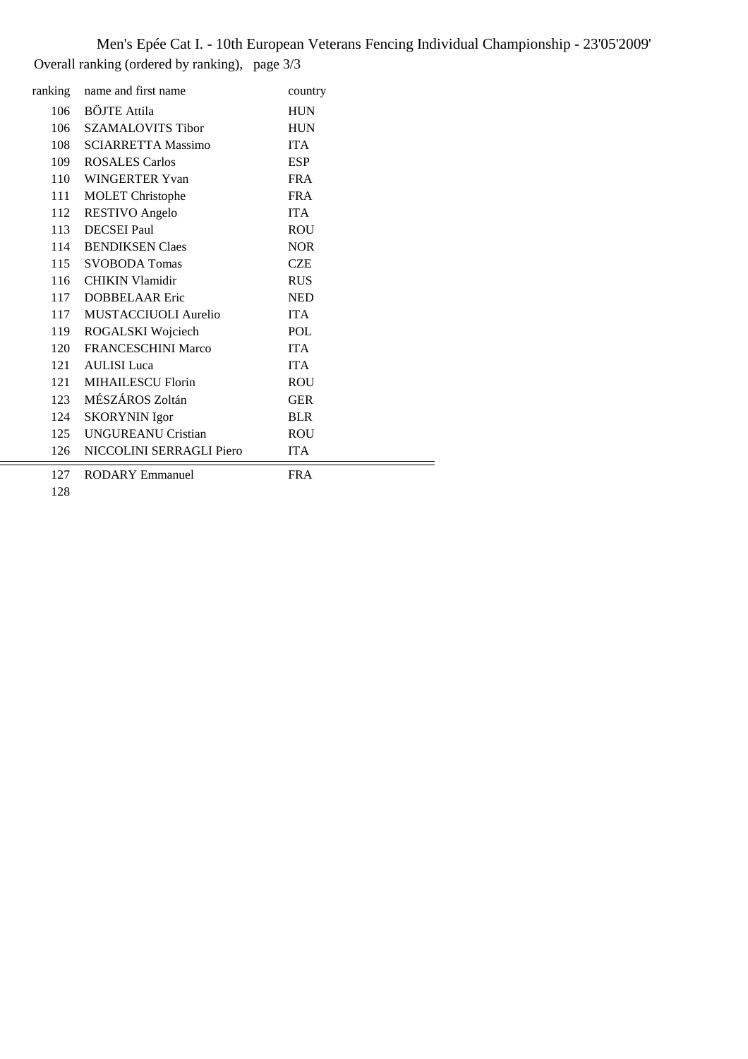Men's Epée Cat I. - 10th European Veterans Fencing Individual Championship - 23'05'2009'

Overall ranking (ordered by ranking), page 3/3

| ranking | name and first name | country |
|---|---|---|
| 106 | BÖJTE Attila | HUN |
| 106 | SZAMALOVITS Tibor | HUN |
| 108 | SCIARRETTA Massimo | ITA |
| 109 | ROSALES Carlos | ESP |
| 110 | WINGERTER Yvan | FRA |
| 111 | MOLET Christophe | FRA |
| 112 | RESTIVO Angelo | ITA |
| 113 | DECSEI Paul | ROU |
| 114 | BENDIKSEN Claes | NOR |
| 115 | SVOBODA Tomas | CZE |
| 116 | CHIKIN Vlamidir | RUS |
| 117 | DOBBELAAR Eric | NED |
| 117 | MUSTACCIUOLI Aurelio | ITA |
| 119 | ROGALSKI Wojciech | POL |
| 120 | FRANCESCHINI Marco | ITA |
| 121 | AULISI Luca | ITA |
| 121 | MIHAILESCU Florin | ROU |
| 123 | MÉSZÁROS Zoltán | GER |
| 124 | SKORYNIN Igor | BLR |
| 125 | UNGUREANU Cristian | ROU |
| 126 | NICCOLINI SERRAGLI Piero | ITA |
| 127 | RODARY Emmanuel | FRA |
| 128 | | |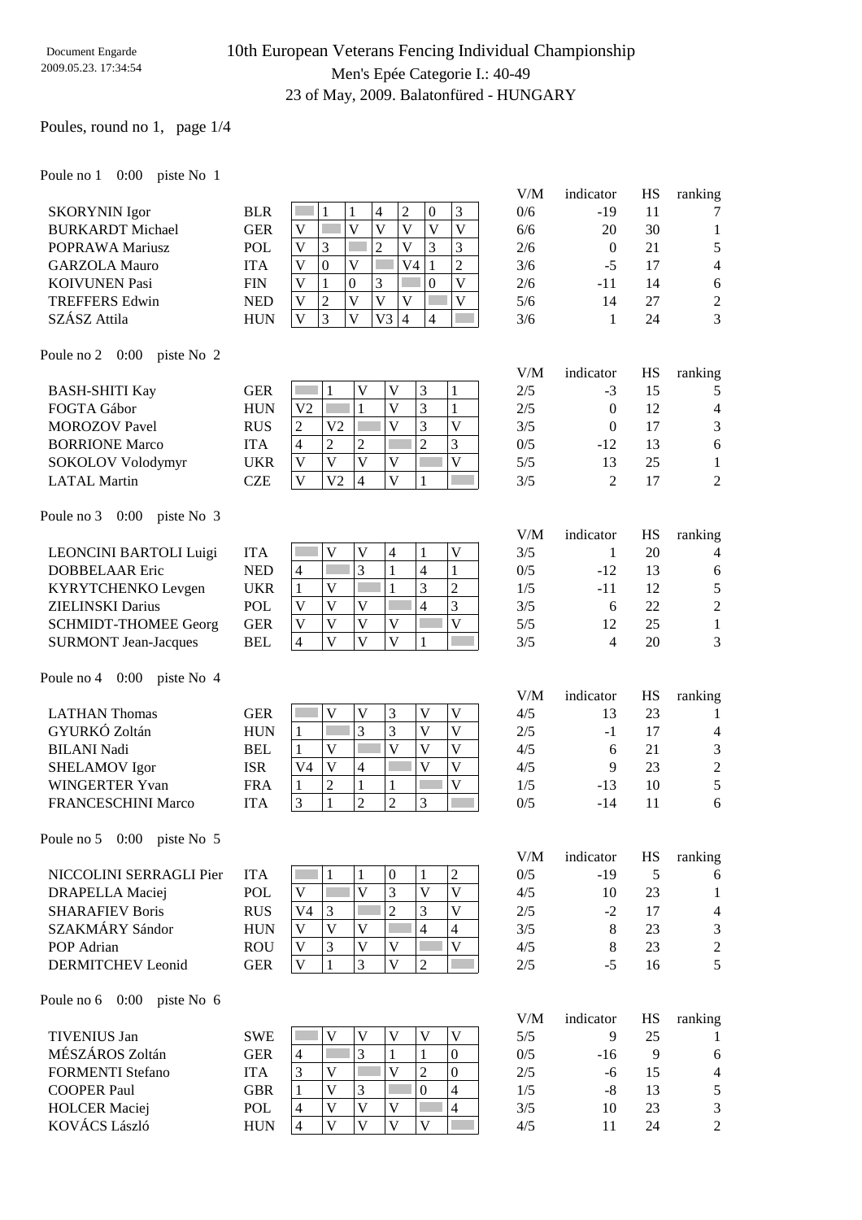Document Engarde
2009.05.23. 17:34:54

# 10th European Veterans Fencing Individual Championship

## Men's Epée Categorie I.: 40-49

23 of May, 2009. Balatonfüred - HUNGARY

Poules, round no 1, page 1/4

### Poule no 1 0:00 piste No 1

| Name | Nation | 1 | 2 | 3 | 4 | 5 | 6 | 7 | V/M | indicator | HS | ranking |
|---|---|---|---|---|---|---|---|---|---|---|---|---|
| SKORYNIN Igor | BLR | | 1 | 1 | 4 | 2 | 0 | 3 | 0/6 | -19 | 11 | 7 |
| BURKARDT Michael | GER | V | | V | V | V | V | V | 6/6 | 20 | 30 | 1 |
| POPRAWA Mariusz | POL | V | 3 | | 2 | V | 3 | 3 | 2/6 | 0 | 21 | 5 |
| GARZOLA Mauro | ITA | V | 0 | V | | V4 | 1 | 2 | 3/6 | -5 | 17 | 4 |
| KOIVUNEN Pasi | FIN | V | 1 | 0 | 3 | | 0 | V | 2/6 | -11 | 14 | 6 |
| TREFFERS Edwin | NED | V | 2 | V | V | V | | V | 5/6 | 14 | 27 | 2 |
| SZÁSZ Attila | HUN | V | 3 | V | V3 | 4 | 4 | | 3/6 | 1 | 24 | 3 |

### Poule no 2 0:00 piste No 2

| Name | Nation | 1 | 2 | 3 | 4 | 5 | 6 | V/M | indicator | HS | ranking |
|---|---|---|---|---|---|---|---|---|---|---|---|
| BASH-SHITI Kay | GER | | 1 | V | V | 3 | 1 | 2/5 | -3 | 15 | 5 |
| FOGTA Gábor | HUN | V2 | | 1 | V | 3 | 1 | 2/5 | 0 | 12 | 4 |
| MOROZOV Pavel | RUS | 2 | V2 | | V | 3 | V | 3/5 | 0 | 17 | 3 |
| BORRIONE Marco | ITA | 4 | 2 | 2 | | 2 | 3 | 0/5 | -12 | 13 | 6 |
| SOKOLOV Volodymyr | UKR | V | V | V | V | | V | 5/5 | 13 | 25 | 1 |
| LATAL Martin | CZE | V | V2 | 4 | V | 1 | | 3/5 | 2 | 17 | 2 |

### Poule no 3 0:00 piste No 3

| Name | Nation | 1 | 2 | 3 | 4 | 5 | 6 | V/M | indicator | HS | ranking |
|---|---|---|---|---|---|---|---|---|---|---|---|
| LEONCINI BARTOLI Luigi | ITA | | V | V | 4 | 1 | V | 3/5 | 1 | 20 | 4 |
| DOBBELAAR Eric | NED | 4 | | 3 | 1 | 4 | 1 | 0/5 | -12 | 13 | 6 |
| KYRYTCHENKO Levgen | UKR | 1 | V | | 1 | 3 | 2 | 1/5 | -11 | 12 | 5 |
| ZIELINSKI Darius | POL | V | V | V | | 4 | 3 | 3/5 | 6 | 22 | 2 |
| SCHMIDT-THOMEE Georg | GER | V | V | V | V | | V | 5/5 | 12 | 25 | 1 |
| SURMONT Jean-Jacques | BEL | 4 | V | V | V | 1 | | 3/5 | 4 | 20 | 3 |

### Poule no 4 0:00 piste No 4

| Name | Nation | 1 | 2 | 3 | 4 | 5 | 6 | V/M | indicator | HS | ranking |
|---|---|---|---|---|---|---|---|---|---|---|---|
| LATHAN Thomas | GER | | V | V | 3 | V | V | 4/5 | 13 | 23 | 1 |
| GYURKÓ Zoltán | HUN | 1 | | 3 | 3 | V | V | 2/5 | -1 | 17 | 4 |
| BILANI Nadi | BEL | 1 | V | | V | V | V | 4/5 | 6 | 21 | 3 |
| SHELAMOV Igor | ISR | V4 | V | 4 | | V | V | 4/5 | 9 | 23 | 2 |
| WINGERTER Yvan | FRA | 1 | 2 | 1 | 1 | | V | 1/5 | -13 | 10 | 5 |
| FRANCESCHINI Marco | ITA | 3 | 1 | 2 | 2 | 3 | | 0/5 | -14 | 11 | 6 |

### Poule no 5 0:00 piste No 5

| Name | Nation | 1 | 2 | 3 | 4 | 5 | 6 | V/M | indicator | HS | ranking |
|---|---|---|---|---|---|---|---|---|---|---|---|
| NICCOLINI SERRAGLI Pier | ITA | | 1 | 1 | 0 | 1 | 2 | 0/5 | -19 | 5 | 6 |
| DRAPELLA Maciej | POL | V | | V | 3 | V | V | 4/5 | 10 | 23 | 1 |
| SHARAFIEV Boris | RUS | V4 | 3 | | 2 | 3 | V | 2/5 | -2 | 17 | 4 |
| SZAKMÁRY Sándor | HUN | V | V | V | | 4 | 4 | 3/5 | 8 | 23 | 3 |
| POP Adrian | ROU | V | 3 | V | V | | V | 4/5 | 8 | 23 | 2 |
| DERMITCHEV Leonid | GER | V | 1 | 3 | V | 2 | | 2/5 | -5 | 16 | 5 |

### Poule no 6 0:00 piste No 6

| Name | Nation | 1 | 2 | 3 | 4 | 5 | 6 | V/M | indicator | HS | ranking |
|---|---|---|---|---|---|---|---|---|---|---|---|
| TIVENIUS Jan | SWE | | V | V | V | V | V | 5/5 | 9 | 25 | 1 |
| MÉSZÁROS Zoltán | GER | 4 | | 3 | 1 | 1 | 0 | 0/5 | -16 | 9 | 6 |
| FORMENTI Stefano | ITA | 3 | V | | V | 2 | 0 | 2/5 | -6 | 15 | 4 |
| COOPER Paul | GBR | 1 | V | 3 | | 0 | 4 | 1/5 | -8 | 13 | 5 |
| HOLCER Maciej | POL | 4 | V | V | V | | 4 | 3/5 | 10 | 23 | 3 |
| KOVÁCS László | HUN | 4 | V | V | V | V | | 4/5 | 11 | 24 | 2 |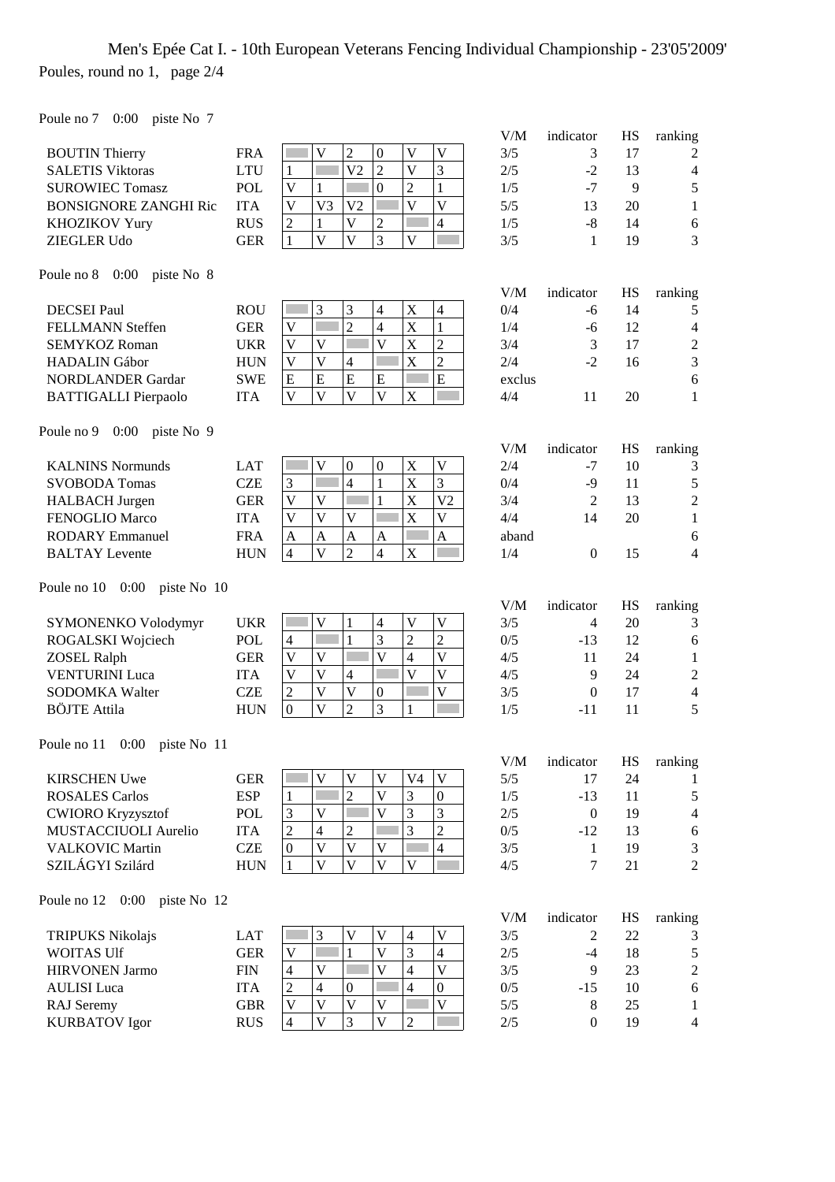# Men's Epée Cat I. - 10th European Veterans Fencing Individual Championship - 23'05'2009'

Poules, round no 1, page 2/4

Poule no 7 0:00 piste No 7

| Name | Nat | 1 | 2 | 3 | 4 | 5 | 6 | V/M | indicator | HS | ranking |
|---|---|---|---|---|---|---|---|---|---|---|---|
| BOUTIN Thierry | FRA | | V | 2 | 0 | V | V | 3/5 | 3 | 17 | 2 |
| SALETIS Viktoras | LTU | 1 | | V2 | 2 | V | 3 | 2/5 | -2 | 13 | 4 |
| SUROWIEC Tomasz | POL | V | 1 | | 0 | 2 | 1 | 1/5 | -7 | 9 | 5 |
| BONSIGNORE ZANGHI Ric | ITA | V | V3 | V2 | | V | V | 5/5 | 13 | 20 | 1 |
| KHOZIKOV Yury | RUS | 2 | 1 | V | 2 | | 4 | 1/5 | -8 | 14 | 6 |
| ZIEGLER Udo | GER | 1 | V | V | 3 | V | | 3/5 | 1 | 19 | 3 |

Poule no 8 0:00 piste No 8

| Name | Nat | 1 | 2 | 3 | 4 | 5 | 6 | V/M | indicator | HS | ranking |
|---|---|---|---|---|---|---|---|---|---|---|---|
| DECSEI Paul | ROU | | 3 | 3 | 4 | X | 4 | 0/4 | -6 | 14 | 5 |
| FELLMANN Steffen | GER | V | | 2 | 4 | X | 1 | 1/4 | -6 | 12 | 4 |
| SEMYKOZ Roman | UKR | V | V | | V | X | 2 | 3/4 | 3 | 17 | 2 |
| HADALIN Gábor | HUN | V | V | 4 | | X | 2 | 2/4 | -2 | 16 | 3 |
| NORDLANDER Gardar | SWE | E | E | E | E | | E | exclus | | | 6 |
| BATTIGALLI Pierpaolo | ITA | V | V | V | V | X | | 4/4 | 11 | 20 | 1 |

Poule no 9 0:00 piste No 9

| Name | Nat | 1 | 2 | 3 | 4 | 5 | 6 | V/M | indicator | HS | ranking |
|---|---|---|---|---|---|---|---|---|---|---|---|
| KALNINS Normunds | LAT | | V | 0 | 0 | X | V | 2/4 | -7 | 10 | 3 |
| SVOBODA Tomas | CZE | 3 | | 4 | 1 | X | 3 | 0/4 | -9 | 11 | 5 |
| HALBACH Jurgen | GER | V | V | | 1 | X | V2 | 3/4 | 2 | 13 | 2 |
| FENOGLIO Marco | ITA | V | V | V | | X | V | 4/4 | 14 | 20 | 1 |
| RODARY Emmanuel | FRA | A | A | A | A | | A | aband | | | 6 |
| BALTAY Levente | HUN | 4 | V | 2 | 4 | X | | 1/4 | 0 | 15 | 4 |

Poule no 10 0:00 piste No 10

| Name | Nat | 1 | 2 | 3 | 4 | 5 | 6 | V/M | indicator | HS | ranking |
|---|---|---|---|---|---|---|---|---|---|---|---|
| SYMONENKO Volodymyr | UKR | | V | 1 | 4 | V | V | 3/5 | 4 | 20 | 3 |
| ROGALSKI Wojciech | POL | 4 | | 1 | 3 | 2 | 2 | 0/5 | -13 | 12 | 6 |
| ZOSEL Ralph | GER | V | V | | V | 4 | V | 4/5 | 11 | 24 | 1 |
| VENTURINI Luca | ITA | V | V | 4 | | V | V | 4/5 | 9 | 24 | 2 |
| SODOMKA Walter | CZE | 2 | V | V | 0 | | V | 3/5 | 0 | 17 | 4 |
| BÖJTE Attila | HUN | 0 | V | 2 | 3 | 1 | | 1/5 | -11 | 11 | 5 |

Poule no 11 0:00 piste No 11

| Name | Nat | 1 | 2 | 3 | 4 | 5 | 6 | V/M | indicator | HS | ranking |
|---|---|---|---|---|---|---|---|---|---|---|---|
| KIRSCHEN Uwe | GER | | V | V | V | V4 | V | 5/5 | 17 | 24 | 1 |
| ROSALES Carlos | ESP | 1 | | 2 | V | 3 | 0 | 1/5 | -13 | 11 | 5 |
| CWIORO Kryzysztof | POL | 3 | V | | V | 3 | 3 | 2/5 | 0 | 19 | 4 |
| MUSTACCIUOLI Aurelio | ITA | 2 | 4 | 2 | | 3 | 2 | 0/5 | -12 | 13 | 6 |
| VALKOVIC Martin | CZE | 0 | V | V | V | | 4 | 3/5 | 1 | 19 | 3 |
| SZILÁGYI Szilárd | HUN | 1 | V | V | V | V | | 4/5 | 7 | 21 | 2 |

Poule no 12 0:00 piste No 12

| Name | Nat | 1 | 2 | 3 | 4 | 5 | 6 | V/M | indicator | HS | ranking |
|---|---|---|---|---|---|---|---|---|---|---|---|
| TRIPUKS Nikolajs | LAT | | 3 | V | V | 4 | V | 3/5 | 2 | 22 | 3 |
| WOITAS Ulf | GER | V | | 1 | V | 3 | 4 | 2/5 | -4 | 18 | 5 |
| HIRVONEN Jarmo | FIN | 4 | V | | V | 4 | V | 3/5 | 9 | 23 | 2 |
| AULISI Luca | ITA | 2 | 4 | 0 | | 4 | 0 | 0/5 | -15 | 10 | 6 |
| RAJ Seremy | GBR | V | V | V | V | | V | 5/5 | 8 | 25 | 1 |
| KURBATOV Igor | RUS | 4 | V | 3 | V | 2 | | 2/5 | 0 | 19 | 4 |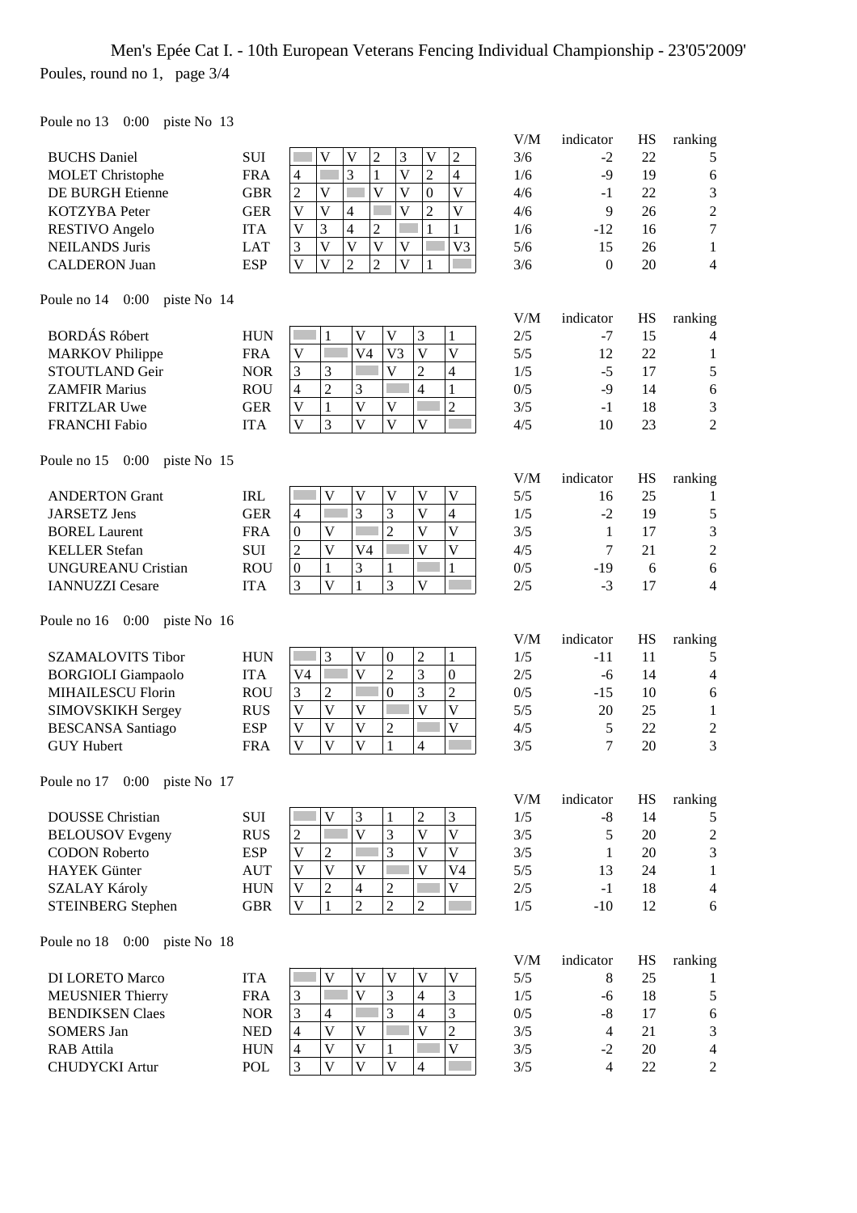# Men's Epée Cat I. - 10th European Veterans Fencing Individual Championship - 23'05'2009'

Poules, round no 1, page 3/4

Poule no 13 0:00 piste No 13

| Name | Nation | 1 | 2 | 3 | 4 | 5 | 6 | 7 | V/M | indicator | HS | ranking |
|---|---|---|---|---|---|---|---|---|---|---|---|---|
| BUCHS Daniel | SUI | | V | V | 2 | 3 | V | 2 | 3/6 | -2 | 22 | 5 |
| MOLET Christophe | FRA | 4 | | 3 | 1 | V | 2 | 4 | 1/6 | -9 | 19 | 6 |
| DE BURGH Etienne | GBR | 2 | V | | V | V | 0 | V | 4/6 | -1 | 22 | 3 |
| KOTZYBA Peter | GER | V | V | 4 | | V | 2 | V | 4/6 | 9 | 26 | 2 |
| RESTIVO Angelo | ITA | V | 3 | 4 | 2 | | 1 | 1 | 1/6 | -12 | 16 | 7 |
| NEILANDS Juris | LAT | 3 | V | V | V | V | | V3 | 5/6 | 15 | 26 | 1 |
| CALDERON Juan | ESP | V | V | 2 | 2 | V | 1 | | 3/6 | 0 | 20 | 4 |

Poule no 14 0:00 piste No 14

| Name | Nation | 1 | 2 | 3 | 4 | 5 | 6 | V/M | indicator | HS | ranking |
|---|---|---|---|---|---|---|---|---|---|---|---|
| BORDÁS Róbert | HUN | | 1 | V | V | 3 | 1 | 2/5 | -7 | 15 | 4 |
| MARKOV Philippe | FRA | V | | V4 | V3 | V | V | 5/5 | 12 | 22 | 1 |
| STOUTLAND Geir | NOR | 3 | 3 | | V | 2 | 4 | 1/5 | -5 | 17 | 5 |
| ZAMFIR Marius | ROU | 4 | 2 | 3 | | 4 | 1 | 0/5 | -9 | 14 | 6 |
| FRITZLAR Uwe | GER | V | 1 | V | V | | 2 | 3/5 | -1 | 18 | 3 |
| FRANCHI Fabio | ITA | V | 3 | V | V | V | | 4/5 | 10 | 23 | 2 |

Poule no 15 0:00 piste No 15

| Name | Nation | 1 | 2 | 3 | 4 | 5 | 6 | V/M | indicator | HS | ranking |
|---|---|---|---|---|---|---|---|---|---|---|---|
| ANDERTON Grant | IRL | | V | V | V | V | V | 5/5 | 16 | 25 | 1 |
| JARSETZ Jens | GER | 4 | | 3 | 3 | V | 4 | 1/5 | -2 | 19 | 5 |
| BOREL Laurent | FRA | 0 | V | | 2 | V | V | 3/5 | 1 | 17 | 3 |
| KELLER Stefan | SUI | 2 | V | V4 | | V | V | 4/5 | 7 | 21 | 2 |
| UNGUREANU Cristian | ROU | 0 | 1 | 3 | 1 | | 1 | 0/5 | -19 | 6 | 6 |
| IANNUZZI Cesare | ITA | 3 | V | 1 | 3 | V | | 2/5 | -3 | 17 | 4 |

Poule no 16 0:00 piste No 16

| Name | Nation | 1 | 2 | 3 | 4 | 5 | 6 | V/M | indicator | HS | ranking |
|---|---|---|---|---|---|---|---|---|---|---|---|
| SZAMALOVITS Tibor | HUN | | 3 | V | 0 | 2 | 1 | 1/5 | -11 | 11 | 5 |
| BORGIOLI Giampaolo | ITA | V4 | | V | 2 | 3 | 0 | 2/5 | -6 | 14 | 4 |
| MIHAILESCU Florin | ROU | 3 | 2 | | 0 | 3 | 2 | 0/5 | -15 | 10 | 6 |
| SIMOVSKIKH Sergey | RUS | V | V | V | | V | V | 5/5 | 20 | 25 | 1 |
| BESCANSA Santiago | ESP | V | V | V | 2 | | V | 4/5 | 5 | 22 | 2 |
| GUY Hubert | FRA | V | V | V | 1 | 4 | | 3/5 | 7 | 20 | 3 |

Poule no 17 0:00 piste No 17

| Name | Nation | 1 | 2 | 3 | 4 | 5 | 6 | V/M | indicator | HS | ranking |
|---|---|---|---|---|---|---|---|---|---|---|---|
| DOUSSE Christian | SUI | | V | 3 | 1 | 2 | 3 | 1/5 | -8 | 14 | 5 |
| BELOUSOV Evgeny | RUS | 2 | | V | 3 | V | V | 3/5 | 5 | 20 | 2 |
| CODON Roberto | ESP | V | 2 | | 3 | V | V | 3/5 | 1 | 20 | 3 |
| HAYEK Günter | AUT | V | V | V | | V | V4 | 5/5 | 13 | 24 | 1 |
| SZALAY Károly | HUN | V | 2 | 4 | 2 | | V | 2/5 | -1 | 18 | 4 |
| STEINBERG Stephen | GBR | V | 1 | 2 | 2 | 2 | | 1/5 | -10 | 12 | 6 |

Poule no 18 0:00 piste No 18

| Name | Nation | 1 | 2 | 3 | 4 | 5 | 6 | V/M | indicator | HS | ranking |
|---|---|---|---|---|---|---|---|---|---|---|---|
| DI LORETO Marco | ITA | | V | V | V | V | V | 5/5 | 8 | 25 | 1 |
| MEUSNIER Thierry | FRA | 3 | | V | 3 | 4 | 3 | 1/5 | -6 | 18 | 5 |
| BENDIKSEN Claes | NOR | 3 | 4 | | 3 | 4 | 3 | 0/5 | -8 | 17 | 6 |
| SOMERS Jan | NED | 4 | V | V | | V | 2 | 3/5 | 4 | 21 | 3 |
| RAB Attila | HUN | 4 | V | V | 1 | | V | 3/5 | -2 | 20 | 4 |
| CHUDYCKI Artur | POL | 3 | V | V | V | 4 | | 3/5 | 4 | 22 | 2 |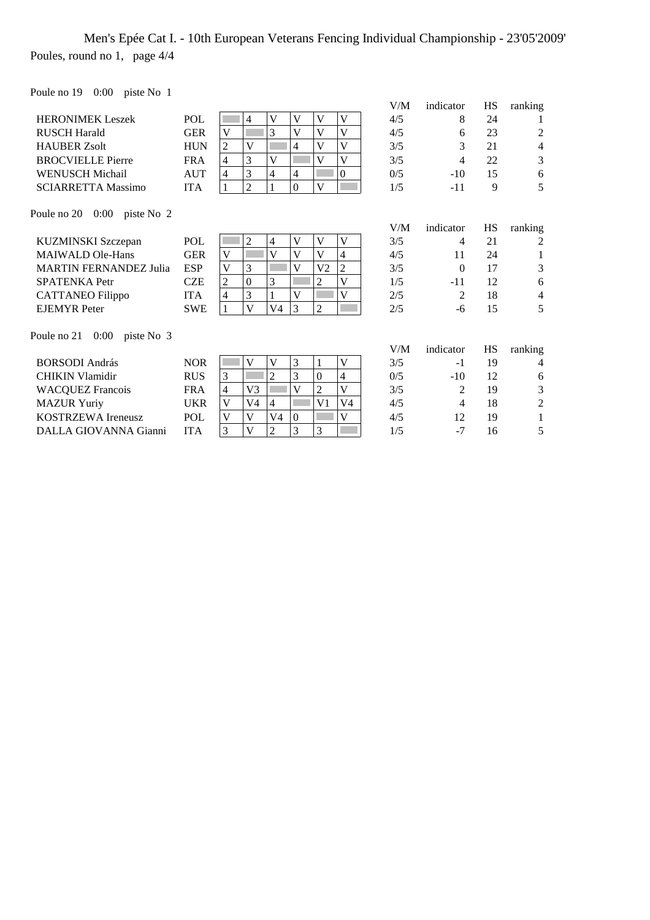Men's Epée Cat I. - 10th European Veterans Fencing Individual Championship - 23'05'2009'

Poules, round no 1, page 4/4

Poule no 19 0:00 piste No 1

| | | | | | | | | V/M | indicator | HS | ranking |
|---|---|---|---|---|---|---|---|---|---|---|---|
| HERONIMEK Leszek | POL | | 4 | V | V | V | V | 4/5 | 8 | 24 | 1 |
| RUSCH Harald | GER | V | | 3 | V | V | V | 4/5 | 6 | 23 | 2 |
| HAUBER Zsolt | HUN | 2 | V | | 4 | V | V | 3/5 | 3 | 21 | 4 |
| BROCVIELLE Pierre | FRA | 4 | 3 | V | | V | V | 3/5 | 4 | 22 | 3 |
| WENUSCH Michail | AUT | 4 | 3 | 4 | 4 | | 0 | 0/5 | -10 | 15 | 6 |
| SCIARRETTA Massimo | ITA | 1 | 2 | 1 | 0 | V | | 1/5 | -11 | 9 | 5 |

Poule no 20 0:00 piste No 2

| | | | | | | | | V/M | indicator | HS | ranking |
|---|---|---|---|---|---|---|---|---|---|---|---|
| KUZMINSKI Szczepan | POL | | 2 | 4 | V | V | V | 3/5 | 4 | 21 | 2 |
| MAIWALD Ole-Hans | GER | V | | V | V | V | 4 | 4/5 | 11 | 24 | 1 |
| MARTIN FERNANDEZ Julia | ESP | V | 3 | | V | V2 | 2 | 3/5 | 0 | 17 | 3 |
| SPATENKA Petr | CZE | 2 | 0 | 3 | | 2 | V | 1/5 | -11 | 12 | 6 |
| CATTANEO Filippo | ITA | 4 | 3 | 1 | V | | V | 2/5 | 2 | 18 | 4 |
| EJEMYR Peter | SWE | 1 | V | V4 | 3 | 2 | | 2/5 | -6 | 15 | 5 |

Poule no 21 0:00 piste No 3

| | | | | | | | | V/M | indicator | HS | ranking |
|---|---|---|---|---|---|---|---|---|---|---|---|
| BORSODI András | NOR | | V | V | 3 | 1 | V | 3/5 | -1 | 19 | 4 |
| CHIKIN Vlamidir | RUS | 3 | | 2 | 3 | 0 | 4 | 0/5 | -10 | 12 | 6 |
| WACQUEZ Francois | FRA | 4 | V3 | | V | 2 | V | 3/5 | 2 | 19 | 3 |
| MAZUR Yuriy | UKR | V | V4 | 4 | | V1 | V4 | 4/5 | 4 | 18 | 2 |
| KOSTRZEWA Ireneusz | POL | V | V | V4 | 0 | | V | 4/5 | 12 | 19 | 1 |
| DALLA GIOVANNA Gianni | ITA | 3 | V | 2 | 3 | 3 | | 1/5 | -7 | 16 | 5 |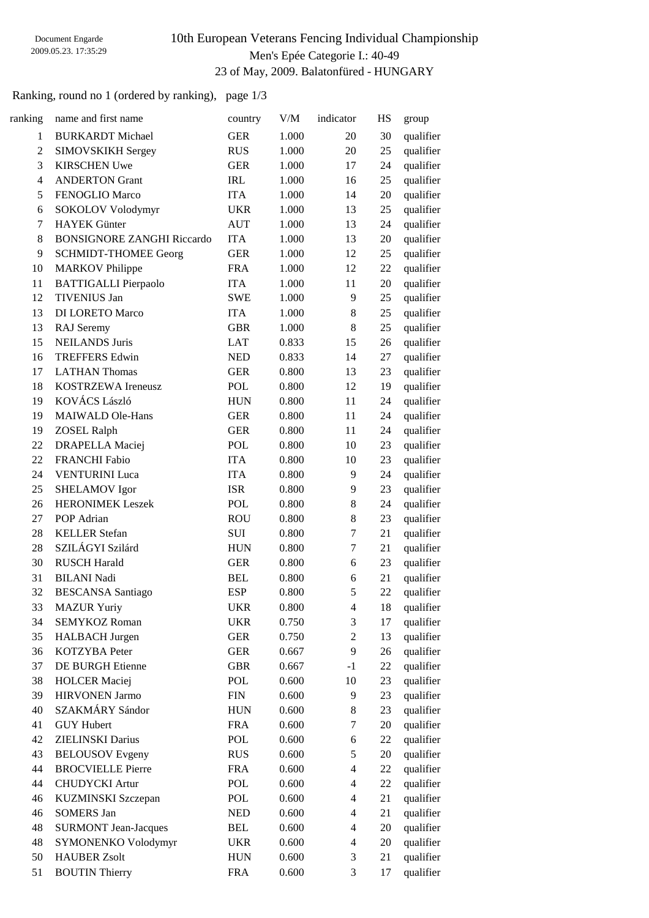# 10th European Veterans Fencing Individual Championship

Men's Epée Categorie I.: 40-49

23 of May, 2009. Balatonfüred - HUNGARY

Document Engarde
2009.05.23. 17:35:29

Ranking, round no 1 (ordered by ranking), page 1/3

| ranking | name and first name | country | V/M | indicator | HS | group |
|---|---|---|---|---|---|---|
| 1 | BURKARDT Michael | GER | 1.000 | 20 | 30 | qualifier |
| 2 | SIMOVSKIKH Sergey | RUS | 1.000 | 20 | 25 | qualifier |
| 3 | KIRSCHEN Uwe | GER | 1.000 | 17 | 24 | qualifier |
| 4 | ANDERTON Grant | IRL | 1.000 | 16 | 25 | qualifier |
| 5 | FENOGLIO Marco | ITA | 1.000 | 14 | 20 | qualifier |
| 6 | SOKOLOV Volodymyr | UKR | 1.000 | 13 | 25 | qualifier |
| 7 | HAYEK Günter | AUT | 1.000 | 13 | 24 | qualifier |
| 8 | BONSIGNORE ZANGHI Riccardo | ITA | 1.000 | 13 | 20 | qualifier |
| 9 | SCHMIDT-THOMEE Georg | GER | 1.000 | 12 | 25 | qualifier |
| 10 | MARKOV Philippe | FRA | 1.000 | 12 | 22 | qualifier |
| 11 | BATTIGALLI Pierpaolo | ITA | 1.000 | 11 | 20 | qualifier |
| 12 | TIVENIUS Jan | SWE | 1.000 | 9 | 25 | qualifier |
| 13 | DI LORETO Marco | ITA | 1.000 | 8 | 25 | qualifier |
| 13 | RAJ Seremy | GBR | 1.000 | 8 | 25 | qualifier |
| 15 | NEILANDS Juris | LAT | 0.833 | 15 | 26 | qualifier |
| 16 | TREFFERS Edwin | NED | 0.833 | 14 | 27 | qualifier |
| 17 | LATHAN Thomas | GER | 0.800 | 13 | 23 | qualifier |
| 18 | KOSTRZEWA Ireneusz | POL | 0.800 | 12 | 19 | qualifier |
| 19 | KOVÁCS László | HUN | 0.800 | 11 | 24 | qualifier |
| 19 | MAIWALD Ole-Hans | GER | 0.800 | 11 | 24 | qualifier |
| 19 | ZOSEL Ralph | GER | 0.800 | 11 | 24 | qualifier |
| 22 | DRAPELLA Maciej | POL | 0.800 | 10 | 23 | qualifier |
| 22 | FRANCHI Fabio | ITA | 0.800 | 10 | 23 | qualifier |
| 24 | VENTURINI Luca | ITA | 0.800 | 9 | 24 | qualifier |
| 25 | SHELAMOV Igor | ISR | 0.800 | 9 | 23 | qualifier |
| 26 | HERONIMEK Leszek | POL | 0.800 | 8 | 24 | qualifier |
| 27 | POP Adrian | ROU | 0.800 | 8 | 23 | qualifier |
| 28 | KELLER Stefan | SUI | 0.800 | 7 | 21 | qualifier |
| 28 | SZILÁGYI Szilárd | HUN | 0.800 | 7 | 21 | qualifier |
| 30 | RUSCH Harald | GER | 0.800 | 6 | 23 | qualifier |
| 31 | BILANI Nadi | BEL | 0.800 | 6 | 21 | qualifier |
| 32 | BESCANSA Santiago | ESP | 0.800 | 5 | 22 | qualifier |
| 33 | MAZUR Yuriy | UKR | 0.800 | 4 | 18 | qualifier |
| 34 | SEMYKOZ Roman | UKR | 0.750 | 3 | 17 | qualifier |
| 35 | HALBACH Jurgen | GER | 0.750 | 2 | 13 | qualifier |
| 36 | KOTZYBA Peter | GER | 0.667 | 9 | 26 | qualifier |
| 37 | DE BURGH Etienne | GBR | 0.667 | -1 | 22 | qualifier |
| 38 | HOLCER Maciej | POL | 0.600 | 10 | 23 | qualifier |
| 39 | HIRVONEN Jarmo | FIN | 0.600 | 9 | 23 | qualifier |
| 40 | SZAKMÁRY Sándor | HUN | 0.600 | 8 | 23 | qualifier |
| 41 | GUY Hubert | FRA | 0.600 | 7 | 20 | qualifier |
| 42 | ZIELINSKI Darius | POL | 0.600 | 6 | 22 | qualifier |
| 43 | BELOUSOV Evgeny | RUS | 0.600 | 5 | 20 | qualifier |
| 44 | BROCVIELLE Pierre | FRA | 0.600 | 4 | 22 | qualifier |
| 44 | CHUDYCKI Artur | POL | 0.600 | 4 | 22 | qualifier |
| 46 | KUZMINSKI Szczepan | POL | 0.600 | 4 | 21 | qualifier |
| 46 | SOMERS Jan | NED | 0.600 | 4 | 21 | qualifier |
| 48 | SURMONT Jean-Jacques | BEL | 0.600 | 4 | 20 | qualifier |
| 48 | SYMONENKO Volodymyr | UKR | 0.600 | 4 | 20 | qualifier |
| 50 | HAUBER Zsolt | HUN | 0.600 | 3 | 21 | qualifier |
| 51 | BOUTIN Thierry | FRA | 0.600 | 3 | 17 | qualifier |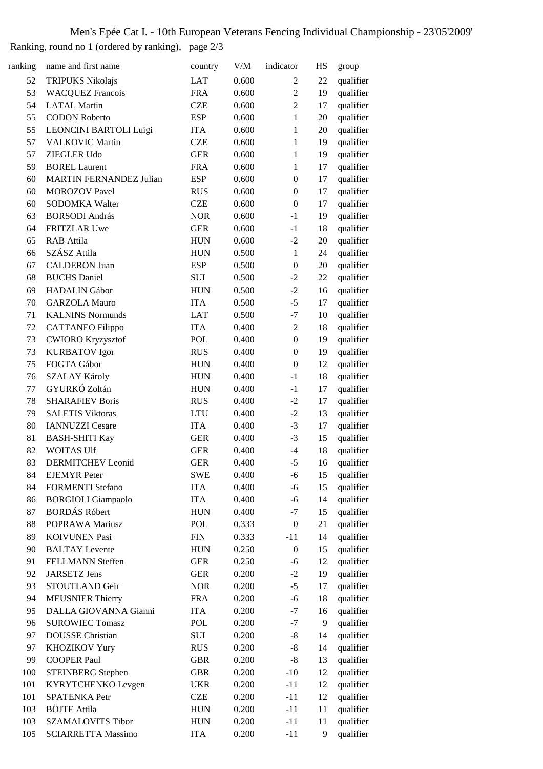Men's Epée Cat I. - 10th European Veterans Fencing Individual Championship - 23'05'2009'

Ranking, round no 1 (ordered by ranking), page 2/3

| ranking | name and first name | country | V/M | indicator | HS | group |
|---|---|---|---|---|---|---|
| 52 | TRIPUKS Nikolajs | LAT | 0.600 | 2 | 22 | qualifier |
| 53 | WACQUEZ Francois | FRA | 0.600 | 2 | 19 | qualifier |
| 54 | LATAL Martin | CZE | 0.600 | 2 | 17 | qualifier |
| 55 | CODON Roberto | ESP | 0.600 | 1 | 20 | qualifier |
| 55 | LEONCINI BARTOLI Luigi | ITA | 0.600 | 1 | 20 | qualifier |
| 57 | VALKOVIC Martin | CZE | 0.600 | 1 | 19 | qualifier |
| 57 | ZIEGLER Udo | GER | 0.600 | 1 | 19 | qualifier |
| 59 | BOREL Laurent | FRA | 0.600 | 1 | 17 | qualifier |
| 60 | MARTIN FERNANDEZ Julian | ESP | 0.600 | 0 | 17 | qualifier |
| 60 | MOROZOV Pavel | RUS | 0.600 | 0 | 17 | qualifier |
| 60 | SODOMKA Walter | CZE | 0.600 | 0 | 17 | qualifier |
| 63 | BORSODI András | NOR | 0.600 | -1 | 19 | qualifier |
| 64 | FRITZLAR Uwe | GER | 0.600 | -1 | 18 | qualifier |
| 65 | RAB Attila | HUN | 0.600 | -2 | 20 | qualifier |
| 66 | SZÁSZ Attila | HUN | 0.500 | 1 | 24 | qualifier |
| 67 | CALDERON Juan | ESP | 0.500 | 0 | 20 | qualifier |
| 68 | BUCHS Daniel | SUI | 0.500 | -2 | 22 | qualifier |
| 69 | HADALIN Gábor | HUN | 0.500 | -2 | 16 | qualifier |
| 70 | GARZOLA Mauro | ITA | 0.500 | -5 | 17 | qualifier |
| 71 | KALNINS Normunds | LAT | 0.500 | -7 | 10 | qualifier |
| 72 | CATTANEO Filippo | ITA | 0.400 | 2 | 18 | qualifier |
| 73 | CWIORO Kryzysztof | POL | 0.400 | 0 | 19 | qualifier |
| 73 | KURBATOV Igor | RUS | 0.400 | 0 | 19 | qualifier |
| 75 | FOGTA Gábor | HUN | 0.400 | 0 | 12 | qualifier |
| 76 | SZALAY Károly | HUN | 0.400 | -1 | 18 | qualifier |
| 77 | GYURKÓ Zoltán | HUN | 0.400 | -1 | 17 | qualifier |
| 78 | SHARAFIEV Boris | RUS | 0.400 | -2 | 17 | qualifier |
| 79 | SALETIS Viktoras | LTU | 0.400 | -2 | 13 | qualifier |
| 80 | IANNUZZI Cesare | ITA | 0.400 | -3 | 17 | qualifier |
| 81 | BASH-SHITI Kay | GER | 0.400 | -3 | 15 | qualifier |
| 82 | WOITAS Ulf | GER | 0.400 | -4 | 18 | qualifier |
| 83 | DERMITCHEV Leonid | GER | 0.400 | -5 | 16 | qualifier |
| 84 | EJEMYR Peter | SWE | 0.400 | -6 | 15 | qualifier |
| 84 | FORMENTI Stefano | ITA | 0.400 | -6 | 15 | qualifier |
| 86 | BORGIOLI Giampaolo | ITA | 0.400 | -6 | 14 | qualifier |
| 87 | BORDÁS Róbert | HUN | 0.400 | -7 | 15 | qualifier |
| 88 | POPRAWA Mariusz | POL | 0.333 | 0 | 21 | qualifier |
| 89 | KOIVUNEN Pasi | FIN | 0.333 | -11 | 14 | qualifier |
| 90 | BALTAY Levente | HUN | 0.250 | 0 | 15 | qualifier |
| 91 | FELLMANN Steffen | GER | 0.250 | -6 | 12 | qualifier |
| 92 | JARSETZ Jens | GER | 0.200 | -2 | 19 | qualifier |
| 93 | STOUTLAND Geir | NOR | 0.200 | -5 | 17 | qualifier |
| 94 | MEUSNIER Thierry | FRA | 0.200 | -6 | 18 | qualifier |
| 95 | DALLA GIOVANNA Gianni | ITA | 0.200 | -7 | 16 | qualifier |
| 96 | SUROWIEC Tomasz | POL | 0.200 | -7 | 9 | qualifier |
| 97 | DOUSSE Christian | SUI | 0.200 | -8 | 14 | qualifier |
| 97 | KHOZIKOV Yury | RUS | 0.200 | -8 | 14 | qualifier |
| 99 | COOPER Paul | GBR | 0.200 | -8 | 13 | qualifier |
| 100 | STEINBERG Stephen | GBR | 0.200 | -10 | 12 | qualifier |
| 101 | KYRYTCHENKO Levgen | UKR | 0.200 | -11 | 12 | qualifier |
| 101 | SPATENKA Petr | CZE | 0.200 | -11 | 12 | qualifier |
| 103 | BÖJTE Attila | HUN | 0.200 | -11 | 11 | qualifier |
| 103 | SZAMALOVITS Tibor | HUN | 0.200 | -11 | 11 | qualifier |
| 105 | SCIARRETTA Massimo | ITA | 0.200 | -11 | 9 | qualifier |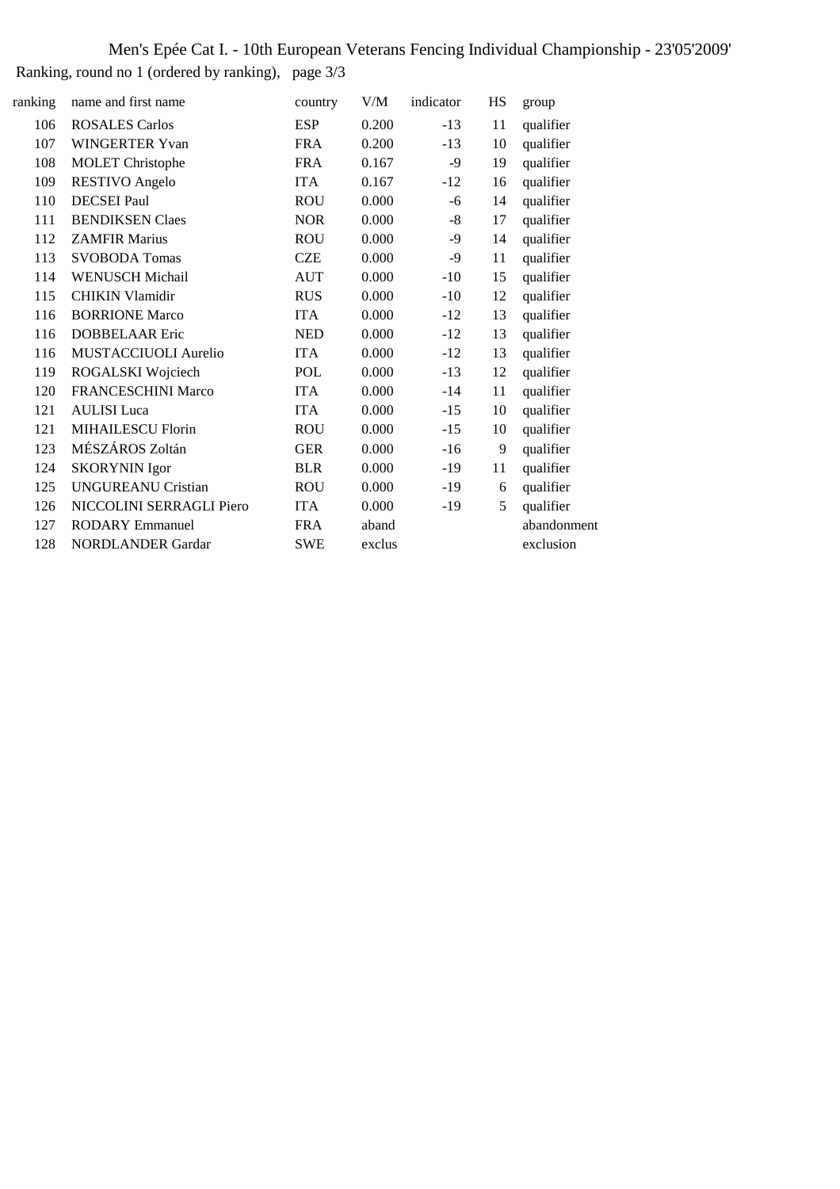# Men's Epée Cat I. - 10th European Veterans Fencing Individual Championship - 23'05'2009'

Ranking, round no 1 (ordered by ranking),   page 3/3

| ranking | name and first name | country | V/M | indicator | HS | group |
|---|---|---|---|---|---|---|
| 106 | ROSALES Carlos | ESP | 0.200 | -13 | 11 | qualifier |
| 107 | WINGERTER Yvan | FRA | 0.200 | -13 | 10 | qualifier |
| 108 | MOLET Christophe | FRA | 0.167 | -9 | 19 | qualifier |
| 109 | RESTIVO Angelo | ITA | 0.167 | -12 | 16 | qualifier |
| 110 | DECSEI Paul | ROU | 0.000 | -6 | 14 | qualifier |
| 111 | BENDIKSEN Claes | NOR | 0.000 | -8 | 17 | qualifier |
| 112 | ZAMFIR Marius | ROU | 0.000 | -9 | 14 | qualifier |
| 113 | SVOBODA Tomas | CZE | 0.000 | -9 | 11 | qualifier |
| 114 | WENUSCH Michail | AUT | 0.000 | -10 | 15 | qualifier |
| 115 | CHIKIN Vlamidir | RUS | 0.000 | -10 | 12 | qualifier |
| 116 | BORRIONE Marco | ITA | 0.000 | -12 | 13 | qualifier |
| 116 | DOBBELAAR Eric | NED | 0.000 | -12 | 13 | qualifier |
| 116 | MUSTACCIUOLI Aurelio | ITA | 0.000 | -12 | 13 | qualifier |
| 119 | ROGALSKI Wojciech | POL | 0.000 | -13 | 12 | qualifier |
| 120 | FRANCESCHINI Marco | ITA | 0.000 | -14 | 11 | qualifier |
| 121 | AULISI Luca | ITA | 0.000 | -15 | 10 | qualifier |
| 121 | MIHAILESCU Florin | ROU | 0.000 | -15 | 10 | qualifier |
| 123 | MÉSZÁROS Zoltán | GER | 0.000 | -16 | 9 | qualifier |
| 124 | SKORYNIN Igor | BLR | 0.000 | -19 | 11 | qualifier |
| 125 | UNGUREANU Cristian | ROU | 0.000 | -19 | 6 | qualifier |
| 126 | NICCOLINI SERRAGLI Piero | ITA | 0.000 | -19 | 5 | qualifier |
| 127 | RODARY Emmanuel | FRA | aband | | | abandonment |
| 128 | NORDLANDER Gardar | SWE | exclus | | | exclusion |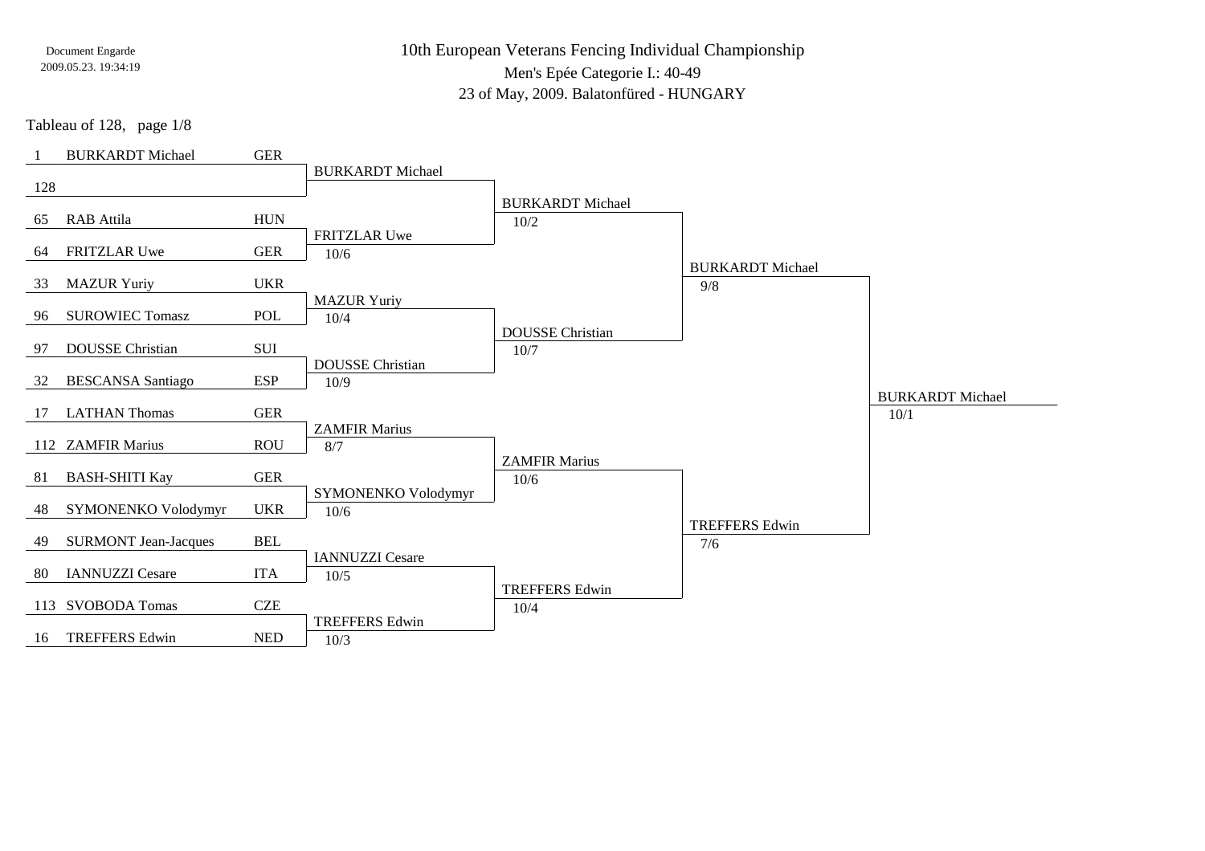# 10th European Veterans Fencing Individual Championship

Men's Epée Categorie I.: 40-49

23 of May, 2009. Balatonfüred - HUNGARY

Tableau of 128, page 1/8

| Seed | Name | Nation | Tableau of 64 | Tableau of 32 | Tableau of 16 | Tableau of 8 |
|---|---|---|---|---|---|---|
| 1 | BURKARDT Michael | GER | BURKARDT Michael | BURKARDT Michael 10/2 | BURKARDT Michael 9/8 | BURKARDT Michael 10/1 |
| 128 | | | | | | |
| 65 | RAB Attila | HUN | FRITZLAR Uwe 10/6 | | | |
| 64 | FRITZLAR Uwe | GER | | | | |
| 33 | MAZUR Yuriy | UKR | MAZUR Yuriy 10/4 | DOUSSE Christian 10/7 | | |
| 96 | SUROWIEC Tomasz | POL | | | | |
| 97 | DOUSSE Christian | SUI | DOUSSE Christian 10/9 | | | |
| 32 | BESCANSA Santiago | ESP | | | | |
| 17 | LATHAN Thomas | GER | ZAMFIR Marius 8/7 | ZAMFIR Marius 10/6 | TREFFERS Edwin 7/6 | |
| 112 | ZAMFIR Marius | ROU | | | | |
| 81 | BASH-SHITI Kay | GER | SYMONENKO Volodymyr 10/6 | | | |
| 48 | SYMONENKO Volodymyr | UKR | | | | |
| 49 | SURMONT Jean-Jacques | BEL | IANNUZZI Cesare 10/5 | TREFFERS Edwin 10/4 | | |
| 80 | IANNUZZI Cesare | ITA | | | | |
| 113 | SVOBODA Tomas | CZE | TREFFERS Edwin 10/3 | | | |
| 16 | TREFFERS Edwin | NED | | | | |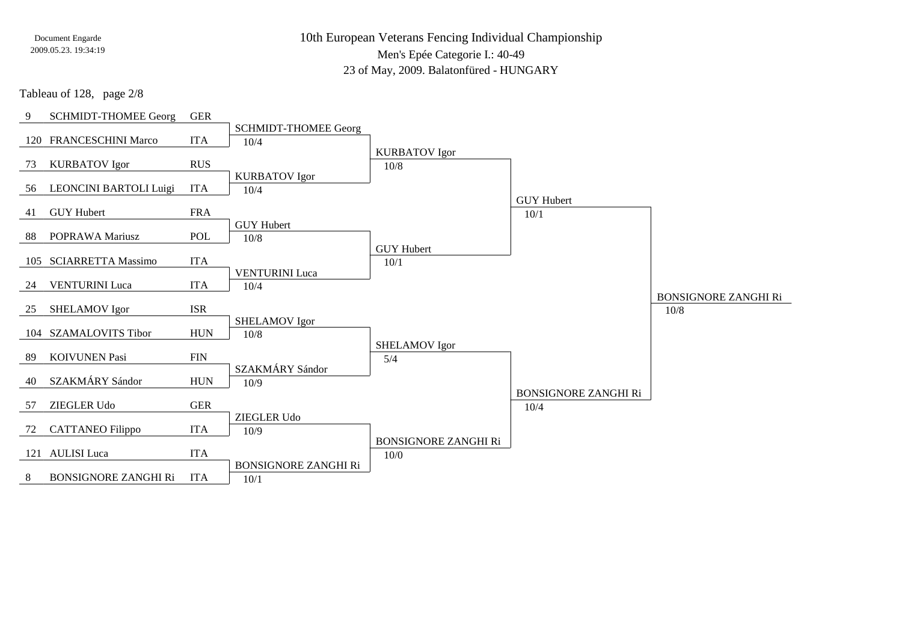# 10th European Veterans Fencing Individual Championship

Men's Epée Categorie I.: 40-49

23 of May, 2009. Balatonfüred - HUNGARY

Tableau of 128, page 2/8

| Seed | Name | Nation | Tableau of 128 | Tableau of 64 | Tableau of 32 | Tableau of 16 |
|---|---|---|---|---|---|---|
| 9 | SCHMIDT-THOMEE Georg | GER | SCHMIDT-THOMEE Georg 10/4 | KURBATOV Igor 10/8 | GUY Hubert 10/1 | BONSIGNORE ZANGHI Ri 10/8 |
| 120 | FRANCESCHINI Marco | ITA | | | | |
| 73 | KURBATOV Igor | RUS | KURBATOV Igor 10/4 | | | |
| 56 | LEONCINI BARTOLI Luigi | ITA | | | | |
| 41 | GUY Hubert | FRA | GUY Hubert 10/8 | GUY Hubert 10/1 | | |
| 88 | POPRAWA Mariusz | POL | | | | |
| 105 | SCIARRETTA Massimo | ITA | VENTURINI Luca 10/4 | | | |
| 24 | VENTURINI Luca | ITA | | | | |
| 25 | SHELAMOV Igor | ISR | SHELAMOV Igor 10/8 | SHELAMOV Igor 5/4 | BONSIGNORE ZANGHI Ri 10/4 | |
| 104 | SZAMALOVITS Tibor | HUN | | | | |
| 89 | KOIVUNEN Pasi | FIN | SZAKMÁRY Sándor 10/9 | | | |
| 40 | SZAKMÁRY Sándor | HUN | | | | |
| 57 | ZIEGLER Udo | GER | ZIEGLER Udo 10/9 | BONSIGNORE ZANGHI Ri 10/0 | | |
| 72 | CATTANEO Filippo | ITA | | | | |
| 121 | AULISI Luca | ITA | BONSIGNORE ZANGHI Ri 10/1 | | | |
| 8 | BONSIGNORE ZANGHI Ri | ITA | | | | |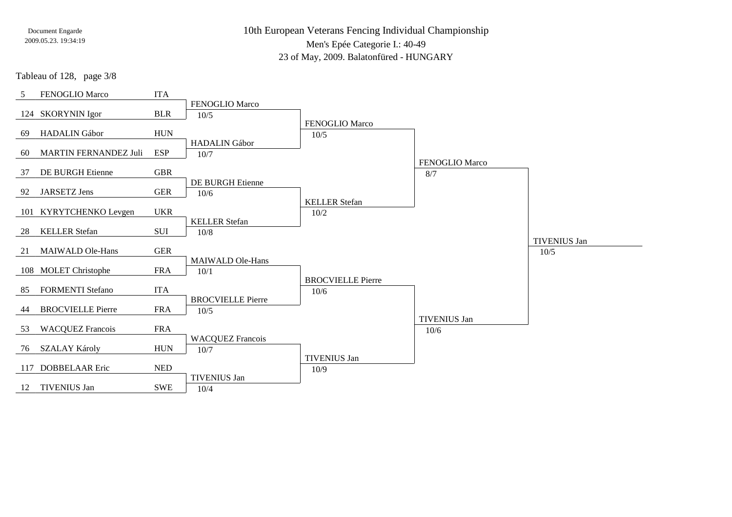# 10th European Veterans Fencing Individual Championship

Men's Epée Categorie I.: 40-49

23 of May, 2009. Balatonfüred - HUNGARY

Tableau of 128, page 3/8

| Seed | Name | Country | Round 1 | Round 2 | Round 3 | Round 4 |
|---|---|---|---|---|---|---|
| 5 | FENOGLIO Marco | ITA | | | | |
| | | | FENOGLIO Marco 10/5 | | | |
| 124 | SKORYNIN Igor | BLR | | | | |
| | | | | FENOGLIO Marco 10/5 | | |
| 69 | HADALIN Gábor | HUN | | | | |
| | | | HADALIN Gábor 10/7 | | | |
| 60 | MARTIN FERNANDEZ Juli | ESP | | | | |
| | | | | | FENOGLIO Marco 8/7 | |
| 37 | DE BURGH Etienne | GBR | | | | |
| | | | DE BURGH Etienne 10/6 | | | |
| 92 | JARSETZ Jens | GER | | | | |
| | | | | KELLER Stefan 10/2 | | |
| 101 | KYRYTCHENKO Levgen | UKR | | | | |
| | | | KELLER Stefan 10/8 | | | |
| 28 | KELLER Stefan | SUI | | | | |
| | | | | | | TIVENIUS Jan 10/5 |
| 21 | MAIWALD Ole-Hans | GER | | | | |
| | | | MAIWALD Ole-Hans 10/1 | | | |
| 108 | MOLET Christophe | FRA | | | | |
| | | | | BROCVIELLE Pierre 10/6 | | |
| 85 | FORMENTI Stefano | ITA | | | | |
| | | | BROCVIELLE Pierre 10/5 | | | |
| 44 | BROCVIELLE Pierre | FRA | | | | |
| | | | | | TIVENIUS Jan 10/6 | |
| 53 | WACQUEZ Francois | FRA | | | | |
| | | | WACQUEZ Francois 10/7 | | | |
| 76 | SZALAY Károly | HUN | | | | |
| | | | | TIVENIUS Jan 10/9 | | |
| 117 | DOBBELAAR Eric | NED | | | | |
| | | | TIVENIUS Jan 10/4 | | | |
| 12 | TIVENIUS Jan | SWE | | | | |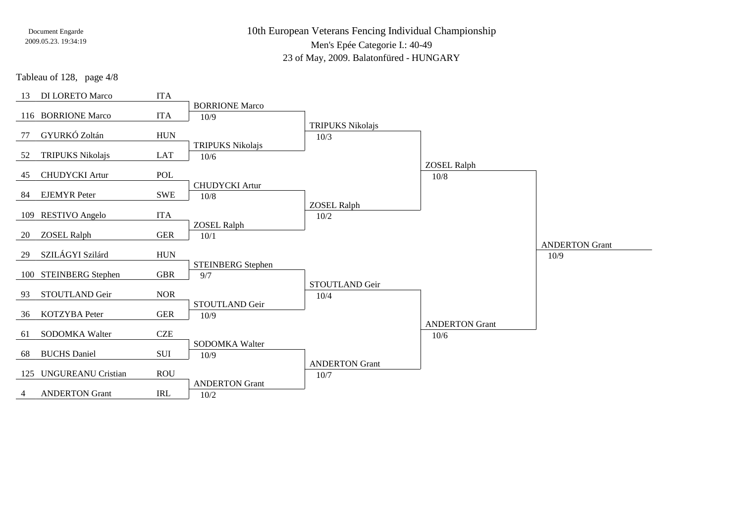Document Engarde
2009.05.23. 19:34:19

# 10th European Veterans Fencing Individual Championship

Men's Epée Categorie I.: 40-49

23 of May, 2009. Balatonfüred - HUNGARY

Tableau of 128, page 4/8

| Seed | Name | Nation | Round 1 | Round 2 | Round 3 | Round 4 |
|---|---|---|---|---|---|---|
| 13 | DI LORETO Marco | ITA | | | | |
| 116 | BORRIONE Marco | ITA | BORRIONE Marco 10/9 | | | |
| 77 | GYURKÓ Zoltán | HUN | | TRIPUKS Nikolajs 10/3 | | |
| 52 | TRIPUKS Nikolajs | LAT | TRIPUKS Nikolajs 10/6 | | | |
| 45 | CHUDYCKI Artur | POL | | | ZOSEL Ralph 10/8 | |
| 84 | EJEMYR Peter | SWE | CHUDYCKI Artur 10/8 | | | |
| 109 | RESTIVO Angelo | ITA | | ZOSEL Ralph 10/2 | | |
| 20 | ZOSEL Ralph | GER | ZOSEL Ralph 10/1 | | | |
| 29 | SZILÁGYI Szilárd | HUN | | | | ANDERTON Grant 10/9 |
| 100 | STEINBERG Stephen | GBR | STEINBERG Stephen 9/7 | | | |
| 93 | STOUTLAND Geir | NOR | | STOUTLAND Geir 10/4 | | |
| 36 | KOTZYBA Peter | GER | STOUTLAND Geir 10/9 | | | |
| 61 | SODOMKA Walter | CZE | | | ANDERTON Grant 10/6 | |
| 68 | BUCHS Daniel | SUI | SODOMKA Walter 10/9 | | | |
| 125 | UNGUREANU Cristian | ROU | | ANDERTON Grant 10/7 | | |
| 4 | ANDERTON Grant | IRL | ANDERTON Grant 10/2 | | | |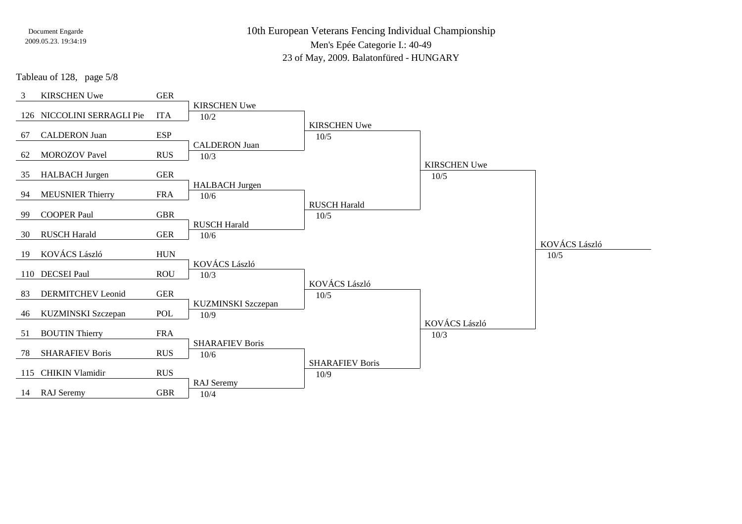Document Engarde
2009.05.23. 19:34:19

# 10th European Veterans Fencing Individual Championship

## Men's Epée Categorie I.: 40-49

23 of May, 2009. Balatonfüred - HUNGARY

Tableau of 128, page 5/8

| Seed | Name | Country | Tableau of 64 | Tableau of 32 | Tableau of 16 | Tableau of 8 |
|---|---|---|---|---|---|---|
| 3 | KIRSCHEN Uwe | GER | KIRSCHEN Uwe 10/2 | KIRSCHEN Uwe 10/5 | KIRSCHEN Uwe 10/5 | KOVÁCS László 10/5 |
| 126 | NICCOLINI SERRAGLI Pie | ITA | | | | |
| 67 | CALDERON Juan | ESP | CALDERON Juan 10/3 | | | |
| 62 | MOROZOV Pavel | RUS | | | | |
| 35 | HALBACH Jurgen | GER | HALBACH Jurgen 10/6 | RUSCH Harald 10/5 | | |
| 94 | MEUSNIER Thierry | FRA | | | | |
| 99 | COOPER Paul | GBR | RUSCH Harald 10/6 | | | |
| 30 | RUSCH Harald | GER | | | | |
| 19 | KOVÁCS László | HUN | KOVÁCS László 10/3 | KOVÁCS László 10/5 | KOVÁCS László 10/3 | |
| 110 | DECSEI Paul | ROU | | | | |
| 83 | DERMITCHEV Leonid | GER | KUZMINSKI Szczepan 10/9 | | | |
| 46 | KUZMINSKI Szczepan | POL | | | | |
| 51 | BOUTIN Thierry | FRA | SHARAFIEV Boris 10/6 | SHARAFIEV Boris 10/9 | | |
| 78 | SHARAFIEV Boris | RUS | | | | |
| 115 | CHIKIN Vlamidir | RUS | RAJ Seremy 10/4 | | | |
| 14 | RAJ Seremy | GBR | | | | |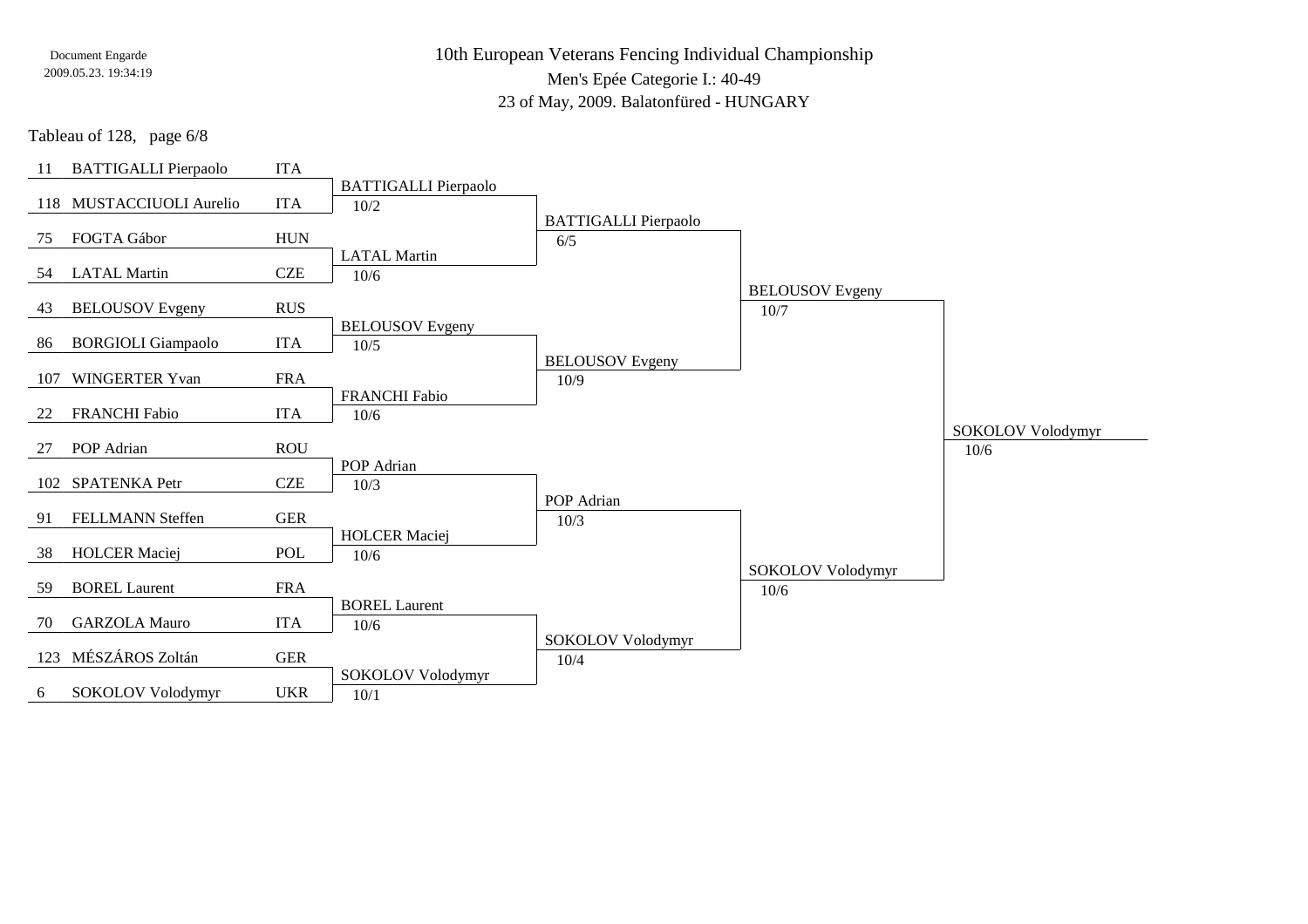# 10th European Veterans Fencing Individual Championship

Men's Epée Categorie I.: 40-49

23 of May, 2009. Balatonfüred - HUNGARY

Tableau of 128, page 6/8

| Seed | Name | Nation | Round 1 | Round 2 | Round 3 | Round 4 |
|---|---|---|---|---|---|---|
| 11 | BATTIGALLI Pierpaolo | ITA | BATTIGALLI Pierpaolo 10/2 | BATTIGALLI Pierpaolo 6/5 | BELOUSOV Evgeny 10/7 | SOKOLOV Volodymyr 10/6 |
| 118 | MUSTACCIUOLI Aurelio | ITA | | | | |
| 75 | FOGTA Gábor | HUN | LATAL Martin 10/6 | | | |
| 54 | LATAL Martin | CZE | | | | |
| 43 | BELOUSOV Evgeny | RUS | BELOUSOV Evgeny 10/5 | BELOUSOV Evgeny 10/9 | | |
| 86 | BORGIOLI Giampaolo | ITA | | | | |
| 107 | WINGERTER Yvan | FRA | FRANCHI Fabio 10/6 | | | |
| 22 | FRANCHI Fabio | ITA | | | | |
| 27 | POP Adrian | ROU | POP Adrian 10/3 | POP Adrian 10/3 | SOKOLOV Volodymyr 10/6 | |
| 102 | SPATENKA Petr | CZE | | | | |
| 91 | FELLMANN Steffen | GER | HOLCER Maciej 10/6 | | | |
| 38 | HOLCER Maciej | POL | | | | |
| 59 | BOREL Laurent | FRA | BOREL Laurent 10/6 | SOKOLOV Volodymyr 10/4 | | |
| 70 | GARZOLA Mauro | ITA | | | | |
| 123 | MÉSZÁROS Zoltán | GER | SOKOLOV Volodymyr 10/1 | | | |
| 6 | SOKOLOV Volodymyr | UKR | | | | |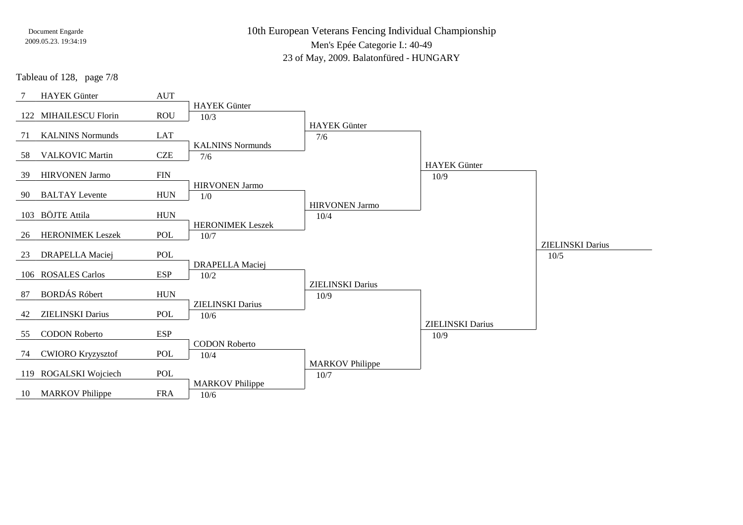Document Engarde
2009.05.23. 19:34:19

# 10th European Veterans Fencing Individual Championship

Men's Epée Categorie I.: 40-49

23 of May, 2009. Balatonfüred - HUNGARY

Tableau of 128, page 7/8

| Seed | Name | Country | Round 1 | Round 2 | Round 3 | Round 4 |
|---|---|---|---|---|---|---|
| 7 | HAYEK Günter | AUT | HAYEK Günter 10/3 | HAYEK Günter 7/6 | HAYEK Günter 10/9 | ZIELINSKI Darius 10/5 |
| 122 | MIHAILESCU Florin | ROU | | | | |
| 71 | KALNINS Normunds | LAT | KALNINS Normunds 7/6 | | | |
| 58 | VALKOVIC Martin | CZE | | | | |
| 39 | HIRVONEN Jarmo | FIN | HIRVONEN Jarmo 1/0 | HIRVONEN Jarmo 10/4 | | |
| 90 | BALTAY Levente | HUN | | | | |
| 103 | BÖJTE Attila | HUN | HERONIMEK Leszek 10/7 | | | |
| 26 | HERONIMEK Leszek | POL | | | | |
| 23 | DRAPELLA Maciej | POL | DRAPELLA Maciej 10/2 | ZIELINSKI Darius 10/9 | ZIELINSKI Darius 10/9 | |
| 106 | ROSALES Carlos | ESP | | | | |
| 87 | BORDÁS Róbert | HUN | ZIELINSKI Darius 10/6 | | | |
| 42 | ZIELINSKI Darius | POL | | | | |
| 55 | CODON Roberto | ESP | CODON Roberto 10/4 | MARKOV Philippe 10/7 | | |
| 74 | CWIORO Kryzysztof | POL | | | | |
| 119 | ROGALSKI Wojciech | POL | MARKOV Philippe 10/6 | | | |
| 10 | MARKOV Philippe | FRA | | | | |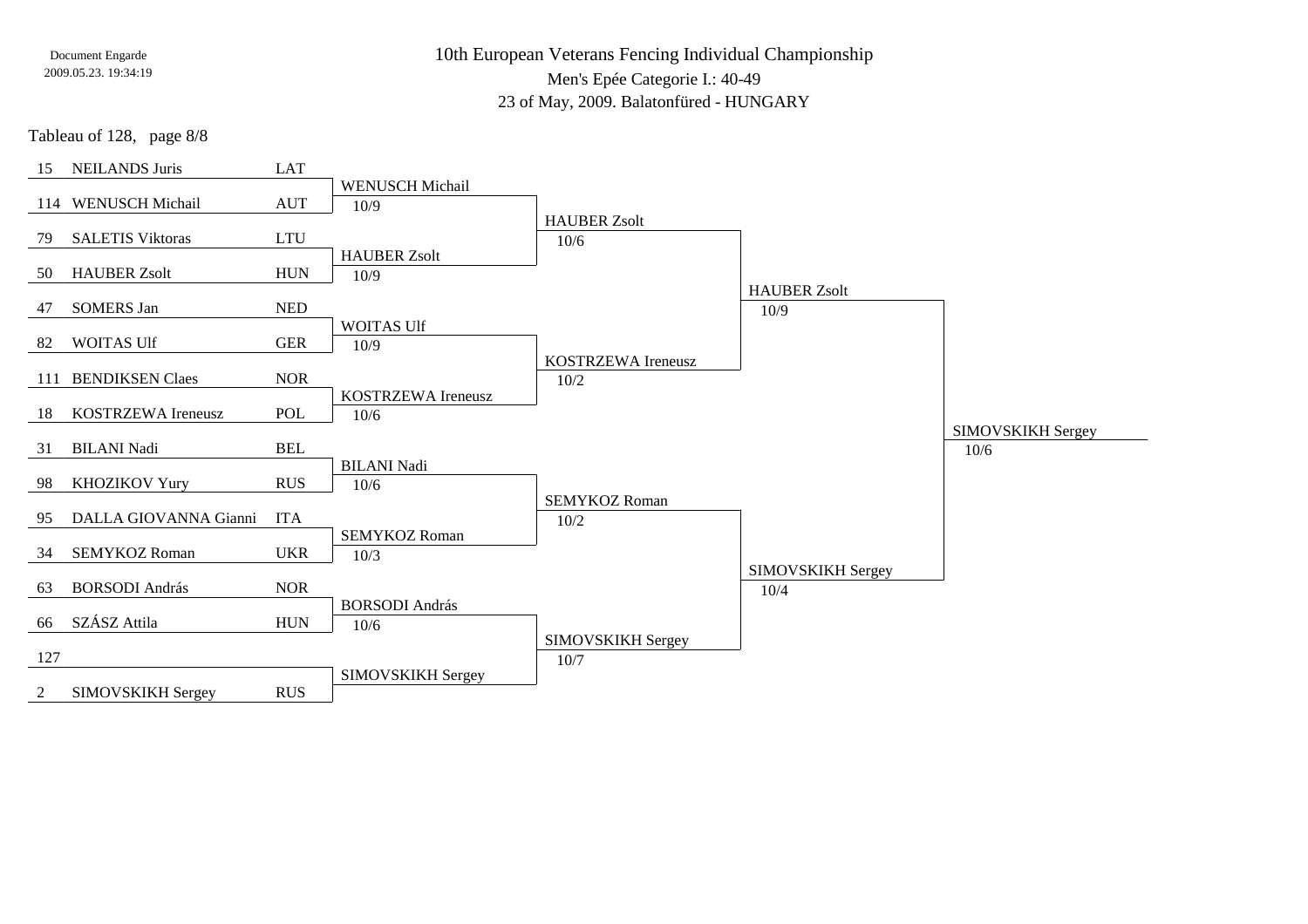# 10th European Veterans Fencing Individual Championship

## Men's Epée Categorie I.: 40-49

23 of May, 2009. Balatonfüred - HUNGARY

Tableau of 128, page 8/8

| Seed | Name | Country | Round 1 | Round 2 | Round 3 | Round 4 |
|---|---|---|---|---|---|---|
| 15 | NEILANDS Juris | LAT | WENUSCH Michail 10/9 | HAUBER Zsolt 10/6 | HAUBER Zsolt 10/9 | SIMOVSKIKH Sergey 10/6 |
| 114 | WENUSCH Michail | AUT | | | | |
| 79 | SALETIS Viktoras | LTU | HAUBER Zsolt 10/9 | | | |
| 50 | HAUBER Zsolt | HUN | | | | |
| 47 | SOMERS Jan | NED | WOITAS Ulf 10/9 | KOSTRZEWA Ireneusz 10/2 | | |
| 82 | WOITAS Ulf | GER | | | | |
| 111 | BENDIKSEN Claes | NOR | KOSTRZEWA Ireneusz 10/6 | | | |
| 18 | KOSTRZEWA Ireneusz | POL | | | | |
| 31 | BILANI Nadi | BEL | BILANI Nadi 10/6 | SEMYKOZ Roman 10/2 | SIMOVSKIKH Sergey 10/4 | |
| 98 | KHOZIKOV Yury | RUS | | | | |
| 95 | DALLA GIOVANNA Gianni | ITA | SEMYKOZ Roman 10/3 | | | |
| 34 | SEMYKOZ Roman | UKR | | | | |
| 63 | BORSODI András | NOR | BORSODI András 10/6 | SIMOVSKIKH Sergey 10/7 | | |
| 66 | SZÁSZ Attila | HUN | | | | |
| 127 | | | SIMOVSKIKH Sergey | | | |
| 2 | SIMOVSKIKH Sergey | RUS | | | | |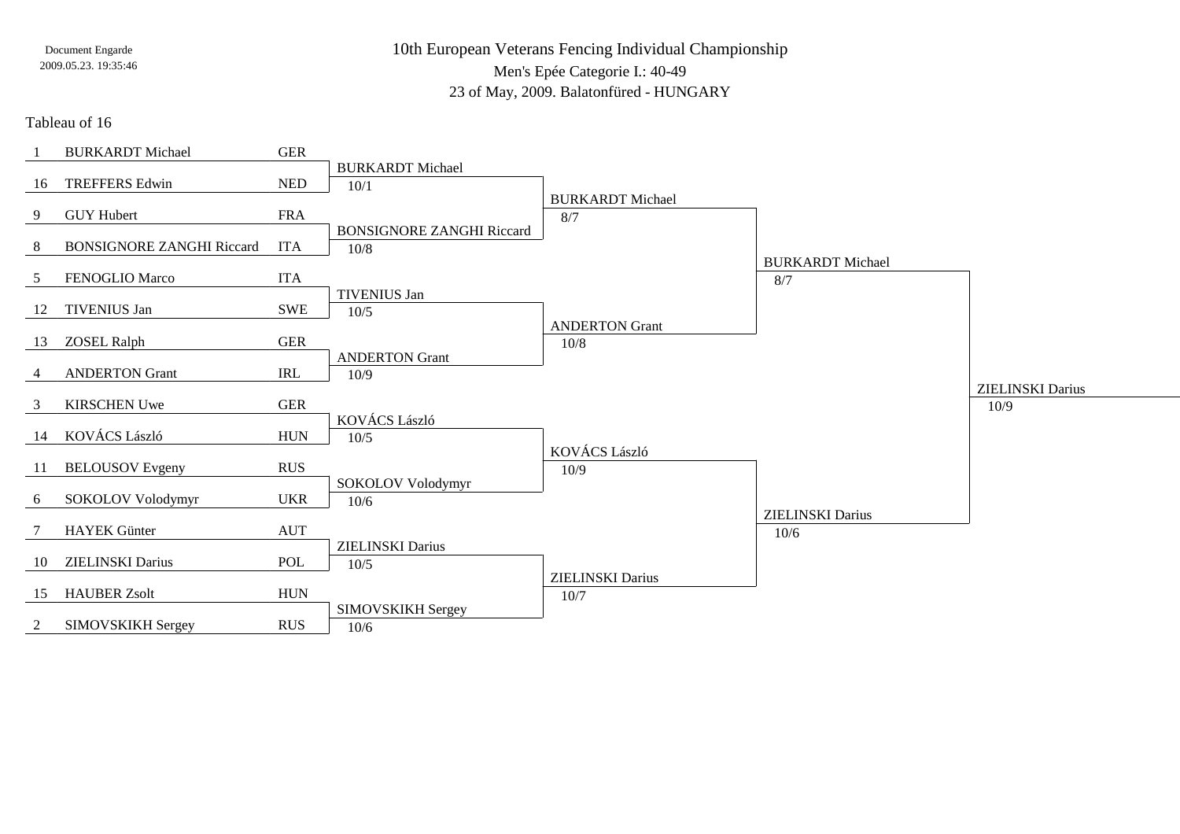Document Engarde
2009.05.23. 19:35:46

# 10th European Veterans Fencing Individual Championship

## Men's Epée Categorie I.: 40-49

23 of May, 2009. Balatonfüred - HUNGARY

### Tableau of 16

| Seed | Name | Nation | Tableau of 8 | Semi-finals | Final | Winner |
|---|---|---|---|---|---|---|
| 1 | BURKARDT Michael | GER | BURKARDT Michael 10/1 | BURKARDT Michael 8/7 | BURKARDT Michael 8/7 | ZIELINSKI Darius 10/9 |
| 16 | TREFFERS Edwin | NED | | | | |
| 9 | GUY Hubert | FRA | BONSIGNORE ZANGHI Riccard 10/8 | | | |
| 8 | BONSIGNORE ZANGHI Riccard | ITA | | | | |
| 5 | FENOGLIO Marco | ITA | TIVENIUS Jan 10/5 | ANDERTON Grant 10/8 | | |
| 12 | TIVENIUS Jan | SWE | | | | |
| 13 | ZOSEL Ralph | GER | ANDERTON Grant 10/9 | | | |
| 4 | ANDERTON Grant | IRL | | | | |
| 3 | KIRSCHEN Uwe | GER | KOVÁCS László 10/5 | KOVÁCS László 10/9 | ZIELINSKI Darius 10/6 | |
| 14 | KOVÁCS László | HUN | | | | |
| 11 | BELOUSOV Evgeny | RUS | SOKOLOV Volodymyr 10/6 | | | |
| 6 | SOKOLOV Volodymyr | UKR | | | | |
| 7 | HAYEK Günter | AUT | ZIELINSKI Darius 10/5 | ZIELINSKI Darius 10/7 | | |
| 10 | ZIELINSKI Darius | POL | | | | |
| 15 | HAUBER Zsolt | HUN | SIMOVSKIKH Sergey 10/6 | | | |
| 2 | SIMOVSKIKH Sergey | RUS | | | | |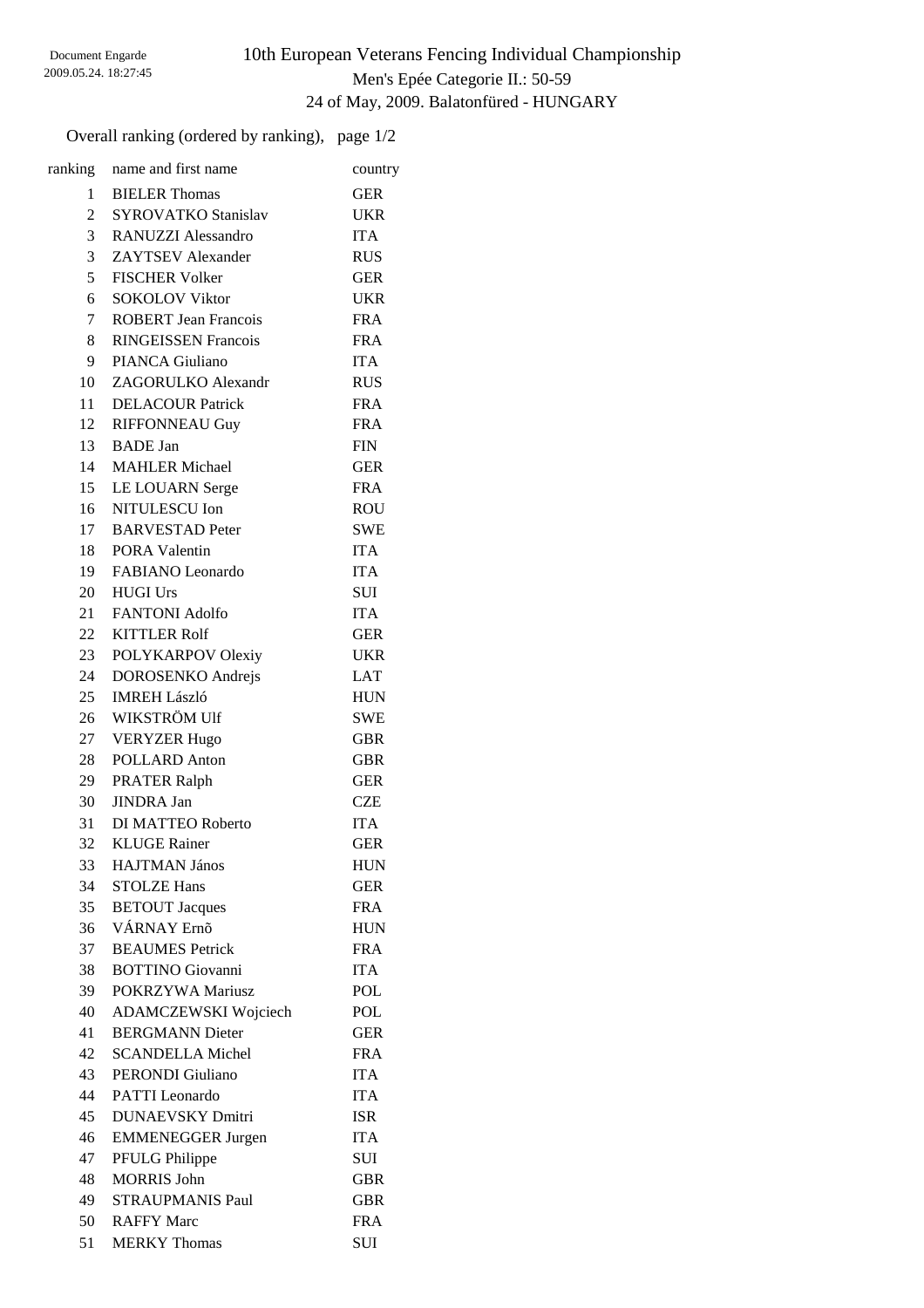Document Engarde
2009.05.24. 18:27:45

# 10th European Veterans Fencing Individual Championship

## Men's Epée Categorie II.: 50-59

### 24 of May, 2009. Balatonfüred - HUNGARY

Overall ranking (ordered by ranking), page 1/2

| ranking | name and first name | country |
|---|---|---|
| 1 | BIELER Thomas | GER |
| 2 | SYROVATKO Stanislav | UKR |
| 3 | RANUZZI Alessandro | ITA |
| 3 | ZAYTSEV Alexander | RUS |
| 5 | FISCHER Volker | GER |
| 6 | SOKOLOV Viktor | UKR |
| 7 | ROBERT Jean Francois | FRA |
| 8 | RINGEISSEN Francois | FRA |
| 9 | PIANCA Giuliano | ITA |
| 10 | ZAGORULKO Alexandr | RUS |
| 11 | DELACOUR Patrick | FRA |
| 12 | RIFFONNEAU Guy | FRA |
| 13 | BADE Jan | FIN |
| 14 | MAHLER Michael | GER |
| 15 | LE LOUARN Serge | FRA |
| 16 | NITULESCU Ion | ROU |
| 17 | BARVESTAD Peter | SWE |
| 18 | PORA Valentin | ITA |
| 19 | FABIANO Leonardo | ITA |
| 20 | HUGI Urs | SUI |
| 21 | FANTONI Adolfo | ITA |
| 22 | KITTLER Rolf | GER |
| 23 | POLYKARPOV Olexiy | UKR |
| 24 | DOROSENKO Andrejs | LAT |
| 25 | IMREH László | HUN |
| 26 | WIKSTRÖM Ulf | SWE |
| 27 | VERYZER Hugo | GBR |
| 28 | POLLARD Anton | GBR |
| 29 | PRATER Ralph | GER |
| 30 | JINDRA Jan | CZE |
| 31 | DI MATTEO Roberto | ITA |
| 32 | KLUGE Rainer | GER |
| 33 | HAJTMAN János | HUN |
| 34 | STOLZE Hans | GER |
| 35 | BETOUT Jacques | FRA |
| 36 | VÁRNAY Ernõ | HUN |
| 37 | BEAUMES Petrick | FRA |
| 38 | BOTTINO Giovanni | ITA |
| 39 | POKRZYWA Mariusz | POL |
| 40 | ADAMCZEWSKI Wojciech | POL |
| 41 | BERGMANN Dieter | GER |
| 42 | SCANDELLA Michel | FRA |
| 43 | PERONDI Giuliano | ITA |
| 44 | PATTI Leonardo | ITA |
| 45 | DUNAEVSKY Dmitri | ISR |
| 46 | EMMENEGGER Jurgen | ITA |
| 47 | PFULG Philippe | SUI |
| 48 | MORRIS John | GBR |
| 49 | STRAUPMANIS Paul | GBR |
| 50 | RAFFY Marc | FRA |
| 51 | MERKY Thomas | SUI |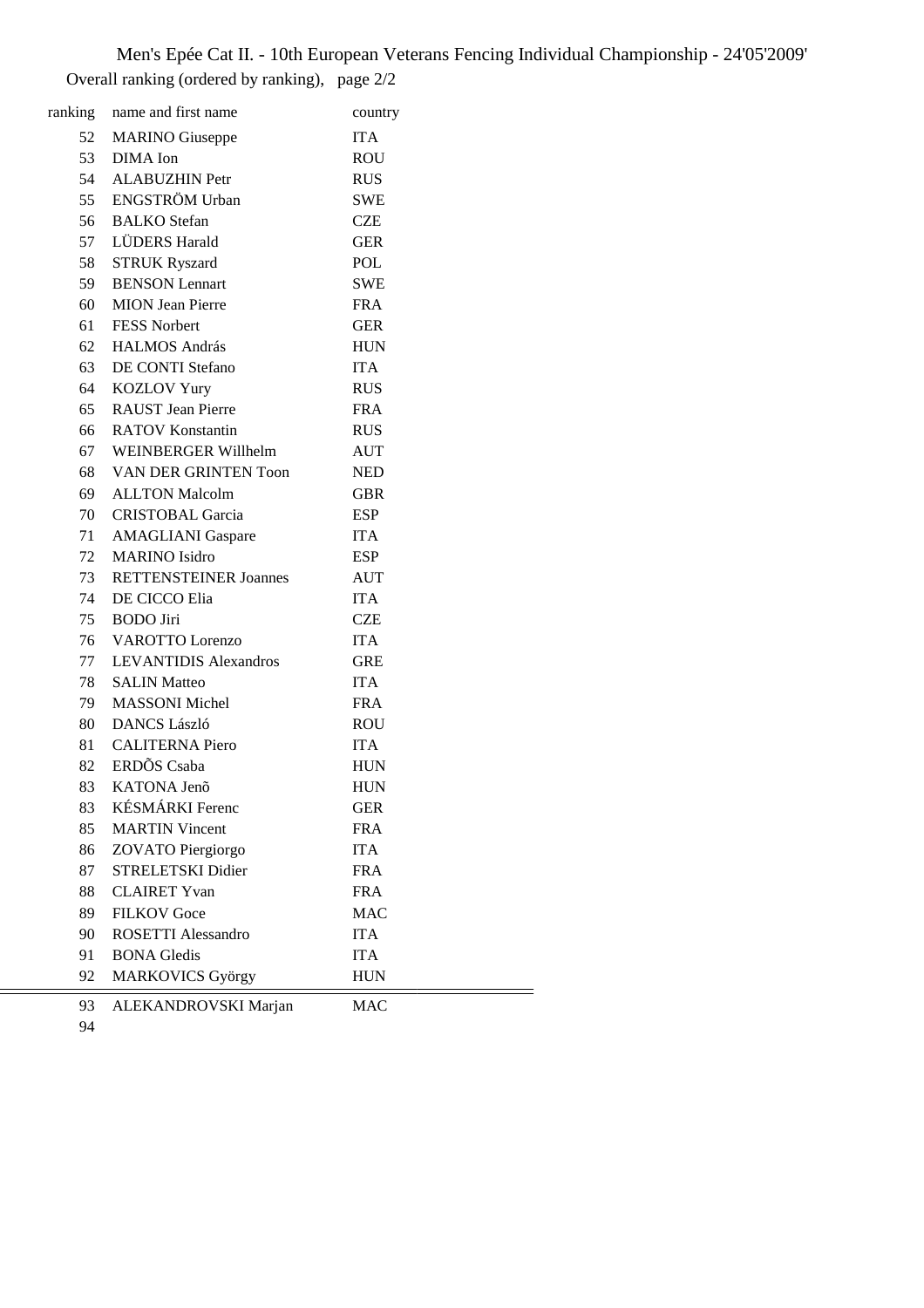# Men's Epée Cat II. - 10th European Veterans Fencing Individual Championship - 24'05'2009'

Overall ranking (ordered by ranking), page 2/2

| ranking | name and first name | country |
|---|---|---|
| 52 | MARINO Giuseppe | ITA |
| 53 | DIMA Ion | ROU |
| 54 | ALABUZHIN Petr | RUS |
| 55 | ENGSTRÖM Urban | SWE |
| 56 | BALKO Stefan | CZE |
| 57 | LÜDERS Harald | GER |
| 58 | STRUK Ryszard | POL |
| 59 | BENSON Lennart | SWE |
| 60 | MION Jean Pierre | FRA |
| 61 | FESS Norbert | GER |
| 62 | HALMOS András | HUN |
| 63 | DE CONTI Stefano | ITA |
| 64 | KOZLOV Yury | RUS |
| 65 | RAUST Jean Pierre | FRA |
| 66 | RATOV Konstantin | RUS |
| 67 | WEINBERGER Willhelm | AUT |
| 68 | VAN DER GRINTEN Toon | NED |
| 69 | ALLTON Malcolm | GBR |
| 70 | CRISTOBAL Garcia | ESP |
| 71 | AMAGLIANI Gaspare | ITA |
| 72 | MARINO Isidro | ESP |
| 73 | RETTENSTEINER Joannes | AUT |
| 74 | DE CICCO Elia | ITA |
| 75 | BODO Jiri | CZE |
| 76 | VAROTTO Lorenzo | ITA |
| 77 | LEVANTIDIS Alexandros | GRE |
| 78 | SALIN Matteo | ITA |
| 79 | MASSONI Michel | FRA |
| 80 | DANCS László | ROU |
| 81 | CALITERNA Piero | ITA |
| 82 | ERDÕS Csaba | HUN |
| 83 | KATONA Jenõ | HUN |
| 83 | KÉSMÁRKI Ferenc | GER |
| 85 | MARTIN Vincent | FRA |
| 86 | ZOVATO Piergiorgo | ITA |
| 87 | STRELETSKI Didier | FRA |
| 88 | CLAIRET Yvan | FRA |
| 89 | FILKOV Goce | MAC |
| 90 | ROSETTI Alessandro | ITA |
| 91 | BONA Gledis | ITA |
| 92 | MARKOVICS György | HUN |
| 93 | ALEKANDROVSKI Marjan | MAC |
| 94 | | |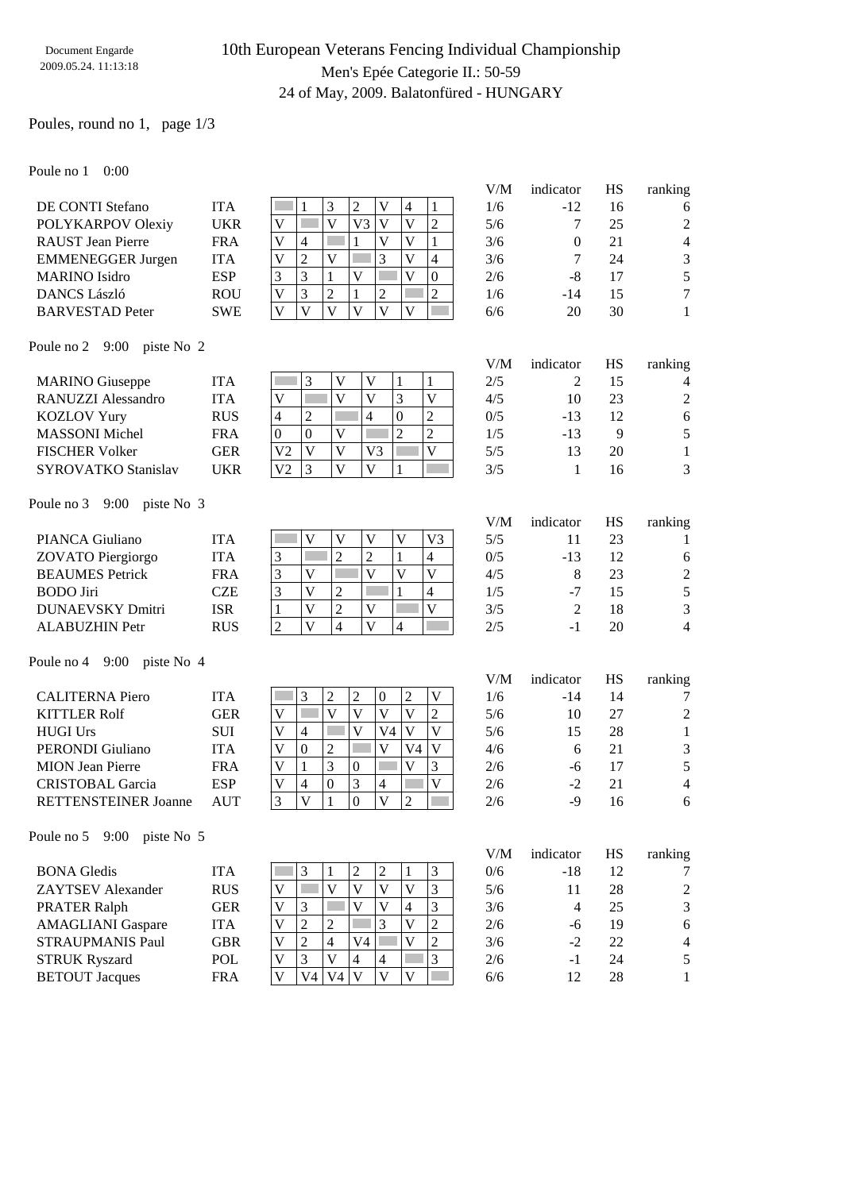Document Engarde
2009.05.24. 11:13:18

# 10th European Veterans Fencing Individual Championship

## Men's Epée Categorie II.: 50-59

24 of May, 2009. Balatonfüred - HUNGARY

Poules, round no 1, page 1/3

### Poule no 1 0:00

| Name | Nation | 1 | 2 | 3 | 4 | 5 | 6 | 7 | V/M | indicator | HS | ranking |
|---|---|---|---|---|---|---|---|---|---|---|---|---|
| DE CONTI Stefano | ITA | | 1 | 3 | 2 | V | 4 | 1 | 1/6 | -12 | 16 | 6 |
| POLYKARPOV Olexiy | UKR | V | | V | V3 | V | V | 2 | 5/6 | 7 | 25 | 2 |
| RAUST Jean Pierre | FRA | V | 4 | | 1 | V | V | 1 | 3/6 | 0 | 21 | 4 |
| EMMENEGGER Jurgen | ITA | V | 2 | V | | 3 | V | 4 | 3/6 | 7 | 24 | 3 |
| MARINO Isidro | ESP | 3 | 3 | 1 | V | | V | 0 | 2/6 | -8 | 17 | 5 |
| DANCS László | ROU | V | 3 | 2 | 1 | 2 | | 2 | 1/6 | -14 | 15 | 7 |
| BARVESTAD Peter | SWE | V | V | V | V | V | V | | 6/6 | 20 | 30 | 1 |

### Poule no 2 9:00 piste No 2

| Name | Nation | 1 | 2 | 3 | 4 | 5 | 6 | V/M | indicator | HS | ranking |
|---|---|---|---|---|---|---|---|---|---|---|---|
| MARINO Giuseppe | ITA | | 3 | V | V | 1 | 1 | 2/5 | 2 | 15 | 4 |
| RANUZZI Alessandro | ITA | V | | V | V | 3 | V | 4/5 | 10 | 23 | 2 |
| KOZLOV Yury | RUS | 4 | 2 | | 4 | 0 | 2 | 0/5 | -13 | 12 | 6 |
| MASSONI Michel | FRA | 0 | 0 | V | | 2 | 2 | 1/5 | -13 | 9 | 5 |
| FISCHER Volker | GER | V2 | V | V | V3 | | V | 5/5 | 13 | 20 | 1 |
| SYROVATKO Stanislav | UKR | V2 | 3 | V | V | 1 | | 3/5 | 1 | 16 | 3 |

### Poule no 3 9:00 piste No 3

| Name | Nation | 1 | 2 | 3 | 4 | 5 | 6 | V/M | indicator | HS | ranking |
|---|---|---|---|---|---|---|---|---|---|---|---|
| PIANCA Giuliano | ITA | | V | V | V | V | V3 | 5/5 | 11 | 23 | 1 |
| ZOVATO Piergiorgo | ITA | 3 | | 2 | 2 | 1 | 4 | 0/5 | -13 | 12 | 6 |
| BEAUMES Petrick | FRA | 3 | V | | V | V | V | 4/5 | 8 | 23 | 2 |
| BODO Jiri | CZE | 3 | V | 2 | | 1 | 4 | 1/5 | -7 | 15 | 5 |
| DUNAEVSKY Dmitri | ISR | 1 | V | 2 | V | | V | 3/5 | 2 | 18 | 3 |
| ALABUZHIN Petr | RUS | 2 | V | 4 | V | 4 | | 2/5 | -1 | 20 | 4 |

### Poule no 4 9:00 piste No 4

| Name | Nation | 1 | 2 | 3 | 4 | 5 | 6 | 7 | V/M | indicator | HS | ranking |
|---|---|---|---|---|---|---|---|---|---|---|---|---|
| CALITERNA Piero | ITA | | 3 | 2 | 2 | 0 | 2 | V | 1/6 | -14 | 14 | 7 |
| KITTLER Rolf | GER | V | | V | V | V | V | 2 | 5/6 | 10 | 27 | 2 |
| HUGI Urs | SUI | V | 4 | | V | V4 | V | V | 5/6 | 15 | 28 | 1 |
| PERONDI Giuliano | ITA | V | 0 | 2 | | V | V4 | V | 4/6 | 6 | 21 | 3 |
| MION Jean Pierre | FRA | V | 1 | 3 | 0 | | V | 3 | 2/6 | -6 | 17 | 5 |
| CRISTOBAL Garcia | ESP | V | 4 | 0 | 3 | 4 | | V | 2/6 | -2 | 21 | 4 |
| RETTENSTEINER Joanne | AUT | 3 | V | 1 | 0 | V | 2 | | 2/6 | -9 | 16 | 6 |

### Poule no 5 9:00 piste No 5

| Name | Nation | 1 | 2 | 3 | 4 | 5 | 6 | 7 | V/M | indicator | HS | ranking |
|---|---|---|---|---|---|---|---|---|---|---|---|---|
| BONA Gledis | ITA | | 3 | 1 | 2 | 2 | 1 | 3 | 0/6 | -18 | 12 | 7 |
| ZAYTSEV Alexander | RUS | V | | V | V | V | V | 3 | 5/6 | 11 | 28 | 2 |
| PRATER Ralph | GER | V | 3 | | V | V | 4 | 3 | 3/6 | 4 | 25 | 3 |
| AMAGLIANI Gaspare | ITA | V | 2 | 2 | | 3 | V | 2 | 2/6 | -6 | 19 | 6 |
| STRAUPMANIS Paul | GBR | V | 2 | 4 | V4 | | V | 2 | 3/6 | -2 | 22 | 4 |
| STRUK Ryszard | POL | V | 3 | V | 4 | 4 | | 3 | 2/6 | -1 | 24 | 5 |
| BETOUT Jacques | FRA | V | V4 | V4 | V | V | V | | 6/6 | 12 | 28 | 1 |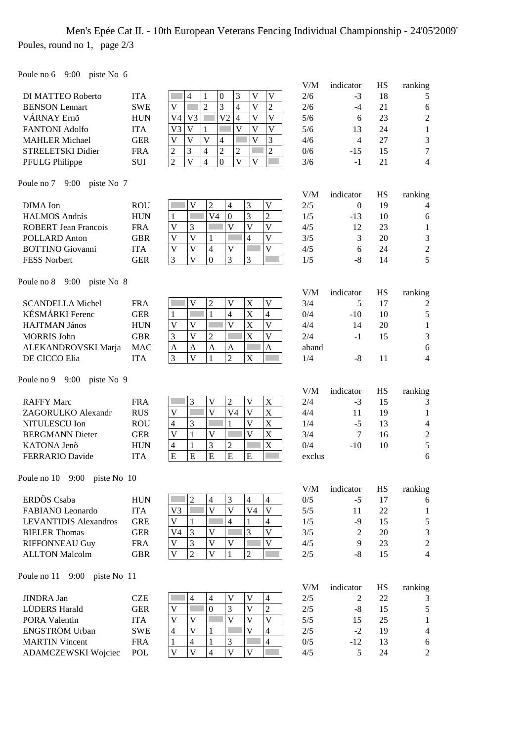Men's Epée Cat II. - 10th European Veterans Fencing Individual Championship - 24'05'2009'

Poules, round no 1, page 2/3

Poule no 6 9:00 piste No 6

| Name | Nat | 1 | 2 | 3 | 4 | 5 | 6 | 7 | V/M | indicator | HS | ranking |
|---|---|---|---|---|---|---|---|---|---|---|---|---|
| DI MATTEO Roberto | ITA | | 4 | 1 | 0 | 3 | V | V | 2/6 | -3 | 18 | 5 |
| BENSON Lennart | SWE | V | | 2 | 3 | 4 | V | 2 | 2/6 | -4 | 21 | 6 |
| VÁRNAY Ernõ | HUN | V4 | V3 | | V2 | 4 | V | V | 5/6 | 6 | 23 | 2 |
| FANTONI Adolfo | ITA | V3 | V | 1 | | V | V | V | 5/6 | 13 | 24 | 1 |
| MAHLER Michael | GER | V | V | V | 4 | | V | 3 | 4/6 | 4 | 27 | 3 |
| STRELETSKI Didier | FRA | 2 | 3 | 4 | 2 | 2 | | 2 | 0/6 | -15 | 15 | 7 |
| PFULG Philippe | SUI | 2 | V | 4 | 0 | V | V | | 3/6 | -1 | 21 | 4 |

Poule no 7 9:00 piste No 7

| Name | Nat | 1 | 2 | 3 | 4 | 5 | 6 | V/M | indicator | HS | ranking |
|---|---|---|---|---|---|---|---|---|---|---|---|
| DIMA Ion | ROU | | V | 2 | 4 | 3 | V | 2/5 | 0 | 19 | 4 |
| HALMOS András | HUN | 1 | | V4 | 0 | 3 | 2 | 1/5 | -13 | 10 | 6 |
| ROBERT Jean Francois | FRA | V | 3 | | V | V | V | 4/5 | 12 | 23 | 1 |
| POLLARD Anton | GBR | V | V | 1 | | 4 | V | 3/5 | 3 | 20 | 3 |
| BOTTINO Giovanni | ITA | V | V | 4 | V | | V | 4/5 | 6 | 24 | 2 |
| FESS Norbert | GER | 3 | V | 0 | 3 | 3 | | 1/5 | -8 | 14 | 5 |

Poule no 8 9:00 piste No 8

| Name | Nat | 1 | 2 | 3 | 4 | 5 | 6 | V/M | indicator | HS | ranking |
|---|---|---|---|---|---|---|---|---|---|---|---|
| SCANDELLA Michel | FRA | | V | 2 | V | X | V | 3/4 | 5 | 17 | 2 |
| KÉSMÁRKI Ferenc | GER | 1 | | 1 | 4 | X | 4 | 0/4 | -10 | 10 | 5 |
| HAJTMAN János | HUN | V | V | | V | X | V | 4/4 | 14 | 20 | 1 |
| MORRIS John | GBR | 3 | V | 2 | | X | V | 2/4 | -1 | 15 | 3 |
| ALEKANDROVSKI Marja | MAC | A | A | A | A | | A | aband | | | 6 |
| DE CICCO Elia | ITA | 3 | V | 1 | 2 | X | | 1/4 | -8 | 11 | 4 |

Poule no 9 9:00 piste No 9

| Name | Nat | 1 | 2 | 3 | 4 | 5 | 6 | V/M | indicator | HS | ranking |
|---|---|---|---|---|---|---|---|---|---|---|---|
| RAFFY Marc | FRA | | 3 | V | 2 | V | X | 2/4 | -3 | 15 | 3 |
| ZAGORULKO Alexandr | RUS | V | | V | V4 | V | X | 4/4 | 11 | 19 | 1 |
| NITULESCU Ion | ROU | 4 | 3 | | 1 | V | X | 1/4 | -5 | 13 | 4 |
| BERGMANN Dieter | GER | V | 1 | V | | V | X | 3/4 | 7 | 16 | 2 |
| KATONA Jenõ | HUN | 4 | 1 | 3 | 2 | | X | 0/4 | -10 | 10 | 5 |
| FERRARIO Davide | ITA | E | E | E | E | E | | exclus | | | 6 |

Poule no 10 9:00 piste No 10

| Name | Nat | 1 | 2 | 3 | 4 | 5 | 6 | V/M | indicator | HS | ranking |
|---|---|---|---|---|---|---|---|---|---|---|---|
| ERDÕS Csaba | HUN | | 2 | 4 | 3 | 4 | 4 | 0/5 | -5 | 17 | 6 |
| FABIANO Leonardo | ITA | V3 | | V | V | V4 | V | 5/5 | 11 | 22 | 1 |
| LEVANTIDIS Alexandros | GRE | V | 1 | | 4 | 1 | 4 | 1/5 | -9 | 15 | 5 |
| BIELER Thomas | GER | V4 | 3 | V | | 3 | V | 3/5 | 2 | 20 | 3 |
| RIFFONNEAU Guy | FRA | V | 3 | V | V | | V | 4/5 | 9 | 23 | 2 |
| ALLTON Malcolm | GBR | V | 2 | V | 1 | 2 | | 2/5 | -8 | 15 | 4 |

Poule no 11 9:00 piste No 11

| Name | Nat | 1 | 2 | 3 | 4 | 5 | 6 | V/M | indicator | HS | ranking |
|---|---|---|---|---|---|---|---|---|---|---|---|
| JINDRA Jan | CZE | | 4 | 4 | V | V | 4 | 2/5 | 2 | 22 | 3 |
| LÜDERS Harald | GER | V | | 0 | 3 | V | 2 | 2/5 | -8 | 15 | 5 |
| PORA Valentin | ITA | V | V | | V | V | V | 5/5 | 15 | 25 | 1 |
| ENGSTRÖM Urban | SWE | 4 | V | 1 | | V | 4 | 2/5 | -2 | 19 | 4 |
| MARTIN Vincent | FRA | 1 | 4 | 1 | 3 | | 4 | 0/5 | -12 | 13 | 6 |
| ADAMCZEWSKI Wojciec | POL | V | V | 4 | V | V | | 4/5 | 5 | 24 | 2 |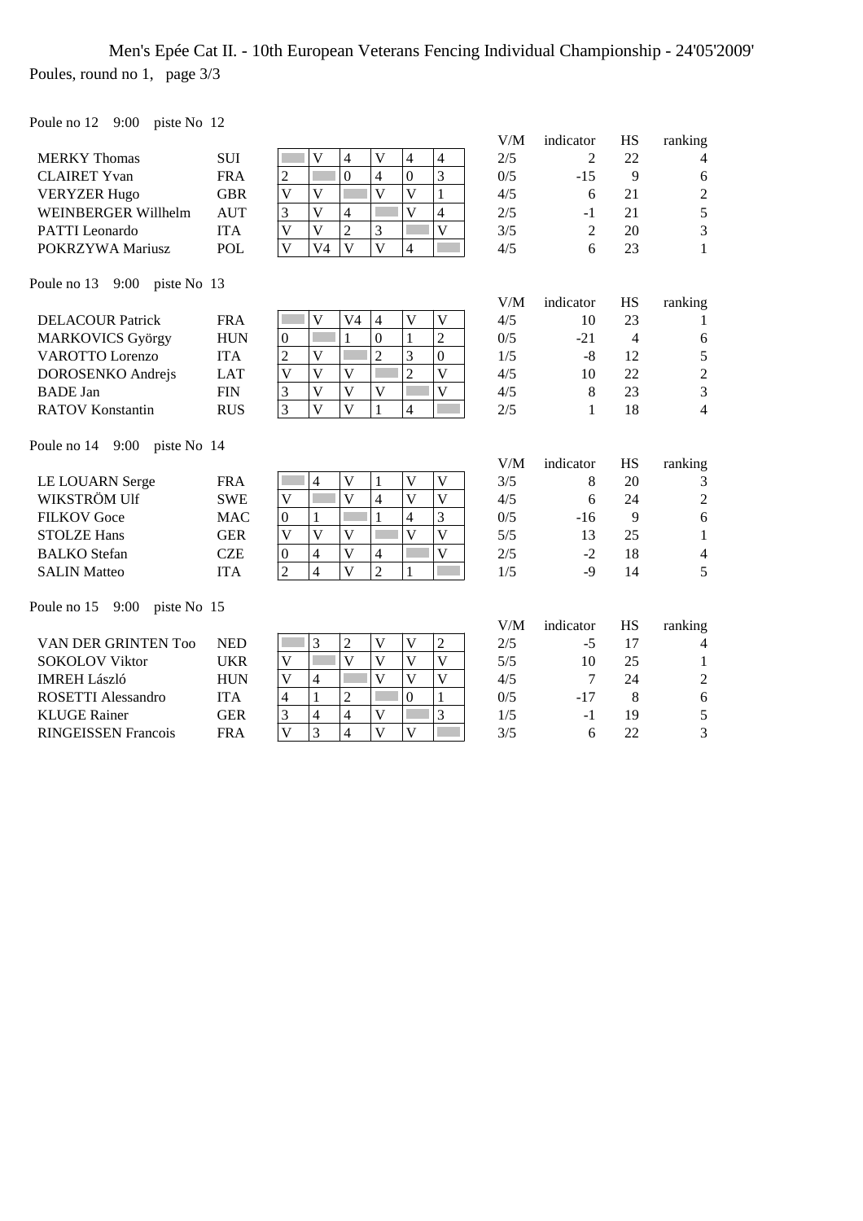# Men's Epée Cat II. - 10th European Veterans Fencing Individual Championship - 24'05'2009'

Poules, round no 1, page 3/3

Poule no 12 9:00 piste No 12

| Name | Nation | 1 | 2 | 3 | 4 | 5 | 6 | V/M | indicator | HS | ranking |
|---|---|---|---|---|---|---|---|---|---|---|---|
| MERKY Thomas | SUI | | V | 4 | V | 4 | 4 | 2/5 | 2 | 22 | 4 |
| CLAIRET Yvan | FRA | 2 | | 0 | 4 | 0 | 3 | 0/5 | -15 | 9 | 6 |
| VERYZER Hugo | GBR | V | V | | V | V | 1 | 4/5 | 6 | 21 | 2 |
| WEINBERGER Willhelm | AUT | 3 | V | 4 | | V | 4 | 2/5 | -1 | 21 | 5 |
| PATTI Leonardo | ITA | V | V | 2 | 3 | | V | 3/5 | 2 | 20 | 3 |
| POKRZYWA Mariusz | POL | V | V4 | V | V | 4 | | 4/5 | 6 | 23 | 1 |

Poule no 13 9:00 piste No 13

| Name | Nation | 1 | 2 | 3 | 4 | 5 | 6 | V/M | indicator | HS | ranking |
|---|---|---|---|---|---|---|---|---|---|---|---|
| DELACOUR Patrick | FRA | | V | V4 | 4 | V | V | 4/5 | 10 | 23 | 1 |
| MARKOVICS György | HUN | 0 | | 1 | 0 | 1 | 2 | 0/5 | -21 | 4 | 6 |
| VAROTTO Lorenzo | ITA | 2 | V | | 2 | 3 | 0 | 1/5 | -8 | 12 | 5 |
| DOROSENKO Andrejs | LAT | V | V | V | | 2 | V | 4/5 | 10 | 22 | 2 |
| BADE Jan | FIN | 3 | V | V | V | | V | 4/5 | 8 | 23 | 3 |
| RATOV Konstantin | RUS | 3 | V | V | 1 | 4 | | 2/5 | 1 | 18 | 4 |

Poule no 14 9:00 piste No 14

| Name | Nation | 1 | 2 | 3 | 4 | 5 | 6 | V/M | indicator | HS | ranking |
|---|---|---|---|---|---|---|---|---|---|---|---|
| LE LOUARN Serge | FRA | | 4 | V | 1 | V | V | 3/5 | 8 | 20 | 3 |
| WIKSTRÖM Ulf | SWE | V | | V | 4 | V | V | 4/5 | 6 | 24 | 2 |
| FILKOV Goce | MAC | 0 | 1 | | 1 | 4 | 3 | 0/5 | -16 | 9 | 6 |
| STOLZE Hans | GER | V | V | V | | V | V | 5/5 | 13 | 25 | 1 |
| BALKO Stefan | CZE | 0 | 4 | V | 4 | | V | 2/5 | -2 | 18 | 4 |
| SALIN Matteo | ITA | 2 | 4 | V | 2 | 1 | | 1/5 | -9 | 14 | 5 |

Poule no 15 9:00 piste No 15

| Name | Nation | 1 | 2 | 3 | 4 | 5 | 6 | V/M | indicator | HS | ranking |
|---|---|---|---|---|---|---|---|---|---|---|---|
| VAN DER GRINTEN Too | NED | | 3 | 2 | V | V | 2 | 2/5 | -5 | 17 | 4 |
| SOKOLOV Viktor | UKR | V | | V | V | V | V | 5/5 | 10 | 25 | 1 |
| IMREH László | HUN | V | 4 | | V | V | V | 4/5 | 7 | 24 | 2 |
| ROSETTI Alessandro | ITA | 4 | 1 | 2 | | 0 | 1 | 0/5 | -17 | 8 | 6 |
| KLUGE Rainer | GER | 3 | 4 | 4 | V | | 3 | 1/5 | -1 | 19 | 5 |
| RINGEISSEN Francois | FRA | V | 3 | 4 | V | V | | 3/5 | 6 | 22 | 3 |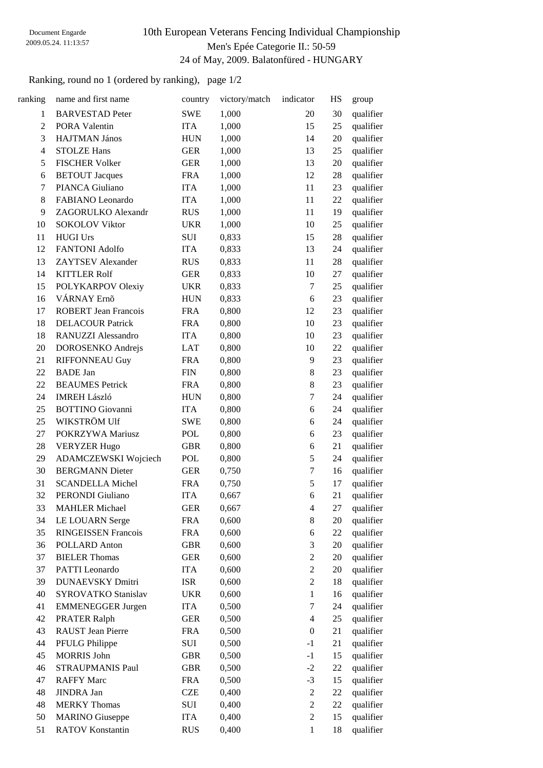Document Engarde
2009.05.24. 11:13:57

# 10th European Veterans Fencing Individual Championship

## Men's Epée Categorie II.: 50-59

24 of May, 2009. Balatonfüred - HUNGARY

Ranking, round no 1 (ordered by ranking), page 1/2

| ranking | name and first name | country | victory/match | indicator | HS | group |
|---|---|---|---|---|---|---|
| 1 | BARVESTAD Peter | SWE | 1,000 | 20 | 30 | qualifier |
| 2 | PORA Valentin | ITA | 1,000 | 15 | 25 | qualifier |
| 3 | HAJTMAN János | HUN | 1,000 | 14 | 20 | qualifier |
| 4 | STOLZE Hans | GER | 1,000 | 13 | 25 | qualifier |
| 5 | FISCHER Volker | GER | 1,000 | 13 | 20 | qualifier |
| 6 | BETOUT Jacques | FRA | 1,000 | 12 | 28 | qualifier |
| 7 | PIANCA Giuliano | ITA | 1,000 | 11 | 23 | qualifier |
| 8 | FABIANO Leonardo | ITA | 1,000 | 11 | 22 | qualifier |
| 9 | ZAGORULKO Alexandr | RUS | 1,000 | 11 | 19 | qualifier |
| 10 | SOKOLOV Viktor | UKR | 1,000 | 10 | 25 | qualifier |
| 11 | HUGI Urs | SUI | 0,833 | 15 | 28 | qualifier |
| 12 | FANTONI Adolfo | ITA | 0,833 | 13 | 24 | qualifier |
| 13 | ZAYTSEV Alexander | RUS | 0,833 | 11 | 28 | qualifier |
| 14 | KITTLER Rolf | GER | 0,833 | 10 | 27 | qualifier |
| 15 | POLYKARPOV Olexiy | UKR | 0,833 | 7 | 25 | qualifier |
| 16 | VÁRNAY Ernõ | HUN | 0,833 | 6 | 23 | qualifier |
| 17 | ROBERT Jean Francois | FRA | 0,800 | 12 | 23 | qualifier |
| 18 | DELACOUR Patrick | FRA | 0,800 | 10 | 23 | qualifier |
| 18 | RANUZZI Alessandro | ITA | 0,800 | 10 | 23 | qualifier |
| 20 | DOROSENKO Andrejs | LAT | 0,800 | 10 | 22 | qualifier |
| 21 | RIFFONNEAU Guy | FRA | 0,800 | 9 | 23 | qualifier |
| 22 | BADE Jan | FIN | 0,800 | 8 | 23 | qualifier |
| 22 | BEAUMES Petrick | FRA | 0,800 | 8 | 23 | qualifier |
| 24 | IMREH László | HUN | 0,800 | 7 | 24 | qualifier |
| 25 | BOTTINO Giovanni | ITA | 0,800 | 6 | 24 | qualifier |
| 25 | WIKSTRÖM Ulf | SWE | 0,800 | 6 | 24 | qualifier |
| 27 | POKRZYWA Mariusz | POL | 0,800 | 6 | 23 | qualifier |
| 28 | VERYZER Hugo | GBR | 0,800 | 6 | 21 | qualifier |
| 29 | ADAMCZEWSKI Wojciech | POL | 0,800 | 5 | 24 | qualifier |
| 30 | BERGMANN Dieter | GER | 0,750 | 7 | 16 | qualifier |
| 31 | SCANDELLA Michel | FRA | 0,750 | 5 | 17 | qualifier |
| 32 | PERONDI Giuliano | ITA | 0,667 | 6 | 21 | qualifier |
| 33 | MAHLER Michael | GER | 0,667 | 4 | 27 | qualifier |
| 34 | LE LOUARN Serge | FRA | 0,600 | 8 | 20 | qualifier |
| 35 | RINGEISSEN Francois | FRA | 0,600 | 6 | 22 | qualifier |
| 36 | POLLARD Anton | GBR | 0,600 | 3 | 20 | qualifier |
| 37 | BIELER Thomas | GER | 0,600 | 2 | 20 | qualifier |
| 37 | PATTI Leonardo | ITA | 0,600 | 2 | 20 | qualifier |
| 39 | DUNAEVSKY Dmitri | ISR | 0,600 | 2 | 18 | qualifier |
| 40 | SYROVATKO Stanislav | UKR | 0,600 | 1 | 16 | qualifier |
| 41 | EMMENEGGER Jurgen | ITA | 0,500 | 7 | 24 | qualifier |
| 42 | PRATER Ralph | GER | 0,500 | 4 | 25 | qualifier |
| 43 | RAUST Jean Pierre | FRA | 0,500 | 0 | 21 | qualifier |
| 44 | PFULG Philippe | SUI | 0,500 | -1 | 21 | qualifier |
| 45 | MORRIS John | GBR | 0,500 | -1 | 15 | qualifier |
| 46 | STRAUPMANIS Paul | GBR | 0,500 | -2 | 22 | qualifier |
| 47 | RAFFY Marc | FRA | 0,500 | -3 | 15 | qualifier |
| 48 | JINDRA Jan | CZE | 0,400 | 2 | 22 | qualifier |
| 48 | MERKY Thomas | SUI | 0,400 | 2 | 22 | qualifier |
| 50 | MARINO Giuseppe | ITA | 0,400 | 2 | 15 | qualifier |
| 51 | RATOV Konstantin | RUS | 0,400 | 1 | 18 | qualifier |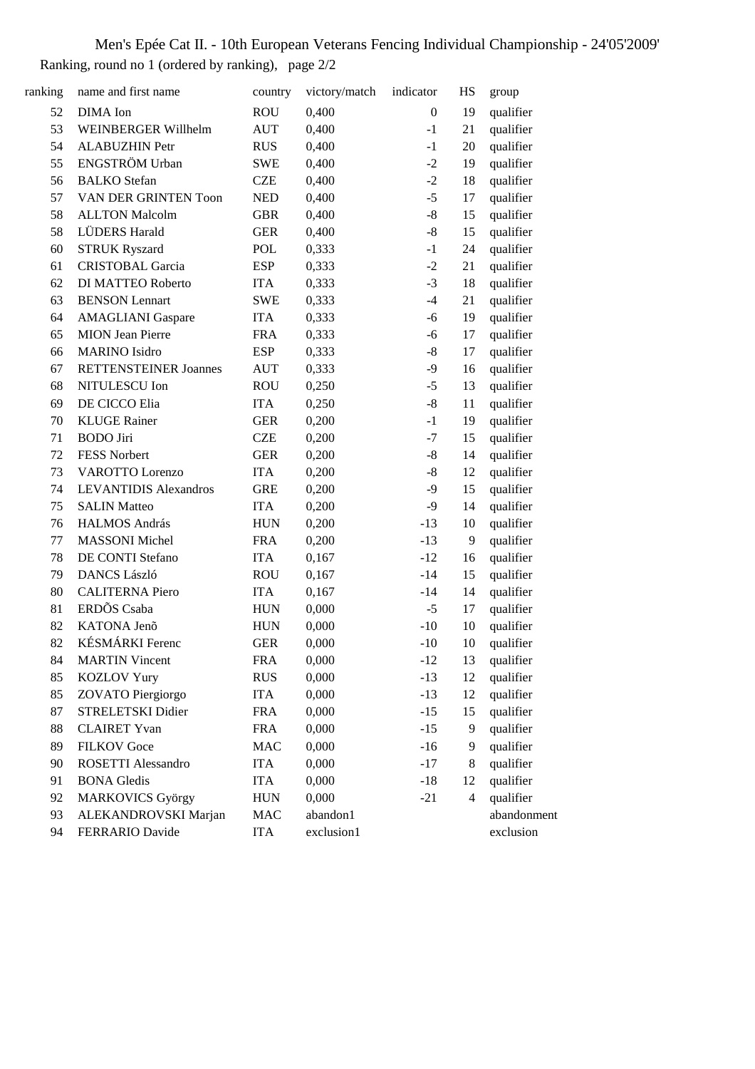Men's Epée Cat II. - 10th European Veterans Fencing Individual Championship - 24'05'2009'

Ranking, round no 1 (ordered by ranking), page 2/2

| ranking | name and first name | country | victory/match | indicator | HS | group |
|---|---|---|---|---|---|---|
| 52 | DIMA Ion | ROU | 0,400 | 0 | 19 | qualifier |
| 53 | WEINBERGER Willhelm | AUT | 0,400 | -1 | 21 | qualifier |
| 54 | ALABUZHIN Petr | RUS | 0,400 | -1 | 20 | qualifier |
| 55 | ENGSTRÖM Urban | SWE | 0,400 | -2 | 19 | qualifier |
| 56 | BALKO Stefan | CZE | 0,400 | -2 | 18 | qualifier |
| 57 | VAN DER GRINTEN Toon | NED | 0,400 | -5 | 17 | qualifier |
| 58 | ALLTON Malcolm | GBR | 0,400 | -8 | 15 | qualifier |
| 58 | LÜDERS Harald | GER | 0,400 | -8 | 15 | qualifier |
| 60 | STRUK Ryszard | POL | 0,333 | -1 | 24 | qualifier |
| 61 | CRISTOBAL Garcia | ESP | 0,333 | -2 | 21 | qualifier |
| 62 | DI MATTEO Roberto | ITA | 0,333 | -3 | 18 | qualifier |
| 63 | BENSON Lennart | SWE | 0,333 | -4 | 21 | qualifier |
| 64 | AMAGLIANI Gaspare | ITA | 0,333 | -6 | 19 | qualifier |
| 65 | MION Jean Pierre | FRA | 0,333 | -6 | 17 | qualifier |
| 66 | MARINO Isidro | ESP | 0,333 | -8 | 17 | qualifier |
| 67 | RETTENSTEINER Joannes | AUT | 0,333 | -9 | 16 | qualifier |
| 68 | NITULESCU Ion | ROU | 0,250 | -5 | 13 | qualifier |
| 69 | DE CICCO Elia | ITA | 0,250 | -8 | 11 | qualifier |
| 70 | KLUGE Rainer | GER | 0,200 | -1 | 19 | qualifier |
| 71 | BODO Jiri | CZE | 0,200 | -7 | 15 | qualifier |
| 72 | FESS Norbert | GER | 0,200 | -8 | 14 | qualifier |
| 73 | VAROTTO Lorenzo | ITA | 0,200 | -8 | 12 | qualifier |
| 74 | LEVANTIDIS Alexandros | GRE | 0,200 | -9 | 15 | qualifier |
| 75 | SALIN Matteo | ITA | 0,200 | -9 | 14 | qualifier |
| 76 | HALMOS András | HUN | 0,200 | -13 | 10 | qualifier |
| 77 | MASSONI Michel | FRA | 0,200 | -13 | 9 | qualifier |
| 78 | DE CONTI Stefano | ITA | 0,167 | -12 | 16 | qualifier |
| 79 | DANCS László | ROU | 0,167 | -14 | 15 | qualifier |
| 80 | CALITERNA Piero | ITA | 0,167 | -14 | 14 | qualifier |
| 81 | ERDÕS Csaba | HUN | 0,000 | -5 | 17 | qualifier |
| 82 | KATONA Jenõ | HUN | 0,000 | -10 | 10 | qualifier |
| 82 | KÉSMÁRKI Ferenc | GER | 0,000 | -10 | 10 | qualifier |
| 84 | MARTIN Vincent | FRA | 0,000 | -12 | 13 | qualifier |
| 85 | KOZLOV Yury | RUS | 0,000 | -13 | 12 | qualifier |
| 85 | ZOVATO Piergiorgo | ITA | 0,000 | -13 | 12 | qualifier |
| 87 | STRELETSKI Didier | FRA | 0,000 | -15 | 15 | qualifier |
| 88 | CLAIRET Yvan | FRA | 0,000 | -15 | 9 | qualifier |
| 89 | FILKOV Goce | MAC | 0,000 | -16 | 9 | qualifier |
| 90 | ROSETTI Alessandro | ITA | 0,000 | -17 | 8 | qualifier |
| 91 | BONA Gledis | ITA | 0,000 | -18 | 12 | qualifier |
| 92 | MARKOVICS György | HUN | 0,000 | -21 | 4 | qualifier |
| 93 | ALEKANDROVSKI Marjan | MAC | abandon1 | | | abandonment |
| 94 | FERRARIO Davide | ITA | exclusion1 | | | exclusion |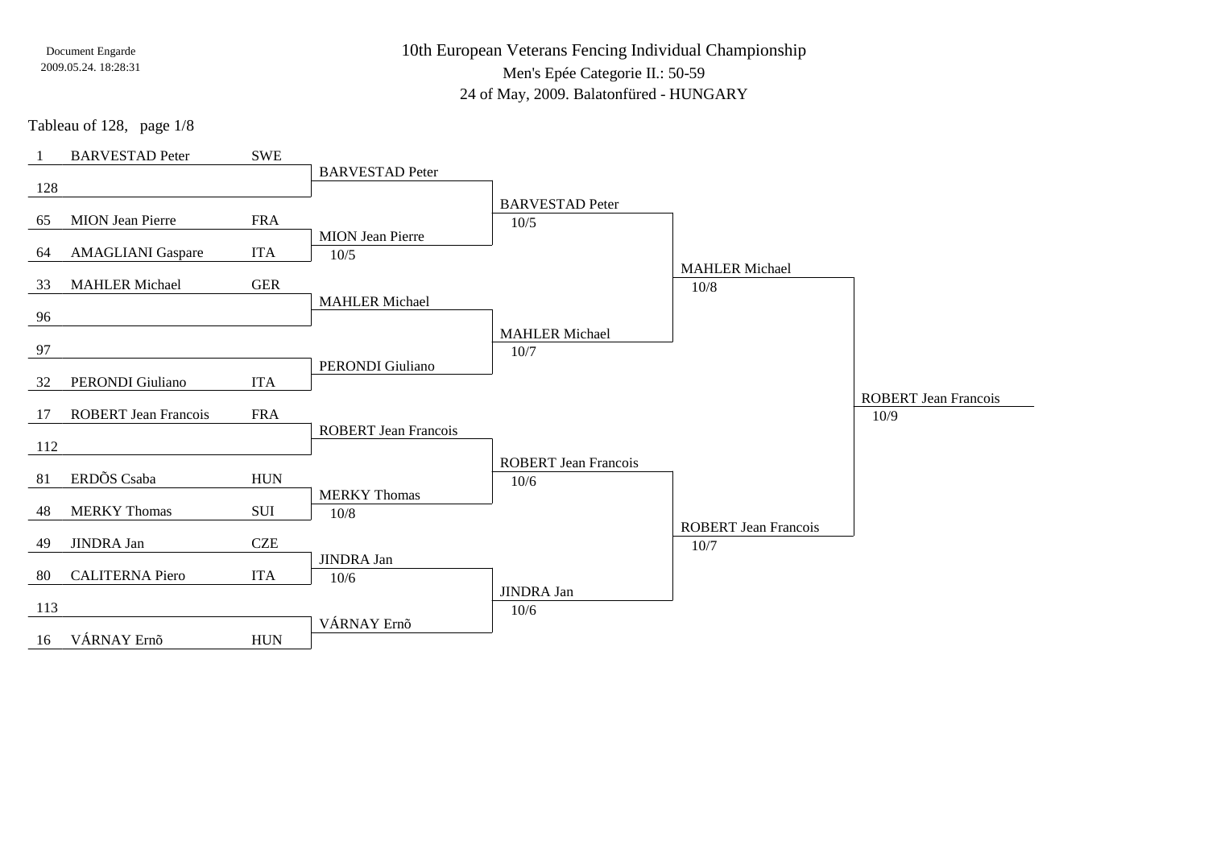Document Engarde
2009.05.24. 18:28:31

# 10th European Veterans Fencing Individual Championship

Men's Epée Categorie II.: 50-59

24 of May, 2009. Balatonfüred - HUNGARY

Tableau of 128, page 1/8

| Seed | Name | Nation | Tableau of 64 | Tableau of 32 | Tableau of 16 | Tableau of 8 |
|---|---|---|---|---|---|---|
| 1 | BARVESTAD Peter | SWE | BARVESTAD Peter | BARVESTAD Peter 10/5 | MAHLER Michael 10/8 | ROBERT Jean Francois 10/9 |
| 128 | | | | | | |
| 65 | MION Jean Pierre | FRA | MION Jean Pierre 10/5 | | | |
| 64 | AMAGLIANI Gaspare | ITA | | | | |
| 33 | MAHLER Michael | GER | MAHLER Michael | MAHLER Michael 10/7 | | |
| 96 | | | | | | |
| 97 | | | PERONDI Giuliano | | | |
| 32 | PERONDI Giuliano | ITA | | | | |
| 17 | ROBERT Jean Francois | FRA | ROBERT Jean Francois | ROBERT Jean Francois 10/6 | ROBERT Jean Francois 10/7 | |
| 112 | | | | | | |
| 81 | ERDÕS Csaba | HUN | MERKY Thomas 10/8 | | | |
| 48 | MERKY Thomas | SUI | | | | |
| 49 | JINDRA Jan | CZE | JINDRA Jan 10/6 | JINDRA Jan 10/6 | | |
| 80 | CALITERNA Piero | ITA | | | | |
| 113 | | | VÁRNAY Ernõ | | | |
| 16 | VÁRNAY Ernõ | HUN | | | | |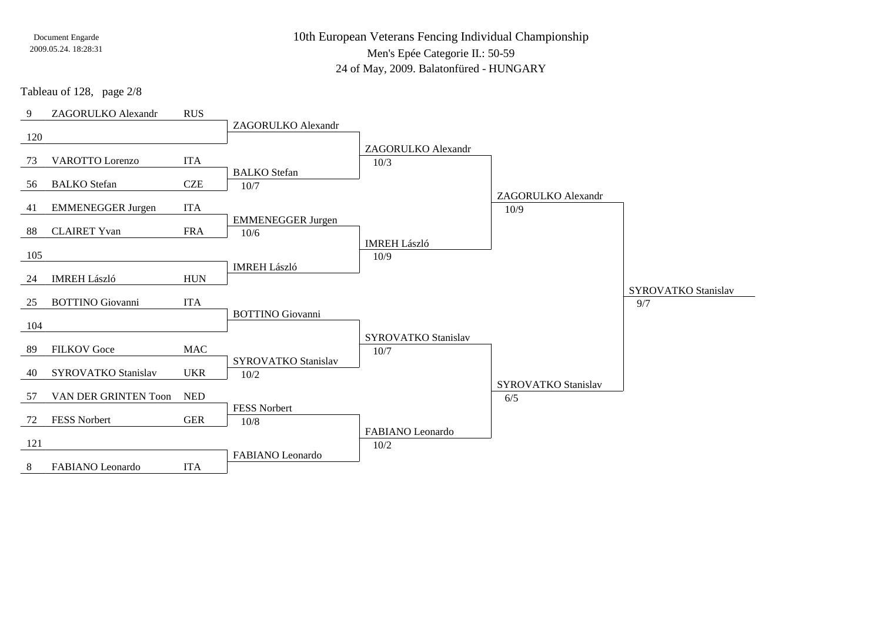Document Engarde
2009.05.24. 18:28:31

# 10th European Veterans Fencing Individual Championship

## Men's Epée Categorie II.: 50-59

24 of May, 2009. Balatonfüred - HUNGARY

Tableau of 128, page 2/8

| Seed | Name | Nation | Round 2 | Round 3 | Round 4 | Round 5 |
|---|---|---|---|---|---|---|
| 9 | ZAGORULKO Alexandr | RUS | ZAGORULKO Alexandr | ZAGORULKO Alexandr 10/3 | ZAGORULKO Alexandr 10/9 | SYROVATKO Stanislav 9/7 |
| 120 | | | | | | |
| 73 | VAROTTO Lorenzo | ITA | BALKO Stefan 10/7 | | | |
| 56 | BALKO Stefan | CZE | | | | |
| 41 | EMMENEGGER Jurgen | ITA | EMMENEGGER Jurgen 10/6 | IMREH László 10/9 | | |
| 88 | CLAIRET Yvan | FRA | | | | |
| 105 | | | IMREH László | | | |
| 24 | IMREH László | HUN | | | | |
| 25 | BOTTINO Giovanni | ITA | BOTTINO Giovanni | SYROVATKO Stanislav 10/7 | SYROVATKO Stanislav 6/5 | |
| 104 | | | | | | |
| 89 | FILKOV Goce | MAC | SYROVATKO Stanislav 10/2 | | | |
| 40 | SYROVATKO Stanislav | UKR | | | | |
| 57 | VAN DER GRINTEN Toon | NED | FESS Norbert 10/8 | FABIANO Leonardo 10/2 | | |
| 72 | FESS Norbert | GER | | | | |
| 121 | | | FABIANO Leonardo | | | |
| 8 | FABIANO Leonardo | ITA | | | | |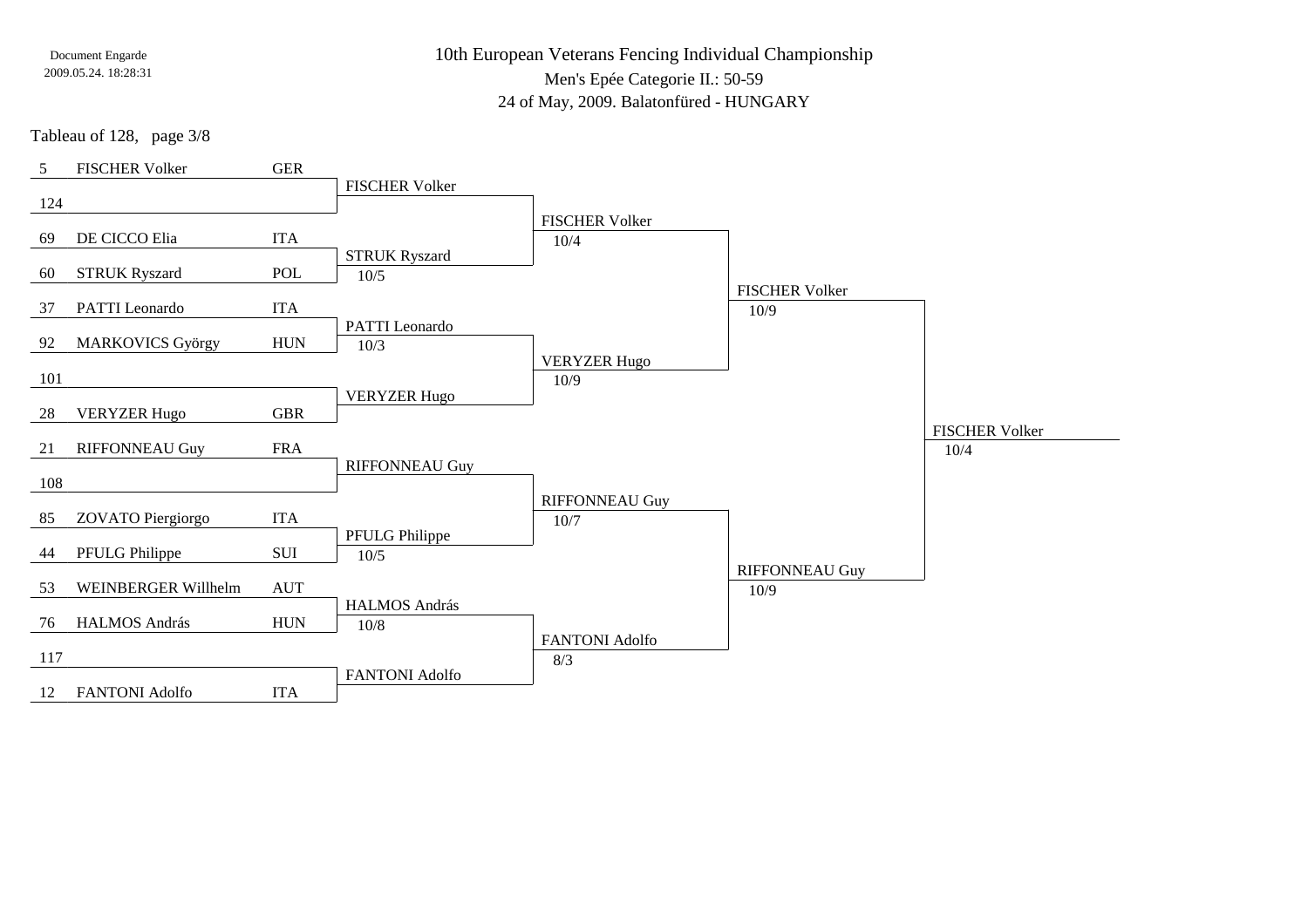Document Engarde
2009.05.24. 18:28:31

# 10th European Veterans Fencing Individual Championship

Men's Epée Categorie II.: 50-59

24 of May, 2009. Balatonfüred - HUNGARY

Tableau of 128, page 3/8

| Seed | Name | Nation | Tableau of 64 | Tableau of 32 | Tableau of 16 | Tableau of 8 |
|---|---|---|---|---|---|---|
| 5 | FISCHER Volker | GER | FISCHER Volker | FISCHER Volker 10/4 | FISCHER Volker 10/9 | FISCHER Volker 10/4 |
| 124 | | | | | | |
| 69 | DE CICCO Elia | ITA | STRUK Ryszard 10/5 | | | |
| 60 | STRUK Ryszard | POL | | | | |
| 37 | PATTI Leonardo | ITA | PATTI Leonardo 10/3 | VERYZER Hugo 10/9 | | |
| 92 | MARKOVICS György | HUN | | | | |
| 101 | | | VERYZER Hugo | | | |
| 28 | VERYZER Hugo | GBR | | | | |
| 21 | RIFFONNEAU Guy | FRA | RIFFONNEAU Guy | RIFFONNEAU Guy 10/7 | RIFFONNEAU Guy 10/9 | |
| 108 | | | | | | |
| 85 | ZOVATO Piergiorgo | ITA | PFULG Philippe 10/5 | | | |
| 44 | PFULG Philippe | SUI | | | | |
| 53 | WEINBERGER Willhelm | AUT | HALMOS András 10/8 | FANTONI Adolfo 8/3 | | |
| 76 | HALMOS András | HUN | | | | |
| 117 | | | FANTONI Adolfo | | | |
| 12 | FANTONI Adolfo | ITA | | | | |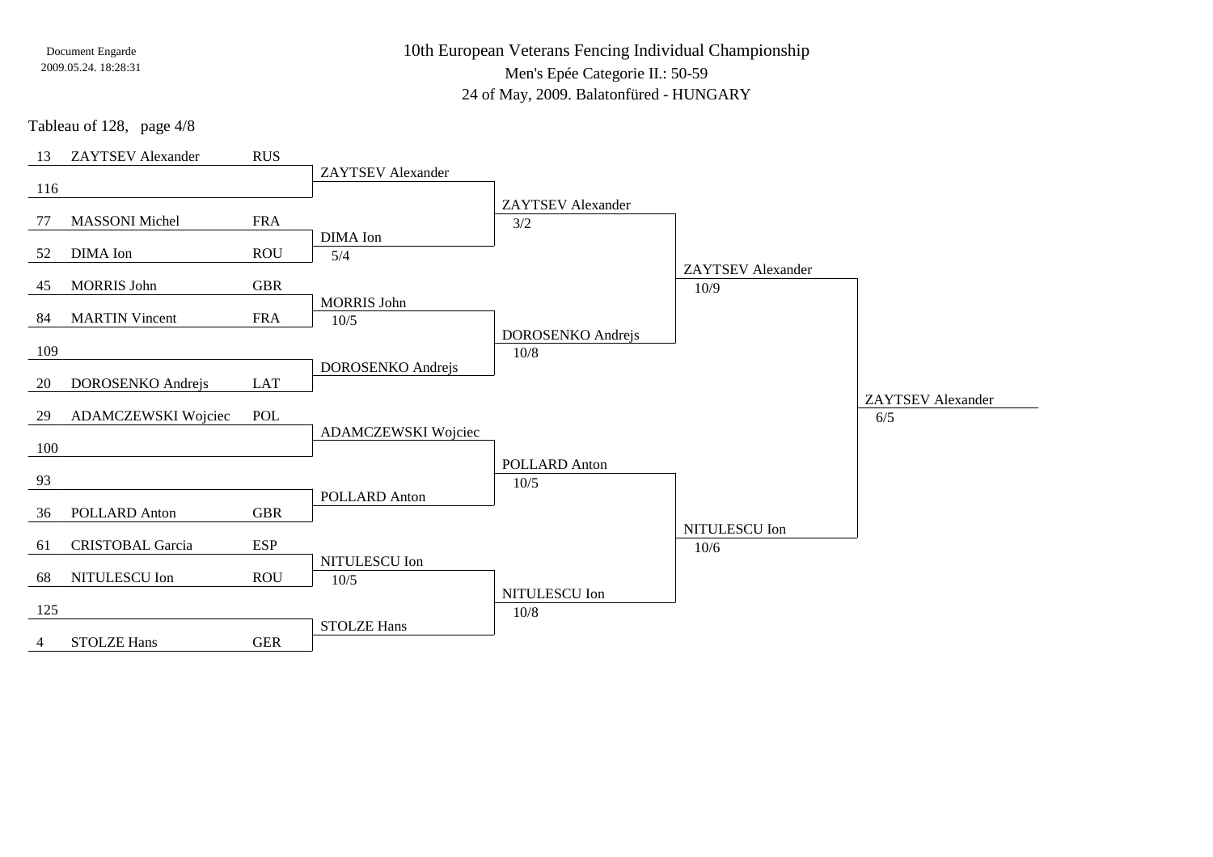Document Engarde
2009.05.24. 18:28:31

# 10th European Veterans Fencing Individual Championship

Men's Epée Categorie II.: 50-59

24 of May, 2009. Balatonfüred - HUNGARY

Tableau of 128, page 4/8

| Seed | Name | Nation | Tableau of 64 | Tableau of 32 | Tableau of 16 | Tableau of 8 |
|---|---|---|---|---|---|---|
| 13 | ZAYTSEV Alexander | RUS | ZAYTSEV Alexander | ZAYTSEV Alexander 3/2 | ZAYTSEV Alexander 10/9 | ZAYTSEV Alexander 6/5 |
| 116 | | | | | | |
| 77 | MASSONI Michel | FRA | DIMA Ion 5/4 | | | |
| 52 | DIMA Ion | ROU | | | | |
| 45 | MORRIS John | GBR | MORRIS John 10/5 | DOROSENKO Andrejs 10/8 | | |
| 84 | MARTIN Vincent | FRA | | | | |
| 109 | | | DOROSENKO Andrejs | | | |
| 20 | DOROSENKO Andrejs | LAT | | | | |
| 29 | ADAMCZEWSKI Wojciec | POL | ADAMCZEWSKI Wojciec | POLLARD Anton 10/5 | NITULESCU Ion 10/6 | |
| 100 | | | | | | |
| 93 | | | POLLARD Anton | | | |
| 36 | POLLARD Anton | GBR | | | | |
| 61 | CRISTOBAL Garcia | ESP | NITULESCU Ion 10/5 | NITULESCU Ion 10/8 | | |
| 68 | NITULESCU Ion | ROU | | | | |
| 125 | | | STOLZE Hans | | | |
| 4 | STOLZE Hans | GER | | | | |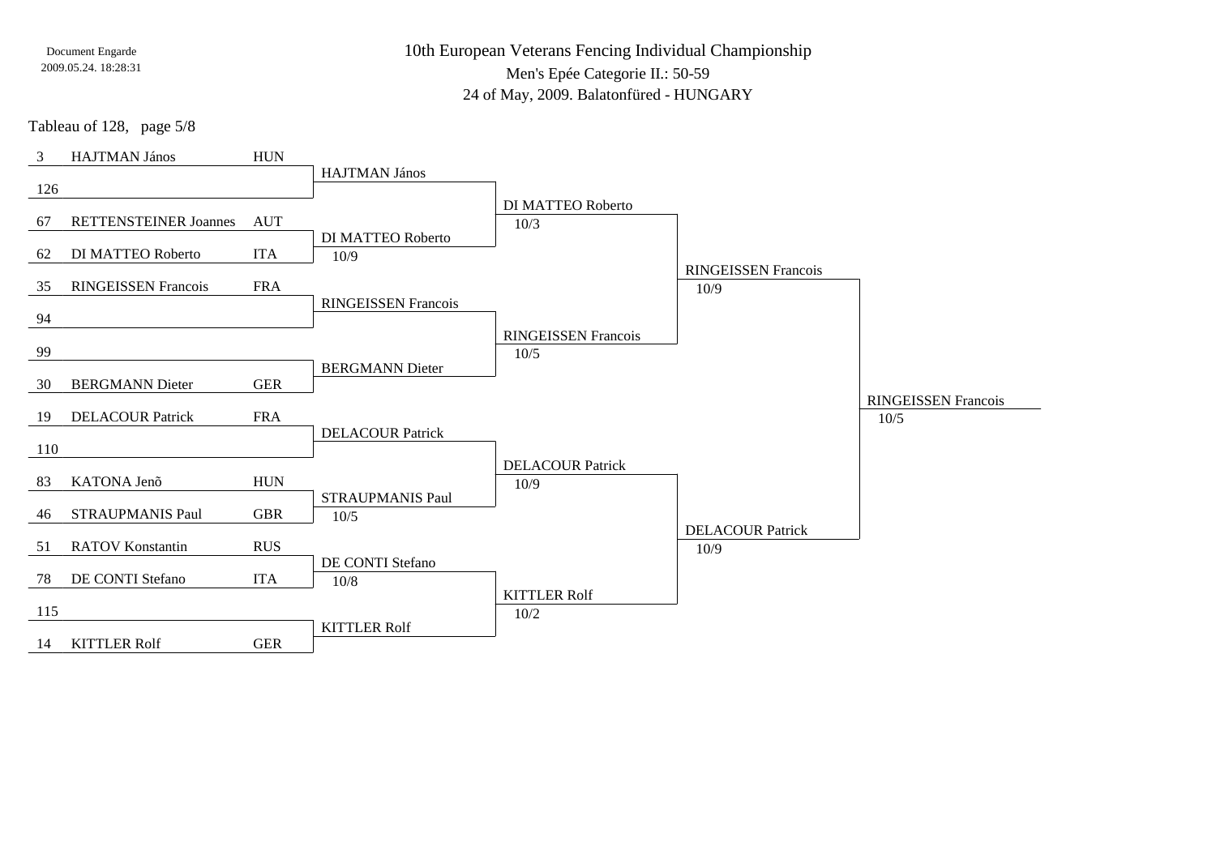10th European Veterans Fencing Individual Championship

Men's Epée Categorie II.: 50-59

24 of May, 2009. Balatonfüred - HUNGARY

Tableau of 128, page 5/8

| Seed | Name | Nation | Tableau of 64 | Tableau of 32 | Tableau of 16 | Tableau of 8 |
|---|---|---|---|---|---|---|
| 3 | HAJTMAN János | HUN | HAJTMAN János | DI MATTEO Roberto 10/3 | RINGEISSEN Francois 10/9 | RINGEISSEN Francois 10/5 |
| 126 | | | | | | |
| 67 | RETTENSTEINER Joannes | AUT | DI MATTEO Roberto 10/9 | | | |
| 62 | DI MATTEO Roberto | ITA | | | | |
| 35 | RINGEISSEN Francois | FRA | RINGEISSEN Francois | RINGEISSEN Francois 10/5 | | |
| 94 | | | | | | |
| 99 | | | BERGMANN Dieter | | | |
| 30 | BERGMANN Dieter | GER | | | | |
| 19 | DELACOUR Patrick | FRA | DELACOUR Patrick | DELACOUR Patrick 10/9 | DELACOUR Patrick 10/9 | |
| 110 | | | | | | |
| 83 | KATONA Jenõ | HUN | STRAUPMANIS Paul 10/5 | | | |
| 46 | STRAUPMANIS Paul | GBR | | | | |
| 51 | RATOV Konstantin | RUS | DE CONTI Stefano 10/8 | KITTLER Rolf 10/2 | | |
| 78 | DE CONTI Stefano | ITA | | | | |
| 115 | | | KITTLER Rolf | | | |
| 14 | KITTLER Rolf | GER | | | | |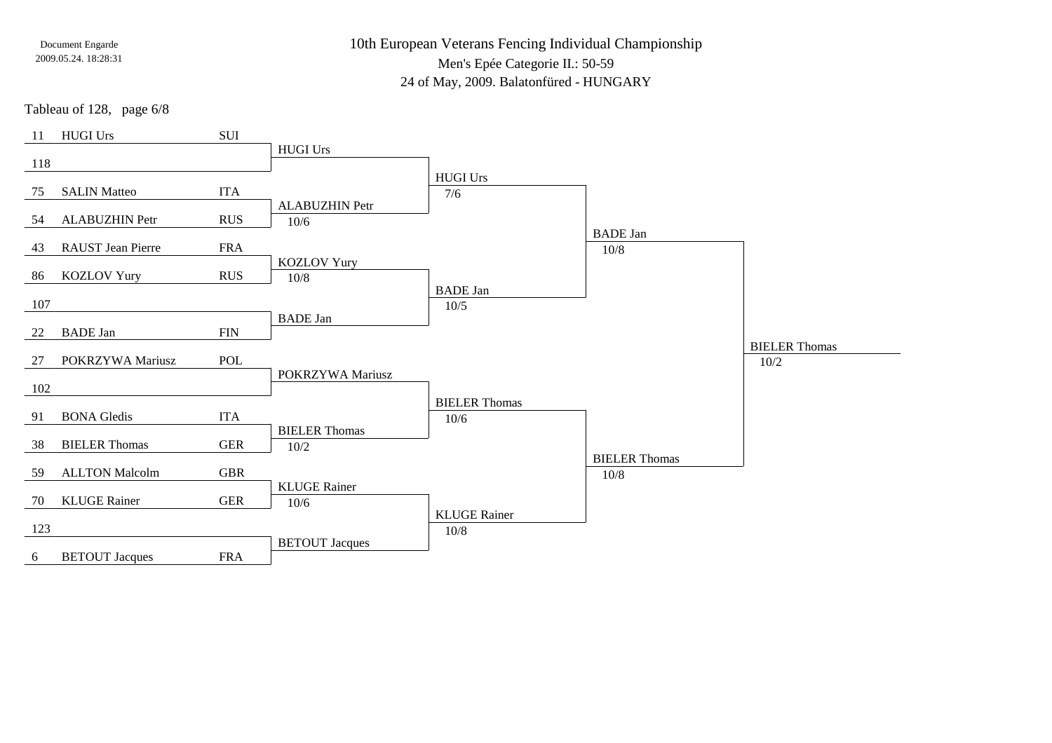# 10th European Veterans Fencing Individual Championship

Men's Epée Categorie II.: 50-59

24 of May, 2009. Balatonfüred - HUNGARY

Tableau of 128, page 6/8

| Seed | Name | Nation | Round 1 | Round 2 | Round 3 | Round 4 |
|---|---|---|---|---|---|---|
| 11 | HUGI Urs | SUI | HUGI Urs | HUGI Urs 7/6 | BADE Jan 10/8 | BIELER Thomas 10/2 |
| 118 | | | | | | |
| 75 | SALIN Matteo | ITA | ALABUZHIN Petr 10/6 | | | |
| 54 | ALABUZHIN Petr | RUS | | | | |
| 43 | RAUST Jean Pierre | FRA | KOZLOV Yury 10/8 | BADE Jan 10/5 | | |
| 86 | KOZLOV Yury | RUS | | | | |
| 107 | | | BADE Jan | | | |
| 22 | BADE Jan | FIN | | | | |
| 27 | POKRZYWA Mariusz | POL | POKRZYWA Mariusz | BIELER Thomas 10/6 | BIELER Thomas 10/8 | |
| 102 | | | | | | |
| 91 | BONA Gledis | ITA | BIELER Thomas 10/2 | | | |
| 38 | BIELER Thomas | GER | | | | |
| 59 | ALLTON Malcolm | GBR | KLUGE Rainer 10/6 | KLUGE Rainer 10/8 | | |
| 70 | KLUGE Rainer | GER | | | | |
| 123 | | | BETOUT Jacques | | | |
| 6 | BETOUT Jacques | FRA | | | | |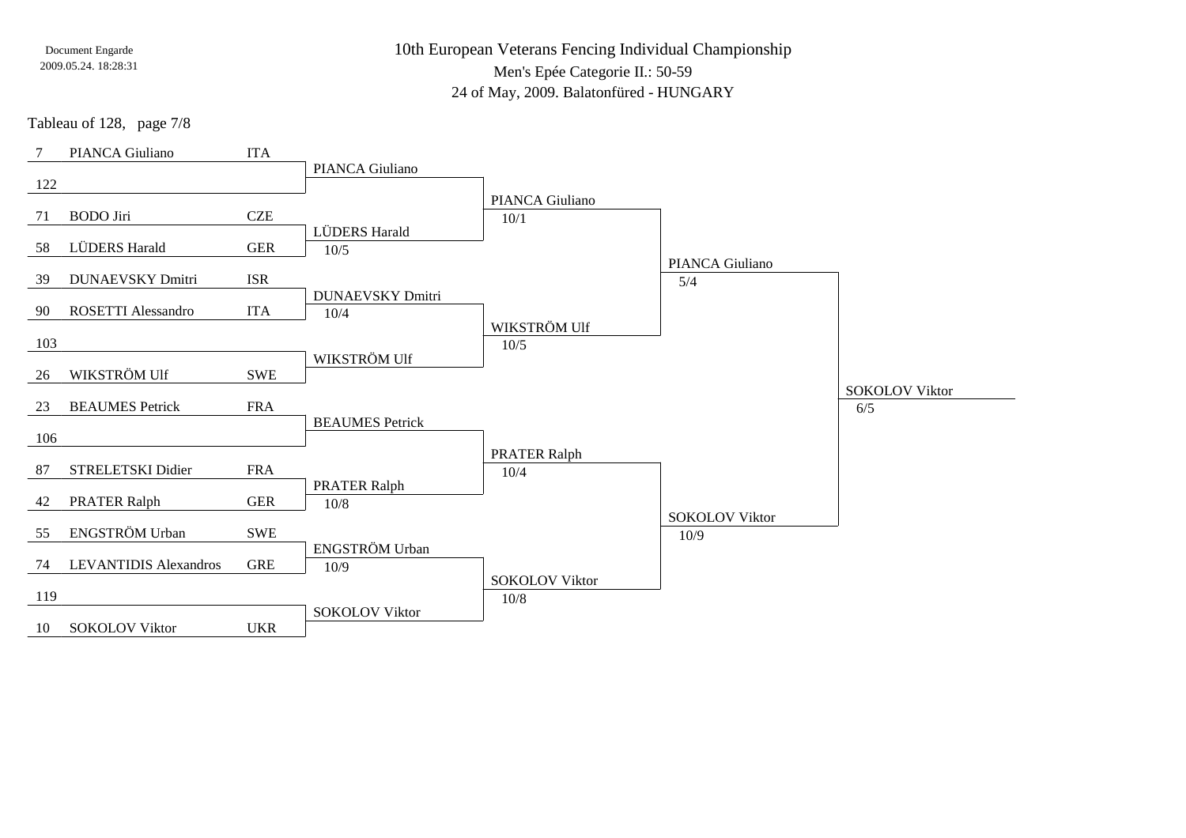Document Engarde
2009.05.24. 18:28:31

# 10th European Veterans Fencing Individual Championship

Men's Epée Categorie II.: 50-59

24 of May, 2009. Balatonfüred - HUNGARY

Tableau of 128, page 7/8

| Seed | Name | Nation | Tableau of 64 | Tableau of 32 | Tableau of 16 | Tableau of 8 |
|---|---|---|---|---|---|---|
| 7 | PIANCA Giuliano | ITA | PIANCA Giuliano | PIANCA Giuliano 10/1 | PIANCA Giuliano 5/4 | SOKOLOV Viktor 6/5 |
| 122 | | | | | | |
| 71 | BODO Jiri | CZE | LÜDERS Harald 10/5 | | | |
| 58 | LÜDERS Harald | GER | | | | |
| 39 | DUNAEVSKY Dmitri | ISR | DUNAEVSKY Dmitri 10/4 | WIKSTRÖM Ulf 10/5 | | |
| 90 | ROSETTI Alessandro | ITA | | | | |
| 103 | | | WIKSTRÖM Ulf | | | |
| 26 | WIKSTRÖM Ulf | SWE | | | | |
| 23 | BEAUMES Petrick | FRA | BEAUMES Petrick | PRATER Ralph 10/4 | SOKOLOV Viktor 10/9 | |
| 106 | | | | | | |
| 87 | STRELETSKI Didier | FRA | PRATER Ralph 10/8 | | | |
| 42 | PRATER Ralph | GER | | | | |
| 55 | ENGSTRÖM Urban | SWE | ENGSTRÖM Urban 10/9 | SOKOLOV Viktor 10/8 | | |
| 74 | LEVANTIDIS Alexandros | GRE | | | | |
| 119 | | | SOKOLOV Viktor | | | |
| 10 | SOKOLOV Viktor | UKR | | | | |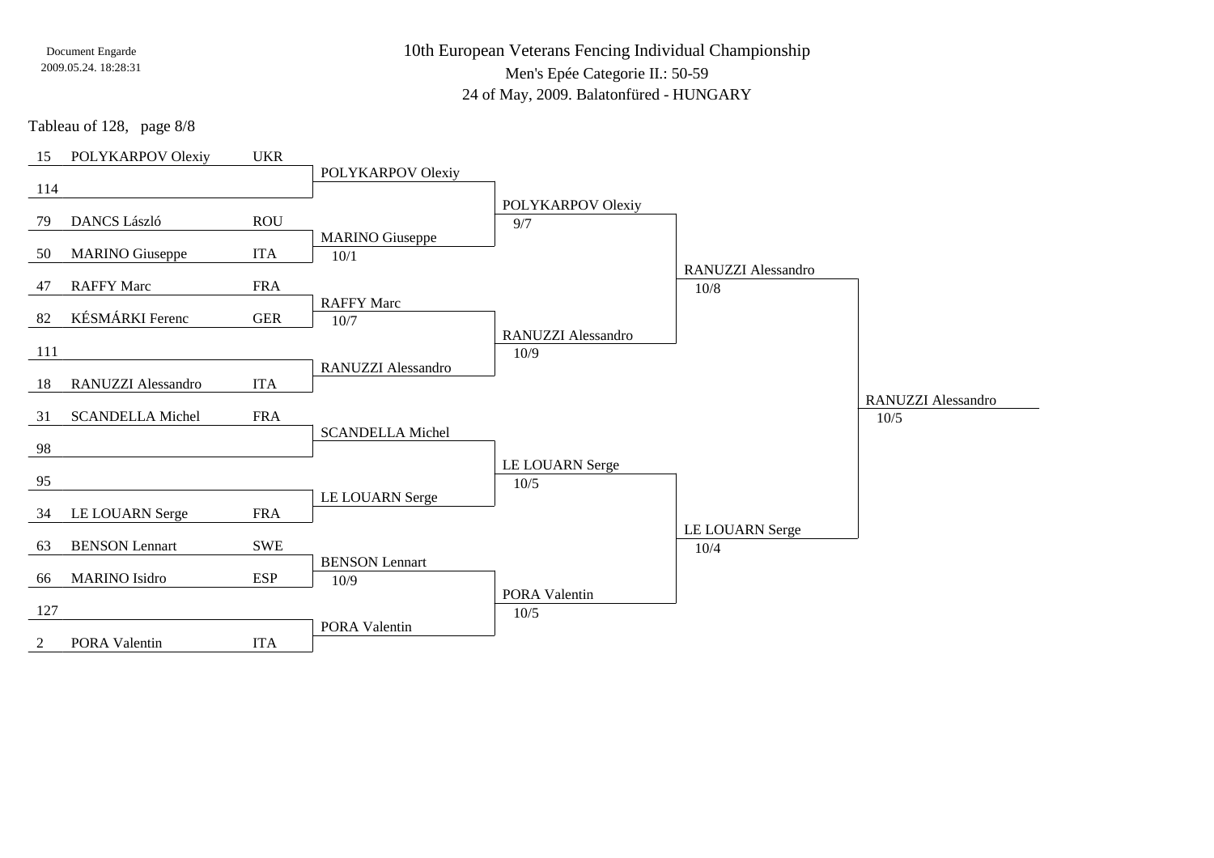# 10th European Veterans Fencing Individual Championship

Men's Epée Categorie II.: 50-59

24 of May, 2009. Balatonfüred - HUNGARY

Tableau of 128, page 8/8

| Seed | Name | Nation | Round 2 | Round 3 | Round 4 | Round 5 |
|---|---|---|---|---|---|---|
| 15 | POLYKARPOV Olexiy | UKR | POLYKARPOV Olexiy | POLYKARPOV Olexiy 9/7 | RANUZZI Alessandro 10/8 | RANUZZI Alessandro 10/5 |
| 114 | | | | | | |
| 79 | DANCS László | ROU | MARINO Giuseppe 10/1 | | | |
| 50 | MARINO Giuseppe | ITA | | | | |
| 47 | RAFFY Marc | FRA | RAFFY Marc 10/7 | RANUZZI Alessandro 10/9 | | |
| 82 | KÉSMÁRKI Ferenc | GER | | | | |
| 111 | | | RANUZZI Alessandro | | | |
| 18 | RANUZZI Alessandro | ITA | | | | |
| 31 | SCANDELLA Michel | FRA | SCANDELLA Michel | LE LOUARN Serge 10/5 | LE LOUARN Serge 10/4 | |
| 98 | | | | | | |
| 95 | | | LE LOUARN Serge | | | |
| 34 | LE LOUARN Serge | FRA | | | | |
| 63 | BENSON Lennart | SWE | BENSON Lennart 10/9 | PORA Valentin 10/5 | | |
| 66 | MARINO Isidro | ESP | | | | |
| 127 | | | PORA Valentin | | | |
| 2 | PORA Valentin | ITA | | | | |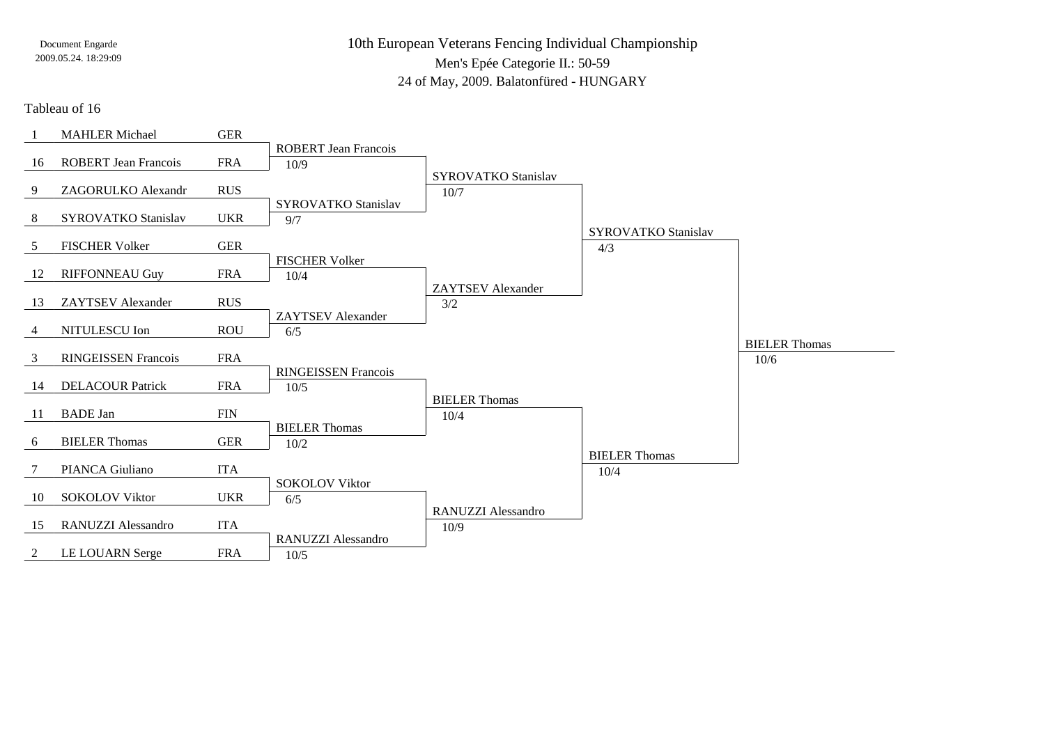Document Engarde
2009.05.24. 18:29:09

# 10th European Veterans Fencing Individual Championship

Men's Epée Categorie II.: 50-59

24 of May, 2009. Balatonfüred - HUNGARY

## Tableau of 16

| Seed | Name | Nation | Tableau of 8 | Quarter-final | Semi-final | Final |
|---|---|---|---|---|---|---|
| 1 | MAHLER Michael | GER | ROBERT Jean Francois 10/9 | SYROVATKO Stanislav 10/7 | SYROVATKO Stanislav 4/3 | BIELER Thomas 10/6 |
| 16 | ROBERT Jean Francois | FRA | | | | |
| 9 | ZAGORULKO Alexandr | RUS | SYROVATKO Stanislav 9/7 | | | |
| 8 | SYROVATKO Stanislav | UKR | | | | |
| 5 | FISCHER Volker | GER | FISCHER Volker 10/4 | ZAYTSEV Alexander 3/2 | | |
| 12 | RIFFONNEAU Guy | FRA | | | | |
| 13 | ZAYTSEV Alexander | RUS | ZAYTSEV Alexander 6/5 | | | |
| 4 | NITULESCU Ion | ROU | | | | |
| 3 | RINGEISSEN Francois | FRA | RINGEISSEN Francois 10/5 | BIELER Thomas 10/4 | BIELER Thomas 10/4 | |
| 14 | DELACOUR Patrick | FRA | | | | |
| 11 | BADE Jan | FIN | BIELER Thomas 10/2 | | | |
| 6 | BIELER Thomas | GER | | | | |
| 7 | PIANCA Giuliano | ITA | SOKOLOV Viktor 6/5 | RANUZZI Alessandro 10/9 | | |
| 10 | SOKOLOV Viktor | UKR | | | | |
| 15 | RANUZZI Alessandro | ITA | RANUZZI Alessandro 10/5 | | | |
| 2 | LE LOUARN Serge | FRA | | | | |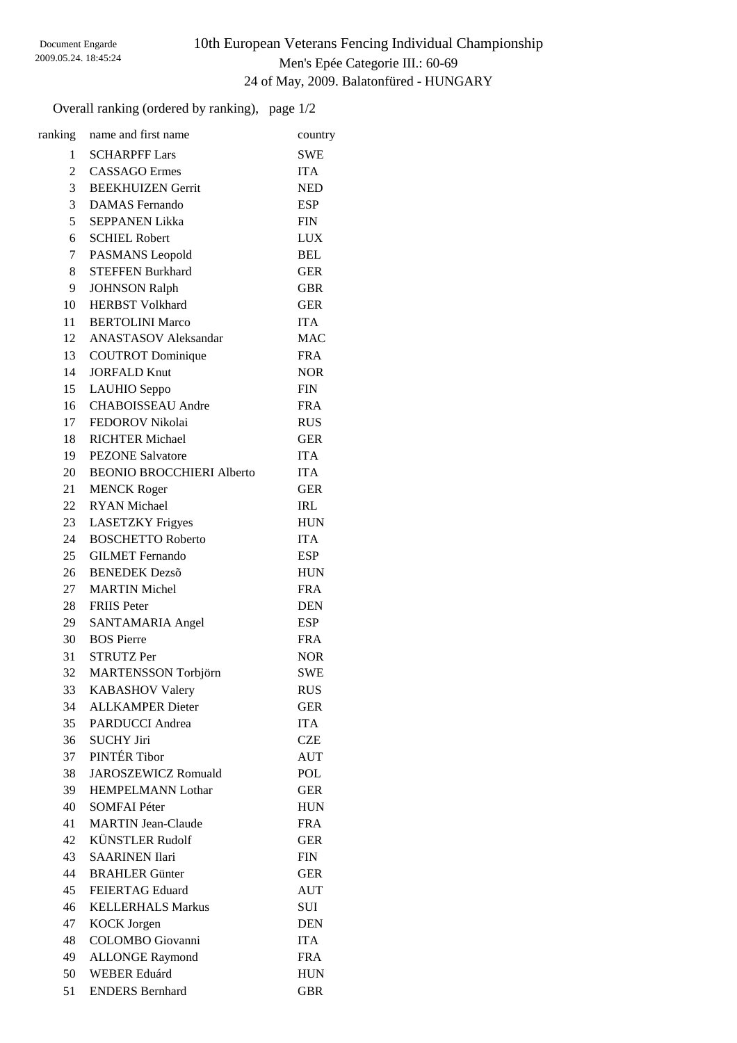# 10th European Veterans Fencing Individual Championship

Men's Epée Categorie III.: 60-69

24 of May, 2009. Balatonfüred - HUNGARY

Document Engarde
2009.05.24. 18:45:24

Overall ranking (ordered by ranking), page 1/2

| ranking | name and first name | country |
|---|---|---|
| 1 | SCHARPFF Lars | SWE |
| 2 | CASSAGO Ermes | ITA |
| 3 | BEEKHUIZEN Gerrit | NED |
| 3 | DAMAS Fernando | ESP |
| 5 | SEPPANEN Likka | FIN |
| 6 | SCHIEL Robert | LUX |
| 7 | PASMANS Leopold | BEL |
| 8 | STEFFEN Burkhard | GER |
| 9 | JOHNSON Ralph | GBR |
| 10 | HERBST Volkhard | GER |
| 11 | BERTOLINI Marco | ITA |
| 12 | ANASTASOV Aleksandar | MAC |
| 13 | COUTROT Dominique | FRA |
| 14 | JORFALD Knut | NOR |
| 15 | LAUHIO Seppo | FIN |
| 16 | CHABOISSEAU Andre | FRA |
| 17 | FEDOROV Nikolai | RUS |
| 18 | RICHTER Michael | GER |
| 19 | PEZONE Salvatore | ITA |
| 20 | BEONIO BROCCHIERI Alberto | ITA |
| 21 | MENCK Roger | GER |
| 22 | RYAN Michael | IRL |
| 23 | LASETZKY Frigyes | HUN |
| 24 | BOSCHETTO Roberto | ITA |
| 25 | GILMET Fernando | ESP |
| 26 | BENEDEK Dezsõ | HUN |
| 27 | MARTIN Michel | FRA |
| 28 | FRIIS Peter | DEN |
| 29 | SANTAMARIA Angel | ESP |
| 30 | BOS Pierre | FRA |
| 31 | STRUTZ Per | NOR |
| 32 | MARTENSSON Torbjörn | SWE |
| 33 | KABASHOV Valery | RUS |
| 34 | ALLKAMPER Dieter | GER |
| 35 | PARDUCCI Andrea | ITA |
| 36 | SUCHY Jiri | CZE |
| 37 | PINTÉR Tibor | AUT |
| 38 | JAROSZEWICZ Romuald | POL |
| 39 | HEMPELMANN Lothar | GER |
| 40 | SOMFAI Péter | HUN |
| 41 | MARTIN Jean-Claude | FRA |
| 42 | KÜNSTLER Rudolf | GER |
| 43 | SAARINEN Ilari | FIN |
| 44 | BRAHLER Günter | GER |
| 45 | FEIERTAG Eduard | AUT |
| 46 | KELLERHALS Markus | SUI |
| 47 | KOCK Jorgen | DEN |
| 48 | COLOMBO Giovanni | ITA |
| 49 | ALLONGE Raymond | FRA |
| 50 | WEBER Eduárd | HUN |
| 51 | ENDERS Bernhard | GBR |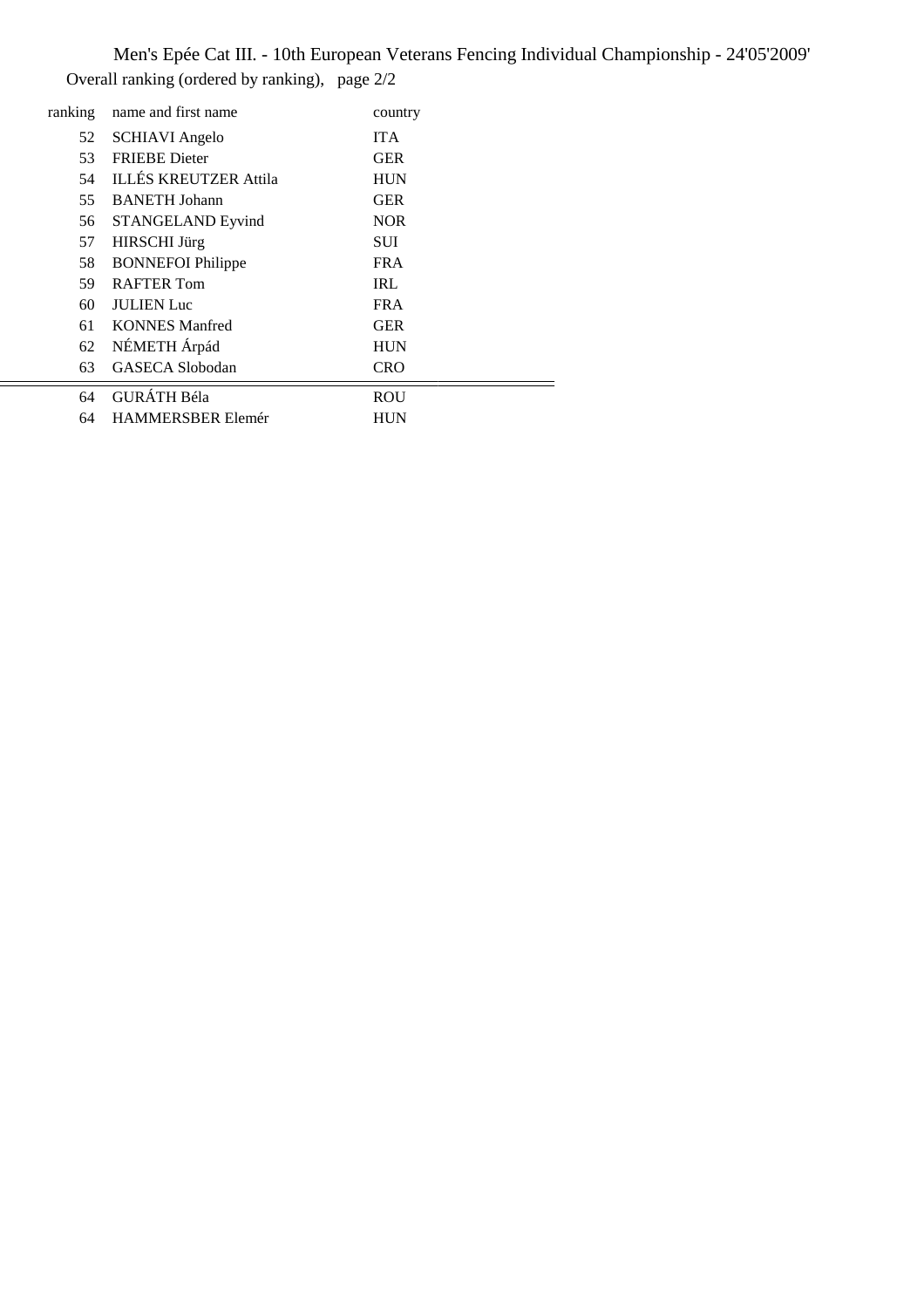Men's Epée Cat III. - 10th European Veterans Fencing Individual Championship - 24'05'2009'

Overall ranking (ordered by ranking), page 2/2

| ranking | name and first name | country |
|---|---|---|
| 52 | SCHIAVI Angelo | ITA |
| 53 | FRIEBE Dieter | GER |
| 54 | ILLÉS KREUTZER Attila | HUN |
| 55 | BANETH Johann | GER |
| 56 | STANGELAND Eyvind | NOR |
| 57 | HIRSCHI Jürg | SUI |
| 58 | BONNEFOI Philippe | FRA |
| 59 | RAFTER Tom | IRL |
| 60 | JULIEN Luc | FRA |
| 61 | KONNES Manfred | GER |
| 62 | NÉMETH Árpád | HUN |
| 63 | GASECA Slobodan | CRO |
| 64 | GURÁTH Béla | ROU |
| 64 | HAMMERSBER Elemér | HUN |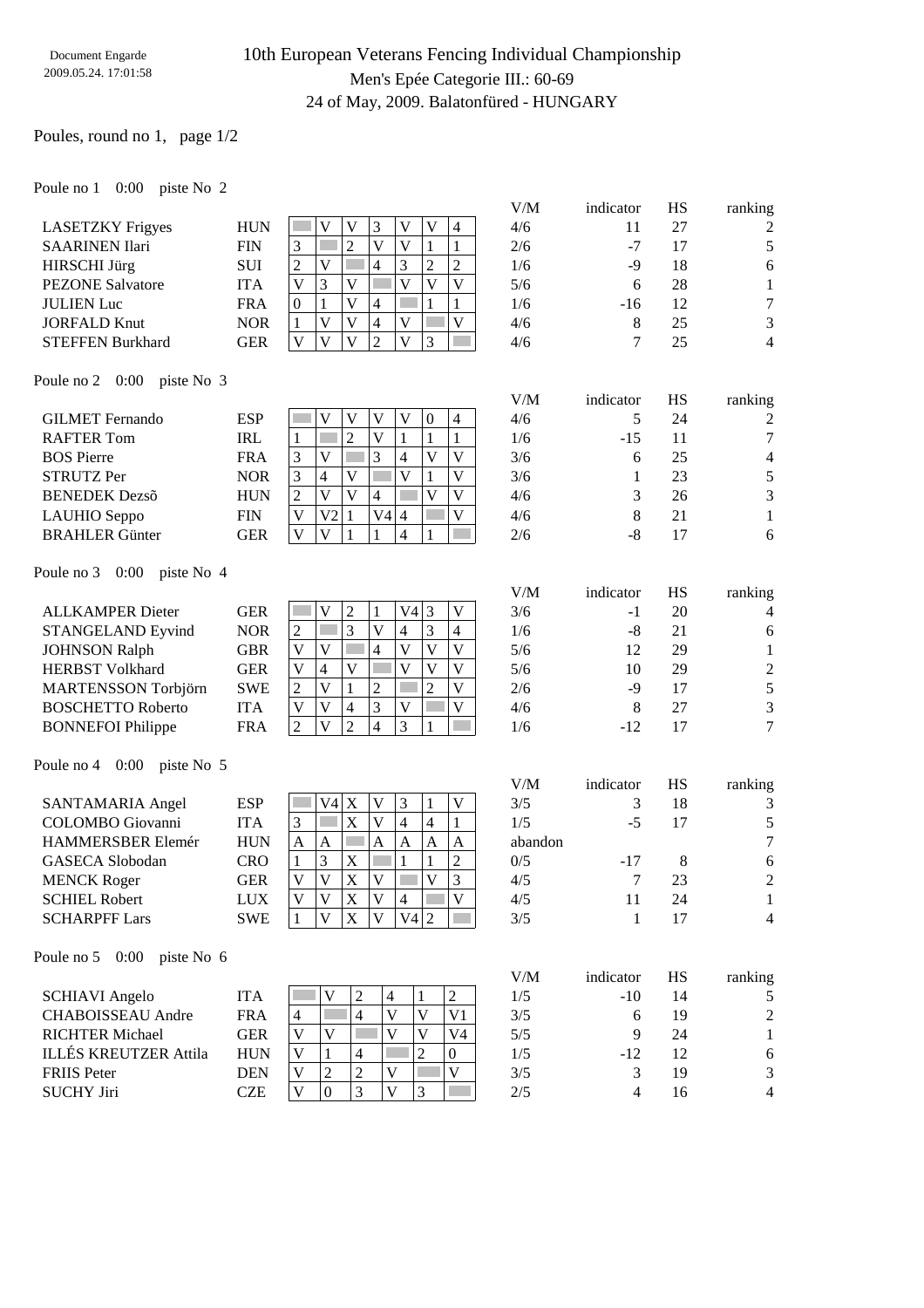Document Engarde
2009.05.24. 17:01:58

# 10th European Veterans Fencing Individual Championship

## Men's Epée Categorie III.: 60-69

24 of May, 2009. Balatonfüred - HUNGARY

Poules, round no 1, page 1/2

### Poule no 1 0:00 piste No 2

| Name | Nation | 1 | 2 | 3 | 4 | 5 | 6 | 7 | V/M | indicator | HS | ranking |
|---|---|---|---|---|---|---|---|---|---|---|---|---|
| LASETZKY Frigyes | HUN | | V | V | 3 | V | V | 4 | 4/6 | 11 | 27 | 2 |
| SAARINEN Ilari | FIN | 3 | | 2 | V | V | 1 | 1 | 2/6 | -7 | 17 | 5 |
| HIRSCHI Jürg | SUI | 2 | V | | 4 | 3 | 2 | 2 | 1/6 | -9 | 18 | 6 |
| PEZONE Salvatore | ITA | V | 3 | V | | V | V | V | 5/6 | 6 | 28 | 1 |
| JULIEN Luc | FRA | 0 | 1 | V | 4 | | 1 | 1 | 1/6 | -16 | 12 | 7 |
| JORFALD Knut | NOR | 1 | V | V | 4 | V | | V | 4/6 | 8 | 25 | 3 |
| STEFFEN Burkhard | GER | V | V | V | 2 | V | 3 | | 4/6 | 7 | 25 | 4 |

### Poule no 2 0:00 piste No 3

| Name | Nation | 1 | 2 | 3 | 4 | 5 | 6 | 7 | V/M | indicator | HS | ranking |
|---|---|---|---|---|---|---|---|---|---|---|---|---|
| GILMET Fernando | ESP | | V | V | V | V | 0 | 4 | 4/6 | 5 | 24 | 2 |
| RAFTER Tom | IRL | 1 | | 2 | V | 1 | 1 | 1 | 1/6 | -15 | 11 | 7 |
| BOS Pierre | FRA | 3 | V | | 3 | 4 | V | V | 3/6 | 6 | 25 | 4 |
| STRUTZ Per | NOR | 3 | 4 | V | | V | 1 | V | 3/6 | 1 | 23 | 5 |
| BENEDEK Dezsõ | HUN | 2 | V | V | 4 | | V | V | 4/6 | 3 | 26 | 3 |
| LAUHIO Seppo | FIN | V | V2 | 1 | V4 | 4 | | V | 4/6 | 8 | 21 | 1 |
| BRAHLER Günter | GER | V | V | 1 | 1 | 4 | 1 | | 2/6 | -8 | 17 | 6 |

### Poule no 3 0:00 piste No 4

| Name | Nation | 1 | 2 | 3 | 4 | 5 | 6 | 7 | V/M | indicator | HS | ranking |
|---|---|---|---|---|---|---|---|---|---|---|---|---|
| ALLKAMPER Dieter | GER | | V | 2 | 1 | V4 | 3 | V | 3/6 | -1 | 20 | 4 |
| STANGELAND Eyvind | NOR | 2 | | 3 | V | 4 | 3 | 4 | 1/6 | -8 | 21 | 6 |
| JOHNSON Ralph | GBR | V | V | | 4 | V | V | V | 5/6 | 12 | 29 | 1 |
| HERBST Volkhard | GER | V | 4 | V | | V | V | V | 5/6 | 10 | 29 | 2 |
| MARTENSSON Torbjörn | SWE | 2 | V | 1 | 2 | | 2 | V | 2/6 | -9 | 17 | 5 |
| BOSCHETTO Roberto | ITA | V | V | 4 | 3 | V | | V | 4/6 | 8 | 27 | 3 |
| BONNEFOI Philippe | FRA | 2 | V | 2 | 4 | 3 | 1 | | 1/6 | -12 | 17 | 7 |

### Poule no 4 0:00 piste No 5

| Name | Nation | 1 | 2 | 3 | 4 | 5 | 6 | 7 | V/M | indicator | HS | ranking |
|---|---|---|---|---|---|---|---|---|---|---|---|---|
| SANTAMARIA Angel | ESP | | V4 | X | V | 3 | 1 | V | 3/5 | 3 | 18 | 3 |
| COLOMBO Giovanni | ITA | 3 | | X | V | 4 | 4 | 1 | 1/5 | -5 | 17 | 5 |
| HAMMERSBER Elemér | HUN | A | A | | A | A | A | A | abandon | | | 7 |
| GASECA Slobodan | CRO | 1 | 3 | X | | 1 | 1 | 2 | 0/5 | -17 | 8 | 6 |
| MENCK Roger | GER | V | V | X | V | | V | 3 | 4/5 | 7 | 23 | 2 |
| SCHIEL Robert | LUX | V | V | X | V | 4 | | V | 4/5 | 11 | 24 | 1 |
| SCHARPFF Lars | SWE | 1 | V | X | V | V4 | 2 | | 3/5 | 1 | 17 | 4 |

### Poule no 5 0:00 piste No 6

| Name | Nation | 1 | 2 | 3 | 4 | 5 | 6 | V/M | indicator | HS | ranking |
|---|---|---|---|---|---|---|---|---|---|---|---|
| SCHIAVI Angelo | ITA | | V | 2 | 4 | 1 | 2 | 1/5 | -10 | 14 | 5 |
| CHABOISSEAU Andre | FRA | 4 | | 4 | V | V | V1 | 3/5 | 6 | 19 | 2 |
| RICHTER Michael | GER | V | V | | V | V | V4 | 5/5 | 9 | 24 | 1 |
| ILLÉS KREUTZER Attila | HUN | V | 1 | 4 | | 2 | 0 | 1/5 | -12 | 12 | 6 |
| FRIIS Peter | DEN | V | 2 | 2 | V | | V | 3/5 | 3 | 19 | 3 |
| SUCHY Jiri | CZE | V | 0 | 3 | V | 3 | | 2/5 | 4 | 16 | 4 |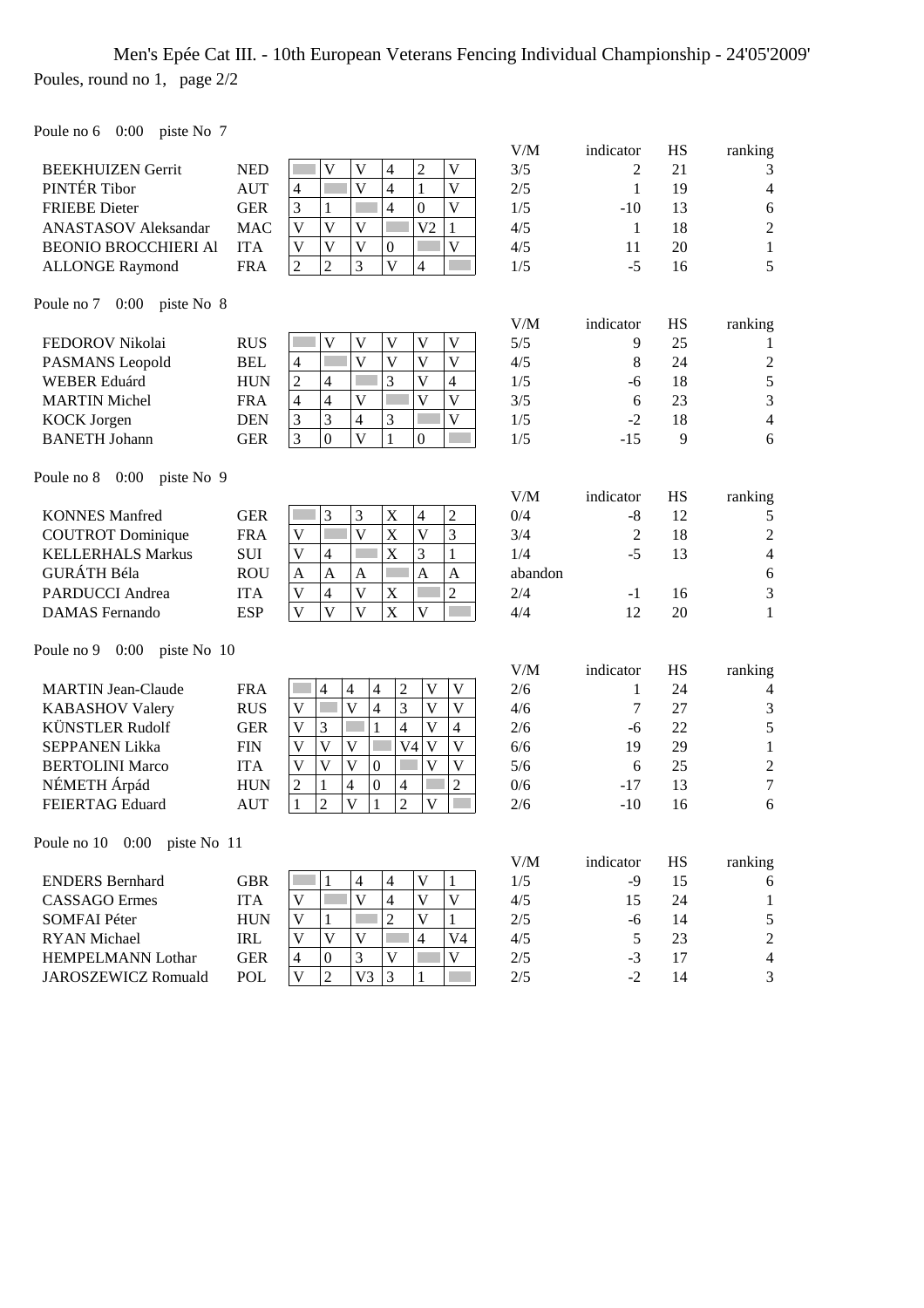Men's Epée Cat III. - 10th European Veterans Fencing Individual Championship - 24'05'2009'

Poules, round no 1, page 2/2

Poule no 6 0:00 piste No 7

| | | 1 | 2 | 3 | 4 | 5 | 6 | V/M | indicator | HS | ranking |
|---|---|---|---|---|---|---|---|---|---|---|---|
| BEEKHUIZEN Gerrit | NED | | V | V | 4 | 2 | V | 3/5 | 2 | 21 | 3 |
| PINTÉR Tibor | AUT | 4 | | V | 4 | 1 | V | 2/5 | 1 | 19 | 4 |
| FRIEBE Dieter | GER | 3 | 1 | | 4 | 0 | V | 1/5 | -10 | 13 | 6 |
| ANASTASOV Aleksandar | MAC | V | V | V | | V2 | 1 | 4/5 | 1 | 18 | 2 |
| BEONIO BROCCHIERI Al | ITA | V | V | V | 0 | | V | 4/5 | 11 | 20 | 1 |
| ALLONGE Raymond | FRA | 2 | 2 | 3 | V | 4 | | 1/5 | -5 | 16 | 5 |

Poule no 7 0:00 piste No 8

| | | 1 | 2 | 3 | 4 | 5 | 6 | V/M | indicator | HS | ranking |
|---|---|---|---|---|---|---|---|---|---|---|---|
| FEDOROV Nikolai | RUS | | V | V | V | V | V | 5/5 | 9 | 25 | 1 |
| PASMANS Leopold | BEL | 4 | | V | V | V | V | 4/5 | 8 | 24 | 2 |
| WEBER Eduárd | HUN | 2 | 4 | | 3 | V | 4 | 1/5 | -6 | 18 | 5 |
| MARTIN Michel | FRA | 4 | 4 | V | | V | V | 3/5 | 6 | 23 | 3 |
| KOCK Jorgen | DEN | 3 | 3 | 4 | 3 | | V | 1/5 | -2 | 18 | 4 |
| BANETH Johann | GER | 3 | 0 | V | 1 | 0 | | 1/5 | -15 | 9 | 6 |

Poule no 8 0:00 piste No 9

| | | 1 | 2 | 3 | 4 | 5 | 6 | V/M | indicator | HS | ranking |
|---|---|---|---|---|---|---|---|---|---|---|---|
| KONNES Manfred | GER | | 3 | 3 | X | 4 | 2 | 0/4 | -8 | 12 | 5 |
| COUTROT Dominique | FRA | V | | V | X | V | 3 | 3/4 | 2 | 18 | 2 |
| KELLERHALS Markus | SUI | V | 4 | | X | 3 | 1 | 1/4 | -5 | 13 | 4 |
| GURÁTH Béla | ROU | A | A | A | | A | A | abandon | | | 6 |
| PARDUCCI Andrea | ITA | V | 4 | V | X | | 2 | 2/4 | -1 | 16 | 3 |
| DAMAS Fernando | ESP | V | V | V | X | V | | 4/4 | 12 | 20 | 1 |

Poule no 9 0:00 piste No 10

| | | 1 | 2 | 3 | 4 | 5 | 6 | 7 | V/M | indicator | HS | ranking |
|---|---|---|---|---|---|---|---|---|---|---|---|---|
| MARTIN Jean-Claude | FRA | | 4 | 4 | 4 | 2 | V | V | 2/6 | 1 | 24 | 4 |
| KABASHOV Valery | RUS | V | | V | 4 | 3 | V | V | 4/6 | 7 | 27 | 3 |
| KÜNSTLER Rudolf | GER | V | 3 | | 1 | 4 | V | 4 | 2/6 | -6 | 22 | 5 |
| SEPPANEN Likka | FIN | V | V | V | | V4 | V | V | 6/6 | 19 | 29 | 1 |
| BERTOLINI Marco | ITA | V | V | V | 0 | | V | V | 5/6 | 6 | 25 | 2 |
| NÉMETH Árpád | HUN | 2 | 1 | 4 | 0 | 4 | | 2 | 0/6 | -17 | 13 | 7 |
| FEIERTAG Eduard | AUT | 1 | 2 | V | 1 | 2 | V | | 2/6 | -10 | 16 | 6 |

Poule no 10 0:00 piste No 11

| | | 1 | 2 | 3 | 4 | 5 | 6 | V/M | indicator | HS | ranking |
|---|---|---|---|---|---|---|---|---|---|---|---|
| ENDERS Bernhard | GBR | | 1 | 4 | 4 | V | 1 | 1/5 | -9 | 15 | 6 |
| CASSAGO Ermes | ITA | V | | V | 4 | V | V | 4/5 | 15 | 24 | 1 |
| SOMFAI Péter | HUN | V | 1 | | 2 | V | 1 | 2/5 | -6 | 14 | 5 |
| RYAN Michael | IRL | V | V | V | | 4 | V4 | 4/5 | 5 | 23 | 2 |
| HEMPELMANN Lothar | GER | 4 | 0 | 3 | V | | V | 2/5 | -3 | 17 | 4 |
| JAROSZEWICZ Romuald | POL | V | 2 | V3 | 3 | 1 | | 2/5 | -2 | 14 | 3 |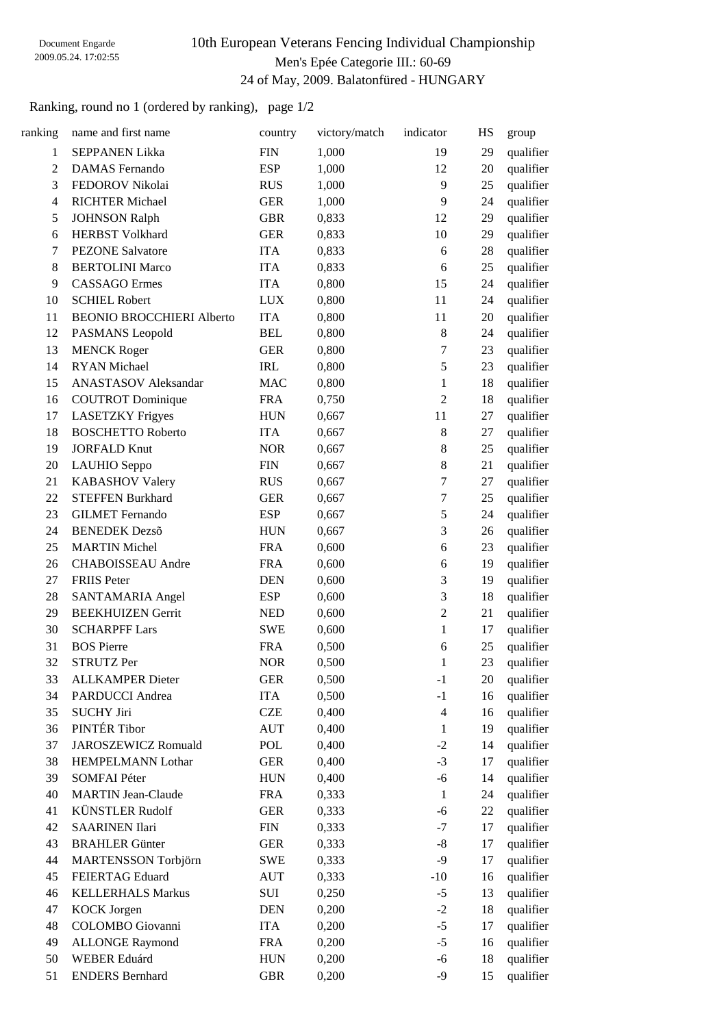Document Engarde
2009.05.24. 17:02:55

# 10th European Veterans Fencing Individual Championship

## Men's Epée Categorie III.: 60-69

### 24 of May, 2009. Balatonfüred - HUNGARY

Ranking, round no 1 (ordered by ranking), page 1/2

| ranking | name and first name | country | victory/match | indicator | HS | group |
|---|---|---|---|---|---|---|
| 1 | SEPPANEN Likka | FIN | 1,000 | 19 | 29 | qualifier |
| 2 | DAMAS Fernando | ESP | 1,000 | 12 | 20 | qualifier |
| 3 | FEDOROV Nikolai | RUS | 1,000 | 9 | 25 | qualifier |
| 4 | RICHTER Michael | GER | 1,000 | 9 | 24 | qualifier |
| 5 | JOHNSON Ralph | GBR | 0,833 | 12 | 29 | qualifier |
| 6 | HERBST Volkhard | GER | 0,833 | 10 | 29 | qualifier |
| 7 | PEZONE Salvatore | ITA | 0,833 | 6 | 28 | qualifier |
| 8 | BERTOLINI Marco | ITA | 0,833 | 6 | 25 | qualifier |
| 9 | CASSAGO Ermes | ITA | 0,800 | 15 | 24 | qualifier |
| 10 | SCHIEL Robert | LUX | 0,800 | 11 | 24 | qualifier |
| 11 | BEONIO BROCCHIERI Alberto | ITA | 0,800 | 11 | 20 | qualifier |
| 12 | PASMANS Leopold | BEL | 0,800 | 8 | 24 | qualifier |
| 13 | MENCK Roger | GER | 0,800 | 7 | 23 | qualifier |
| 14 | RYAN Michael | IRL | 0,800 | 5 | 23 | qualifier |
| 15 | ANASTASOV Aleksandar | MAC | 0,800 | 1 | 18 | qualifier |
| 16 | COUTROT Dominique | FRA | 0,750 | 2 | 18 | qualifier |
| 17 | LASETZKY Frigyes | HUN | 0,667 | 11 | 27 | qualifier |
| 18 | BOSCHETTO Roberto | ITA | 0,667 | 8 | 27 | qualifier |
| 19 | JORFALD Knut | NOR | 0,667 | 8 | 25 | qualifier |
| 20 | LAUHIO Seppo | FIN | 0,667 | 8 | 21 | qualifier |
| 21 | KABASHOV Valery | RUS | 0,667 | 7 | 27 | qualifier |
| 22 | STEFFEN Burkhard | GER | 0,667 | 7 | 25 | qualifier |
| 23 | GILMET Fernando | ESP | 0,667 | 5 | 24 | qualifier |
| 24 | BENEDEK Dezsõ | HUN | 0,667 | 3 | 26 | qualifier |
| 25 | MARTIN Michel | FRA | 0,600 | 6 | 23 | qualifier |
| 26 | CHABOISSEAU Andre | FRA | 0,600 | 6 | 19 | qualifier |
| 27 | FRIIS Peter | DEN | 0,600 | 3 | 19 | qualifier |
| 28 | SANTAMARIA Angel | ESP | 0,600 | 3 | 18 | qualifier |
| 29 | BEEKHUIZEN Gerrit | NED | 0,600 | 2 | 21 | qualifier |
| 30 | SCHARPFF Lars | SWE | 0,600 | 1 | 17 | qualifier |
| 31 | BOS Pierre | FRA | 0,500 | 6 | 25 | qualifier |
| 32 | STRUTZ Per | NOR | 0,500 | 1 | 23 | qualifier |
| 33 | ALLKAMPER Dieter | GER | 0,500 | -1 | 20 | qualifier |
| 34 | PARDUCCI Andrea | ITA | 0,500 | -1 | 16 | qualifier |
| 35 | SUCHY Jiri | CZE | 0,400 | 4 | 16 | qualifier |
| 36 | PINTÉR Tibor | AUT | 0,400 | 1 | 19 | qualifier |
| 37 | JAROSZEWICZ Romuald | POL | 0,400 | -2 | 14 | qualifier |
| 38 | HEMPELMANN Lothar | GER | 0,400 | -3 | 17 | qualifier |
| 39 | SOMFAI Péter | HUN | 0,400 | -6 | 14 | qualifier |
| 40 | MARTIN Jean-Claude | FRA | 0,333 | 1 | 24 | qualifier |
| 41 | KÜNSTLER Rudolf | GER | 0,333 | -6 | 22 | qualifier |
| 42 | SAARINEN Ilari | FIN | 0,333 | -7 | 17 | qualifier |
| 43 | BRAHLER Günter | GER | 0,333 | -8 | 17 | qualifier |
| 44 | MARTENSSON Torbjörn | SWE | 0,333 | -9 | 17 | qualifier |
| 45 | FEIERTAG Eduard | AUT | 0,333 | -10 | 16 | qualifier |
| 46 | KELLERHALS Markus | SUI | 0,250 | -5 | 13 | qualifier |
| 47 | KOCK Jorgen | DEN | 0,200 | -2 | 18 | qualifier |
| 48 | COLOMBO Giovanni | ITA | 0,200 | -5 | 17 | qualifier |
| 49 | ALLONGE Raymond | FRA | 0,200 | -5 | 16 | qualifier |
| 50 | WEBER Eduárd | HUN | 0,200 | -6 | 18 | qualifier |
| 51 | ENDERS Bernhard | GBR | 0,200 | -9 | 15 | qualifier |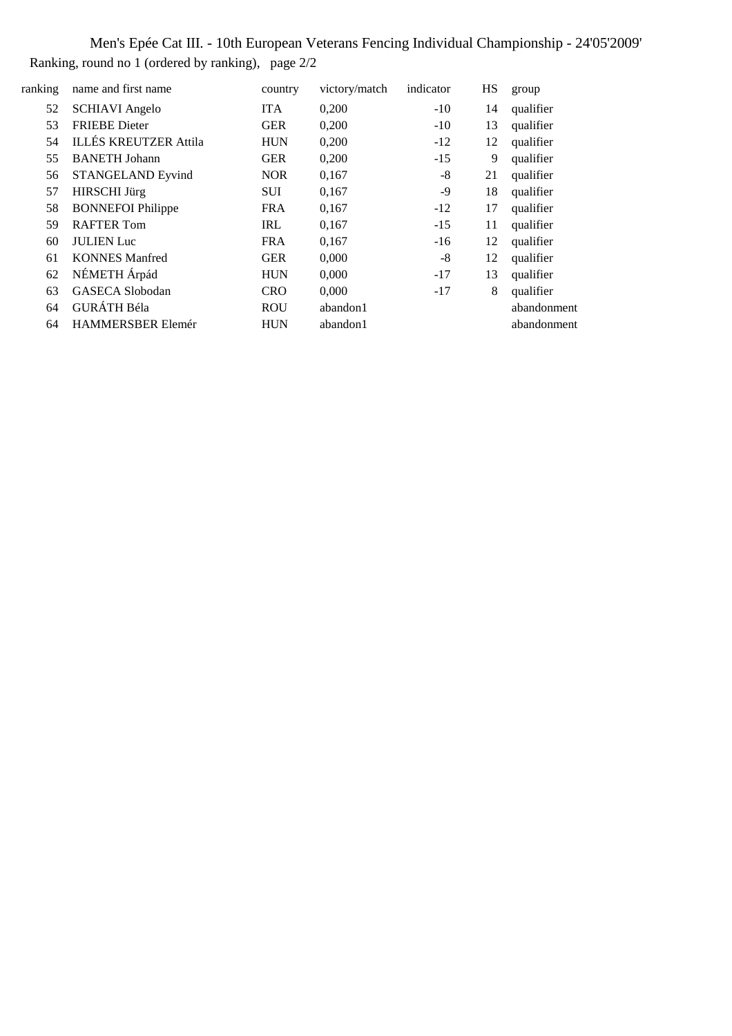Men's Epée Cat III. - 10th European Veterans Fencing Individual Championship - 24'05'2009'

Ranking, round no 1 (ordered by ranking), page 2/2

| ranking | name and first name | country | victory/match | indicator | HS | group |
|---|---|---|---|---|---|---|
| 52 | SCHIAVI Angelo | ITA | 0,200 | -10 | 14 | qualifier |
| 53 | FRIEBE Dieter | GER | 0,200 | -10 | 13 | qualifier |
| 54 | ILLÉS KREUTZER Attila | HUN | 0,200 | -12 | 12 | qualifier |
| 55 | BANETH Johann | GER | 0,200 | -15 | 9 | qualifier |
| 56 | STANGELAND Eyvind | NOR | 0,167 | -8 | 21 | qualifier |
| 57 | HIRSCHI Jürg | SUI | 0,167 | -9 | 18 | qualifier |
| 58 | BONNEFOI Philippe | FRA | 0,167 | -12 | 17 | qualifier |
| 59 | RAFTER Tom | IRL | 0,167 | -15 | 11 | qualifier |
| 60 | JULIEN Luc | FRA | 0,167 | -16 | 12 | qualifier |
| 61 | KONNES Manfred | GER | 0,000 | -8 | 12 | qualifier |
| 62 | NÉMETH Árpád | HUN | 0,000 | -17 | 13 | qualifier |
| 63 | GASECA Slobodan | CRO | 0,000 | -17 | 8 | qualifier |
| 64 | GURÁTH Béla | ROU | abandon1 | | | abandonment |
| 64 | HAMMERSBER Elemér | HUN | abandon1 | | | abandonment |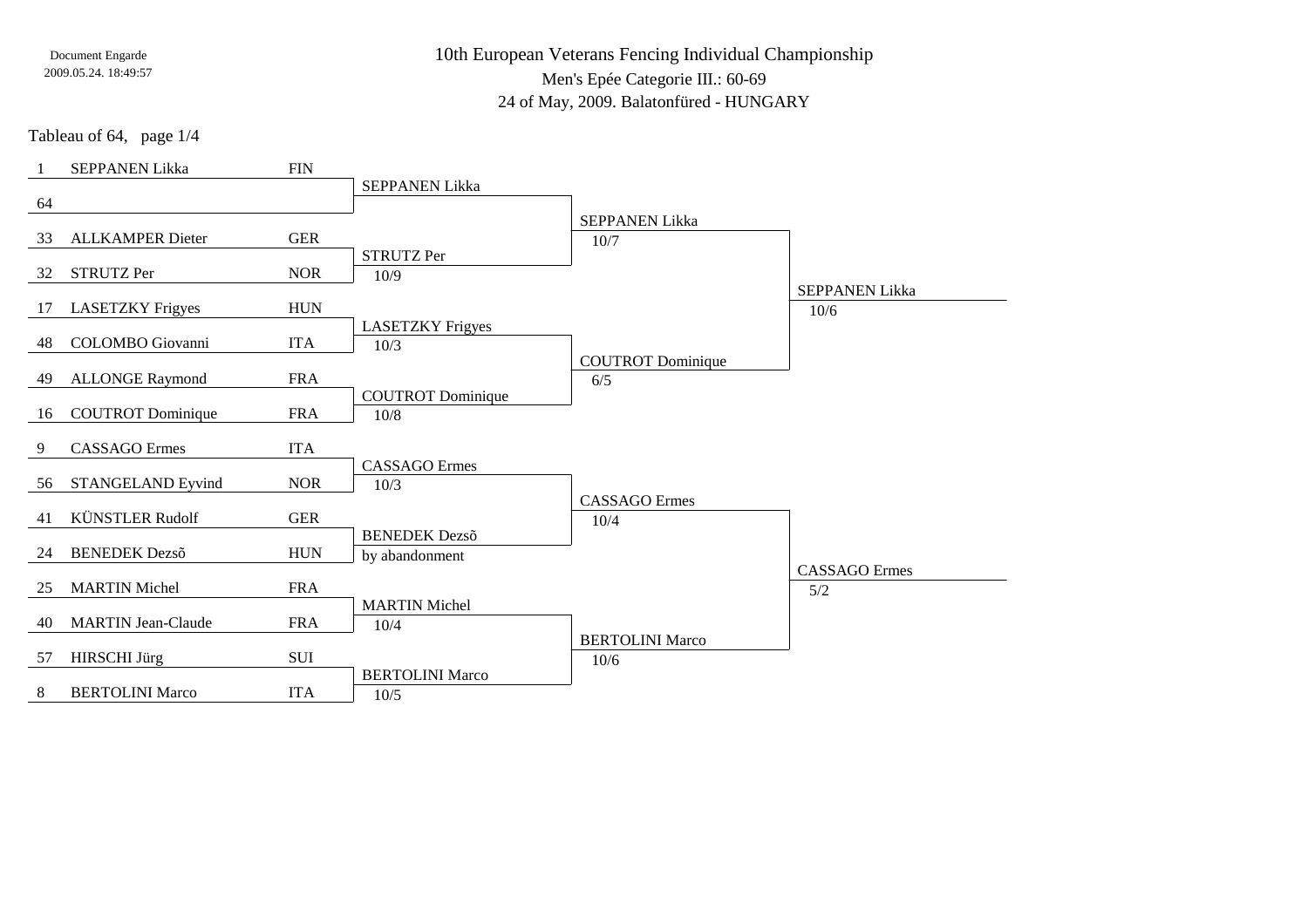# 10th European Veterans Fencing Individual Championship

Men's Epée Categorie III.: 60-69

24 of May, 2009. Balatonfüred - HUNGARY

Tableau of 64, page 1/4

| Seed | Name | Nation | Tableau of 32 | Tableau of 16 | Tableau of 8 |
|---|---|---|---|---|---|
| 1 | SEPPANEN Likka | FIN | SEPPANEN Likka | SEPPANEN Likka 10/7 | SEPPANEN Likka 10/6 |
| 64 | | | | | |
| 33 | ALLKAMPER Dieter | GER | STRUTZ Per 10/9 | | |
| 32 | STRUTZ Per | NOR | | | |
| 17 | LASETZKY Frigyes | HUN | LASETZKY Frigyes 10/3 | COUTROT Dominique 6/5 | |
| 48 | COLOMBO Giovanni | ITA | | | |
| 49 | ALLONGE Raymond | FRA | COUTROT Dominique 10/8 | | |
| 16 | COUTROT Dominique | FRA | | | |
| 9 | CASSAGO Ermes | ITA | CASSAGO Ermes 10/3 | CASSAGO Ermes 10/4 | CASSAGO Ermes 5/2 |
| 56 | STANGELAND Eyvind | NOR | | | |
| 41 | KÜNSTLER Rudolf | GER | BENEDEK Dezsõ by abandonment | | |
| 24 | BENEDEK Dezsõ | HUN | | | |
| 25 | MARTIN Michel | FRA | MARTIN Michel 10/4 | BERTOLINI Marco 10/6 | |
| 40 | MARTIN Jean-Claude | FRA | | | |
| 57 | HIRSCHI Jürg | SUI | BERTOLINI Marco 10/5 | | |
| 8 | BERTOLINI Marco | ITA | | | |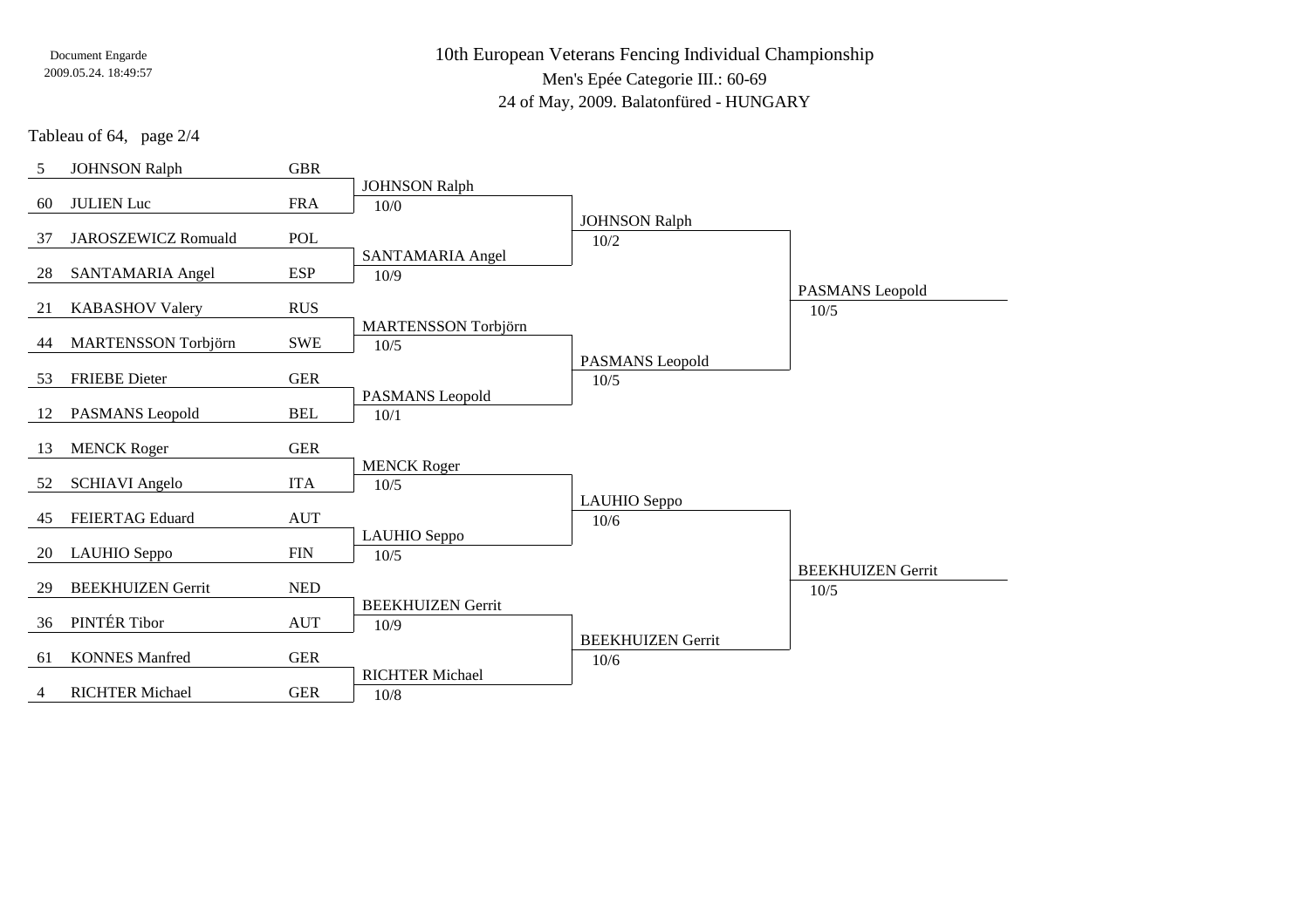# 10th European Veterans Fencing Individual Championship

Men's Epée Categorie III.: 60-69

24 of May, 2009. Balatonfüred - HUNGARY

Tableau of 64, page 2/4

| Seed | Name | Nation | Round of 64 | Round of 32 | Round of 16 |
|---|---|---|---|---|---|
| 5 | JOHNSON Ralph | GBR | | | |
| 60 | JULIEN Luc | FRA | JOHNSON Ralph 10/0 | | |
| 37 | JAROSZEWICZ Romuald | POL | | JOHNSON Ralph 10/2 | |
| 28 | SANTAMARIA Angel | ESP | SANTAMARIA Angel 10/9 | | |
| 21 | KABASHOV Valery | RUS | | | PASMANS Leopold 10/5 |
| 44 | MARTENSSON Torbjörn | SWE | MARTENSSON Torbjörn 10/5 | | |
| 53 | FRIEBE Dieter | GER | | PASMANS Leopold 10/5 | |
| 12 | PASMANS Leopold | BEL | PASMANS Leopold 10/1 | | |
| 13 | MENCK Roger | GER | | | |
| 52 | SCHIAVI Angelo | ITA | MENCK Roger 10/5 | | |
| 45 | FEIERTAG Eduard | AUT | | LAUHIO Seppo 10/6 | |
| 20 | LAUHIO Seppo | FIN | LAUHIO Seppo 10/5 | | |
| 29 | BEEKHUIZEN Gerrit | NED | | | BEEKHUIZEN Gerrit 10/5 |
| 36 | PINTÉR Tibor | AUT | BEEKHUIZEN Gerrit 10/9 | | |
| 61 | KONNES Manfred | GER | | BEEKHUIZEN Gerrit 10/6 | |
| 4 | RICHTER Michael | GER | RICHTER Michael 10/8 | | |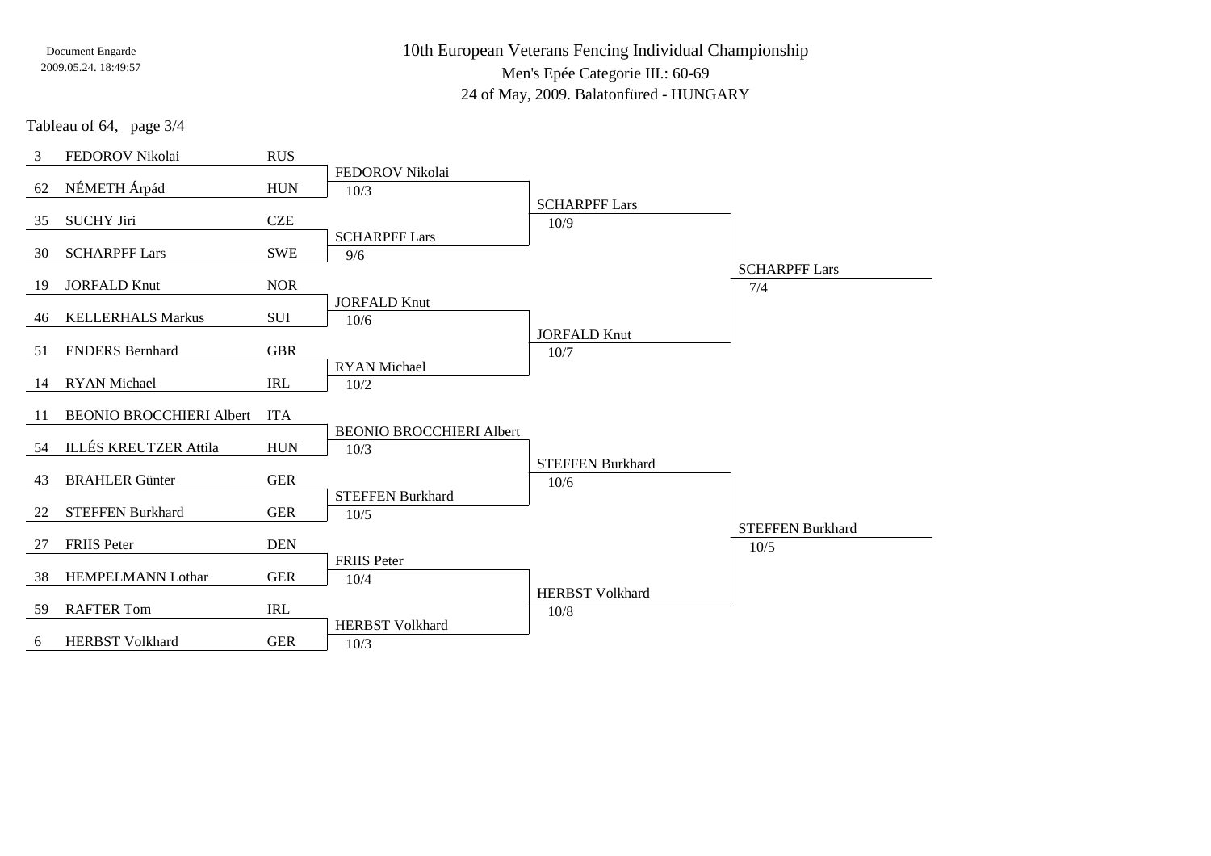# 10th European Veterans Fencing Individual Championship

Men's Epée Categorie III.: 60-69

24 of May, 2009. Balatonfüred - HUNGARY

Tableau of 64, page 3/4

| Seed | Name | Nation | Round of 64 | Round of 32 | Round of 16 |
|---|---|---|---|---|---|
| 3 | FEDOROV Nikolai | RUS | FEDOROV Nikolai 10/3 | SCHARPFF Lars 10/9 | SCHARPFF Lars 7/4 |
| 62 | NÉMETH Árpád | HUN | | | |
| 35 | SUCHY Jiri | CZE | SCHARPFF Lars 9/6 | | |
| 30 | SCHARPFF Lars | SWE | | | |
| 19 | JORFALD Knut | NOR | JORFALD Knut 10/6 | JORFALD Knut 10/7 | |
| 46 | KELLERHALS Markus | SUI | | | |
| 51 | ENDERS Bernhard | GBR | RYAN Michael 10/2 | | |
| 14 | RYAN Michael | IRL | | | |
| 11 | BEONIO BROCCHIERI Albert | ITA | BEONIO BROCCHIERI Albert 10/3 | STEFFEN Burkhard 10/6 | STEFFEN Burkhard 10/5 |
| 54 | ILLÉS KREUTZER Attila | HUN | | | |
| 43 | BRAHLER Günter | GER | STEFFEN Burkhard 10/5 | | |
| 22 | STEFFEN Burkhard | GER | | | |
| 27 | FRIIS Peter | DEN | FRIIS Peter 10/4 | HERBST Volkhard 10/8 | |
| 38 | HEMPELMANN Lothar | GER | | | |
| 59 | RAFTER Tom | IRL | HERBST Volkhard 10/3 | | |
| 6 | HERBST Volkhard | GER | | | |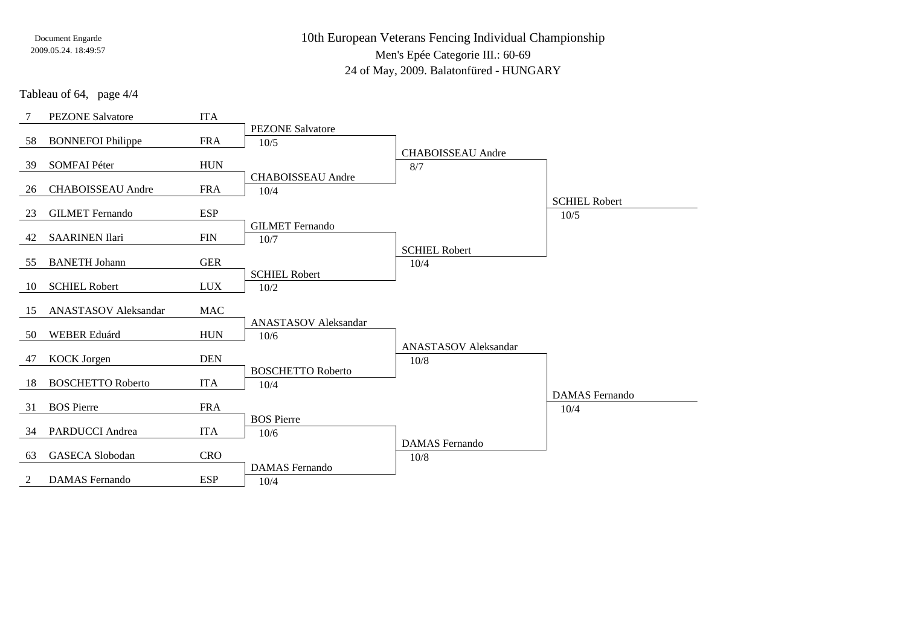# 10th European Veterans Fencing Individual Championship

Men's Epée Categorie III.: 60-69

24 of May, 2009. Balatonfüred - HUNGARY

Tableau of 64, page 4/4

| Seed | Name | Nation | Tableau of 32 | Tableau of 16 | Tableau of 8 |
|---|---|---|---|---|---|
| 7 | PEZONE Salvatore | ITA | PEZONE Salvatore 10/5 | CHABOISSEAU Andre 8/7 | SCHIEL Robert 10/5 |
| 58 | BONNEFOI Philippe | FRA | | | |
| 39 | SOMFAI Péter | HUN | CHABOISSEAU Andre 10/4 | | |
| 26 | CHABOISSEAU Andre | FRA | | | |
| 23 | GILMET Fernando | ESP | GILMET Fernando 10/7 | SCHIEL Robert 10/4 | |
| 42 | SAARINEN Ilari | FIN | | | |
| 55 | BANETH Johann | GER | SCHIEL Robert 10/2 | | |
| 10 | SCHIEL Robert | LUX | | | |
| 15 | ANASTASOV Aleksandar | MAC | ANASTASOV Aleksandar 10/6 | ANASTASOV Aleksandar 10/8 | DAMAS Fernando 10/4 |
| 50 | WEBER Eduárd | HUN | | | |
| 47 | KOCK Jorgen | DEN | BOSCHETTO Roberto 10/4 | | |
| 18 | BOSCHETTO Roberto | ITA | | | |
| 31 | BOS Pierre | FRA | BOS Pierre 10/6 | DAMAS Fernando 10/8 | |
| 34 | PARDUCCI Andrea | ITA | | | |
| 63 | GASECA Slobodan | CRO | DAMAS Fernando 10/4 | | |
| 2 | DAMAS Fernando | ESP | | | |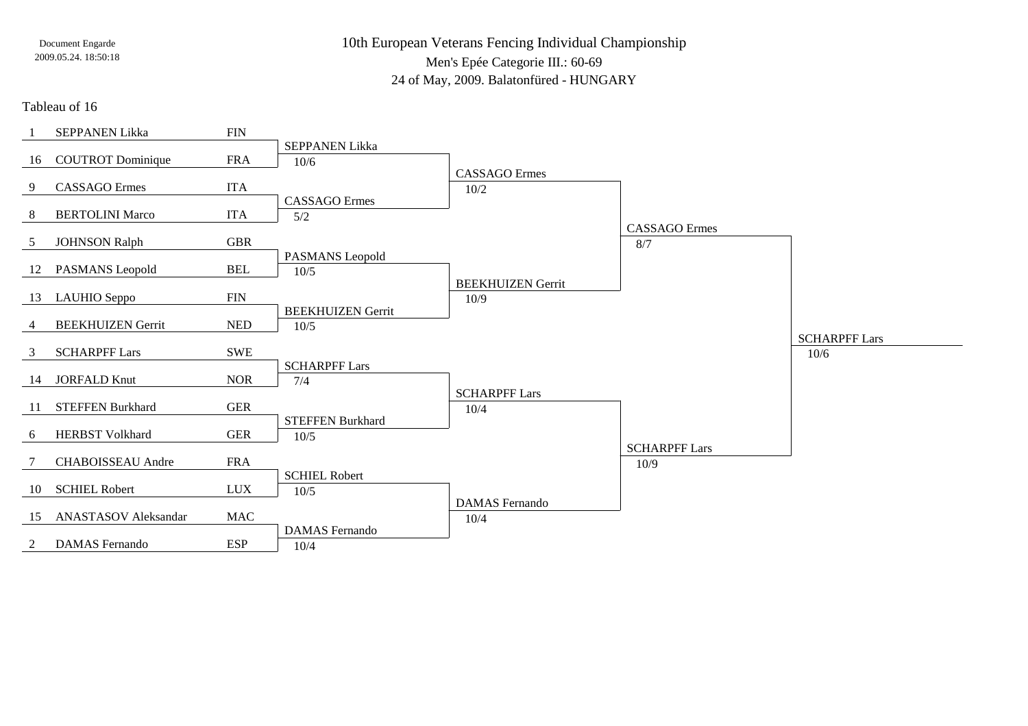Document Engarde
2009.05.24. 18:50:18

# 10th European Veterans Fencing Individual Championship

## Men's Epée Categorie III.: 60-69

24 of May, 2009. Balatonfüred - HUNGARY

### Tableau of 16

| Seed | Name | Nation |
|---|---|---|
| 1 | SEPPANEN Likka | FIN |
| 16 | COUTROT Dominique | FRA |
| 9 | CASSAGO Ermes | ITA |
| 8 | BERTOLINI Marco | ITA |
| 5 | JOHNSON Ralph | GBR |
| 12 | PASMANS Leopold | BEL |
| 13 | LAUHIO Seppo | FIN |
| 4 | BEEKHUIZEN Gerrit | NED |
| 3 | SCHARPFF Lars | SWE |
| 14 | JORFALD Knut | NOR |
| 11 | STEFFEN Burkhard | GER |
| 6 | HERBST Volkhard | GER |
| 7 | CHABOISSEAU Andre | FRA |
| 10 | SCHIEL Robert | LUX |
| 15 | ANASTASOV Aleksandar | MAC |
| 2 | DAMAS Fernando | ESP |

**Tableau of 16 results**

| Winner | Score |
|---|---|
| SEPPANEN Likka | 10/6 |
| CASSAGO Ermes | 5/2 |
| PASMANS Leopold | 10/5 |
| BEEKHUIZEN Gerrit | 10/5 |
| SCHARPFF Lars | 7/4 |
| STEFFEN Burkhard | 10/5 |
| SCHIEL Robert | 10/5 |
| DAMAS Fernando | 10/4 |

**Quarterfinals**

| Winner | Score |
|---|---|
| CASSAGO Ermes | 10/2 |
| BEEKHUIZEN Gerrit | 10/9 |
| SCHARPFF Lars | 10/4 |
| DAMAS Fernando | 10/4 |

**Semifinals**

| Winner | Score |
|---|---|
| CASSAGO Ermes | 8/7 |
| SCHARPFF Lars | 10/9 |

**Final**

| Winner | Score |
|---|---|
| SCHARPFF Lars | 10/6 |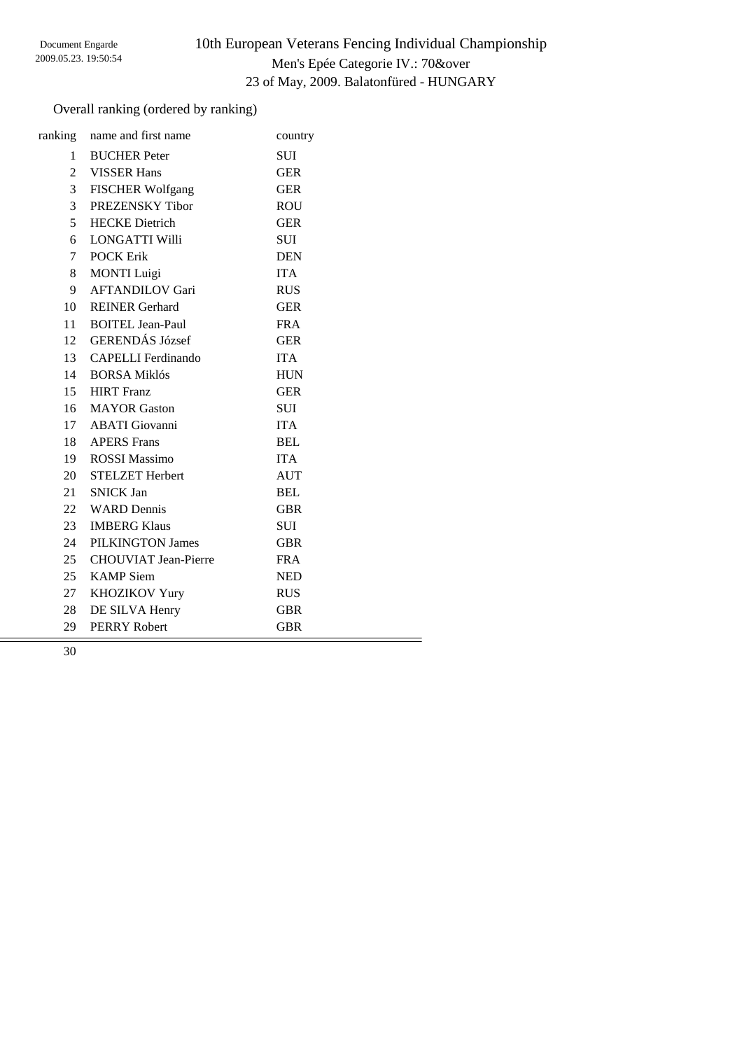# 10th European Veterans Fencing Individual Championship

Men's Epée Categorie IV.: 70&over

23 of May, 2009. Balatonfüred - HUNGARY

Document Engarde
2009.05.23. 19:50:54

Overall ranking (ordered by ranking)

| ranking | name and first name | country |
|---|---|---|
| 1 | BUCHER Peter | SUI |
| 2 | VISSER Hans | GER |
| 3 | FISCHER Wolfgang | GER |
| 3 | PREZENSKY Tibor | ROU |
| 5 | HECKE Dietrich | GER |
| 6 | LONGATTI Willi | SUI |
| 7 | POCK Erik | DEN |
| 8 | MONTI Luigi | ITA |
| 9 | AFTANDILOV Gari | RUS |
| 10 | REINER Gerhard | GER |
| 11 | BOITEL Jean-Paul | FRA |
| 12 | GERENDÁS József | GER |
| 13 | CAPELLI Ferdinando | ITA |
| 14 | BORSA Miklós | HUN |
| 15 | HIRT Franz | GER |
| 16 | MAYOR Gaston | SUI |
| 17 | ABATI Giovanni | ITA |
| 18 | APERS Frans | BEL |
| 19 | ROSSI Massimo | ITA |
| 20 | STELZET Herbert | AUT |
| 21 | SNICK Jan | BEL |
| 22 | WARD Dennis | GBR |
| 23 | IMBERG Klaus | SUI |
| 24 | PILKINGTON James | GBR |
| 25 | CHOUVIAT Jean-Pierre | FRA |
| 25 | KAMP Siem | NED |
| 27 | KHOZIKOV Yury | RUS |
| 28 | DE SILVA Henry | GBR |
| 29 | PERRY Robert | GBR |

30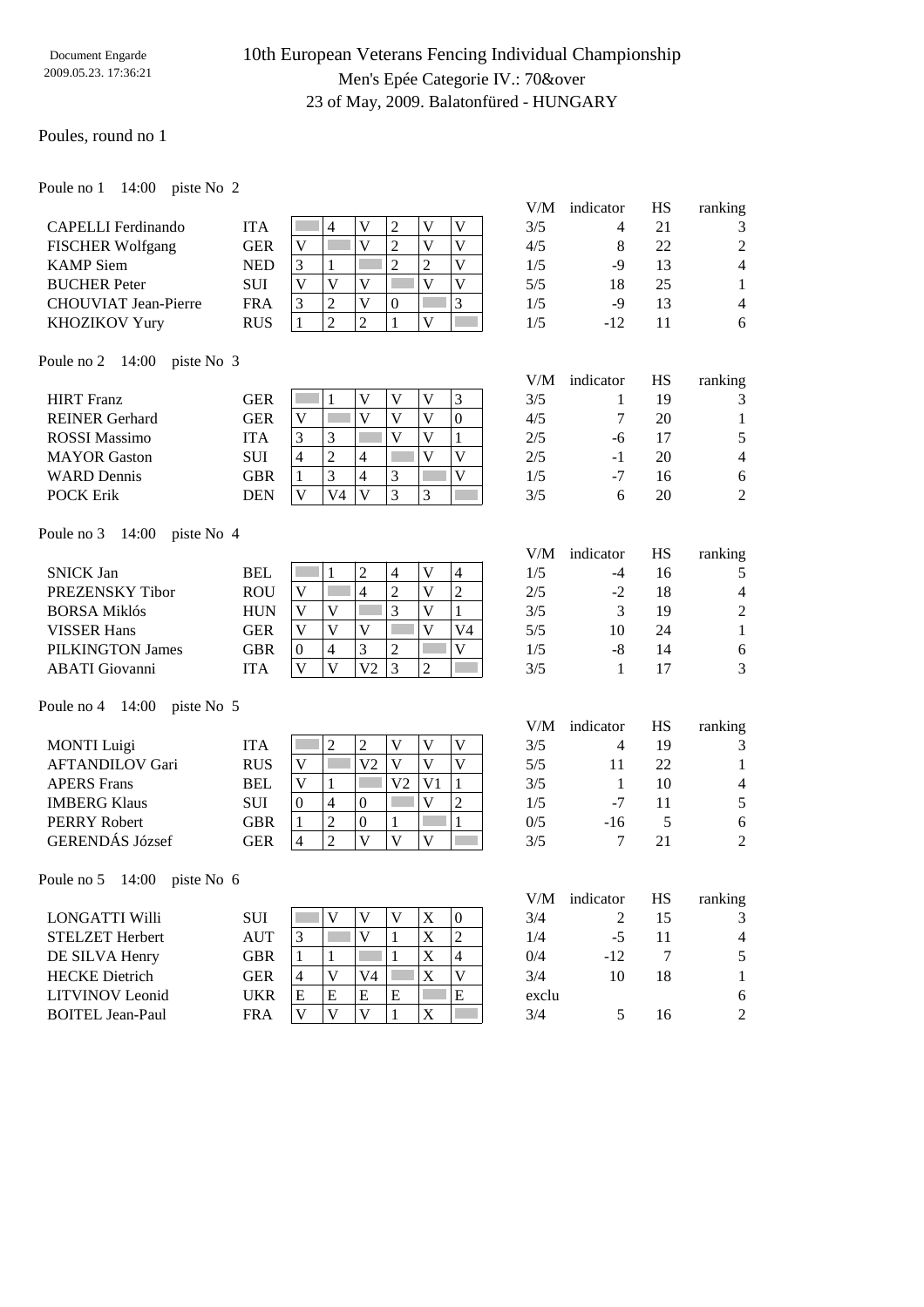Document Engarde
2009.05.23. 17:36:21

# 10th European Veterans Fencing Individual Championship

## Men's Epée Categorie IV.: 70&over

23 of May, 2009. Balatonfüred - HUNGARY

### Poules, round no 1

Poule no 1 14:00 piste No 2

| Name | Nation | 1 | 2 | 3 | 4 | 5 | 6 | V/M | indicator | HS | ranking |
|---|---|---|---|---|---|---|---|---|---|---|---|
| CAPELLI Ferdinando | ITA | | 4 | V | 2 | V | V | 3/5 | 4 | 21 | 3 |
| FISCHER Wolfgang | GER | V | | V | 2 | V | V | 4/5 | 8 | 22 | 2 |
| KAMP Siem | NED | 3 | 1 | | 2 | 2 | V | 1/5 | -9 | 13 | 4 |
| BUCHER Peter | SUI | V | V | V | | V | V | 5/5 | 18 | 25 | 1 |
| CHOUVIAT Jean-Pierre | FRA | 3 | 2 | V | 0 | | 3 | 1/5 | -9 | 13 | 4 |
| KHOZIKOV Yury | RUS | 1 | 2 | 2 | 1 | V | | 1/5 | -12 | 11 | 6 |

Poule no 2 14:00 piste No 3

| Name | Nation | 1 | 2 | 3 | 4 | 5 | 6 | V/M | indicator | HS | ranking |
|---|---|---|---|---|---|---|---|---|---|---|---|
| HIRT Franz | GER | | 1 | V | V | V | 3 | 3/5 | 1 | 19 | 3 |
| REINER Gerhard | GER | V | | V | V | V | 0 | 4/5 | 7 | 20 | 1 |
| ROSSI Massimo | ITA | 3 | 3 | | V | V | 1 | 2/5 | -6 | 17 | 5 |
| MAYOR Gaston | SUI | 4 | 2 | 4 | | V | V | 2/5 | -1 | 20 | 4 |
| WARD Dennis | GBR | 1 | 3 | 4 | 3 | | V | 1/5 | -7 | 16 | 6 |
| POCK Erik | DEN | V | V4 | V | 3 | 3 | | 3/5 | 6 | 20 | 2 |

Poule no 3 14:00 piste No 4

| Name | Nation | 1 | 2 | 3 | 4 | 5 | 6 | V/M | indicator | HS | ranking |
|---|---|---|---|---|---|---|---|---|---|---|---|
| SNICK Jan | BEL | | 1 | 2 | 4 | V | 4 | 1/5 | -4 | 16 | 5 |
| PREZENSKY Tibor | ROU | V | | 4 | 2 | V | 2 | 2/5 | -2 | 18 | 4 |
| BORSA Miklós | HUN | V | V | | 3 | V | 1 | 3/5 | 3 | 19 | 2 |
| VISSER Hans | GER | V | V | V | | V | V4 | 5/5 | 10 | 24 | 1 |
| PILKINGTON James | GBR | 0 | 4 | 3 | 2 | | V | 1/5 | -8 | 14 | 6 |
| ABATI Giovanni | ITA | V | V | V2 | 3 | 2 | | 3/5 | 1 | 17 | 3 |

Poule no 4 14:00 piste No 5

| Name | Nation | 1 | 2 | 3 | 4 | 5 | 6 | V/M | indicator | HS | ranking |
|---|---|---|---|---|---|---|---|---|---|---|---|
| MONTI Luigi | ITA | | 2 | 2 | V | V | V | 3/5 | 4 | 19 | 3 |
| AFTANDILOV Gari | RUS | V | | V2 | V | V | V | 5/5 | 11 | 22 | 1 |
| APERS Frans | BEL | V | 1 | | V2 | V1 | 1 | 3/5 | 1 | 10 | 4 |
| IMBERG Klaus | SUI | 0 | 4 | 0 | | V | 2 | 1/5 | -7 | 11 | 5 |
| PERRY Robert | GBR | 1 | 2 | 0 | 1 | | 1 | 0/5 | -16 | 5 | 6 |
| GERENDÁS József | GER | 4 | 2 | V | V | V | | 3/5 | 7 | 21 | 2 |

Poule no 5 14:00 piste No 6

| Name | Nation | 1 | 2 | 3 | 4 | 5 | 6 | V/M | indicator | HS | ranking |
|---|---|---|---|---|---|---|---|---|---|---|---|
| LONGATTI Willi | SUI | | V | V | V | X | 0 | 3/4 | 2 | 15 | 3 |
| STELZET Herbert | AUT | 3 | | V | 1 | X | 2 | 1/4 | -5 | 11 | 4 |
| DE SILVA Henry | GBR | 1 | 1 | | 1 | X | 4 | 0/4 | -12 | 7 | 5 |
| HECKE Dietrich | GER | 4 | V | V4 | | X | V | 3/4 | 10 | 18 | 1 |
| LITVINOV Leonid | UKR | E | E | E | E | | E | exclu | | | 6 |
| BOITEL Jean-Paul | FRA | V | V | V | 1 | X | | 3/4 | 5 | 16 | 2 |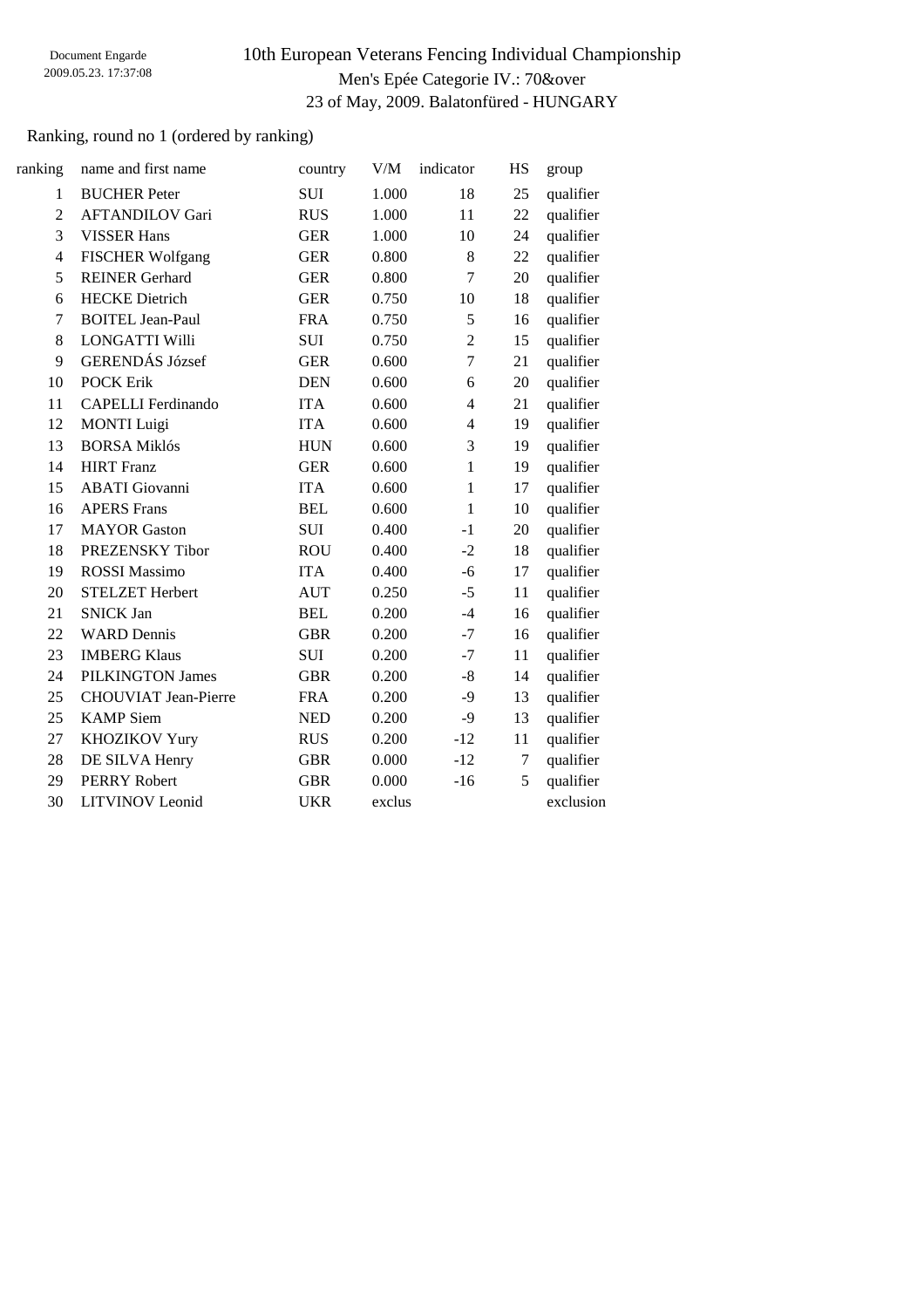Document Engarde
2009.05.23. 17:37:08

# 10th European Veterans Fencing Individual Championship

## Men's Epée Categorie IV.: 70&over

23 of May, 2009. Balatonfüred - HUNGARY

Ranking, round no 1 (ordered by ranking)

| ranking | name and first name | country | V/M | indicator | HS | group |
|---|---|---|---|---|---|---|
| 1 | BUCHER Peter | SUI | 1.000 | 18 | 25 | qualifier |
| 2 | AFTANDILOV Gari | RUS | 1.000 | 11 | 22 | qualifier |
| 3 | VISSER Hans | GER | 1.000 | 10 | 24 | qualifier |
| 4 | FISCHER Wolfgang | GER | 0.800 | 8 | 22 | qualifier |
| 5 | REINER Gerhard | GER | 0.800 | 7 | 20 | qualifier |
| 6 | HECKE Dietrich | GER | 0.750 | 10 | 18 | qualifier |
| 7 | BOITEL Jean-Paul | FRA | 0.750 | 5 | 16 | qualifier |
| 8 | LONGATTI Willi | SUI | 0.750 | 2 | 15 | qualifier |
| 9 | GERENDÁS József | GER | 0.600 | 7 | 21 | qualifier |
| 10 | POCK Erik | DEN | 0.600 | 6 | 20 | qualifier |
| 11 | CAPELLI Ferdinando | ITA | 0.600 | 4 | 21 | qualifier |
| 12 | MONTI Luigi | ITA | 0.600 | 4 | 19 | qualifier |
| 13 | BORSA Miklós | HUN | 0.600 | 3 | 19 | qualifier |
| 14 | HIRT Franz | GER | 0.600 | 1 | 19 | qualifier |
| 15 | ABATI Giovanni | ITA | 0.600 | 1 | 17 | qualifier |
| 16 | APERS Frans | BEL | 0.600 | 1 | 10 | qualifier |
| 17 | MAYOR Gaston | SUI | 0.400 | -1 | 20 | qualifier |
| 18 | PREZENSKY Tibor | ROU | 0.400 | -2 | 18 | qualifier |
| 19 | ROSSI Massimo | ITA | 0.400 | -6 | 17 | qualifier |
| 20 | STELZET Herbert | AUT | 0.250 | -5 | 11 | qualifier |
| 21 | SNICK Jan | BEL | 0.200 | -4 | 16 | qualifier |
| 22 | WARD Dennis | GBR | 0.200 | -7 | 16 | qualifier |
| 23 | IMBERG Klaus | SUI | 0.200 | -7 | 11 | qualifier |
| 24 | PILKINGTON James | GBR | 0.200 | -8 | 14 | qualifier |
| 25 | CHOUVIAT Jean-Pierre | FRA | 0.200 | -9 | 13 | qualifier |
| 25 | KAMP Siem | NED | 0.200 | -9 | 13 | qualifier |
| 27 | KHOZIKOV Yury | RUS | 0.200 | -12 | 11 | qualifier |
| 28 | DE SILVA Henry | GBR | 0.000 | -12 | 7 | qualifier |
| 29 | PERRY Robert | GBR | 0.000 | -16 | 5 | qualifier |
| 30 | LITVINOV Leonid | UKR | exclus | | | exclusion |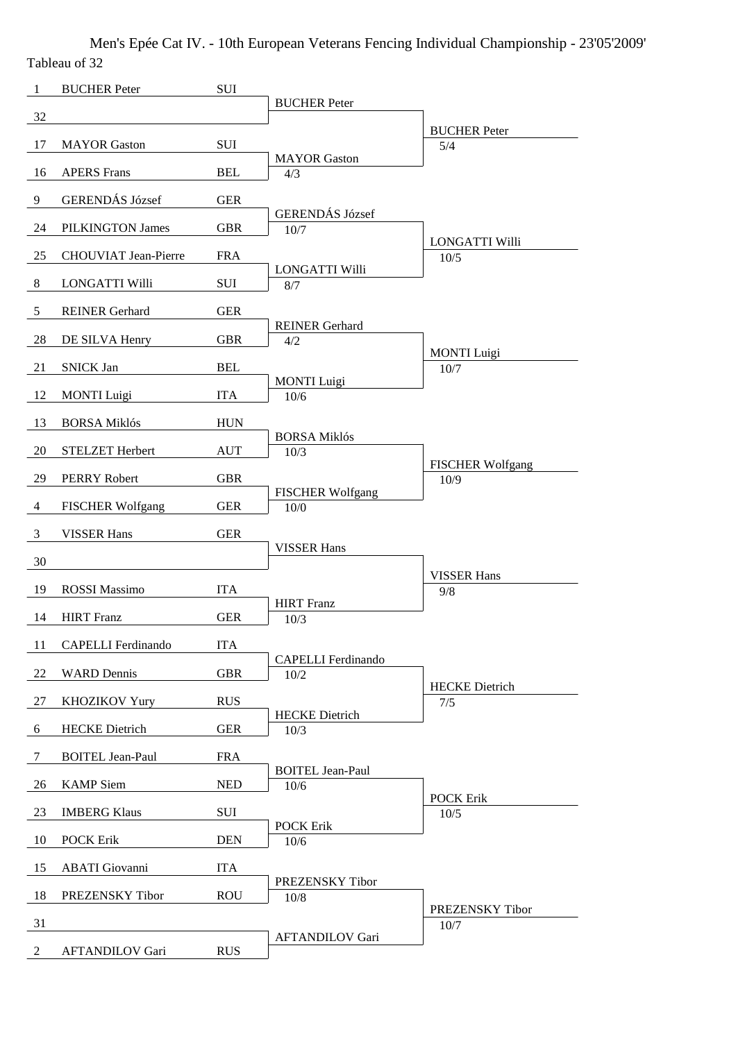Men's Epée Cat IV. - 10th European Veterans Fencing Individual Championship - 23'05'2009'

Tableau of 32

| Seed | Name | Country | Tableau of 16 | Score | Tableau of 8 | Score |
|---|---|---|---|---|---|---|
| 1 | BUCHER Peter | SUI | BUCHER Peter | | BUCHER Peter | 5/4 |
| 32 | | | | | | |
| 17 | MAYOR Gaston | SUI | MAYOR Gaston | 4/3 | | |
| 16 | APERS Frans | BEL | | | | |
| 9 | GERENDÁS József | GER | GERENDÁS József | 10/7 | LONGATTI Willi | 10/5 |
| 24 | PILKINGTON James | GBR | | | | |
| 25 | CHOUVIAT Jean-Pierre | FRA | LONGATTI Willi | 8/7 | | |
| 8 | LONGATTI Willi | SUI | | | | |
| 5 | REINER Gerhard | GER | REINER Gerhard | 4/2 | MONTI Luigi | 10/7 |
| 28 | DE SILVA Henry | GBR | | | | |
| 21 | SNICK Jan | BEL | MONTI Luigi | 10/6 | | |
| 12 | MONTI Luigi | ITA | | | | |
| 13 | BORSA Miklós | HUN | BORSA Miklós | 10/3 | FISCHER Wolfgang | 10/9 |
| 20 | STELZET Herbert | AUT | | | | |
| 29 | PERRY Robert | GBR | FISCHER Wolfgang | 10/0 | | |
| 4 | FISCHER Wolfgang | GER | | | | |
| 3 | VISSER Hans | GER | VISSER Hans | | VISSER Hans | 9/8 |
| 30 | | | | | | |
| 19 | ROSSI Massimo | ITA | HIRT Franz | 10/3 | | |
| 14 | HIRT Franz | GER | | | | |
| 11 | CAPELLI Ferdinando | ITA | CAPELLI Ferdinando | 10/2 | HECKE Dietrich | 7/5 |
| 22 | WARD Dennis | GBR | | | | |
| 27 | KHOZIKOV Yury | RUS | HECKE Dietrich | 10/3 | | |
| 6 | HECKE Dietrich | GER | | | | |
| 7 | BOITEL Jean-Paul | FRA | BOITEL Jean-Paul | 10/6 | POCK Erik | 10/5 |
| 26 | KAMP Siem | NED | | | | |
| 23 | IMBERG Klaus | SUI | POCK Erik | 10/6 | | |
| 10 | POCK Erik | DEN | | | | |
| 15 | ABATI Giovanni | ITA | PREZENSKY Tibor | 10/8 | PREZENSKY Tibor | 10/7 |
| 18 | PREZENSKY Tibor | ROU | | | | |
| 31 | | | AFTANDILOV Gari | | | |
| 2 | AFTANDILOV Gari | RUS | | | | |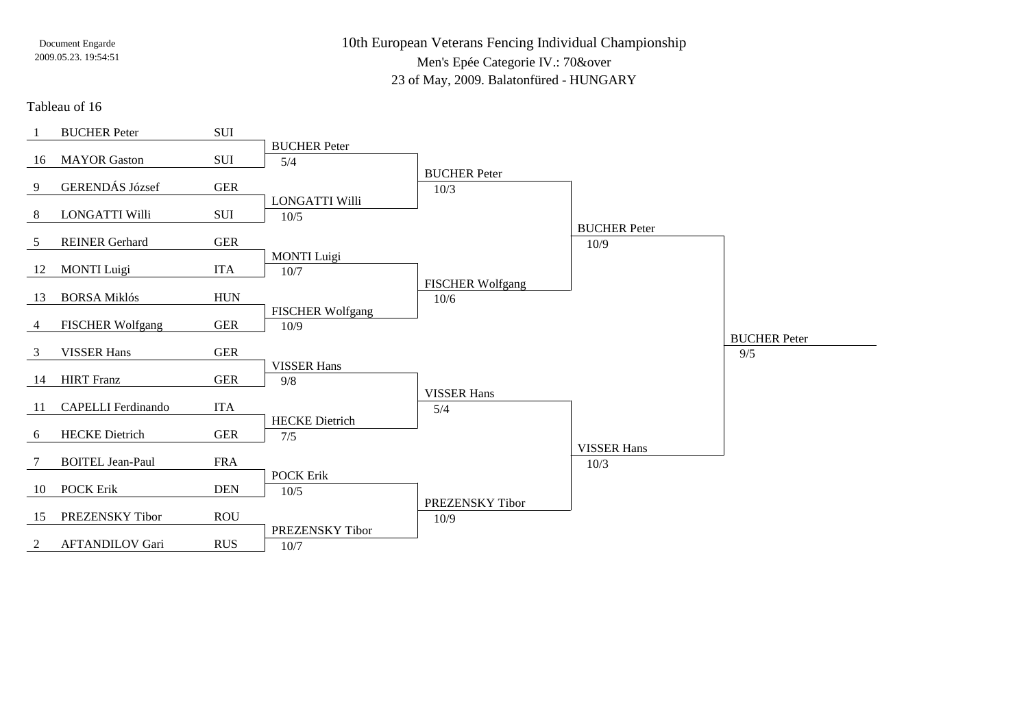Document Engarde
2009.05.23. 19:54:51

# 10th European Veterans Fencing Individual Championship

Men's Epée Categorie IV.: 70&over

23 of May, 2009. Balatonfüred - HUNGARY

Tableau of 16

| Seed | Name | Nation | Tableau of 8 | Score | Semi-final | Score | Final | Score | Winner | Score |
|---|---|---|---|---|---|---|---|---|---|---|
| 1 | BUCHER Peter | SUI | BUCHER Peter | 5/4 | BUCHER Peter | 10/3 | BUCHER Peter | 10/9 | BUCHER Peter | 9/5 |
| 16 | MAYOR Gaston | SUI | | | | | | | | |
| 9 | GERENDÁS József | GER | LONGATTI Willi | 10/5 | | | | | | |
| 8 | LONGATTI Willi | SUI | | | | | | | | |
| 5 | REINER Gerhard | GER | MONTI Luigi | 10/7 | FISCHER Wolfgang | 10/6 | | | | |
| 12 | MONTI Luigi | ITA | | | | | | | | |
| 13 | BORSA Miklós | HUN | FISCHER Wolfgang | 10/9 | | | | | | |
| 4 | FISCHER Wolfgang | GER | | | | | | | | |
| 3 | VISSER Hans | GER | VISSER Hans | 9/8 | VISSER Hans | 5/4 | VISSER Hans | 10/3 | | |
| 14 | HIRT Franz | GER | | | | | | | | |
| 11 | CAPELLI Ferdinando | ITA | HECKE Dietrich | 7/5 | | | | | | |
| 6 | HECKE Dietrich | GER | | | | | | | | |
| 7 | BOITEL Jean-Paul | FRA | POCK Erik | 10/5 | PREZENSKY Tibor | 10/9 | | | | |
| 10 | POCK Erik | DEN | | | | | | | | |
| 15 | PREZENSKY Tibor | ROU | PREZENSKY Tibor | 10/7 | | | | | | |
| 2 | AFTANDILOV Gari | RUS | | | | | | | | |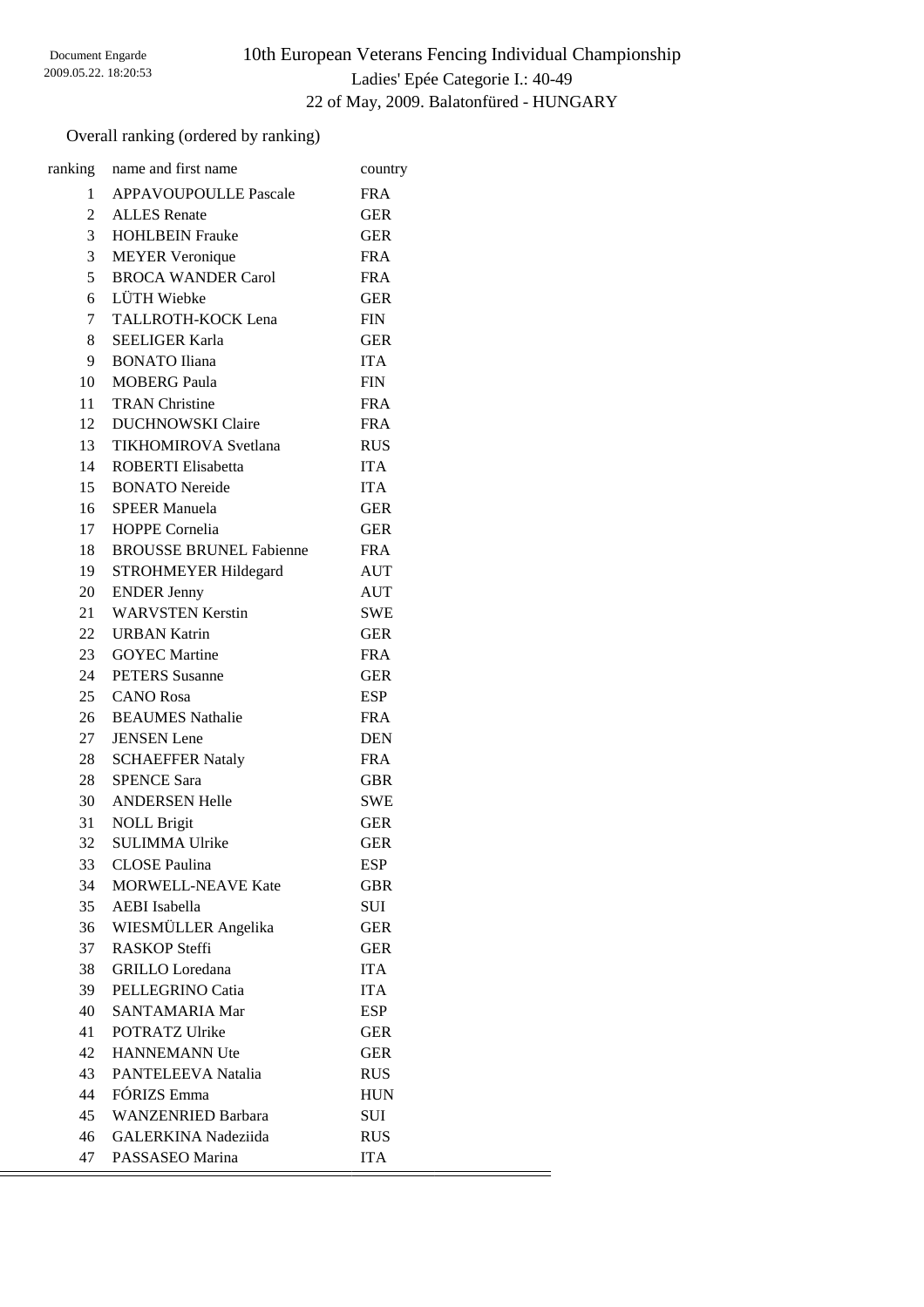# 10th European Veterans Fencing Individual Championship

Ladies' Epée Categorie I.: 40-49

22 of May, 2009. Balatonfüred - HUNGARY

Document Engarde
2009.05.22. 18:20:53

## Overall ranking (ordered by ranking)

| ranking | name and first name | country |
|---|---|---|
| 1 | APPAVOUPOULLE Pascale | FRA |
| 2 | ALLES Renate | GER |
| 3 | HOHLBEIN Frauke | GER |
| 3 | MEYER Veronique | FRA |
| 5 | BROCA WANDER Carol | FRA |
| 6 | LÜTH Wiebke | GER |
| 7 | TALLROTH-KOCK Lena | FIN |
| 8 | SEELIGER Karla | GER |
| 9 | BONATO Iliana | ITA |
| 10 | MOBERG Paula | FIN |
| 11 | TRAN Christine | FRA |
| 12 | DUCHNOWSKI Claire | FRA |
| 13 | TIKHOMIROVA Svetlana | RUS |
| 14 | ROBERTI Elisabetta | ITA |
| 15 | BONATO Nereide | ITA |
| 16 | SPEER Manuela | GER |
| 17 | HOPPE Cornelia | GER |
| 18 | BROUSSE BRUNEL Fabienne | FRA |
| 19 | STROHMEYER Hildegard | AUT |
| 20 | ENDER Jenny | AUT |
| 21 | WARVSTEN Kerstin | SWE |
| 22 | URBAN Katrin | GER |
| 23 | GOYEC Martine | FRA |
| 24 | PETERS Susanne | GER |
| 25 | CANO Rosa | ESP |
| 26 | BEAUMES Nathalie | FRA |
| 27 | JENSEN Lene | DEN |
| 28 | SCHAEFFER Nataly | FRA |
| 28 | SPENCE Sara | GBR |
| 30 | ANDERSEN Helle | SWE |
| 31 | NOLL Brigit | GER |
| 32 | SULIMMA Ulrike | GER |
| 33 | CLOSE Paulina | ESP |
| 34 | MORWELL-NEAVE Kate | GBR |
| 35 | AEBI Isabella | SUI |
| 36 | WIESMÜLLER Angelika | GER |
| 37 | RASKOP Steffi | GER |
| 38 | GRILLO Loredana | ITA |
| 39 | PELLEGRINO Catia | ITA |
| 40 | SANTAMARIA Mar | ESP |
| 41 | POTRATZ Ulrike | GER |
| 42 | HANNEMANN Ute | GER |
| 43 | PANTELEEVA Natalia | RUS |
| 44 | FÓRIZS Emma | HUN |
| 45 | WANZENRIED Barbara | SUI |
| 46 | GALERKINA Nadeziida | RUS |
| 47 | PASSASEO Marina | ITA |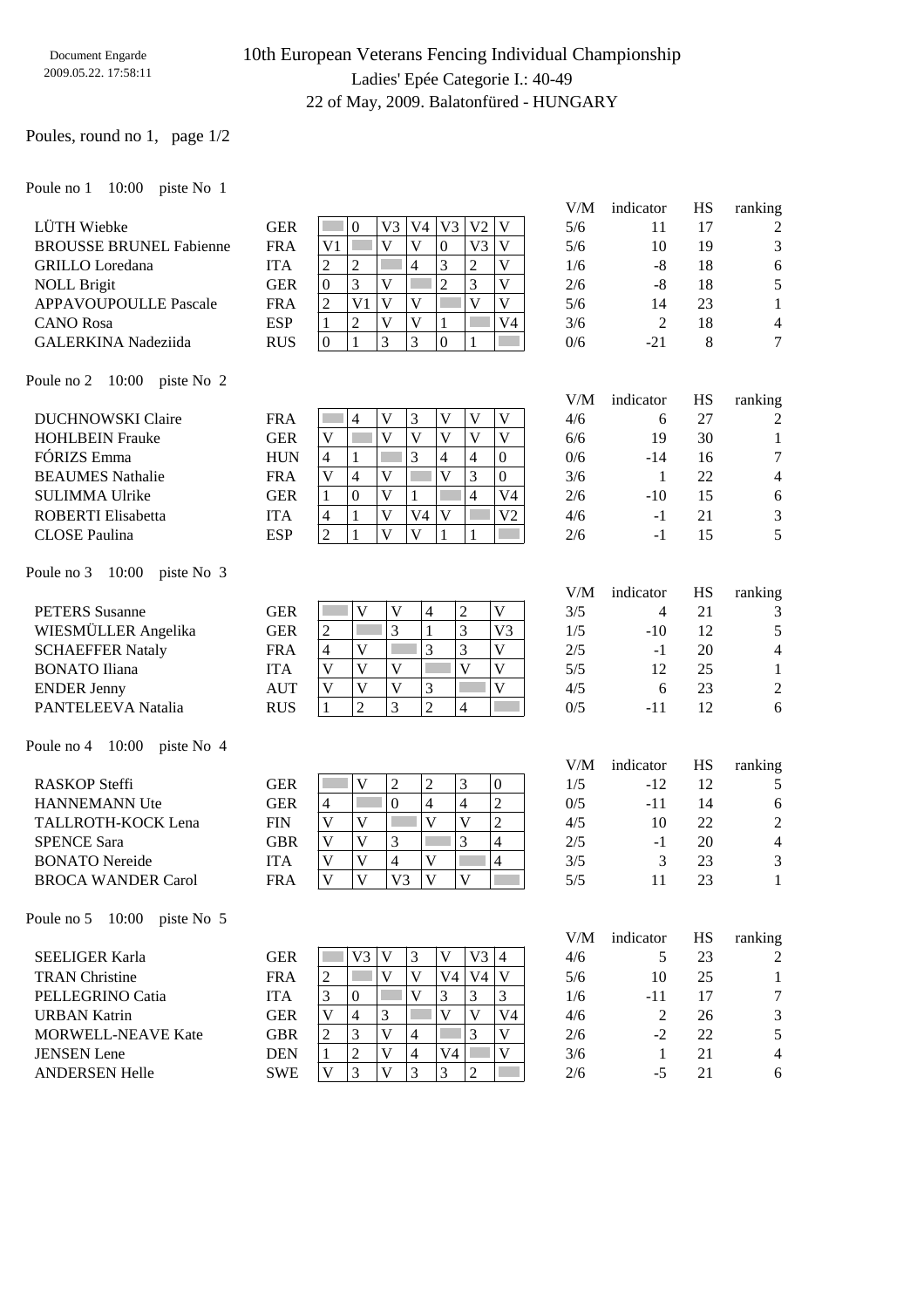Document Engarde
2009.05.22. 17:58:11

# 10th European Veterans Fencing Individual Championship

## Ladies' Epée Categorie I.: 40-49

22 of May, 2009. Balatonfüred - HUNGARY

Poules, round no 1, page 1/2

### Poule no 1 10:00 piste No 1

| Name | Nation | 1 | 2 | 3 | 4 | 5 | 6 | 7 | V/M | indicator | HS | ranking |
|---|---|---|---|---|---|---|---|---|---|---|---|---|
| LÜTH Wiebke | GER | | 0 | V3 | V4 | V3 | V2 | V | 5/6 | 11 | 17 | 2 |
| BROUSSE BRUNEL Fabienne | FRA | V1 | | V | V | 0 | V3 | V | 5/6 | 10 | 19 | 3 |
| GRILLO Loredana | ITA | 2 | 2 | | 4 | 3 | 2 | V | 1/6 | -8 | 18 | 6 |
| NOLL Brigit | GER | 0 | 3 | V | | 2 | 3 | V | 2/6 | -8 | 18 | 5 |
| APPAVOUPOULLE Pascale | FRA | 2 | V1 | V | V | | V | V | 5/6 | 14 | 23 | 1 |
| CANO Rosa | ESP | 1 | 2 | V | V | 1 | | V4 | 3/6 | 2 | 18 | 4 |
| GALERKINA Nadeziida | RUS | 0 | 1 | 3 | 3 | 0 | 1 | | 0/6 | -21 | 8 | 7 |

### Poule no 2 10:00 piste No 2

| Name | Nation | 1 | 2 | 3 | 4 | 5 | 6 | 7 | V/M | indicator | HS | ranking |
|---|---|---|---|---|---|---|---|---|---|---|---|---|
| DUCHNOWSKI Claire | FRA | | 4 | V | 3 | V | V | V | 4/6 | 6 | 27 | 2 |
| HOHLBEIN Frauke | GER | V | | V | V | V | V | V | 6/6 | 19 | 30 | 1 |
| FÓRIZS Emma | HUN | 4 | 1 | | 3 | 4 | 4 | 0 | 0/6 | -14 | 16 | 7 |
| BEAUMES Nathalie | FRA | V | 4 | V | | V | 3 | 0 | 3/6 | 1 | 22 | 4 |
| SULIMMA Ulrike | GER | 1 | 0 | V | 1 | | 4 | V4 | 2/6 | -10 | 15 | 6 |
| ROBERTI Elisabetta | ITA | 4 | 1 | V | V4 | V | | V2 | 4/6 | -1 | 21 | 3 |
| CLOSE Paulina | ESP | 2 | 1 | V | V | 1 | 1 | | 2/6 | -1 | 15 | 5 |

### Poule no 3 10:00 piste No 3

| Name | Nation | 1 | 2 | 3 | 4 | 5 | 6 | V/M | indicator | HS | ranking |
|---|---|---|---|---|---|---|---|---|---|---|---|
| PETERS Susanne | GER | | V | V | 4 | 2 | V | 3/5 | 4 | 21 | 3 |
| WIESMÜLLER Angelika | GER | 2 | | 3 | 1 | 3 | V3 | 1/5 | -10 | 12 | 5 |
| SCHAEFFER Nataly | FRA | 4 | V | | 3 | 3 | V | 2/5 | -1 | 20 | 4 |
| BONATO Iliana | ITA | V | V | V | | V | V | 5/5 | 12 | 25 | 1 |
| ENDER Jenny | AUT | V | V | V | 3 | | V | 4/5 | 6 | 23 | 2 |
| PANTELEEVA Natalia | RUS | 1 | 2 | 3 | 2 | 4 | | 0/5 | -11 | 12 | 6 |

### Poule no 4 10:00 piste No 4

| Name | Nation | 1 | 2 | 3 | 4 | 5 | 6 | V/M | indicator | HS | ranking |
|---|---|---|---|---|---|---|---|---|---|---|---|
| RASKOP Steffi | GER | | V | 2 | 2 | 3 | 0 | 1/5 | -12 | 12 | 5 |
| HANNEMANN Ute | GER | 4 | | 0 | 4 | 4 | 2 | 0/5 | -11 | 14 | 6 |
| TALLROTH-KOCK Lena | FIN | V | V | | V | V | 2 | 4/5 | 10 | 22 | 2 |
| SPENCE Sara | GBR | V | V | 3 | | 3 | 4 | 2/5 | -1 | 20 | 4 |
| BONATO Nereide | ITA | V | V | 4 | V | | 4 | 3/5 | 3 | 23 | 3 |
| BROCA WANDER Carol | FRA | V | V | V3 | V | V | | 5/5 | 11 | 23 | 1 |

### Poule no 5 10:00 piste No 5

| Name | Nation | 1 | 2 | 3 | 4 | 5 | 6 | 7 | V/M | indicator | HS | ranking |
|---|---|---|---|---|---|---|---|---|---|---|---|---|
| SEELIGER Karla | GER | | V3 | V | 3 | V | V3 | 4 | 4/6 | 5 | 23 | 2 |
| TRAN Christine | FRA | 2 | | V | V | V4 | V4 | V | 5/6 | 10 | 25 | 1 |
| PELLEGRINO Catia | ITA | 3 | 0 | | V | 3 | 3 | 3 | 1/6 | -11 | 17 | 7 |
| URBAN Katrin | GER | V | 4 | 3 | | V | V | V4 | 4/6 | 2 | 26 | 3 |
| MORWELL-NEAVE Kate | GBR | 2 | 3 | V | 4 | | 3 | V | 2/6 | -2 | 22 | 5 |
| JENSEN Lene | DEN | 1 | 2 | V | 4 | V4 | | V | 3/6 | 1 | 21 | 4 |
| ANDERSEN Helle | SWE | V | 3 | V | 3 | 3 | 2 | | 2/6 | -5 | 21 | 6 |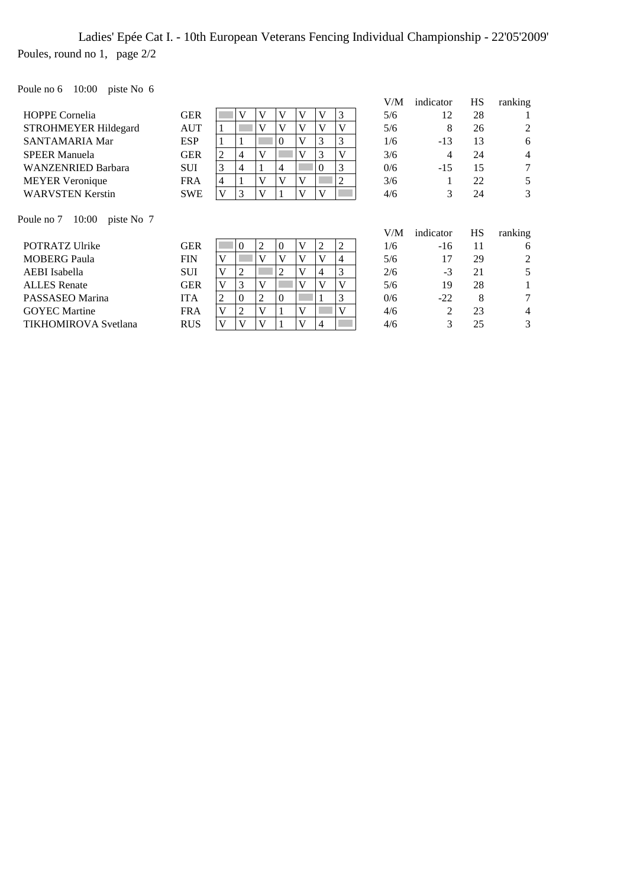# Ladies' Epée Cat I. - 10th European Veterans Fencing Individual Championship - 22'05'2009'

Poules, round no 1, page 2/2

Poule no 6 10:00 piste No 6

| | | | | | | | | | V/M | indicator | HS | ranking |
|---|---|---|---|---|---|---|---|---|---|---|---|---|
| HOPPE Cornelia | GER | | V | V | V | V | V | 3 | 5/6 | 12 | 28 | 1 |
| STROHMEYER Hildegard | AUT | 1 | | V | V | V | V | V | 5/6 | 8 | 26 | 2 |
| SANTAMARIA Mar | ESP | 1 | 1 | | 0 | V | 3 | 3 | 1/6 | -13 | 13 | 6 |
| SPEER Manuela | GER | 2 | 4 | V | | V | 3 | V | 3/6 | 4 | 24 | 4 |
| WANZENRIED Barbara | SUI | 3 | 4 | 1 | 4 | | 0 | 3 | 0/6 | -15 | 15 | 7 |
| MEYER Veronique | FRA | 4 | 1 | V | V | V | | 2 | 3/6 | 1 | 22 | 5 |
| WARVSTEN Kerstin | SWE | V | 3 | V | 1 | V | V | | 4/6 | 3 | 24 | 3 |

Poule no 7 10:00 piste No 7

| | | | | | | | | | V/M | indicator | HS | ranking |
|---|---|---|---|---|---|---|---|---|---|---|---|---|
| POTRATZ Ulrike | GER | | 0 | 2 | 0 | V | 2 | 2 | 1/6 | -16 | 11 | 6 |
| MOBERG Paula | FIN | V | | V | V | V | V | 4 | 5/6 | 17 | 29 | 2 |
| AEBI Isabella | SUI | V | 2 | | 2 | V | 4 | 3 | 2/6 | -3 | 21 | 5 |
| ALLES Renate | GER | V | 3 | V | | V | V | V | 5/6 | 19 | 28 | 1 |
| PASSASEO Marina | ITA | 2 | 0 | 2 | 0 | | 1 | 3 | 0/6 | -22 | 8 | 7 |
| GOYEC Martine | FRA | V | 2 | V | 1 | V | | V | 4/6 | 2 | 23 | 4 |
| TIKHOMIROVA Svetlana | RUS | V | V | V | 1 | V | 4 | | 4/6 | 3 | 25 | 3 |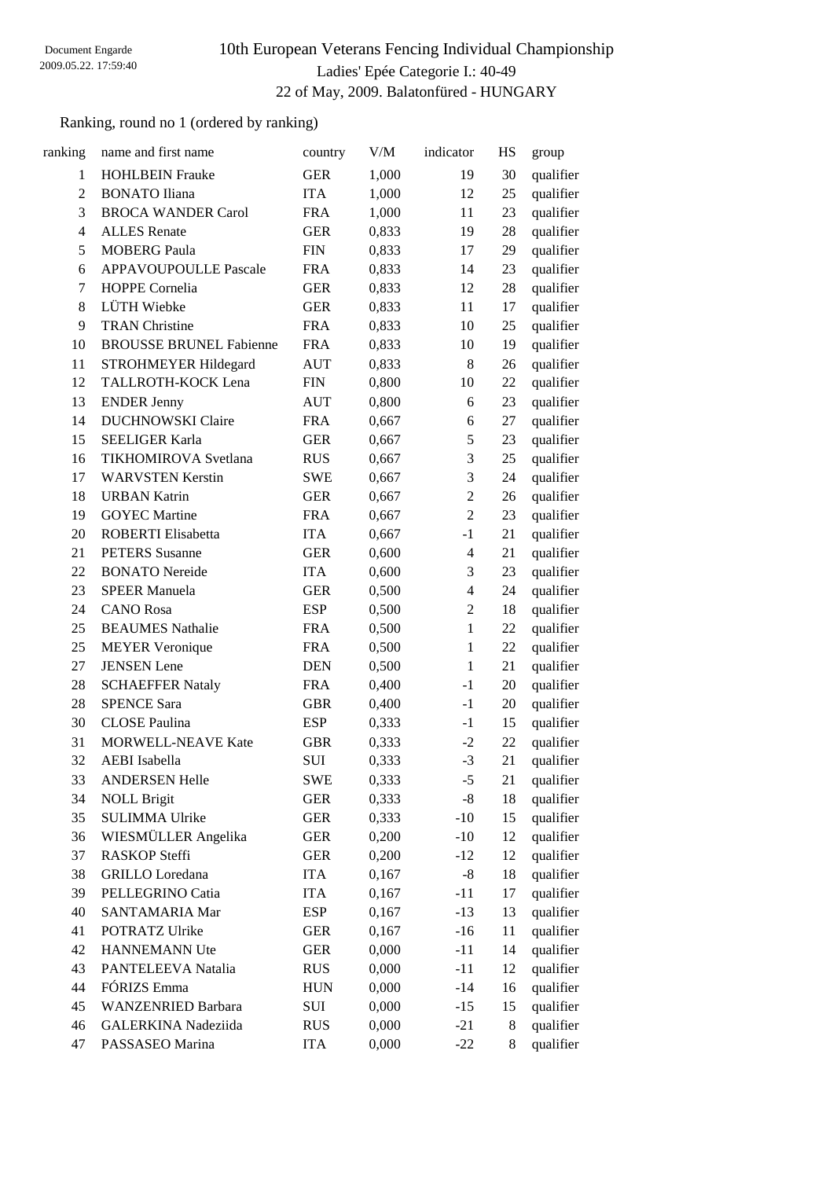Document Engarde
2009.05.22. 17:59:40

# 10th European Veterans Fencing Individual Championship

## Ladies' Epée Categorie I.: 40-49

### 22 of May, 2009. Balatonfüred - HUNGARY

Ranking, round no 1 (ordered by ranking)

| ranking | name and first name | country | V/M | indicator | HS | group |
|---|---|---|---|---|---|---|
| 1 | HOHLBEIN Frauke | GER | 1,000 | 19 | 30 | qualifier |
| 2 | BONATO Iliana | ITA | 1,000 | 12 | 25 | qualifier |
| 3 | BROCA WANDER Carol | FRA | 1,000 | 11 | 23 | qualifier |
| 4 | ALLES Renate | GER | 0,833 | 19 | 28 | qualifier |
| 5 | MOBERG Paula | FIN | 0,833 | 17 | 29 | qualifier |
| 6 | APPAVOUPOULLE Pascale | FRA | 0,833 | 14 | 23 | qualifier |
| 7 | HOPPE Cornelia | GER | 0,833 | 12 | 28 | qualifier |
| 8 | LÜTH Wiebke | GER | 0,833 | 11 | 17 | qualifier |
| 9 | TRAN Christine | FRA | 0,833 | 10 | 25 | qualifier |
| 10 | BROUSSE BRUNEL Fabienne | FRA | 0,833 | 10 | 19 | qualifier |
| 11 | STROHMEYER Hildegard | AUT | 0,833 | 8 | 26 | qualifier |
| 12 | TALLROTH-KOCK Lena | FIN | 0,800 | 10 | 22 | qualifier |
| 13 | ENDER Jenny | AUT | 0,800 | 6 | 23 | qualifier |
| 14 | DUCHNOWSKI Claire | FRA | 0,667 | 6 | 27 | qualifier |
| 15 | SEELIGER Karla | GER | 0,667 | 5 | 23 | qualifier |
| 16 | TIKHOMIROVA Svetlana | RUS | 0,667 | 3 | 25 | qualifier |
| 17 | WARVSTEN Kerstin | SWE | 0,667 | 3 | 24 | qualifier |
| 18 | URBAN Katrin | GER | 0,667 | 2 | 26 | qualifier |
| 19 | GOYEC Martine | FRA | 0,667 | 2 | 23 | qualifier |
| 20 | ROBERTI Elisabetta | ITA | 0,667 | -1 | 21 | qualifier |
| 21 | PETERS Susanne | GER | 0,600 | 4 | 21 | qualifier |
| 22 | BONATO Nereide | ITA | 0,600 | 3 | 23 | qualifier |
| 23 | SPEER Manuela | GER | 0,500 | 4 | 24 | qualifier |
| 24 | CANO Rosa | ESP | 0,500 | 2 | 18 | qualifier |
| 25 | BEAUMES Nathalie | FRA | 0,500 | 1 | 22 | qualifier |
| 25 | MEYER Veronique | FRA | 0,500 | 1 | 22 | qualifier |
| 27 | JENSEN Lene | DEN | 0,500 | 1 | 21 | qualifier |
| 28 | SCHAEFFER Nataly | FRA | 0,400 | -1 | 20 | qualifier |
| 28 | SPENCE Sara | GBR | 0,400 | -1 | 20 | qualifier |
| 30 | CLOSE Paulina | ESP | 0,333 | -1 | 15 | qualifier |
| 31 | MORWELL-NEAVE Kate | GBR | 0,333 | -2 | 22 | qualifier |
| 32 | AEBI Isabella | SUI | 0,333 | -3 | 21 | qualifier |
| 33 | ANDERSEN Helle | SWE | 0,333 | -5 | 21 | qualifier |
| 34 | NOLL Brigit | GER | 0,333 | -8 | 18 | qualifier |
| 35 | SULIMMA Ulrike | GER | 0,333 | -10 | 15 | qualifier |
| 36 | WIESMÜLLER Angelika | GER | 0,200 | -10 | 12 | qualifier |
| 37 | RASKOP Steffi | GER | 0,200 | -12 | 12 | qualifier |
| 38 | GRILLO Loredana | ITA | 0,167 | -8 | 18 | qualifier |
| 39 | PELLEGRINO Catia | ITA | 0,167 | -11 | 17 | qualifier |
| 40 | SANTAMARIA Mar | ESP | 0,167 | -13 | 13 | qualifier |
| 41 | POTRATZ Ulrike | GER | 0,167 | -16 | 11 | qualifier |
| 42 | HANNEMANN Ute | GER | 0,000 | -11 | 14 | qualifier |
| 43 | PANTELEEVA Natalia | RUS | 0,000 | -11 | 12 | qualifier |
| 44 | FÓRIZS Emma | HUN | 0,000 | -14 | 16 | qualifier |
| 45 | WANZENRIED Barbara | SUI | 0,000 | -15 | 15 | qualifier |
| 46 | GALERKINA Nadeziida | RUS | 0,000 | -21 | 8 | qualifier |
| 47 | PASSASEO Marina | ITA | 0,000 | -22 | 8 | qualifier |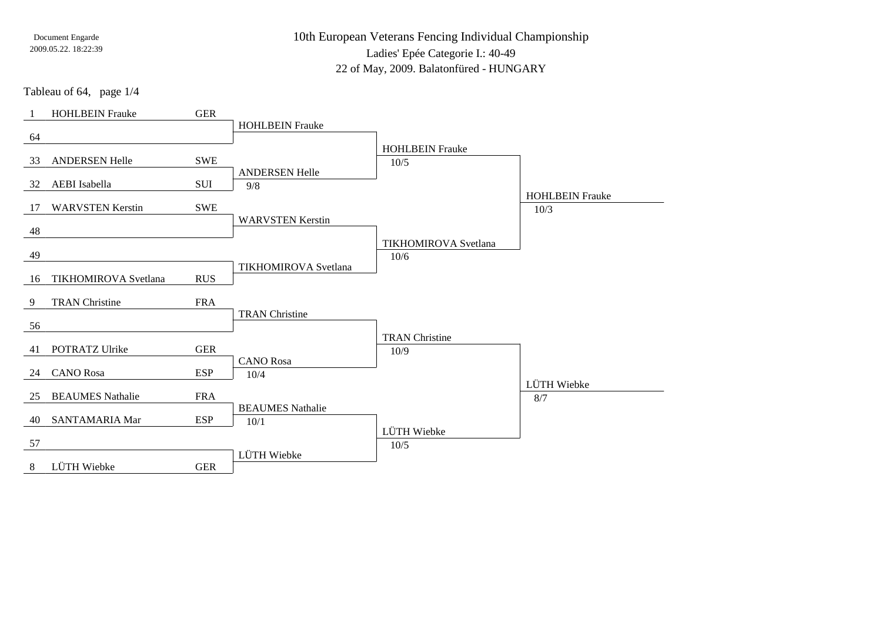# 10th European Veterans Fencing Individual Championship

Ladies' Epée Categorie I.: 40-49

22 of May, 2009. Balatonfüred - HUNGARY

Document Engarde
2009.05.22. 18:22:39

Tableau of 64, page 1/4

| Seed | Name | Nation | Tableau of 64 | Tableau of 32 | Tableau of 16 |
|---|---|---|---|---|---|
| 1 | HOHLBEIN Frauke | GER | HOHLBEIN Frauke | HOHLBEIN Frauke 10/5 | HOHLBEIN Frauke 10/3 |
| 64 | | | | | |
| 33 | ANDERSEN Helle | SWE | ANDERSEN Helle 9/8 | | |
| 32 | AEBI Isabella | SUI | | | |
| 17 | WARVSTEN Kerstin | SWE | WARVSTEN Kerstin | TIKHOMIROVA Svetlana 10/6 | |
| 48 | | | | | |
| 49 | | | TIKHOMIROVA Svetlana | | |
| 16 | TIKHOMIROVA Svetlana | RUS | | | |
| 9 | TRAN Christine | FRA | TRAN Christine | TRAN Christine 10/9 | LÜTH Wiebke 8/7 |
| 56 | | | | | |
| 41 | POTRATZ Ulrike | GER | CANO Rosa 10/4 | | |
| 24 | CANO Rosa | ESP | | | |
| 25 | BEAUMES Nathalie | FRA | BEAUMES Nathalie 10/1 | LÜTH Wiebke 10/5 | |
| 40 | SANTAMARIA Mar | ESP | | | |
| 57 | | | LÜTH Wiebke | | |
| 8 | LÜTH Wiebke | GER | | | |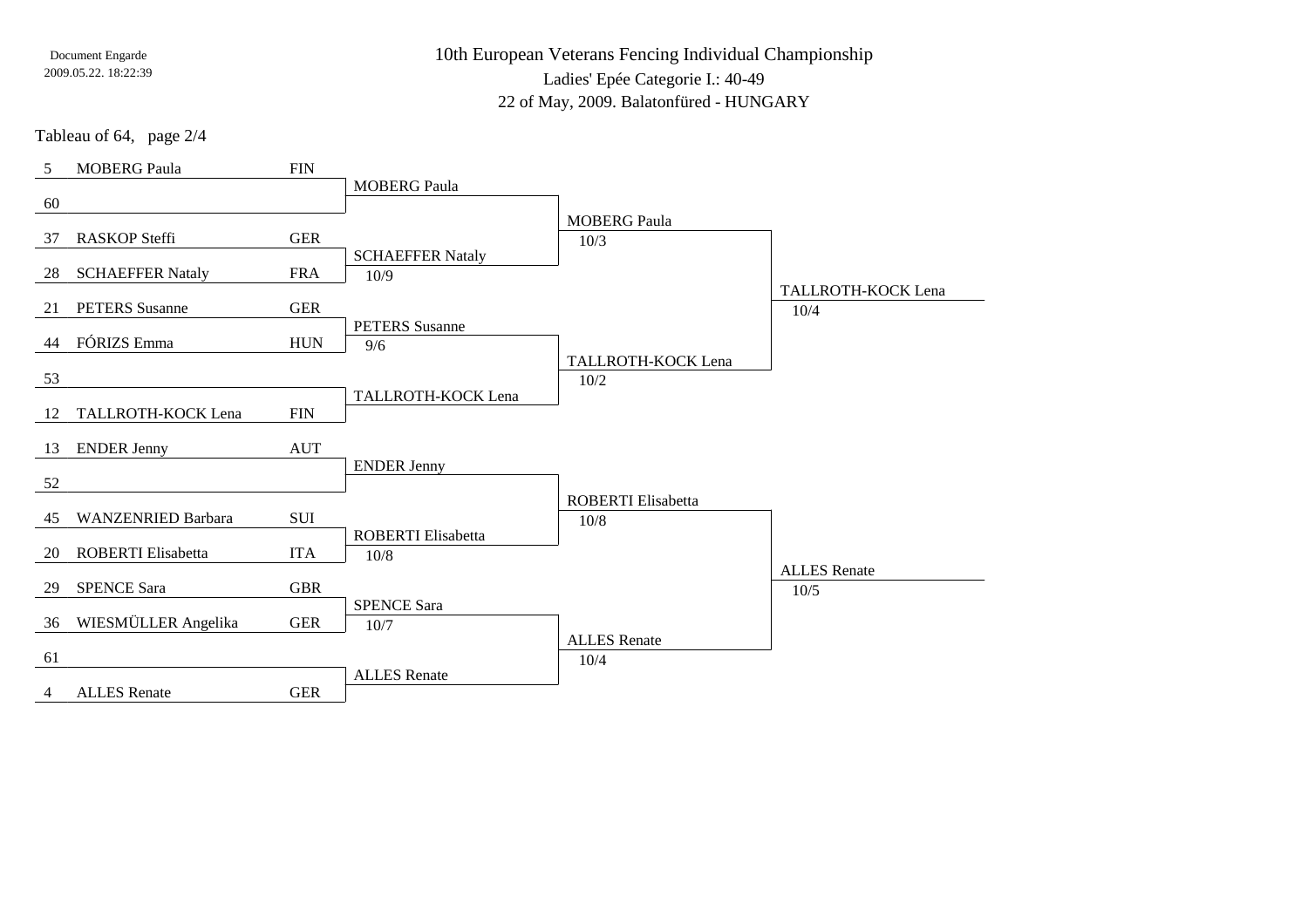Document Engarde
2009.05.22. 18:22:39

# 10th European Veterans Fencing Individual Championship

Ladies' Epée Categorie I.: 40-49

22 of May, 2009. Balatonfüred - HUNGARY

Tableau of 64, page 2/4

| Seed | Name | Nation | Round of 32 | Round of 16 | Quarter-final |
|---|---|---|---|---|---|
| 5 | MOBERG Paula | FIN | MOBERG Paula | MOBERG Paula 10/3 | TALLROTH-KOCK Lena 10/4 |
| 60 | | | | | |
| 37 | RASKOP Steffi | GER | SCHAEFFER Nataly 10/9 | | |
| 28 | SCHAEFFER Nataly | FRA | | | |
| 21 | PETERS Susanne | GER | PETERS Susanne 9/6 | TALLROTH-KOCK Lena 10/2 | |
| 44 | FÓRIZS Emma | HUN | | | |
| 53 | | | TALLROTH-KOCK Lena | | |
| 12 | TALLROTH-KOCK Lena | FIN | | | |
| 13 | ENDER Jenny | AUT | ENDER Jenny | ROBERTI Elisabetta 10/8 | ALLES Renate 10/5 |
| 52 | | | | | |
| 45 | WANZENRIED Barbara | SUI | ROBERTI Elisabetta 10/8 | | |
| 20 | ROBERTI Elisabetta | ITA | | | |
| 29 | SPENCE Sara | GBR | SPENCE Sara 10/7 | ALLES Renate 10/4 | |
| 36 | WIESMÜLLER Angelika | GER | | | |
| 61 | | | ALLES Renate | | |
| 4 | ALLES Renate | GER | | | |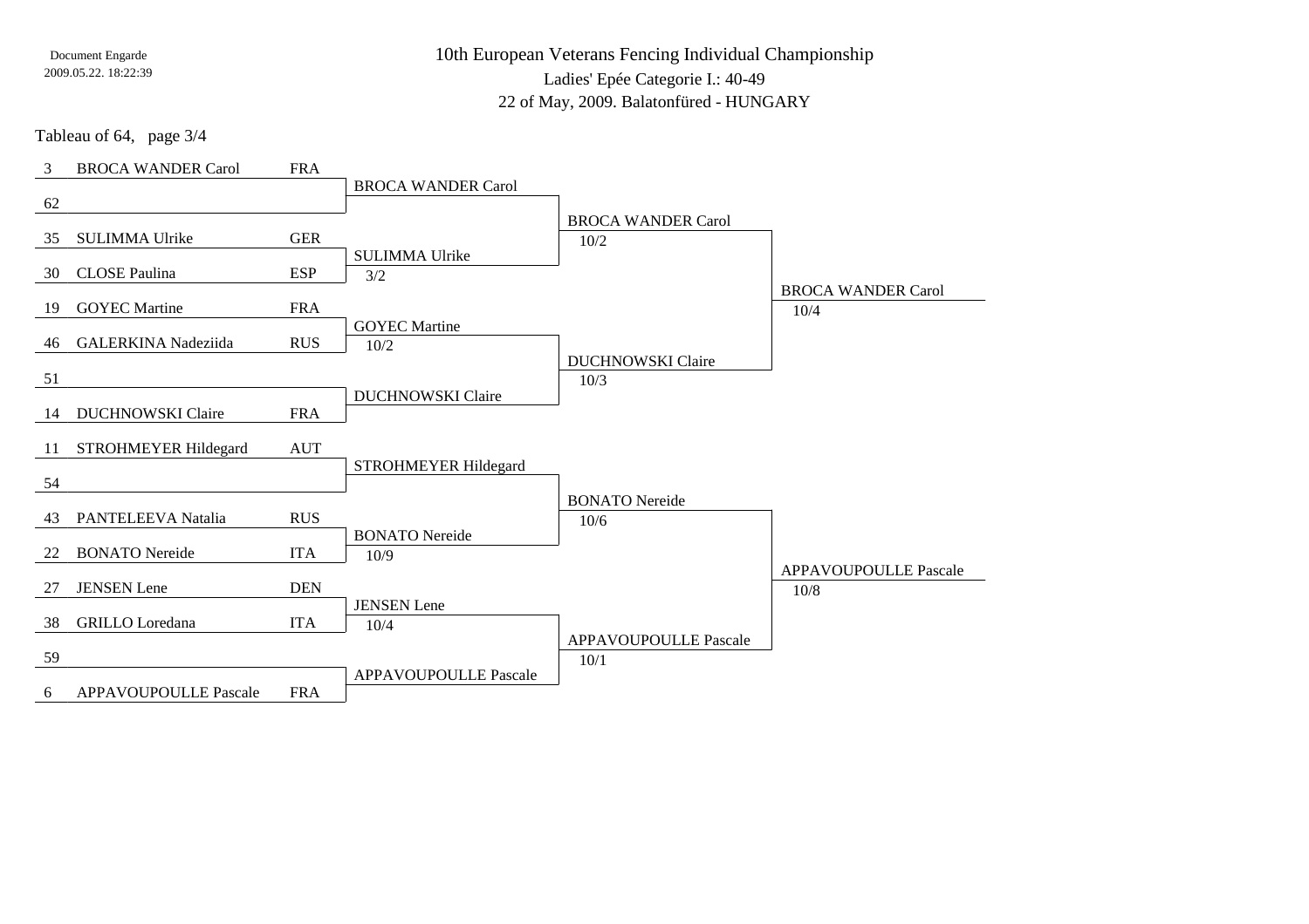Document Engarde
2009.05.22. 18:22:39

# 10th European Veterans Fencing Individual Championship

Ladies' Epée Categorie I.: 40-49

22 of May, 2009. Balatonfüred - HUNGARY

Tableau of 64, page 3/4

| Seed | Name | Country | Tableau of 32 | Tableau of 16 | Tableau of 8 |
|---|---|---|---|---|---|
| 3 | BROCA WANDER Carol | FRA | BROCA WANDER Carol | BROCA WANDER Carol 10/2 | BROCA WANDER Carol 10/4 |
| 62 | | | | | |
| 35 | SULIMMA Ulrike | GER | SULIMMA Ulrike 3/2 | | |
| 30 | CLOSE Paulina | ESP | | | |
| 19 | GOYEC Martine | FRA | GOYEC Martine 10/2 | DUCHNOWSKI Claire 10/3 | |
| 46 | GALERKINA Nadeziida | RUS | | | |
| 51 | | | DUCHNOWSKI Claire | | |
| 14 | DUCHNOWSKI Claire | FRA | | | |
| 11 | STROHMEYER Hildegard | AUT | STROHMEYER Hildegard | BONATO Nereide 10/6 | APPAVOUPOULLE Pascale 10/8 |
| 54 | | | | | |
| 43 | PANTELEEVA Natalia | RUS | BONATO Nereide 10/9 | | |
| 22 | BONATO Nereide | ITA | | | |
| 27 | JENSEN Lene | DEN | JENSEN Lene 10/4 | APPAVOUPOULLE Pascale 10/1 | |
| 38 | GRILLO Loredana | ITA | | | |
| 59 | | | APPAVOUPOULLE Pascale | | |
| 6 | APPAVOUPOULLE Pascale | FRA | | | |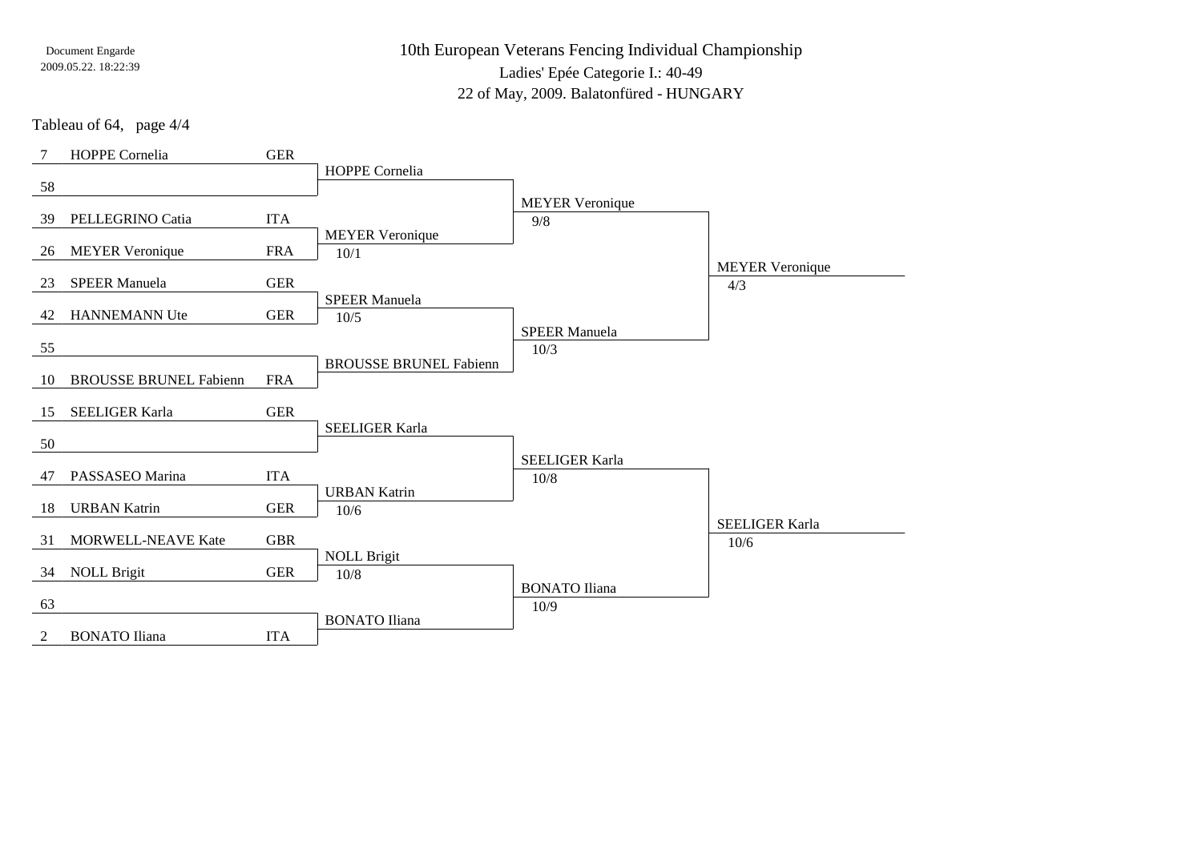Document Engarde
2009.05.22. 18:22:39

# 10th European Veterans Fencing Individual Championship

Ladies' Epée Categorie I.: 40-49

22 of May, 2009. Balatonfüred - HUNGARY

Tableau of 64, page 4/4

| Seed | Name | Nation | Tableau of 64 | Tableau of 32 | Tableau of 16 |
|---|---|---|---|---|---|
| 7 | HOPPE Cornelia | GER | HOPPE Cornelia | | |
| 58 | | | | | |
| 39 | PELLEGRINO Catia | ITA | MEYER Veronique 10/1 | MEYER Veronique 9/8 | |
| 26 | MEYER Veronique | FRA | | | |
| 23 | SPEER Manuela | GER | SPEER Manuela 10/5 | | MEYER Veronique 4/3 |
| 42 | HANNEMANN Ute | GER | | | |
| 55 | | | BROUSSE BRUNEL Fabienn | SPEER Manuela 10/3 | |
| 10 | BROUSSE BRUNEL Fabienn | FRA | | | |
| 15 | SEELIGER Karla | GER | SEELIGER Karla | | |
| 50 | | | | | |
| 47 | PASSASEO Marina | ITA | URBAN Katrin 10/6 | SEELIGER Karla 10/8 | |
| 18 | URBAN Katrin | GER | | | |
| 31 | MORWELL-NEAVE Kate | GBR | NOLL Brigit 10/8 | | SEELIGER Karla 10/6 |
| 34 | NOLL Brigit | GER | | | |
| 63 | | | BONATO Iliana | BONATO Iliana 10/9 | |
| 2 | BONATO Iliana | ITA | | | |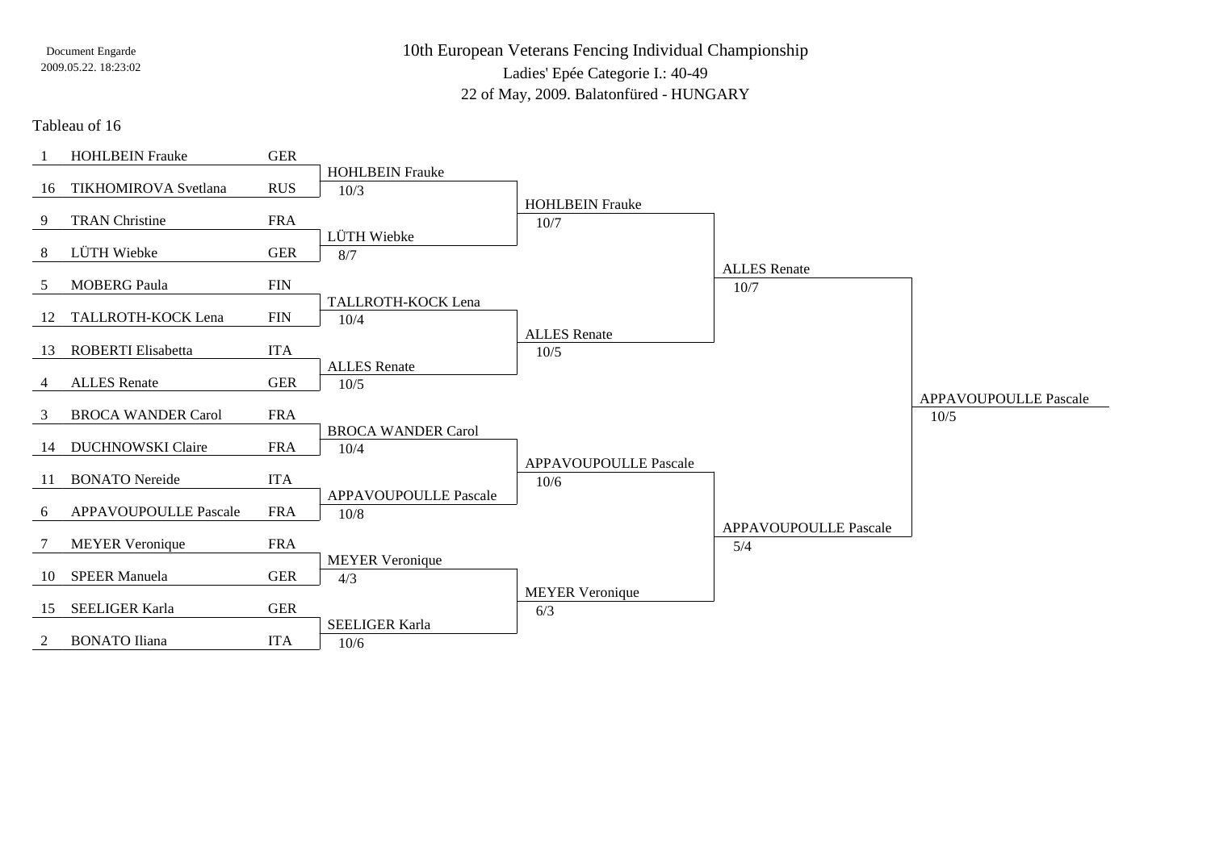Document Engarde
2009.05.22. 18:23:02

# 10th European Veterans Fencing Individual Championship

Ladies' Epée Categorie I.: 40-49

22 of May, 2009. Balatonfüred - HUNGARY

## Tableau of 16

| Seed | Name | Nation | Tableau of 8 | Semi-finals | Final | Winner |
|---|---|---|---|---|---|---|
| 1 | HOHLBEIN Frauke | GER | HOHLBEIN Frauke 10/3 | HOHLBEIN Frauke 10/7 | ALLES Renate 10/7 | APPAVOUPOULLE Pascale 10/5 |
| 16 | TIKHOMIROVA Svetlana | RUS | | | | |
| 9 | TRAN Christine | FRA | LÜTH Wiebke 8/7 | | | |
| 8 | LÜTH Wiebke | GER | | | | |
| 5 | MOBERG Paula | FIN | TALLROTH-KOCK Lena 10/4 | ALLES Renate 10/5 | | |
| 12 | TALLROTH-KOCK Lena | FIN | | | | |
| 13 | ROBERTI Elisabetta | ITA | ALLES Renate 10/5 | | | |
| 4 | ALLES Renate | GER | | | | |
| 3 | BROCA WANDER Carol | FRA | BROCA WANDER Carol 10/4 | APPAVOUPOULLE Pascale 10/6 | APPAVOUPOULLE Pascale 5/4 | |
| 14 | DUCHNOWSKI Claire | FRA | | | | |
| 11 | BONATO Nereide | ITA | APPAVOUPOULLE Pascale 10/8 | | | |
| 6 | APPAVOUPOULLE Pascale | FRA | | | | |
| 7 | MEYER Veronique | FRA | MEYER Veronique 4/3 | MEYER Veronique 6/3 | | |
| 10 | SPEER Manuela | GER | | | | |
| 15 | SEELIGER Karla | GER | SEELIGER Karla 10/6 | | | |
| 2 | BONATO Iliana | ITA | | | | |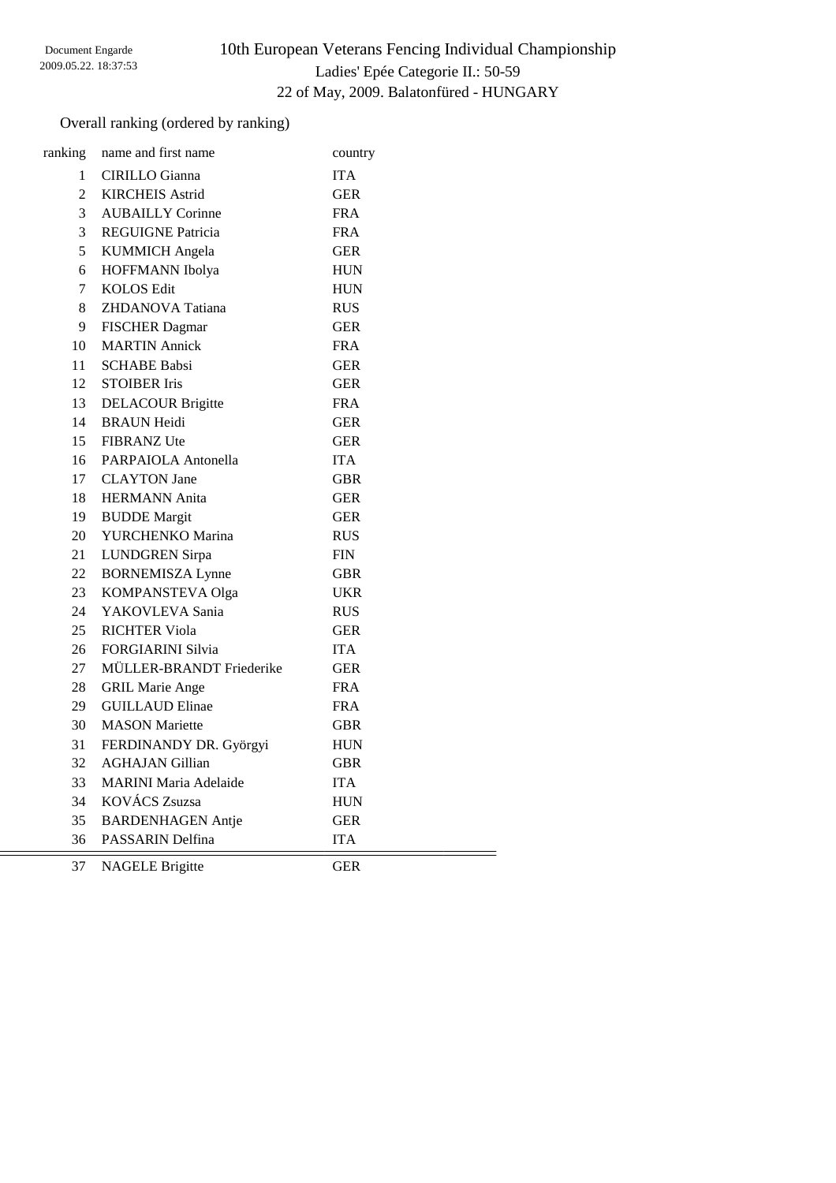Document Engarde
2009.05.22. 18:37:53

# 10th European Veterans Fencing Individual Championship

## Ladies' Epée Categorie II.: 50-59

### 22 of May, 2009. Balatonfüred - HUNGARY

Overall ranking (ordered by ranking)

| ranking | name and first name | country |
|---|---|---|
| 1 | CIRILLO Gianna | ITA |
| 2 | KIRCHEIS Astrid | GER |
| 3 | AUBAILLY Corinne | FRA |
| 3 | REGUIGNE Patricia | FRA |
| 5 | KUMMICH Angela | GER |
| 6 | HOFFMANN Ibolya | HUN |
| 7 | KOLOS Edit | HUN |
| 8 | ZHDANOVA Tatiana | RUS |
| 9 | FISCHER Dagmar | GER |
| 10 | MARTIN Annick | FRA |
| 11 | SCHABE Babsi | GER |
| 12 | STOIBER Iris | GER |
| 13 | DELACOUR Brigitte | FRA |
| 14 | BRAUN Heidi | GER |
| 15 | FIBRANZ Ute | GER |
| 16 | PARPAIOLA Antonella | ITA |
| 17 | CLAYTON Jane | GBR |
| 18 | HERMANN Anita | GER |
| 19 | BUDDE Margit | GER |
| 20 | YURCHENKO Marina | RUS |
| 21 | LUNDGREN Sirpa | FIN |
| 22 | BORNEMISZA Lynne | GBR |
| 23 | KOMPANSTEVA Olga | UKR |
| 24 | YAKOVLEVA Sania | RUS |
| 25 | RICHTER Viola | GER |
| 26 | FORGIARINI Silvia | ITA |
| 27 | MÜLLER-BRANDT Friederike | GER |
| 28 | GRIL Marie Ange | FRA |
| 29 | GUILLAUD Elinae | FRA |
| 30 | MASON Mariette | GBR |
| 31 | FERDINANDY DR. Györgyi | HUN |
| 32 | AGHAJAN Gillian | GBR |
| 33 | MARINI Maria Adelaide | ITA |
| 34 | KOVÁCS Zsuzsa | HUN |
| 35 | BARDENHAGEN Antje | GER |
| 36 | PASSARIN Delfina | ITA |
| 37 | NAGELE Brigitte | GER |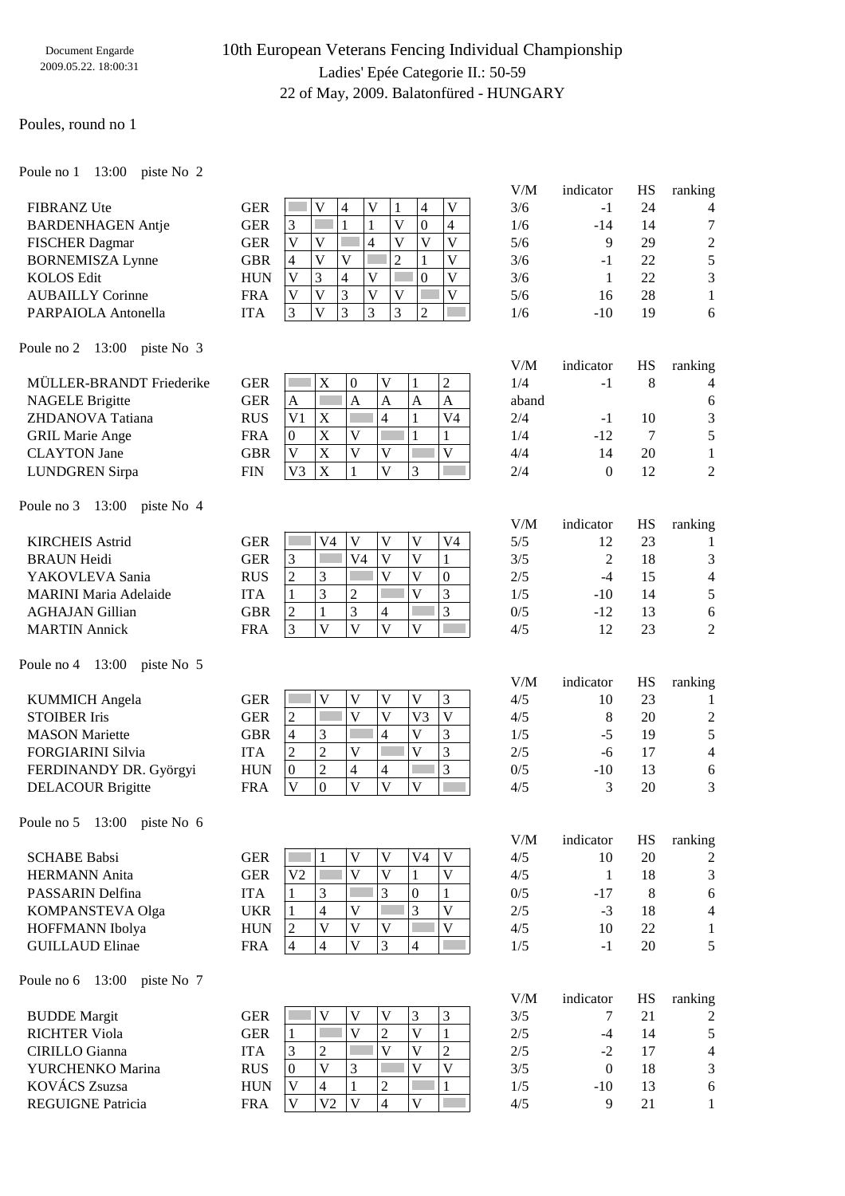Document Engarde
2009.05.22. 18:00:31

# 10th European Veterans Fencing Individual Championship

## Ladies' Epée Categorie II.: 50-59

22 of May, 2009. Balatonfüred - HUNGARY

Poules, round no 1

### Poule no 1 13:00 piste No 2

| Name | Nat | 1 | 2 | 3 | 4 | 5 | 6 | 7 | V/M | indicator | HS | ranking |
|---|---|---|---|---|---|---|---|---|---|---|---|---|
| FIBRANZ Ute | GER | | V | 4 | V | 1 | 4 | V | 3/6 | -1 | 24 | 4 |
| BARDENHAGEN Antje | GER | 3 | | 1 | 1 | V | 0 | 4 | 1/6 | -14 | 14 | 7 |
| FISCHER Dagmar | GER | V | V | | 4 | V | V | V | 5/6 | 9 | 29 | 2 |
| BORNEMISZA Lynne | GBR | 4 | V | V | | 2 | 1 | V | 3/6 | -1 | 22 | 5 |
| KOLOS Edit | HUN | V | 3 | 4 | V | | 0 | V | 3/6 | 1 | 22 | 3 |
| AUBAILLY Corinne | FRA | V | V | 3 | V | V | | V | 5/6 | 16 | 28 | 1 |
| PARPAIOLA Antonella | ITA | 3 | V | 3 | 3 | 3 | 2 | | 1/6 | -10 | 19 | 6 |

### Poule no 2 13:00 piste No 3

| Name | Nat | 1 | 2 | 3 | 4 | 5 | 6 | V/M | indicator | HS | ranking |
|---|---|---|---|---|---|---|---|---|---|---|---|
| MÜLLER-BRANDT Friederike | GER | | X | 0 | V | 1 | 2 | 1/4 | -1 | 8 | 4 |
| NAGELE Brigitte | GER | A | | A | A | A | A | aband | | | 6 |
| ZHDANOVA Tatiana | RUS | V1 | X | | 4 | 1 | V4 | 2/4 | -1 | 10 | 3 |
| GRIL Marie Ange | FRA | 0 | X | V | | 1 | 1 | 1/4 | -12 | 7 | 5 |
| CLAYTON Jane | GBR | V | X | V | V | | V | 4/4 | 14 | 20 | 1 |
| LUNDGREN Sirpa | FIN | V3 | X | 1 | V | 3 | | 2/4 | 0 | 12 | 2 |

### Poule no 3 13:00 piste No 4

| Name | Nat | 1 | 2 | 3 | 4 | 5 | 6 | V/M | indicator | HS | ranking |
|---|---|---|---|---|---|---|---|---|---|---|---|
| KIRCHEIS Astrid | GER | | V4 | V | V | V | V4 | 5/5 | 12 | 23 | 1 |
| BRAUN Heidi | GER | 3 | | V4 | V | V | 1 | 3/5 | 2 | 18 | 3 |
| YAKOVLEVA Sania | RUS | 2 | 3 | | V | V | 0 | 2/5 | -4 | 15 | 4 |
| MARINI Maria Adelaide | ITA | 1 | 3 | 2 | | V | 3 | 1/5 | -10 | 14 | 5 |
| AGHAJAN Gillian | GBR | 2 | 1 | 3 | 4 | | 3 | 0/5 | -12 | 13 | 6 |
| MARTIN Annick | FRA | 3 | V | V | V | V | | 4/5 | 12 | 23 | 2 |

### Poule no 4 13:00 piste No 5

| Name | Nat | 1 | 2 | 3 | 4 | 5 | 6 | V/M | indicator | HS | ranking |
|---|---|---|---|---|---|---|---|---|---|---|---|
| KUMMICH Angela | GER | | V | V | V | V | 3 | 4/5 | 10 | 23 | 1 |
| STOIBER Iris | GER | 2 | | V | V | V3 | V | 4/5 | 8 | 20 | 2 |
| MASON Mariette | GBR | 4 | 3 | | 4 | V | 3 | 1/5 | -5 | 19 | 5 |
| FORGIARINI Silvia | ITA | 2 | 2 | V | | V | 3 | 2/5 | -6 | 17 | 4 |
| FERDINANDY DR. Györgyi | HUN | 0 | 2 | 4 | 4 | | 3 | 0/5 | -10 | 13 | 6 |
| DELACOUR Brigitte | FRA | V | 0 | V | V | V | | 4/5 | 3 | 20 | 3 |

### Poule no 5 13:00 piste No 6

| Name | Nat | 1 | 2 | 3 | 4 | 5 | 6 | V/M | indicator | HS | ranking |
|---|---|---|---|---|---|---|---|---|---|---|---|
| SCHABE Babsi | GER | | 1 | V | V | V4 | V | 4/5 | 10 | 20 | 2 |
| HERMANN Anita | GER | V2 | | V | V | 1 | V | 4/5 | 1 | 18 | 3 |
| PASSARIN Delfina | ITA | 1 | 3 | | 3 | 0 | 1 | 0/5 | -17 | 8 | 6 |
| KOMPANSTEVA Olga | UKR | 1 | 4 | V | | 3 | V | 2/5 | -3 | 18 | 4 |
| HOFFMANN Ibolya | HUN | 2 | V | V | V | | V | 4/5 | 10 | 22 | 1 |
| GUILLAUD Elinae | FRA | 4 | 4 | V | 3 | 4 | | 1/5 | -1 | 20 | 5 |

### Poule no 6 13:00 piste No 7

| Name | Nat | 1 | 2 | 3 | 4 | 5 | 6 | V/M | indicator | HS | ranking |
|---|---|---|---|---|---|---|---|---|---|---|---|
| BUDDE Margit | GER | | V | V | V | 3 | 3 | 3/5 | 7 | 21 | 2 |
| RICHTER Viola | GER | 1 | | V | 2 | V | 1 | 2/5 | -4 | 14 | 5 |
| CIRILLO Gianna | ITA | 3 | 2 | | V | V | 2 | 2/5 | -2 | 17 | 4 |
| YURCHENKO Marina | RUS | 0 | V | 3 | | V | V | 3/5 | 0 | 18 | 3 |
| KOVÁCS Zsuzsa | HUN | V | 4 | 1 | 2 | | 1 | 1/5 | -10 | 13 | 6 |
| REGUIGNE Patricia | FRA | V | V2 | V | 4 | V | | 4/5 | 9 | 21 | 1 |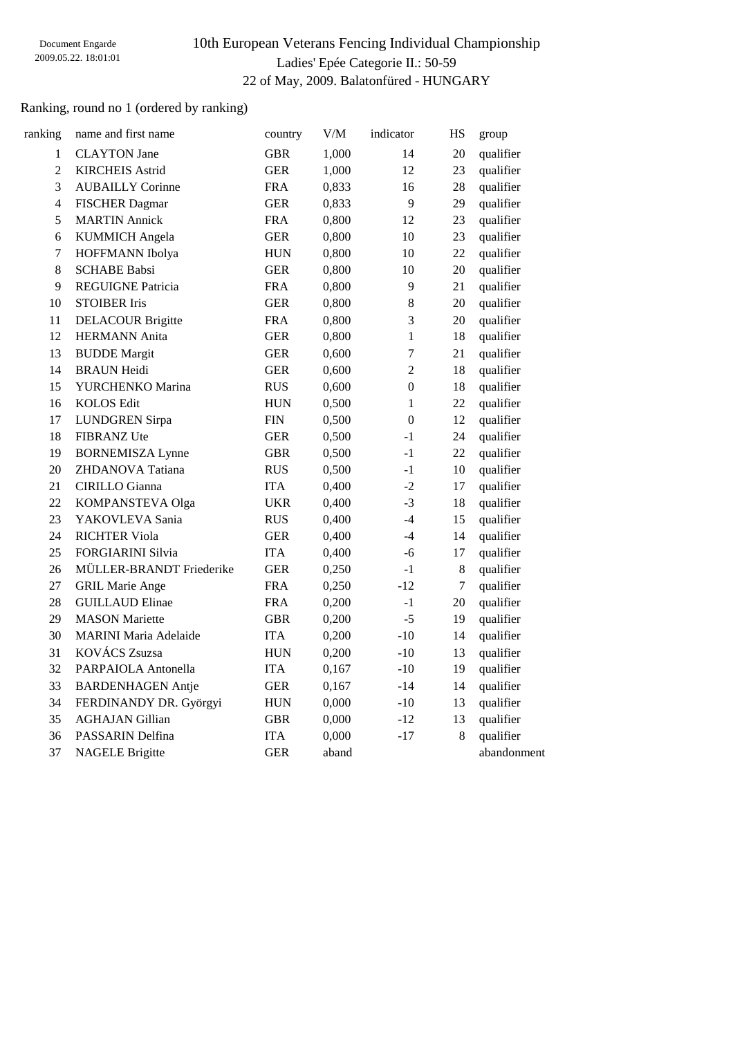Document Engarde
2009.05.22. 18:01:01

# 10th European Veterans Fencing Individual Championship

## Ladies' Epée Categorie II.: 50-59

22 of May, 2009. Balatonfüred - HUNGARY

Ranking, round no 1 (ordered by ranking)

| ranking | name and first name | country | V/M | indicator | HS | group |
|---|---|---|---|---|---|---|
| 1 | CLAYTON Jane | GBR | 1,000 | 14 | 20 | qualifier |
| 2 | KIRCHEIS Astrid | GER | 1,000 | 12 | 23 | qualifier |
| 3 | AUBAILLY Corinne | FRA | 0,833 | 16 | 28 | qualifier |
| 4 | FISCHER Dagmar | GER | 0,833 | 9 | 29 | qualifier |
| 5 | MARTIN Annick | FRA | 0,800 | 12 | 23 | qualifier |
| 6 | KUMMICH Angela | GER | 0,800 | 10 | 23 | qualifier |
| 7 | HOFFMANN Ibolya | HUN | 0,800 | 10 | 22 | qualifier |
| 8 | SCHABE Babsi | GER | 0,800 | 10 | 20 | qualifier |
| 9 | REGUIGNE Patricia | FRA | 0,800 | 9 | 21 | qualifier |
| 10 | STOIBER Iris | GER | 0,800 | 8 | 20 | qualifier |
| 11 | DELACOUR Brigitte | FRA | 0,800 | 3 | 20 | qualifier |
| 12 | HERMANN Anita | GER | 0,800 | 1 | 18 | qualifier |
| 13 | BUDDE Margit | GER | 0,600 | 7 | 21 | qualifier |
| 14 | BRAUN Heidi | GER | 0,600 | 2 | 18 | qualifier |
| 15 | YURCHENKO Marina | RUS | 0,600 | 0 | 18 | qualifier |
| 16 | KOLOS Edit | HUN | 0,500 | 1 | 22 | qualifier |
| 17 | LUNDGREN Sirpa | FIN | 0,500 | 0 | 12 | qualifier |
| 18 | FIBRANZ Ute | GER | 0,500 | -1 | 24 | qualifier |
| 19 | BORNEMISZA Lynne | GBR | 0,500 | -1 | 22 | qualifier |
| 20 | ZHDANOVA Tatiana | RUS | 0,500 | -1 | 10 | qualifier |
| 21 | CIRILLO Gianna | ITA | 0,400 | -2 | 17 | qualifier |
| 22 | KOMPANSTEVA Olga | UKR | 0,400 | -3 | 18 | qualifier |
| 23 | YAKOVLEVA Sania | RUS | 0,400 | -4 | 15 | qualifier |
| 24 | RICHTER Viola | GER | 0,400 | -4 | 14 | qualifier |
| 25 | FORGIARINI Silvia | ITA | 0,400 | -6 | 17 | qualifier |
| 26 | MÜLLER-BRANDT Friederike | GER | 0,250 | -1 | 8 | qualifier |
| 27 | GRIL Marie Ange | FRA | 0,250 | -12 | 7 | qualifier |
| 28 | GUILLAUD Elinae | FRA | 0,200 | -1 | 20 | qualifier |
| 29 | MASON Mariette | GBR | 0,200 | -5 | 19 | qualifier |
| 30 | MARINI Maria Adelaide | ITA | 0,200 | -10 | 14 | qualifier |
| 31 | KOVÁCS Zsuzsa | HUN | 0,200 | -10 | 13 | qualifier |
| 32 | PARPAIOLA Antonella | ITA | 0,167 | -10 | 19 | qualifier |
| 33 | BARDENHAGEN Antje | GER | 0,167 | -14 | 14 | qualifier |
| 34 | FERDINANDY DR. Györgyi | HUN | 0,000 | -10 | 13 | qualifier |
| 35 | AGHAJAN Gillian | GBR | 0,000 | -12 | 13 | qualifier |
| 36 | PASSARIN Delfina | ITA | 0,000 | -17 | 8 | qualifier |
| 37 | NAGELE Brigitte | GER | aband | | | abandonment |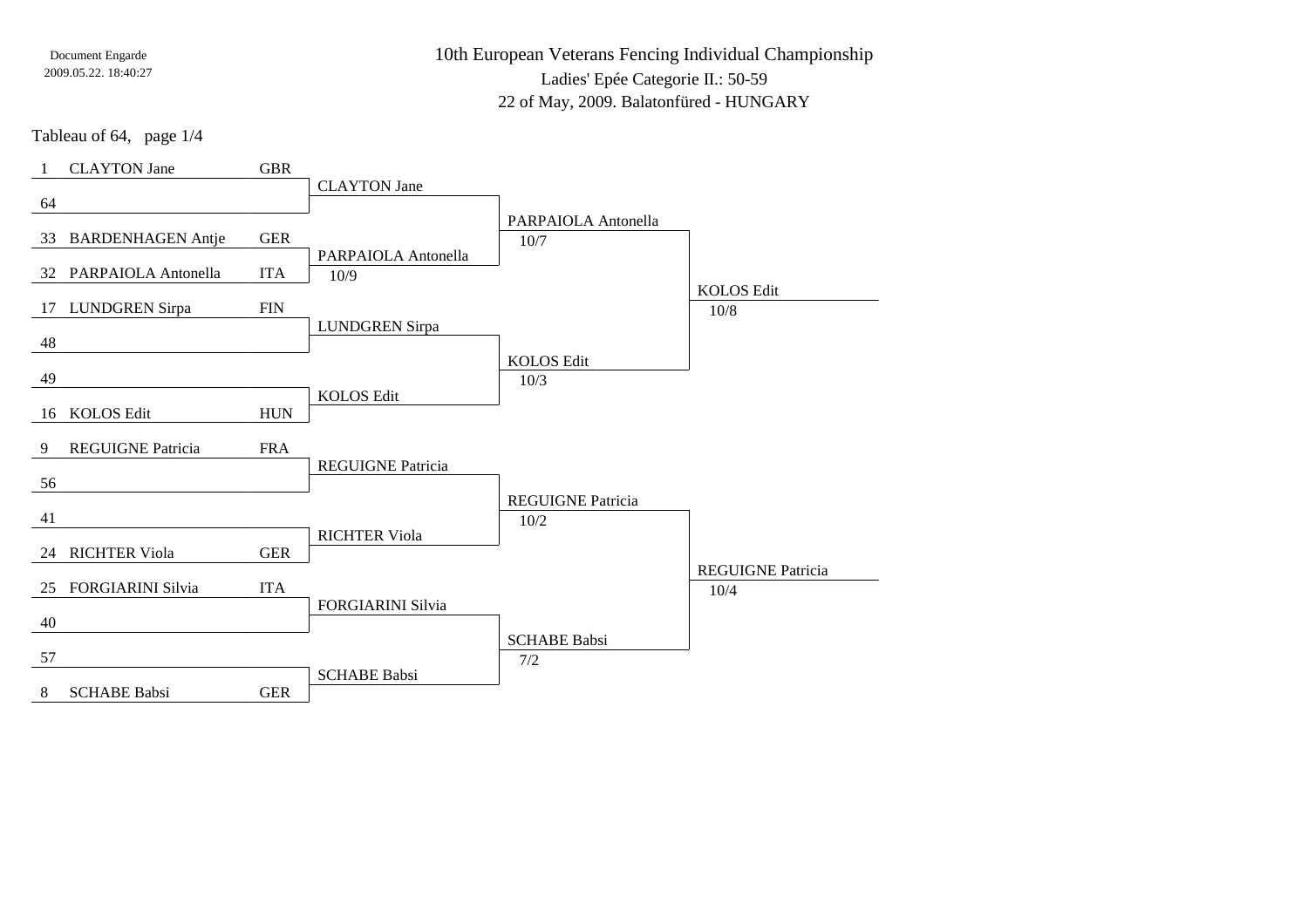Document Engarde
2009.05.22. 18:40:27

# 10th European Veterans Fencing Individual Championship

Ladies' Epée Categorie II.: 50-59

22 of May, 2009. Balatonfüred - HUNGARY

Tableau of 64, page 1/4

| Seed | Name | Country | Tableau of 32 | Tableau of 16 | Tableau of 8 |
|---|---|---|---|---|---|
| 1 | CLAYTON Jane | GBR | CLAYTON Jane | | |
| 64 | | | | PARPAIOLA Antonella 10/7 | |
| 33 | BARDENHAGEN Antje | GER | PARPAIOLA Antonella 10/9 | | |
| 32 | PARPAIOLA Antonella | ITA | | | KOLOS Edit 10/8 |
| 17 | LUNDGREN Sirpa | FIN | LUNDGREN Sirpa | | |
| 48 | | | | KOLOS Edit 10/3 | |
| 49 | | | KOLOS Edit | | |
| 16 | KOLOS Edit | HUN | | | |
| 9 | REGUIGNE Patricia | FRA | REGUIGNE Patricia | | |
| 56 | | | | REGUIGNE Patricia 10/2 | |
| 41 | | | RICHTER Viola | | |
| 24 | RICHTER Viola | GER | | | REGUIGNE Patricia 10/4 |
| 25 | FORGIARINI Silvia | ITA | FORGIARINI Silvia | | |
| 40 | | | | SCHABE Babsi 7/2 | |
| 57 | | | SCHABE Babsi | | |
| 8 | SCHABE Babsi | GER | | | |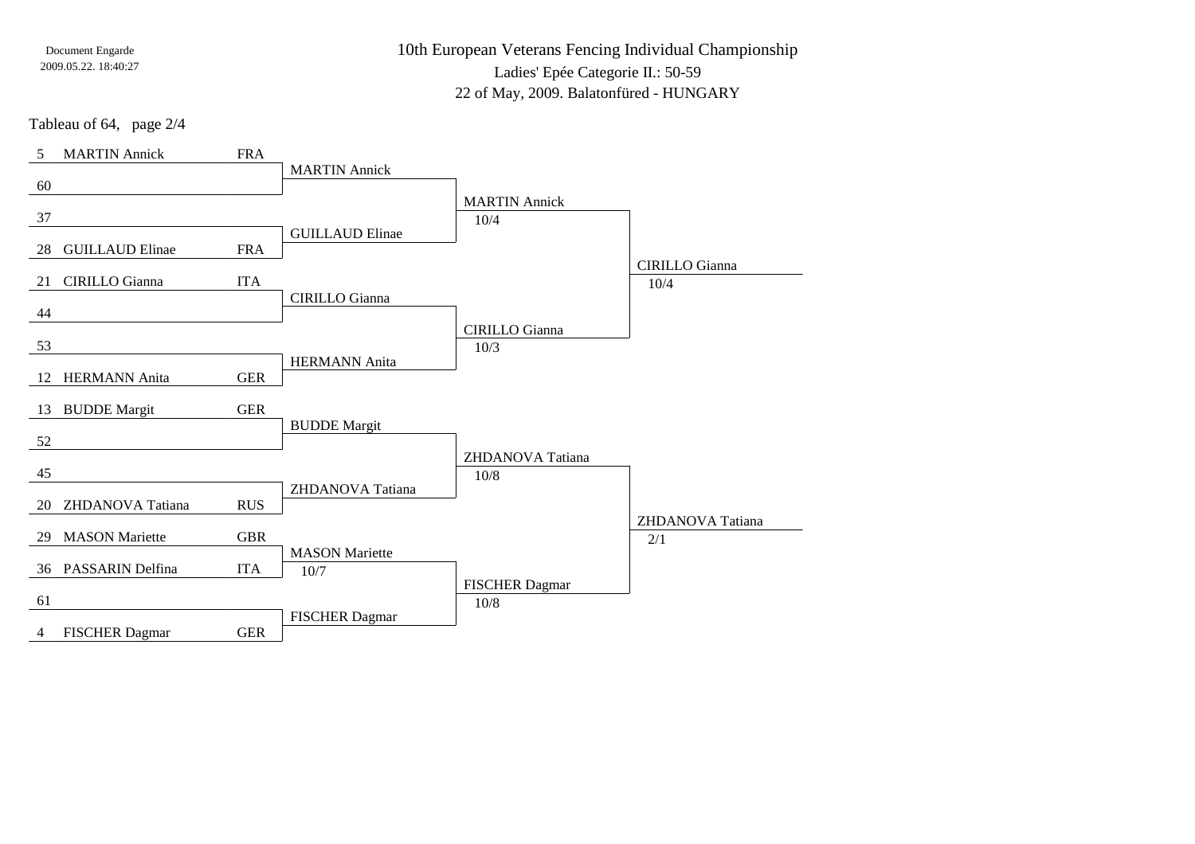# 10th European Veterans Fencing Individual Championship

Ladies' Epée Categorie II.: 50-59

22 of May, 2009. Balatonfüred - HUNGARY

Document Engarde
2009.05.22. 18:40:27

Tableau of 64, page 2/4

| Tableau of 64 | | | Tableau of 32 | Tableau of 16 | Tableau of 8 |
|---|---|---|---|---|---|
| 5 | MARTIN Annick | FRA | MARTIN Annick | MARTIN Annick 10/4 | CIRILLO Gianna 10/4 |
| 60 | | | | | |
| 37 | | | GUILLAUD Elinae | | |
| 28 | GUILLAUD Elinae | FRA | | | |
| 21 | CIRILLO Gianna | ITA | CIRILLO Gianna | CIRILLO Gianna 10/3 | |
| 44 | | | | | |
| 53 | | | HERMANN Anita | | |
| 12 | HERMANN Anita | GER | | | |
| 13 | BUDDE Margit | GER | BUDDE Margit | ZHDANOVA Tatiana 10/8 | ZHDANOVA Tatiana 2/1 |
| 52 | | | | | |
| 45 | | | ZHDANOVA Tatiana | | |
| 20 | ZHDANOVA Tatiana | RUS | | | |
| 29 | MASON Mariette | GBR | MASON Mariette 10/7 | FISCHER Dagmar 10/8 | |
| 36 | PASSARIN Delfina | ITA | | | |
| 61 | | | FISCHER Dagmar | | |
| 4 | FISCHER Dagmar | GER | | | |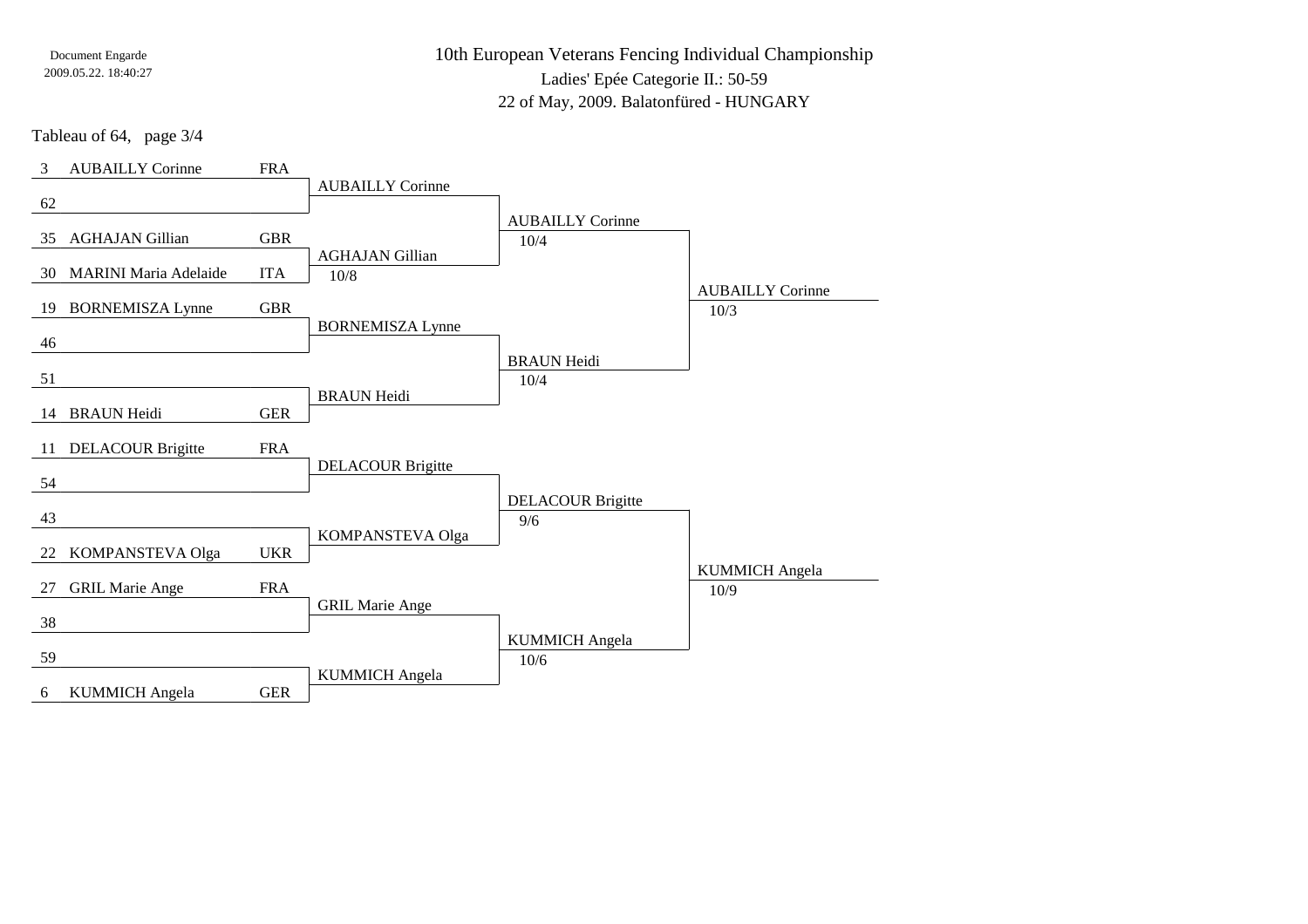Document Engarde
2009.05.22. 18:40:27

# 10th European Veterans Fencing Individual Championship

Ladies' Epée Categorie II.: 50-59

22 of May, 2009. Balatonfüred - HUNGARY

Tableau of 64, page 3/4

| Seed | Name | Nation | Tableau of 32 | Tableau of 16 | Tableau of 8 |
|---|---|---|---|---|---|
| 3 | AUBAILLY Corinne | FRA | AUBAILLY Corinne | AUBAILLY Corinne 10/4 | AUBAILLY Corinne 10/3 |
| 62 | | | | | |
| 35 | AGHAJAN Gillian | GBR | AGHAJAN Gillian 10/8 | | |
| 30 | MARINI Maria Adelaide | ITA | | | |
| 19 | BORNEMISZA Lynne | GBR | BORNEMISZA Lynne | BRAUN Heidi 10/4 | |
| 46 | | | | | |
| 51 | | | BRAUN Heidi | | |
| 14 | BRAUN Heidi | GER | | | |
| 11 | DELACOUR Brigitte | FRA | DELACOUR Brigitte | DELACOUR Brigitte 9/6 | KUMMICH Angela 10/9 |
| 54 | | | | | |
| 43 | | | KOMPANSTEVA Olga | | |
| 22 | KOMPANSTEVA Olga | UKR | | | |
| 27 | GRIL Marie Ange | FRA | GRIL Marie Ange | KUMMICH Angela 10/6 | |
| 38 | | | | | |
| 59 | | | KUMMICH Angela | | |
| 6 | KUMMICH Angela | GER | | | |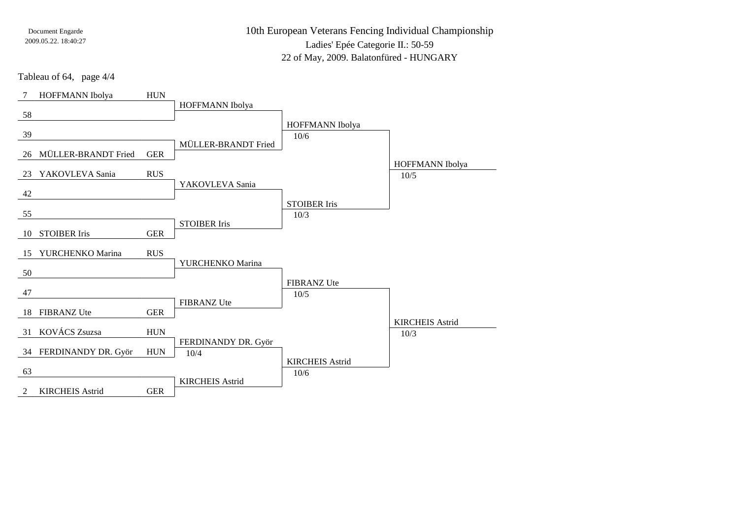Document Engarde
2009.05.22. 18:40:27

# 10th European Veterans Fencing Individual Championship

## Ladies' Epée Categorie II.: 50-59

22 of May, 2009. Balatonfüred - HUNGARY

Tableau of 64, page 4/4

| Seed | Name | Nation | Tableau of 32 | Tableau of 16 | Quarter-final |
|---|---|---|---|---|---|
| 7 | HOFFMANN Ibolya | HUN | HOFFMANN Ibolya | HOFFMANN Ibolya 10/6 | HOFFMANN Ibolya 10/5 |
| 58 | | | | | |
| 39 | | | MÜLLER-BRANDT Fried | | |
| 26 | MÜLLER-BRANDT Fried | GER | | | |
| 23 | YAKOVLEVA Sania | RUS | YAKOVLEVA Sania | STOIBER Iris 10/3 | |
| 42 | | | | | |
| 55 | | | STOIBER Iris | | |
| 10 | STOIBER Iris | GER | | | |
| 15 | YURCHENKO Marina | RUS | YURCHENKO Marina | FIBRANZ Ute 10/5 | KIRCHEIS Astrid 10/3 |
| 50 | | | | | |
| 47 | | | FIBRANZ Ute | | |
| 18 | FIBRANZ Ute | GER | | | |
| 31 | KOVÁCS Zsuzsa | HUN | FERDINANDY DR. Györ 10/4 | KIRCHEIS Astrid 10/6 | |
| 34 | FERDINANDY DR. Györ | HUN | | | |
| 63 | | | KIRCHEIS Astrid | | |
| 2 | KIRCHEIS Astrid | GER | | | |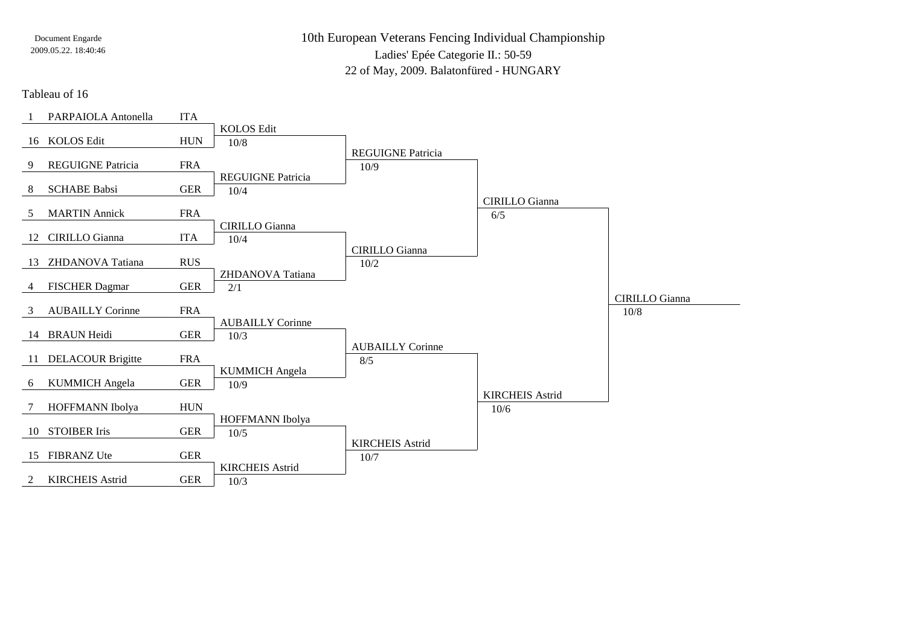Document Engarde
2009.05.22. 18:40:46

# 10th European Veterans Fencing Individual Championship

## Ladies' Epée Categorie II.: 50-59

22 of May, 2009. Balatonfüred - HUNGARY

### Tableau of 16

| Seed | Name | Nat | Tableau of 8 | Semi-finals | Final | Winner |
|---|---|---|---|---|---|---|
| 1 | PARPAIOLA Antonella | ITA | | | | |
| 16 | KOLOS Edit | HUN | KOLOS Edit 10/8 | | | |
| 9 | REGUIGNE Patricia | FRA | | REGUIGNE Patricia 10/9 | | |
| 8 | SCHABE Babsi | GER | REGUIGNE Patricia 10/4 | | | |
| 5 | MARTIN Annick | FRA | | | CIRILLO Gianna 6/5 | |
| 12 | CIRILLO Gianna | ITA | CIRILLO Gianna 10/4 | | | |
| 13 | ZHDANOVA Tatiana | RUS | | CIRILLO Gianna 10/2 | | |
| 4 | FISCHER Dagmar | GER | ZHDANOVA Tatiana 2/1 | | | |
| 3 | AUBAILLY Corinne | FRA | | | | CIRILLO Gianna 10/8 |
| 14 | BRAUN Heidi | GER | AUBAILLY Corinne 10/3 | | | |
| 11 | DELACOUR Brigitte | FRA | | AUBAILLY Corinne 8/5 | | |
| 6 | KUMMICH Angela | GER | KUMMICH Angela 10/9 | | | |
| 7 | HOFFMANN Ibolya | HUN | | | KIRCHEIS Astrid 10/6 | |
| 10 | STOIBER Iris | GER | HOFFMANN Ibolya 10/5 | | | |
| 15 | FIBRANZ Ute | GER | | KIRCHEIS Astrid 10/7 | | |
| 2 | KIRCHEIS Astrid | GER | KIRCHEIS Astrid 10/3 | | | |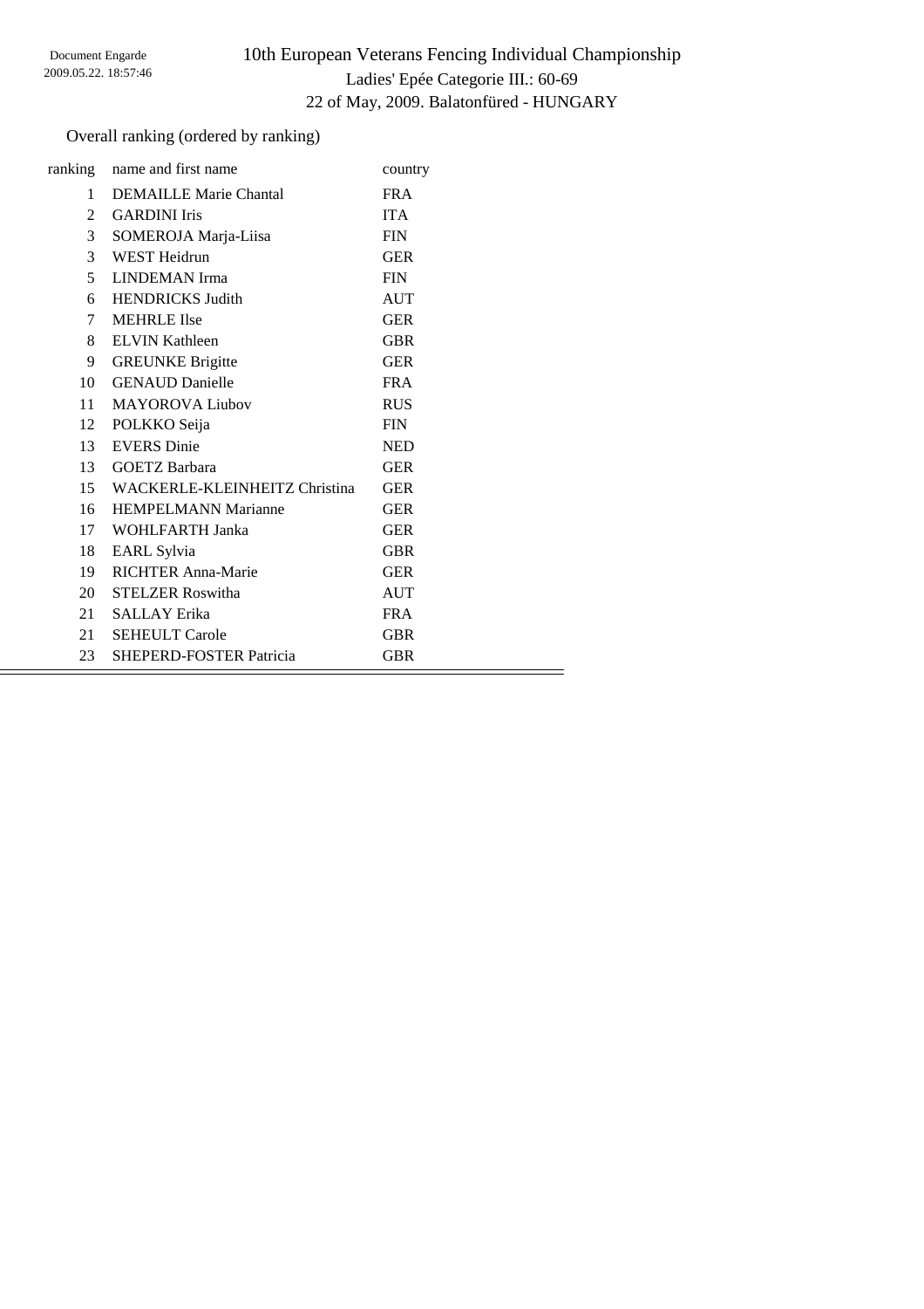# 10th European Veterans Fencing Individual Championship

Ladies' Epée Categorie III.: 60-69

22 of May, 2009. Balatonfüred - HUNGARY

Overall ranking (ordered by ranking)

| ranking | name and first name | country |
|---|---|---|
| 1 | DEMAILLE Marie Chantal | FRA |
| 2 | GARDINI Iris | ITA |
| 3 | SOMEROJA Marja-Liisa | FIN |
| 3 | WEST Heidrun | GER |
| 5 | LINDEMAN Irma | FIN |
| 6 | HENDRICKS Judith | AUT |
| 7 | MEHRLE Ilse | GER |
| 8 | ELVIN Kathleen | GBR |
| 9 | GREUNKE Brigitte | GER |
| 10 | GENAUD Danielle | FRA |
| 11 | MAYOROVA Liubov | RUS |
| 12 | POLKKO Seija | FIN |
| 13 | EVERS Dinie | NED |
| 13 | GOETZ Barbara | GER |
| 15 | WACKERLE-KLEINHEITZ Christina | GER |
| 16 | HEMPELMANN Marianne | GER |
| 17 | WOHLFARTH Janka | GER |
| 18 | EARL Sylvia | GBR |
| 19 | RICHTER Anna-Marie | GER |
| 20 | STELZER Roswitha | AUT |
| 21 | SALLAY Erika | FRA |
| 21 | SEHEULT Carole | GBR |
| 23 | SHEPERD-FOSTER Patricia | GBR |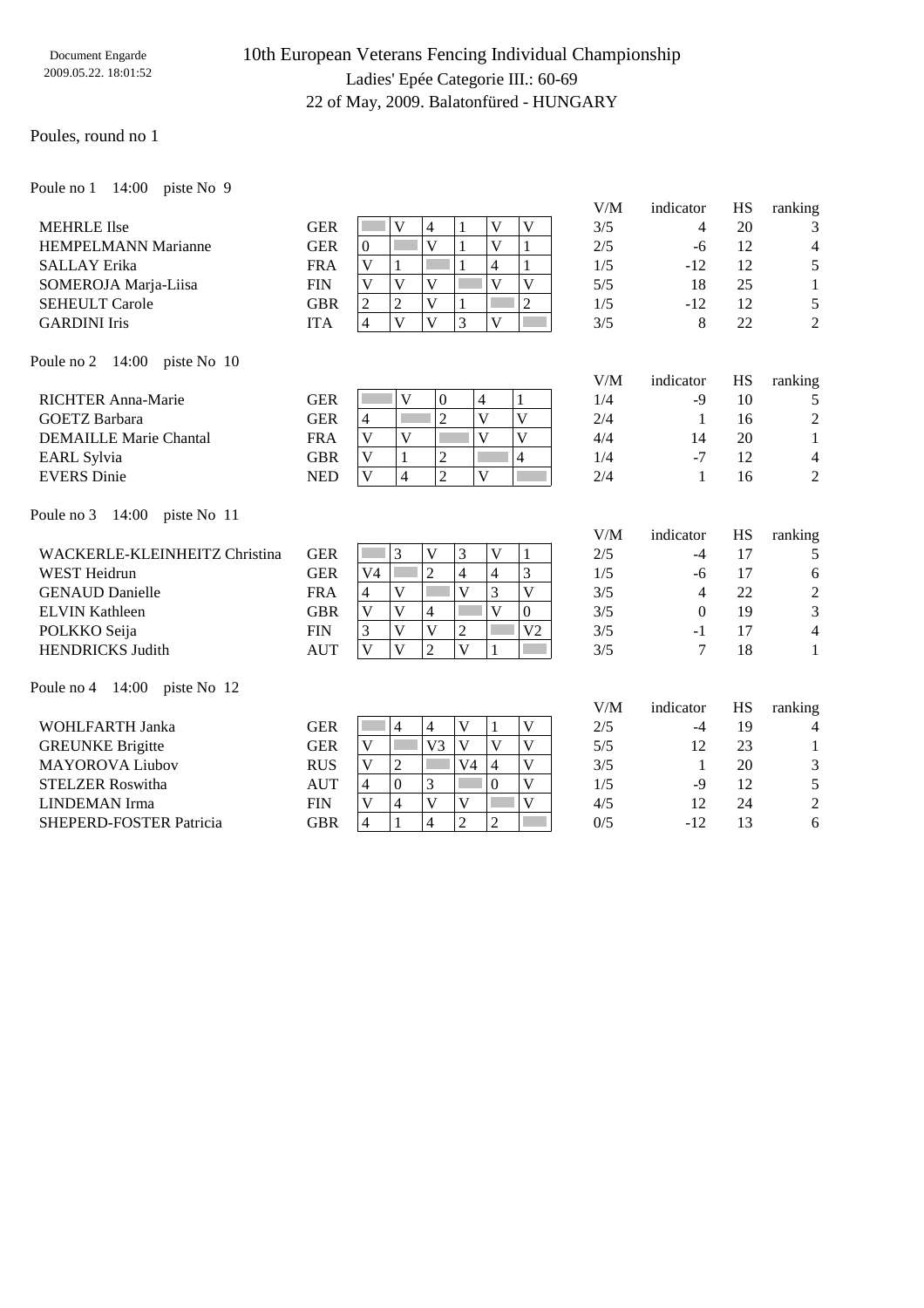Document Engarde
2009.05.22. 18:01:52

# 10th European Veterans Fencing Individual Championship

## Ladies' Epée Categorie III.: 60-69

22 of May, 2009. Balatonfüred - HUNGARY

Poules, round no 1

### Poule no 1 14:00 piste No 9

| Name | Nation | 1 | 2 | 3 | 4 | 5 | 6 | V/M | indicator | HS | ranking |
|---|---|---|---|---|---|---|---|---|---|---|---|
| MEHRLE Ilse | GER | | V | 4 | 1 | V | V | 3/5 | 4 | 20 | 3 |
| HEMPELMANN Marianne | GER | 0 | | V | 1 | V | 1 | 2/5 | -6 | 12 | 4 |
| SALLAY Erika | FRA | V | 1 | | 1 | 4 | 1 | 1/5 | -12 | 12 | 5 |
| SOMEROJA Marja-Liisa | FIN | V | V | V | | V | V | 5/5 | 18 | 25 | 1 |
| SEHEULT Carole | GBR | 2 | 2 | V | 1 | | 2 | 1/5 | -12 | 12 | 5 |
| GARDINI Iris | ITA | 4 | V | V | 3 | V | | 3/5 | 8 | 22 | 2 |

### Poule no 2 14:00 piste No 10

| Name | Nation | 1 | 2 | 3 | 4 | 5 | V/M | indicator | HS | ranking |
|---|---|---|---|---|---|---|---|---|---|---|
| RICHTER Anna-Marie | GER | | V | 0 | 4 | 1 | 1/4 | -9 | 10 | 5 |
| GOETZ Barbara | GER | 4 | | 2 | V | V | 2/4 | 1 | 16 | 2 |
| DEMAILLE Marie Chantal | FRA | V | V | | V | V | 4/4 | 14 | 20 | 1 |
| EARL Sylvia | GBR | V | 1 | 2 | | 4 | 1/4 | -7 | 12 | 4 |
| EVERS Dinie | NED | V | 4 | 2 | V | | 2/4 | 1 | 16 | 2 |

### Poule no 3 14:00 piste No 11

| Name | Nation | 1 | 2 | 3 | 4 | 5 | 6 | V/M | indicator | HS | ranking |
|---|---|---|---|---|---|---|---|---|---|---|---|
| WACKERLE-KLEINHEITZ Christina | GER | | 3 | V | 3 | V | 1 | 2/5 | -4 | 17 | 5 |
| WEST Heidrun | GER | V4 | | 2 | 4 | 4 | 3 | 1/5 | -6 | 17 | 6 |
| GENAUD Danielle | FRA | 4 | V | | V | 3 | V | 3/5 | 4 | 22 | 2 |
| ELVIN Kathleen | GBR | V | V | 4 | | V | 0 | 3/5 | 0 | 19 | 3 |
| POLKKO Seija | FIN | 3 | V | V | 2 | | V2 | 3/5 | -1 | 17 | 4 |
| HENDRICKS Judith | AUT | V | V | 2 | V | 1 | | 3/5 | 7 | 18 | 1 |

### Poule no 4 14:00 piste No 12

| Name | Nation | 1 | 2 | 3 | 4 | 5 | 6 | V/M | indicator | HS | ranking |
|---|---|---|---|---|---|---|---|---|---|---|---|
| WOHLFARTH Janka | GER | | 4 | 4 | V | 1 | V | 2/5 | -4 | 19 | 4 |
| GREUNKE Brigitte | GER | V | | V3 | V | V | V | 5/5 | 12 | 23 | 1 |
| MAYOROVA Liubov | RUS | V | 2 | | V4 | 4 | V | 3/5 | 1 | 20 | 3 |
| STELZER Roswitha | AUT | 4 | 0 | 3 | | 0 | V | 1/5 | -9 | 12 | 5 |
| LINDEMAN Irma | FIN | V | 4 | V | V | | V | 4/5 | 12 | 24 | 2 |
| SHEPERD-FOSTER Patricia | GBR | 4 | 1 | 4 | 2 | 2 | | 0/5 | -12 | 13 | 6 |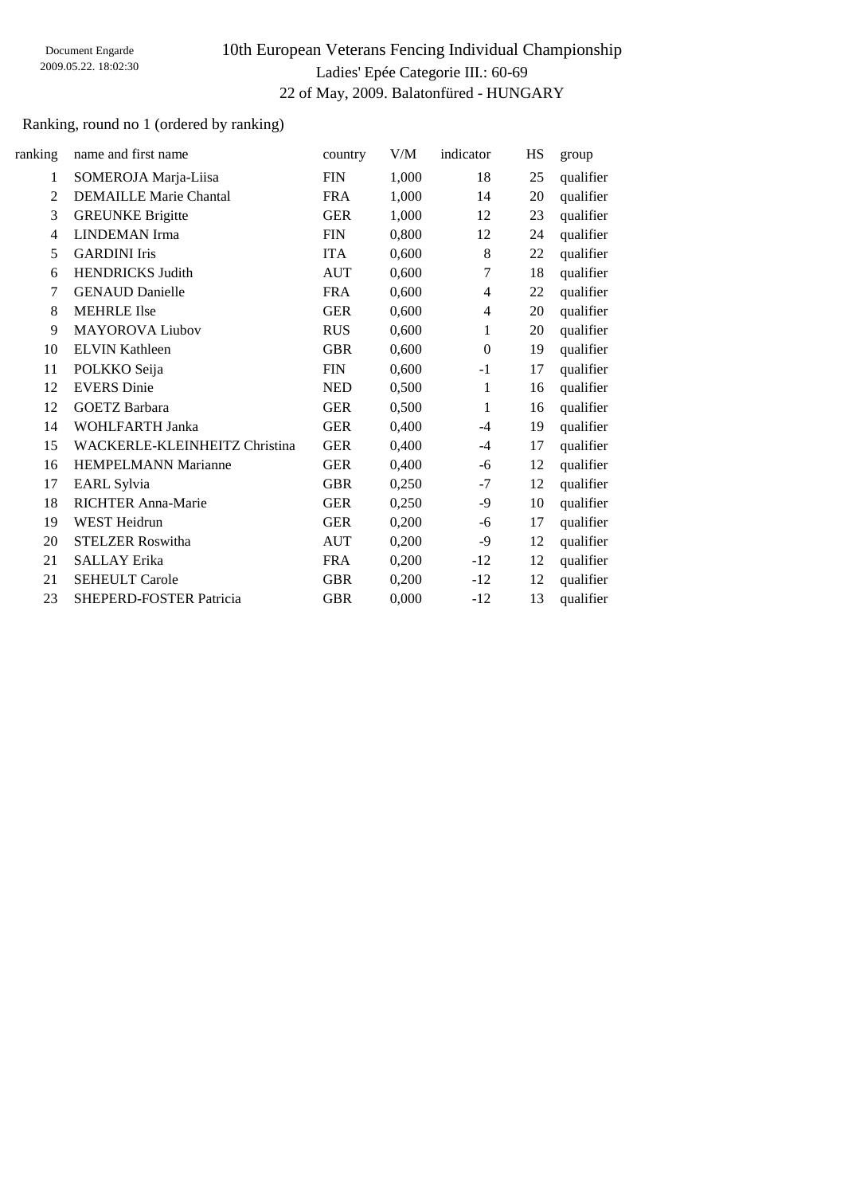Document Engarde
2009.05.22. 18:02:30

# 10th European Veterans Fencing Individual Championship

## Ladies' Epée Categorie III.: 60-69

## 22 of May, 2009. Balatonfüred - HUNGARY

Ranking, round no 1 (ordered by ranking)

| ranking | name and first name | country | V/M | indicator | HS | group |
|---|---|---|---|---|---|---|
| 1 | SOMEROJA Marja-Liisa | FIN | 1,000 | 18 | 25 | qualifier |
| 2 | DEMAILLE Marie Chantal | FRA | 1,000 | 14 | 20 | qualifier |
| 3 | GREUNKE Brigitte | GER | 1,000 | 12 | 23 | qualifier |
| 4 | LINDEMAN Irma | FIN | 0,800 | 12 | 24 | qualifier |
| 5 | GARDINI Iris | ITA | 0,600 | 8 | 22 | qualifier |
| 6 | HENDRICKS Judith | AUT | 0,600 | 7 | 18 | qualifier |
| 7 | GENAUD Danielle | FRA | 0,600 | 4 | 22 | qualifier |
| 8 | MEHRLE Ilse | GER | 0,600 | 4 | 20 | qualifier |
| 9 | MAYOROVA Liubov | RUS | 0,600 | 1 | 20 | qualifier |
| 10 | ELVIN Kathleen | GBR | 0,600 | 0 | 19 | qualifier |
| 11 | POLKKO Seija | FIN | 0,600 | -1 | 17 | qualifier |
| 12 | EVERS Dinie | NED | 0,500 | 1 | 16 | qualifier |
| 12 | GOETZ Barbara | GER | 0,500 | 1 | 16 | qualifier |
| 14 | WOHLFARTH Janka | GER | 0,400 | -4 | 19 | qualifier |
| 15 | WACKERLE-KLEINHEITZ Christina | GER | 0,400 | -4 | 17 | qualifier |
| 16 | HEMPELMANN Marianne | GER | 0,400 | -6 | 12 | qualifier |
| 17 | EARL Sylvia | GBR | 0,250 | -7 | 12 | qualifier |
| 18 | RICHTER Anna-Marie | GER | 0,250 | -9 | 10 | qualifier |
| 19 | WEST Heidrun | GER | 0,200 | -6 | 17 | qualifier |
| 20 | STELZER Roswitha | AUT | 0,200 | -9 | 12 | qualifier |
| 21 | SALLAY Erika | FRA | 0,200 | -12 | 12 | qualifier |
| 21 | SEHEULT Carole | GBR | 0,200 | -12 | 12 | qualifier |
| 23 | SHEPERD-FOSTER Patricia | GBR | 0,000 | -12 | 13 | qualifier |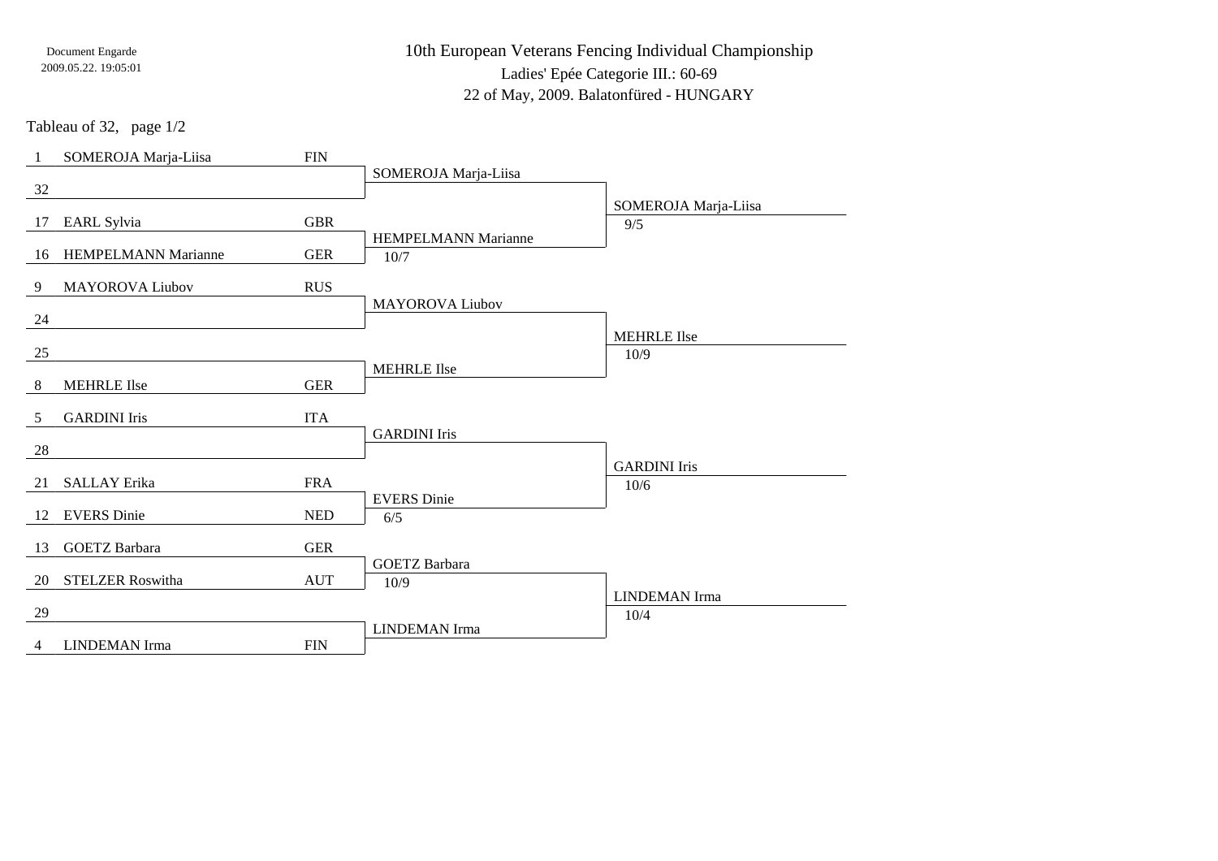Document Engarde
2009.05.22. 19:05:01

# 10th European Veterans Fencing Individual Championship

Ladies' Epée Categorie III.: 60-69

22 of May, 2009. Balatonfüred - HUNGARY

Tableau of 32, page 1/2

| Seed | Name | Nation | Tableau of 16 | Quarter-final |
|---|---|---|---|---|
| 1 | SOMEROJA Marja-Liisa | FIN | SOMEROJA Marja-Liisa | SOMEROJA Marja-Liisa 9/5 |
| 32 | | | | |
| 17 | EARL Sylvia | GBR | HEMPELMANN Marianne 10/7 | |
| 16 | HEMPELMANN Marianne | GER | | |
| 9 | MAYOROVA Liubov | RUS | MAYOROVA Liubov | MEHRLE Ilse 10/9 |
| 24 | | | | |
| 25 | | | MEHRLE Ilse | |
| 8 | MEHRLE Ilse | GER | | |
| 5 | GARDINI Iris | ITA | GARDINI Iris | GARDINI Iris 10/6 |
| 28 | | | | |
| 21 | SALLAY Erika | FRA | EVERS Dinie 6/5 | |
| 12 | EVERS Dinie | NED | | |
| 13 | GOETZ Barbara | GER | GOETZ Barbara 10/9 | LINDEMAN Irma 10/4 |
| 20 | STELZER Roswitha | AUT | | |
| 29 | | | LINDEMAN Irma | |
| 4 | LINDEMAN Irma | FIN | | |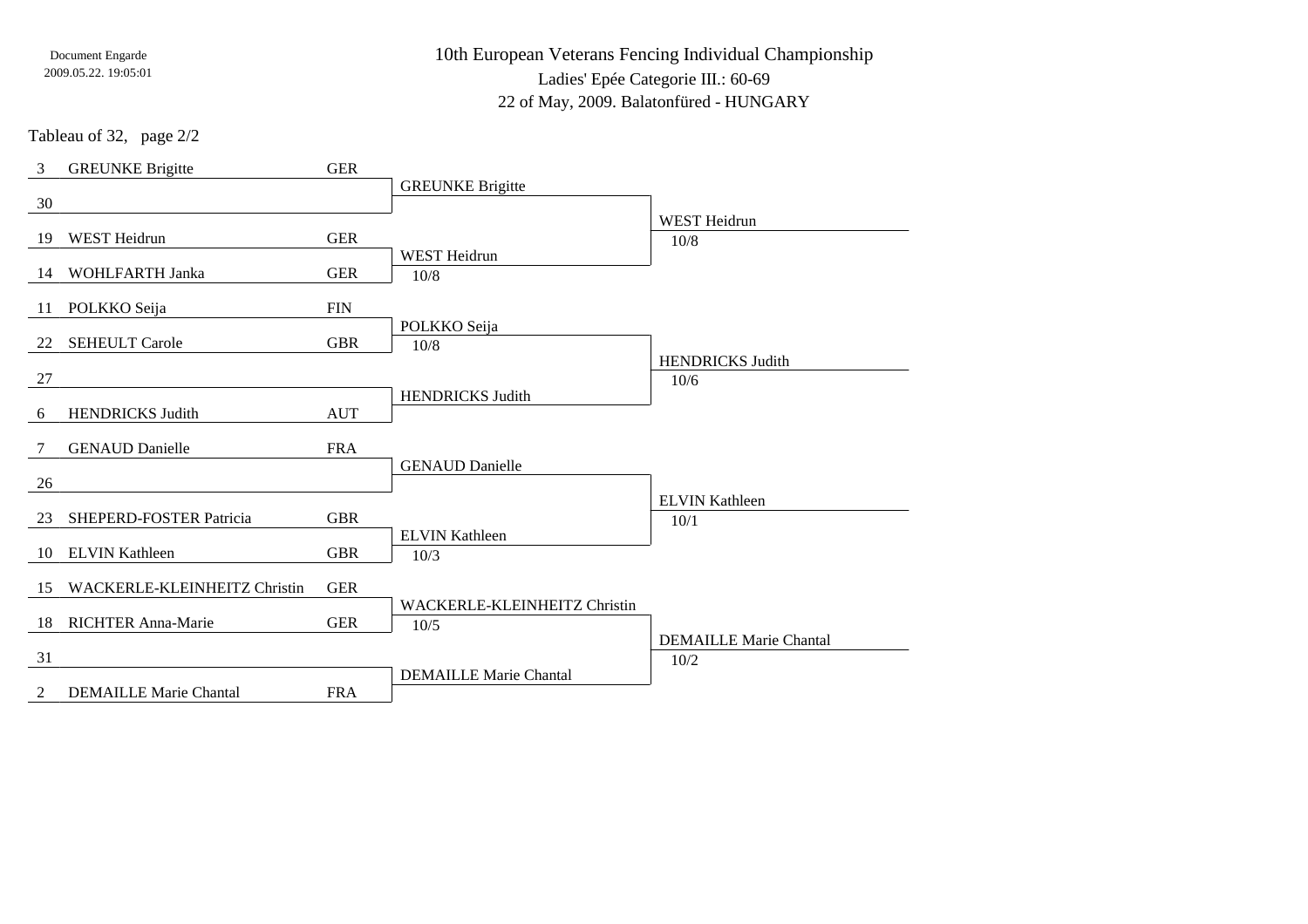Document Engarde
2009.05.22. 19:05:01

# 10th European Veterans Fencing Individual Championship

Ladies' Epée Categorie III.: 60-69

22 of May, 2009. Balatonfüred - HUNGARY

Tableau of 32, page 2/2

| Seed | Name | Nation | Round 2 | Round 3 |
|---|---|---|---|---|
| 3 | GREUNKE Brigitte | GER | GREUNKE Brigitte | WEST Heidrun 10/8 |
| 30 | | | | |
| 19 | WEST Heidrun | GER | WEST Heidrun 10/8 | |
| 14 | WOHLFARTH Janka | GER | | |
| 11 | POLKKO Seija | FIN | POLKKO Seija 10/8 | HENDRICKS Judith 10/6 |
| 22 | SEHEULT Carole | GBR | | |
| 27 | | | HENDRICKS Judith | |
| 6 | HENDRICKS Judith | AUT | | |
| 7 | GENAUD Danielle | FRA | GENAUD Danielle | ELVIN Kathleen 10/1 |
| 26 | | | | |
| 23 | SHEPERD-FOSTER Patricia | GBR | ELVIN Kathleen 10/3 | |
| 10 | ELVIN Kathleen | GBR | | |
| 15 | WACKERLE-KLEINHEITZ Christin | GER | WACKERLE-KLEINHEITZ Christin 10/5 | DEMAILLE Marie Chantal 10/2 |
| 18 | RICHTER Anna-Marie | GER | | |
| 31 | | | DEMAILLE Marie Chantal | |
| 2 | DEMAILLE Marie Chantal | FRA | | |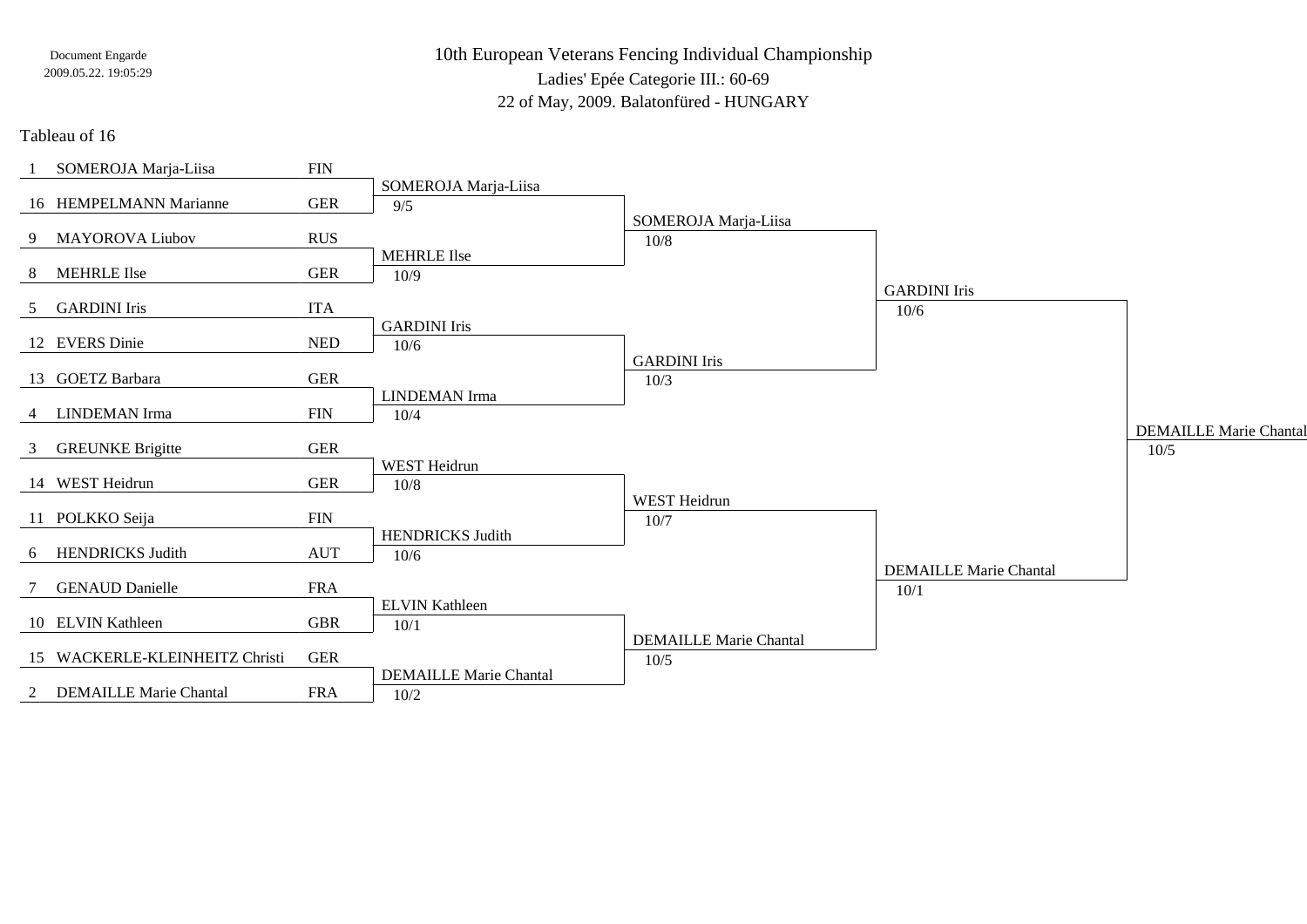Document Engarde
2009.05.22. 19:05:29

# 10th European Veterans Fencing Individual Championship

## Ladies' Epée Categorie III.: 60-69

22 of May, 2009. Balatonfüred - HUNGARY

### Tableau of 16

| Seed | Name | Nation | Tableau of 8 | Semi-finals | Final | Winner |
|---|---|---|---|---|---|---|
| 1 | SOMEROJA Marja-Liisa | FIN | SOMEROJA Marja-Liisa 9/5 | SOMEROJA Marja-Liisa 10/8 | GARDINI Iris 10/6 | DEMAILLE Marie Chantal 10/5 |
| 16 | HEMPELMANN Marianne | GER | | | | |
| 9 | MAYOROVA Liubov | RUS | MEHRLE Ilse 10/9 | | | |
| 8 | MEHRLE Ilse | GER | | | | |
| 5 | GARDINI Iris | ITA | GARDINI Iris 10/6 | GARDINI Iris 10/3 | | |
| 12 | EVERS Dinie | NED | | | | |
| 13 | GOETZ Barbara | GER | LINDEMAN Irma 10/4 | | | |
| 4 | LINDEMAN Irma | FIN | | | | |
| 3 | GREUNKE Brigitte | GER | WEST Heidrun 10/8 | WEST Heidrun 10/7 | DEMAILLE Marie Chantal 10/1 | |
| 14 | WEST Heidrun | GER | | | | |
| 11 | POLKKO Seija | FIN | HENDRICKS Judith 10/6 | | | |
| 6 | HENDRICKS Judith | AUT | | | | |
| 7 | GENAUD Danielle | FRA | ELVIN Kathleen 10/1 | DEMAILLE Marie Chantal 10/5 | | |
| 10 | ELVIN Kathleen | GBR | | | | |
| 15 | WACKERLE-KLEINHEITZ Christi | GER | DEMAILLE Marie Chantal 10/2 | | | |
| 2 | DEMAILLE Marie Chantal | FRA | | | | |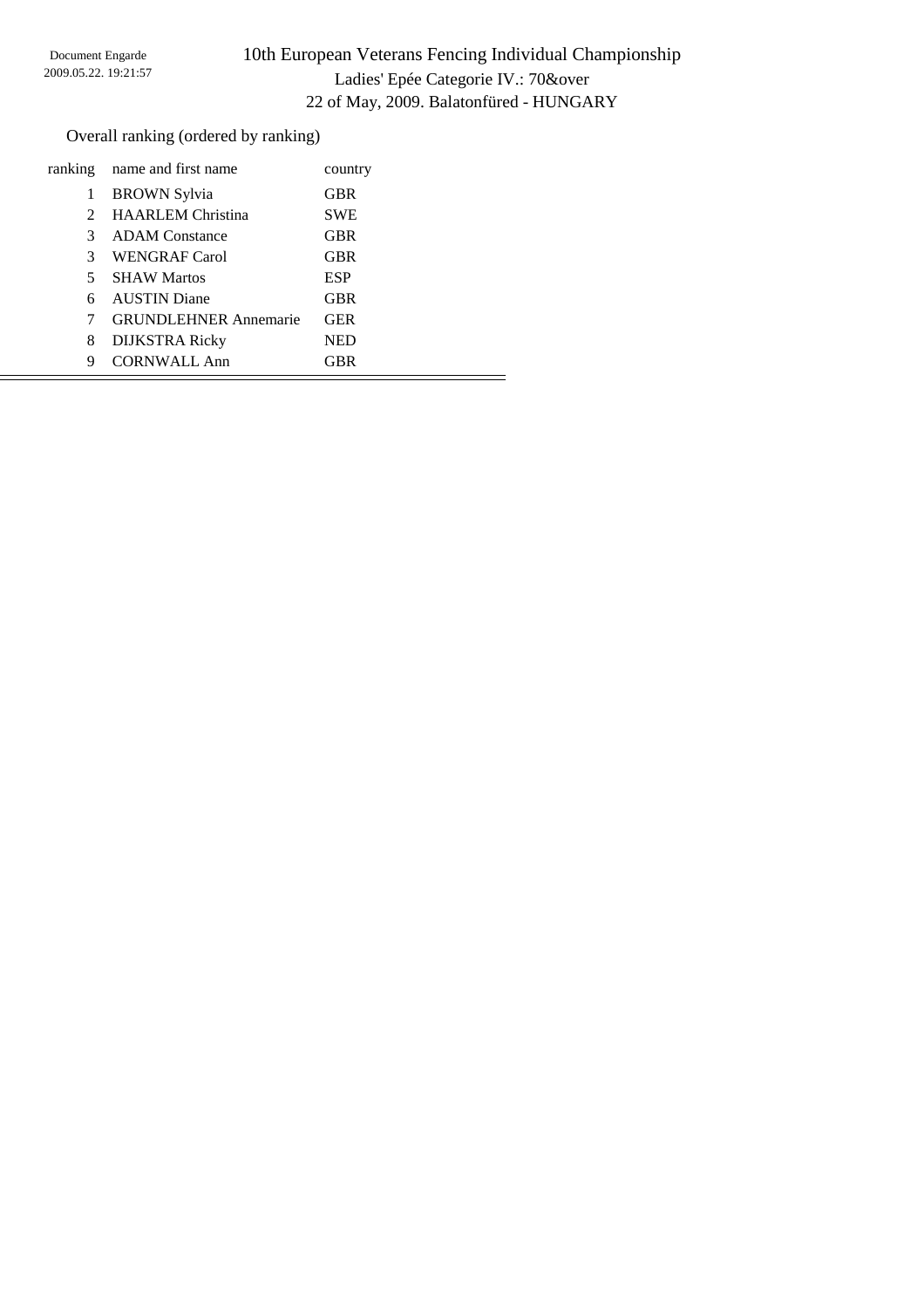Document Engarde
2009.05.22. 19:21:57

# 10th European Veterans Fencing Individual Championship

Ladies' Epée Categorie IV.: 70&over

22 of May, 2009. Balatonfüred - HUNGARY

Overall ranking (ordered by ranking)

| ranking | name and first name | country |
|---|---|---|
| 1 | BROWN Sylvia | GBR |
| 2 | HAARLEM Christina | SWE |
| 3 | ADAM Constance | GBR |
| 3 | WENGRAF Carol | GBR |
| 5 | SHAW Martos | ESP |
| 6 | AUSTIN Diane | GBR |
| 7 | GRUNDLEHNER Annemarie | GER |
| 8 | DIJKSTRA Ricky | NED |
| 9 | CORNWALL Ann | GBR |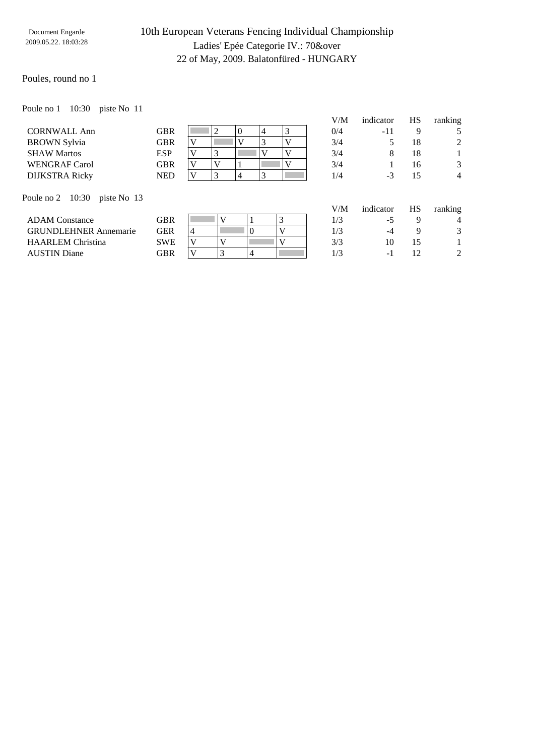Document Engarde
2009.05.22. 18:03:28

# 10th European Veterans Fencing Individual Championship

Ladies' Epée Categorie IV.: 70&over

22 of May, 2009. Balatonfüred - HUNGARY

## Poules, round no 1

Poule no 1   10:30   piste No 11

| | | 1 | 2 | 3 | 4 | 5 | V/M | indicator | HS | ranking |
|---|---|---|---|---|---|---|---|---|---|---|
| CORNWALL Ann | GBR | | 2 | 0 | 4 | 3 | 0/4 | -11 | 9 | 5 |
| BROWN Sylvia | GBR | V | | V | 3 | V | 3/4 | 5 | 18 | 2 |
| SHAW Martos | ESP | V | 3 | | V | V | 3/4 | 8 | 18 | 1 |
| WENGRAF Carol | GBR | V | V | 1 | | V | 3/4 | 1 | 16 | 3 |
| DIJKSTRA Ricky | NED | V | 3 | 4 | 3 | | 1/4 | -3 | 15 | 4 |

Poule no 2   10:30   piste No 13

| | | 1 | 2 | 3 | 4 | V/M | indicator | HS | ranking |
|---|---|---|---|---|---|---|---|---|---|
| ADAM Constance | GBR | | V | 1 | 3 | 1/3 | -5 | 9 | 4 |
| GRUNDLEHNER Annemarie | GER | 4 | | 0 | V | 1/3 | -4 | 9 | 3 |
| HAARLEM Christina | SWE | V | V | | V | 3/3 | 10 | 15 | 1 |
| AUSTIN Diane | GBR | V | 3 | 4 | | 1/3 | -1 | 12 | 2 |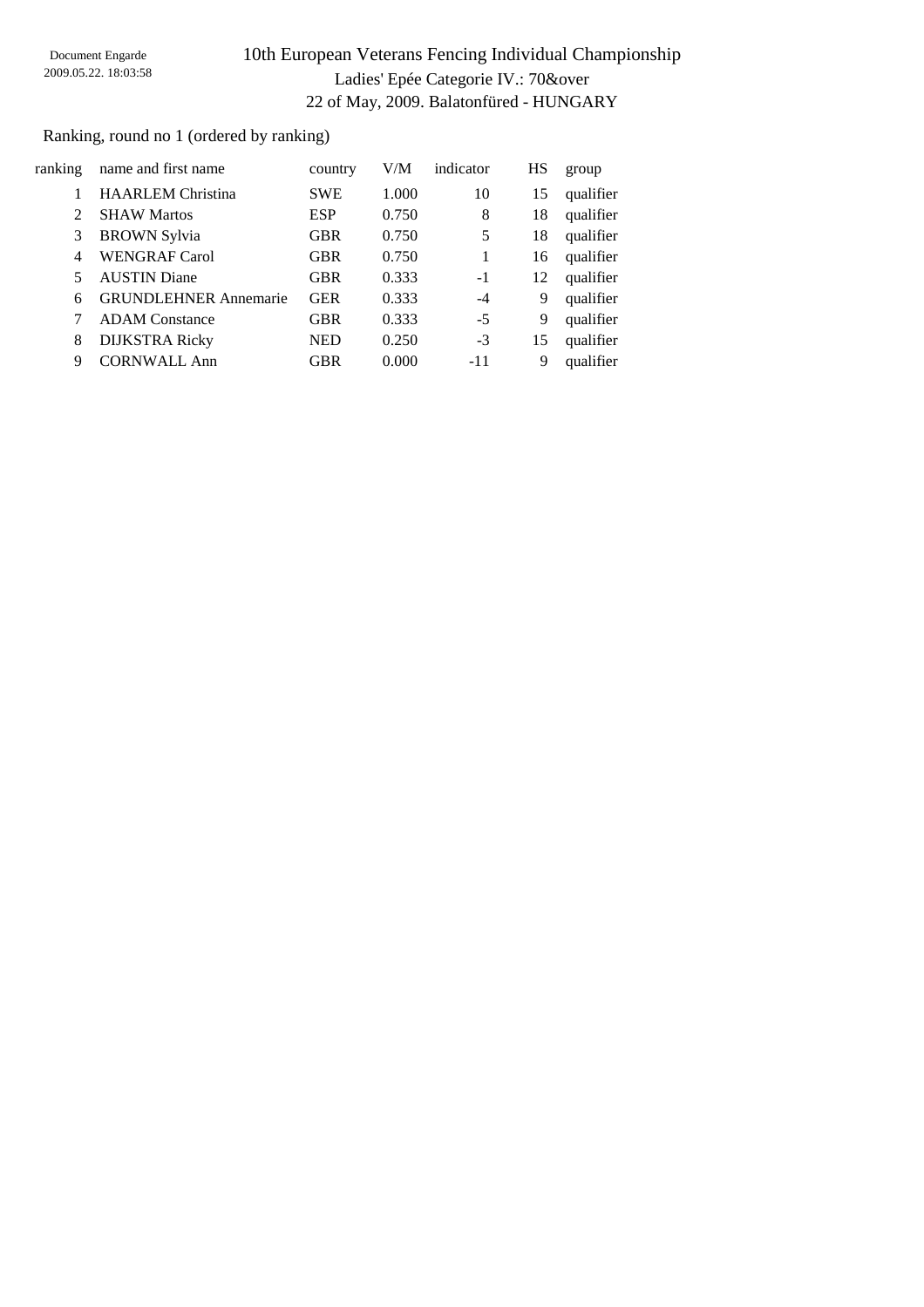Document Engarde
2009.05.22. 18:03:58

# 10th European Veterans Fencing Individual Championship

Ladies' Epée Categorie IV.: 70&over

22 of May, 2009. Balatonfüred - HUNGARY

Ranking, round no 1 (ordered by ranking)

| ranking | name and first name | country | V/M | indicator | HS | group |
|---|---|---|---|---|---|---|
| 1 | HAARLEM Christina | SWE | 1.000 | 10 | 15 | qualifier |
| 2 | SHAW Martos | ESP | 0.750 | 8 | 18 | qualifier |
| 3 | BROWN Sylvia | GBR | 0.750 | 5 | 18 | qualifier |
| 4 | WENGRAF Carol | GBR | 0.750 | 1 | 16 | qualifier |
| 5 | AUSTIN Diane | GBR | 0.333 | -1 | 12 | qualifier |
| 6 | GRUNDLEHNER Annemarie | GER | 0.333 | -4 | 9 | qualifier |
| 7 | ADAM Constance | GBR | 0.333 | -5 | 9 | qualifier |
| 8 | DIJKSTRA Ricky | NED | 0.250 | -3 | 15 | qualifier |
| 9 | CORNWALL Ann | GBR | 0.000 | -11 | 9 | qualifier |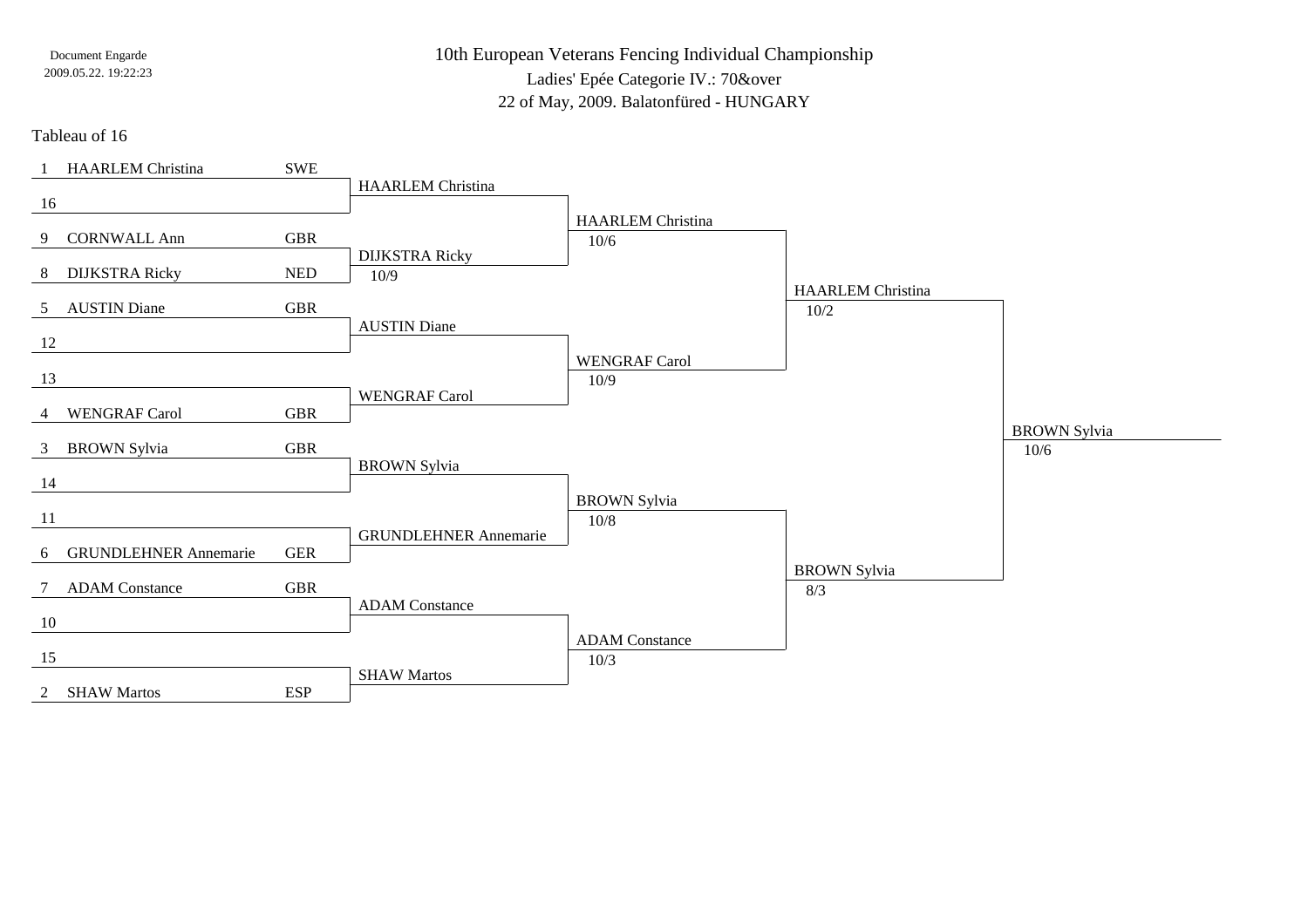Document Engarde
2009.05.22. 19:22:23

# 10th European Veterans Fencing Individual Championship

Ladies' Epée Categorie IV.: 70&over

22 of May, 2009. Balatonfüred - HUNGARY

## Tableau of 16

| Seed | Name | Nation | Tableau of 8 | Semi-final | Final | Winner |
|---|---|---|---|---|---|---|
| 1 | HAARLEM Christina | SWE | HAARLEM Christina | HAARLEM Christina 10/6 | HAARLEM Christina 10/2 | BROWN Sylvia 10/6 |
| 16 | | | | | | |
| 9 | CORNWALL Ann | GBR | DIJKSTRA Ricky 10/9 | | | |
| 8 | DIJKSTRA Ricky | NED | | | | |
| 5 | AUSTIN Diane | GBR | AUSTIN Diane | WENGRAF Carol 10/9 | | |
| 12 | | | | | | |
| 13 | | | WENGRAF Carol | | | |
| 4 | WENGRAF Carol | GBR | | | | |
| 3 | BROWN Sylvia | GBR | BROWN Sylvia | BROWN Sylvia 10/8 | BROWN Sylvia 8/3 | |
| 14 | | | | | | |
| 11 | | | GRUNDLEHNER Annemarie | | | |
| 6 | GRUNDLEHNER Annemarie | GER | | | | |
| 7 | ADAM Constance | GBR | ADAM Constance | ADAM Constance 10/3 | | |
| 10 | | | | | | |
| 15 | | | SHAW Martos | | | |
| 2 | SHAW Martos | ESP | | | | |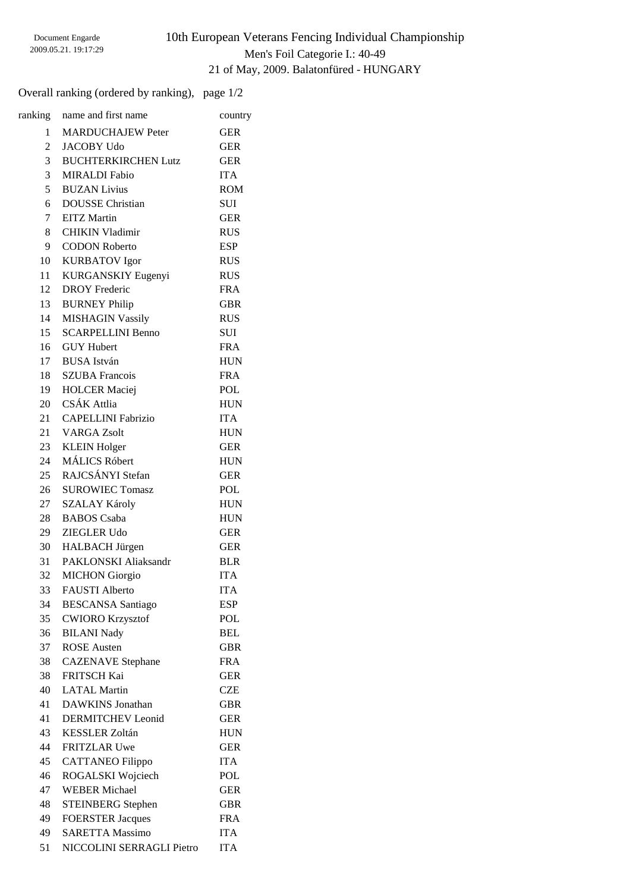Document Engarde
2009.05.21. 19:17:29

# 10th European Veterans Fencing Individual Championship

## Men's Foil Categorie I.: 40-49

21 of May, 2009. Balatonfüred - HUNGARY

Overall ranking (ordered by ranking), page 1/2

| ranking | name and first name | country |
|---|---|---|
| 1 | MARDUCHAJEW Peter | GER |
| 2 | JACOBY Udo | GER |
| 3 | BUCHTERKIRCHEN Lutz | GER |
| 3 | MIRALDI Fabio | ITA |
| 5 | BUZAN Livius | ROM |
| 6 | DOUSSE Christian | SUI |
| 7 | EITZ Martin | GER |
| 8 | CHIKIN Vladimir | RUS |
| 9 | CODON Roberto | ESP |
| 10 | KURBATOV Igor | RUS |
| 11 | KURGANSKIY Eugenyi | RUS |
| 12 | DROY Frederic | FRA |
| 13 | BURNEY Philip | GBR |
| 14 | MISHAGIN Vassily | RUS |
| 15 | SCARPELLINI Benno | SUI |
| 16 | GUY Hubert | FRA |
| 17 | BUSA István | HUN |
| 18 | SZUBA Francois | FRA |
| 19 | HOLCER Maciej | POL |
| 20 | CSÁK Attlia | HUN |
| 21 | CAPELLINI Fabrizio | ITA |
| 21 | VARGA Zsolt | HUN |
| 23 | KLEIN Holger | GER |
| 24 | MÁLICS Róbert | HUN |
| 25 | RAJCSÁNYI Stefan | GER |
| 26 | SUROWIEC Tomasz | POL |
| 27 | SZALAY Károly | HUN |
| 28 | BABOS Csaba | HUN |
| 29 | ZIEGLER Udo | GER |
| 30 | HALBACH Jürgen | GER |
| 31 | PAKLONSKI Aliaksandr | BLR |
| 32 | MICHON Giorgio | ITA |
| 33 | FAUSTI Alberto | ITA |
| 34 | BESCANSA Santiago | ESP |
| 35 | CWIORO Krzysztof | POL |
| 36 | BILANI Nady | BEL |
| 37 | ROSE Austen | GBR |
| 38 | CAZENAVE Stephane | FRA |
| 38 | FRITSCH Kai | GER |
| 40 | LATAL Martin | CZE |
| 41 | DAWKINS Jonathan | GBR |
| 41 | DERMITCHEV Leonid | GER |
| 43 | KESSLER Zoltán | HUN |
| 44 | FRITZLAR Uwe | GER |
| 45 | CATTANEO Filippo | ITA |
| 46 | ROGALSKI Wojciech | POL |
| 47 | WEBER Michael | GER |
| 48 | STEINBERG Stephen | GBR |
| 49 | FOERSTER Jacques | FRA |
| 49 | SARETTA Massimo | ITA |
| 51 | NICCOLINI SERRAGLI Pietro | ITA |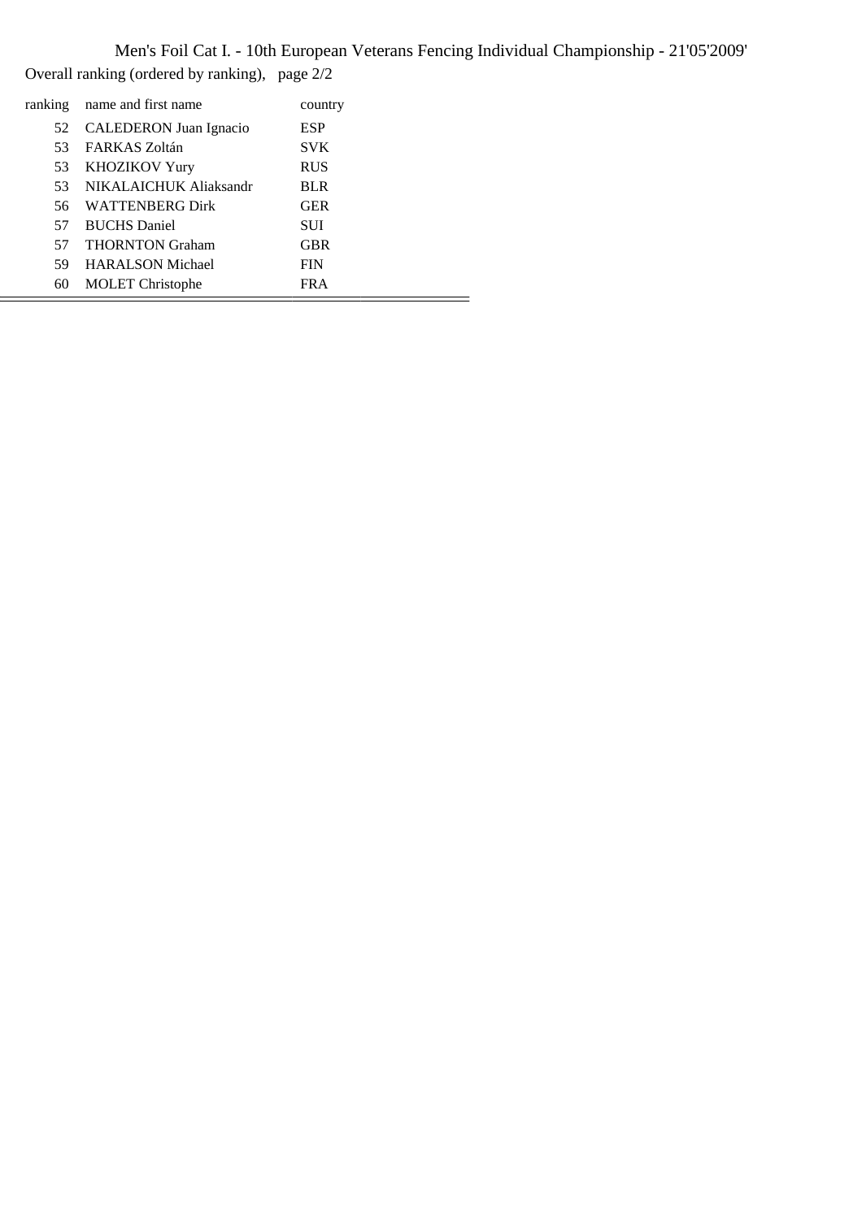Men's Foil Cat I. - 10th European Veterans Fencing Individual Championship - 21'05'2009'

Overall ranking (ordered by ranking), page 2/2

| ranking | name and first name | country |
|---|---|---|
| 52 | CALEDERON Juan Ignacio | ESP |
| 53 | FARKAS Zoltán | SVK |
| 53 | KHOZIKOV Yury | RUS |
| 53 | NIKALAICHUK Aliaksandr | BLR |
| 56 | WATTENBERG Dirk | GER |
| 57 | BUCHS Daniel | SUI |
| 57 | THORNTON Graham | GBR |
| 59 | HARALSON Michael | FIN |
| 60 | MOLET Christophe | FRA |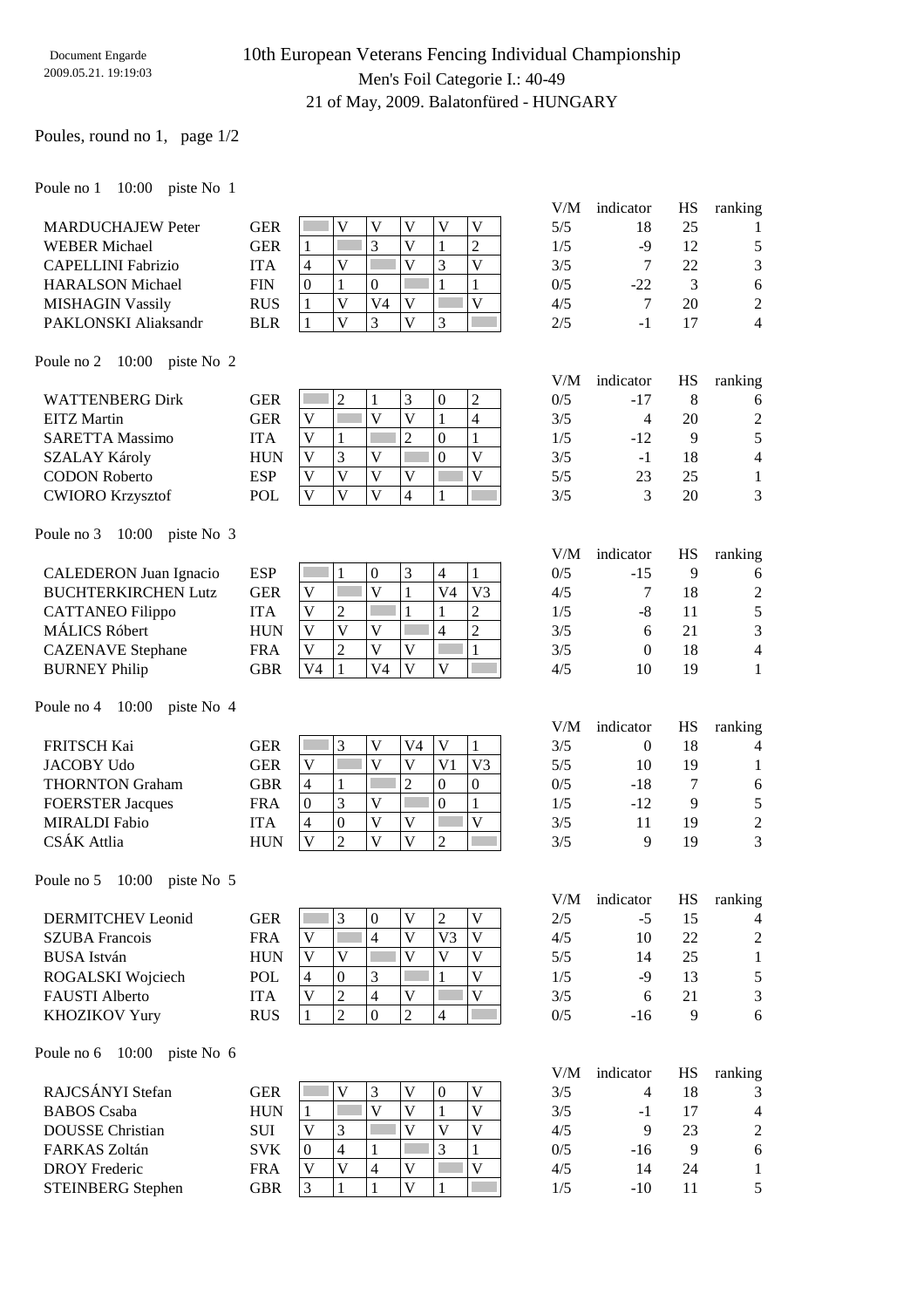Document Engarde
2009.05.21. 19:19:03

# 10th European Veterans Fencing Individual Championship

## Men's Foil Categorie I.: 40-49

## 21 of May, 2009. Balatonfüred - HUNGARY

Poules, round no 1, page 1/2

Poule no 1 10:00 piste No 1

| Name | Nat | 1 | 2 | 3 | 4 | 5 | 6 | V/M | indicator | HS | ranking |
|---|---|---|---|---|---|---|---|---|---|---|---|
| MARDUCHAJEW Peter | GER | | V | V | V | V | V | 5/5 | 18 | 25 | 1 |
| WEBER Michael | GER | 1 | | 3 | V | 1 | 2 | 1/5 | -9 | 12 | 5 |
| CAPELLINI Fabrizio | ITA | 4 | V | | V | 3 | V | 3/5 | 7 | 22 | 3 |
| HARALSON Michael | FIN | 0 | 1 | 0 | | 1 | 1 | 0/5 | -22 | 3 | 6 |
| MISHAGIN Vassily | RUS | 1 | V | V4 | V | | V | 4/5 | 7 | 20 | 2 |
| PAKLONSKI Aliaksandr | BLR | 1 | V | 3 | V | 3 | | 2/5 | -1 | 17 | 4 |

Poule no 2 10:00 piste No 2

| Name | Nat | 1 | 2 | 3 | 4 | 5 | 6 | V/M | indicator | HS | ranking |
|---|---|---|---|---|---|---|---|---|---|---|---|
| WATTENBERG Dirk | GER | | 2 | 1 | 3 | 0 | 2 | 0/5 | -17 | 8 | 6 |
| EITZ Martin | GER | V | | V | V | 1 | 4 | 3/5 | 4 | 20 | 2 |
| SARETTA Massimo | ITA | V | 1 | | 2 | 0 | 1 | 1/5 | -12 | 9 | 5 |
| SZALAY Károly | HUN | V | 3 | V | | 0 | V | 3/5 | -1 | 18 | 4 |
| CODON Roberto | ESP | V | V | V | V | | V | 5/5 | 23 | 25 | 1 |
| CWIORO Krzysztof | POL | V | V | V | 4 | 1 | | 3/5 | 3 | 20 | 3 |

Poule no 3 10:00 piste No 3

| Name | Nat | 1 | 2 | 3 | 4 | 5 | 6 | V/M | indicator | HS | ranking |
|---|---|---|---|---|---|---|---|---|---|---|---|
| CALEDERON Juan Ignacio | ESP | | 1 | 0 | 3 | 4 | 1 | 0/5 | -15 | 9 | 6 |
| BUCHTERKIRCHEN Lutz | GER | V | | V | 1 | V4 | V3 | 4/5 | 7 | 18 | 2 |
| CATTANEO Filippo | ITA | V | 2 | | 1 | 1 | 2 | 1/5 | -8 | 11 | 5 |
| MÁLICS Róbert | HUN | V | V | V | | 4 | 2 | 3/5 | 6 | 21 | 3 |
| CAZENAVE Stephane | FRA | V | 2 | V | V | | 1 | 3/5 | 0 | 18 | 4 |
| BURNEY Philip | GBR | V4 | 1 | V4 | V | V | | 4/5 | 10 | 19 | 1 |

Poule no 4 10:00 piste No 4

| Name | Nat | 1 | 2 | 3 | 4 | 5 | 6 | V/M | indicator | HS | ranking |
|---|---|---|---|---|---|---|---|---|---|---|---|
| FRITSCH Kai | GER | | 3 | V | V4 | V | 1 | 3/5 | 0 | 18 | 4 |
| JACOBY Udo | GER | V | | V | V | V1 | V3 | 5/5 | 10 | 19 | 1 |
| THORNTON Graham | GBR | 4 | 1 | | 2 | 0 | 0 | 0/5 | -18 | 7 | 6 |
| FOERSTER Jacques | FRA | 0 | 3 | V | | 0 | 1 | 1/5 | -12 | 9 | 5 |
| MIRALDI Fabio | ITA | 4 | 0 | V | V | | V | 3/5 | 11 | 19 | 2 |
| CSÁK Attlia | HUN | V | 2 | V | V | 2 | | 3/5 | 9 | 19 | 3 |

Poule no 5 10:00 piste No 5

| Name | Nat | 1 | 2 | 3 | 4 | 5 | 6 | V/M | indicator | HS | ranking |
|---|---|---|---|---|---|---|---|---|---|---|---|
| DERMITCHEV Leonid | GER | | 3 | 0 | V | 2 | V | 2/5 | -5 | 15 | 4 |
| SZUBA Francois | FRA | V | | 4 | V | V3 | V | 4/5 | 10 | 22 | 2 |
| BUSA István | HUN | V | V | | V | V | V | 5/5 | 14 | 25 | 1 |
| ROGALSKI Wojciech | POL | 4 | 0 | 3 | | 1 | V | 1/5 | -9 | 13 | 5 |
| FAUSTI Alberto | ITA | V | 2 | 4 | V | | V | 3/5 | 6 | 21 | 3 |
| KHOZIKOV Yury | RUS | 1 | 2 | 0 | 2 | 4 | | 0/5 | -16 | 9 | 6 |

Poule no 6 10:00 piste No 6

| Name | Nat | 1 | 2 | 3 | 4 | 5 | 6 | V/M | indicator | HS | ranking |
|---|---|---|---|---|---|---|---|---|---|---|---|
| RAJCSÁNYI Stefan | GER | | V | 3 | V | 0 | V | 3/5 | 4 | 18 | 3 |
| BABOS Csaba | HUN | 1 | | V | V | 1 | V | 3/5 | -1 | 17 | 4 |
| DOUSSE Christian | SUI | V | 3 | | V | V | V | 4/5 | 9 | 23 | 2 |
| FARKAS Zoltán | SVK | 0 | 4 | 1 | | 3 | 1 | 0/5 | -16 | 9 | 6 |
| DROY Frederic | FRA | V | V | 4 | V | | V | 4/5 | 14 | 24 | 1 |
| STEINBERG Stephen | GBR | 3 | 1 | 1 | V | 1 | | 1/5 | -10 | 11 | 5 |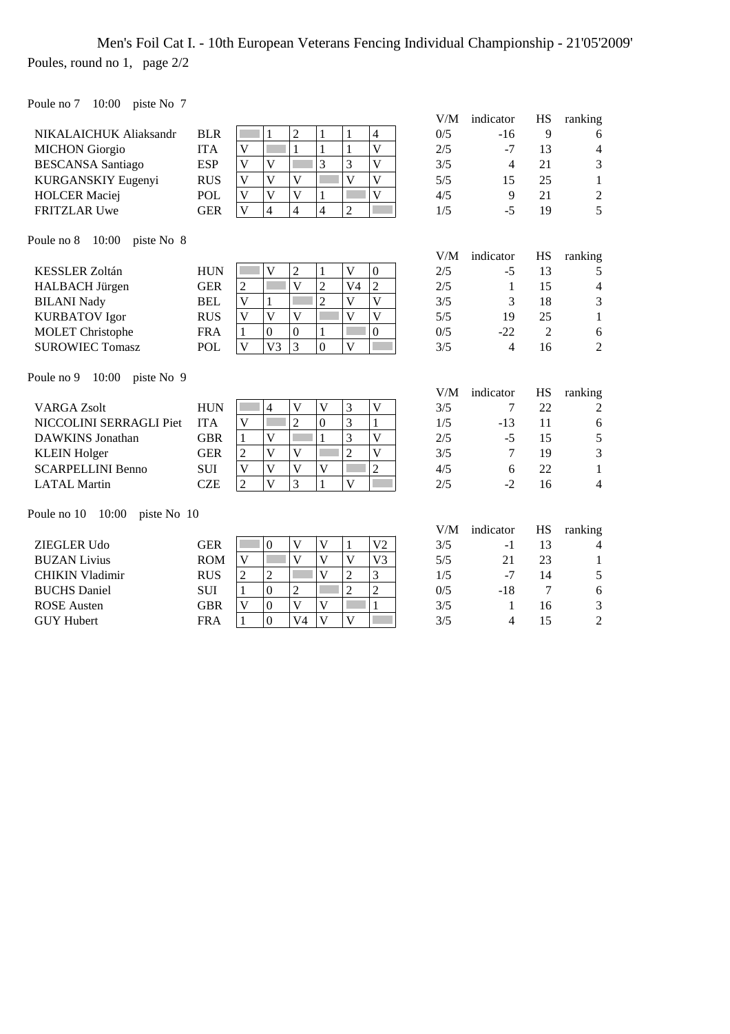Men's Foil Cat I. - 10th European Veterans Fencing Individual Championship - 21'05'2009'

Poules, round no 1, page 2/2

Poule no 7 10:00 piste No 7

| | | 1 | 2 | 3 | 4 | 5 | 6 | V/M | indicator | HS | ranking |
|---|---|---|---|---|---|---|---|---|---|---|---|
| NIKALAICHUK Aliaksandr | BLR | | 1 | 2 | 1 | 1 | 4 | 0/5 | -16 | 9 | 6 |
| MICHON Giorgio | ITA | V | | 1 | 1 | 1 | V | 2/5 | -7 | 13 | 4 |
| BESCANSA Santiago | ESP | V | V | | 3 | 3 | V | 3/5 | 4 | 21 | 3 |
| KURGANSKIY Eugenyi | RUS | V | V | V | | V | V | 5/5 | 15 | 25 | 1 |
| HOLCER Maciej | POL | V | V | V | 1 | | V | 4/5 | 9 | 21 | 2 |
| FRITZLAR Uwe | GER | V | 4 | 4 | 4 | 2 | | 1/5 | -5 | 19 | 5 |

Poule no 8 10:00 piste No 8

| | | 1 | 2 | 3 | 4 | 5 | 6 | V/M | indicator | HS | ranking |
|---|---|---|---|---|---|---|---|---|---|---|---|
| KESSLER Zoltán | HUN | | V | 2 | 1 | V | 0 | 2/5 | -5 | 13 | 5 |
| HALBACH Jürgen | GER | 2 | | V | 2 | V4 | 2 | 2/5 | 1 | 15 | 4 |
| BILANI Nady | BEL | V | 1 | | 2 | V | V | 3/5 | 3 | 18 | 3 |
| KURBATOV Igor | RUS | V | V | V | | V | V | 5/5 | 19 | 25 | 1 |
| MOLET Christophe | FRA | 1 | 0 | 0 | 1 | | 0 | 0/5 | -22 | 2 | 6 |
| SUROWIEC Tomasz | POL | V | V3 | 3 | 0 | V | | 3/5 | 4 | 16 | 2 |

Poule no 9 10:00 piste No 9

| | | 1 | 2 | 3 | 4 | 5 | 6 | V/M | indicator | HS | ranking |
|---|---|---|---|---|---|---|---|---|---|---|---|
| VARGA Zsolt | HUN | | 4 | V | V | 3 | V | 3/5 | 7 | 22 | 2 |
| NICCOLINI SERRAGLI Piet | ITA | V | | 2 | 0 | 3 | 1 | 1/5 | -13 | 11 | 6 |
| DAWKINS Jonathan | GBR | 1 | V | | 1 | 3 | V | 2/5 | -5 | 15 | 5 |
| KLEIN Holger | GER | 2 | V | V | | 2 | V | 3/5 | 7 | 19 | 3 |
| SCARPELLINI Benno | SUI | V | V | V | V | | 2 | 4/5 | 6 | 22 | 1 |
| LATAL Martin | CZE | 2 | V | 3 | 1 | V | | 2/5 | -2 | 16 | 4 |

Poule no 10 10:00 piste No 10

| | | 1 | 2 | 3 | 4 | 5 | 6 | V/M | indicator | HS | ranking |
|---|---|---|---|---|---|---|---|---|---|---|---|
| ZIEGLER Udo | GER | | 0 | V | V | 1 | V2 | 3/5 | -1 | 13 | 4 |
| BUZAN Livius | ROM | V | | V | V | V | V3 | 5/5 | 21 | 23 | 1 |
| CHIKIN Vladimir | RUS | 2 | 2 | | V | 2 | 3 | 1/5 | -7 | 14 | 5 |
| BUCHS Daniel | SUI | 1 | 0 | 2 | | 2 | 2 | 0/5 | -18 | 7 | 6 |
| ROSE Austen | GBR | V | 0 | V | V | | 1 | 3/5 | 1 | 16 | 3 |
| GUY Hubert | FRA | 1 | 0 | V4 | V | V | | 3/5 | 4 | 15 | 2 |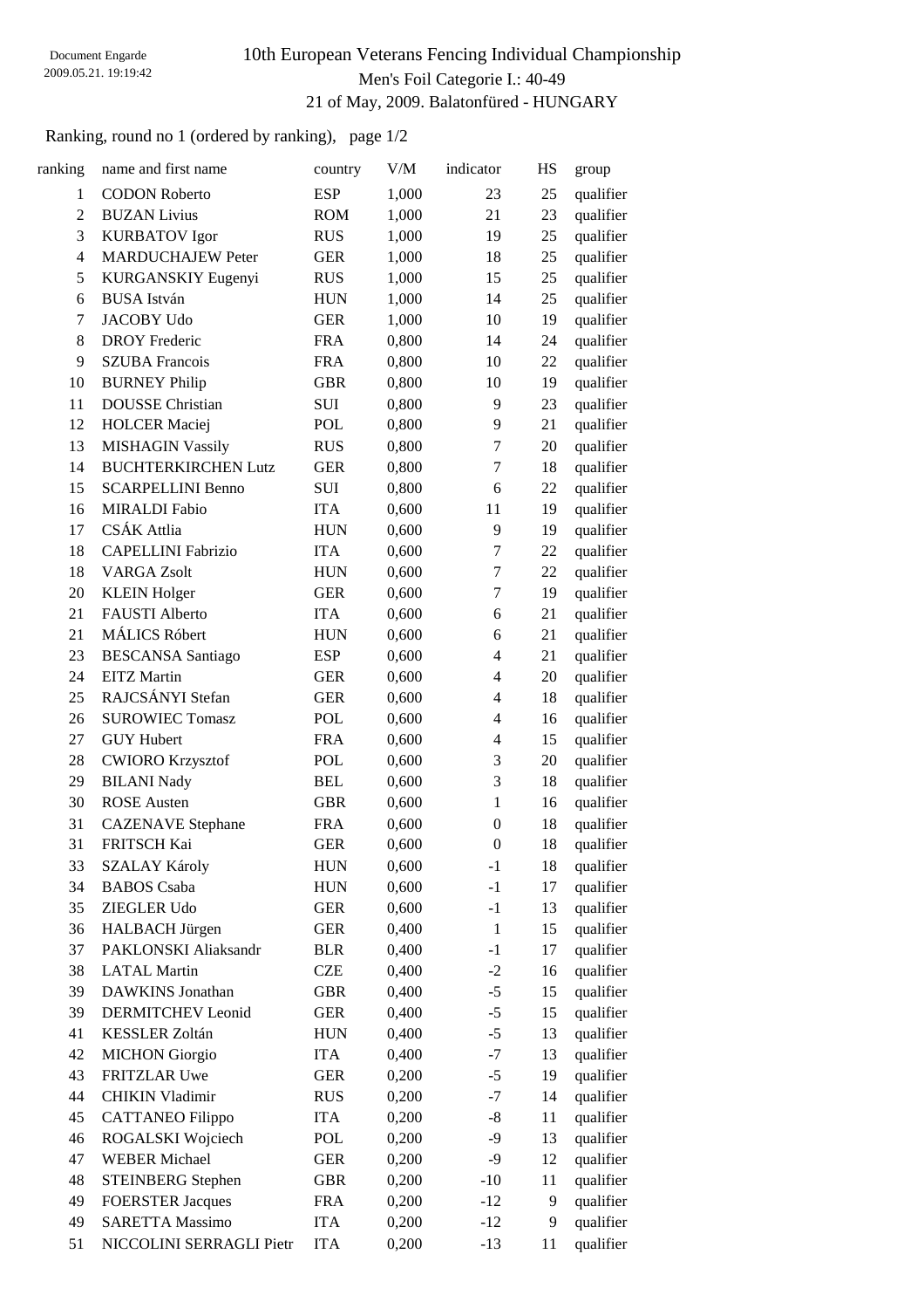Document Engarde
2009.05.21. 19:19:42

# 10th European Veterans Fencing Individual Championship

## Men's Foil Categorie I.: 40-49

21 of May, 2009. Balatonfüred - HUNGARY

Ranking, round no 1 (ordered by ranking), page 1/2

| ranking | name and first name | country | V/M | indicator | HS | group |
|---|---|---|---|---|---|---|
| 1 | CODON Roberto | ESP | 1,000 | 23 | 25 | qualifier |
| 2 | BUZAN Livius | ROM | 1,000 | 21 | 23 | qualifier |
| 3 | KURBATOV Igor | RUS | 1,000 | 19 | 25 | qualifier |
| 4 | MARDUCHAJEW Peter | GER | 1,000 | 18 | 25 | qualifier |
| 5 | KURGANSKIY Eugenyi | RUS | 1,000 | 15 | 25 | qualifier |
| 6 | BUSA István | HUN | 1,000 | 14 | 25 | qualifier |
| 7 | JACOBY Udo | GER | 1,000 | 10 | 19 | qualifier |
| 8 | DROY Frederic | FRA | 0,800 | 14 | 24 | qualifier |
| 9 | SZUBA Francois | FRA | 0,800 | 10 | 22 | qualifier |
| 10 | BURNEY Philip | GBR | 0,800 | 10 | 19 | qualifier |
| 11 | DOUSSE Christian | SUI | 0,800 | 9 | 23 | qualifier |
| 12 | HOLCER Maciej | POL | 0,800 | 9 | 21 | qualifier |
| 13 | MISHAGIN Vassily | RUS | 0,800 | 7 | 20 | qualifier |
| 14 | BUCHTERKIRCHEN Lutz | GER | 0,800 | 7 | 18 | qualifier |
| 15 | SCARPELLINI Benno | SUI | 0,800 | 6 | 22 | qualifier |
| 16 | MIRALDI Fabio | ITA | 0,600 | 11 | 19 | qualifier |
| 17 | CSÁK Attlia | HUN | 0,600 | 9 | 19 | qualifier |
| 18 | CAPELLINI Fabrizio | ITA | 0,600 | 7 | 22 | qualifier |
| 18 | VARGA Zsolt | HUN | 0,600 | 7 | 22 | qualifier |
| 20 | KLEIN Holger | GER | 0,600 | 7 | 19 | qualifier |
| 21 | FAUSTI Alberto | ITA | 0,600 | 6 | 21 | qualifier |
| 21 | MÁLICS Róbert | HUN | 0,600 | 6 | 21 | qualifier |
| 23 | BESCANSA Santiago | ESP | 0,600 | 4 | 21 | qualifier |
| 24 | EITZ Martin | GER | 0,600 | 4 | 20 | qualifier |
| 25 | RAJCSÁNYI Stefan | GER | 0,600 | 4 | 18 | qualifier |
| 26 | SUROWIEC Tomasz | POL | 0,600 | 4 | 16 | qualifier |
| 27 | GUY Hubert | FRA | 0,600 | 4 | 15 | qualifier |
| 28 | CWIORO Krzysztof | POL | 0,600 | 3 | 20 | qualifier |
| 29 | BILANI Nady | BEL | 0,600 | 3 | 18 | qualifier |
| 30 | ROSE Austen | GBR | 0,600 | 1 | 16 | qualifier |
| 31 | CAZENAVE Stephane | FRA | 0,600 | 0 | 18 | qualifier |
| 31 | FRITSCH Kai | GER | 0,600 | 0 | 18 | qualifier |
| 33 | SZALAY Károly | HUN | 0,600 | -1 | 18 | qualifier |
| 34 | BABOS Csaba | HUN | 0,600 | -1 | 17 | qualifier |
| 35 | ZIEGLER Udo | GER | 0,600 | -1 | 13 | qualifier |
| 36 | HALBACH Jürgen | GER | 0,400 | 1 | 15 | qualifier |
| 37 | PAKLONSKI Aliaksandr | BLR | 0,400 | -1 | 17 | qualifier |
| 38 | LATAL Martin | CZE | 0,400 | -2 | 16 | qualifier |
| 39 | DAWKINS Jonathan | GBR | 0,400 | -5 | 15 | qualifier |
| 39 | DERMITCHEV Leonid | GER | 0,400 | -5 | 15 | qualifier |
| 41 | KESSLER Zoltán | HUN | 0,400 | -5 | 13 | qualifier |
| 42 | MICHON Giorgio | ITA | 0,400 | -7 | 13 | qualifier |
| 43 | FRITZLAR Uwe | GER | 0,200 | -5 | 19 | qualifier |
| 44 | CHIKIN Vladimir | RUS | 0,200 | -7 | 14 | qualifier |
| 45 | CATTANEO Filippo | ITA | 0,200 | -8 | 11 | qualifier |
| 46 | ROGALSKI Wojciech | POL | 0,200 | -9 | 13 | qualifier |
| 47 | WEBER Michael | GER | 0,200 | -9 | 12 | qualifier |
| 48 | STEINBERG Stephen | GBR | 0,200 | -10 | 11 | qualifier |
| 49 | FOERSTER Jacques | FRA | 0,200 | -12 | 9 | qualifier |
| 49 | SARETTA Massimo | ITA | 0,200 | -12 | 9 | qualifier |
| 51 | NICCOLINI SERRAGLI Pietr | ITA | 0,200 | -13 | 11 | qualifier |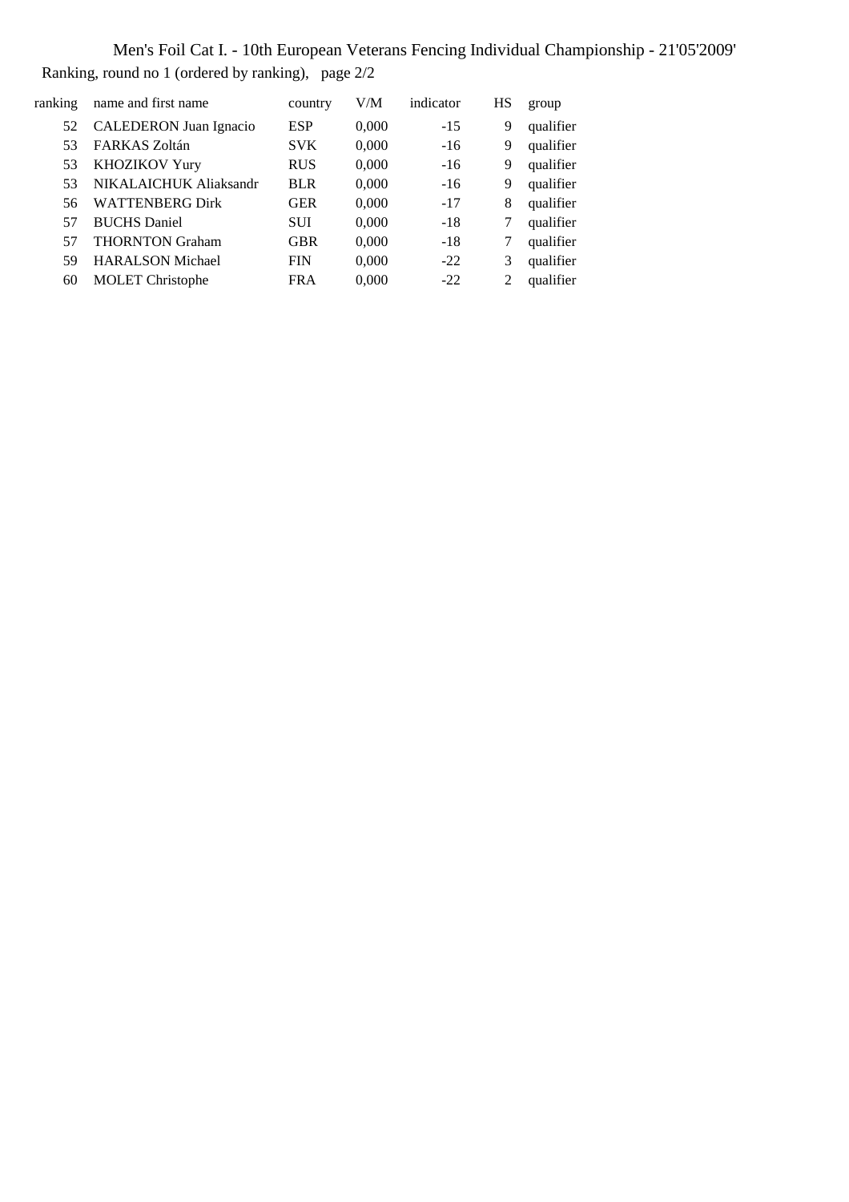Men's Foil Cat I. - 10th European Veterans Fencing Individual Championship - 21'05'2009'

Ranking, round no 1 (ordered by ranking), page 2/2

| ranking | name and first name | country | V/M | indicator | HS | group |
|---|---|---|---|---|---|---|
| 52 | CALEDERON Juan Ignacio | ESP | 0,000 | -15 | 9 | qualifier |
| 53 | FARKAS Zoltán | SVK | 0,000 | -16 | 9 | qualifier |
| 53 | KHOZIKOV Yury | RUS | 0,000 | -16 | 9 | qualifier |
| 53 | NIKALAICHUK Aliaksandr | BLR | 0,000 | -16 | 9 | qualifier |
| 56 | WATTENBERG Dirk | GER | 0,000 | -17 | 8 | qualifier |
| 57 | BUCHS Daniel | SUI | 0,000 | -18 | 7 | qualifier |
| 57 | THORNTON Graham | GBR | 0,000 | -18 | 7 | qualifier |
| 59 | HARALSON Michael | FIN | 0,000 | -22 | 3 | qualifier |
| 60 | MOLET Christophe | FRA | 0,000 | -22 | 2 | qualifier |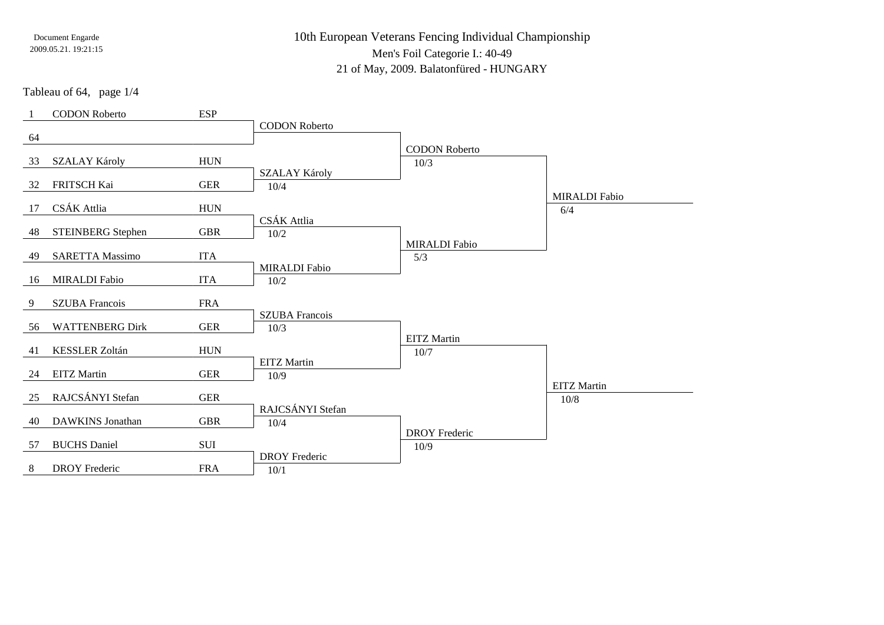Document Engarde
2009.05.21. 19:21:15

# 10th European Veterans Fencing Individual Championship

## Men's Foil Categorie I.: 40-49

21 of May, 2009. Balatonfüred - HUNGARY

Tableau of 64, page 1/4

| Seed | Name | Nation | Tableau of 32 | Tableau of 16 | Tableau of 8 |
|---|---|---|---|---|---|
| 1 | CODON Roberto | ESP | CODON Roberto | CODON Roberto 10/3 | MIRALDI Fabio 6/4 |
| 64 | | | | | |
| 33 | SZALAY Károly | HUN | SZALAY Károly 10/4 | | |
| 32 | FRITSCH Kai | GER | | | |
| 17 | CSÁK Attlia | HUN | CSÁK Attlia 10/2 | MIRALDI Fabio 5/3 | |
| 48 | STEINBERG Stephen | GBR | | | |
| 49 | SARETTA Massimo | ITA | MIRALDI Fabio 10/2 | | |
| 16 | MIRALDI Fabio | ITA | | | |
| 9 | SZUBA Francois | FRA | SZUBA Francois 10/3 | EITZ Martin 10/7 | EITZ Martin 10/8 |
| 56 | WATTENBERG Dirk | GER | | | |
| 41 | KESSLER Zoltán | HUN | EITZ Martin 10/9 | | |
| 24 | EITZ Martin | GER | | | |
| 25 | RAJCSÁNYI Stefan | GER | RAJCSÁNYI Stefan 10/4 | DROY Frederic 10/9 | |
| 40 | DAWKINS Jonathan | GBR | | | |
| 57 | BUCHS Daniel | SUI | DROY Frederic 10/1 | | |
| 8 | DROY Frederic | FRA | | | |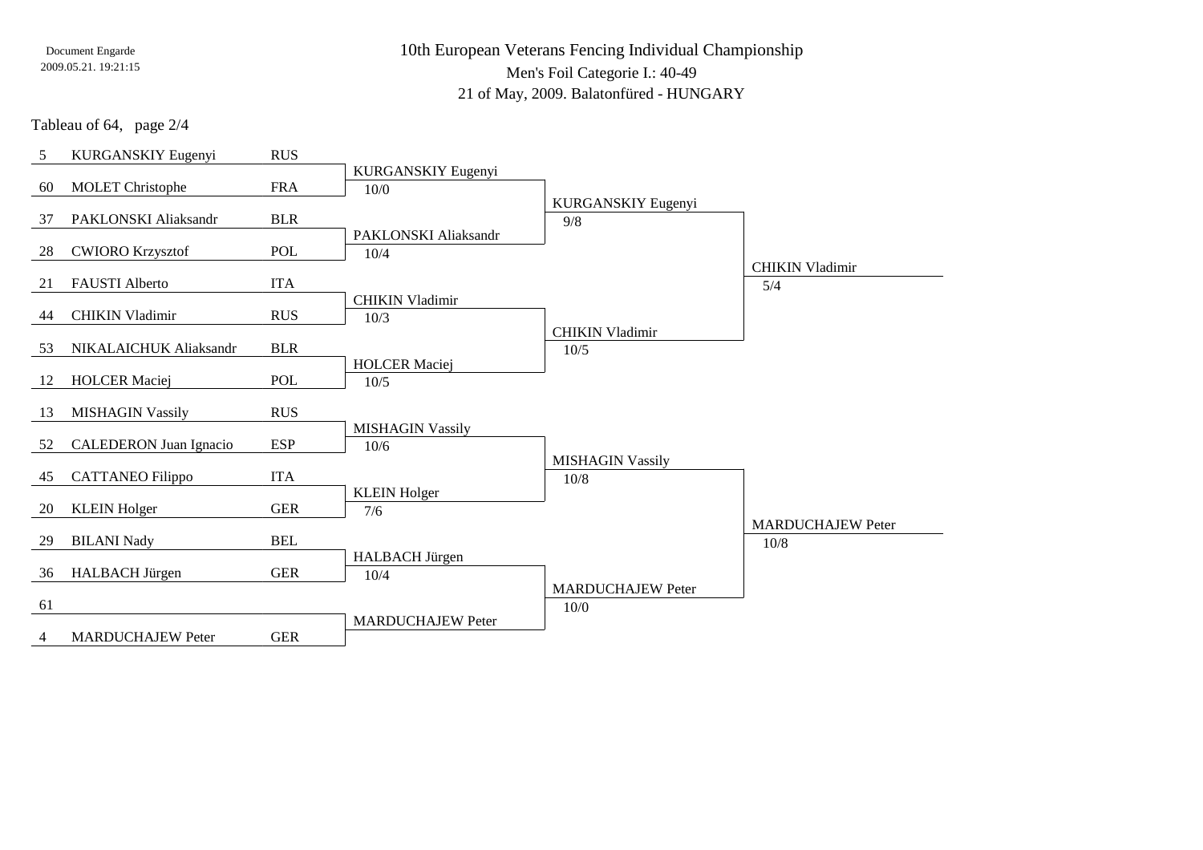Document Engarde
2009.05.21. 19:21:15

# 10th European Veterans Fencing Individual Championship

Men's Foil Categorie I.: 40-49

21 of May, 2009. Balatonfüred - HUNGARY

Tableau of 64, page 2/4

| Seed | Name | Nation | Tableau of 64 | Tableau of 32 | Tableau of 16 |
|---|---|---|---|---|---|
| 5 | KURGANSKIY Eugenyi | RUS | KURGANSKIY Eugenyi 10/0 | KURGANSKIY Eugenyi 9/8 | CHIKIN Vladimir 5/4 |
| 60 | MOLET Christophe | FRA | | | |
| 37 | PAKLONSKI Aliaksandr | BLR | PAKLONSKI Aliaksandr 10/4 | | |
| 28 | CWIORO Krzysztof | POL | | | |
| 21 | FAUSTI Alberto | ITA | CHIKIN Vladimir 10/3 | CHIKIN Vladimir 10/5 | |
| 44 | CHIKIN Vladimir | RUS | | | |
| 53 | NIKALAICHUK Aliaksandr | BLR | HOLCER Maciej 10/5 | | |
| 12 | HOLCER Maciej | POL | | | |
| 13 | MISHAGIN Vassily | RUS | MISHAGIN Vassily 10/6 | MISHAGIN Vassily 10/8 | MARDUCHAJEW Peter 10/8 |
| 52 | CALEDERON Juan Ignacio | ESP | | | |
| 45 | CATTANEO Filippo | ITA | KLEIN Holger 7/6 | | |
| 20 | KLEIN Holger | GER | | | |
| 29 | BILANI Nady | BEL | HALBACH Jürgen 10/4 | MARDUCHAJEW Peter 10/0 | |
| 36 | HALBACH Jürgen | GER | | | |
| 61 | | | MARDUCHAJEW Peter | | |
| 4 | MARDUCHAJEW Peter | GER | | | |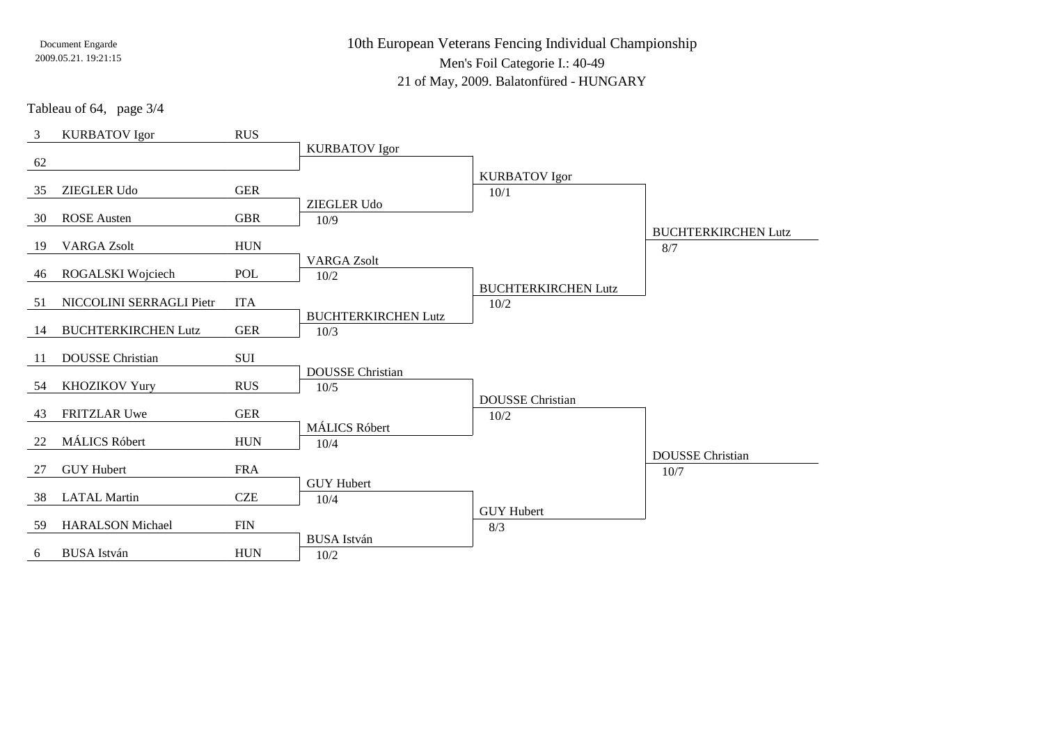# 10th European Veterans Fencing Individual Championship

Men's Foil Categorie I.: 40-49

21 of May, 2009. Balatonfüred - HUNGARY

Tableau of 64, page 3/4

| Seed | Name | Nation | Round of 32 | Round of 16 | Quarter-final |
|---|---|---|---|---|---|
| 3 | KURBATOV Igor | RUS | KURBATOV Igor | KURBATOV Igor 10/1 | BUCHTERKIRCHEN Lutz 8/7 |
| 62 | | | | | |
| 35 | ZIEGLER Udo | GER | ZIEGLER Udo 10/9 | | |
| 30 | ROSE Austen | GBR | | | |
| 19 | VARGA Zsolt | HUN | VARGA Zsolt 10/2 | BUCHTERKIRCHEN Lutz 10/2 | |
| 46 | ROGALSKI Wojciech | POL | | | |
| 51 | NICCOLINI SERRAGLI Pietr | ITA | BUCHTERKIRCHEN Lutz 10/3 | | |
| 14 | BUCHTERKIRCHEN Lutz | GER | | | |
| 11 | DOUSSE Christian | SUI | DOUSSE Christian 10/5 | DOUSSE Christian 10/2 | DOUSSE Christian 10/7 |
| 54 | KHOZIKOV Yury | RUS | | | |
| 43 | FRITZLAR Uwe | GER | MÁLICS Róbert 10/4 | | |
| 22 | MÁLICS Róbert | HUN | | | |
| 27 | GUY Hubert | FRA | GUY Hubert 10/4 | GUY Hubert 8/3 | |
| 38 | LATAL Martin | CZE | | | |
| 59 | HARALSON Michael | FIN | BUSA István 10/2 | | |
| 6 | BUSA István | HUN | | | |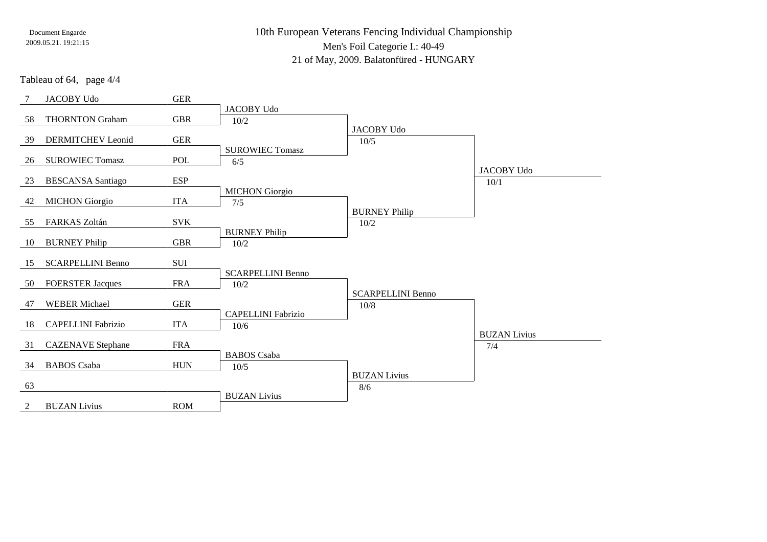# 10th European Veterans Fencing Individual Championship

Men's Foil Categorie I.: 40-49

21 of May, 2009. Balatonfüred - HUNGARY

Tableau of 64, page 4/4

| Seed | Name | Nation | Tableau of 32 | Tableau of 16 | Tableau of 8 |
|---|---|---|---|---|---|
| 7 | JACOBY Udo | GER | JACOBY Udo 10/2 | JACOBY Udo 10/5 | JACOBY Udo 10/1 |
| 58 | THORNTON Graham | GBR | | | |
| 39 | DERMITCHEV Leonid | GER | SUROWIEC Tomasz 6/5 | | |
| 26 | SUROWIEC Tomasz | POL | | | |
| 23 | BESCANSA Santiago | ESP | MICHON Giorgio 7/5 | BURNEY Philip 10/2 | |
| 42 | MICHON Giorgio | ITA | | | |
| 55 | FARKAS Zoltán | SVK | BURNEY Philip 10/2 | | |
| 10 | BURNEY Philip | GBR | | | |
| 15 | SCARPELLINI Benno | SUI | SCARPELLINI Benno 10/2 | SCARPELLINI Benno 10/8 | BUZAN Livius 7/4 |
| 50 | FOERSTER Jacques | FRA | | | |
| 47 | WEBER Michael | GER | CAPELLINI Fabrizio 10/6 | | |
| 18 | CAPELLINI Fabrizio | ITA | | | |
| 31 | CAZENAVE Stephane | FRA | BABOS Csaba 10/5 | BUZAN Livius 8/6 | |
| 34 | BABOS Csaba | HUN | | | |
| 63 | | | BUZAN Livius | | |
| 2 | BUZAN Livius | ROM | | | |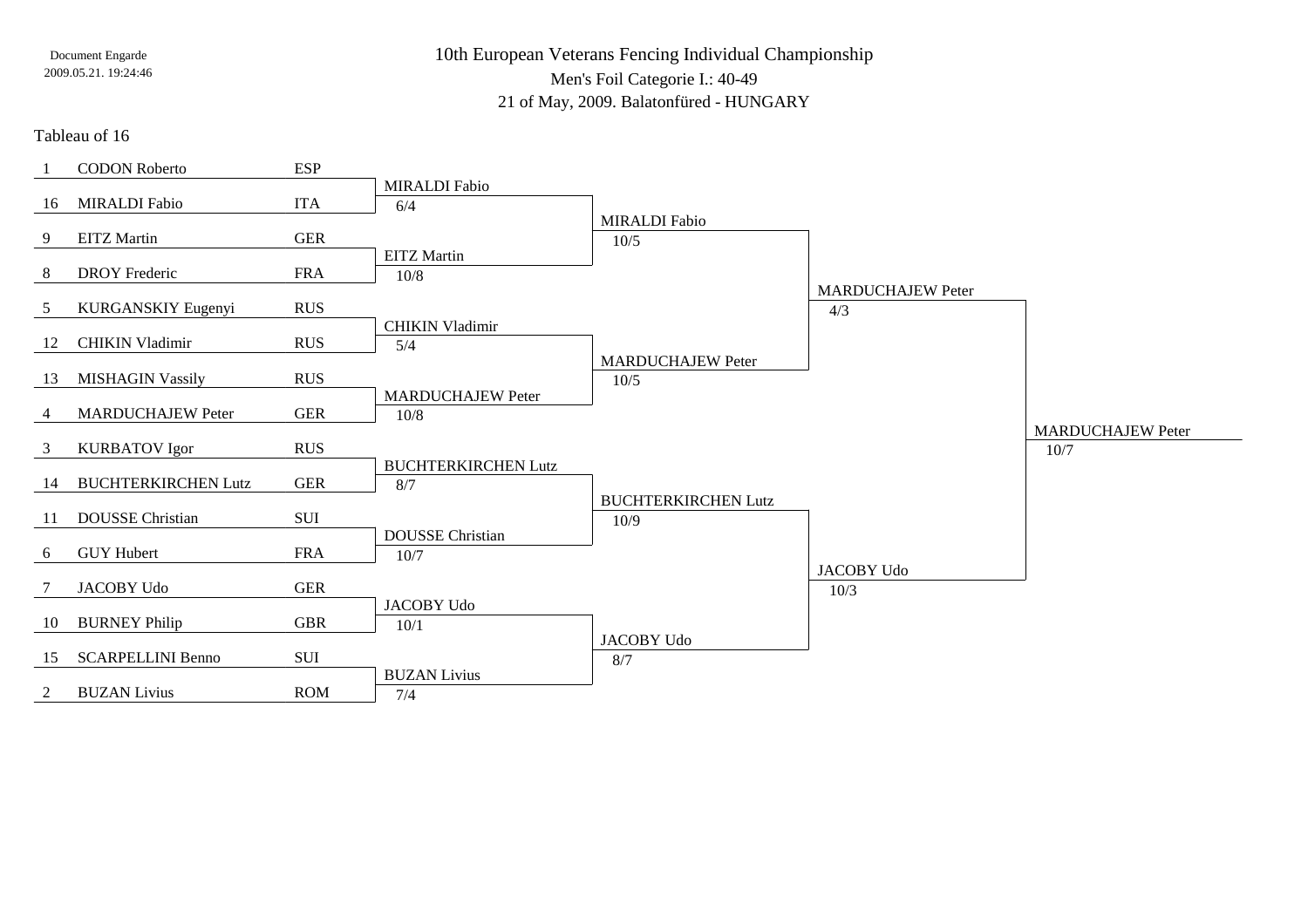Document Engarde
2009.05.21. 19:24:46

# 10th European Veterans Fencing Individual Championship

## Men's Foil Categorie I.: 40-49

21 of May, 2009. Balatonfüred - HUNGARY

### Tableau of 16

| Seed | Name | Nation | Tableau of 16 | Quarter-final | Semi-final | Final |
|---|---|---|---|---|---|---|
| 1 | CODON Roberto | ESP | MIRALDI Fabio 6/4 | MIRALDI Fabio 10/5 | MARDUCHAJEW Peter 4/3 | MARDUCHAJEW Peter 10/7 |
| 16 | MIRALDI Fabio | ITA | | | | |
| 9 | EITZ Martin | GER | EITZ Martin 10/8 | | | |
| 8 | DROY Frederic | FRA | | | | |
| 5 | KURGANSKIY Eugenyi | RUS | CHIKIN Vladimir 5/4 | MARDUCHAJEW Peter 10/5 | | |
| 12 | CHIKIN Vladimir | RUS | | | | |
| 13 | MISHAGIN Vassily | RUS | MARDUCHAJEW Peter 10/8 | | | |
| 4 | MARDUCHAJEW Peter | GER | | | | |
| 3 | KURBATOV Igor | RUS | BUCHTERKIRCHEN Lutz 8/7 | BUCHTERKIRCHEN Lutz 10/9 | JACOBY Udo 10/3 | |
| 14 | BUCHTERKIRCHEN Lutz | GER | | | | |
| 11 | DOUSSE Christian | SUI | DOUSSE Christian 10/7 | | | |
| 6 | GUY Hubert | FRA | | | | |
| 7 | JACOBY Udo | GER | JACOBY Udo 10/1 | JACOBY Udo 8/7 | | |
| 10 | BURNEY Philip | GBR | | | | |
| 15 | SCARPELLINI Benno | SUI | BUZAN Livius 7/4 | | | |
| 2 | BUZAN Livius | ROM | | | | |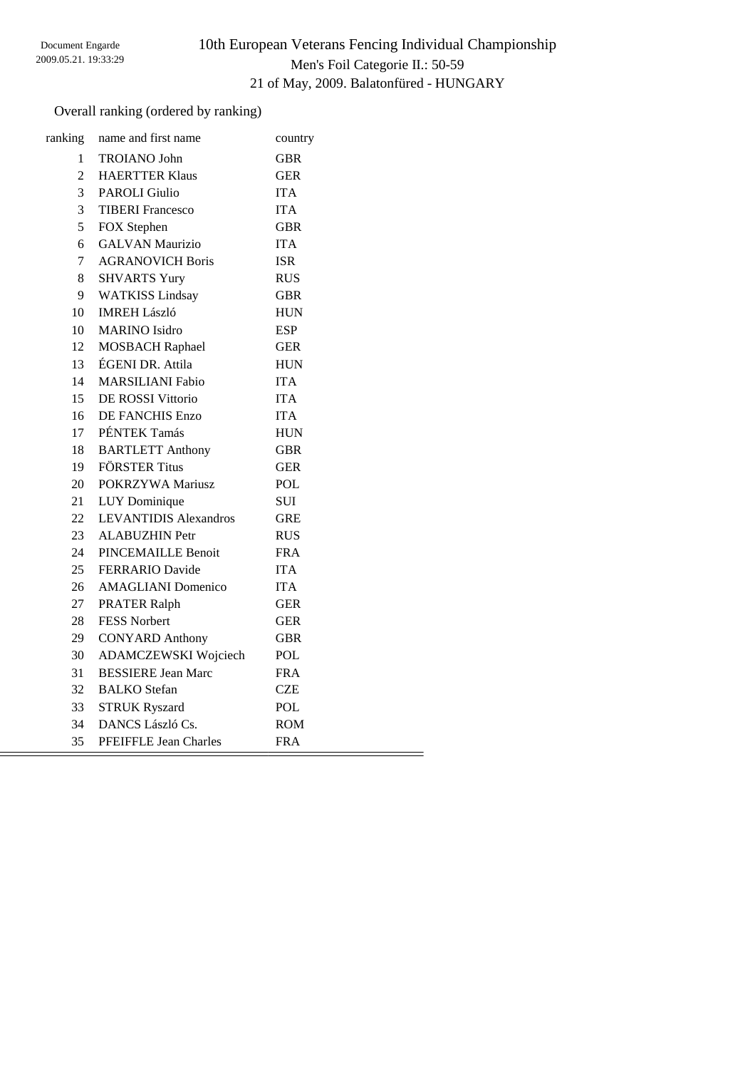Document Engarde
2009.05.21. 19:33:29

# 10th European Veterans Fencing Individual Championship

## Men's Foil Categorie II.: 50-59

21 of May, 2009. Balatonfüred - HUNGARY

Overall ranking (ordered by ranking)

| ranking | name and first name | country |
|---|---|---|
| 1 | TROIANO John | GBR |
| 2 | HAERTTER Klaus | GER |
| 3 | PAROLI Giulio | ITA |
| 3 | TIBERI Francesco | ITA |
| 5 | FOX Stephen | GBR |
| 6 | GALVAN Maurizio | ITA |
| 7 | AGRANOVICH Boris | ISR |
| 8 | SHVARTS Yury | RUS |
| 9 | WATKISS Lindsay | GBR |
| 10 | IMREH László | HUN |
| 10 | MARINO Isidro | ESP |
| 12 | MOSBACH Raphael | GER |
| 13 | ÉGENI DR. Attila | HUN |
| 14 | MARSILIANI Fabio | ITA |
| 15 | DE ROSSI Vittorio | ITA |
| 16 | DE FANCHIS Enzo | ITA |
| 17 | PÉNTEK Tamás | HUN |
| 18 | BARTLETT Anthony | GBR |
| 19 | FÖRSTER Titus | GER |
| 20 | POKRZYWA Mariusz | POL |
| 21 | LUY Dominique | SUI |
| 22 | LEVANTIDIS Alexandros | GRE |
| 23 | ALABUZHIN Petr | RUS |
| 24 | PINCEMAILLE Benoit | FRA |
| 25 | FERRARIO Davide | ITA |
| 26 | AMAGLIANI Domenico | ITA |
| 27 | PRATER Ralph | GER |
| 28 | FESS Norbert | GER |
| 29 | CONYARD Anthony | GBR |
| 30 | ADAMCZEWSKI Wojciech | POL |
| 31 | BESSIERE Jean Marc | FRA |
| 32 | BALKO Stefan | CZE |
| 33 | STRUK Ryszard | POL |
| 34 | DANCS László Cs. | ROM |
| 35 | PFEIFFLE Jean Charles | FRA |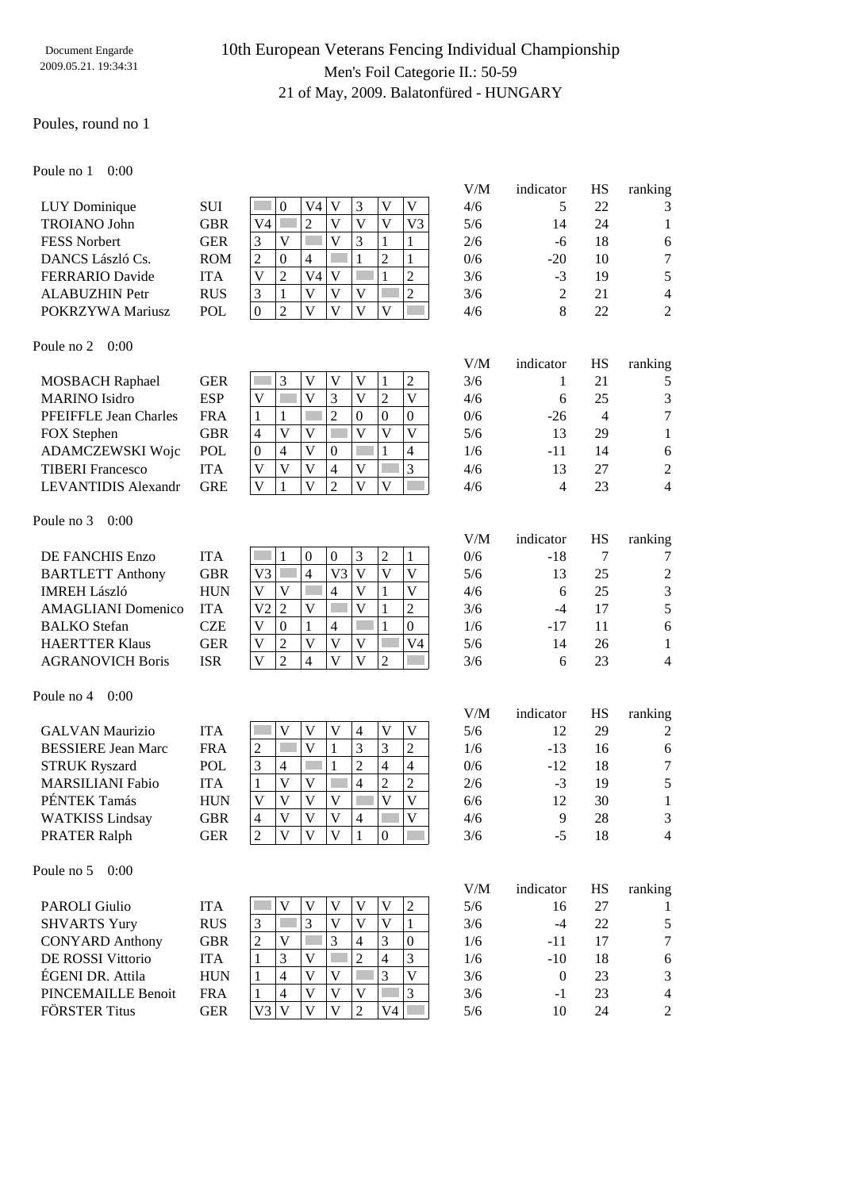# 10th European Veterans Fencing Individual Championship

Men's Foil Categorie II.: 50-59

21 of May, 2009. Balatonfüred - HUNGARY

Document Engarde 2009.05.21. 19:34:31

Poules, round no 1

Poule no 1 0:00

| Name | Nation | 1 | 2 | 3 | 4 | 5 | 6 | 7 | V/M | indicator | HS | ranking |
|---|---|---|---|---|---|---|---|---|---|---|---|---|
| LUY Dominique | SUI | | 0 | V4 | V | 3 | V | V | 4/6 | 5 | 22 | 3 |
| TROIANO John | GBR | V4 | | 2 | V | V | V | V3 | 5/6 | 14 | 24 | 1 |
| FESS Norbert | GER | 3 | V | | V | 3 | 1 | 1 | 2/6 | -6 | 18 | 6 |
| DANCS László Cs. | ROM | 2 | 0 | 4 | | 1 | 2 | 1 | 0/6 | -20 | 10 | 7 |
| FERRARIO Davide | ITA | V | 2 | V4 | V | | 1 | 2 | 3/6 | -3 | 19 | 5 |
| ALABUZHIN Petr | RUS | 3 | 1 | V | V | V | | 2 | 3/6 | 2 | 21 | 4 |
| POKRZYWA Mariusz | POL | 0 | 2 | V | V | V | V | | 4/6 | 8 | 22 | 2 |

Poule no 2 0:00

| Name | Nation | 1 | 2 | 3 | 4 | 5 | 6 | 7 | V/M | indicator | HS | ranking |
|---|---|---|---|---|---|---|---|---|---|---|---|---|
| MOSBACH Raphael | GER | | 3 | V | V | V | 1 | 2 | 3/6 | 1 | 21 | 5 |
| MARINO Isidro | ESP | V | | V | 3 | V | 2 | V | 4/6 | 6 | 25 | 3 |
| PFEIFFLE Jean Charles | FRA | 1 | 1 | | 2 | 0 | 0 | 0 | 0/6 | -26 | 4 | 7 |
| FOX Stephen | GBR | 4 | V | V | | V | V | V | 5/6 | 13 | 29 | 1 |
| ADAMCZEWSKI Wojc | POL | 0 | 4 | V | 0 | | 1 | 4 | 1/6 | -11 | 14 | 6 |
| TIBERI Francesco | ITA | V | V | V | 4 | V | | 3 | 4/6 | 13 | 27 | 2 |
| LEVANTIDIS Alexandr | GRE | V | 1 | V | 2 | V | V | | 4/6 | 4 | 23 | 4 |

Poule no 3 0:00

| Name | Nation | 1 | 2 | 3 | 4 | 5 | 6 | 7 | V/M | indicator | HS | ranking |
|---|---|---|---|---|---|---|---|---|---|---|---|---|
| DE FANCHIS Enzo | ITA | | 1 | 0 | 0 | 3 | 2 | 1 | 0/6 | -18 | 7 | 7 |
| BARTLETT Anthony | GBR | V3 | | 4 | V3 | V | V | V | 5/6 | 13 | 25 | 2 |
| IMREH László | HUN | V | V | | 4 | V | 1 | V | 4/6 | 6 | 25 | 3 |
| AMAGLIANI Domenico | ITA | V2 | 2 | V | | V | 1 | 2 | 3/6 | -4 | 17 | 5 |
| BALKO Stefan | CZE | V | 0 | 1 | 4 | | 1 | 0 | 1/6 | -17 | 11 | 6 |
| HAERTTER Klaus | GER | V | 2 | V | V | V | | V4 | 5/6 | 14 | 26 | 1 |
| AGRANOVICH Boris | ISR | V | 2 | 4 | V | V | 2 | | 3/6 | 6 | 23 | 4 |

Poule no 4 0:00

| Name | Nation | 1 | 2 | 3 | 4 | 5 | 6 | 7 | V/M | indicator | HS | ranking |
|---|---|---|---|---|---|---|---|---|---|---|---|---|
| GALVAN Maurizio | ITA | | V | V | V | 4 | V | V | 5/6 | 12 | 29 | 2 |
| BESSIERE Jean Marc | FRA | 2 | | V | 1 | 3 | 3 | 2 | 1/6 | -13 | 16 | 6 |
| STRUK Ryszard | POL | 3 | 4 | | 1 | 2 | 4 | 4 | 0/6 | -12 | 18 | 7 |
| MARSILIANI Fabio | ITA | 1 | V | V | | 4 | 2 | 2 | 2/6 | -3 | 19 | 5 |
| PÉNTEK Tamás | HUN | V | V | V | V | | V | V | 6/6 | 12 | 30 | 1 |
| WATKISS Lindsay | GBR | 4 | V | V | V | 4 | | V | 4/6 | 9 | 28 | 3 |
| PRATER Ralph | GER | 2 | V | V | V | 1 | 0 | | 3/6 | -5 | 18 | 4 |

Poule no 5 0:00

| Name | Nation | 1 | 2 | 3 | 4 | 5 | 6 | 7 | V/M | indicator | HS | ranking |
|---|---|---|---|---|---|---|---|---|---|---|---|---|
| PAROLI Giulio | ITA | | V | V | V | V | V | 2 | 5/6 | 16 | 27 | 1 |
| SHVARTS Yury | RUS | 3 | | 3 | V | V | V | 1 | 3/6 | -4 | 22 | 5 |
| CONYARD Anthony | GBR | 2 | V | | 3 | 4 | 3 | 0 | 1/6 | -11 | 17 | 7 |
| DE ROSSI Vittorio | ITA | 1 | 3 | V | | 2 | 4 | 3 | 1/6 | -10 | 18 | 6 |
| ÉGENI DR. Attila | HUN | 1 | 4 | V | V | | 3 | V | 3/6 | 0 | 23 | 3 |
| PINCEMAILLE Benoit | FRA | 1 | 4 | V | V | V | | 3 | 3/6 | -1 | 23 | 4 |
| FÖRSTER Titus | GER | V3 | V | V | V | 2 | V4 | | 5/6 | 10 | 24 | 2 |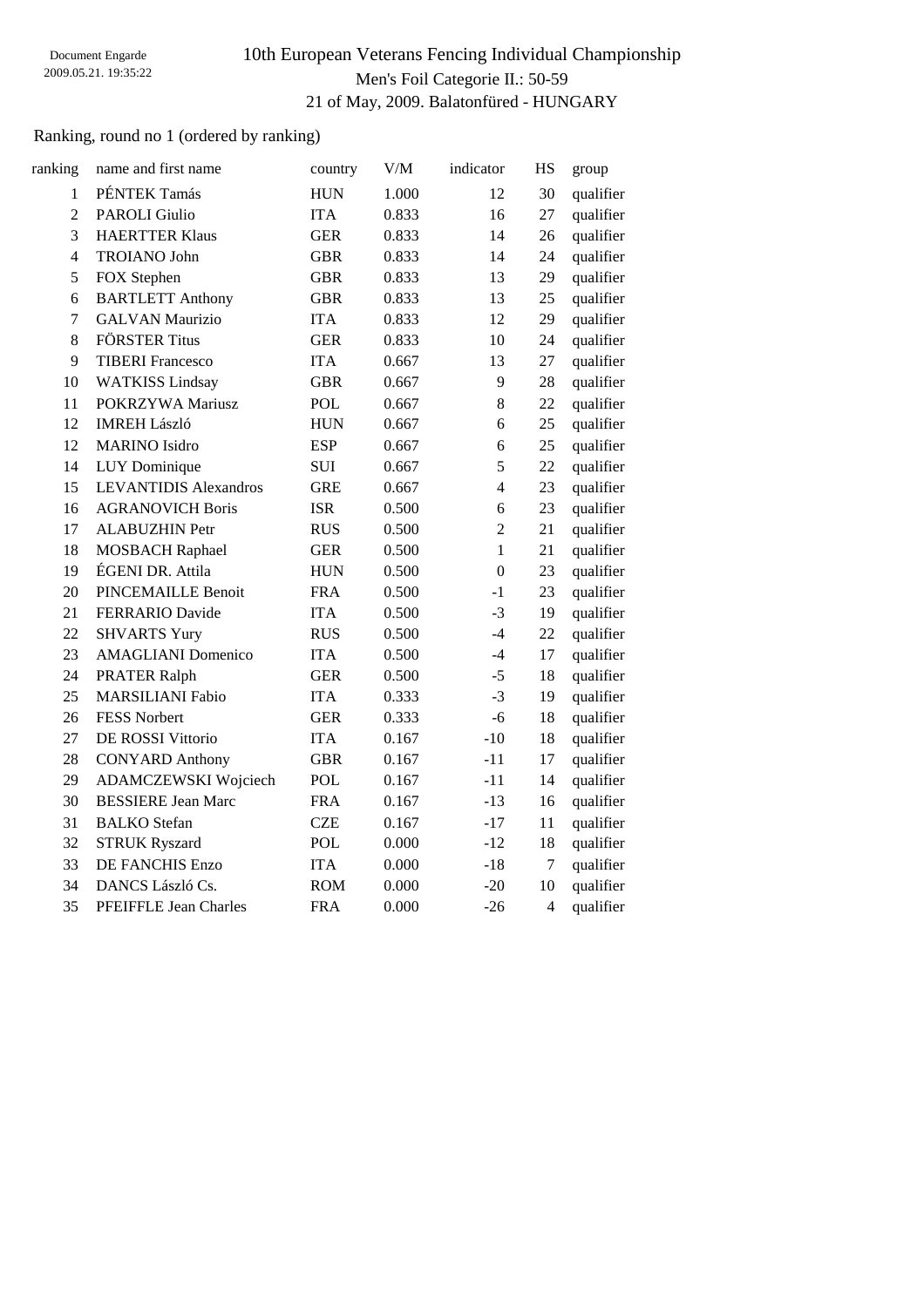Document Engarde
2009.05.21. 19:35:22

# 10th European Veterans Fencing Individual Championship

## Men's Foil Categorie II.: 50-59

21 of May, 2009. Balatonfüred - HUNGARY

Ranking, round no 1 (ordered by ranking)

| ranking | name and first name | country | V/M | indicator | HS | group |
|---|---|---|---|---|---|---|
| 1 | PÉNTEK Tamás | HUN | 1.000 | 12 | 30 | qualifier |
| 2 | PAROLI Giulio | ITA | 0.833 | 16 | 27 | qualifier |
| 3 | HAERTTER Klaus | GER | 0.833 | 14 | 26 | qualifier |
| 4 | TROIANO John | GBR | 0.833 | 14 | 24 | qualifier |
| 5 | FOX Stephen | GBR | 0.833 | 13 | 29 | qualifier |
| 6 | BARTLETT Anthony | GBR | 0.833 | 13 | 25 | qualifier |
| 7 | GALVAN Maurizio | ITA | 0.833 | 12 | 29 | qualifier |
| 8 | FÖRSTER Titus | GER | 0.833 | 10 | 24 | qualifier |
| 9 | TIBERI Francesco | ITA | 0.667 | 13 | 27 | qualifier |
| 10 | WATKISS Lindsay | GBR | 0.667 | 9 | 28 | qualifier |
| 11 | POKRZYWA Mariusz | POL | 0.667 | 8 | 22 | qualifier |
| 12 | IMREH László | HUN | 0.667 | 6 | 25 | qualifier |
| 12 | MARINO Isidro | ESP | 0.667 | 6 | 25 | qualifier |
| 14 | LUY Dominique | SUI | 0.667 | 5 | 22 | qualifier |
| 15 | LEVANTIDIS Alexandros | GRE | 0.667 | 4 | 23 | qualifier |
| 16 | AGRANOVICH Boris | ISR | 0.500 | 6 | 23 | qualifier |
| 17 | ALABUZHIN Petr | RUS | 0.500 | 2 | 21 | qualifier |
| 18 | MOSBACH Raphael | GER | 0.500 | 1 | 21 | qualifier |
| 19 | ÉGENI DR. Attila | HUN | 0.500 | 0 | 23 | qualifier |
| 20 | PINCEMAILLE Benoit | FRA | 0.500 | -1 | 23 | qualifier |
| 21 | FERRARIO Davide | ITA | 0.500 | -3 | 19 | qualifier |
| 22 | SHVARTS Yury | RUS | 0.500 | -4 | 22 | qualifier |
| 23 | AMAGLIANI Domenico | ITA | 0.500 | -4 | 17 | qualifier |
| 24 | PRATER Ralph | GER | 0.500 | -5 | 18 | qualifier |
| 25 | MARSILIANI Fabio | ITA | 0.333 | -3 | 19 | qualifier |
| 26 | FESS Norbert | GER | 0.333 | -6 | 18 | qualifier |
| 27 | DE ROSSI Vittorio | ITA | 0.167 | -10 | 18 | qualifier |
| 28 | CONYARD Anthony | GBR | 0.167 | -11 | 17 | qualifier |
| 29 | ADAMCZEWSKI Wojciech | POL | 0.167 | -11 | 14 | qualifier |
| 30 | BESSIERE Jean Marc | FRA | 0.167 | -13 | 16 | qualifier |
| 31 | BALKO Stefan | CZE | 0.167 | -17 | 11 | qualifier |
| 32 | STRUK Ryszard | POL | 0.000 | -12 | 18 | qualifier |
| 33 | DE FANCHIS Enzo | ITA | 0.000 | -18 | 7 | qualifier |
| 34 | DANCS László Cs. | ROM | 0.000 | -20 | 10 | qualifier |
| 35 | PFEIFFLE Jean Charles | FRA | 0.000 | -26 | 4 | qualifier |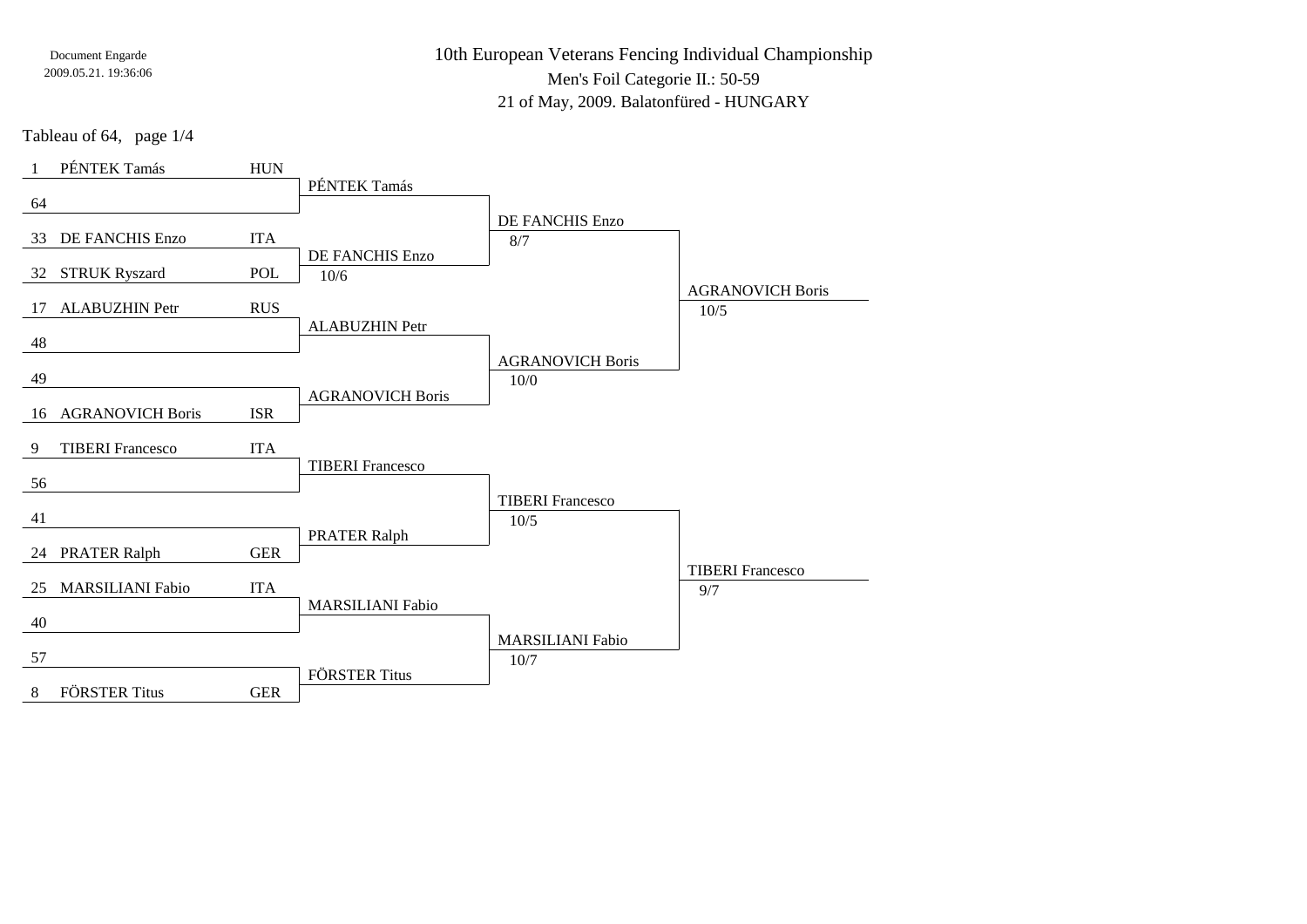Document Engarde
2009.05.21. 19:36:06

# 10th European Veterans Fencing Individual Championship

Men's Foil Categorie II.: 50-59

21 of May, 2009. Balatonfüred - HUNGARY

Tableau of 64, page 1/4

| Seed | Name | Nation | Tableau of 32 | Tableau of 16 | Tableau of 8 |
|---|---|---|---|---|---|
| 1 | PÉNTEK Tamás | HUN | PÉNTEK Tamás | DE FANCHIS Enzo 8/7 | AGRANOVICH Boris 10/5 |
| 64 | | | | | |
| 33 | DE FANCHIS Enzo | ITA | DE FANCHIS Enzo 10/6 | | |
| 32 | STRUK Ryszard | POL | | | |
| 17 | ALABUZHIN Petr | RUS | ALABUZHIN Petr | AGRANOVICH Boris 10/0 | |
| 48 | | | | | |
| 49 | | | AGRANOVICH Boris | | |
| 16 | AGRANOVICH Boris | ISR | | | |
| 9 | TIBERI Francesco | ITA | TIBERI Francesco | TIBERI Francesco 10/5 | TIBERI Francesco 9/7 |
| 56 | | | | | |
| 41 | | | PRATER Ralph | | |
| 24 | PRATER Ralph | GER | | | |
| 25 | MARSILIANI Fabio | ITA | MARSILIANI Fabio | MARSILIANI Fabio 10/7 | |
| 40 | | | | | |
| 57 | | | FÖRSTER Titus | | |
| 8 | FÖRSTER Titus | GER | | | |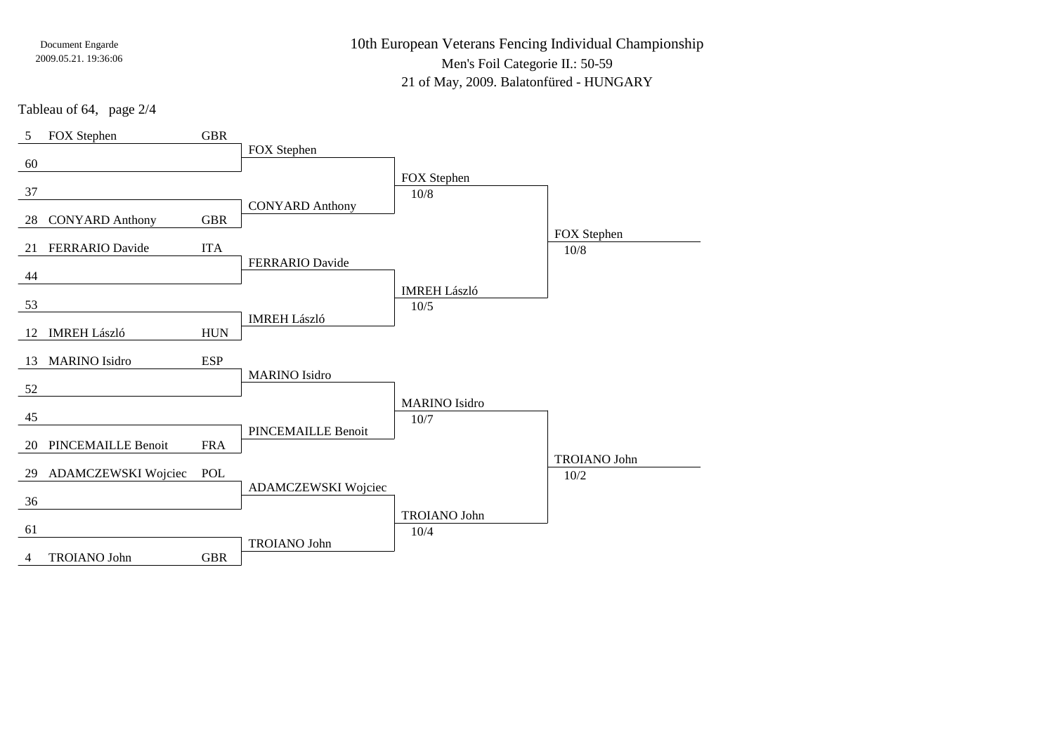Document Engarde
2009.05.21. 19:36:06

# 10th European Veterans Fencing Individual Championship

## Men's Foil Categorie II.: 50-59

21 of May, 2009. Balatonfüred - HUNGARY

Tableau of 64, page 2/4

| Seed | Name | Nation | Tableau of 64 | Tableau of 32 | Tableau of 16 |
|---|---|---|---|---|---|
| 5 | FOX Stephen | GBR | FOX Stephen | FOX Stephen 10/8 | FOX Stephen 10/8 |
| 60 | | | | | |
| 37 | | | CONYARD Anthony | | |
| 28 | CONYARD Anthony | GBR | | | |
| 21 | FERRARIO Davide | ITA | FERRARIO Davide | IMREH László 10/5 | |
| 44 | | | | | |
| 53 | | | IMREH László | | |
| 12 | IMREH László | HUN | | | |
| 13 | MARINO Isidro | ESP | MARINO Isidro | MARINO Isidro 10/7 | TROIANO John 10/2 |
| 52 | | | | | |
| 45 | | | PINCEMAILLE Benoit | | |
| 20 | PINCEMAILLE Benoit | FRA | | | |
| 29 | ADAMCZEWSKI Wojciec | POL | ADAMCZEWSKI Wojciec | TROIANO John 10/4 | |
| 36 | | | | | |
| 61 | | | TROIANO John | | |
| 4 | TROIANO John | GBR | | | |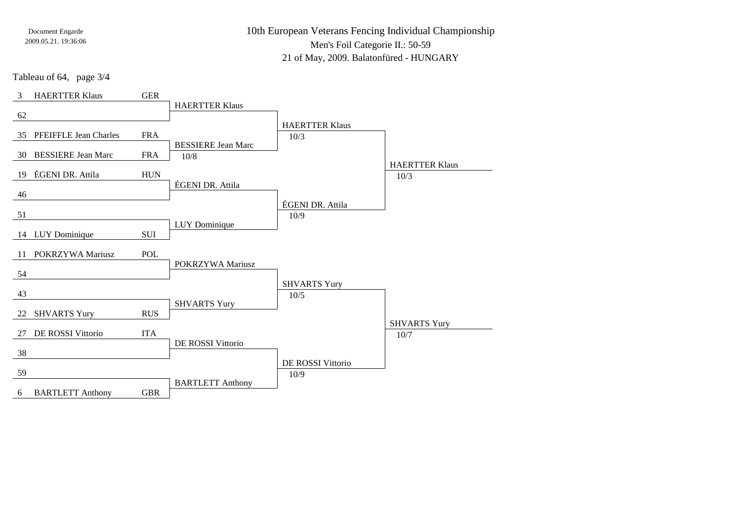Document Engarde
2009.05.21. 19:36:06

# 10th European Veterans Fencing Individual Championship

Men's Foil Categorie II.: 50-59

21 of May, 2009. Balatonfüred - HUNGARY

Tableau of 64, page 3/4

| Seed | Name | Nation | Tableau of 64 | Tableau of 32 | Tableau of 16 |
| --- | --- | --- | --- | --- | --- |
| 3 | HAERTTER Klaus | GER | HAERTTER Klaus | HAERTTER Klaus 10/3 | HAERTTER Klaus 10/3 |
| 62 | | | | | |
| 35 | PFEIFFLE Jean Charles | FRA | BESSIERE Jean Marc 10/8 | | |
| 30 | BESSIERE Jean Marc | FRA | | | |
| 19 | ÉGENI DR. Attila | HUN | ÉGENI DR. Attila | ÉGENI DR. Attila 10/9 | |
| 46 | | | | | |
| 51 | | | LUY Dominique | | |
| 14 | LUY Dominique | SUI | | | |
| 11 | POKRZYWA Mariusz | POL | POKRZYWA Mariusz | SHVARTS Yury 10/5 | SHVARTS Yury 10/7 |
| 54 | | | | | |
| 43 | | | SHVARTS Yury | | |
| 22 | SHVARTS Yury | RUS | | | |
| 27 | DE ROSSI Vittorio | ITA | DE ROSSI Vittorio | DE ROSSI Vittorio 10/9 | |
| 38 | | | | | |
| 59 | | | BARTLETT Anthony | | |
| 6 | BARTLETT Anthony | GBR | | | |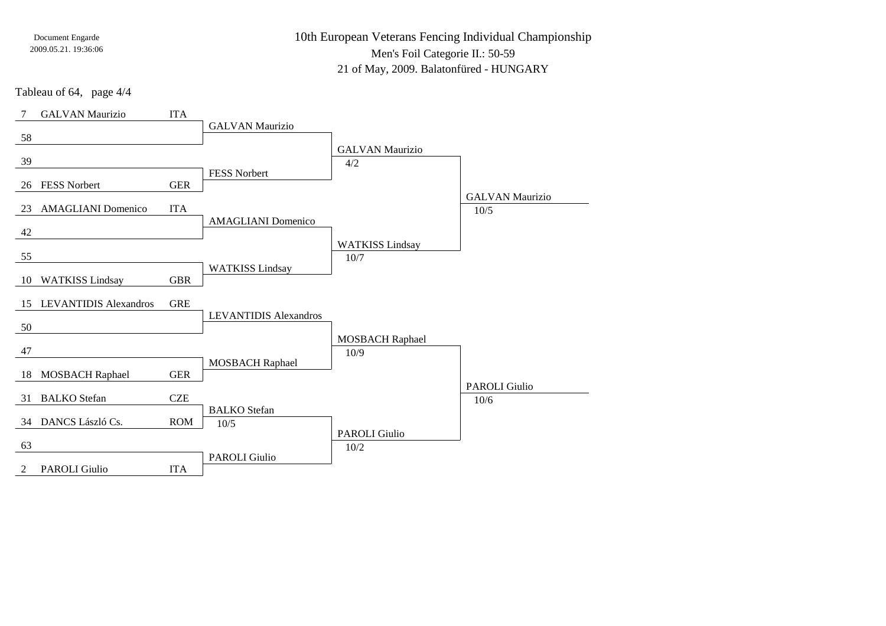Document Engarde
2009.05.21. 19:36:06

# 10th European Veterans Fencing Individual Championship

Men's Foil Categorie II.: 50-59

21 of May, 2009. Balatonfüred - HUNGARY

Tableau of 64, page 4/4

| Seed | Name | Nation | Round of 32 | Round of 16 | Quarter-final |
| --- | --- | --- | --- | --- | --- |
| 7 | GALVAN Maurizio | ITA | GALVAN Maurizio | GALVAN Maurizio 4/2 | GALVAN Maurizio 10/5 |
| 58 | | | | | |
| 39 | | | FESS Norbert | | |
| 26 | FESS Norbert | GER | | | |
| 23 | AMAGLIANI Domenico | ITA | AMAGLIANI Domenico | WATKISS Lindsay 10/7 | |
| 42 | | | | | |
| 55 | | | WATKISS Lindsay | | |
| 10 | WATKISS Lindsay | GBR | | | |
| 15 | LEVANTIDIS Alexandros | GRE | LEVANTIDIS Alexandros | MOSBACH Raphael 10/9 | PAROLI Giulio 10/6 |
| 50 | | | | | |
| 47 | | | MOSBACH Raphael | | |
| 18 | MOSBACH Raphael | GER | | | |
| 31 | BALKO Stefan | CZE | BALKO Stefan 10/5 | PAROLI Giulio 10/2 | |
| 34 | DANCS László Cs. | ROM | | | |
| 63 | | | PAROLI Giulio | | |
| 2 | PAROLI Giulio | ITA | | | |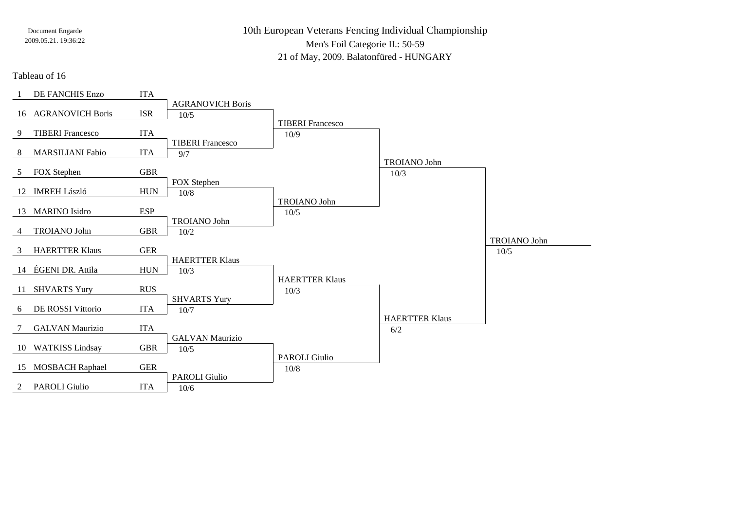Document Engarde
2009.05.21. 19:36:22

# 10th European Veterans Fencing Individual Championship

## Men's Foil Categorie II.: 50-59

21 of May, 2009. Balatonfüred - HUNGARY

### Tableau of 16

| Seed | Name | Nation | Tableau of 8 | Semi-final | Final | Winner |
|---|---|---|---|---|---|---|
| 1 | DE FANCHIS Enzo | ITA | AGRANOVICH Boris 10/5 | TIBERI Francesco 10/9 | TROIANO John 10/3 | TROIANO John 10/5 |
| 16 | AGRANOVICH Boris | ISR | | | | |
| 9 | TIBERI Francesco | ITA | TIBERI Francesco 9/7 | | | |
| 8 | MARSILIANI Fabio | ITA | | | | |
| 5 | FOX Stephen | GBR | FOX Stephen 10/8 | TROIANO John 10/5 | | |
| 12 | IMREH László | HUN | | | | |
| 13 | MARINO Isidro | ESP | TROIANO John 10/2 | | | |
| 4 | TROIANO John | GBR | | | | |
| 3 | HAERTTER Klaus | GER | HAERTTER Klaus 10/3 | HAERTTER Klaus 10/3 | HAERTTER Klaus 6/2 | |
| 14 | ÉGENI DR. Attila | HUN | | | | |
| 11 | SHVARTS Yury | RUS | SHVARTS Yury 10/7 | | | |
| 6 | DE ROSSI Vittorio | ITA | | | | |
| 7 | GALVAN Maurizio | ITA | GALVAN Maurizio 10/5 | PAROLI Giulio 10/8 | | |
| 10 | WATKISS Lindsay | GBR | | | | |
| 15 | MOSBACH Raphael | GER | PAROLI Giulio 10/6 | | | |
| 2 | PAROLI Giulio | ITA | | | | |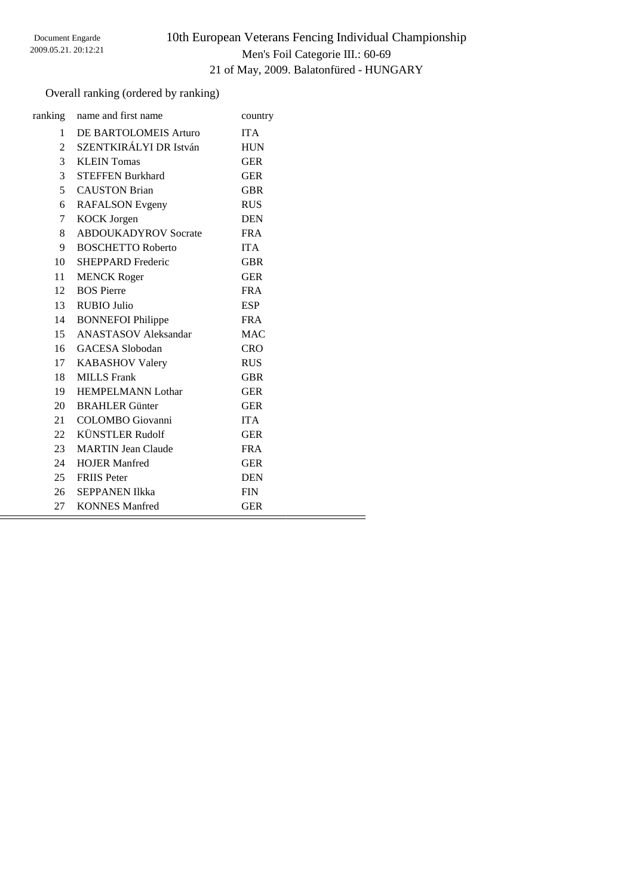# 10th European Veterans Fencing Individual Championship

Men's Foil Categorie III.: 60-69

21 of May, 2009. Balatonfüred - HUNGARY

Overall ranking (ordered by ranking)

| ranking | name and first name | country |
|---|---|---|
| 1 | DE BARTOLOMEIS Arturo | ITA |
| 2 | SZENTKIRÁLYI DR István | HUN |
| 3 | KLEIN Tomas | GER |
| 3 | STEFFEN Burkhard | GER |
| 5 | CAUSTON Brian | GBR |
| 6 | RAFALSON Evgeny | RUS |
| 7 | KOCK Jorgen | DEN |
| 8 | ABDOUKADYROV Socrate | FRA |
| 9 | BOSCHETTO Roberto | ITA |
| 10 | SHEPPARD Frederic | GBR |
| 11 | MENCK Roger | GER |
| 12 | BOS Pierre | FRA |
| 13 | RUBIO Julio | ESP |
| 14 | BONNEFOI Philippe | FRA |
| 15 | ANASTASOV Aleksandar | MAC |
| 16 | GACESA Slobodan | CRO |
| 17 | KABASHOV Valery | RUS |
| 18 | MILLS Frank | GBR |
| 19 | HEMPELMANN Lothar | GER |
| 20 | BRAHLER Günter | GER |
| 21 | COLOMBO Giovanni | ITA |
| 22 | KÜNSTLER Rudolf | GER |
| 23 | MARTIN Jean Claude | FRA |
| 24 | HOJER Manfred | GER |
| 25 | FRIIS Peter | DEN |
| 26 | SEPPANEN Ilkka | FIN |
| 27 | KONNES Manfred | GER |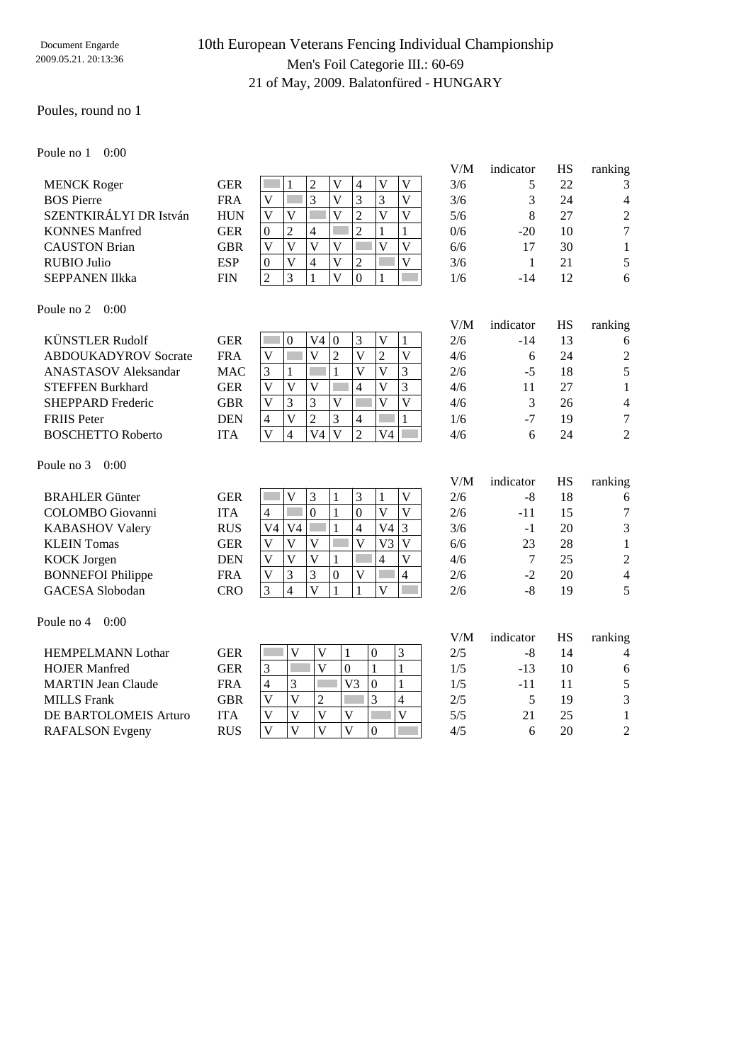Document Engarde
2009.05.21. 20:13:36

# 10th European Veterans Fencing Individual Championship

## Men's Foil Categorie III.: 60-69

21 of May, 2009. Balatonfüred - HUNGARY

Poules, round no 1

### Poule no 1 0:00

| Name | Nation | 1 | 2 | 3 | 4 | 5 | 6 | 7 | V/M | indicator | HS | ranking |
|---|---|---|---|---|---|---|---|---|---|---|---|---|
| MENCK Roger | GER | | 1 | 2 | V | 4 | V | V | 3/6 | 5 | 22 | 3 |
| BOS Pierre | FRA | V | | 3 | V | 3 | 3 | V | 3/6 | 3 | 24 | 4 |
| SZENTKIRÁLYI DR István | HUN | V | V | | V | 2 | V | V | 5/6 | 8 | 27 | 2 |
| KONNES Manfred | GER | 0 | 2 | 4 | | 2 | 1 | 1 | 0/6 | -20 | 10 | 7 |
| CAUSTON Brian | GBR | V | V | V | V | | V | V | 6/6 | 17 | 30 | 1 |
| RUBIO Julio | ESP | 0 | V | 4 | V | 2 | | V | 3/6 | 1 | 21 | 5 |
| SEPPANEN Ilkka | FIN | 2 | 3 | 1 | V | 0 | 1 | | 1/6 | -14 | 12 | 6 |

### Poule no 2 0:00

| Name | Nation | 1 | 2 | 3 | 4 | 5 | 6 | 7 | V/M | indicator | HS | ranking |
|---|---|---|---|---|---|---|---|---|---|---|---|---|
| KÜNSTLER Rudolf | GER | | 0 | V4 | 0 | 3 | V | 1 | 2/6 | -14 | 13 | 6 |
| ABDOUKADYROV Socrate | FRA | V | | V | 2 | V | 2 | V | 4/6 | 6 | 24 | 2 |
| ANASTASOV Aleksandar | MAC | 3 | 1 | | 1 | V | V | 3 | 2/6 | -5 | 18 | 5 |
| STEFFEN Burkhard | GER | V | V | V | | 4 | V | 3 | 4/6 | 11 | 27 | 1 |
| SHEPPARD Frederic | GBR | V | 3 | 3 | V | | V | V | 4/6 | 3 | 26 | 4 |
| FRIIS Peter | DEN | 4 | V | 2 | 3 | 4 | | 1 | 1/6 | -7 | 19 | 7 |
| BOSCHETTO Roberto | ITA | V | 4 | V4 | V | 2 | V4 | | 4/6 | 6 | 24 | 2 |

### Poule no 3 0:00

| Name | Nation | 1 | 2 | 3 | 4 | 5 | 6 | 7 | V/M | indicator | HS | ranking |
|---|---|---|---|---|---|---|---|---|---|---|---|---|
| BRAHLER Günter | GER | | V | 3 | 1 | 3 | 1 | V | 2/6 | -8 | 18 | 6 |
| COLOMBO Giovanni | ITA | 4 | | 0 | 1 | 0 | V | V | 2/6 | -11 | 15 | 7 |
| KABASHOV Valery | RUS | V4 | V4 | | 1 | 4 | V4 | 3 | 3/6 | -1 | 20 | 3 |
| KLEIN Tomas | GER | V | V | V | | V | V3 | V | 6/6 | 23 | 28 | 1 |
| KOCK Jorgen | DEN | V | V | V | 1 | | 4 | V | 4/6 | 7 | 25 | 2 |
| BONNEFOI Philippe | FRA | V | 3 | 3 | 0 | V | | 4 | 2/6 | -2 | 20 | 4 |
| GACESA Slobodan | CRO | 3 | 4 | V | 1 | 1 | V | | 2/6 | -8 | 19 | 5 |

### Poule no 4 0:00

| Name | Nation | 1 | 2 | 3 | 4 | 5 | 6 | V/M | indicator | HS | ranking |
|---|---|---|---|---|---|---|---|---|---|---|---|
| HEMPELMANN Lothar | GER | | V | V | 1 | 0 | 3 | 2/5 | -8 | 14 | 4 |
| HOJER Manfred | GER | 3 | | V | 0 | 1 | 1 | 1/5 | -13 | 10 | 6 |
| MARTIN Jean Claude | FRA | 4 | 3 | | V3 | 0 | 1 | 1/5 | -11 | 11 | 5 |
| MILLS Frank | GBR | V | V | 2 | | 3 | 4 | 2/5 | 5 | 19 | 3 |
| DE BARTOLOMEIS Arturo | ITA | V | V | V | V | | V | 5/5 | 21 | 25 | 1 |
| RAFALSON Evgeny | RUS | V | V | V | V | 0 | | 4/5 | 6 | 20 | 2 |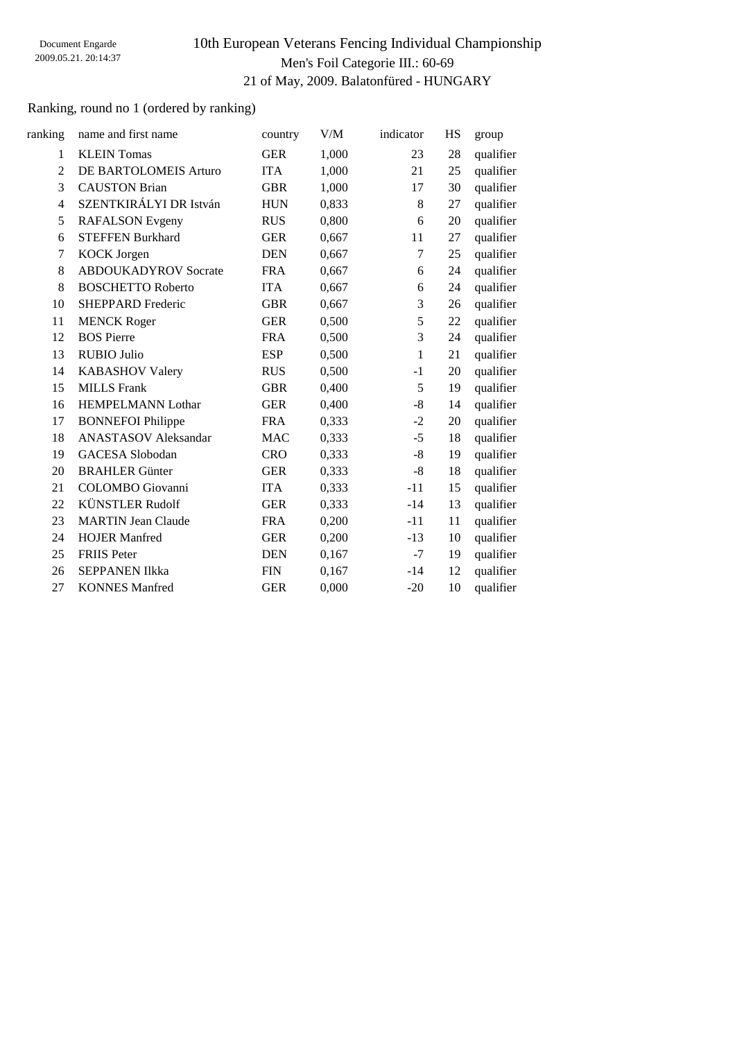# 10th European Veterans Fencing Individual Championship

## Men's Foil Categorie III.: 60-69

21 of May, 2009. Balatonfüred - HUNGARY

Ranking, round no 1 (ordered by ranking)

| ranking | name and first name | country | V/M | indicator | HS | group |
|---|---|---|---|---|---|---|
| 1 | KLEIN Tomas | GER | 1,000 | 23 | 28 | qualifier |
| 2 | DE BARTOLOMEIS Arturo | ITA | 1,000 | 21 | 25 | qualifier |
| 3 | CAUSTON Brian | GBR | 1,000 | 17 | 30 | qualifier |
| 4 | SZENTKIRÁLYI DR István | HUN | 0,833 | 8 | 27 | qualifier |
| 5 | RAFALSON Evgeny | RUS | 0,800 | 6 | 20 | qualifier |
| 6 | STEFFEN Burkhard | GER | 0,667 | 11 | 27 | qualifier |
| 7 | KOCK Jorgen | DEN | 0,667 | 7 | 25 | qualifier |
| 8 | ABDOUKADYROV Socrate | FRA | 0,667 | 6 | 24 | qualifier |
| 8 | BOSCHETTO Roberto | ITA | 0,667 | 6 | 24 | qualifier |
| 10 | SHEPPARD Frederic | GBR | 0,667 | 3 | 26 | qualifier |
| 11 | MENCK Roger | GER | 0,500 | 5 | 22 | qualifier |
| 12 | BOS Pierre | FRA | 0,500 | 3 | 24 | qualifier |
| 13 | RUBIO Julio | ESP | 0,500 | 1 | 21 | qualifier |
| 14 | KABASHOV Valery | RUS | 0,500 | -1 | 20 | qualifier |
| 15 | MILLS Frank | GBR | 0,400 | 5 | 19 | qualifier |
| 16 | HEMPELMANN Lothar | GER | 0,400 | -8 | 14 | qualifier |
| 17 | BONNEFOI Philippe | FRA | 0,333 | -2 | 20 | qualifier |
| 18 | ANASTASOV Aleksandar | MAC | 0,333 | -5 | 18 | qualifier |
| 19 | GACESA Slobodan | CRO | 0,333 | -8 | 19 | qualifier |
| 20 | BRAHLER Günter | GER | 0,333 | -8 | 18 | qualifier |
| 21 | COLOMBO Giovanni | ITA | 0,333 | -11 | 15 | qualifier |
| 22 | KÜNSTLER Rudolf | GER | 0,333 | -14 | 13 | qualifier |
| 23 | MARTIN Jean Claude | FRA | 0,200 | -11 | 11 | qualifier |
| 24 | HOJER Manfred | GER | 0,200 | -13 | 10 | qualifier |
| 25 | FRIIS Peter | DEN | 0,167 | -7 | 19 | qualifier |
| 26 | SEPPANEN Ilkka | FIN | 0,167 | -14 | 12 | qualifier |
| 27 | KONNES Manfred | GER | 0,000 | -20 | 10 | qualifier |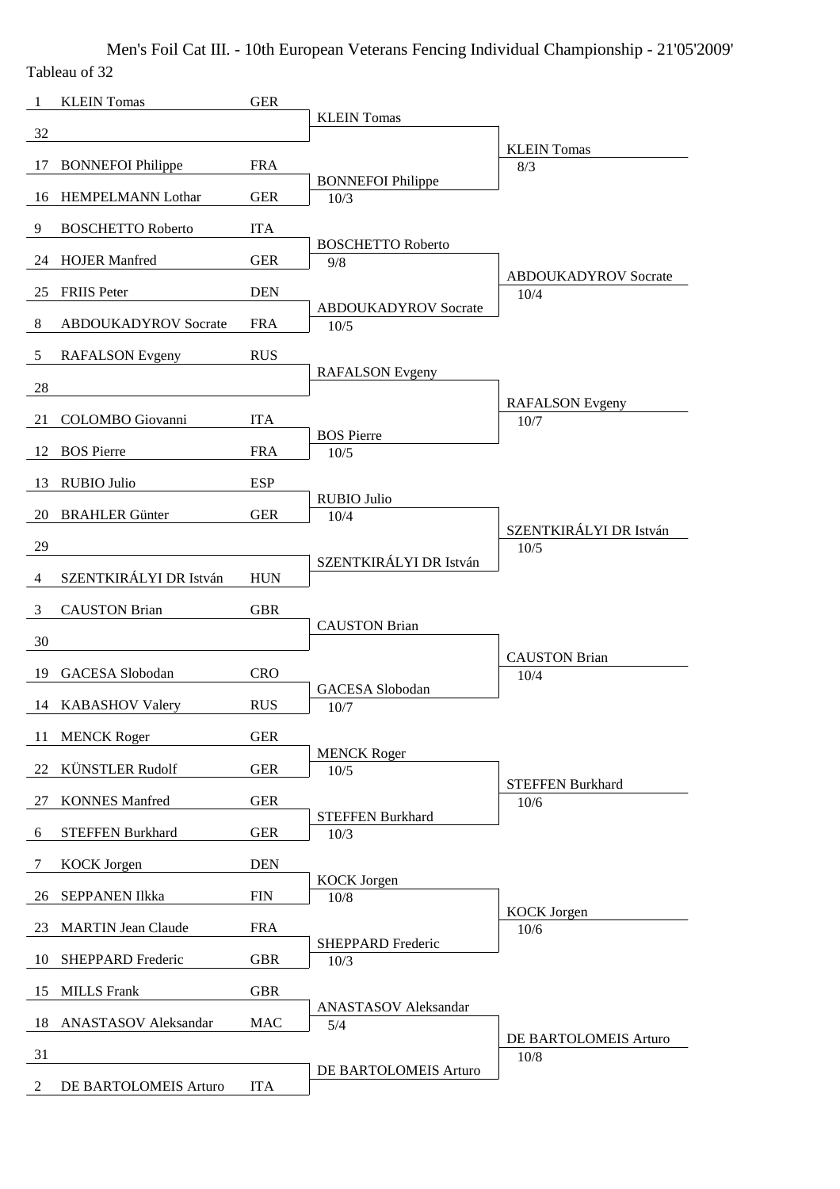# Men's Foil Cat III. - 10th European Veterans Fencing Individual Championship - 21'05'2009'

Tableau of 32

| Seed | Name | Nation | Tableau of 16 | Score | Tableau of 8 | Score |
|---|---|---|---|---|---|---|
| 1 | KLEIN Tomas | GER | KLEIN Tomas | | KLEIN Tomas | 8/3 |
| 32 | | | | | | |
| 17 | BONNEFOI Philippe | FRA | BONNEFOI Philippe | 10/3 | | |
| 16 | HEMPELMANN Lothar | GER | | | | |
| 9 | BOSCHETTO Roberto | ITA | BOSCHETTO Roberto | 9/8 | ABDOUKADYROV Socrate | 10/4 |
| 24 | HOJER Manfred | GER | | | | |
| 25 | FRIIS Peter | DEN | ABDOUKADYROV Socrate | 10/5 | | |
| 8 | ABDOUKADYROV Socrate | FRA | | | | |
| 5 | RAFALSON Evgeny | RUS | RAFALSON Evgeny | | RAFALSON Evgeny | 10/7 |
| 28 | | | | | | |
| 21 | COLOMBO Giovanni | ITA | BOS Pierre | 10/5 | | |
| 12 | BOS Pierre | FRA | | | | |
| 13 | RUBIO Julio | ESP | RUBIO Julio | 10/4 | SZENTKIRÁLYI DR István | 10/5 |
| 20 | BRAHLER Günter | GER | | | | |
| 29 | | | SZENTKIRÁLYI DR István | | | |
| 4 | SZENTKIRÁLYI DR István | HUN | | | | |
| 3 | CAUSTON Brian | GBR | CAUSTON Brian | | CAUSTON Brian | 10/4 |
| 30 | | | | | | |
| 19 | GACESA Slobodan | CRO | GACESA Slobodan | 10/7 | | |
| 14 | KABASHOV Valery | RUS | | | | |
| 11 | MENCK Roger | GER | MENCK Roger | 10/5 | STEFFEN Burkhard | 10/6 |
| 22 | KÜNSTLER Rudolf | GER | | | | |
| 27 | KONNES Manfred | GER | STEFFEN Burkhard | 10/3 | | |
| 6 | STEFFEN Burkhard | GER | | | | |
| 7 | KOCK Jorgen | DEN | KOCK Jorgen | 10/8 | KOCK Jorgen | 10/6 |
| 26 | SEPPANEN Ilkka | FIN | | | | |
| 23 | MARTIN Jean Claude | FRA | SHEPPARD Frederic | 10/3 | | |
| 10 | SHEPPARD Frederic | GBR | | | | |
| 15 | MILLS Frank | GBR | ANASTASOV Aleksandar | 5/4 | DE BARTOLOMEIS Arturo | 10/8 |
| 18 | ANASTASOV Aleksandar | MAC | | | | |
| 31 | | | DE BARTOLOMEIS Arturo | | | |
| 2 | DE BARTOLOMEIS Arturo | ITA | | | | |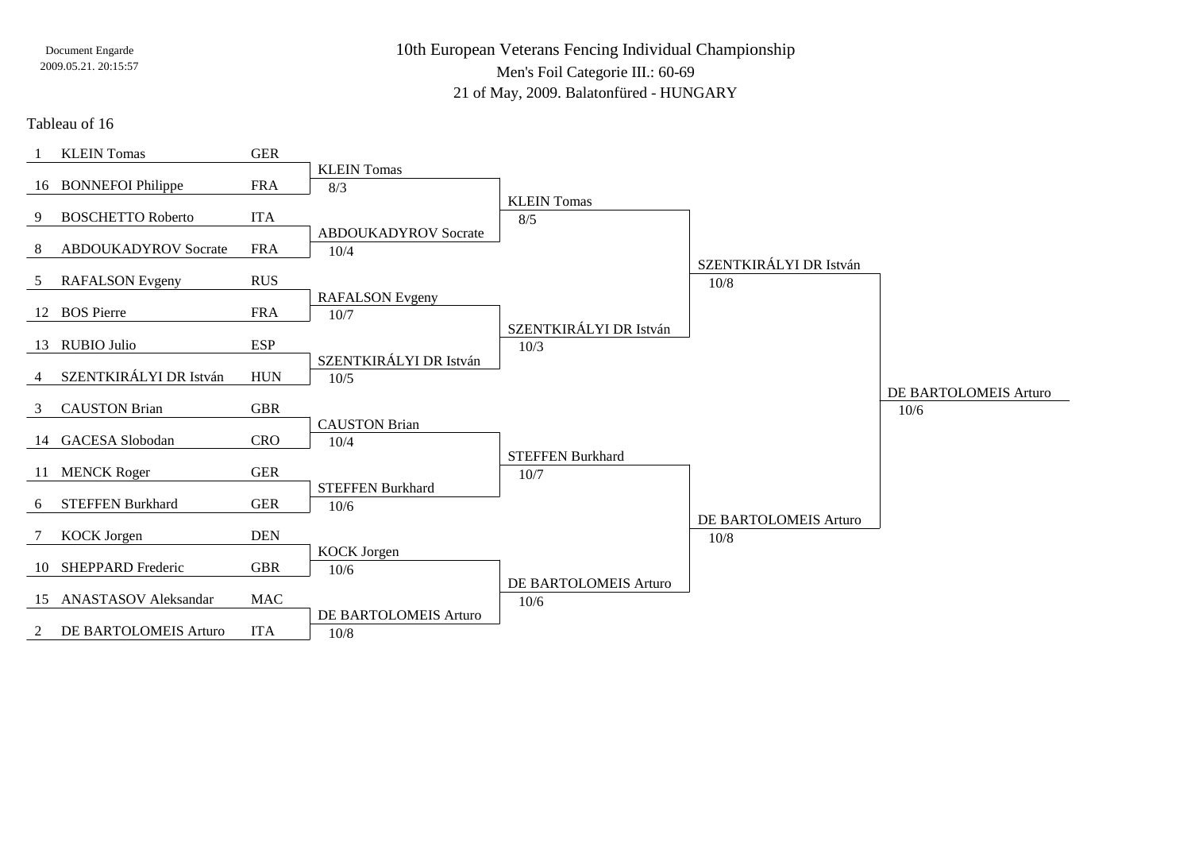Document Engarde
2009.05.21. 20:15:57

# 10th European Veterans Fencing Individual Championship

Men's Foil Categorie III.: 60-69

21 of May, 2009. Balatonfüred - HUNGARY

## Tableau of 16

| Seed | Name | Country | Tableau of 16 | Quarter-finals | Semi-finals | Final |
|---|---|---|---|---|---|---|
| 1 | KLEIN Tomas | GER | KLEIN Tomas 8/3 | KLEIN Tomas 8/5 | SZENTKIRÁLYI DR István 10/8 | DE BARTOLOMEIS Arturo 10/6 |
| 16 | BONNEFOI Philippe | FRA | | | | |
| 9 | BOSCHETTO Roberto | ITA | ABDOUKADYROV Socrate 10/4 | | | |
| 8 | ABDOUKADYROV Socrate | FRA | | | | |
| 5 | RAFALSON Evgeny | RUS | RAFALSON Evgeny 10/7 | SZENTKIRÁLYI DR István 10/3 | | |
| 12 | BOS Pierre | FRA | | | | |
| 13 | RUBIO Julio | ESP | SZENTKIRÁLYI DR István 10/5 | | | |
| 4 | SZENTKIRÁLYI DR István | HUN | | | | |
| 3 | CAUSTON Brian | GBR | CAUSTON Brian 10/4 | STEFFEN Burkhard 10/7 | DE BARTOLOMEIS Arturo 10/8 | |
| 14 | GACESA Slobodan | CRO | | | | |
| 11 | MENCK Roger | GER | STEFFEN Burkhard 10/6 | | | |
| 6 | STEFFEN Burkhard | GER | | | | |
| 7 | KOCK Jorgen | DEN | KOCK Jorgen 10/6 | DE BARTOLOMEIS Arturo 10/6 | | |
| 10 | SHEPPARD Frederic | GBR | | | | |
| 15 | ANASTASOV Aleksandar | MAC | DE BARTOLOMEIS Arturo 10/8 | | | |
| 2 | DE BARTOLOMEIS Arturo | ITA | | | | |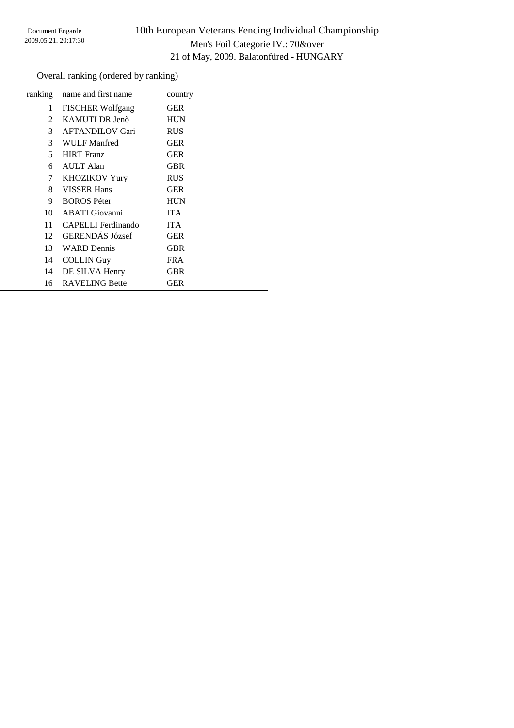Document Engarde
2009.05.21. 20:17:30

# 10th European Veterans Fencing Individual Championship

Men's Foil Categorie IV.: 70&over

21 of May, 2009. Balatonfüred - HUNGARY

Overall ranking (ordered by ranking)

| ranking | name and first name | country |
|---|---|---|
| 1 | FISCHER Wolfgang | GER |
| 2 | KAMUTI DR Jenõ | HUN |
| 3 | AFTANDILOV Gari | RUS |
| 3 | WULF Manfred | GER |
| 5 | HIRT Franz | GER |
| 6 | AULT Alan | GBR |
| 7 | KHOZIKOV Yury | RUS |
| 8 | VISSER Hans | GER |
| 9 | BOROS Péter | HUN |
| 10 | ABATI Giovanni | ITA |
| 11 | CAPELLI Ferdinando | ITA |
| 12 | GERENDÁS József | GER |
| 13 | WARD Dennis | GBR |
| 14 | COLLIN Guy | FRA |
| 14 | DE SILVA Henry | GBR |
| 16 | RAVELING Bette | GER |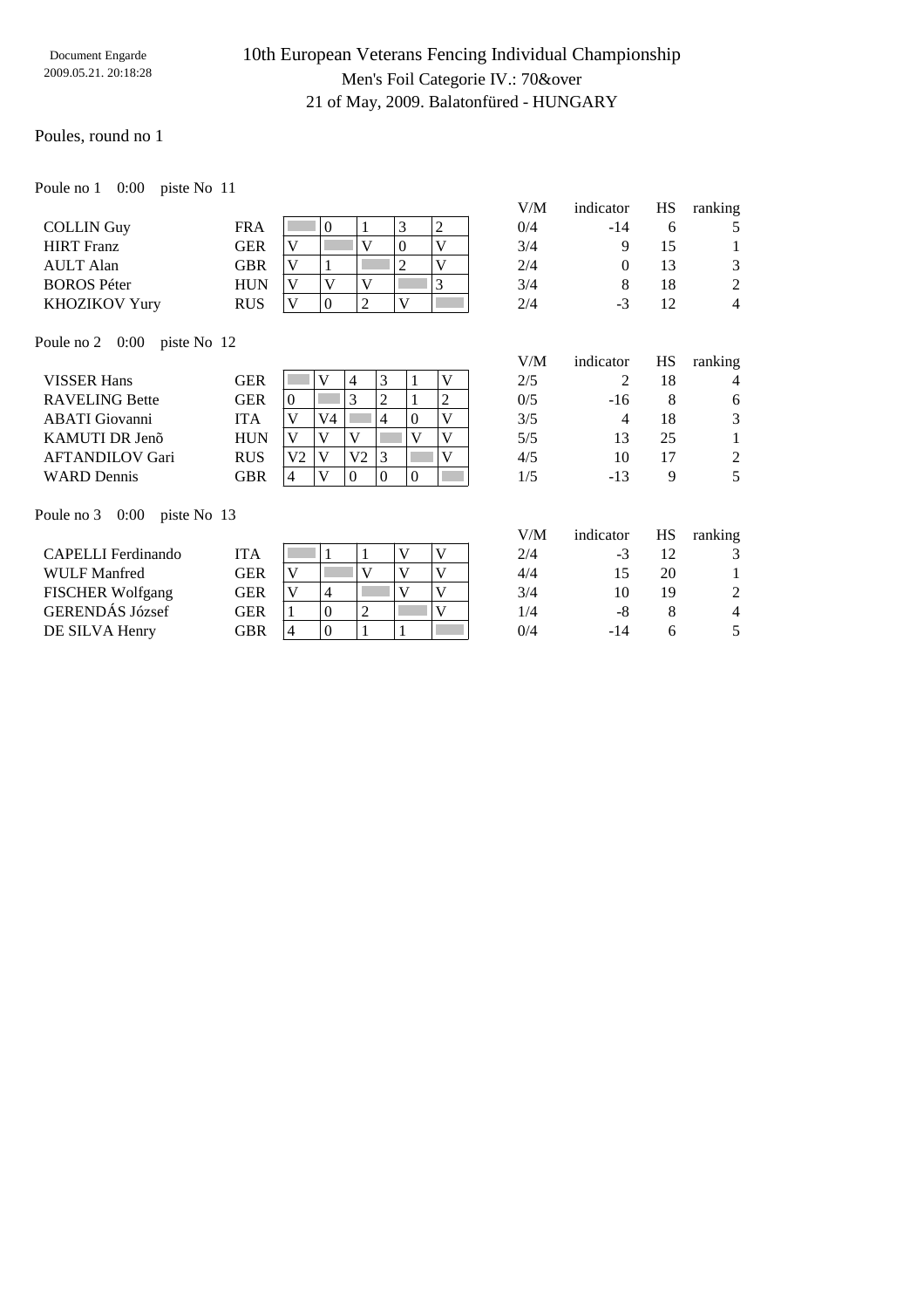Document Engarde
2009.05.21. 20:18:28

# 10th European Veterans Fencing Individual Championship

## Men's Foil Categorie IV.: 70&over

21 of May, 2009. Balatonfüred - HUNGARY

Poules, round no 1

Poule no 1 0:00 piste No 11

| | | 1 | 2 | 3 | 4 | 5 | V/M | indicator | HS | ranking |
|---|---|---|---|---|---|---|---|---|---|---|
| COLLIN Guy | FRA | | 0 | 1 | 3 | 2 | 0/4 | -14 | 6 | 5 |
| HIRT Franz | GER | V | | V | 0 | V | 3/4 | 9 | 15 | 1 |
| AULT Alan | GBR | V | 1 | | 2 | V | 2/4 | 0 | 13 | 3 |
| BOROS Péter | HUN | V | V | V | | 3 | 3/4 | 8 | 18 | 2 |
| KHOZIKOV Yury | RUS | V | 0 | 2 | V | | 2/4 | -3 | 12 | 4 |

Poule no 2 0:00 piste No 12

| | | 1 | 2 | 3 | 4 | 5 | 6 | V/M | indicator | HS | ranking |
|---|---|---|---|---|---|---|---|---|---|---|---|
| VISSER Hans | GER | | V | 4 | 3 | 1 | V | 2/5 | 2 | 18 | 4 |
| RAVELING Bette | GER | 0 | | 3 | 2 | 1 | 2 | 0/5 | -16 | 8 | 6 |
| ABATI Giovanni | ITA | V | V4 | | 4 | 0 | V | 3/5 | 4 | 18 | 3 |
| KAMUTI DR Jenõ | HUN | V | V | V | | V | V | 5/5 | 13 | 25 | 1 |
| AFTANDILOV Gari | RUS | V2 | V | V2 | 3 | | V | 4/5 | 10 | 17 | 2 |
| WARD Dennis | GBR | 4 | V | 0 | 0 | 0 | | 1/5 | -13 | 9 | 5 |

Poule no 3 0:00 piste No 13

| | | 1 | 2 | 3 | 4 | 5 | V/M | indicator | HS | ranking |
|---|---|---|---|---|---|---|---|---|---|---|
| CAPELLI Ferdinando | ITA | | 1 | 1 | V | V | 2/4 | -3 | 12 | 3 |
| WULF Manfred | GER | V | | V | V | V | 4/4 | 15 | 20 | 1 |
| FISCHER Wolfgang | GER | V | 4 | | V | V | 3/4 | 10 | 19 | 2 |
| GERENDÁS József | GER | 1 | 0 | 2 | | V | 1/4 | -8 | 8 | 4 |
| DE SILVA Henry | GBR | 4 | 0 | 1 | 1 | | 0/4 | -14 | 6 | 5 |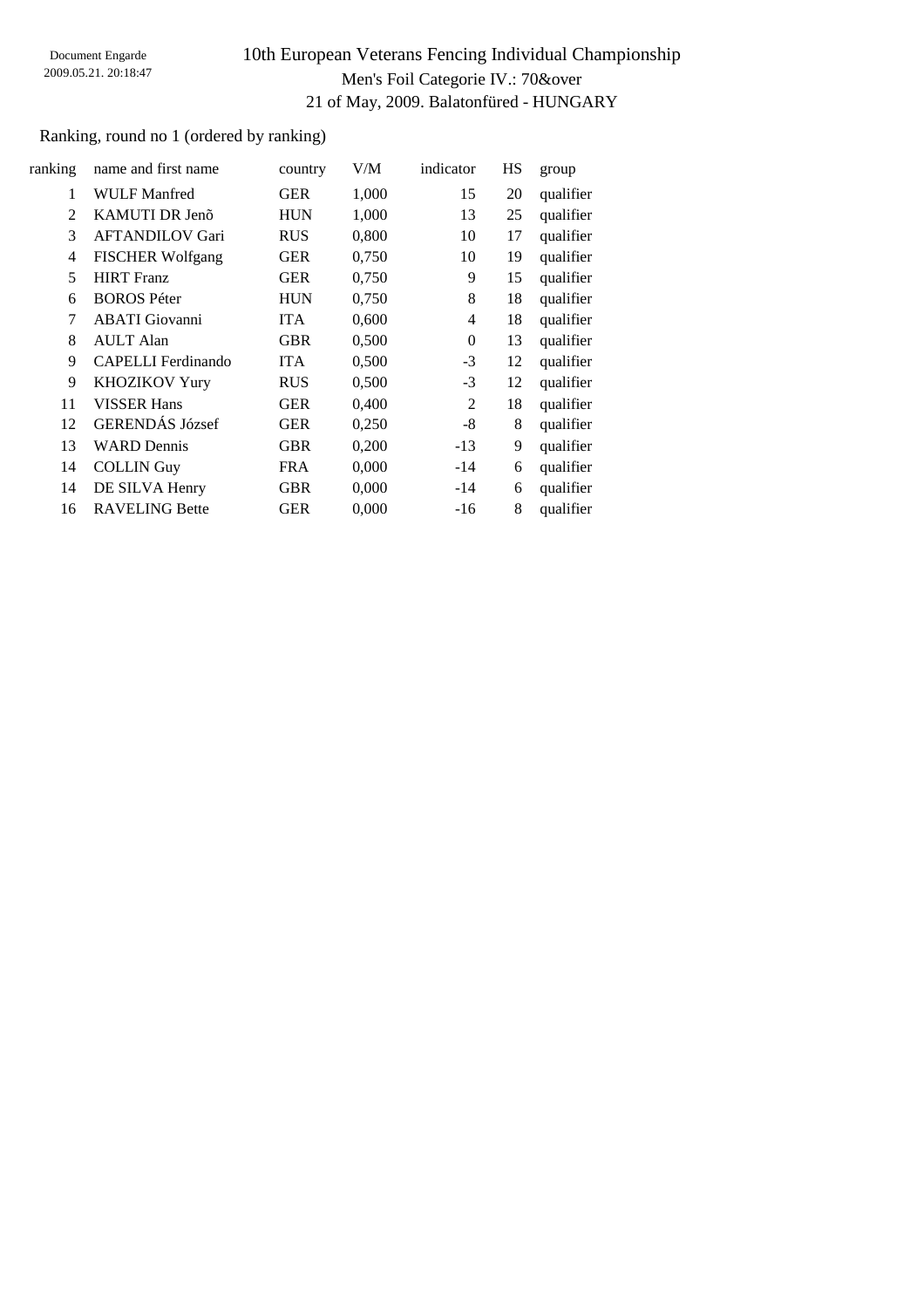Document Engarde
2009.05.21. 20:18:47

# 10th European Veterans Fencing Individual Championship

## Men's Foil Categorie IV.: 70&over

21 of May, 2009. Balatonfüred - HUNGARY

Ranking, round no 1 (ordered by ranking)

| ranking | name and first name | country | V/M | indicator | HS | group |
|---|---|---|---|---|---|---|
| 1 | WULF Manfred | GER | 1,000 | 15 | 20 | qualifier |
| 2 | KAMUTI DR Jenõ | HUN | 1,000 | 13 | 25 | qualifier |
| 3 | AFTANDILOV Gari | RUS | 0,800 | 10 | 17 | qualifier |
| 4 | FISCHER Wolfgang | GER | 0,750 | 10 | 19 | qualifier |
| 5 | HIRT Franz | GER | 0,750 | 9 | 15 | qualifier |
| 6 | BOROS Péter | HUN | 0,750 | 8 | 18 | qualifier |
| 7 | ABATI Giovanni | ITA | 0,600 | 4 | 18 | qualifier |
| 8 | AULT Alan | GBR | 0,500 | 0 | 13 | qualifier |
| 9 | CAPELLI Ferdinando | ITA | 0,500 | -3 | 12 | qualifier |
| 9 | KHOZIKOV Yury | RUS | 0,500 | -3 | 12 | qualifier |
| 11 | VISSER Hans | GER | 0,400 | 2 | 18 | qualifier |
| 12 | GERENDÁS József | GER | 0,250 | -8 | 8 | qualifier |
| 13 | WARD Dennis | GBR | 0,200 | -13 | 9 | qualifier |
| 14 | COLLIN Guy | FRA | 0,000 | -14 | 6 | qualifier |
| 14 | DE SILVA Henry | GBR | 0,000 | -14 | 6 | qualifier |
| 16 | RAVELING Bette | GER | 0,000 | -16 | 8 | qualifier |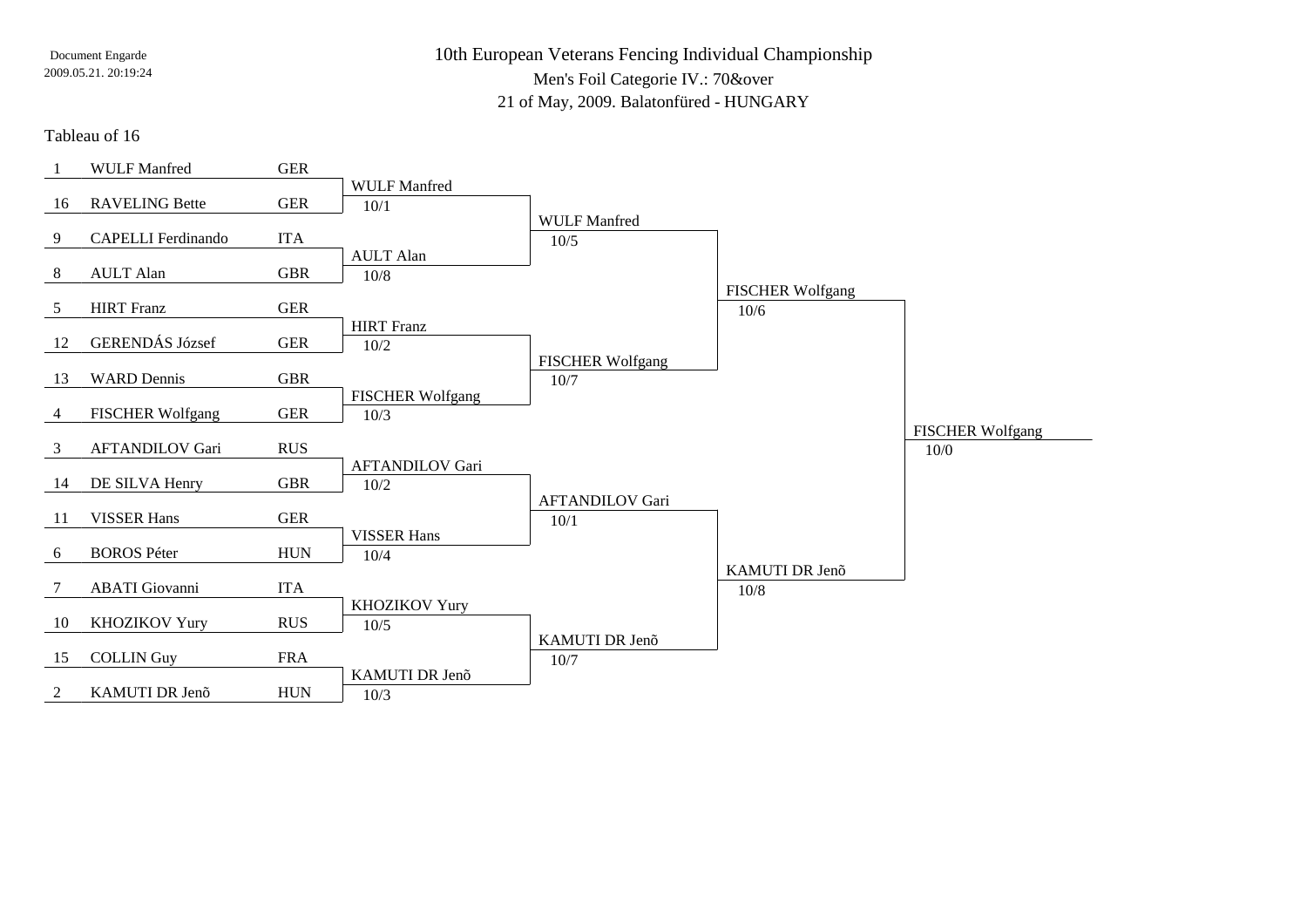10th European Veterans Fencing Individual Championship

Men's Foil Categorie IV.: 70&over

21 of May, 2009. Balatonfüred - HUNGARY

Tableau of 16

| Seed | Name | Nation | Tableau of 8 | Semi-final | Final | Winner |
|---|---|---|---|---|---|---|
| 1 | WULF Manfred | GER | WULF Manfred 10/1 | WULF Manfred 10/5 | FISCHER Wolfgang 10/6 | FISCHER Wolfgang 10/0 |
| 16 | RAVELING Bette | GER | | | | |
| 9 | CAPELLI Ferdinando | ITA | AULT Alan 10/8 | | | |
| 8 | AULT Alan | GBR | | | | |
| 5 | HIRT Franz | GER | HIRT Franz 10/2 | FISCHER Wolfgang 10/7 | | |
| 12 | GERENDÁS József | GER | | | | |
| 13 | WARD Dennis | GBR | FISCHER Wolfgang 10/3 | | | |
| 4 | FISCHER Wolfgang | GER | | | | |
| 3 | AFTANDILOV Gari | RUS | AFTANDILOV Gari 10/2 | AFTANDILOV Gari 10/1 | KAMUTI DR Jenõ 10/8 | |
| 14 | DE SILVA Henry | GBR | | | | |
| 11 | VISSER Hans | GER | VISSER Hans 10/4 | | | |
| 6 | BOROS Péter | HUN | | | | |
| 7 | ABATI Giovanni | ITA | KHOZIKOV Yury 10/5 | KAMUTI DR Jenõ 10/7 | | |
| 10 | KHOZIKOV Yury | RUS | | | | |
| 15 | COLLIN Guy | FRA | KAMUTI DR Jenõ 10/3 | | | |
| 2 | KAMUTI DR Jenõ | HUN | | | | |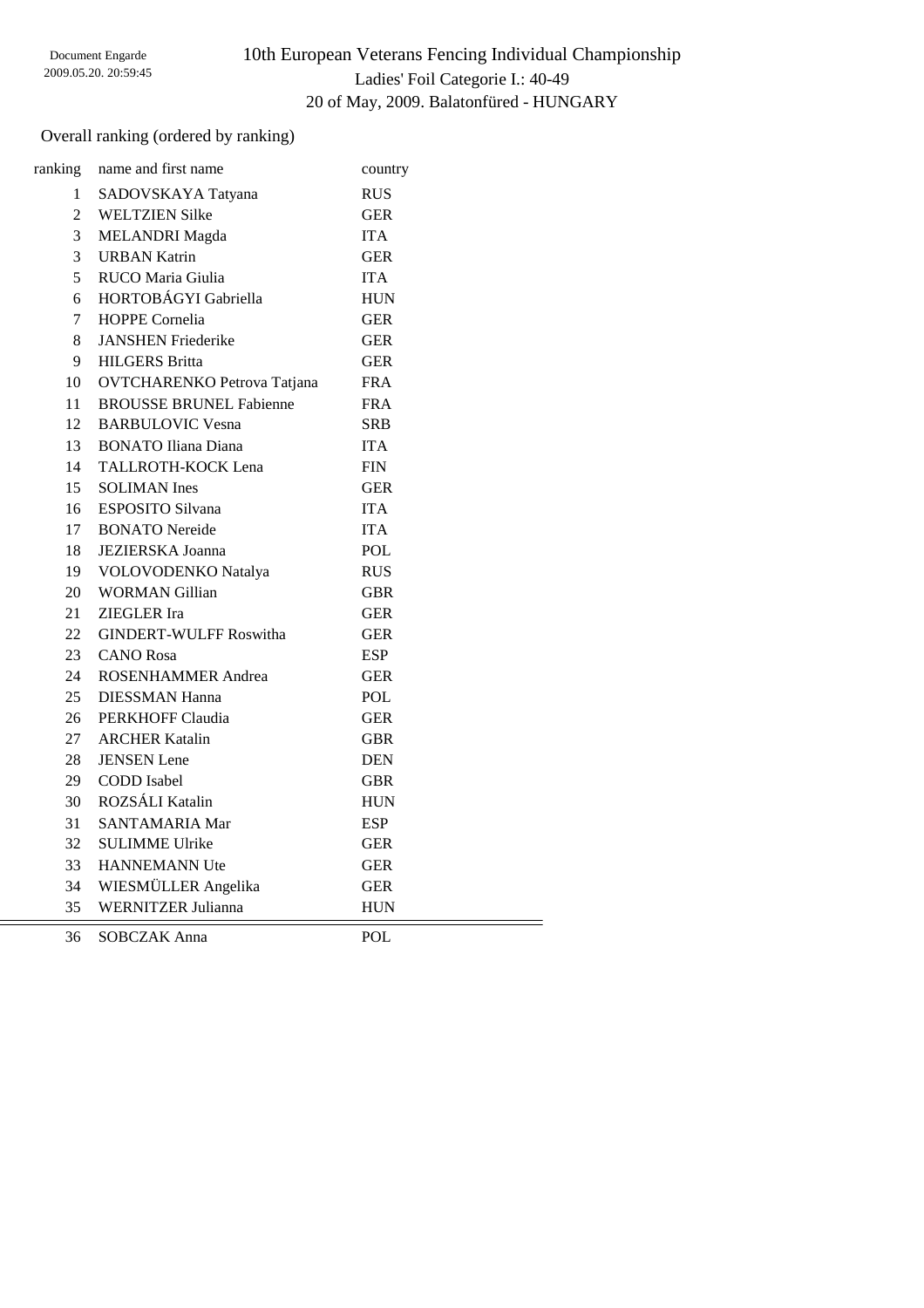Document Engarde
2009.05.20. 20:59:45

# 10th European Veterans Fencing Individual Championship

## Ladies' Foil Categorie I.: 40-49

20 of May, 2009. Balatonfüred - HUNGARY

Overall ranking (ordered by ranking)

| ranking | name and first name | country |
|---|---|---|
| 1 | SADOVSKAYA Tatyana | RUS |
| 2 | WELTZIEN Silke | GER |
| 3 | MELANDRI Magda | ITA |
| 3 | URBAN Katrin | GER |
| 5 | RUCO Maria Giulia | ITA |
| 6 | HORTOBÁGYI Gabriella | HUN |
| 7 | HOPPE Cornelia | GER |
| 8 | JANSHEN Friederike | GER |
| 9 | HILGERS Britta | GER |
| 10 | OVTCHARENKO Petrova Tatjana | FRA |
| 11 | BROUSSE BRUNEL Fabienne | FRA |
| 12 | BARBULOVIC Vesna | SRB |
| 13 | BONATO Iliana Diana | ITA |
| 14 | TALLROTH-KOCK Lena | FIN |
| 15 | SOLIMAN Ines | GER |
| 16 | ESPOSITO Silvana | ITA |
| 17 | BONATO Nereide | ITA |
| 18 | JEZIERSKA Joanna | POL |
| 19 | VOLOVODENKO Natalya | RUS |
| 20 | WORMAN Gillian | GBR |
| 21 | ZIEGLER Ira | GER |
| 22 | GINDERT-WULFF Roswitha | GER |
| 23 | CANO Rosa | ESP |
| 24 | ROSENHAMMER Andrea | GER |
| 25 | DIESSMAN Hanna | POL |
| 26 | PERKHOFF Claudia | GER |
| 27 | ARCHER Katalin | GBR |
| 28 | JENSEN Lene | DEN |
| 29 | CODD Isabel | GBR |
| 30 | ROZSÁLI Katalin | HUN |
| 31 | SANTAMARIA Mar | ESP |
| 32 | SULIMME Ulrike | GER |
| 33 | HANNEMANN Ute | GER |
| 34 | WIESMÜLLER Angelika | GER |
| 35 | WERNITZER Julianna | HUN |
| 36 | SOBCZAK Anna | POL |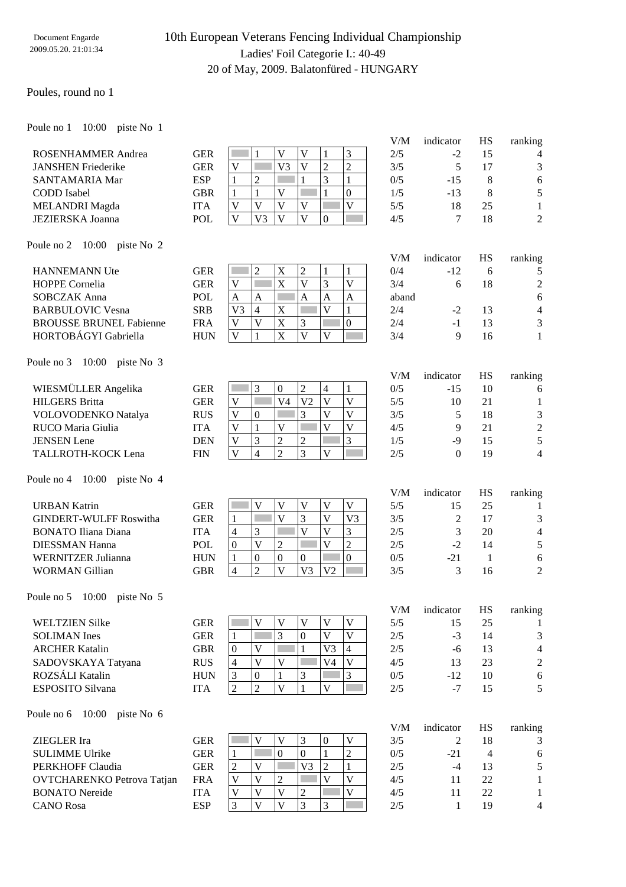Document Engarde
2009.05.20. 21:01:34

# 10th European Veterans Fencing Individual Championship

## Ladies' Foil Categorie I.: 40-49

20 of May, 2009. Balatonfüred - HUNGARY

Poules, round no 1

Poule no 1 10:00 piste No 1

| Name | Nation | 1 | 2 | 3 | 4 | 5 | 6 | V/M | indicator | HS | ranking |
|---|---|---|---|---|---|---|---|---|---|---|---|
| ROSENHAMMER Andrea | GER | | 1 | V | V | 1 | 3 | 2/5 | -2 | 15 | 4 |
| JANSHEN Friederike | GER | V | | V3 | V | 2 | 2 | 3/5 | 5 | 17 | 3 |
| SANTAMARIA Mar | ESP | 1 | 2 | | 1 | 3 | 1 | 0/5 | -15 | 8 | 6 |
| CODD Isabel | GBR | 1 | 1 | V | | 1 | 0 | 1/5 | -13 | 8 | 5 |
| MELANDRI Magda | ITA | V | V | V | V | | V | 5/5 | 18 | 25 | 1 |
| JEZIERSKA Joanna | POL | V | V3 | V | V | 0 | | 4/5 | 7 | 18 | 2 |

Poule no 2 10:00 piste No 2

| Name | Nation | 1 | 2 | 3 | 4 | 5 | 6 | V/M | indicator | HS | ranking |
|---|---|---|---|---|---|---|---|---|---|---|---|
| HANNEMANN Ute | GER | | 2 | X | 2 | 1 | 1 | 0/4 | -12 | 6 | 5 |
| HOPPE Cornelia | GER | V | | X | V | 3 | V | 3/4 | 6 | 18 | 2 |
| SOBCZAK Anna | POL | A | A | | A | A | A | aband | | | 6 |
| BARBULOVIC Vesna | SRB | V3 | 4 | X | | V | 1 | 2/4 | -2 | 13 | 4 |
| BROUSSE BRUNEL Fabienne | FRA | V | V | X | 3 | | 0 | 2/4 | -1 | 13 | 3 |
| HORTOBÁGYI Gabriella | HUN | V | 1 | X | V | V | | 3/4 | 9 | 16 | 1 |

Poule no 3 10:00 piste No 3

| Name | Nation | 1 | 2 | 3 | 4 | 5 | 6 | V/M | indicator | HS | ranking |
|---|---|---|---|---|---|---|---|---|---|---|---|
| WIESMÜLLER Angelika | GER | | 3 | 0 | 2 | 4 | 1 | 0/5 | -15 | 10 | 6 |
| HILGERS Britta | GER | V | | V4 | V2 | V | V | 5/5 | 10 | 21 | 1 |
| VOLOVODENKO Natalya | RUS | V | 0 | | 3 | V | V | 3/5 | 5 | 18 | 3 |
| RUCO Maria Giulia | ITA | V | 1 | V | | V | V | 4/5 | 9 | 21 | 2 |
| JENSEN Lene | DEN | V | 3 | 2 | 2 | | 3 | 1/5 | -9 | 15 | 5 |
| TALLROTH-KOCK Lena | FIN | V | 4 | 2 | 3 | V | | 2/5 | 0 | 19 | 4 |

Poule no 4 10:00 piste No 4

| Name | Nation | 1 | 2 | 3 | 4 | 5 | 6 | V/M | indicator | HS | ranking |
|---|---|---|---|---|---|---|---|---|---|---|---|
| URBAN Katrin | GER | | V | V | V | V | V | 5/5 | 15 | 25 | 1 |
| GINDERT-WULFF Roswitha | GER | 1 | | V | 3 | V | V3 | 3/5 | 2 | 17 | 3 |
| BONATO Iliana Diana | ITA | 4 | 3 | | V | V | 3 | 2/5 | 3 | 20 | 4 |
| DIESSMAN Hanna | POL | 0 | V | 2 | | V | 2 | 2/5 | -2 | 14 | 5 |
| WERNITZER Julianna | HUN | 1 | 0 | 0 | 0 | | 0 | 0/5 | -21 | 1 | 6 |
| WORMAN Gillian | GBR | 4 | 2 | V | V3 | V2 | | 3/5 | 3 | 16 | 2 |

Poule no 5 10:00 piste No 5

| Name | Nation | 1 | 2 | 3 | 4 | 5 | 6 | V/M | indicator | HS | ranking |
|---|---|---|---|---|---|---|---|---|---|---|---|
| WELTZIEN Silke | GER | | V | V | V | V | V | 5/5 | 15 | 25 | 1 |
| SOLIMAN Ines | GER | 1 | | 3 | 0 | V | V | 2/5 | -3 | 14 | 3 |
| ARCHER Katalin | GBR | 0 | V | | 1 | V3 | 4 | 2/5 | -6 | 13 | 4 |
| SADOVSKAYA Tatyana | RUS | 4 | V | V | | V4 | V | 4/5 | 13 | 23 | 2 |
| ROZSÁLI Katalin | HUN | 3 | 0 | 1 | 3 | | 3 | 0/5 | -12 | 10 | 6 |
| ESPOSITO Silvana | ITA | 2 | 2 | V | 1 | V | | 2/5 | -7 | 15 | 5 |

Poule no 6 10:00 piste No 6

| Name | Nation | 1 | 2 | 3 | 4 | 5 | 6 | V/M | indicator | HS | ranking |
|---|---|---|---|---|---|---|---|---|---|---|---|
| ZIEGLER Ira | GER | | V | V | 3 | 0 | V | 3/5 | 2 | 18 | 3 |
| SULIMME Ulrike | GER | 1 | | 0 | 0 | 1 | 2 | 0/5 | -21 | 4 | 6 |
| PERKHOFF Claudia | GER | 2 | V | | V3 | 2 | 1 | 2/5 | -4 | 13 | 5 |
| OVTCHARENKO Petrova Tatjan | FRA | V | V | 2 | | V | V | 4/5 | 11 | 22 | 1 |
| BONATO Nereide | ITA | V | V | V | 2 | | V | 4/5 | 11 | 22 | 1 |
| CANO Rosa | ESP | 3 | V | V | 3 | 3 | | 2/5 | 1 | 19 | 4 |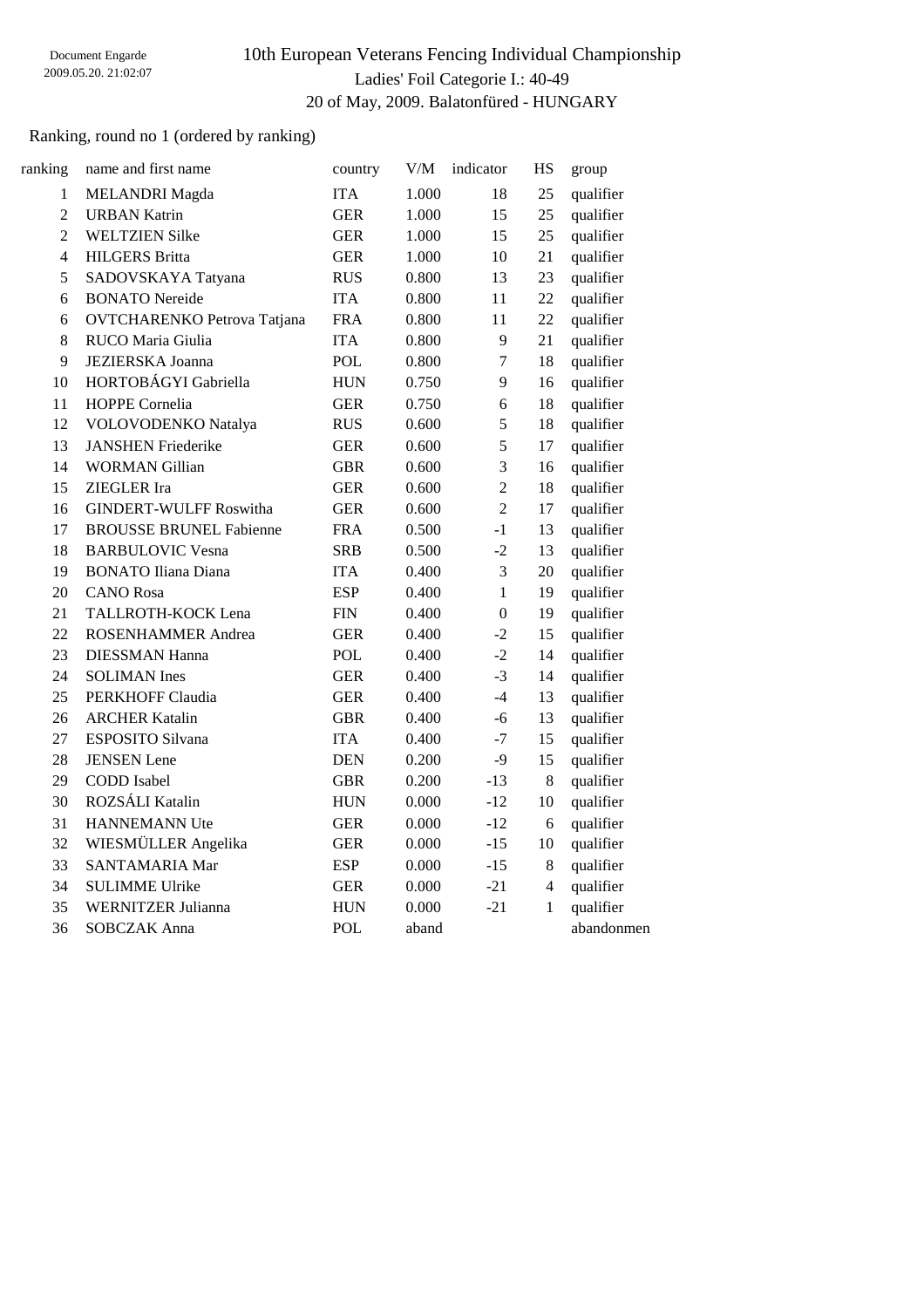Document Engarde
2009.05.20. 21:02:07

# 10th European Veterans Fencing Individual Championship

Ladies' Foil Categorie I.: 40-49

20 of May, 2009. Balatonfüred - HUNGARY

Ranking, round no 1 (ordered by ranking)

| ranking | name and first name | country | V/M | indicator | HS | group |
|---|---|---|---|---|---|---|
| 1 | MELANDRI Magda | ITA | 1.000 | 18 | 25 | qualifier |
| 2 | URBAN Katrin | GER | 1.000 | 15 | 25 | qualifier |
| 2 | WELTZIEN Silke | GER | 1.000 | 15 | 25 | qualifier |
| 4 | HILGERS Britta | GER | 1.000 | 10 | 21 | qualifier |
| 5 | SADOVSKAYA Tatyana | RUS | 0.800 | 13 | 23 | qualifier |
| 6 | BONATO Nereide | ITA | 0.800 | 11 | 22 | qualifier |
| 6 | OVTCHARENKO Petrova Tatjana | FRA | 0.800 | 11 | 22 | qualifier |
| 8 | RUCO Maria Giulia | ITA | 0.800 | 9 | 21 | qualifier |
| 9 | JEZIERSKA Joanna | POL | 0.800 | 7 | 18 | qualifier |
| 10 | HORTOBÁGYI Gabriella | HUN | 0.750 | 9 | 16 | qualifier |
| 11 | HOPPE Cornelia | GER | 0.750 | 6 | 18 | qualifier |
| 12 | VOLOVODENKO Natalya | RUS | 0.600 | 5 | 18 | qualifier |
| 13 | JANSHEN Friederike | GER | 0.600 | 5 | 17 | qualifier |
| 14 | WORMAN Gillian | GBR | 0.600 | 3 | 16 | qualifier |
| 15 | ZIEGLER Ira | GER | 0.600 | 2 | 18 | qualifier |
| 16 | GINDERT-WULFF Roswitha | GER | 0.600 | 2 | 17 | qualifier |
| 17 | BROUSSE BRUNEL Fabienne | FRA | 0.500 | -1 | 13 | qualifier |
| 18 | BARBULOVIC Vesna | SRB | 0.500 | -2 | 13 | qualifier |
| 19 | BONATO Iliana Diana | ITA | 0.400 | 3 | 20 | qualifier |
| 20 | CANO Rosa | ESP | 0.400 | 1 | 19 | qualifier |
| 21 | TALLROTH-KOCK Lena | FIN | 0.400 | 0 | 19 | qualifier |
| 22 | ROSENHAMMER Andrea | GER | 0.400 | -2 | 15 | qualifier |
| 23 | DIESSMAN Hanna | POL | 0.400 | -2 | 14 | qualifier |
| 24 | SOLIMAN Ines | GER | 0.400 | -3 | 14 | qualifier |
| 25 | PERKHOFF Claudia | GER | 0.400 | -4 | 13 | qualifier |
| 26 | ARCHER Katalin | GBR | 0.400 | -6 | 13 | qualifier |
| 27 | ESPOSITO Silvana | ITA | 0.400 | -7 | 15 | qualifier |
| 28 | JENSEN Lene | DEN | 0.200 | -9 | 15 | qualifier |
| 29 | CODD Isabel | GBR | 0.200 | -13 | 8 | qualifier |
| 30 | ROZSÁLI Katalin | HUN | 0.000 | -12 | 10 | qualifier |
| 31 | HANNEMANN Ute | GER | 0.000 | -12 | 6 | qualifier |
| 32 | WIESMÜLLER Angelika | GER | 0.000 | -15 | 10 | qualifier |
| 33 | SANTAMARIA Mar | ESP | 0.000 | -15 | 8 | qualifier |
| 34 | SULIMME Ulrike | GER | 0.000 | -21 | 4 | qualifier |
| 35 | WERNITZER Julianna | HUN | 0.000 | -21 | 1 | qualifier |
| 36 | SOBCZAK Anna | POL | aband | | | abandonmen |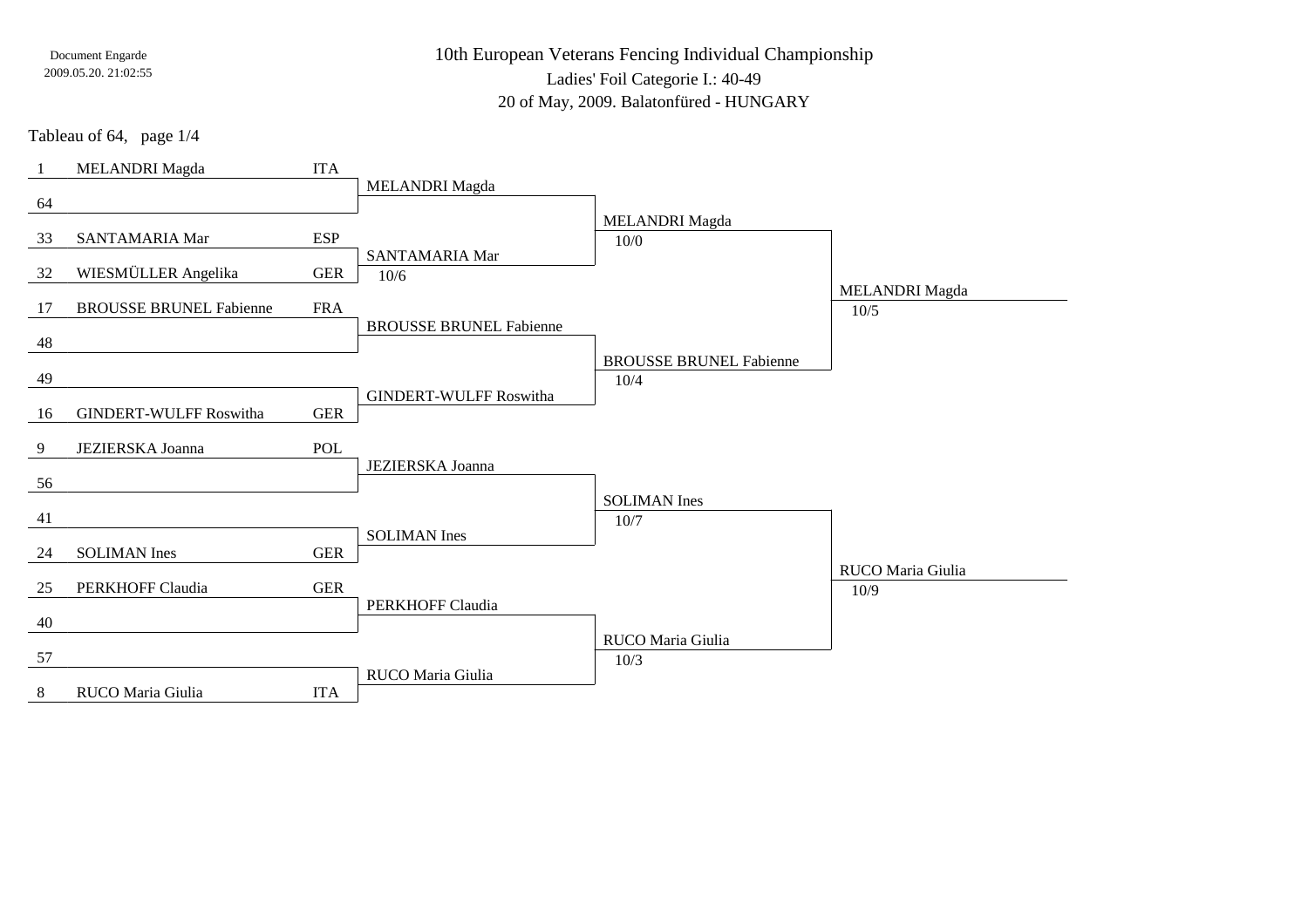Document Engarde
2009.05.20. 21:02:55

# 10th European Veterans Fencing Individual Championship

Ladies' Foil Categorie I.: 40-49

20 of May, 2009. Balatonfüred - HUNGARY

Tableau of 64, page 1/4

| Seed | Name | Nation | Tableau of 32 | Tableau of 16 | Tableau of 8 |
|---|---|---|---|---|---|
| 1 | MELANDRI Magda | ITA | MELANDRI Magda | MELANDRI Magda 10/0 | MELANDRI Magda 10/5 |
| 64 | | | | | |
| 33 | SANTAMARIA Mar | ESP | SANTAMARIA Mar 10/6 | | |
| 32 | WIESMÜLLER Angelika | GER | | | |
| 17 | BROUSSE BRUNEL Fabienne | FRA | BROUSSE BRUNEL Fabienne | BROUSSE BRUNEL Fabienne 10/4 | |
| 48 | | | | | |
| 49 | | | GINDERT-WULFF Roswitha | | |
| 16 | GINDERT-WULFF Roswitha | GER | | | |
| 9 | JEZIERSKA Joanna | POL | JEZIERSKA Joanna | SOLIMAN Ines 10/7 | RUCO Maria Giulia 10/9 |
| 56 | | | | | |
| 41 | | | SOLIMAN Ines | | |
| 24 | SOLIMAN Ines | GER | | | |
| 25 | PERKHOFF Claudia | GER | PERKHOFF Claudia | RUCO Maria Giulia 10/3 | |
| 40 | | | | | |
| 57 | | | RUCO Maria Giulia | | |
| 8 | RUCO Maria Giulia | ITA | | | |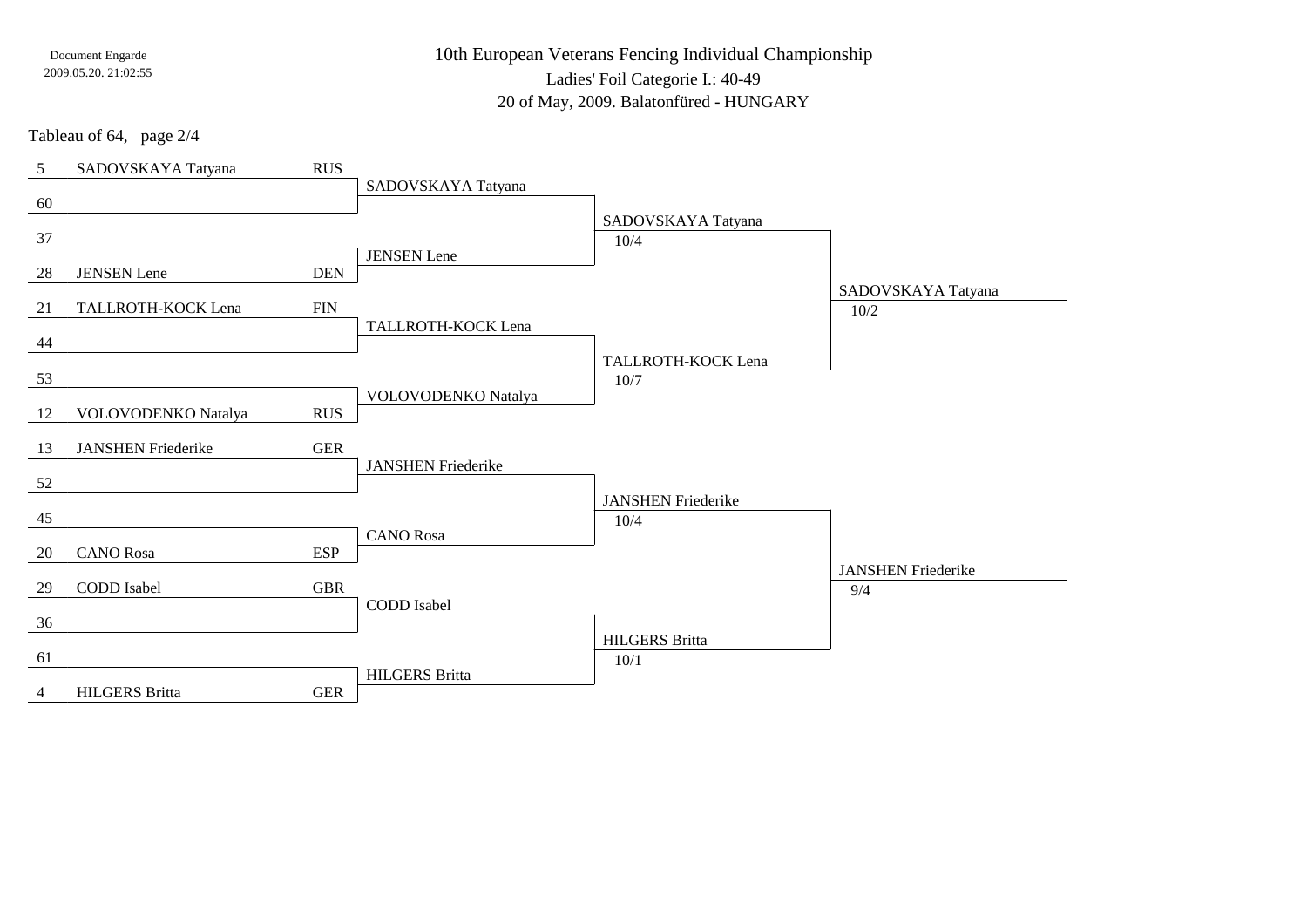Document Engarde
2009.05.20. 21:02:55

# 10th European Veterans Fencing Individual Championship

Ladies' Foil Categorie I.: 40-49

20 of May, 2009. Balatonfüred - HUNGARY

Tableau of 64, page 2/4

| Seed | Name | Nation | Tableau of 64 | Tableau of 32 | Tableau of 16 |
|---|---|---|---|---|---|
| 5 | SADOVSKAYA Tatyana | RUS | SADOVSKAYA Tatyana | SADOVSKAYA Tatyana 10/4 | SADOVSKAYA Tatyana 10/2 |
| 60 | | | | | |
| 37 | | | JENSEN Lene | | |
| 28 | JENSEN Lene | DEN | | | |
| 21 | TALLROTH-KOCK Lena | FIN | TALLROTH-KOCK Lena | TALLROTH-KOCK Lena 10/7 | |
| 44 | | | | | |
| 53 | | | VOLOVODENKO Natalya | | |
| 12 | VOLOVODENKO Natalya | RUS | | | |
| 13 | JANSHEN Friederike | GER | JANSHEN Friederike | JANSHEN Friederike 10/4 | JANSHEN Friederike 9/4 |
| 52 | | | | | |
| 45 | | | CANO Rosa | | |
| 20 | CANO Rosa | ESP | | | |
| 29 | CODD Isabel | GBR | CODD Isabel | HILGERS Britta 10/1 | |
| 36 | | | | | |
| 61 | | | HILGERS Britta | | |
| 4 | HILGERS Britta | GER | | | |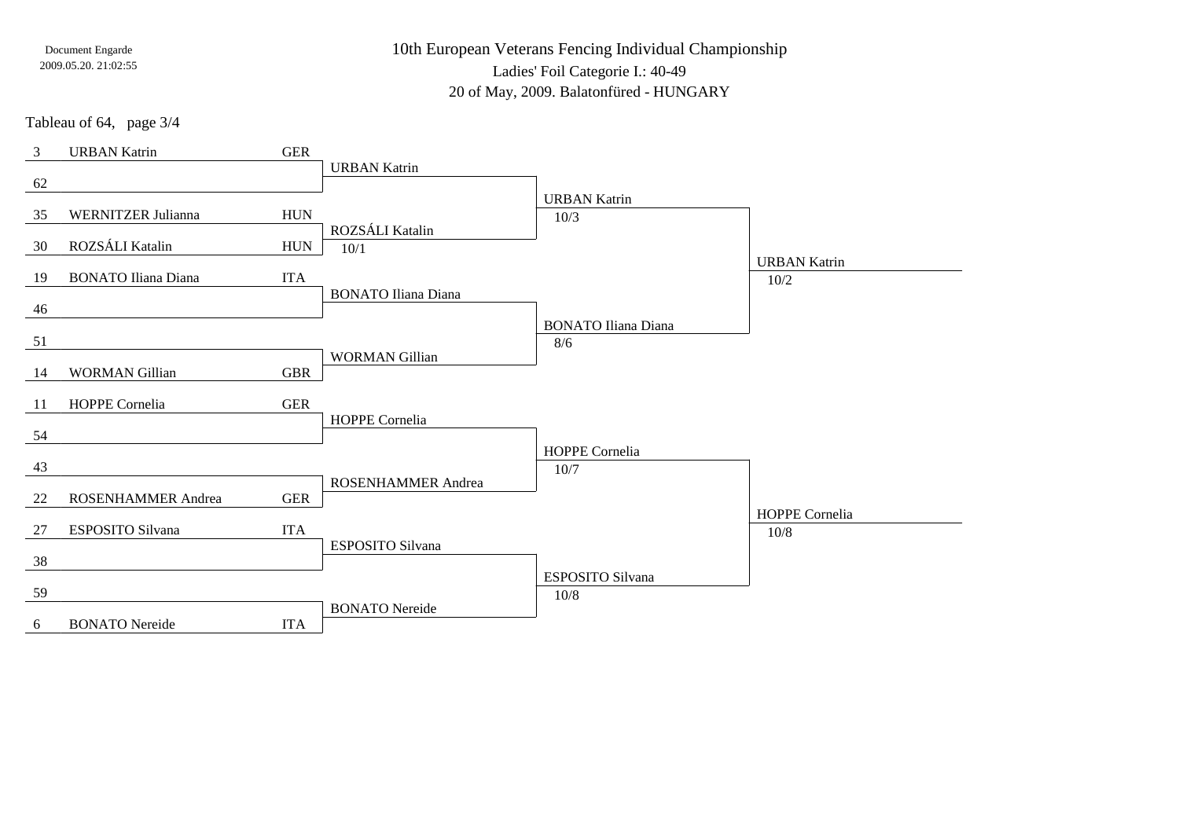Document Engarde
2009.05.20. 21:02:55

# 10th European Veterans Fencing Individual Championship

Ladies' Foil Categorie I.: 40-49

20 of May, 2009. Balatonfüred - HUNGARY

Tableau of 64, page 3/4

| Seed | Name | Nation | Tableau of 64 | Tableau of 32 | Tableau of 16 |
|---|---|---|---|---|---|
| 3 | URBAN Katrin | GER | URBAN Katrin | URBAN Katrin 10/3 | URBAN Katrin 10/2 |
| 62 | | | | | |
| 35 | WERNITZER Julianna | HUN | ROZSÁLI Katalin 10/1 | | |
| 30 | ROZSÁLI Katalin | HUN | | | |
| 19 | BONATO Iliana Diana | ITA | BONATO Iliana Diana | BONATO Iliana Diana 8/6 | |
| 46 | | | | | |
| 51 | | | WORMAN Gillian | | |
| 14 | WORMAN Gillian | GBR | | | |
| 11 | HOPPE Cornelia | GER | HOPPE Cornelia | HOPPE Cornelia 10/7 | HOPPE Cornelia 10/8 |
| 54 | | | | | |
| 43 | | | ROSENHAMMER Andrea | | |
| 22 | ROSENHAMMER Andrea | GER | | | |
| 27 | ESPOSITO Silvana | ITA | ESPOSITO Silvana | ESPOSITO Silvana 10/8 | |
| 38 | | | | | |
| 59 | | | BONATO Nereide | | |
| 6 | BONATO Nereide | ITA | | | |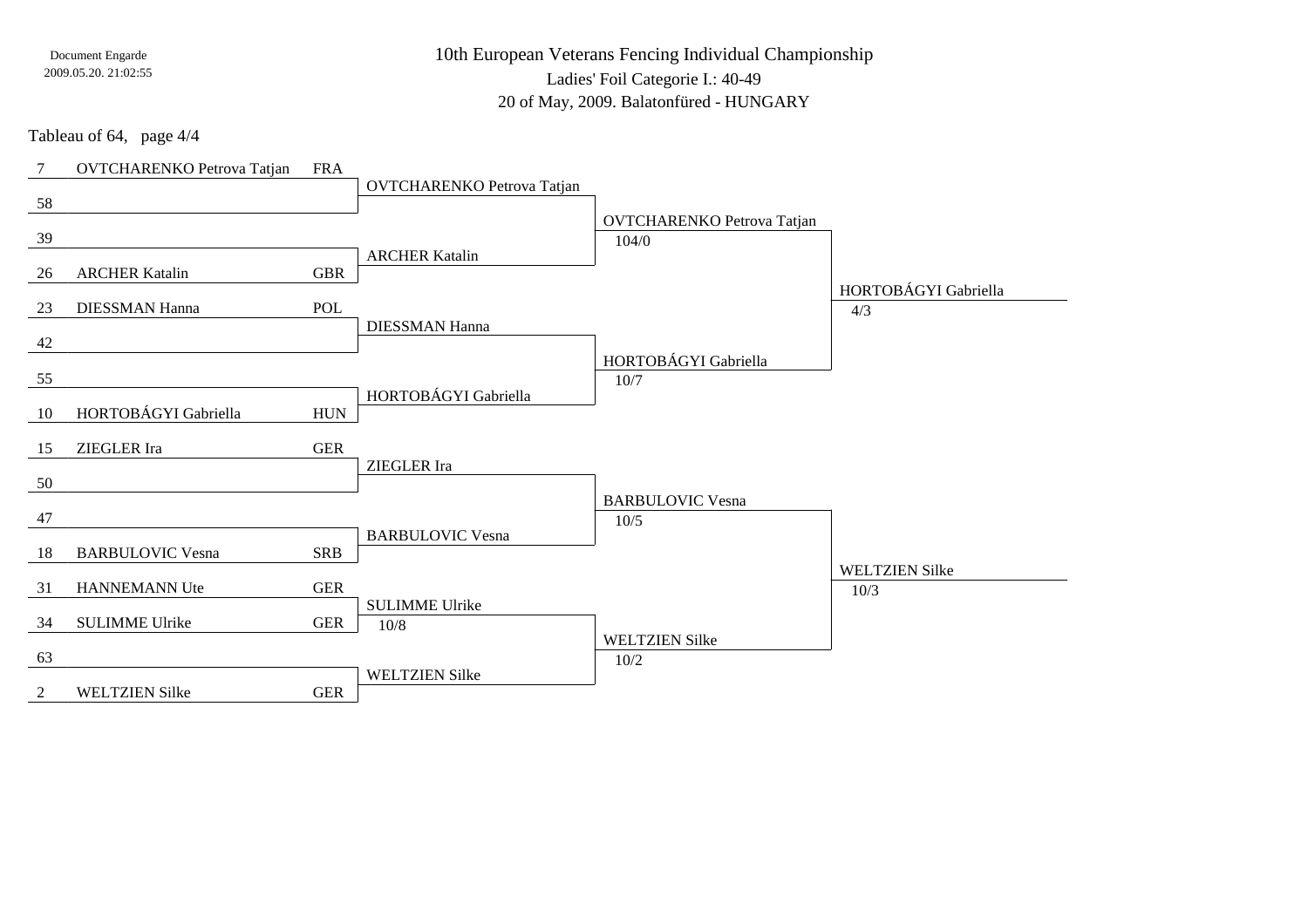# 10th European Veterans Fencing Individual Championship

Ladies' Foil Categorie I.: 40-49

20 of May, 2009. Balatonfüred - HUNGARY

Tableau of 64, page 4/4

| Seed | Name | Nation | Round 2 | Round 3 | Round 4 |
|---|---|---|---|---|---|
| 7 | OVTCHARENKO Petrova Tatjan | FRA | OVTCHARENKO Petrova Tatjan | OVTCHARENKO Petrova Tatjan 104/0 | HORTOBÁGYI Gabriella 4/3 |
| 58 | | | | | |
| 39 | | | ARCHER Katalin | | |
| 26 | ARCHER Katalin | GBR | | | |
| 23 | DIESSMAN Hanna | POL | DIESSMAN Hanna | HORTOBÁGYI Gabriella 10/7 | |
| 42 | | | | | |
| 55 | | | HORTOBÁGYI Gabriella | | |
| 10 | HORTOBÁGYI Gabriella | HUN | | | |
| 15 | ZIEGLER Ira | GER | ZIEGLER Ira | BARBULOVIC Vesna 10/5 | WELTZIEN Silke 10/3 |
| 50 | | | | | |
| 47 | | | BARBULOVIC Vesna | | |
| 18 | BARBULOVIC Vesna | SRB | | | |
| 31 | HANNEMANN Ute | GER | SULIMME Ulrike 10/8 | WELTZIEN Silke 10/2 | |
| 34 | SULIMME Ulrike | GER | | | |
| 63 | | | WELTZIEN Silke | | |
| 2 | WELTZIEN Silke | GER | | | |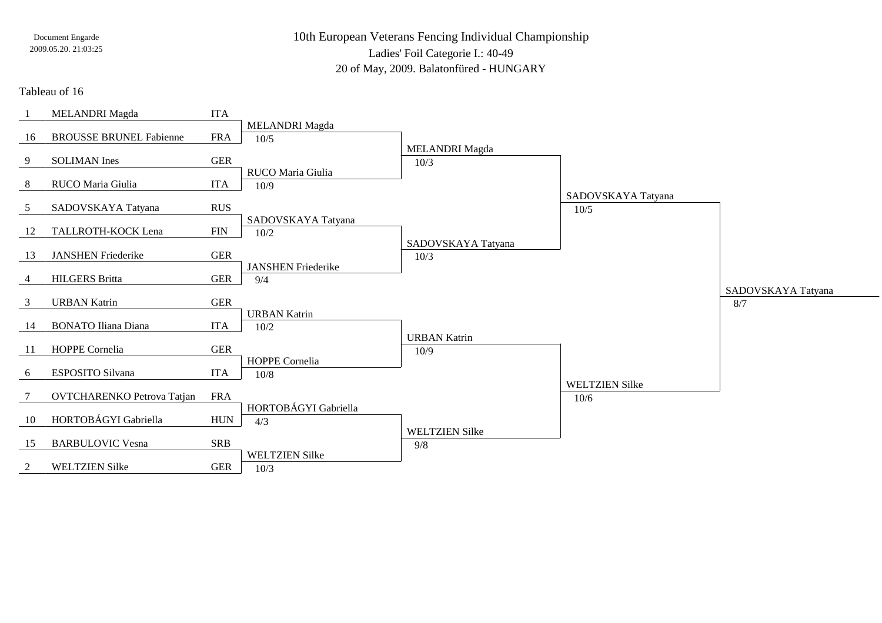Document Engarde
2009.05.20. 21:03:25

# 10th European Veterans Fencing Individual Championship

Ladies' Foil Categorie I.: 40-49

20 of May, 2009. Balatonfüred - HUNGARY

## Tableau of 16

| Seed | Name | Nation | Tableau of 8 | Semi-finals | Final | Winner |
|---|---|---|---|---|---|---|
| 1 | MELANDRI Magda | ITA | MELANDRI Magda 10/5 | MELANDRI Magda 10/3 | SADOVSKAYA Tatyana 10/5 | SADOVSKAYA Tatyana 8/7 |
| 16 | BROUSSE BRUNEL Fabienne | FRA | | | | |
| 9 | SOLIMAN Ines | GER | RUCO Maria Giulia 10/9 | | | |
| 8 | RUCO Maria Giulia | ITA | | | | |
| 5 | SADOVSKAYA Tatyana | RUS | SADOVSKAYA Tatyana 10/2 | SADOVSKAYA Tatyana 10/3 | | |
| 12 | TALLROTH-KOCK Lena | FIN | | | | |
| 13 | JANSHEN Friederike | GER | JANSHEN Friederike 9/4 | | | |
| 4 | HILGERS Britta | GER | | | | |
| 3 | URBAN Katrin | GER | URBAN Katrin 10/2 | URBAN Katrin 10/9 | WELTZIEN Silke 10/6 | |
| 14 | BONATO Iliana Diana | ITA | | | | |
| 11 | HOPPE Cornelia | GER | HOPPE Cornelia 10/8 | | | |
| 6 | ESPOSITO Silvana | ITA | | | | |
| 7 | OVTCHARENKO Petrova Tatjan | FRA | HORTOBÁGYI Gabriella 4/3 | WELTZIEN Silke 9/8 | | |
| 10 | HORTOBÁGYI Gabriella | HUN | | | | |
| 15 | BARBULOVIC Vesna | SRB | WELTZIEN Silke 10/3 | | | |
| 2 | WELTZIEN Silke | GER | | | | |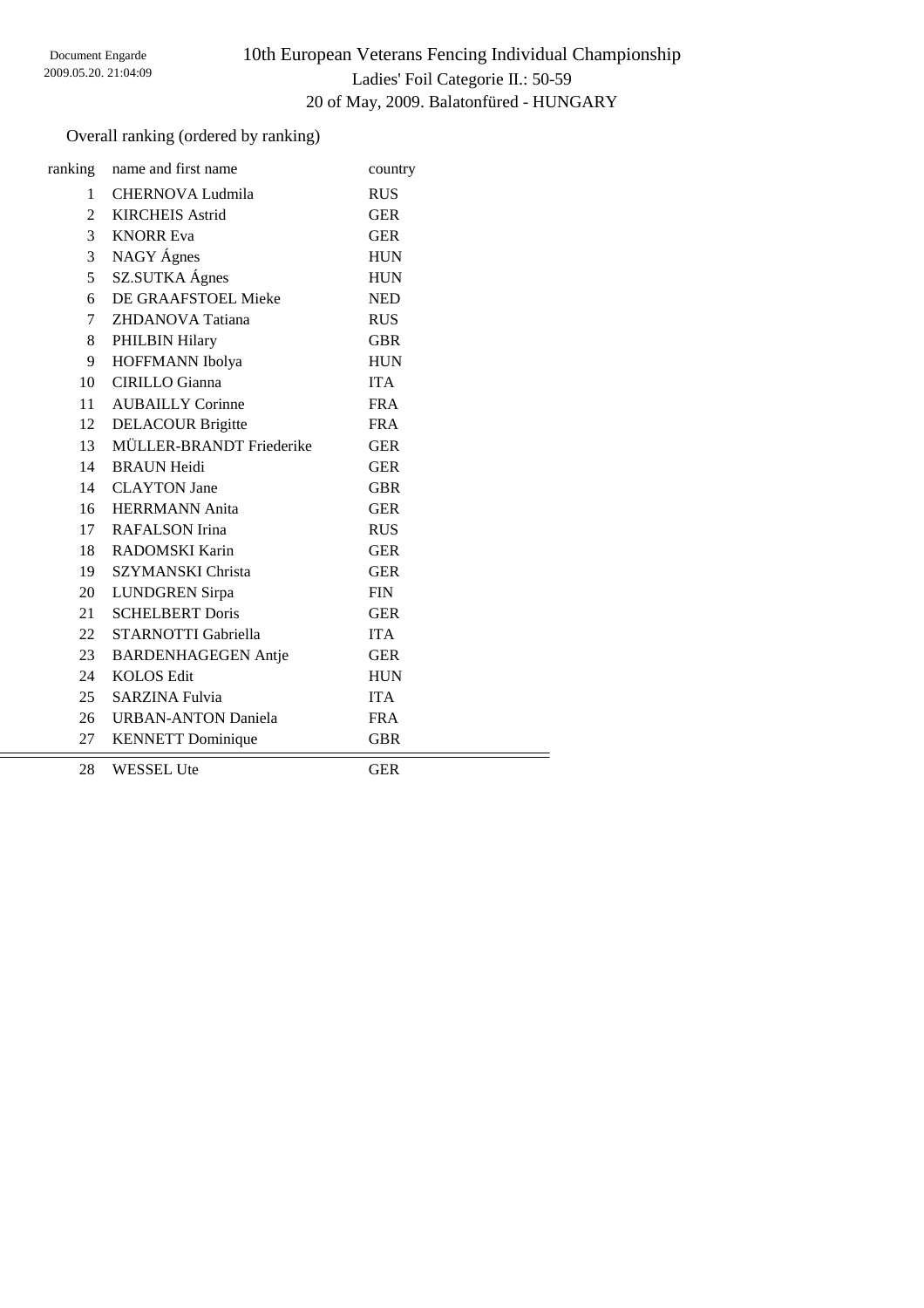Document Engarde
2009.05.20. 21:04:09

# 10th European Veterans Fencing Individual Championship

## Ladies' Foil Categorie II.: 50-59

20 of May, 2009. Balatonfüred - HUNGARY

Overall ranking (ordered by ranking)

| ranking | name and first name | country |
|---|---|---|
| 1 | CHERNOVA Ludmila | RUS |
| 2 | KIRCHEIS Astrid | GER |
| 3 | KNORR Eva | GER |
| 3 | NAGY Ágnes | HUN |
| 5 | SZ.SUTKA Ágnes | HUN |
| 6 | DE GRAAFSTOEL Mieke | NED |
| 7 | ZHDANOVA Tatiana | RUS |
| 8 | PHILBIN Hilary | GBR |
| 9 | HOFFMANN Ibolya | HUN |
| 10 | CIRILLO Gianna | ITA |
| 11 | AUBAILLY Corinne | FRA |
| 12 | DELACOUR Brigitte | FRA |
| 13 | MÜLLER-BRANDT Friederike | GER |
| 14 | BRAUN Heidi | GER |
| 14 | CLAYTON Jane | GBR |
| 16 | HERRMANN Anita | GER |
| 17 | RAFALSON Irina | RUS |
| 18 | RADOMSKI Karin | GER |
| 19 | SZYMANSKI Christa | GER |
| 20 | LUNDGREN Sirpa | FIN |
| 21 | SCHELBERT Doris | GER |
| 22 | STARNOTTI Gabriella | ITA |
| 23 | BARDENHAGEGEN Antje | GER |
| 24 | KOLOS Edit | HUN |
| 25 | SARZINA Fulvia | ITA |
| 26 | URBAN-ANTON Daniela | FRA |
| 27 | KENNETT Dominique | GBR |
| 28 | WESSEL Ute | GER |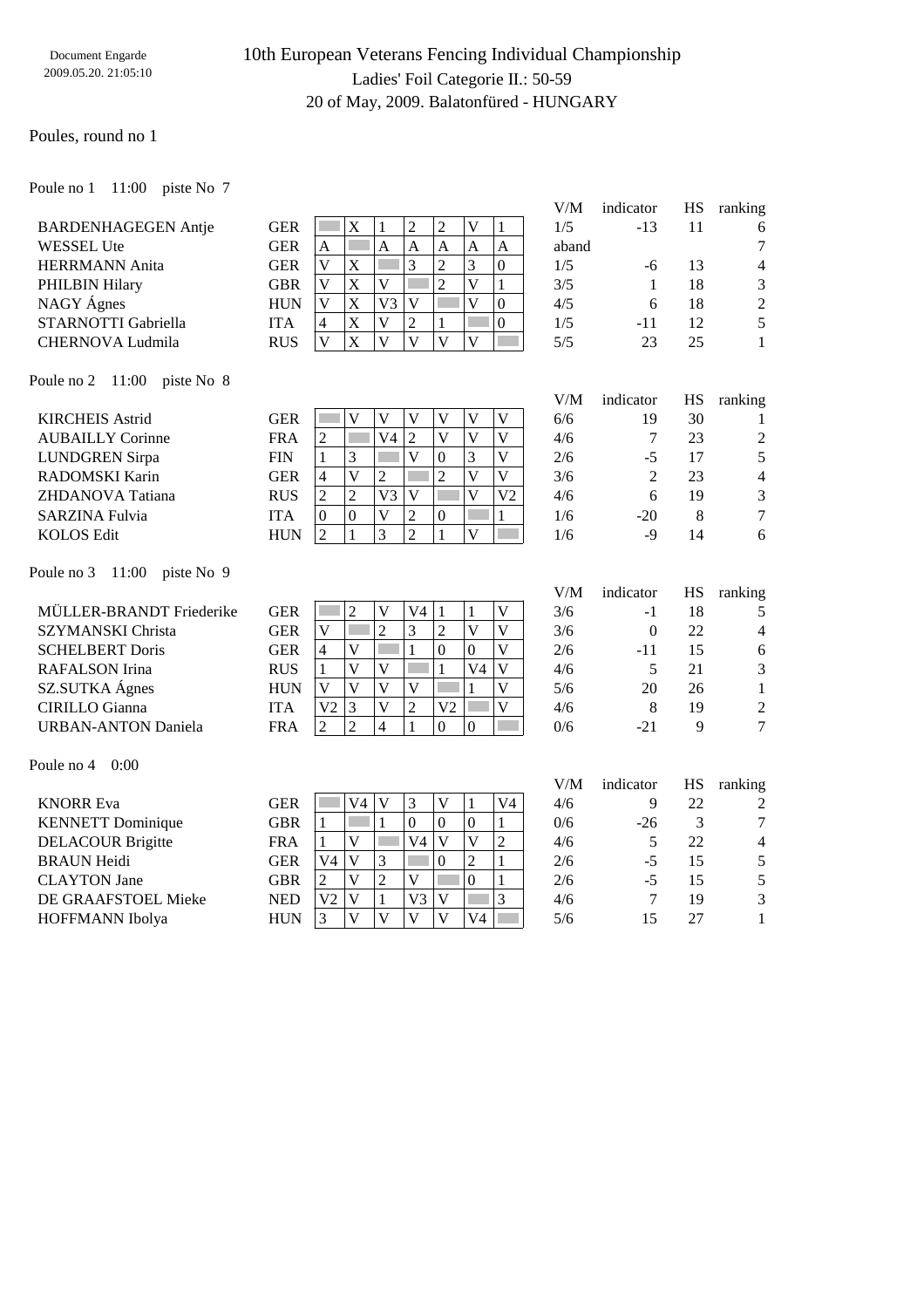Document Engarde
2009.05.20. 21:05:10

# 10th European Veterans Fencing Individual Championship

## Ladies' Foil Categorie II.: 50-59

20 of May, 2009. Balatonfüred - HUNGARY

Poules, round no 1

Poule no 1 11:00 piste No 7

| Name | Nation | 1 | 2 | 3 | 4 | 5 | 6 | 7 | V/M | indicator | HS | ranking |
|---|---|---|---|---|---|---|---|---|---|---|---|---|
| BARDENHAGEGEN Antje | GER | | X | 1 | 2 | 2 | V | 1 | 1/5 | -13 | 11 | 6 |
| WESSEL Ute | GER | A | | A | A | A | A | A | aband | | | 7 |
| HERRMANN Anita | GER | V | X | | 3 | 2 | 3 | 0 | 1/5 | -6 | 13 | 4 |
| PHILBIN Hilary | GBR | V | X | V | | 2 | V | 1 | 3/5 | 1 | 18 | 3 |
| NAGY Ágnes | HUN | V | X | V3 | V | | V | 0 | 4/5 | 6 | 18 | 2 |
| STARNOTTI Gabriella | ITA | 4 | X | V | 2 | 1 | | 0 | 1/5 | -11 | 12 | 5 |
| CHERNOVA Ludmila | RUS | V | X | V | V | V | V | | 5/5 | 23 | 25 | 1 |

Poule no 2 11:00 piste No 8

| Name | Nation | 1 | 2 | 3 | 4 | 5 | 6 | 7 | V/M | indicator | HS | ranking |
|---|---|---|---|---|---|---|---|---|---|---|---|---|
| KIRCHEIS Astrid | GER | | V | V | V | V | V | V | 6/6 | 19 | 30 | 1 |
| AUBAILLY Corinne | FRA | 2 | | V4 | 2 | V | V | V | 4/6 | 7 | 23 | 2 |
| LUNDGREN Sirpa | FIN | 1 | 3 | | V | 0 | 3 | V | 2/6 | -5 | 17 | 5 |
| RADOMSKI Karin | GER | 4 | V | 2 | | 2 | V | V | 3/6 | 2 | 23 | 4 |
| ZHDANOVA Tatiana | RUS | 2 | 2 | V3 | V | | V | V2 | 4/6 | 6 | 19 | 3 |
| SARZINA Fulvia | ITA | 0 | 0 | V | 2 | 0 | | 1 | 1/6 | -20 | 8 | 7 |
| KOLOS Edit | HUN | 2 | 1 | 3 | 2 | 1 | V | | 1/6 | -9 | 14 | 6 |

Poule no 3 11:00 piste No 9

| Name | Nation | 1 | 2 | 3 | 4 | 5 | 6 | 7 | V/M | indicator | HS | ranking |
|---|---|---|---|---|---|---|---|---|---|---|---|---|
| MÜLLER-BRANDT Friederike | GER | | 2 | V | V4 | 1 | 1 | V | 3/6 | -1 | 18 | 5 |
| SZYMANSKI Christa | GER | V | | 2 | 3 | 2 | V | V | 3/6 | 0 | 22 | 4 |
| SCHELBERT Doris | GER | 4 | V | | 1 | 0 | 0 | V | 2/6 | -11 | 15 | 6 |
| RAFALSON Irina | RUS | 1 | V | V | | 1 | V4 | V | 4/6 | 5 | 21 | 3 |
| SZ.SUTKA Ágnes | HUN | V | V | V | V | | 1 | V | 5/6 | 20 | 26 | 1 |
| CIRILLO Gianna | ITA | V2 | 3 | V | 2 | V2 | | V | 4/6 | 8 | 19 | 2 |
| URBAN-ANTON Daniela | FRA | 2 | 2 | 4 | 1 | 0 | 0 | | 0/6 | -21 | 9 | 7 |

Poule no 4 0:00

| Name | Nation | 1 | 2 | 3 | 4 | 5 | 6 | 7 | V/M | indicator | HS | ranking |
|---|---|---|---|---|---|---|---|---|---|---|---|---|
| KNORR Eva | GER | | V4 | V | 3 | V | 1 | V4 | 4/6 | 9 | 22 | 2 |
| KENNETT Dominique | GBR | 1 | | 1 | 0 | 0 | 0 | 1 | 0/6 | -26 | 3 | 7 |
| DELACOUR Brigitte | FRA | 1 | V | | V4 | V | V | 2 | 4/6 | 5 | 22 | 4 |
| BRAUN Heidi | GER | V4 | V | 3 | | 0 | 2 | 1 | 2/6 | -5 | 15 | 5 |
| CLAYTON Jane | GBR | 2 | V | 2 | V | | 0 | 1 | 2/6 | -5 | 15 | 5 |
| DE GRAAFSTOEL Mieke | NED | V2 | V | 1 | V3 | V | | 3 | 4/6 | 7 | 19 | 3 |
| HOFFMANN Ibolya | HUN | 3 | V | V | V | V | V4 | | 5/6 | 15 | 27 | 1 |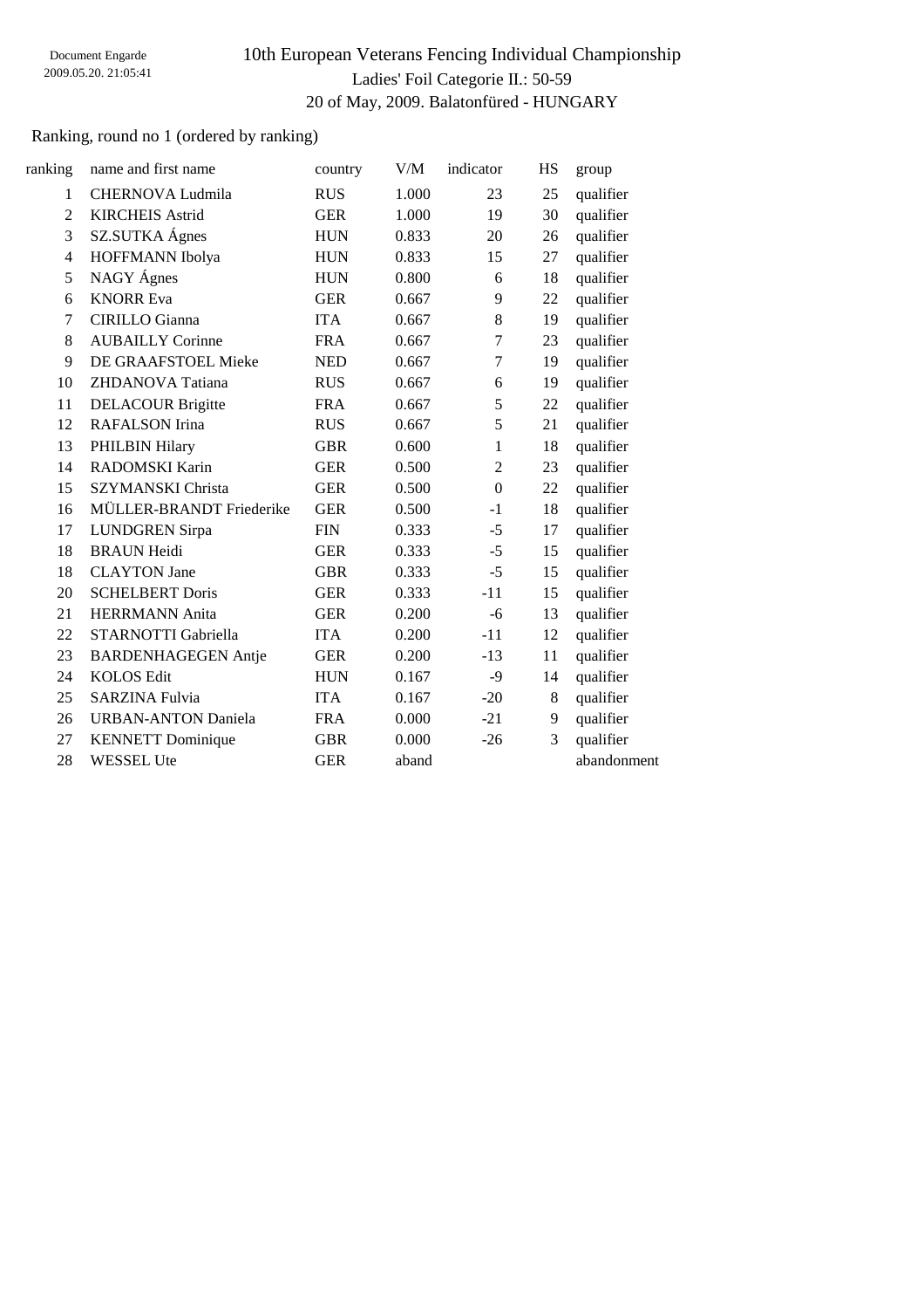Document Engarde
2009.05.20. 21:05:41

# 10th European Veterans Fencing Individual Championship

## Ladies' Foil Categorie II.: 50-59

### 20 of May, 2009. Balatonfüred - HUNGARY

Ranking, round no 1 (ordered by ranking)

| ranking | name and first name | country | V/M | indicator | HS | group |
|---|---|---|---|---|---|---|
| 1 | CHERNOVA Ludmila | RUS | 1.000 | 23 | 25 | qualifier |
| 2 | KIRCHEIS Astrid | GER | 1.000 | 19 | 30 | qualifier |
| 3 | SZ.SUTKA Ágnes | HUN | 0.833 | 20 | 26 | qualifier |
| 4 | HOFFMANN Ibolya | HUN | 0.833 | 15 | 27 | qualifier |
| 5 | NAGY Ágnes | HUN | 0.800 | 6 | 18 | qualifier |
| 6 | KNORR Eva | GER | 0.667 | 9 | 22 | qualifier |
| 7 | CIRILLO Gianna | ITA | 0.667 | 8 | 19 | qualifier |
| 8 | AUBAILLY Corinne | FRA | 0.667 | 7 | 23 | qualifier |
| 9 | DE GRAAFSTOEL Mieke | NED | 0.667 | 7 | 19 | qualifier |
| 10 | ZHDANOVA Tatiana | RUS | 0.667 | 6 | 19 | qualifier |
| 11 | DELACOUR Brigitte | FRA | 0.667 | 5 | 22 | qualifier |
| 12 | RAFALSON Irina | RUS | 0.667 | 5 | 21 | qualifier |
| 13 | PHILBIN Hilary | GBR | 0.600 | 1 | 18 | qualifier |
| 14 | RADOMSKI Karin | GER | 0.500 | 2 | 23 | qualifier |
| 15 | SZYMANSKI Christa | GER | 0.500 | 0 | 22 | qualifier |
| 16 | MÜLLER-BRANDT Friederike | GER | 0.500 | -1 | 18 | qualifier |
| 17 | LUNDGREN Sirpa | FIN | 0.333 | -5 | 17 | qualifier |
| 18 | BRAUN Heidi | GER | 0.333 | -5 | 15 | qualifier |
| 18 | CLAYTON Jane | GBR | 0.333 | -5 | 15 | qualifier |
| 20 | SCHELBERT Doris | GER | 0.333 | -11 | 15 | qualifier |
| 21 | HERRMANN Anita | GER | 0.200 | -6 | 13 | qualifier |
| 22 | STARNOTTI Gabriella | ITA | 0.200 | -11 | 12 | qualifier |
| 23 | BARDENHAGEGEN Antje | GER | 0.200 | -13 | 11 | qualifier |
| 24 | KOLOS Edit | HUN | 0.167 | -9 | 14 | qualifier |
| 25 | SARZINA Fulvia | ITA | 0.167 | -20 | 8 | qualifier |
| 26 | URBAN-ANTON Daniela | FRA | 0.000 | -21 | 9 | qualifier |
| 27 | KENNETT Dominique | GBR | 0.000 | -26 | 3 | qualifier |
| 28 | WESSEL Ute | GER | aband | | | abandonment |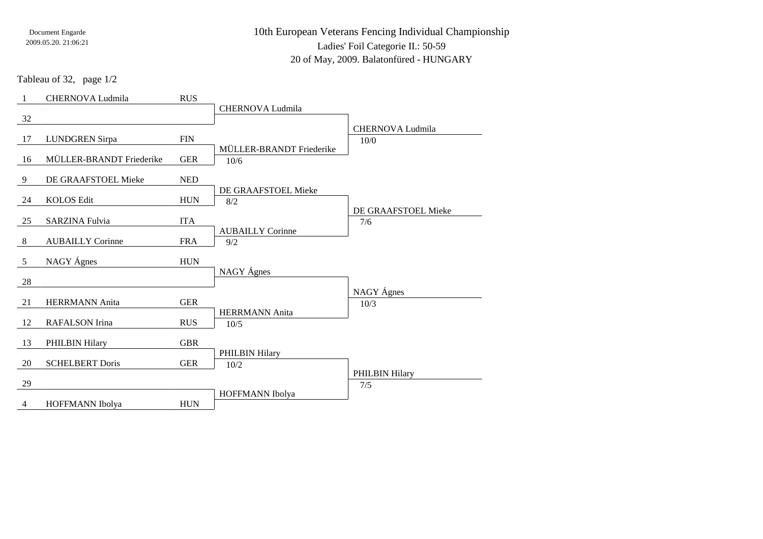Document Engarde
2009.05.20. 21:06:21

# 10th European Veterans Fencing Individual Championship

Ladies' Foil Categorie II.: 50-59

20 of May, 2009. Balatonfüred - HUNGARY

Tableau of 32, page 1/2

| Seed | Name | Nation | Tableau of 32 | Tableau of 16 |
|---|---|---|---|---|
| 1 | CHERNOVA Ludmila | RUS | CHERNOVA Ludmila | CHERNOVA Ludmila 10/0 |
| 32 | | | | |
| 17 | LUNDGREN Sirpa | FIN | MÜLLER-BRANDT Friederike 10/6 | |
| 16 | MÜLLER-BRANDT Friederike | GER | | |
| 9 | DE GRAAFSTOEL Mieke | NED | DE GRAAFSTOEL Mieke 8/2 | DE GRAAFSTOEL Mieke 7/6 |
| 24 | KOLOS Edit | HUN | | |
| 25 | SARZINA Fulvia | ITA | AUBAILLY Corinne 9/2 | |
| 8 | AUBAILLY Corinne | FRA | | |
| 5 | NAGY Ágnes | HUN | NAGY Ágnes | NAGY Ágnes 10/3 |
| 28 | | | | |
| 21 | HERRMANN Anita | GER | HERRMANN Anita 10/5 | |
| 12 | RAFALSON Irina | RUS | | |
| 13 | PHILBIN Hilary | GBR | PHILBIN Hilary 10/2 | PHILBIN Hilary 7/5 |
| 20 | SCHELBERT Doris | GER | | |
| 29 | | | HOFFMANN Ibolya | |
| 4 | HOFFMANN Ibolya | HUN | | |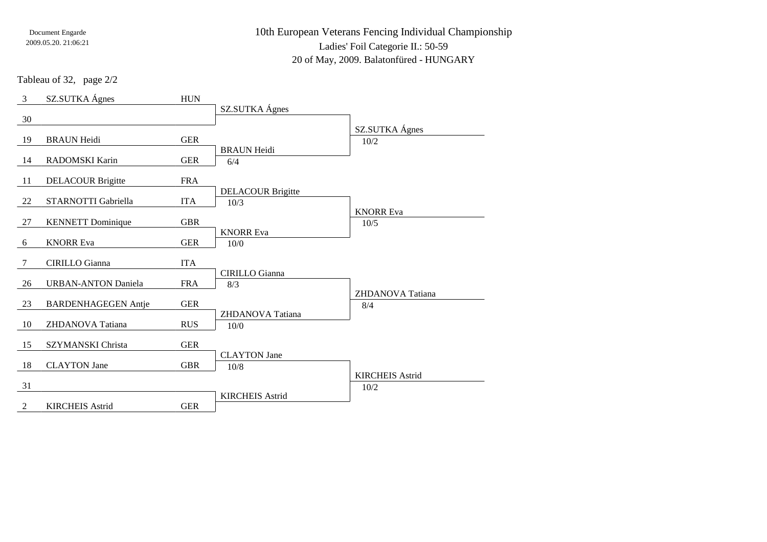Document Engarde
2009.05.20. 21:06:21

# 10th European Veterans Fencing Individual Championship

## Ladies' Foil Categorie II.: 50-59

20 of May, 2009. Balatonfüred - HUNGARY

Tableau of 32, page 2/2

| Seed | Name | Nation | Tableau of 32 | Tableau of 16 |
|---|---|---|---|---|
| 3 | SZ.SUTKA Ágnes | HUN | SZ.SUTKA Ágnes | SZ.SUTKA Ágnes 10/2 |
| 30 | | | | |
| 19 | BRAUN Heidi | GER | BRAUN Heidi 6/4 | |
| 14 | RADOMSKI Karin | GER | | |
| 11 | DELACOUR Brigitte | FRA | DELACOUR Brigitte 10/3 | KNORR Eva 10/5 |
| 22 | STARNOTTI Gabriella | ITA | | |
| 27 | KENNETT Dominique | GBR | KNORR Eva 10/0 | |
| 6 | KNORR Eva | GER | | |
| 7 | CIRILLO Gianna | ITA | CIRILLO Gianna 8/3 | ZHDANOVA Tatiana 8/4 |
| 26 | URBAN-ANTON Daniela | FRA | | |
| 23 | BARDENHAGEGEN Antje | GER | ZHDANOVA Tatiana 10/0 | |
| 10 | ZHDANOVA Tatiana | RUS | | |
| 15 | SZYMANSKI Christa | GER | CLAYTON Jane 10/8 | KIRCHEIS Astrid 10/2 |
| 18 | CLAYTON Jane | GBR | | |
| 31 | | | KIRCHEIS Astrid | |
| 2 | KIRCHEIS Astrid | GER | | |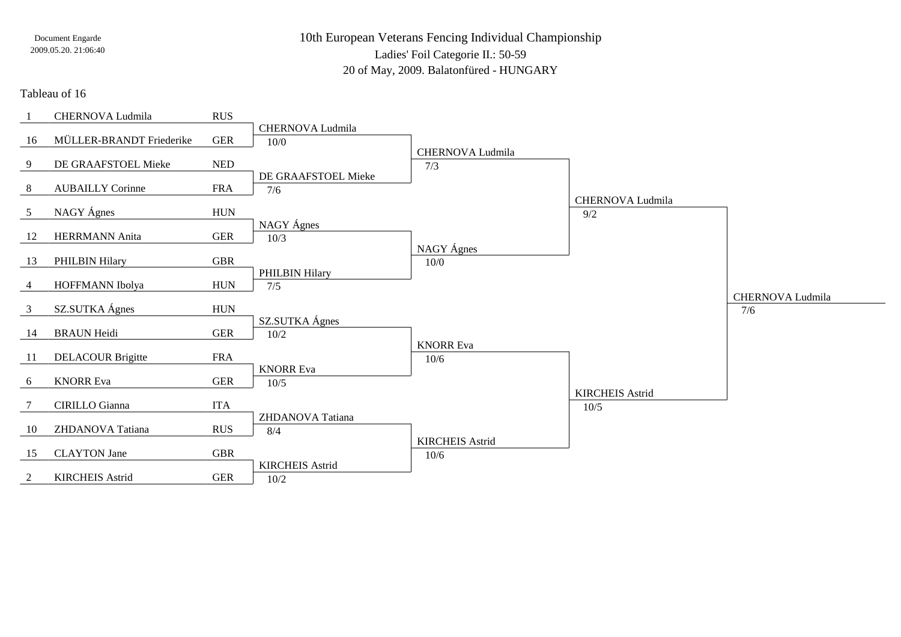Document Engarde
2009.05.20. 21:06:40

# 10th European Veterans Fencing Individual Championship

Ladies' Foil Categorie II.: 50-59

20 of May, 2009. Balatonfüred - HUNGARY

## Tableau of 16

| Seed | Name | Country | Tableau of 8 | Quarterfinals | Semifinals | Final |
|---|---|---|---|---|---|---|
| 1 | CHERNOVA Ludmila | RUS | CHERNOVA Ludmila 10/0 | CHERNOVA Ludmila 7/3 | CHERNOVA Ludmila 9/2 | CHERNOVA Ludmila 7/6 |
| 16 | MÜLLER-BRANDT Friederike | GER | | | | |
| 9 | DE GRAAFSTOEL Mieke | NED | DE GRAAFSTOEL Mieke 7/6 | | | |
| 8 | AUBAILLY Corinne | FRA | | | | |
| 5 | NAGY Ágnes | HUN | NAGY Ágnes 10/3 | NAGY Ágnes 10/0 | | |
| 12 | HERRMANN Anita | GER | | | | |
| 13 | PHILBIN Hilary | GBR | PHILBIN Hilary 7/5 | | | |
| 4 | HOFFMANN Ibolya | HUN | | | | |
| 3 | SZ.SUTKA Ágnes | HUN | SZ.SUTKA Ágnes 10/2 | KNORR Eva 10/6 | KIRCHEIS Astrid 10/5 | |
| 14 | BRAUN Heidi | GER | | | | |
| 11 | DELACOUR Brigitte | FRA | KNORR Eva 10/5 | | | |
| 6 | KNORR Eva | GER | | | | |
| 7 | CIRILLO Gianna | ITA | ZHDANOVA Tatiana 8/4 | KIRCHEIS Astrid 10/6 | | |
| 10 | ZHDANOVA Tatiana | RUS | | | | |
| 15 | CLAYTON Jane | GBR | KIRCHEIS Astrid 10/2 | | | |
| 2 | KIRCHEIS Astrid | GER | | | | |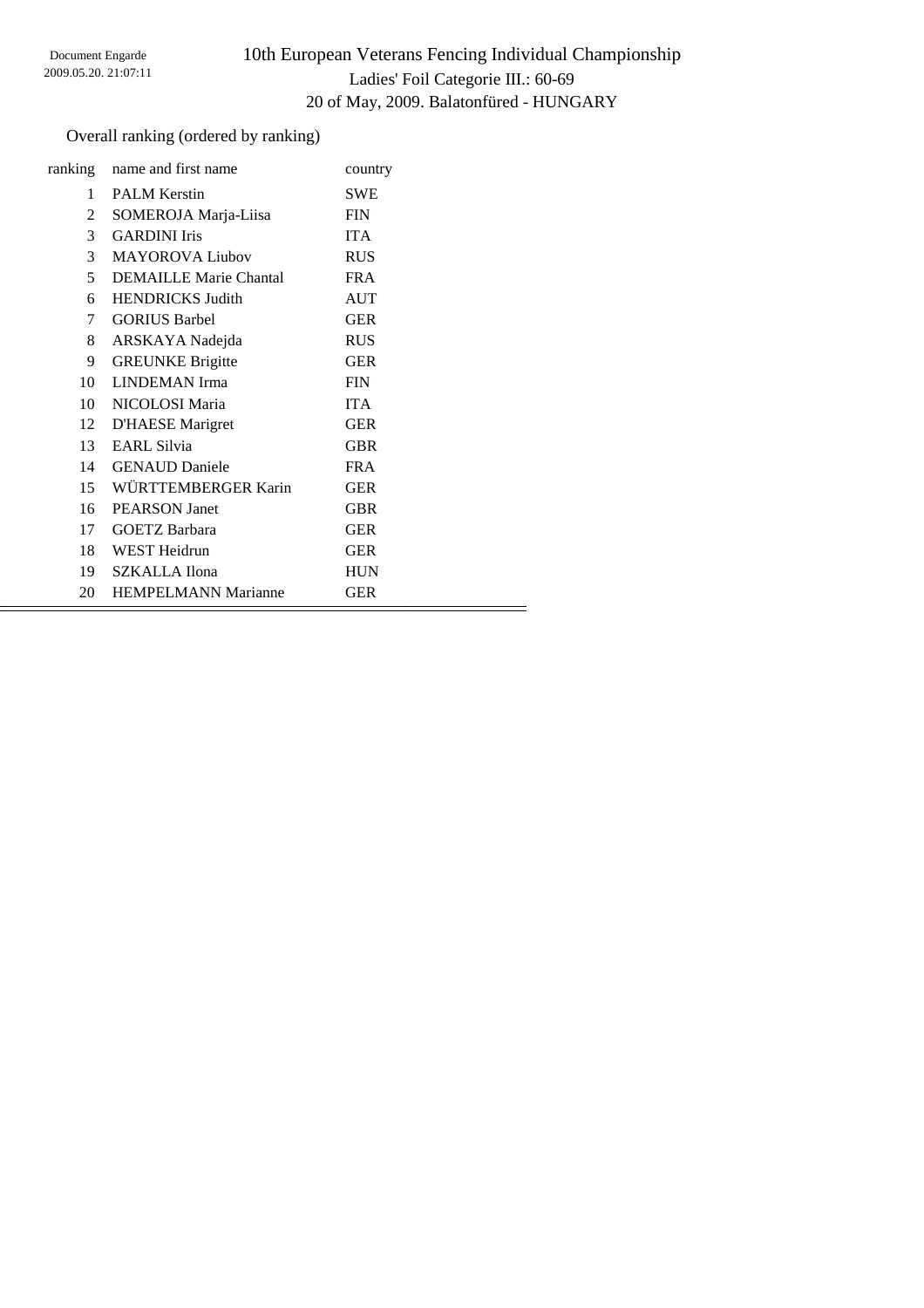Document Engarde
2009.05.20. 21:07:11

# 10th European Veterans Fencing Individual Championship

## Ladies' Foil Categorie III.: 60-69

### 20 of May, 2009. Balatonfüred - HUNGARY

Overall ranking (ordered by ranking)

| ranking | name and first name | country |
|---|---|---|
| 1 | PALM Kerstin | SWE |
| 2 | SOMEROJA Marja-Liisa | FIN |
| 3 | GARDINI Iris | ITA |
| 3 | MAYOROVA Liubov | RUS |
| 5 | DEMAILLE Marie Chantal | FRA |
| 6 | HENDRICKS Judith | AUT |
| 7 | GORIUS Barbel | GER |
| 8 | ARSKAYA Nadejda | RUS |
| 9 | GREUNKE Brigitte | GER |
| 10 | LINDEMAN Irma | FIN |
| 10 | NICOLOSI Maria | ITA |
| 12 | D'HAESE Marigret | GER |
| 13 | EARL Silvia | GBR |
| 14 | GENAUD Daniele | FRA |
| 15 | WÜRTTEMBERGER Karin | GER |
| 16 | PEARSON Janet | GBR |
| 17 | GOETZ Barbara | GER |
| 18 | WEST Heidrun | GER |
| 19 | SZKALLA Ilona | HUN |
| 20 | HEMPELMANN Marianne | GER |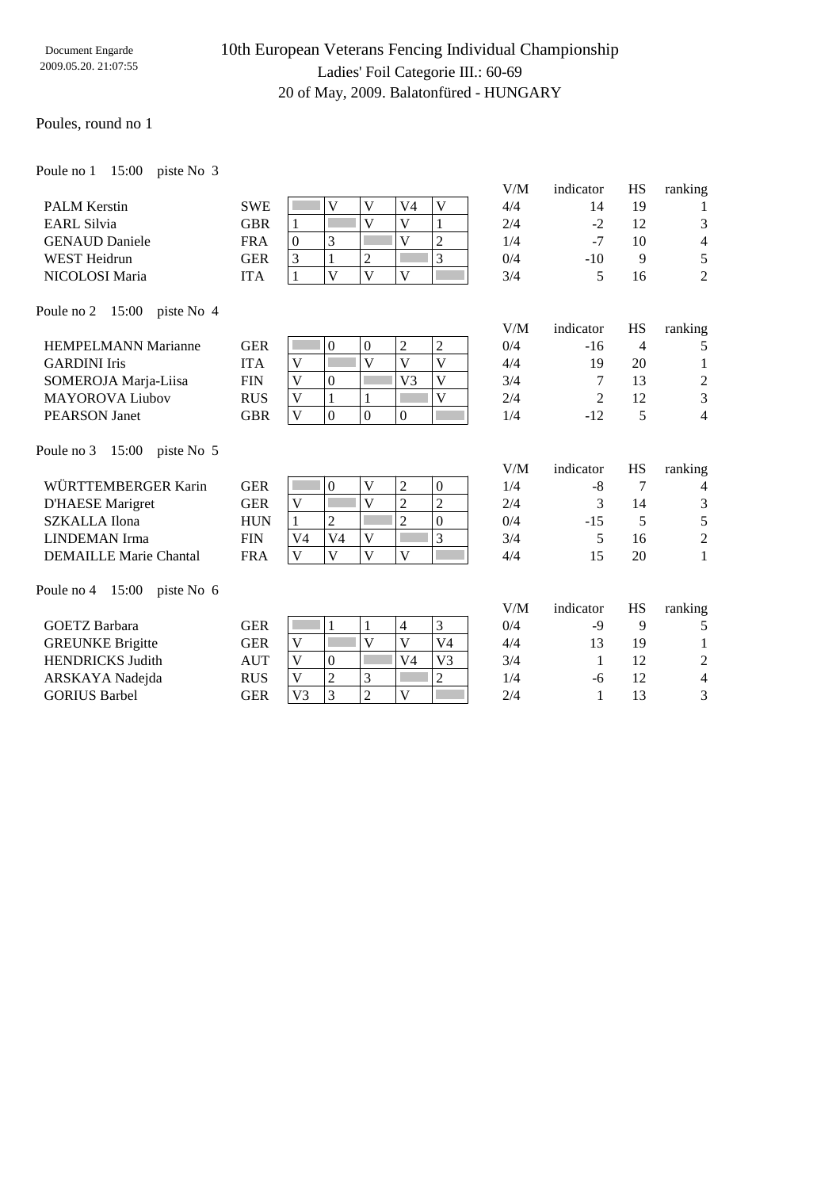Document Engarde
2009.05.20. 21:07:55

# 10th European Veterans Fencing Individual Championship

## Ladies' Foil Categorie III.: 60-69

20 of May, 2009. Balatonfüred - HUNGARY

Poules, round no 1

Poule no 1 15:00 piste No 3

| Name | Nation | 1 | 2 | 3 | 4 | 5 | V/M | indicator | HS | ranking |
|---|---|---|---|---|---|---|---|---|---|---|
| PALM Kerstin | SWE | | V | V | V4 | V | 4/4 | 14 | 19 | 1 |
| EARL Silvia | GBR | 1 | | V | V | 1 | 2/4 | -2 | 12 | 3 |
| GENAUD Daniele | FRA | 0 | 3 | | V | 2 | 1/4 | -7 | 10 | 4 |
| WEST Heidrun | GER | 3 | 1 | 2 | | 3 | 0/4 | -10 | 9 | 5 |
| NICOLOSI Maria | ITA | 1 | V | V | V | | 3/4 | 5 | 16 | 2 |

Poule no 2 15:00 piste No 4

| Name | Nation | 1 | 2 | 3 | 4 | 5 | V/M | indicator | HS | ranking |
|---|---|---|---|---|---|---|---|---|---|---|
| HEMPELMANN Marianne | GER | | 0 | 0 | 2 | 2 | 0/4 | -16 | 4 | 5 |
| GARDINI Iris | ITA | V | | V | V | V | 4/4 | 19 | 20 | 1 |
| SOMEROJA Marja-Liisa | FIN | V | 0 | | V3 | V | 3/4 | 7 | 13 | 2 |
| MAYOROVA Liubov | RUS | V | 1 | 1 | | V | 2/4 | 2 | 12 | 3 |
| PEARSON Janet | GBR | V | 0 | 0 | 0 | | 1/4 | -12 | 5 | 4 |

Poule no 3 15:00 piste No 5

| Name | Nation | 1 | 2 | 3 | 4 | 5 | V/M | indicator | HS | ranking |
|---|---|---|---|---|---|---|---|---|---|---|
| WÜRTTEMBERGER Karin | GER | | 0 | V | 2 | 0 | 1/4 | -8 | 7 | 4 |
| D'HAESE Marigret | GER | V | | V | 2 | 2 | 2/4 | 3 | 14 | 3 |
| SZKALLA Ilona | HUN | 1 | 2 | | 2 | 0 | 0/4 | -15 | 5 | 5 |
| LINDEMAN Irma | FIN | V4 | V4 | V | | 3 | 3/4 | 5 | 16 | 2 |
| DEMAILLE Marie Chantal | FRA | V | V | V | V | | 4/4 | 15 | 20 | 1 |

Poule no 4 15:00 piste No 6

| Name | Nation | 1 | 2 | 3 | 4 | 5 | V/M | indicator | HS | ranking |
|---|---|---|---|---|---|---|---|---|---|---|
| GOETZ Barbara | GER | | 1 | 1 | 4 | 3 | 0/4 | -9 | 9 | 5 |
| GREUNKE Brigitte | GER | V | | V | V | V4 | 4/4 | 13 | 19 | 1 |
| HENDRICKS Judith | AUT | V | 0 | | V4 | V3 | 3/4 | 1 | 12 | 2 |
| ARSKAYA Nadejda | RUS | V | 2 | 3 | | 2 | 1/4 | -6 | 12 | 4 |
| GORIUS Barbel | GER | V3 | 3 | 2 | V | | 2/4 | 1 | 13 | 3 |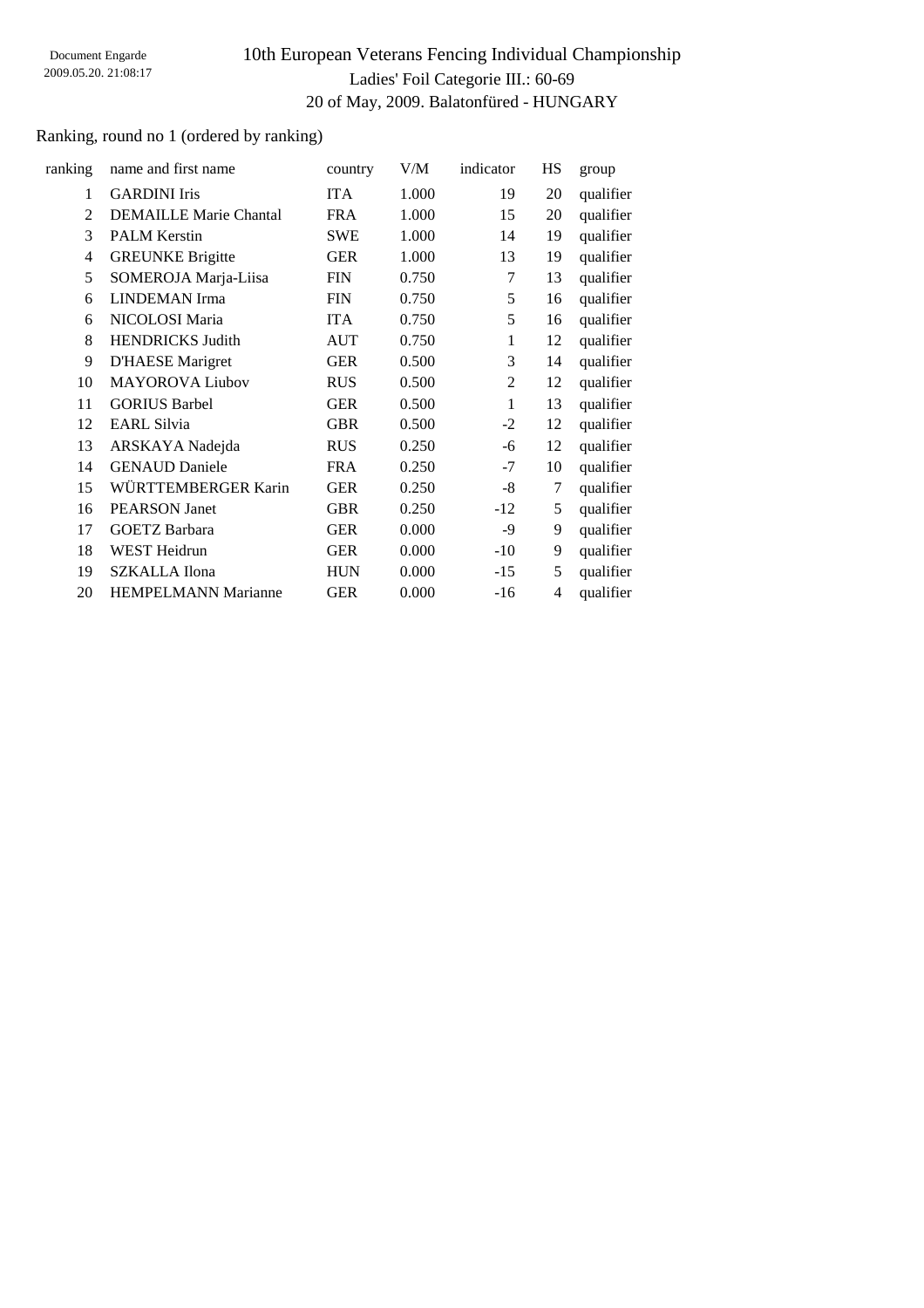Document Engarde
2009.05.20. 21:08:17

# 10th European Veterans Fencing Individual Championship

Ladies' Foil Categorie III.: 60-69

20 of May, 2009. Balatonfüred - HUNGARY

Ranking, round no 1 (ordered by ranking)

| ranking | name and first name | country | V/M | indicator | HS | group |
|---|---|---|---|---|---|---|
| 1 | GARDINI Iris | ITA | 1.000 | 19 | 20 | qualifier |
| 2 | DEMAILLE Marie Chantal | FRA | 1.000 | 15 | 20 | qualifier |
| 3 | PALM Kerstin | SWE | 1.000 | 14 | 19 | qualifier |
| 4 | GREUNKE Brigitte | GER | 1.000 | 13 | 19 | qualifier |
| 5 | SOMEROJA Marja-Liisa | FIN | 0.750 | 7 | 13 | qualifier |
| 6 | LINDEMAN Irma | FIN | 0.750 | 5 | 16 | qualifier |
| 6 | NICOLOSI Maria | ITA | 0.750 | 5 | 16 | qualifier |
| 8 | HENDRICKS Judith | AUT | 0.750 | 1 | 12 | qualifier |
| 9 | D'HAESE Marigret | GER | 0.500 | 3 | 14 | qualifier |
| 10 | MAYOROVA Liubov | RUS | 0.500 | 2 | 12 | qualifier |
| 11 | GORIUS Barbel | GER | 0.500 | 1 | 13 | qualifier |
| 12 | EARL Silvia | GBR | 0.500 | -2 | 12 | qualifier |
| 13 | ARSKAYA Nadejda | RUS | 0.250 | -6 | 12 | qualifier |
| 14 | GENAUD Daniele | FRA | 0.250 | -7 | 10 | qualifier |
| 15 | WÜRTTEMBERGER Karin | GER | 0.250 | -8 | 7 | qualifier |
| 16 | PEARSON Janet | GBR | 0.250 | -12 | 5 | qualifier |
| 17 | GOETZ Barbara | GER | 0.000 | -9 | 9 | qualifier |
| 18 | WEST Heidrun | GER | 0.000 | -10 | 9 | qualifier |
| 19 | SZKALLA Ilona | HUN | 0.000 | -15 | 5 | qualifier |
| 20 | HEMPELMANN Marianne | GER | 0.000 | -16 | 4 | qualifier |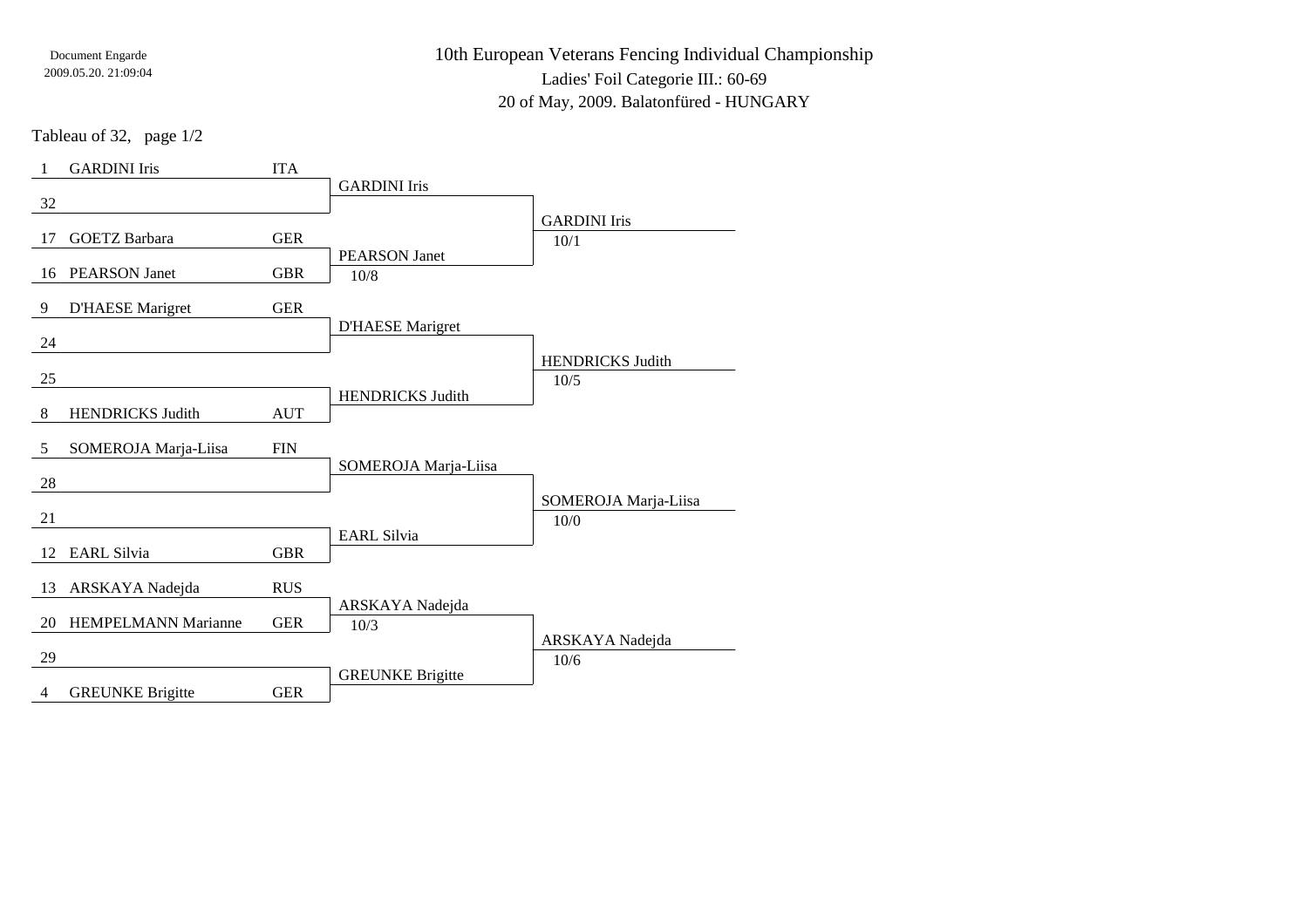Document Engarde
2009.05.20. 21:09:04

# 10th European Veterans Fencing Individual Championship

Ladies' Foil Categorie III.: 60-69

20 of May, 2009. Balatonfüred - HUNGARY

Tableau of 32, page 1/2

| Seed | Name | Nation | Tableau of 32 | Tableau of 16 |
|---|---|---|---|---|
| 1 | GARDINI Iris | ITA | GARDINI Iris | GARDINI Iris 10/1 |
| 32 | | | | |
| 17 | GOETZ Barbara | GER | PEARSON Janet 10/8 | |
| 16 | PEARSON Janet | GBR | | |
| 9 | D'HAESE Marigret | GER | D'HAESE Marigret | HENDRICKS Judith 10/5 |
| 24 | | | | |
| 25 | | | HENDRICKS Judith | |
| 8 | HENDRICKS Judith | AUT | | |
| 5 | SOMEROJA Marja-Liisa | FIN | SOMEROJA Marja-Liisa | SOMEROJA Marja-Liisa 10/0 |
| 28 | | | | |
| 21 | | | EARL Silvia | |
| 12 | EARL Silvia | GBR | | |
| 13 | ARSKAYA Nadejda | RUS | ARSKAYA Nadejda 10/3 | ARSKAYA Nadejda 10/6 |
| 20 | HEMPELMANN Marianne | GER | | |
| 29 | | | GREUNKE Brigitte | |
| 4 | GREUNKE Brigitte | GER | | |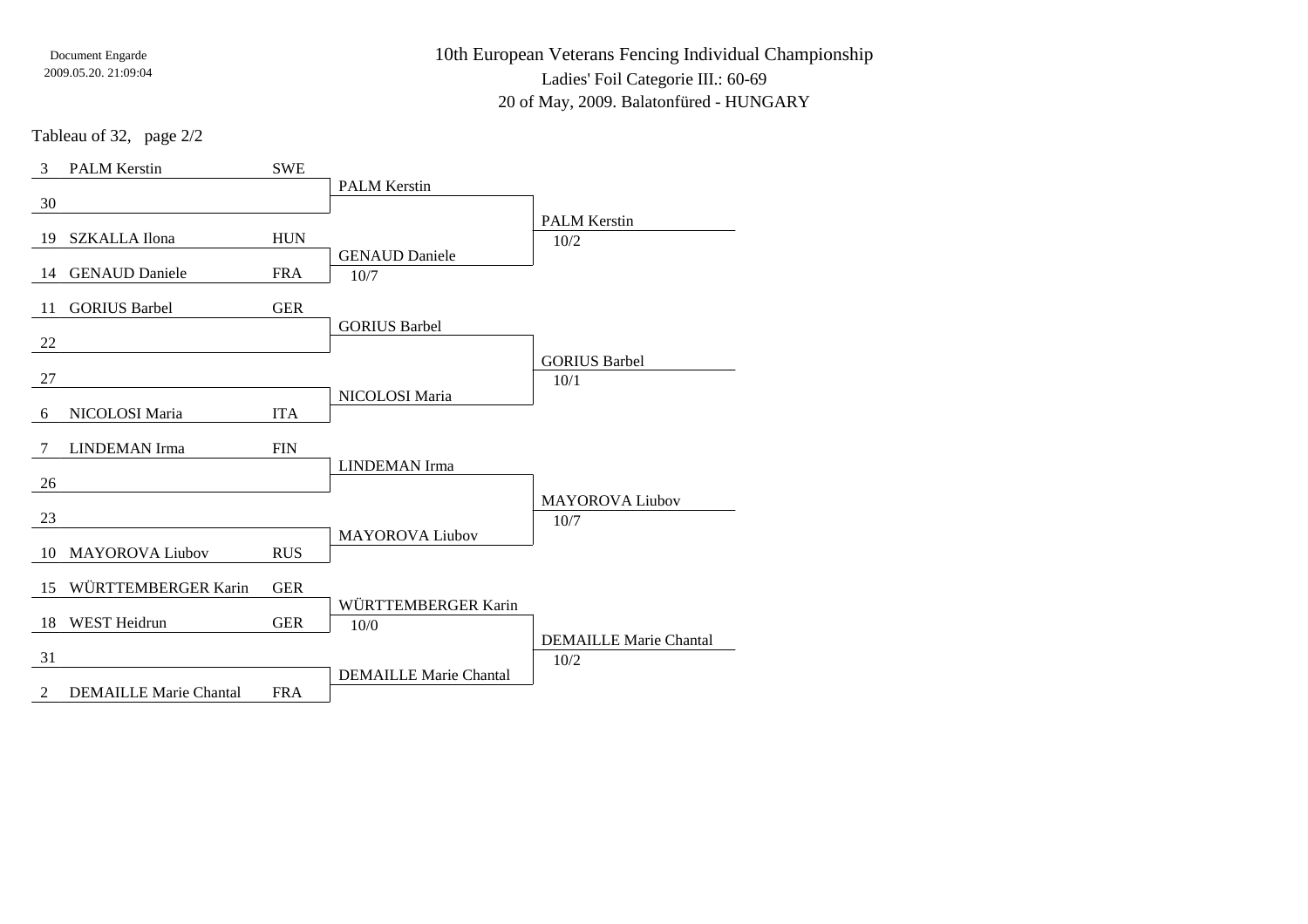# 10th European Veterans Fencing Individual Championship

Ladies' Foil Categorie III.: 60-69

20 of May, 2009. Balatonfüred - HUNGARY

Tableau of 32, page 2/2

| Seed | Name | Country | Tableau of 32 winner | Score | Tableau of 16 winner | Score |
|---|---|---|---|---|---|---|
| 3 | PALM Kerstin | SWE | PALM Kerstin | | PALM Kerstin | 10/2 |
| 30 | | | | | | |
| 19 | SZKALLA Ilona | HUN | GENAUD Daniele | 10/7 | | |
| 14 | GENAUD Daniele | FRA | | | | |
| 11 | GORIUS Barbel | GER | GORIUS Barbel | | GORIUS Barbel | 10/1 |
| 22 | | | | | | |
| 27 | | | NICOLOSI Maria | | | |
| 6 | NICOLOSI Maria | ITA | | | | |
| 7 | LINDEMAN Irma | FIN | LINDEMAN Irma | | MAYOROVA Liubov | 10/7 |
| 26 | | | | | | |
| 23 | | | MAYOROVA Liubov | | | |
| 10 | MAYOROVA Liubov | RUS | | | | |
| 15 | WÜRTTEMBERGER Karin | GER | WÜRTTEMBERGER Karin | 10/0 | DEMAILLE Marie Chantal | 10/2 |
| 18 | WEST Heidrun | GER | | | | |
| 31 | | | DEMAILLE Marie Chantal | | | |
| 2 | DEMAILLE Marie Chantal | FRA | | | | |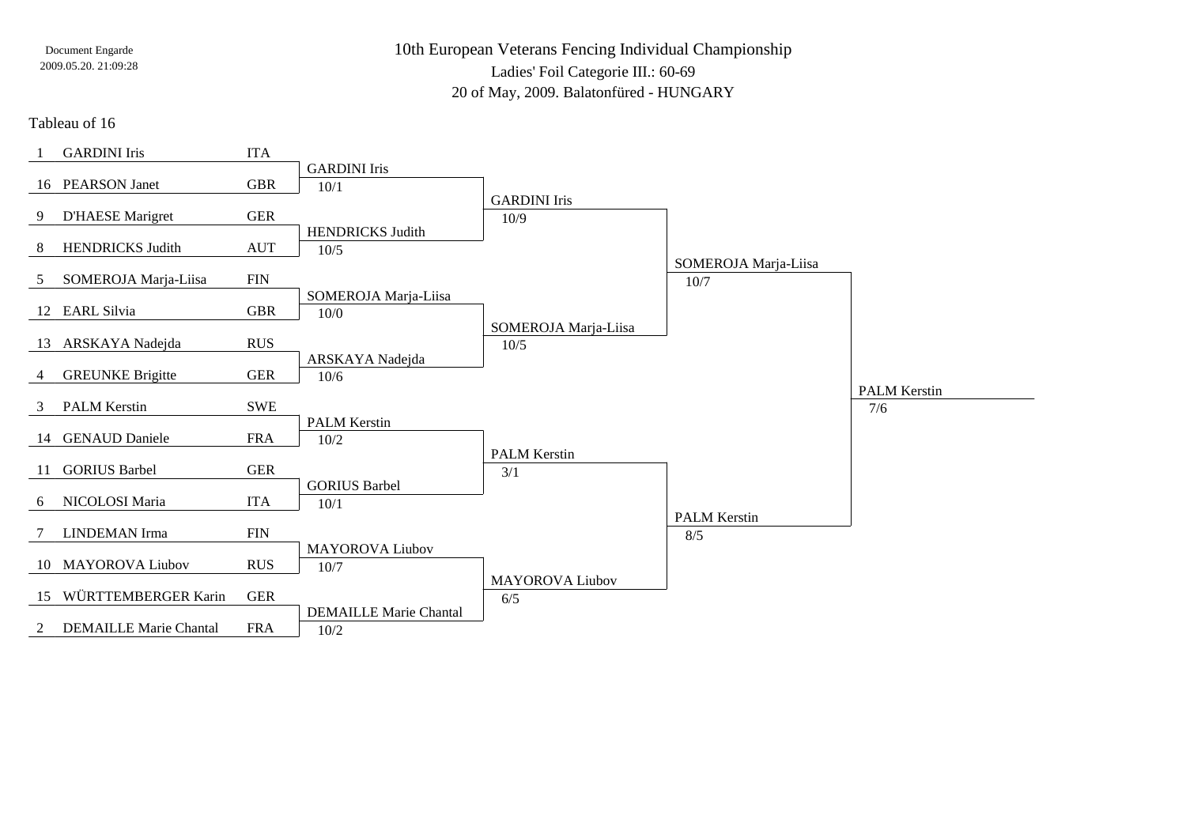Document Engarde
2009.05.20. 21:09:28

# 10th European Veterans Fencing Individual Championship

## Ladies' Foil Categorie III.: 60-69

20 of May, 2009. Balatonfüred - HUNGARY

### Tableau of 16

| Seed | Name | Country | Tableau of 8 | Quarter-final | Semi-final | Final |
|---|---|---|---|---|---|---|
| 1 | GARDINI Iris | ITA | GARDINI Iris 10/1 | GARDINI Iris 10/9 | SOMEROJA Marja-Liisa 10/7 | PALM Kerstin 7/6 |
| 16 | PEARSON Janet | GBR | | | | |
| 9 | D'HAESE Marigret | GER | HENDRICKS Judith 10/5 | | | |
| 8 | HENDRICKS Judith | AUT | | | | |
| 5 | SOMEROJA Marja-Liisa | FIN | SOMEROJA Marja-Liisa 10/0 | SOMEROJA Marja-Liisa 10/5 | | |
| 12 | EARL Silvia | GBR | | | | |
| 13 | ARSKAYA Nadejda | RUS | ARSKAYA Nadejda 10/6 | | | |
| 4 | GREUNKE Brigitte | GER | | | | |
| 3 | PALM Kerstin | SWE | PALM Kerstin 10/2 | PALM Kerstin 3/1 | PALM Kerstin 8/5 | |
| 14 | GENAUD Daniele | FRA | | | | |
| 11 | GORIUS Barbel | GER | GORIUS Barbel 10/1 | | | |
| 6 | NICOLOSI Maria | ITA | | | | |
| 7 | LINDEMAN Irma | FIN | MAYOROVA Liubov 10/7 | MAYOROVA Liubov 6/5 | | |
| 10 | MAYOROVA Liubov | RUS | | | | |
| 15 | WÜRTTEMBERGER Karin | GER | DEMAILLE Marie Chantal 10/2 | | | |
| 2 | DEMAILLE Marie Chantal | FRA | | | | |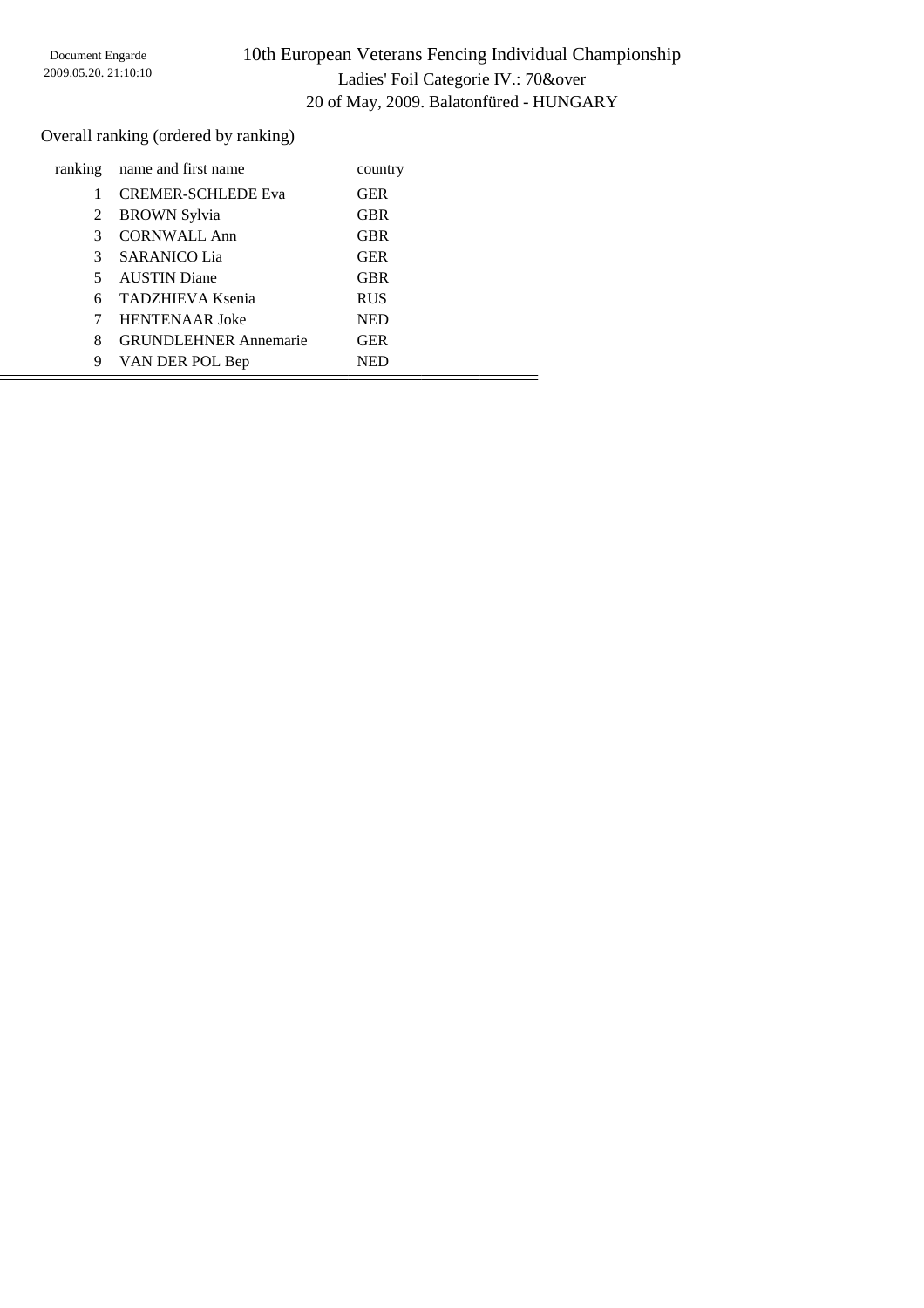# 10th European Veterans Fencing Individual Championship

Ladies' Foil Categorie IV.: 70&over

20 of May, 2009. Balatonfüred - HUNGARY

Document Engarde
2009.05.20. 21:10:10

Overall ranking (ordered by ranking)

| ranking | name and first name | country |
|---|---|---|
| 1 | CREMER-SCHLEDE Eva | GER |
| 2 | BROWN Sylvia | GBR |
| 3 | CORNWALL Ann | GBR |
| 3 | SARANICO Lia | GER |
| 5 | AUSTIN Diane | GBR |
| 6 | TADZHIEVA Ksenia | RUS |
| 7 | HENTENAAR Joke | NED |
| 8 | GRUNDLEHNER Annemarie | GER |
| 9 | VAN DER POL Bep | NED |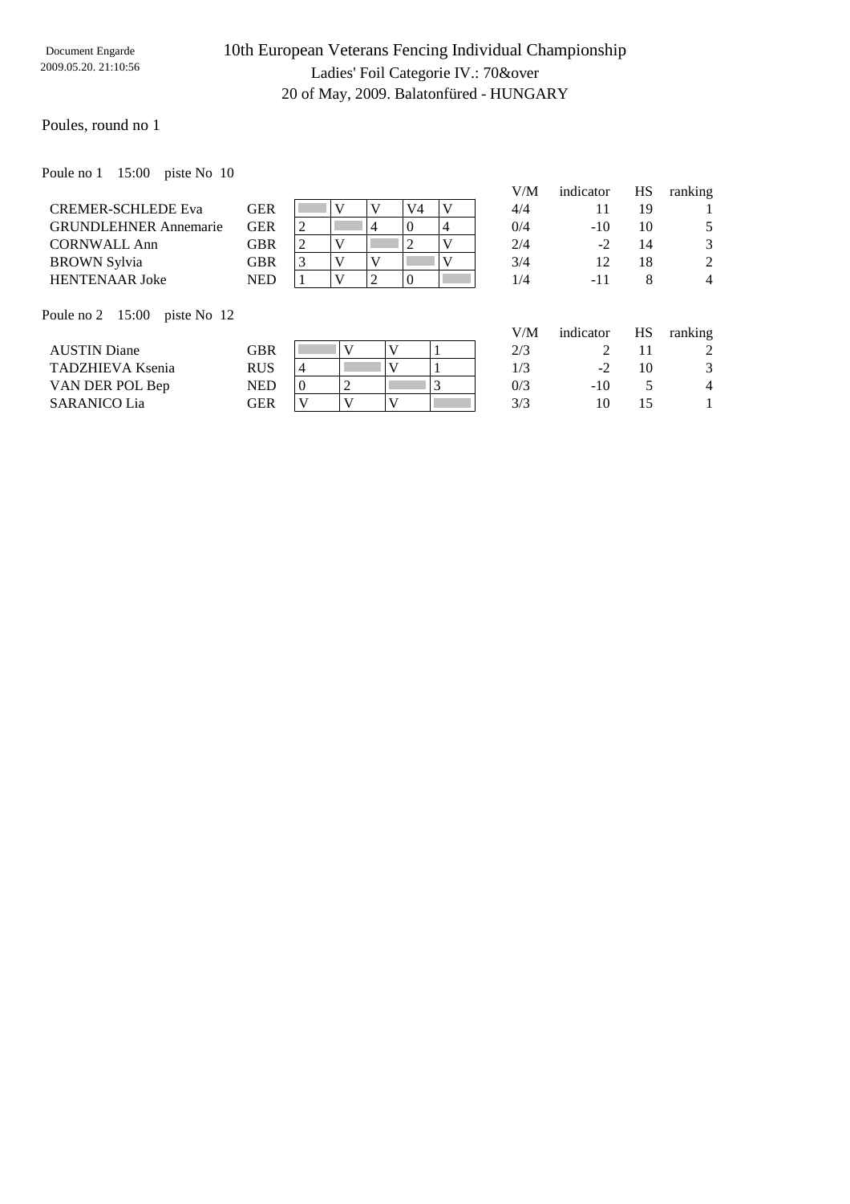Document Engarde
2009.05.20. 21:10:56

# 10th European Veterans Fencing Individual Championship

## Ladies' Foil Categorie IV.: 70&over

20 of May, 2009. Balatonfüred - HUNGARY

### Poules, round no 1

Poule no 1 15:00 piste No 10

| | | 1 | 2 | 3 | 4 | 5 | V/M | indicator | HS | ranking |
|---|---|---|---|---|---|---|---|---|---|---|
| CREMER-SCHLEDE Eva | GER | | V | V | V4 | V | 4/4 | 11 | 19 | 1 |
| GRUNDLEHNER Annemarie | GER | 2 | | 4 | 0 | 4 | 0/4 | -10 | 10 | 5 |
| CORNWALL Ann | GBR | 2 | V | | 2 | V | 2/4 | -2 | 14 | 3 |
| BROWN Sylvia | GBR | 3 | V | V | | V | 3/4 | 12 | 18 | 2 |
| HENTENAAR Joke | NED | 1 | V | 2 | 0 | | 1/4 | -11 | 8 | 4 |

Poule no 2 15:00 piste No 12

| | | 1 | 2 | 3 | 4 | V/M | indicator | HS | ranking |
|---|---|---|---|---|---|---|---|---|---|
| AUSTIN Diane | GBR | | V | V | 1 | 2/3 | 2 | 11 | 2 |
| TADZHIEVA Ksenia | RUS | 4 | | V | 1 | 1/3 | -2 | 10 | 3 |
| VAN DER POL Bep | NED | 0 | 2 | | 3 | 0/3 | -10 | 5 | 4 |
| SARANICO Lia | GER | V | V | V | | 3/3 | 10 | 15 | 1 |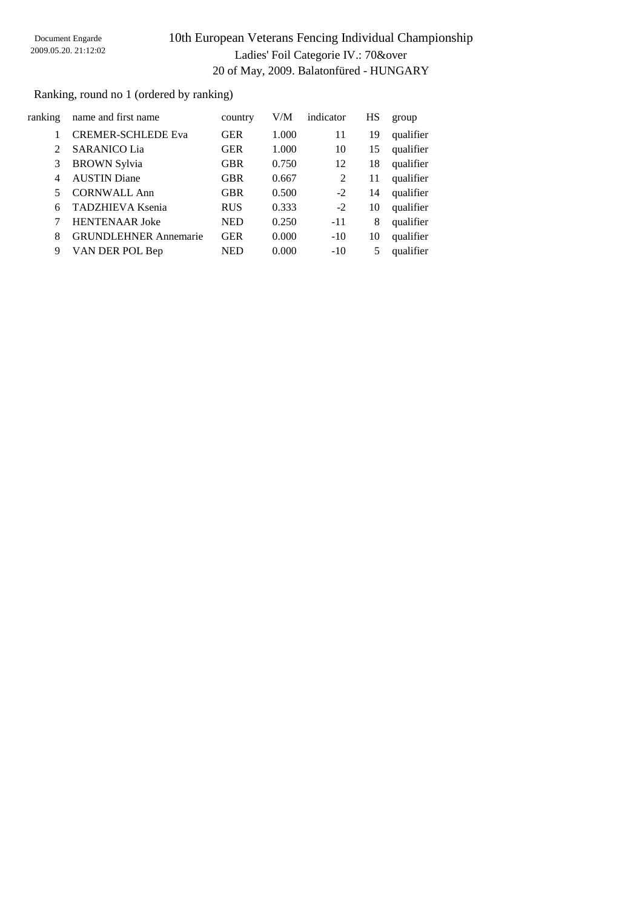Document Engarde
2009.05.20. 21:12:02

# 10th European Veterans Fencing Individual Championship

Ladies' Foil Categorie IV.: 70&over

20 of May, 2009. Balatonfüred - HUNGARY

Ranking, round no 1 (ordered by ranking)

| ranking | name and first name | country | V/M | indicator | HS | group |
|---|---|---|---|---|---|---|
| 1 | CREMER-SCHLEDE Eva | GER | 1.000 | 11 | 19 | qualifier |
| 2 | SARANICO Lia | GER | 1.000 | 10 | 15 | qualifier |
| 3 | BROWN Sylvia | GBR | 0.750 | 12 | 18 | qualifier |
| 4 | AUSTIN Diane | GBR | 0.667 | 2 | 11 | qualifier |
| 5 | CORNWALL Ann | GBR | 0.500 | -2 | 14 | qualifier |
| 6 | TADZHIEVA Ksenia | RUS | 0.333 | -2 | 10 | qualifier |
| 7 | HENTENAAR Joke | NED | 0.250 | -11 | 8 | qualifier |
| 8 | GRUNDLEHNER Annemarie | GER | 0.000 | -10 | 10 | qualifier |
| 9 | VAN DER POL Bep | NED | 0.000 | -10 | 5 | qualifier |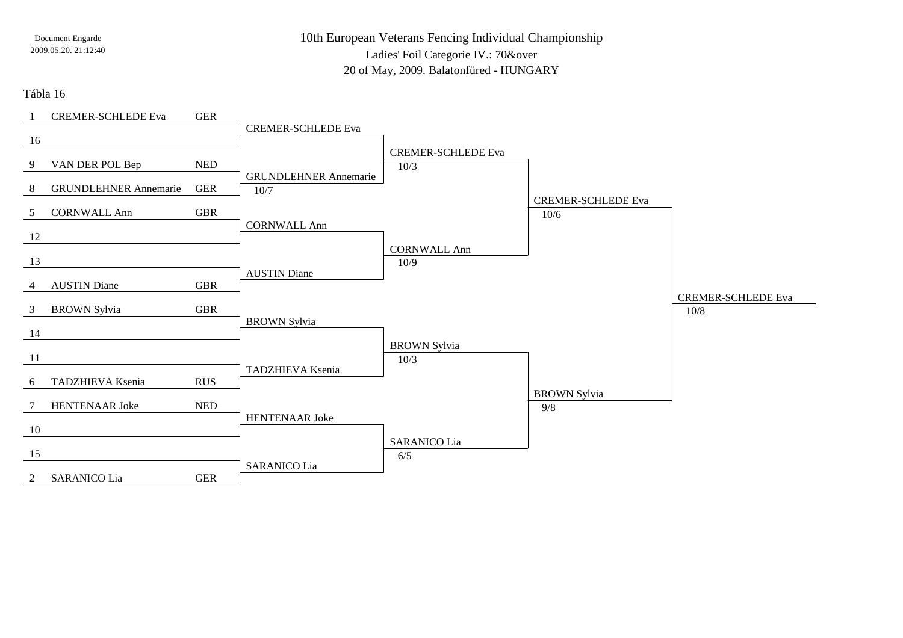Document Engarde
2009.05.20. 21:12:40

# 10th European Veterans Fencing Individual Championship

Ladies' Foil Categorie IV.: 70&over

20 of May, 2009. Balatonfüred - HUNGARY

## Tábla 16

| Seed | Name | Country | Tábla 8 | Score | Semi-final | Score | Final | Score | Winner | Score |
|---|---|---|---|---|---|---|---|---|---|---|
| 1 | CREMER-SCHLEDE Eva | GER | CREMER-SCHLEDE Eva | | CREMER-SCHLEDE Eva | 10/3 | CREMER-SCHLEDE Eva | 10/6 | CREMER-SCHLEDE Eva | 10/8 |
| 16 | | | | | | | | | | |
| 9 | VAN DER POL Bep | NED | GRUNDLEHNER Annemarie | 10/7 | | | | | | |
| 8 | GRUNDLEHNER Annemarie | GER | | | | | | | | |
| 5 | CORNWALL Ann | GBR | CORNWALL Ann | | CORNWALL Ann | 10/9 | | | | |
| 12 | | | | | | | | | | |
| 13 | | | AUSTIN Diane | | | | | | | |
| 4 | AUSTIN Diane | GBR | | | | | | | | |
| 3 | BROWN Sylvia | GBR | BROWN Sylvia | | BROWN Sylvia | 10/3 | BROWN Sylvia | 9/8 | | |
| 14 | | | | | | | | | | |
| 11 | | | TADZHIEVA Ksenia | | | | | | | |
| 6 | TADZHIEVA Ksenia | RUS | | | | | | | | |
| 7 | HENTENAAR Joke | NED | HENTENAAR Joke | | SARANICO Lia | 6/5 | | | | |
| 10 | | | | | | | | | | |
| 15 | | | SARANICO Lia | | | | | | | |
| 2 | SARANICO Lia | GER | | | | | | | | |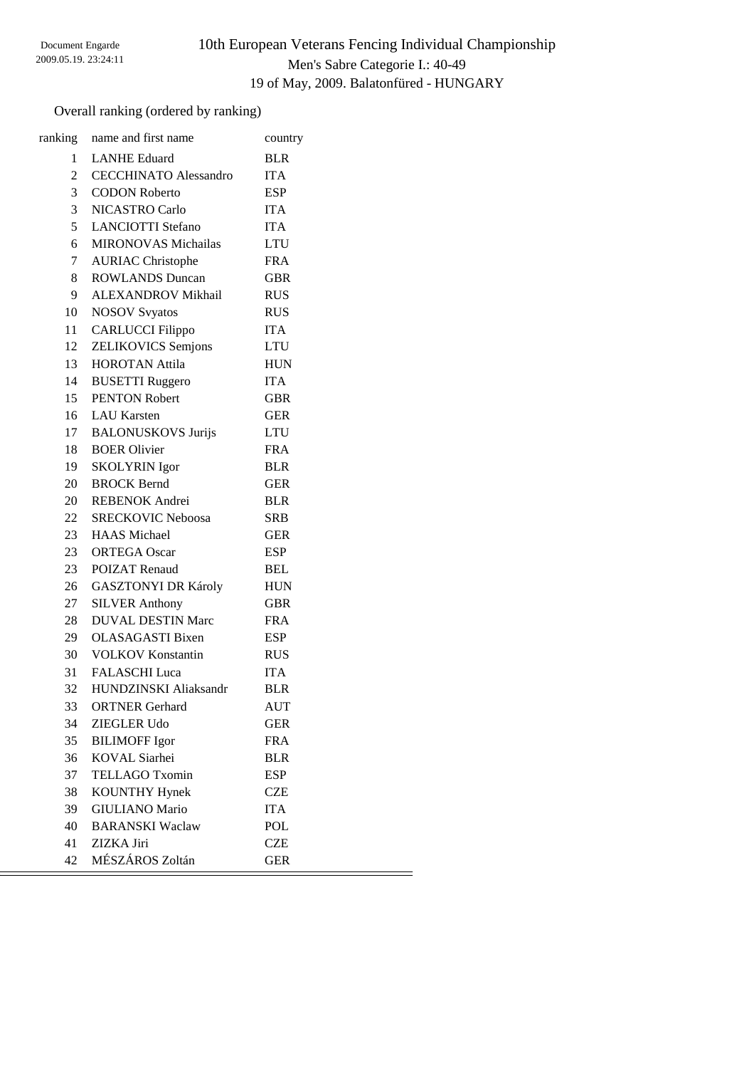Document Engarde
2009.05.19. 23:24:11

# 10th European Veterans Fencing Individual Championship

## Men's Sabre Categorie I.: 40-49

## 19 of May, 2009. Balatonfüred - HUNGARY

Overall ranking (ordered by ranking)

| ranking | name and first name | country |
|---|---|---|
| 1 | LANHE Eduard | BLR |
| 2 | CECCHINATO Alessandro | ITA |
| 3 | CODON Roberto | ESP |
| 3 | NICASTRO Carlo | ITA |
| 5 | LANCIOTTI Stefano | ITA |
| 6 | MIRONOVAS Michailas | LTU |
| 7 | AURIAC Christophe | FRA |
| 8 | ROWLANDS Duncan | GBR |
| 9 | ALEXANDROV Mikhail | RUS |
| 10 | NOSOV Svyatos | RUS |
| 11 | CARLUCCI Filippo | ITA |
| 12 | ZELIKOVICS Semjons | LTU |
| 13 | HOROTAN Attila | HUN |
| 14 | BUSETTI Ruggero | ITA |
| 15 | PENTON Robert | GBR |
| 16 | LAU Karsten | GER |
| 17 | BALONUSKOVS Jurijs | LTU |
| 18 | BOER Olivier | FRA |
| 19 | SKOLYRIN Igor | BLR |
| 20 | BROCK Bernd | GER |
| 20 | REBENOK Andrei | BLR |
| 22 | SRECKOVIC Neboosa | SRB |
| 23 | HAAS Michael | GER |
| 23 | ORTEGA Oscar | ESP |
| 23 | POIZAT Renaud | BEL |
| 26 | GASZTONYI DR Károly | HUN |
| 27 | SILVER Anthony | GBR |
| 28 | DUVAL DESTIN Marc | FRA |
| 29 | OLASAGASTI Bixen | ESP |
| 30 | VOLKOV Konstantin | RUS |
| 31 | FALASCHI Luca | ITA |
| 32 | HUNDZINSKI Aliaksandr | BLR |
| 33 | ORTNER Gerhard | AUT |
| 34 | ZIEGLER Udo | GER |
| 35 | BILIMOFF Igor | FRA |
| 36 | KOVAL Siarhei | BLR |
| 37 | TELLAGO Txomin | ESP |
| 38 | KOUNTHY Hynek | CZE |
| 39 | GIULIANO Mario | ITA |
| 40 | BARANSKI Waclaw | POL |
| 41 | ZIZKA Jiri | CZE |
| 42 | MÉSZÁROS Zoltán | GER |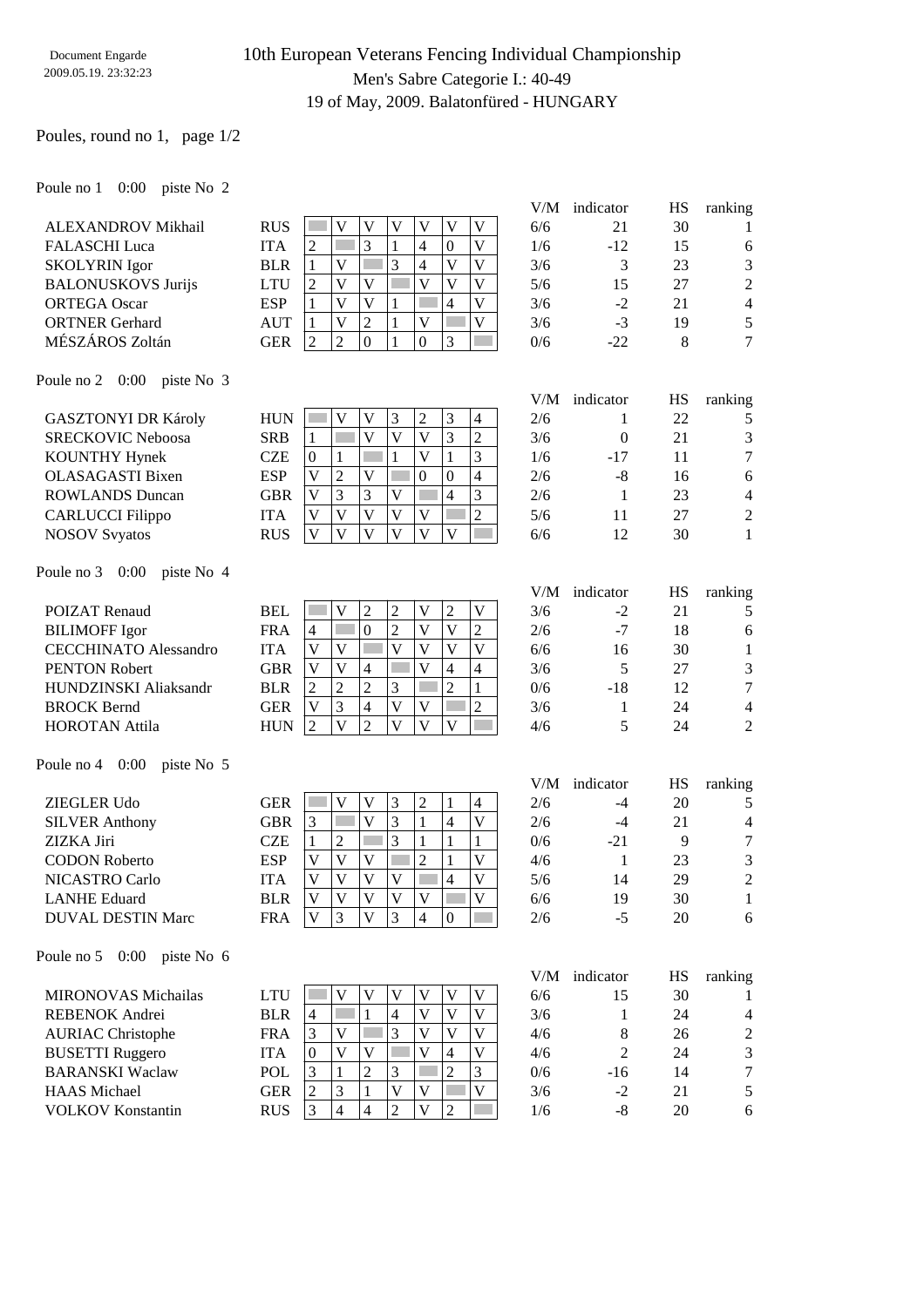Document Engarde
2009.05.19. 23:32:23

# 10th European Veterans Fencing Individual Championship

## Men's Sabre Categorie I.: 40-49

19 of May, 2009. Balatonfüred - HUNGARY

Poules, round no 1, page 1/2

Poule no 1 0:00 piste No 2

| Name | Nat | 1 | 2 | 3 | 4 | 5 | 6 | 7 | V/M | indicator | HS | ranking |
|---|---|---|---|---|---|---|---|---|---|---|---|---|
| ALEXANDROV Mikhail | RUS | | V | V | V | V | V | V | 6/6 | 21 | 30 | 1 |
| FALASCHI Luca | ITA | 2 | | 3 | 1 | 4 | 0 | V | 1/6 | -12 | 15 | 6 |
| SKOLYRIN Igor | BLR | 1 | V | | 3 | 4 | V | V | 3/6 | 3 | 23 | 3 |
| BALONUSKOVS Jurijs | LTU | 2 | V | V | | V | V | V | 5/6 | 15 | 27 | 2 |
| ORTEGA Oscar | ESP | 1 | V | V | 1 | | 4 | V | 3/6 | -2 | 21 | 4 |
| ORTNER Gerhard | AUT | 1 | V | 2 | 1 | V | | V | 3/6 | -3 | 19 | 5 |
| MÉSZÁROS Zoltán | GER | 2 | 2 | 0 | 1 | 0 | 3 | | 0/6 | -22 | 8 | 7 |

Poule no 2 0:00 piste No 3

| Name | Nat | 1 | 2 | 3 | 4 | 5 | 6 | 7 | V/M | indicator | HS | ranking |
|---|---|---|---|---|---|---|---|---|---|---|---|---|
| GASZTONYI DR Károly | HUN | | V | V | 3 | 2 | 3 | 4 | 2/6 | 1 | 22 | 5 |
| SRECKOVIC Neboosa | SRB | 1 | | V | V | V | 3 | 2 | 3/6 | 0 | 21 | 3 |
| KOUNTHY Hynek | CZE | 0 | 1 | | 1 | V | 1 | 3 | 1/6 | -17 | 11 | 7 |
| OLASAGASTI Bixen | ESP | V | 2 | V | | 0 | 0 | 4 | 2/6 | -8 | 16 | 6 |
| ROWLANDS Duncan | GBR | V | 3 | 3 | V | | 4 | 3 | 2/6 | 1 | 23 | 4 |
| CARLUCCI Filippo | ITA | V | V | V | V | V | | 2 | 5/6 | 11 | 27 | 2 |
| NOSOV Svyatos | RUS | V | V | V | V | V | V | | 6/6 | 12 | 30 | 1 |

Poule no 3 0:00 piste No 4

| Name | Nat | 1 | 2 | 3 | 4 | 5 | 6 | 7 | V/M | indicator | HS | ranking |
|---|---|---|---|---|---|---|---|---|---|---|---|---|
| POIZAT Renaud | BEL | | V | 2 | 2 | V | 2 | V | 3/6 | -2 | 21 | 5 |
| BILIMOFF Igor | FRA | 4 | | 0 | 2 | V | V | 2 | 2/6 | -7 | 18 | 6 |
| CECCHINATO Alessandro | ITA | V | V | | V | V | V | V | 6/6 | 16 | 30 | 1 |
| PENTON Robert | GBR | V | V | 4 | | V | 4 | 4 | 3/6 | 5 | 27 | 3 |
| HUNDZINSKI Aliaksandr | BLR | 2 | 2 | 2 | 3 | | 2 | 1 | 0/6 | -18 | 12 | 7 |
| BROCK Bernd | GER | V | 3 | 4 | V | V | | 2 | 3/6 | 1 | 24 | 4 |
| HOROTAN Attila | HUN | 2 | V | 2 | V | V | V | | 4/6 | 5 | 24 | 2 |

Poule no 4 0:00 piste No 5

| Name | Nat | 1 | 2 | 3 | 4 | 5 | 6 | 7 | V/M | indicator | HS | ranking |
|---|---|---|---|---|---|---|---|---|---|---|---|---|
| ZIEGLER Udo | GER | | V | V | 3 | 2 | 1 | 4 | 2/6 | -4 | 20 | 5 |
| SILVER Anthony | GBR | 3 | | V | 3 | 1 | 4 | V | 2/6 | -4 | 21 | 4 |
| ZIZKA Jiri | CZE | 1 | 2 | | 3 | 1 | 1 | 1 | 0/6 | -21 | 9 | 7 |
| CODON Roberto | ESP | V | V | V | | 2 | 1 | V | 4/6 | 1 | 23 | 3 |
| NICASTRO Carlo | ITA | V | V | V | V | | 4 | V | 5/6 | 14 | 29 | 2 |
| LANHE Eduard | BLR | V | V | V | V | V | | V | 6/6 | 19 | 30 | 1 |
| DUVAL DESTIN Marc | FRA | V | 3 | V | 3 | 4 | 0 | | 2/6 | -5 | 20 | 6 |

Poule no 5 0:00 piste No 6

| Name | Nat | 1 | 2 | 3 | 4 | 5 | 6 | 7 | V/M | indicator | HS | ranking |
|---|---|---|---|---|---|---|---|---|---|---|---|---|
| MIRONOVAS Michailas | LTU | | V | V | V | V | V | V | 6/6 | 15 | 30 | 1 |
| REBENOK Andrei | BLR | 4 | | 1 | 4 | V | V | V | 3/6 | 1 | 24 | 4 |
| AURIAC Christophe | FRA | 3 | V | | 3 | V | V | V | 4/6 | 8 | 26 | 2 |
| BUSETTI Ruggero | ITA | 0 | V | V | | V | 4 | V | 4/6 | 2 | 24 | 3 |
| BARANSKI Waclaw | POL | 3 | 1 | 2 | 3 | | 2 | 3 | 0/6 | -16 | 14 | 7 |
| HAAS Michael | GER | 2 | 3 | 1 | V | V | | V | 3/6 | -2 | 21 | 5 |
| VOLKOV Konstantin | RUS | 3 | 4 | 4 | 2 | V | 2 | | 1/6 | -8 | 20 | 6 |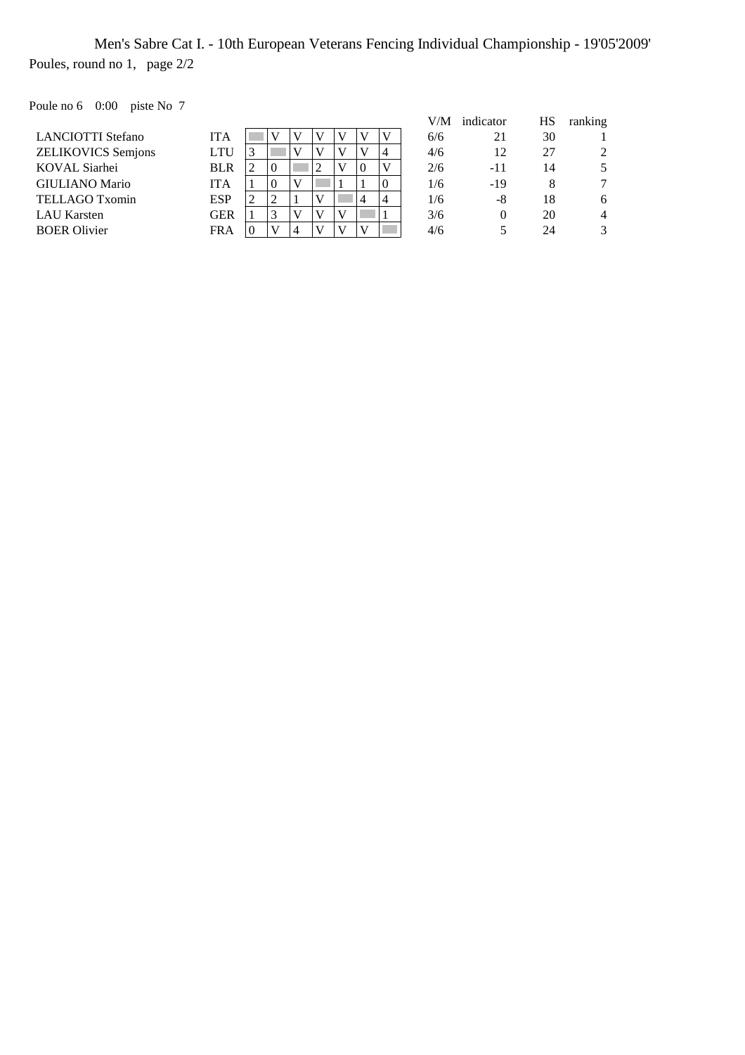Men's Sabre Cat I. - 10th European Veterans Fencing Individual Championship - 19'05'2009'

Poules, round no 1, page 2/2

Poule no 6 0:00 piste No 7

| | | | | | | | | | V/M | indicator | HS | ranking |
|---|---|---|---|---|---|---|---|---|---|---|---|---|
| LANCIOTTI Stefano | ITA | | V | V | V | V | V | V | 6/6 | 21 | 30 | 1 |
| ZELIKOVICS Semjons | LTU | 3 | | V | V | V | V | 4 | 4/6 | 12 | 27 | 2 |
| KOVAL Siarhei | BLR | 2 | 0 | | 2 | V | 0 | V | 2/6 | -11 | 14 | 5 |
| GIULIANO Mario | ITA | 1 | 0 | V | | 1 | 1 | 0 | 1/6 | -19 | 8 | 7 |
| TELLAGO Txomin | ESP | 2 | 2 | 1 | V | | 4 | 4 | 1/6 | -8 | 18 | 6 |
| LAU Karsten | GER | 1 | 3 | V | V | V | | 1 | 3/6 | 0 | 20 | 4 |
| BOER Olivier | FRA | 0 | V | 4 | V | V | V | | 4/6 | 5 | 24 | 3 |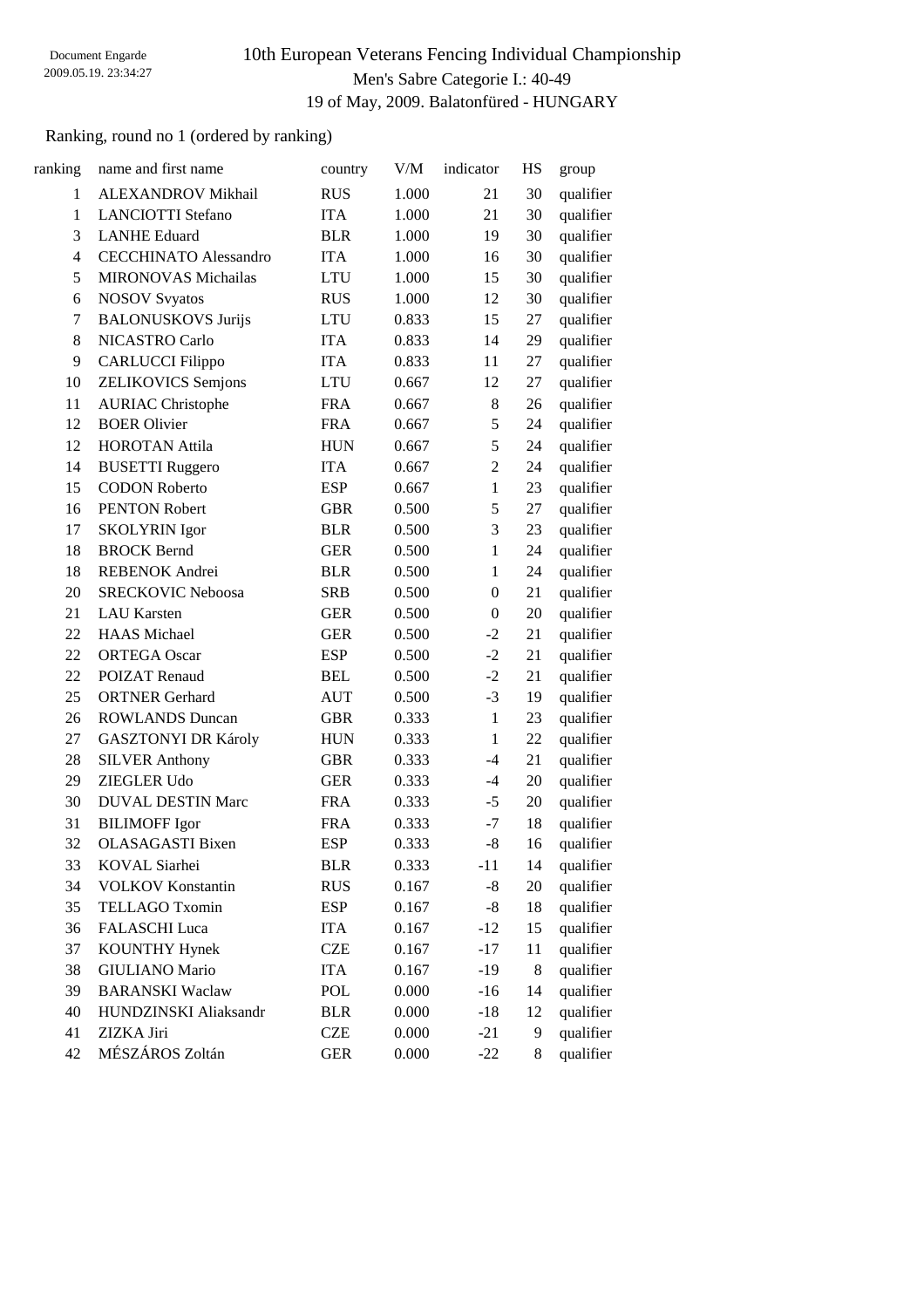Document Engarde
2009.05.19. 23:34:27

# 10th European Veterans Fencing Individual Championship

Men's Sabre Categorie I.: 40-49

19 of May, 2009. Balatonfüred - HUNGARY

Ranking, round no 1 (ordered by ranking)

| ranking | name and first name | country | V/M | indicator | HS | group |
|---|---|---|---|---|---|---|
| 1 | ALEXANDROV Mikhail | RUS | 1.000 | 21 | 30 | qualifier |
| 1 | LANCIOTTI Stefano | ITA | 1.000 | 21 | 30 | qualifier |
| 3 | LANHE Eduard | BLR | 1.000 | 19 | 30 | qualifier |
| 4 | CECCHINATO Alessandro | ITA | 1.000 | 16 | 30 | qualifier |
| 5 | MIRONOVAS Michailas | LTU | 1.000 | 15 | 30 | qualifier |
| 6 | NOSOV Svyatos | RUS | 1.000 | 12 | 30 | qualifier |
| 7 | BALONUSKOVS Jurijs | LTU | 0.833 | 15 | 27 | qualifier |
| 8 | NICASTRO Carlo | ITA | 0.833 | 14 | 29 | qualifier |
| 9 | CARLUCCI Filippo | ITA | 0.833 | 11 | 27 | qualifier |
| 10 | ZELIKOVICS Semjons | LTU | 0.667 | 12 | 27 | qualifier |
| 11 | AURIAC Christophe | FRA | 0.667 | 8 | 26 | qualifier |
| 12 | BOER Olivier | FRA | 0.667 | 5 | 24 | qualifier |
| 12 | HOROTAN Attila | HUN | 0.667 | 5 | 24 | qualifier |
| 14 | BUSETTI Ruggero | ITA | 0.667 | 2 | 24 | qualifier |
| 15 | CODON Roberto | ESP | 0.667 | 1 | 23 | qualifier |
| 16 | PENTON Robert | GBR | 0.500 | 5 | 27 | qualifier |
| 17 | SKOLYRIN Igor | BLR | 0.500 | 3 | 23 | qualifier |
| 18 | BROCK Bernd | GER | 0.500 | 1 | 24 | qualifier |
| 18 | REBENOK Andrei | BLR | 0.500 | 1 | 24 | qualifier |
| 20 | SRECKOVIC Neboosa | SRB | 0.500 | 0 | 21 | qualifier |
| 21 | LAU Karsten | GER | 0.500 | 0 | 20 | qualifier |
| 22 | HAAS Michael | GER | 0.500 | -2 | 21 | qualifier |
| 22 | ORTEGA Oscar | ESP | 0.500 | -2 | 21 | qualifier |
| 22 | POIZAT Renaud | BEL | 0.500 | -2 | 21 | qualifier |
| 25 | ORTNER Gerhard | AUT | 0.500 | -3 | 19 | qualifier |
| 26 | ROWLANDS Duncan | GBR | 0.333 | 1 | 23 | qualifier |
| 27 | GASZTONYI DR Károly | HUN | 0.333 | 1 | 22 | qualifier |
| 28 | SILVER Anthony | GBR | 0.333 | -4 | 21 | qualifier |
| 29 | ZIEGLER Udo | GER | 0.333 | -4 | 20 | qualifier |
| 30 | DUVAL DESTIN Marc | FRA | 0.333 | -5 | 20 | qualifier |
| 31 | BILIMOFF Igor | FRA | 0.333 | -7 | 18 | qualifier |
| 32 | OLASAGASTI Bixen | ESP | 0.333 | -8 | 16 | qualifier |
| 33 | KOVAL Siarhei | BLR | 0.333 | -11 | 14 | qualifier |
| 34 | VOLKOV Konstantin | RUS | 0.167 | -8 | 20 | qualifier |
| 35 | TELLAGO Txomin | ESP | 0.167 | -8 | 18 | qualifier |
| 36 | FALASCHI Luca | ITA | 0.167 | -12 | 15 | qualifier |
| 37 | KOUNTHY Hynek | CZE | 0.167 | -17 | 11 | qualifier |
| 38 | GIULIANO Mario | ITA | 0.167 | -19 | 8 | qualifier |
| 39 | BARANSKI Waclaw | POL | 0.000 | -16 | 14 | qualifier |
| 40 | HUNDZINSKI Aliaksandr | BLR | 0.000 | -18 | 12 | qualifier |
| 41 | ZIZKA Jiri | CZE | 0.000 | -21 | 9 | qualifier |
| 42 | MÉSZÁROS Zoltán | GER | 0.000 | -22 | 8 | qualifier |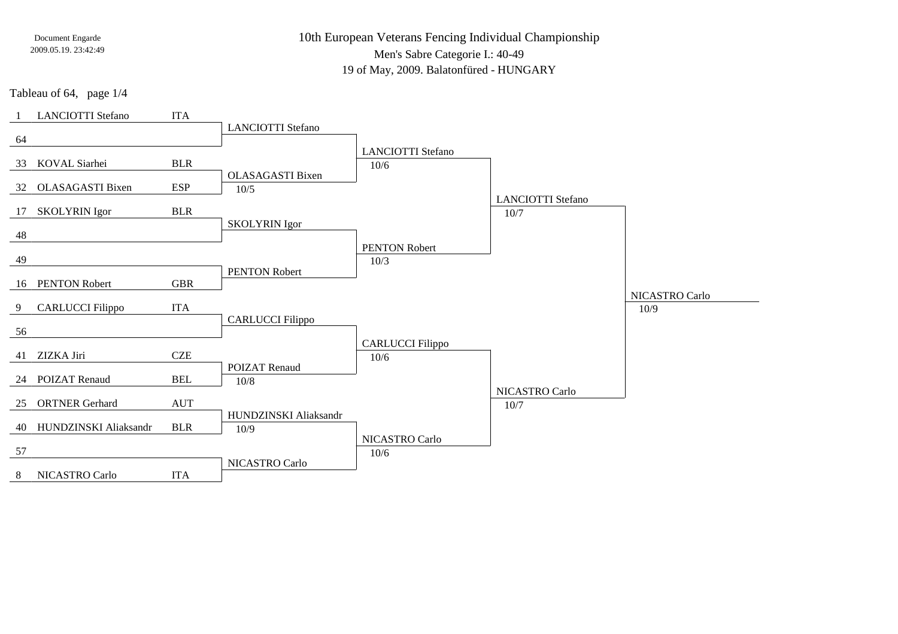Document Engarde
2009.05.19. 23:42:49

# 10th European Veterans Fencing Individual Championship

Men's Sabre Categorie I.: 40-49

19 of May, 2009. Balatonfüred - HUNGARY

Tableau of 64, page 1/4

| Seed | Name | Nation | Tableau of 32 | Tableau of 16 | Quarterfinal | Semifinal |
|---|---|---|---|---|---|---|
| 1 | LANCIOTTI Stefano | ITA | LANCIOTTI Stefano | LANCIOTTI Stefano 10/6 | LANCIOTTI Stefano 10/7 | NICASTRO Carlo 10/9 |
| 64 | | | | | | |
| 33 | KOVAL Siarhei | BLR | OLASAGASTI Bixen 10/5 | | | |
| 32 | OLASAGASTI Bixen | ESP | | | | |
| 17 | SKOLYRIN Igor | BLR | SKOLYRIN Igor | PENTON Robert 10/3 | | |
| 48 | | | | | | |
| 49 | | | PENTON Robert | | | |
| 16 | PENTON Robert | GBR | | | | |
| 9 | CARLUCCI Filippo | ITA | CARLUCCI Filippo | CARLUCCI Filippo 10/6 | NICASTRO Carlo 10/7 | |
| 56 | | | | | | |
| 41 | ZIZKA Jiri | CZE | POIZAT Renaud 10/8 | | | |
| 24 | POIZAT Renaud | BEL | | | | |
| 25 | ORTNER Gerhard | AUT | HUNDZINSKI Aliaksandr 10/9 | NICASTRO Carlo 10/6 | | |
| 40 | HUNDZINSKI Aliaksandr | BLR | | | | |
| 57 | | | NICASTRO Carlo | | | |
| 8 | NICASTRO Carlo | ITA | | | | |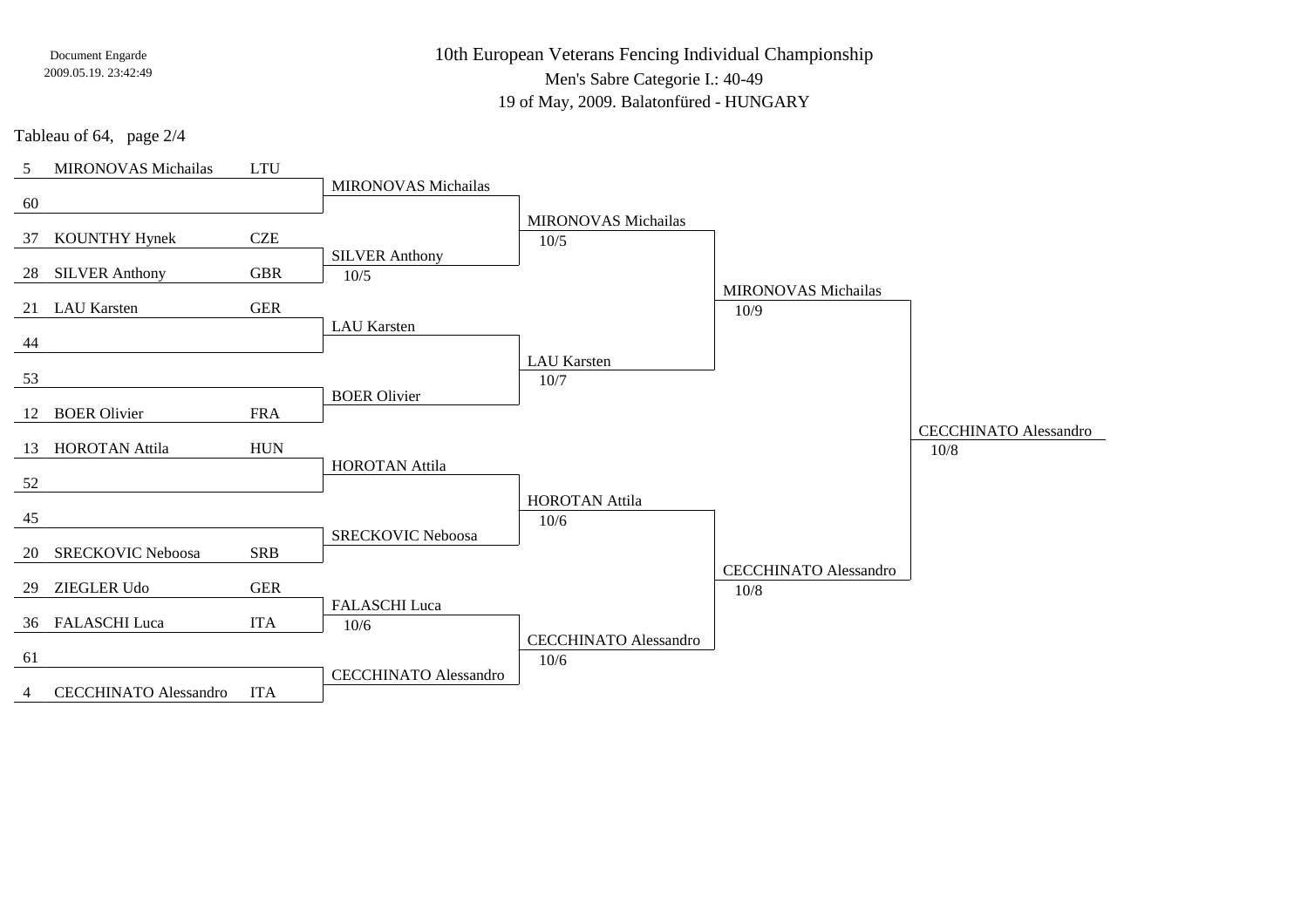Document Engarde
2009.05.19. 23:42:49

# 10th European Veterans Fencing Individual Championship

Men's Sabre Categorie I.: 40-49

19 of May, 2009. Balatonfüred - HUNGARY

Tableau of 64, page 2/4

| Seed | Name | Country | Tableau of 64 | Tableau of 32 | Tableau of 16 | Tableau of 8 |
|---|---|---|---|---|---|---|
| 5 | MIRONOVAS Michailas | LTU | MIRONOVAS Michailas | MIRONOVAS Michailas 10/5 | MIRONOVAS Michailas 10/9 | CECCHINATO Alessandro 10/8 |
| 60 | | | | | | |
| 37 | KOUNTHY Hynek | CZE | SILVER Anthony 10/5 | | | |
| 28 | SILVER Anthony | GBR | | | | |
| 21 | LAU Karsten | GER | LAU Karsten | LAU Karsten 10/7 | | |
| 44 | | | | | | |
| 53 | | | BOER Olivier | | | |
| 12 | BOER Olivier | FRA | | | | |
| 13 | HOROTAN Attila | HUN | HOROTAN Attila | HOROTAN Attila 10/6 | CECCHINATO Alessandro 10/8 | |
| 52 | | | | | | |
| 45 | | | SRECKOVIC Neboosa | | | |
| 20 | SRECKOVIC Neboosa | SRB | | | | |
| 29 | ZIEGLER Udo | GER | FALASCHI Luca 10/6 | CECCHINATO Alessandro 10/6 | | |
| 36 | FALASCHI Luca | ITA | | | | |
| 61 | | | CECCHINATO Alessandro | | | |
| 4 | CECCHINATO Alessandro | ITA | | | | |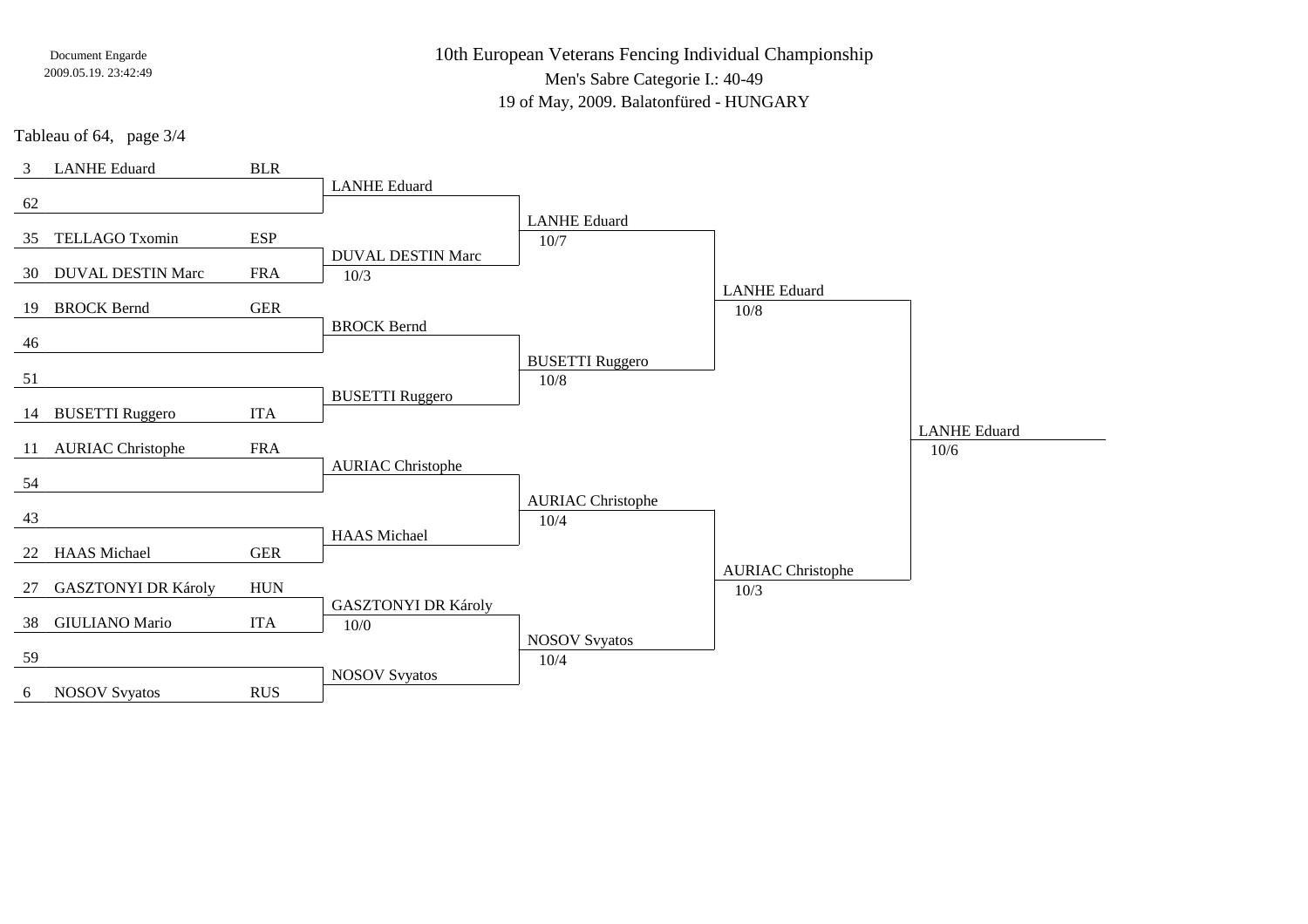Document Engarde
2009.05.19. 23:42:49

# 10th European Veterans Fencing Individual Championship

Men's Sabre Categorie I.: 40-49

19 of May, 2009. Balatonfüred - HUNGARY

Tableau of 64, page 3/4

| Seed | Name | Nation | Tableau of 64 | Tableau of 32 | Tableau of 16 | Tableau of 8 |
|---|---|---|---|---|---|---|
| 3 | LANHE Eduard | BLR | LANHE Eduard | LANHE Eduard 10/7 | LANHE Eduard 10/8 | LANHE Eduard 10/6 |
| 62 | | | | | | |
| 35 | TELLAGO Txomin | ESP | DUVAL DESTIN Marc 10/3 | | | |
| 30 | DUVAL DESTIN Marc | FRA | | | | |
| 19 | BROCK Bernd | GER | BROCK Bernd | BUSETTI Ruggero 10/8 | | |
| 46 | | | | | | |
| 51 | | | BUSETTI Ruggero | | | |
| 14 | BUSETTI Ruggero | ITA | | | | |
| 11 | AURIAC Christophe | FRA | AURIAC Christophe | AURIAC Christophe 10/4 | AURIAC Christophe 10/3 | |
| 54 | | | | | | |
| 43 | | | HAAS Michael | | | |
| 22 | HAAS Michael | GER | | | | |
| 27 | GASZTONYI DR Károly | HUN | GASZTONYI DR Károly 10/0 | NOSOV Svyatos 10/4 | | |
| 38 | GIULIANO Mario | ITA | | | | |
| 59 | | | NOSOV Svyatos | | | |
| 6 | NOSOV Svyatos | RUS | | | | |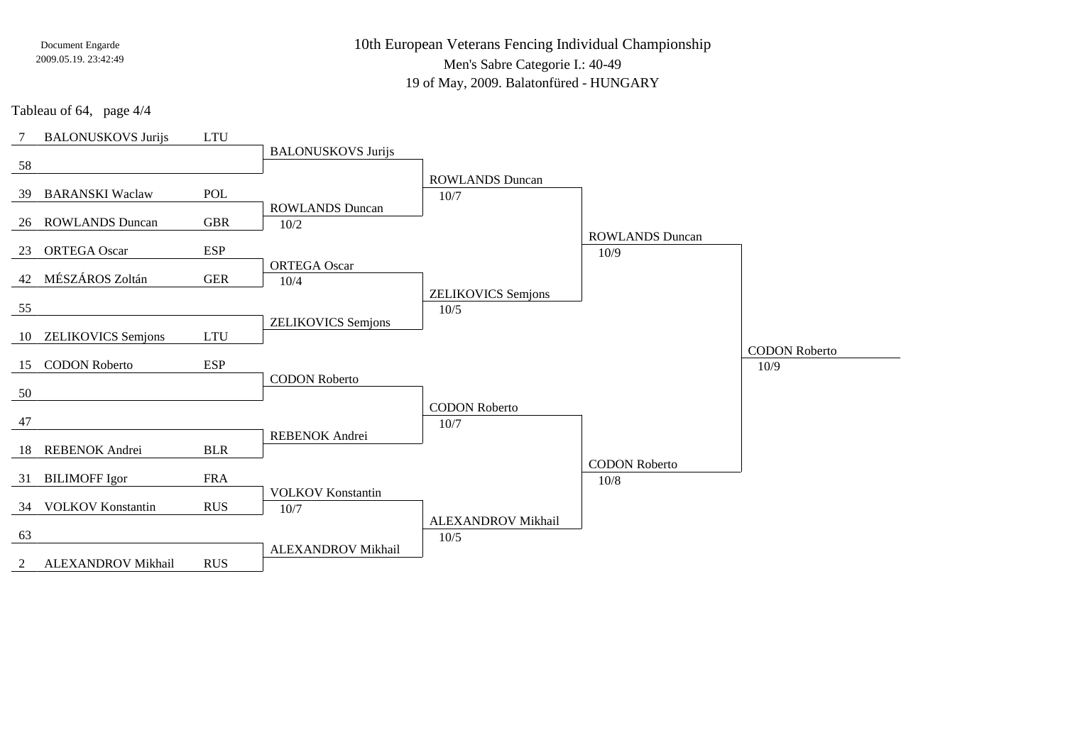# 10th European Veterans Fencing Individual Championship

Men's Sabre Categorie I.: 40-49

19 of May, 2009. Balatonfüred - HUNGARY

Document Engarde 2009.05.19. 23:42:49

Tableau of 64, page 4/4

| Seed | Name | Nation | Tableau of 32 | Tableau of 16 | Quarter-final | Semi-final |
|---|---|---|---|---|---|---|
| 7 | BALONUSKOVS Jurijs | LTU | BALONUSKOVS Jurijs | | | |
| 58 | | | | ROWLANDS Duncan 10/7 | | |
| 39 | BARANSKI Waclaw | POL | ROWLANDS Duncan 10/2 | | | |
| 26 | ROWLANDS Duncan | GBR | | | ROWLANDS Duncan 10/9 | |
| 23 | ORTEGA Oscar | ESP | ORTEGA Oscar 10/4 | | | |
| 42 | MÉSZÁROS Zoltán | GER | | ZELIKOVICS Semjons 10/5 | | |
| 55 | | | ZELIKOVICS Semjons | | | |
| 10 | ZELIKOVICS Semjons | LTU | | | | CODON Roberto 10/9 |
| 15 | CODON Roberto | ESP | CODON Roberto | | | |
| 50 | | | | CODON Roberto 10/7 | | |
| 47 | | | REBENOK Andrei | | | |
| 18 | REBENOK Andrei | BLR | | | CODON Roberto 10/8 | |
| 31 | BILIMOFF Igor | FRA | VOLKOV Konstantin 10/7 | | | |
| 34 | VOLKOV Konstantin | RUS | | ALEXANDROV Mikhail 10/5 | | |
| 63 | | | ALEXANDROV Mikhail | | | |
| 2 | ALEXANDROV Mikhail | RUS | | | | |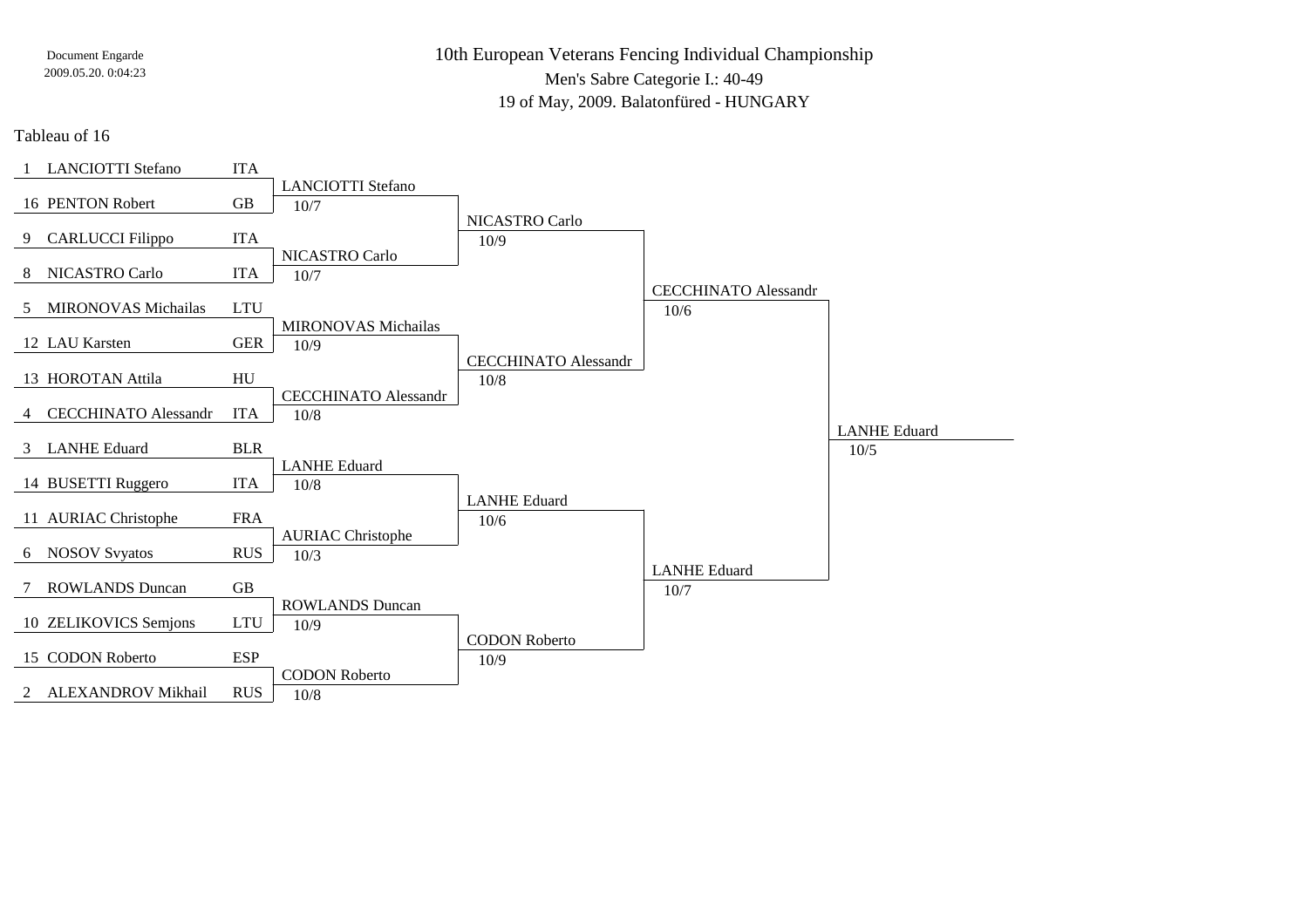Document Engarde
2009.05.20. 0:04:23

# 10th European Veterans Fencing Individual Championship

## Men's Sabre Categorie I.: 40-49

19 of May, 2009. Balatonfüred - HUNGARY

### Tableau of 16

| Seed | Name | Nation | Tableau of 8 | Score | Semi-final | Score | Final | Score | Winner | Score |
|---|---|---|---|---|---|---|---|---|---|---|
| 1 | LANCIOTTI Stefano | ITA | LANCIOTTI Stefano | 10/7 | NICASTRO Carlo | 10/9 | CECCHINATO Alessandr | 10/6 | LANHE Eduard | 10/5 |
| 16 | PENTON Robert | GB | | | | | | | | |
| 9 | CARLUCCI Filippo | ITA | NICASTRO Carlo | 10/7 | | | | | | |
| 8 | NICASTRO Carlo | ITA | | | | | | | | |
| 5 | MIRONOVAS Michailas | LTU | MIRONOVAS Michailas | 10/9 | CECCHINATO Alessandr | 10/8 | | | | |
| 12 | LAU Karsten | GER | | | | | | | | |
| 13 | HOROTAN Attila | HU | CECCHINATO Alessandr | 10/8 | | | | | | |
| 4 | CECCHINATO Alessandr | ITA | | | | | | | | |
| 3 | LANHE Eduard | BLR | LANHE Eduard | 10/8 | LANHE Eduard | 10/6 | LANHE Eduard | 10/7 | | |
| 14 | BUSETTI Ruggero | ITA | | | | | | | | |
| 11 | AURIAC Christophe | FRA | AURIAC Christophe | 10/3 | | | | | | |
| 6 | NOSOV Svyatos | RUS | | | | | | | | |
| 7 | ROWLANDS Duncan | GB | ROWLANDS Duncan | 10/9 | CODON Roberto | 10/9 | | | | |
| 10 | ZELIKOVICS Semjons | LTU | | | | | | | | |
| 15 | CODON Roberto | ESP | CODON Roberto | 10/8 | | | | | | |
| 2 | ALEXANDROV Mikhail | RUS | | | | | | | | |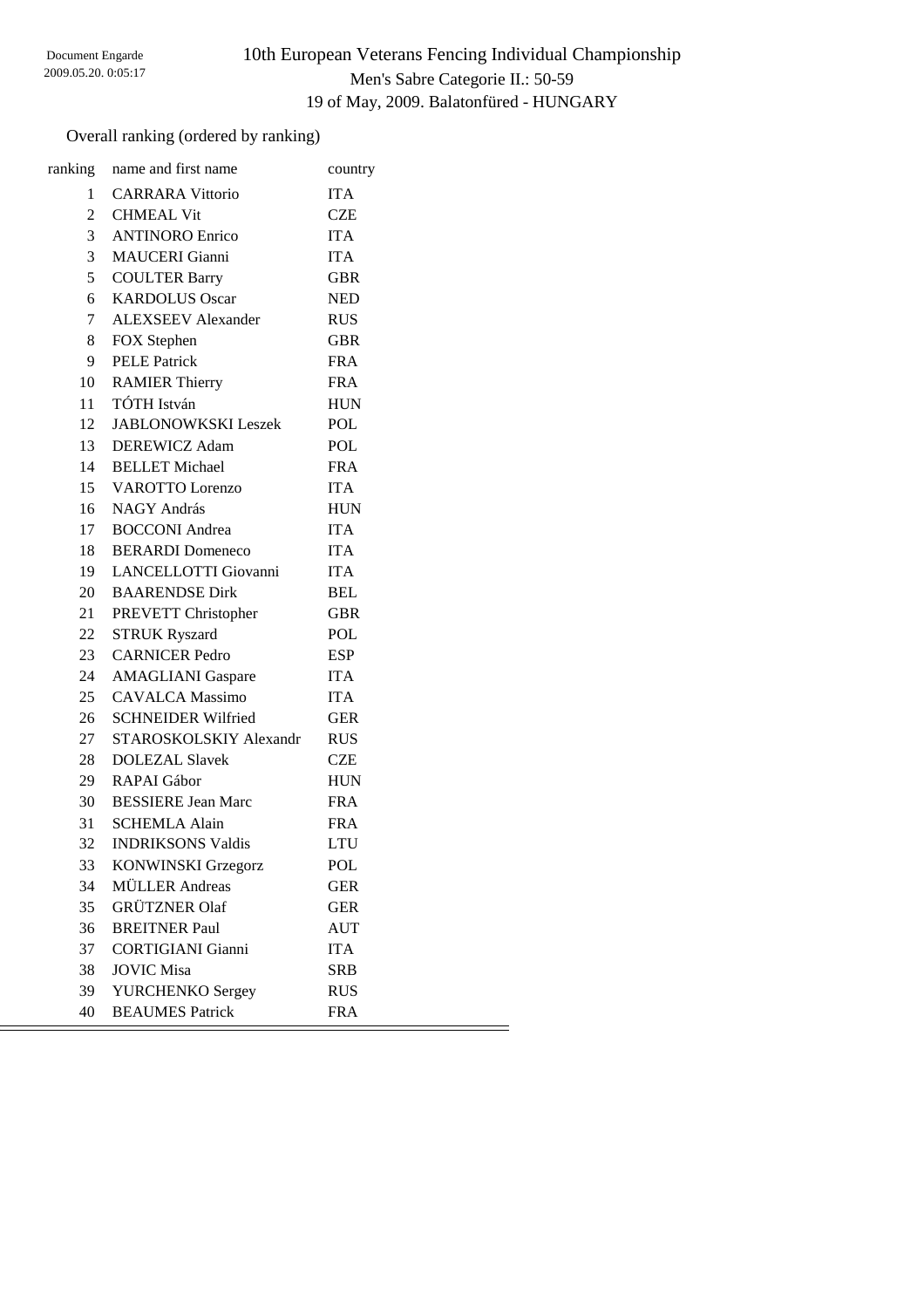Document Engarde
2009.05.20. 0:05:17

# 10th European Veterans Fencing Individual Championship

## Men's Sabre Categorie II.: 50-59

19 of May, 2009. Balatonfüred - HUNGARY

Overall ranking (ordered by ranking)

| ranking | name and first name | country |
|---|---|---|
| 1 | CARRARA Vittorio | ITA |
| 2 | CHMEAL Vit | CZE |
| 3 | ANTINORO Enrico | ITA |
| 3 | MAUCERI Gianni | ITA |
| 5 | COULTER Barry | GBR |
| 6 | KARDOLUS Oscar | NED |
| 7 | ALEXSEEV Alexander | RUS |
| 8 | FOX Stephen | GBR |
| 9 | PELE Patrick | FRA |
| 10 | RAMIER Thierry | FRA |
| 11 | TÓTH István | HUN |
| 12 | JABLONOWKSKI Leszek | POL |
| 13 | DEREWICZ Adam | POL |
| 14 | BELLET Michael | FRA |
| 15 | VAROTTO Lorenzo | ITA |
| 16 | NAGY András | HUN |
| 17 | BOCCONI Andrea | ITA |
| 18 | BERARDI Domeneco | ITA |
| 19 | LANCELLOTTI Giovanni | ITA |
| 20 | BAARENDSE Dirk | BEL |
| 21 | PREVETT Christopher | GBR |
| 22 | STRUK Ryszard | POL |
| 23 | CARNICER Pedro | ESP |
| 24 | AMAGLIANI Gaspare | ITA |
| 25 | CAVALCA Massimo | ITA |
| 26 | SCHNEIDER Wilfried | GER |
| 27 | STAROSKOLSKIY Alexandr | RUS |
| 28 | DOLEZAL Slavek | CZE |
| 29 | RAPAI Gábor | HUN |
| 30 | BESSIERE Jean Marc | FRA |
| 31 | SCHEMLA Alain | FRA |
| 32 | INDRIKSONS Valdis | LTU |
| 33 | KONWINSKI Grzegorz | POL |
| 34 | MÜLLER Andreas | GER |
| 35 | GRÜTZNER Olaf | GER |
| 36 | BREITNER Paul | AUT |
| 37 | CORTIGIANI Gianni | ITA |
| 38 | JOVIC Misa | SRB |
| 39 | YURCHENKO Sergey | RUS |
| 40 | BEAUMES Patrick | FRA |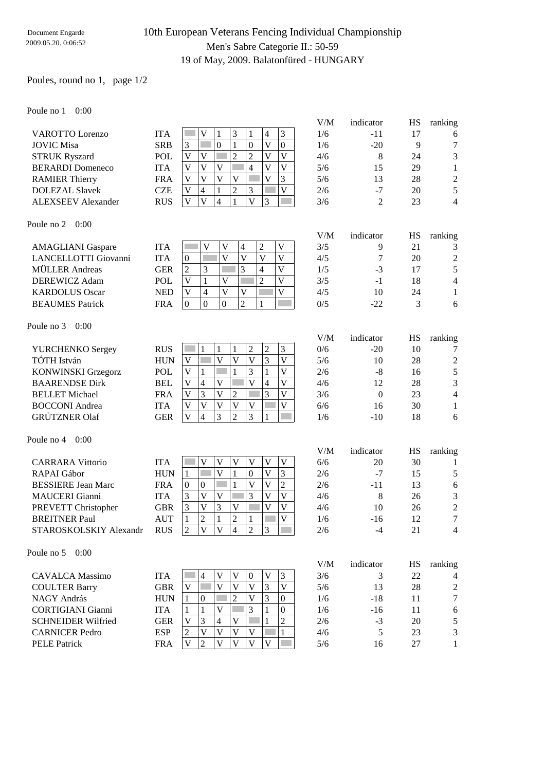Document Engarde
2009.05.20. 0:06:52

# 10th European Veterans Fencing Individual Championship

Men's Sabre Categorie II.: 50-59

19 of May, 2009. Balatonfüred - HUNGARY

Poules, round no 1, page 1/2

Poule no 1 0:00

| Name | Nation | 1 | 2 | 3 | 4 | 5 | 6 | 7 | V/M | indicator | HS | ranking |
|---|---|---|---|---|---|---|---|---|---|---|---|---|
| VAROTTO Lorenzo | ITA | | V | 1 | 3 | 1 | 4 | 3 | 1/6 | -11 | 17 | 6 |
| JOVIC Misa | SRB | 3 | | 0 | 1 | 0 | V | 0 | 1/6 | -20 | 9 | 7 |
| STRUK Ryszard | POL | V | V | | 2 | 2 | V | V | 4/6 | 8 | 24 | 3 |
| BERARDI Domeneco | ITA | V | V | V | | 4 | V | V | 5/6 | 15 | 29 | 1 |
| RAMIER Thierry | FRA | V | V | V | V | | V | 3 | 5/6 | 13 | 28 | 2 |
| DOLEZAL Slavek | CZE | V | 4 | 1 | 2 | 3 | | V | 2/6 | -7 | 20 | 5 |
| ALEXSEEV Alexander | RUS | V | V | 4 | 1 | V | 3 | | 3/6 | 2 | 23 | 4 |

Poule no 2 0:00

| Name | Nation | 1 | 2 | 3 | 4 | 5 | 6 | V/M | indicator | HS | ranking |
|---|---|---|---|---|---|---|---|---|---|---|---|
| AMAGLIANI Gaspare | ITA | | V | V | 4 | 2 | V | 3/5 | 9 | 21 | 3 |
| LANCELLOTTI Giovanni | ITA | 0 | | V | V | V | V | 4/5 | 7 | 20 | 2 |
| MÜLLER Andreas | GER | 2 | 3 | | 3 | 4 | V | 1/5 | -3 | 17 | 5 |
| DEREWICZ Adam | POL | V | 1 | V | | 2 | V | 3/5 | -1 | 18 | 4 |
| KARDOLUS Oscar | NED | V | 4 | V | V | | V | 4/5 | 10 | 24 | 1 |
| BEAUMES Patrick | FRA | 0 | 0 | 0 | 2 | 1 | | 0/5 | -22 | 3 | 6 |

Poule no 3 0:00

| Name | Nation | 1 | 2 | 3 | 4 | 5 | 6 | 7 | V/M | indicator | HS | ranking |
|---|---|---|---|---|---|---|---|---|---|---|---|---|
| YURCHENKO Sergey | RUS | | 1 | 1 | 1 | 2 | 2 | 3 | 0/6 | -20 | 10 | 7 |
| TÓTH István | HUN | V | | V | V | V | 3 | V | 5/6 | 10 | 28 | 2 |
| KONWINSKI Grzegorz | POL | V | 1 | | 1 | 3 | 1 | V | 2/6 | -8 | 16 | 5 |
| BAARENDSE Dirk | BEL | V | 4 | V | | V | 4 | V | 4/6 | 12 | 28 | 3 |
| BELLET Michael | FRA | V | 3 | V | 2 | | 3 | V | 3/6 | 0 | 23 | 4 |
| BOCCONI Andrea | ITA | V | V | V | V | V | | V | 6/6 | 16 | 30 | 1 |
| GRÜTZNER Olaf | GER | V | 4 | 3 | 2 | 3 | 1 | | 1/6 | -10 | 18 | 6 |

Poule no 4 0:00

| Name | Nation | 1 | 2 | 3 | 4 | 5 | 6 | 7 | V/M | indicator | HS | ranking |
|---|---|---|---|---|---|---|---|---|---|---|---|---|
| CARRARA Vittorio | ITA | | V | V | V | V | V | V | 6/6 | 20 | 30 | 1 |
| RAPAI Gábor | HUN | 1 | | V | 1 | 0 | V | 3 | 2/6 | -7 | 15 | 5 |
| BESSIERE Jean Marc | FRA | 0 | 0 | | 1 | V | V | 2 | 2/6 | -11 | 13 | 6 |
| MAUCERI Gianni | ITA | 3 | V | V | | 3 | V | V | 4/6 | 8 | 26 | 3 |
| PREVETT Christopher | GBR | 3 | V | 3 | V | | V | V | 4/6 | 10 | 26 | 2 |
| BREITNER Paul | AUT | 1 | 2 | 1 | 2 | 1 | | V | 1/6 | -16 | 12 | 7 |
| STAROSKOLSKIY Alexandr | RUS | 2 | V | V | 4 | 2 | 3 | | 2/6 | -4 | 21 | 4 |

Poule no 5 0:00

| Name | Nation | 1 | 2 | 3 | 4 | 5 | 6 | 7 | V/M | indicator | HS | ranking |
|---|---|---|---|---|---|---|---|---|---|---|---|---|
| CAVALCA Massimo | ITA | | 4 | V | V | 0 | V | 3 | 3/6 | 3 | 22 | 4 |
| COULTER Barry | GBR | V | | V | V | V | 3 | V | 5/6 | 13 | 28 | 2 |
| NAGY András | HUN | 1 | 0 | | 2 | V | 3 | 0 | 1/6 | -18 | 11 | 7 |
| CORTIGIANI Gianni | ITA | 1 | 1 | V | | 3 | 1 | 0 | 1/6 | -16 | 11 | 6 |
| SCHNEIDER Wilfried | GER | V | 3 | 4 | V | | 1 | 2 | 2/6 | -3 | 20 | 5 |
| CARNICER Pedro | ESP | 2 | V | V | V | V | | 1 | 4/6 | 5 | 23 | 3 |
| PELE Patrick | FRA | V | 2 | V | V | V | V | | 5/6 | 16 | 27 | 1 |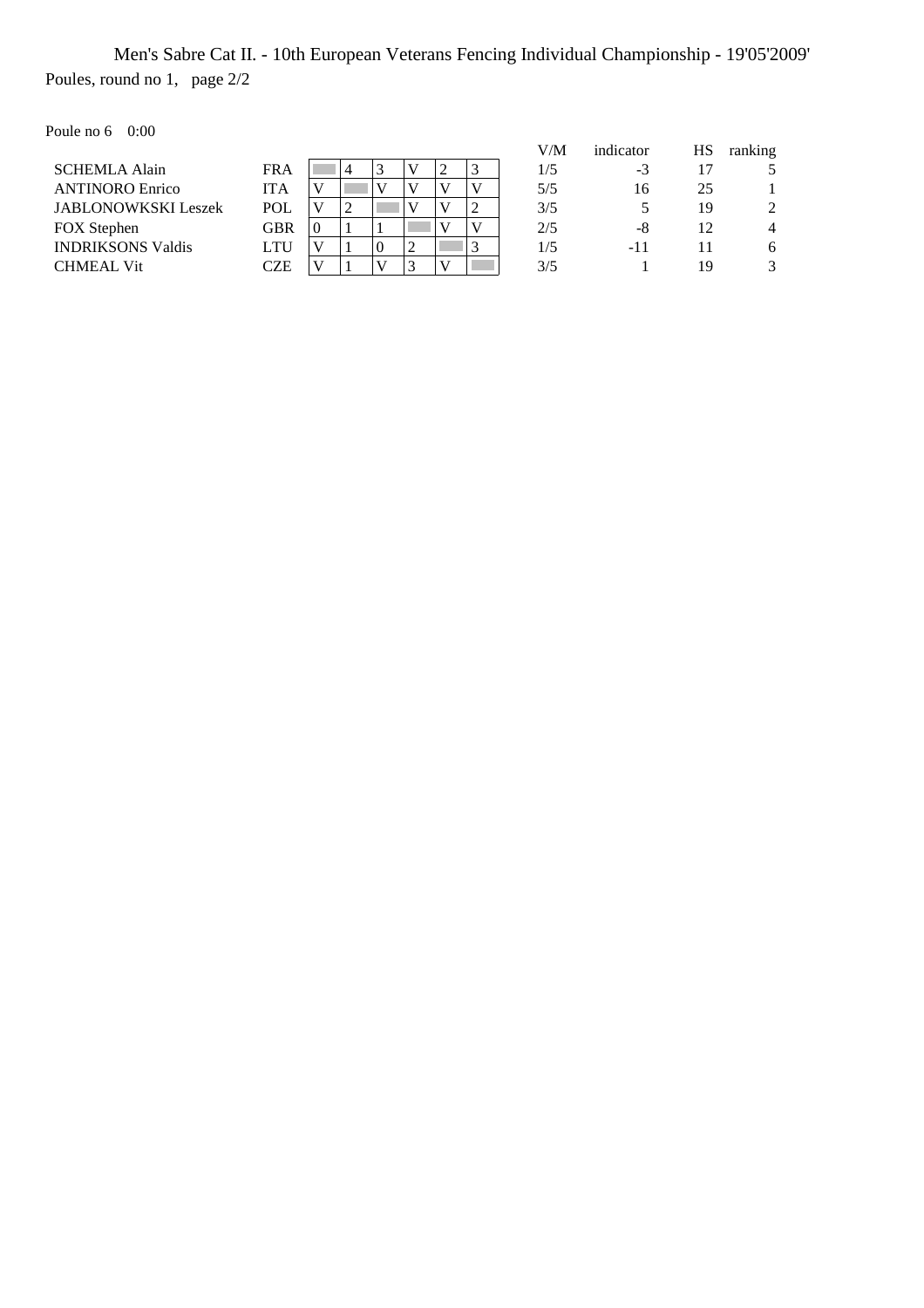Men's Sabre Cat II. - 10th European Veterans Fencing Individual Championship - 19'05'2009'

Poules, round no 1, page 2/2

Poule no 6 0:00

| | | 1 | 2 | 3 | 4 | 5 | 6 | V/M | indicator | HS | ranking |
|---|---|---|---|---|---|---|---|---|---|---|---|
| SCHEMLA Alain | FRA | | 4 | 3 | V | 2 | 3 | 1/5 | -3 | 17 | 5 |
| ANTINORO Enrico | ITA | V | | V | V | V | V | 5/5 | 16 | 25 | 1 |
| JABLONOWKSKI Leszek | POL | V | 2 | | V | V | 2 | 3/5 | 5 | 19 | 2 |
| FOX Stephen | GBR | 0 | 1 | 1 | | V | V | 2/5 | -8 | 12 | 4 |
| INDRIKSONS Valdis | LTU | V | 1 | 0 | 2 | | 3 | 1/5 | -11 | 11 | 6 |
| CHMEAL Vit | CZE | V | 1 | V | 3 | V | | 3/5 | 1 | 19 | 3 |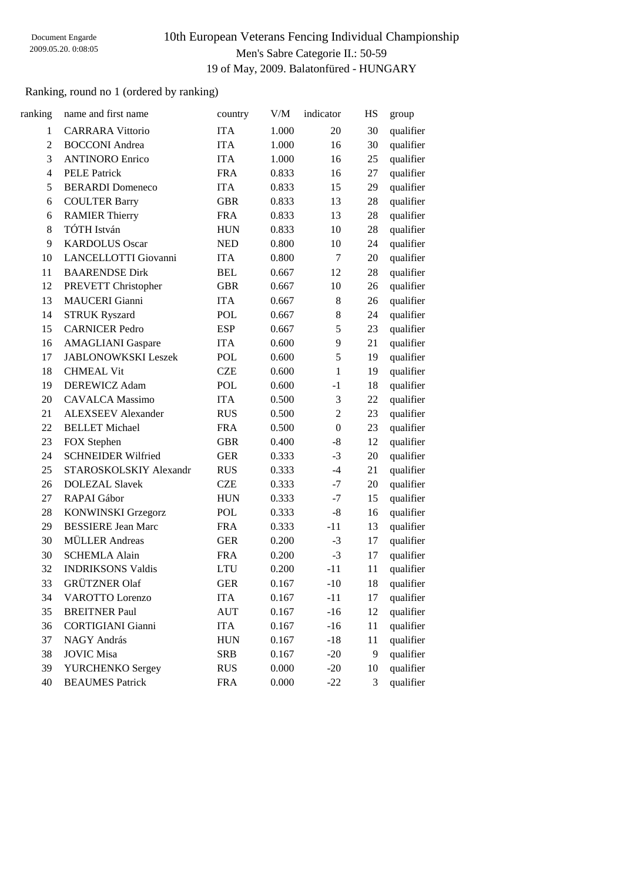Document Engarde
2009.05.20. 0:08:05

# 10th European Veterans Fencing Individual Championship

## Men's Sabre Categorie II.: 50-59

### 19 of May, 2009. Balatonfüred - HUNGARY

Ranking, round no 1 (ordered by ranking)

| ranking | name and first name | country | V/M | indicator | HS | group |
|---|---|---|---|---|---|---|
| 1 | CARRARA Vittorio | ITA | 1.000 | 20 | 30 | qualifier |
| 2 | BOCCONI Andrea | ITA | 1.000 | 16 | 30 | qualifier |
| 3 | ANTINORO Enrico | ITA | 1.000 | 16 | 25 | qualifier |
| 4 | PELE Patrick | FRA | 0.833 | 16 | 27 | qualifier |
| 5 | BERARDI Domeneco | ITA | 0.833 | 15 | 29 | qualifier |
| 6 | COULTER Barry | GBR | 0.833 | 13 | 28 | qualifier |
| 6 | RAMIER Thierry | FRA | 0.833 | 13 | 28 | qualifier |
| 8 | TÓTH István | HUN | 0.833 | 10 | 28 | qualifier |
| 9 | KARDOLUS Oscar | NED | 0.800 | 10 | 24 | qualifier |
| 10 | LANCELLOTTI Giovanni | ITA | 0.800 | 7 | 20 | qualifier |
| 11 | BAARENDSE Dirk | BEL | 0.667 | 12 | 28 | qualifier |
| 12 | PREVETT Christopher | GBR | 0.667 | 10 | 26 | qualifier |
| 13 | MAUCERI Gianni | ITA | 0.667 | 8 | 26 | qualifier |
| 14 | STRUK Ryszard | POL | 0.667 | 8 | 24 | qualifier |
| 15 | CARNICER Pedro | ESP | 0.667 | 5 | 23 | qualifier |
| 16 | AMAGLIANI Gaspare | ITA | 0.600 | 9 | 21 | qualifier |
| 17 | JABLONOWKSKI Leszek | POL | 0.600 | 5 | 19 | qualifier |
| 18 | CHMEAL Vit | CZE | 0.600 | 1 | 19 | qualifier |
| 19 | DEREWICZ Adam | POL | 0.600 | -1 | 18 | qualifier |
| 20 | CAVALCA Massimo | ITA | 0.500 | 3 | 22 | qualifier |
| 21 | ALEXSEEV Alexander | RUS | 0.500 | 2 | 23 | qualifier |
| 22 | BELLET Michael | FRA | 0.500 | 0 | 23 | qualifier |
| 23 | FOX Stephen | GBR | 0.400 | -8 | 12 | qualifier |
| 24 | SCHNEIDER Wilfried | GER | 0.333 | -3 | 20 | qualifier |
| 25 | STAROSKOLSKIY Alexandr | RUS | 0.333 | -4 | 21 | qualifier |
| 26 | DOLEZAL Slavek | CZE | 0.333 | -7 | 20 | qualifier |
| 27 | RAPAI Gábor | HUN | 0.333 | -7 | 15 | qualifier |
| 28 | KONWINSKI Grzegorz | POL | 0.333 | -8 | 16 | qualifier |
| 29 | BESSIERE Jean Marc | FRA | 0.333 | -11 | 13 | qualifier |
| 30 | MÜLLER Andreas | GER | 0.200 | -3 | 17 | qualifier |
| 30 | SCHEMLA Alain | FRA | 0.200 | -3 | 17 | qualifier |
| 32 | INDRIKSONS Valdis | LTU | 0.200 | -11 | 11 | qualifier |
| 33 | GRÜTZNER Olaf | GER | 0.167 | -10 | 18 | qualifier |
| 34 | VAROTTO Lorenzo | ITA | 0.167 | -11 | 17 | qualifier |
| 35 | BREITNER Paul | AUT | 0.167 | -16 | 12 | qualifier |
| 36 | CORTIGIANI Gianni | ITA | 0.167 | -16 | 11 | qualifier |
| 37 | NAGY András | HUN | 0.167 | -18 | 11 | qualifier |
| 38 | JOVIC Misa | SRB | 0.167 | -20 | 9 | qualifier |
| 39 | YURCHENKO Sergey | RUS | 0.000 | -20 | 10 | qualifier |
| 40 | BEAUMES Patrick | FRA | 0.000 | -22 | 3 | qualifier |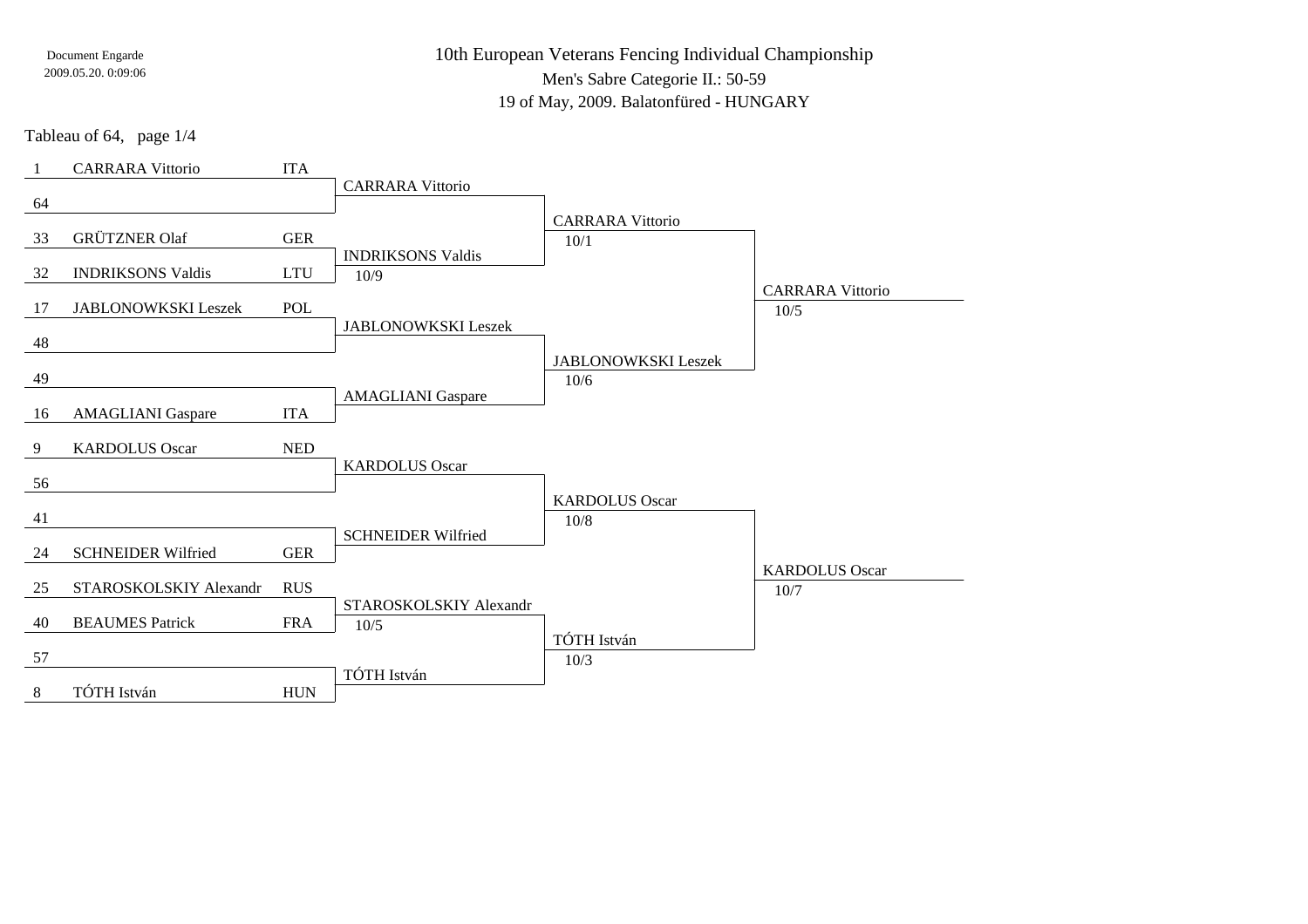Document Engarde
2009.05.20. 0:09:06

# 10th European Veterans Fencing Individual Championship

Men's Sabre Categorie II.: 50-59

19 of May, 2009. Balatonfüred - HUNGARY

Tableau of 64, page 1/4

| Seed | Name | Nation | Tableau of 64 | Tableau of 32 | Tableau of 16 |
|---|---|---|---|---|---|
| 1 | CARRARA Vittorio | ITA | CARRARA Vittorio | CARRARA Vittorio 10/1 | CARRARA Vittorio 10/5 |
| 64 | | | | | |
| 33 | GRÜTZNER Olaf | GER | INDRIKSONS Valdis 10/9 | | |
| 32 | INDRIKSONS Valdis | LTU | | | |
| 17 | JABLONOWKSKI Leszek | POL | JABLONOWKSKI Leszek | JABLONOWKSKI Leszek 10/6 | |
| 48 | | | | | |
| 49 | | | AMAGLIANI Gaspare | | |
| 16 | AMAGLIANI Gaspare | ITA | | | |
| 9 | KARDOLUS Oscar | NED | KARDOLUS Oscar | KARDOLUS Oscar 10/8 | KARDOLUS Oscar 10/7 |
| 56 | | | | | |
| 41 | | | SCHNEIDER Wilfried | | |
| 24 | SCHNEIDER Wilfried | GER | | | |
| 25 | STAROSKOLSKIY Alexandr | RUS | STAROSKOLSKIY Alexandr 10/5 | TÓTH István 10/3 | |
| 40 | BEAUMES Patrick | FRA | | | |
| 57 | | | TÓTH István | | |
| 8 | TÓTH István | HUN | | | |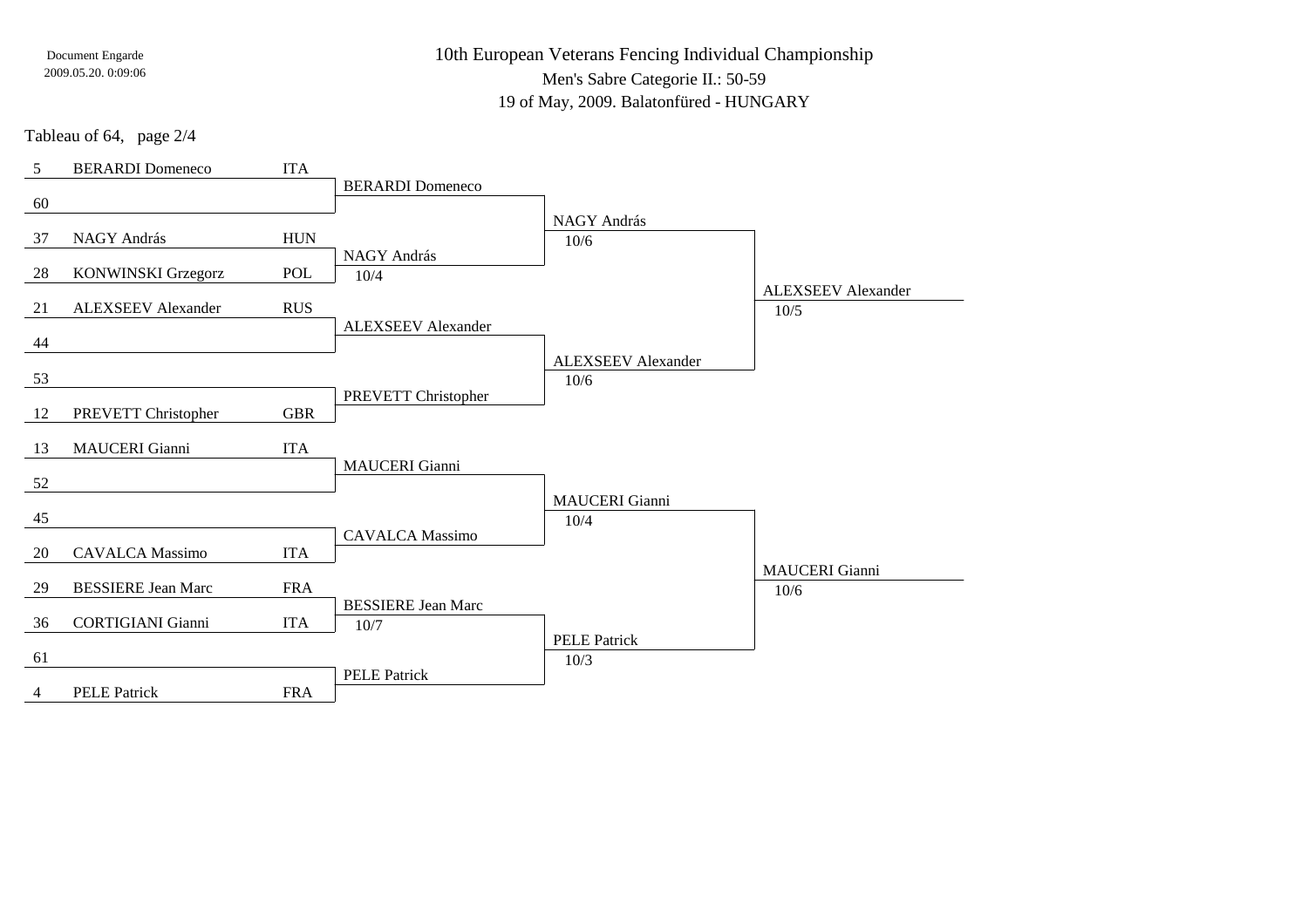Document Engarde
2009.05.20. 0:09:06

# 10th European Veterans Fencing Individual Championship

Men's Sabre Categorie II.: 50-59

19 of May, 2009. Balatonfüred - HUNGARY

Tableau of 64, page 2/4

| Seed | Name | Nation | Tableau of 32 | Tableau of 16 | Tableau of 8 |
|---|---|---|---|---|---|
| 5 | BERARDI Domeneco | ITA | BERARDI Domeneco | NAGY András 10/6 | ALEXSEEV Alexander 10/5 |
| 60 | | | | | |
| 37 | NAGY András | HUN | NAGY András 10/4 | | |
| 28 | KONWINSKI Grzegorz | POL | | | |
| 21 | ALEXSEEV Alexander | RUS | ALEXSEEV Alexander | ALEXSEEV Alexander 10/6 | |
| 44 | | | | | |
| 53 | | | PREVETT Christopher | | |
| 12 | PREVETT Christopher | GBR | | | |
| 13 | MAUCERI Gianni | ITA | MAUCERI Gianni | MAUCERI Gianni 10/4 | MAUCERI Gianni 10/6 |
| 52 | | | | | |
| 45 | | | CAVALCA Massimo | | |
| 20 | CAVALCA Massimo | ITA | | | |
| 29 | BESSIERE Jean Marc | FRA | BESSIERE Jean Marc 10/7 | PELE Patrick 10/3 | |
| 36 | CORTIGIANI Gianni | ITA | | | |
| 61 | | | PELE Patrick | | |
| 4 | PELE Patrick | FRA | | | |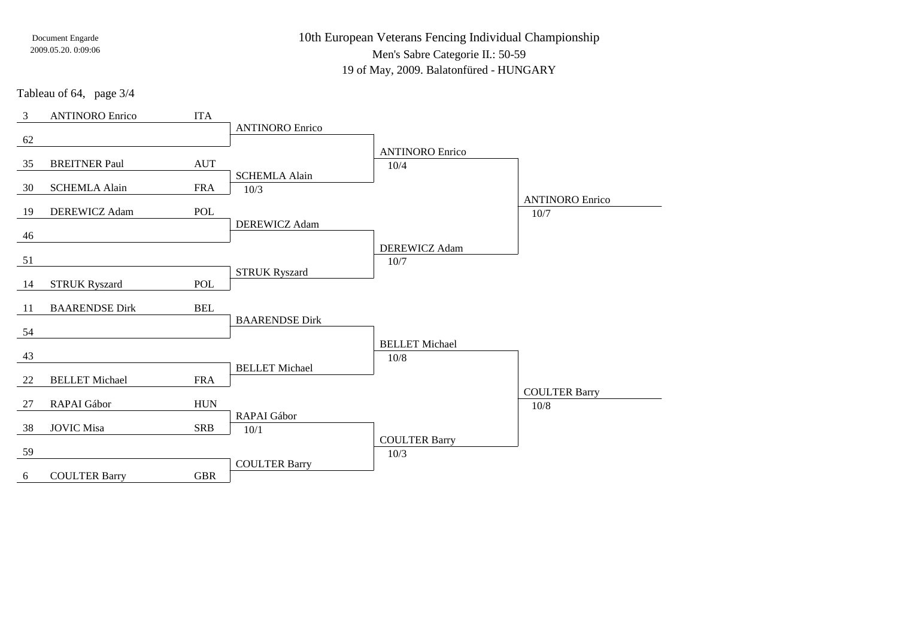10th European Veterans Fencing Individual Championship

Men's Sabre Categorie II.: 50-59

19 of May, 2009. Balatonfüred - HUNGARY

Tableau of 64, page 3/4

| Seed | Name | Country | Tableau of 32 | Tableau of 16 | Tableau of 8 |
|---|---|---|---|---|---|
| 3 | ANTINORO Enrico | ITA | ANTINORO Enrico | ANTINORO Enrico 10/4 | ANTINORO Enrico 10/7 |
| 62 | | | | | |
| 35 | BREITNER Paul | AUT | SCHEMLA Alain 10/3 | | |
| 30 | SCHEMLA Alain | FRA | | | |
| 19 | DEREWICZ Adam | POL | DEREWICZ Adam | DEREWICZ Adam 10/7 | |
| 46 | | | | | |
| 51 | | | STRUK Ryszard | | |
| 14 | STRUK Ryszard | POL | | | |
| 11 | BAARENDSE Dirk | BEL | BAARENDSE Dirk | BELLET Michael 10/8 | COULTER Barry 10/8 |
| 54 | | | | | |
| 43 | | | BELLET Michael | | |
| 22 | BELLET Michael | FRA | | | |
| 27 | RAPAI Gábor | HUN | RAPAI Gábor 10/1 | COULTER Barry 10/3 | |
| 38 | JOVIC Misa | SRB | | | |
| 59 | | | COULTER Barry | | |
| 6 | COULTER Barry | GBR | | | |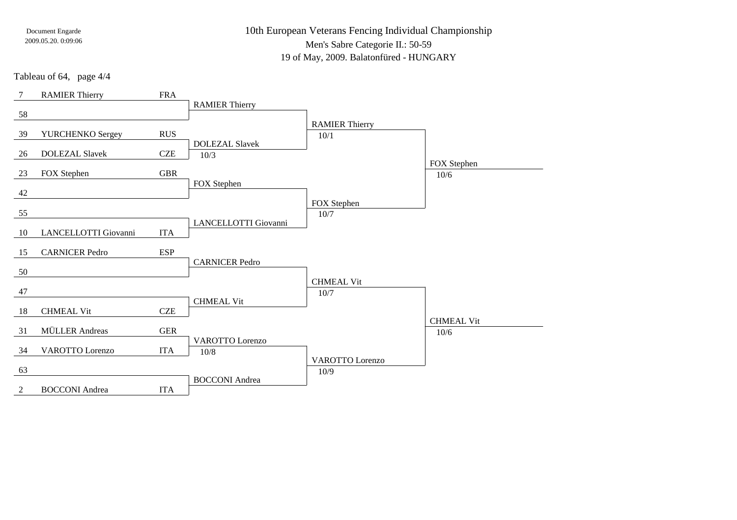# 10th European Veterans Fencing Individual Championship

Men's Sabre Categorie II.: 50-59

19 of May, 2009. Balatonfüred - HUNGARY

Tableau of 64, page 4/4

| Seed | Name | Country | Round of 32 | Round of 16 | Quarterfinal |
|---|---|---|---|---|---|
| 7 | RAMIER Thierry | FRA | RAMIER Thierry | RAMIER Thierry 10/1 | FOX Stephen 10/6 |
| 58 | | | | | |
| 39 | YURCHENKO Sergey | RUS | DOLEZAL Slavek 10/3 | | |
| 26 | DOLEZAL Slavek | CZE | | | |
| 23 | FOX Stephen | GBR | FOX Stephen | FOX Stephen 10/7 | |
| 42 | | | | | |
| 55 | | | LANCELLOTTI Giovanni | | |
| 10 | LANCELLOTTI Giovanni | ITA | | | |
| 15 | CARNICER Pedro | ESP | CARNICER Pedro | CHMEAL Vit 10/7 | CHMEAL Vit 10/6 |
| 50 | | | | | |
| 47 | | | CHMEAL Vit | | |
| 18 | CHMEAL Vit | CZE | | | |
| 31 | MÜLLER Andreas | GER | VAROTTO Lorenzo 10/8 | VAROTTO Lorenzo 10/9 | |
| 34 | VAROTTO Lorenzo | ITA | | | |
| 63 | | | BOCCONI Andrea | | |
| 2 | BOCCONI Andrea | ITA | | | |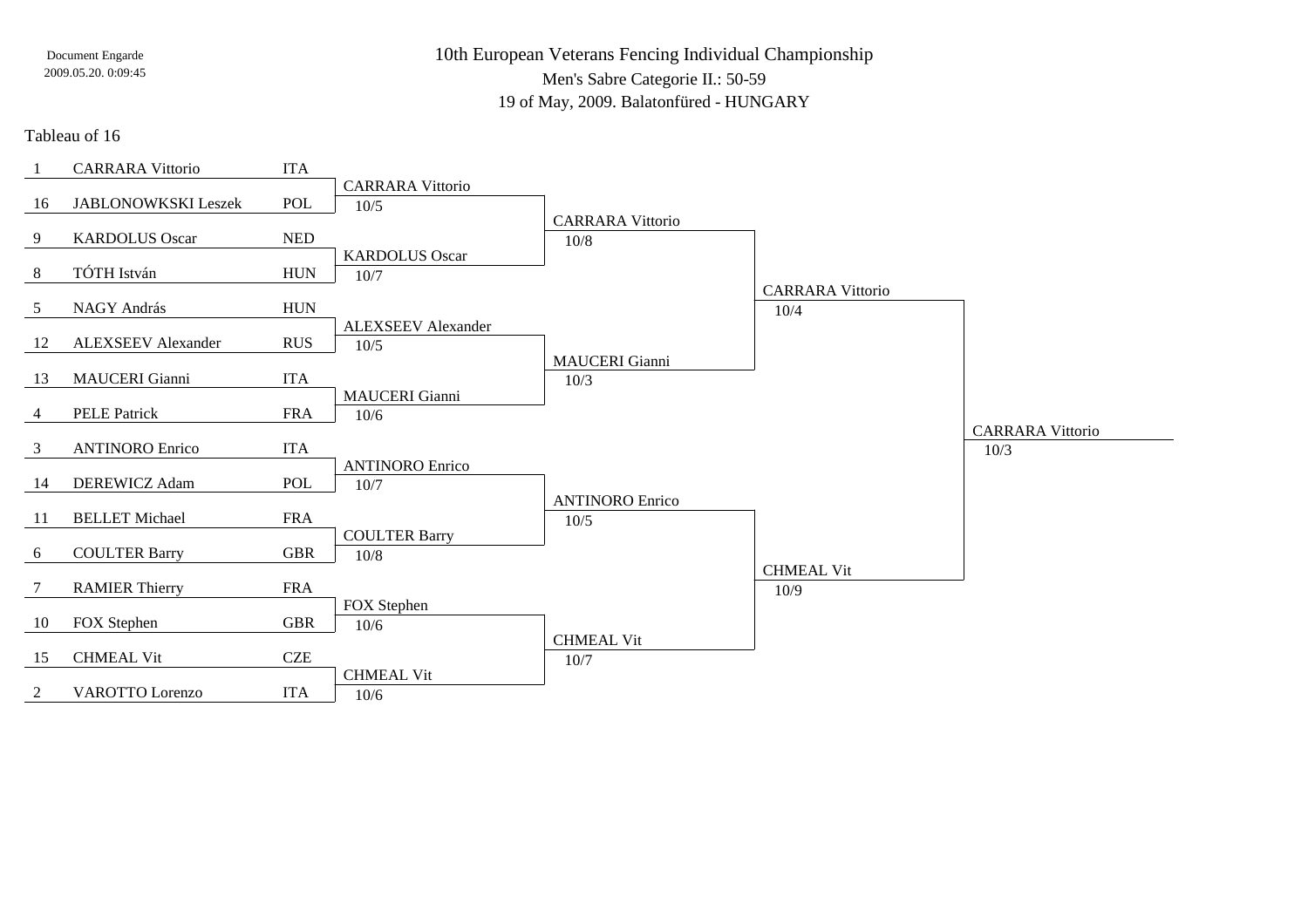Document Engarde
2009.05.20. 0:09:45

# 10th European Veterans Fencing Individual Championship

## Men's Sabre Categorie II.: 50-59

19 of May, 2009. Balatonfüred - HUNGARY

### Tableau of 16

| Seed | Name | Nation | Tableau of 8 | Semi-final | Final | Winner |
|---|---|---|---|---|---|---|
| 1 | CARRARA Vittorio | ITA | CARRARA Vittorio 10/5 | CARRARA Vittorio 10/8 | CARRARA Vittorio 10/4 | CARRARA Vittorio 10/3 |
| 16 | JABLONOWKSKI Leszek | POL | | | | |
| 9 | KARDOLUS Oscar | NED | KARDOLUS Oscar 10/7 | | | |
| 8 | TÓTH István | HUN | | | | |
| 5 | NAGY András | HUN | ALEXSEEV Alexander 10/5 | MAUCERI Gianni 10/3 | | |
| 12 | ALEXSEEV Alexander | RUS | | | | |
| 13 | MAUCERI Gianni | ITA | MAUCERI Gianni 10/6 | | | |
| 4 | PELE Patrick | FRA | | | | |
| 3 | ANTINORO Enrico | ITA | ANTINORO Enrico 10/7 | ANTINORO Enrico 10/5 | CHMEAL Vit 10/9 | |
| 14 | DEREWICZ Adam | POL | | | | |
| 11 | BELLET Michael | FRA | COULTER Barry 10/8 | | | |
| 6 | COULTER Barry | GBR | | | | |
| 7 | RAMIER Thierry | FRA | FOX Stephen 10/6 | CHMEAL Vit 10/7 | | |
| 10 | FOX Stephen | GBR | | | | |
| 15 | CHMEAL Vit | CZE | CHMEAL Vit 10/6 | | | |
| 2 | VAROTTO Lorenzo | ITA | | | | |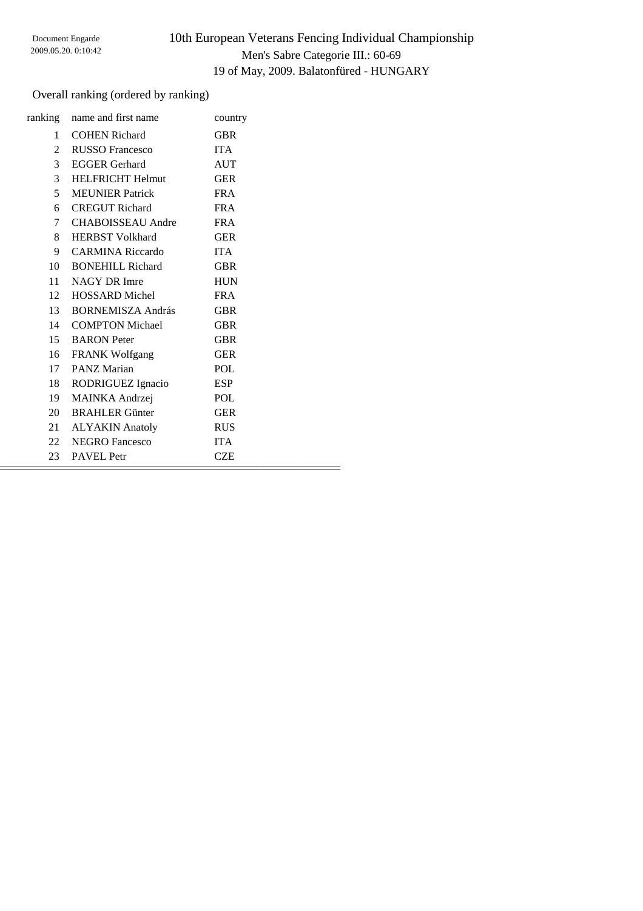Document Engarde
2009.05.20. 0:10:42

# 10th European Veterans Fencing Individual Championship

## Men's Sabre Categorie III.: 60-69

19 of May, 2009. Balatonfüred - HUNGARY

Overall ranking (ordered by ranking)

| ranking | name and first name | country |
|---|---|---|
| 1 | COHEN Richard | GBR |
| 2 | RUSSO Francesco | ITA |
| 3 | EGGER Gerhard | AUT |
| 3 | HELFRICHT Helmut | GER |
| 5 | MEUNIER Patrick | FRA |
| 6 | CREGUT Richard | FRA |
| 7 | CHABOISSEAU Andre | FRA |
| 8 | HERBST Volkhard | GER |
| 9 | CARMINA Riccardo | ITA |
| 10 | BONEHILL Richard | GBR |
| 11 | NAGY DR Imre | HUN |
| 12 | HOSSARD Michel | FRA |
| 13 | BORNEMISZA András | GBR |
| 14 | COMPTON Michael | GBR |
| 15 | BARON Peter | GBR |
| 16 | FRANK Wolfgang | GER |
| 17 | PANZ Marian | POL |
| 18 | RODRIGUEZ Ignacio | ESP |
| 19 | MAINKA Andrzej | POL |
| 20 | BRAHLER Günter | GER |
| 21 | ALYAKIN Anatoly | RUS |
| 22 | NEGRO Fancesco | ITA |
| 23 | PAVEL Petr | CZE |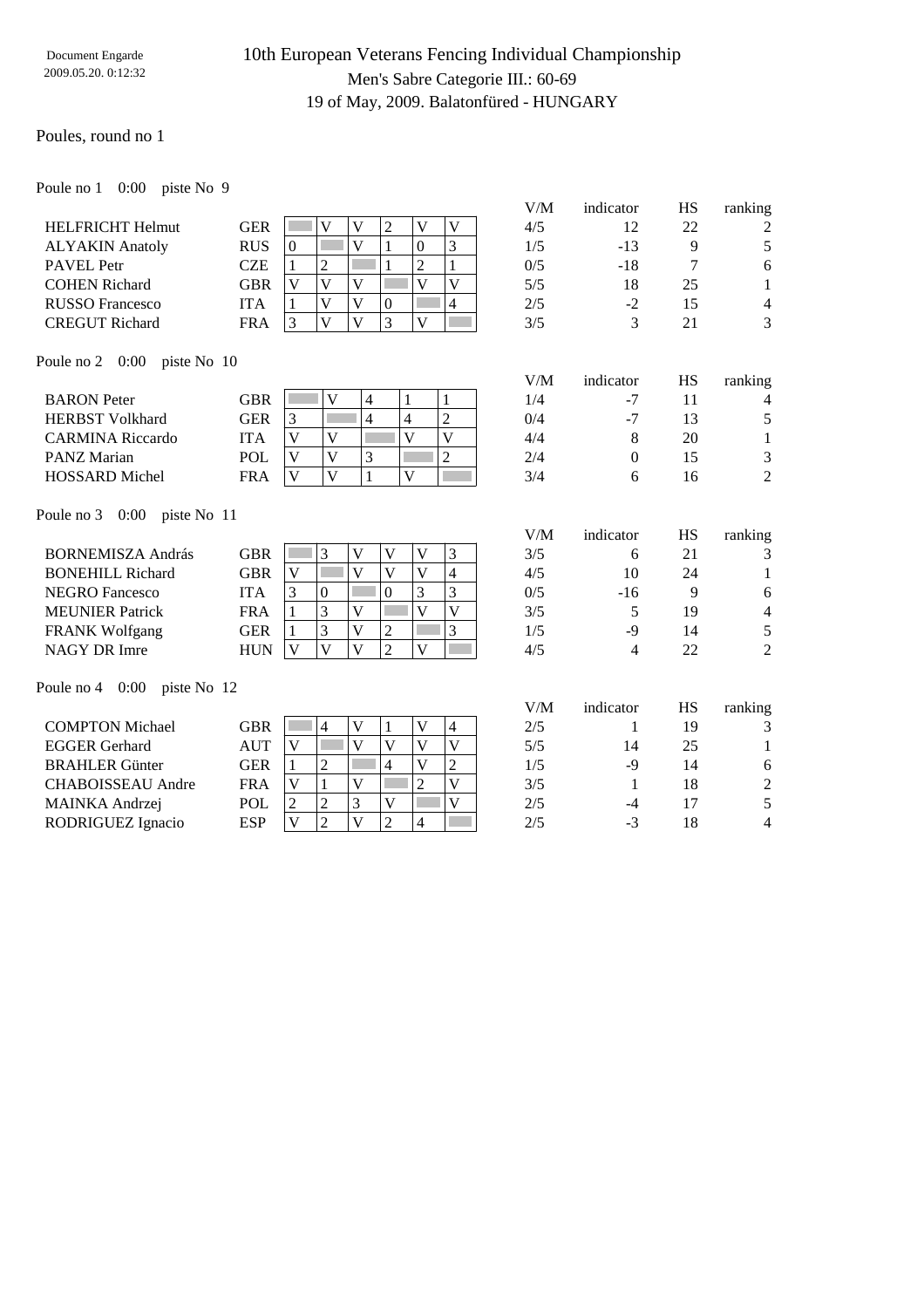Document Engarde
2009.05.20. 0:12:32

# 10th European Veterans Fencing Individual Championship

## Men's Sabre Categorie III.: 60-69

19 of May, 2009. Balatonfüred - HUNGARY

### Poules, round no 1

Poule no 1 0:00 piste No 9

| | | 1 | 2 | 3 | 4 | 5 | 6 | V/M | indicator | HS | ranking |
|---|---|---|---|---|---|---|---|---|---|---|---|
| HELFRICHT Helmut | GER | | V | V | 2 | V | V | 4/5 | 12 | 22 | 2 |
| ALYAKIN Anatoly | RUS | 0 | | V | 1 | 0 | 3 | 1/5 | -13 | 9 | 5 |
| PAVEL Petr | CZE | 1 | 2 | | 1 | 2 | 1 | 0/5 | -18 | 7 | 6 |
| COHEN Richard | GBR | V | V | V | | V | V | 5/5 | 18 | 25 | 1 |
| RUSSO Francesco | ITA | 1 | V | V | 0 | | 4 | 2/5 | -2 | 15 | 4 |
| CREGUT Richard | FRA | 3 | V | V | 3 | V | | 3/5 | 3 | 21 | 3 |

Poule no 2 0:00 piste No 10

| | | 1 | 2 | 3 | 4 | 5 | V/M | indicator | HS | ranking |
|---|---|---|---|---|---|---|---|---|---|---|
| BARON Peter | GBR | | V | 4 | 1 | 1 | 1/4 | -7 | 11 | 4 |
| HERBST Volkhard | GER | 3 | | 4 | 4 | 2 | 0/4 | -7 | 13 | 5 |
| CARMINA Riccardo | ITA | V | V | | V | V | 4/4 | 8 | 20 | 1 |
| PANZ Marian | POL | V | V | 3 | | 2 | 2/4 | 0 | 15 | 3 |
| HOSSARD Michel | FRA | V | V | 1 | V | | 3/4 | 6 | 16 | 2 |

Poule no 3 0:00 piste No 11

| | | 1 | 2 | 3 | 4 | 5 | 6 | V/M | indicator | HS | ranking |
|---|---|---|---|---|---|---|---|---|---|---|---|
| BORNEMISZA András | GBR | | 3 | V | V | V | 3 | 3/5 | 6 | 21 | 3 |
| BONEHILL Richard | GBR | V | | V | V | V | 4 | 4/5 | 10 | 24 | 1 |
| NEGRO Fancesco | ITA | 3 | 0 | | 0 | 3 | 3 | 0/5 | -16 | 9 | 6 |
| MEUNIER Patrick | FRA | 1 | 3 | V | | V | V | 3/5 | 5 | 19 | 4 |
| FRANK Wolfgang | GER | 1 | 3 | V | 2 | | 3 | 1/5 | -9 | 14 | 5 |
| NAGY DR Imre | HUN | V | V | V | 2 | V | | 4/5 | 4 | 22 | 2 |

Poule no 4 0:00 piste No 12

| | | 1 | 2 | 3 | 4 | 5 | 6 | V/M | indicator | HS | ranking |
|---|---|---|---|---|---|---|---|---|---|---|---|
| COMPTON Michael | GBR | | 4 | V | 1 | V | 4 | 2/5 | 1 | 19 | 3 |
| EGGER Gerhard | AUT | V | | V | V | V | V | 5/5 | 14 | 25 | 1 |
| BRAHLER Günter | GER | 1 | 2 | | 4 | V | 2 | 1/5 | -9 | 14 | 6 |
| CHABOISSEAU Andre | FRA | V | 1 | V | | 2 | V | 3/5 | 1 | 18 | 2 |
| MAINKA Andrzej | POL | 2 | 2 | 3 | V | | V | 2/5 | -4 | 17 | 5 |
| RODRIGUEZ Ignacio | ESP | V | 2 | V | 2 | 4 | | 2/5 | -3 | 18 | 4 |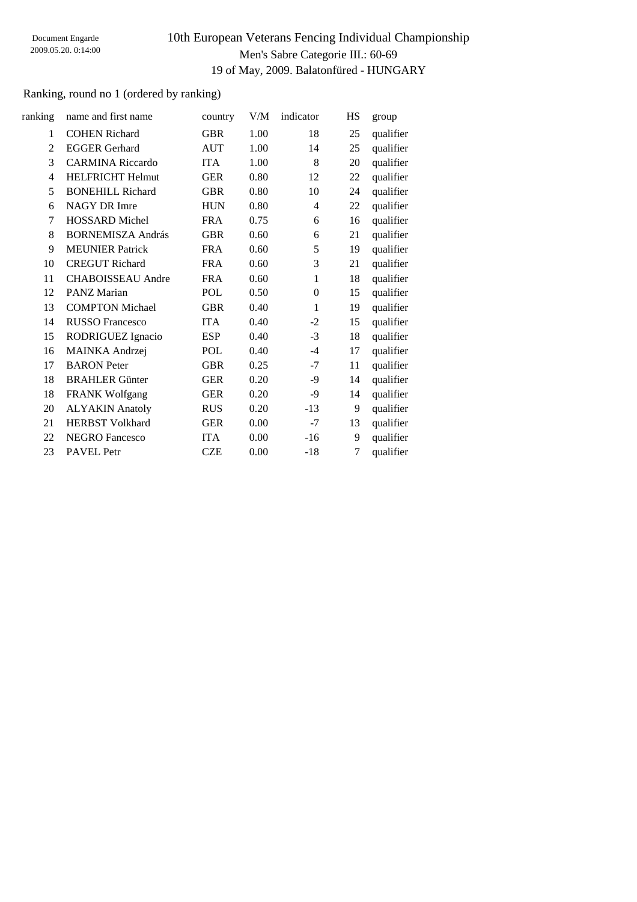Document Engarde
2009.05.20. 0:14:00

# 10th European Veterans Fencing Individual Championship

## Men's Sabre Categorie III.: 60-69

19 of May, 2009. Balatonfüred - HUNGARY

Ranking, round no 1 (ordered by ranking)

| ranking | name and first name | country | V/M | indicator | HS | group |
|---|---|---|---|---|---|---|
| 1 | COHEN Richard | GBR | 1.00 | 18 | 25 | qualifier |
| 2 | EGGER Gerhard | AUT | 1.00 | 14 | 25 | qualifier |
| 3 | CARMINA Riccardo | ITA | 1.00 | 8 | 20 | qualifier |
| 4 | HELFRICHT Helmut | GER | 0.80 | 12 | 22 | qualifier |
| 5 | BONEHILL Richard | GBR | 0.80 | 10 | 24 | qualifier |
| 6 | NAGY DR Imre | HUN | 0.80 | 4 | 22 | qualifier |
| 7 | HOSSARD Michel | FRA | 0.75 | 6 | 16 | qualifier |
| 8 | BORNEMISZA András | GBR | 0.60 | 6 | 21 | qualifier |
| 9 | MEUNIER Patrick | FRA | 0.60 | 5 | 19 | qualifier |
| 10 | CREGUT Richard | FRA | 0.60 | 3 | 21 | qualifier |
| 11 | CHABOISSEAU Andre | FRA | 0.60 | 1 | 18 | qualifier |
| 12 | PANZ Marian | POL | 0.50 | 0 | 15 | qualifier |
| 13 | COMPTON Michael | GBR | 0.40 | 1 | 19 | qualifier |
| 14 | RUSSO Francesco | ITA | 0.40 | -2 | 15 | qualifier |
| 15 | RODRIGUEZ Ignacio | ESP | 0.40 | -3 | 18 | qualifier |
| 16 | MAINKA Andrzej | POL | 0.40 | -4 | 17 | qualifier |
| 17 | BARON Peter | GBR | 0.25 | -7 | 11 | qualifier |
| 18 | BRAHLER Günter | GER | 0.20 | -9 | 14 | qualifier |
| 18 | FRANK Wolfgang | GER | 0.20 | -9 | 14 | qualifier |
| 20 | ALYAKIN Anatoly | RUS | 0.20 | -13 | 9 | qualifier |
| 21 | HERBST Volkhard | GER | 0.00 | -7 | 13 | qualifier |
| 22 | NEGRO Fancesco | ITA | 0.00 | -16 | 9 | qualifier |
| 23 | PAVEL Petr | CZE | 0.00 | -18 | 7 | qualifier |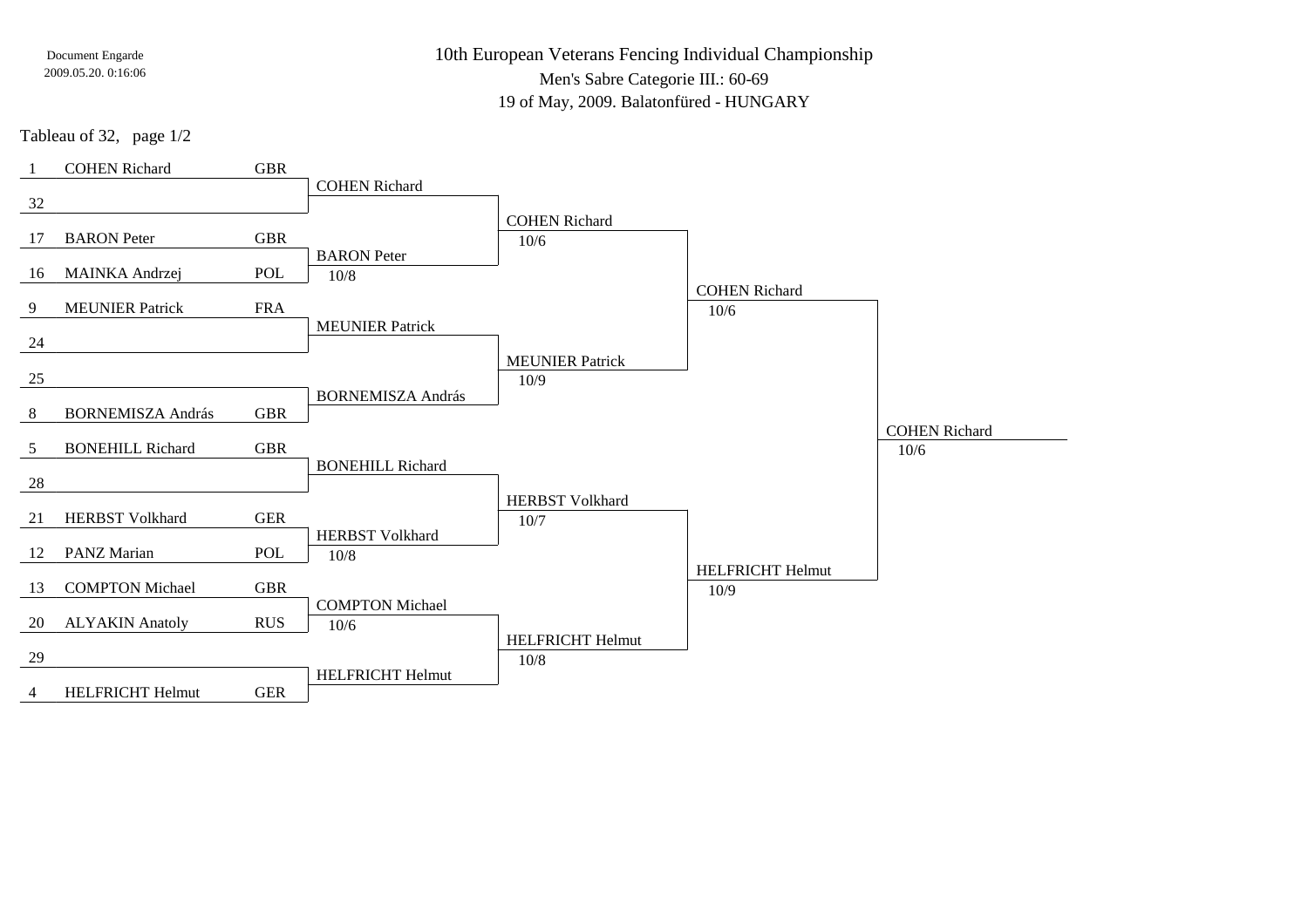Document Engarde
2009.05.20. 0:16:06

# 10th European Veterans Fencing Individual Championship

## Men's Sabre Categorie III.: 60-69

19 of May, 2009. Balatonfüred - HUNGARY

Tableau of 32, page 1/2

| Seed | Name | Nation | Round of 32 | Round of 16 | Quarterfinal | Semifinal |
|---|---|---|---|---|---|---|
| 1 | COHEN Richard | GBR | COHEN Richard | COHEN Richard 10/6 | COHEN Richard 10/6 | COHEN Richard 10/6 |
| 32 | | | | | | |
| 17 | BARON Peter | GBR | BARON Peter 10/8 | | | |
| 16 | MAINKA Andrzej | POL | | | | |
| 9 | MEUNIER Patrick | FRA | MEUNIER Patrick | MEUNIER Patrick 10/9 | | |
| 24 | | | | | | |
| 25 | | | BORNEMISZA András | | | |
| 8 | BORNEMISZA András | GBR | | | | |
| 5 | BONEHILL Richard | GBR | BONEHILL Richard | HERBST Volkhard 10/7 | HELFRICHT Helmut 10/9 | |
| 28 | | | | | | |
| 21 | HERBST Volkhard | GER | HERBST Volkhard 10/8 | | | |
| 12 | PANZ Marian | POL | | | | |
| 13 | COMPTON Michael | GBR | COMPTON Michael 10/6 | HELFRICHT Helmut 10/8 | | |
| 20 | ALYAKIN Anatoly | RUS | | | | |
| 29 | | | HELFRICHT Helmut | | | |
| 4 | HELFRICHT Helmut | GER | | | | |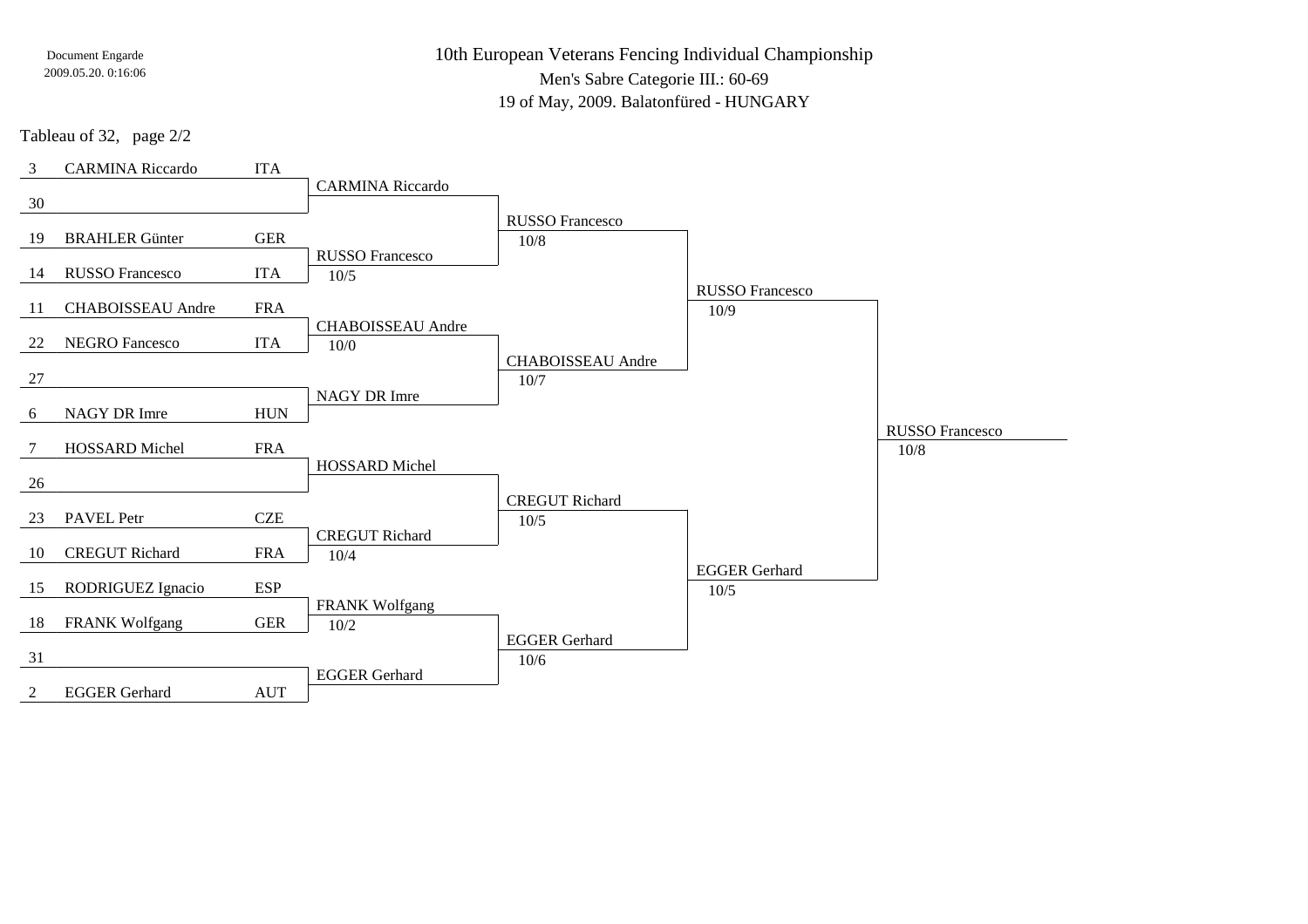Document Engarde
2009.05.20. 0:16:06

# 10th European Veterans Fencing Individual Championship

Men's Sabre Categorie III.: 60-69

19 of May, 2009. Balatonfüred - HUNGARY

Tableau of 32, page 2/2

| Seed | Name | Nation | Tableau of 16 | Quarter-final | Semi-final | Final |
|---|---|---|---|---|---|---|
| 3 | CARMINA Riccardo | ITA | CARMINA Riccardo | RUSSO Francesco 10/8 | RUSSO Francesco 10/9 | RUSSO Francesco 10/8 |
| 30 | | | | | | |
| 19 | BRAHLER Günter | GER | RUSSO Francesco 10/5 | | | |
| 14 | RUSSO Francesco | ITA | | | | |
| 11 | CHABOISSEAU Andre | FRA | CHABOISSEAU Andre 10/0 | CHABOISSEAU Andre 10/7 | | |
| 22 | NEGRO Fancesco | ITA | | | | |
| 27 | | | NAGY DR Imre | | | |
| 6 | NAGY DR Imre | HUN | | | | |
| 7 | HOSSARD Michel | FRA | HOSSARD Michel | CREGUT Richard 10/5 | EGGER Gerhard 10/5 | |
| 26 | | | | | | |
| 23 | PAVEL Petr | CZE | CREGUT Richard 10/4 | | | |
| 10 | CREGUT Richard | FRA | | | | |
| 15 | RODRIGUEZ Ignacio | ESP | FRANK Wolfgang 10/2 | EGGER Gerhard 10/6 | | |
| 18 | FRANK Wolfgang | GER | | | | |
| 31 | | | EGGER Gerhard | | | |
| 2 | EGGER Gerhard | AUT | | | | |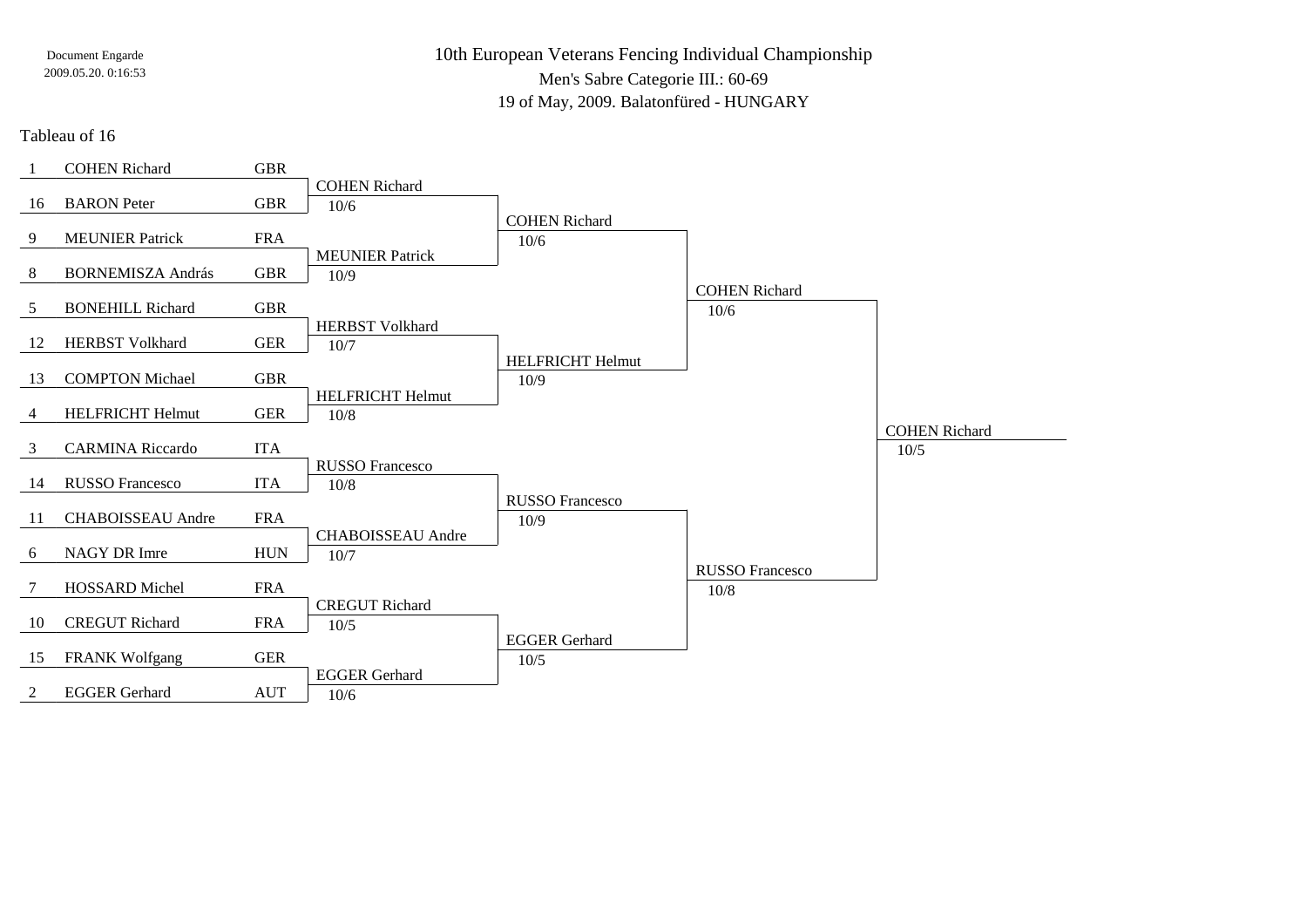Document Engarde
2009.05.20. 0:16:53

# 10th European Veterans Fencing Individual Championship

## Men's Sabre Categorie III.: 60-69

19 of May, 2009. Balatonfüred - HUNGARY

### Tableau of 16

| Seed | Name | Nation | Tableau of 8 | Semi-finals | Final | Winner |
|---|---|---|---|---|---|---|
| 1 | COHEN Richard | GBR | COHEN Richard 10/6 | COHEN Richard 10/6 | COHEN Richard 10/6 | COHEN Richard 10/5 |
| 16 | BARON Peter | GBR | | | | |
| 9 | MEUNIER Patrick | FRA | MEUNIER Patrick 10/9 | | | |
| 8 | BORNEMISZA András | GBR | | | | |
| 5 | BONEHILL Richard | GBR | HERBST Volkhard 10/7 | HELFRICHT Helmut 10/9 | | |
| 12 | HERBST Volkhard | GER | | | | |
| 13 | COMPTON Michael | GBR | HELFRICHT Helmut 10/8 | | | |
| 4 | HELFRICHT Helmut | GER | | | | |
| 3 | CARMINA Riccardo | ITA | RUSSO Francesco 10/8 | RUSSO Francesco 10/9 | RUSSO Francesco 10/8 | |
| 14 | RUSSO Francesco | ITA | | | | |
| 11 | CHABOISSEAU Andre | FRA | CHABOISSEAU Andre 10/7 | | | |
| 6 | NAGY DR Imre | HUN | | | | |
| 7 | HOSSARD Michel | FRA | CREGUT Richard 10/5 | EGGER Gerhard 10/5 | | |
| 10 | CREGUT Richard | FRA | | | | |
| 15 | FRANK Wolfgang | GER | EGGER Gerhard 10/6 | | | |
| 2 | EGGER Gerhard | AUT | | | | |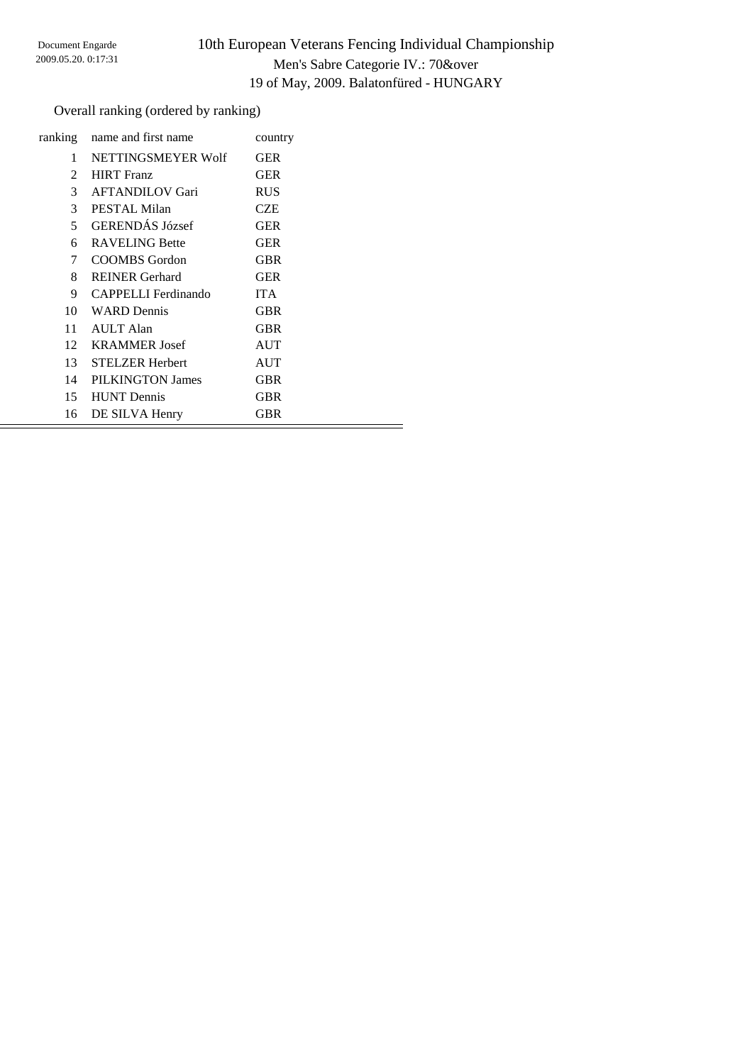# 10th European Veterans Fencing Individual Championship

Men's Sabre Categorie IV.: 70&over

19 of May, 2009. Balatonfüred - HUNGARY

Overall ranking (ordered by ranking)

| ranking | name and first name | country |
|---|---|---|
| 1 | NETTINGSMEYER Wolf | GER |
| 2 | HIRT Franz | GER |
| 3 | AFTANDILOV Gari | RUS |
| 3 | PESTAL Milan | CZE |
| 5 | GERENDÁS József | GER |
| 6 | RAVELING Bette | GER |
| 7 | COOMBS Gordon | GBR |
| 8 | REINER Gerhard | GER |
| 9 | CAPPELLI Ferdinando | ITA |
| 10 | WARD Dennis | GBR |
| 11 | AULT Alan | GBR |
| 12 | KRAMMER Josef | AUT |
| 13 | STELZER Herbert | AUT |
| 14 | PILKINGTON James | GBR |
| 15 | HUNT Dennis | GBR |
| 16 | DE SILVA Henry | GBR |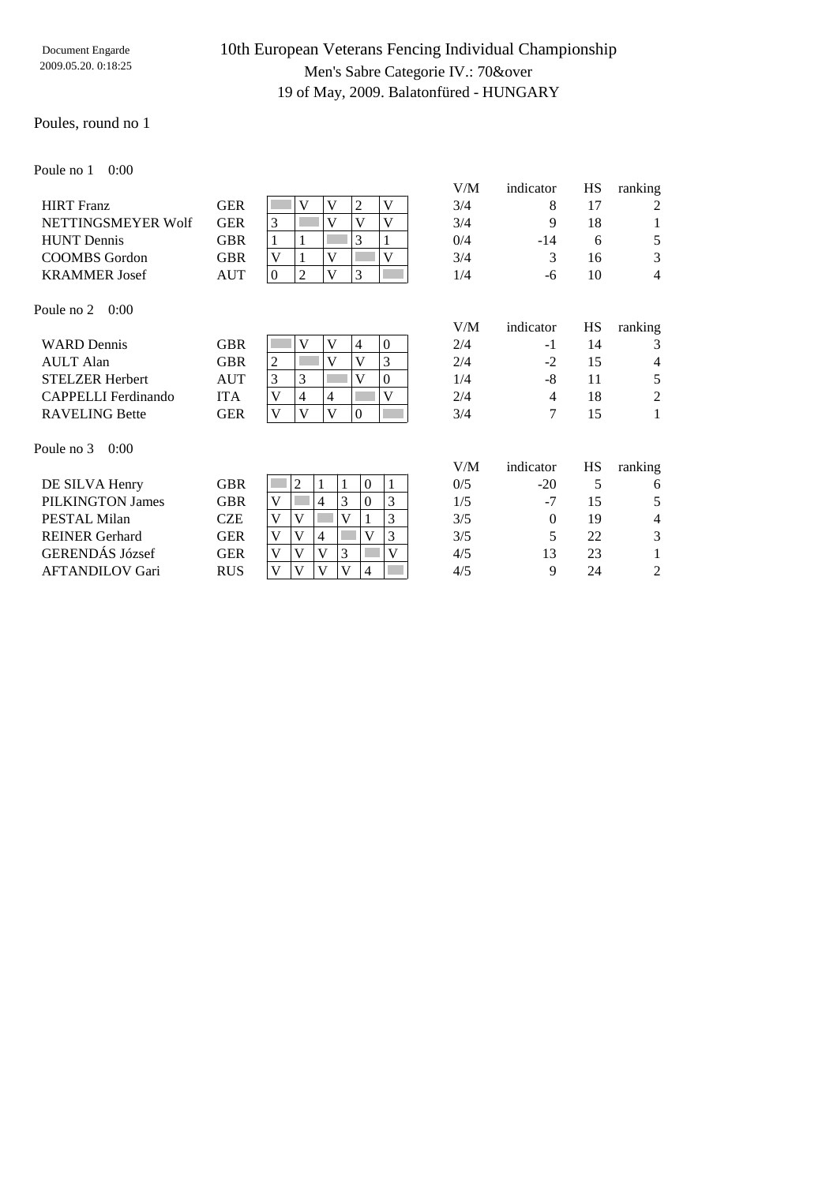Document Engarde
2009.05.20. 0:18:25

# 10th European Veterans Fencing Individual Championship

## Men's Sabre Categorie IV.: 70&over

## 19 of May, 2009. Balatonfüred - HUNGARY

Poules, round no 1

Poule no 1 0:00

| Name | Nat. | 1 | 2 | 3 | 4 | 5 | V/M | indicator | HS | ranking |
|---|---|---|---|---|---|---|---|---|---|---|
| HIRT Franz | GER | | V | V | 2 | V | 3/4 | 8 | 17 | 2 |
| NETTINGSMEYER Wolf | GER | 3 | | V | V | V | 3/4 | 9 | 18 | 1 |
| HUNT Dennis | GBR | 1 | 1 | | 3 | 1 | 0/4 | -14 | 6 | 5 |
| COOMBS Gordon | GBR | V | 1 | V | | V | 3/4 | 3 | 16 | 3 |
| KRAMMER Josef | AUT | 0 | 2 | V | 3 | | 1/4 | -6 | 10 | 4 |

Poule no 2 0:00

| Name | Nat. | 1 | 2 | 3 | 4 | 5 | V/M | indicator | HS | ranking |
|---|---|---|---|---|---|---|---|---|---|---|
| WARD Dennis | GBR | | V | V | 4 | 0 | 2/4 | -1 | 14 | 3 |
| AULT Alan | GBR | 2 | | V | V | 3 | 2/4 | -2 | 15 | 4 |
| STELZER Herbert | AUT | 3 | 3 | | V | 0 | 1/4 | -8 | 11 | 5 |
| CAPPELLI Ferdinando | ITA | V | 4 | 4 | | V | 2/4 | 4 | 18 | 2 |
| RAVELING Bette | GER | V | V | V | 0 | | 3/4 | 7 | 15 | 1 |

Poule no 3 0:00

| Name | Nat. | 1 | 2 | 3 | 4 | 5 | 6 | V/M | indicator | HS | ranking |
|---|---|---|---|---|---|---|---|---|---|---|---|
| DE SILVA Henry | GBR | | 2 | 1 | 1 | 0 | 1 | 0/5 | -20 | 5 | 6 |
| PILKINGTON James | GBR | V | | 4 | 3 | 0 | 3 | 1/5 | -7 | 15 | 5 |
| PESTAL Milan | CZE | V | V | | V | 1 | 3 | 3/5 | 0 | 19 | 4 |
| REINER Gerhard | GER | V | V | 4 | | V | 3 | 3/5 | 5 | 22 | 3 |
| GERENDÁS József | GER | V | V | V | 3 | | V | 4/5 | 13 | 23 | 1 |
| AFTANDILOV Gari | RUS | V | V | V | V | 4 | | 4/5 | 9 | 24 | 2 |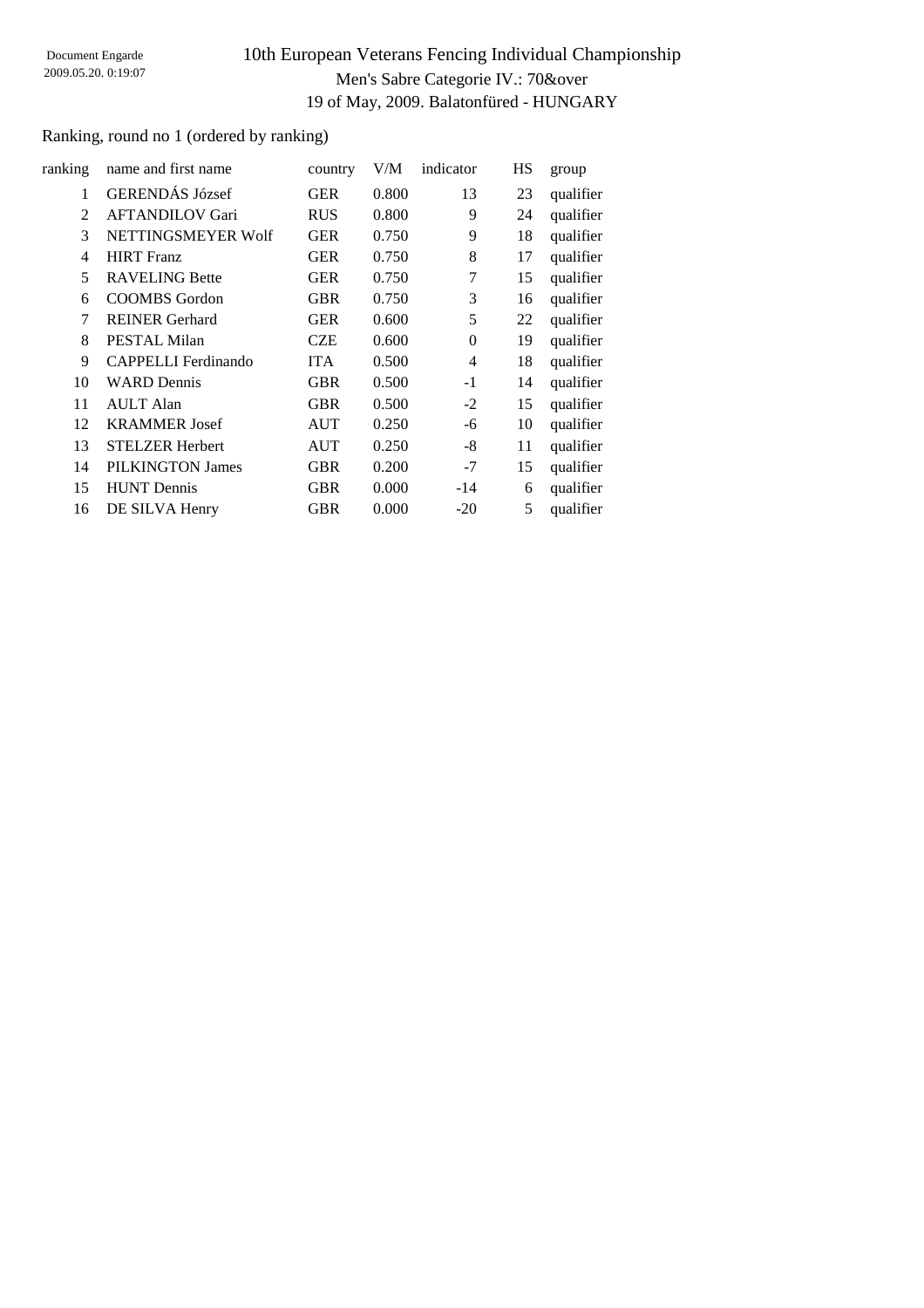Document Engarde
2009.05.20. 0:19:07

# 10th European Veterans Fencing Individual Championship

Men's Sabre Categorie IV.: 70&over

19 of May, 2009. Balatonfüred - HUNGARY

Ranking, round no 1 (ordered by ranking)

| ranking | name and first name | country | V/M | indicator | HS | group |
|---|---|---|---|---|---|---|
| 1 | GERENDÁS József | GER | 0.800 | 13 | 23 | qualifier |
| 2 | AFTANDILOV Gari | RUS | 0.800 | 9 | 24 | qualifier |
| 3 | NETTINGSMEYER Wolf | GER | 0.750 | 9 | 18 | qualifier |
| 4 | HIRT Franz | GER | 0.750 | 8 | 17 | qualifier |
| 5 | RAVELING Bette | GER | 0.750 | 7 | 15 | qualifier |
| 6 | COOMBS Gordon | GBR | 0.750 | 3 | 16 | qualifier |
| 7 | REINER Gerhard | GER | 0.600 | 5 | 22 | qualifier |
| 8 | PESTAL Milan | CZE | 0.600 | 0 | 19 | qualifier |
| 9 | CAPPELLI Ferdinando | ITA | 0.500 | 4 | 18 | qualifier |
| 10 | WARD Dennis | GBR | 0.500 | -1 | 14 | qualifier |
| 11 | AULT Alan | GBR | 0.500 | -2 | 15 | qualifier |
| 12 | KRAMMER Josef | AUT | 0.250 | -6 | 10 | qualifier |
| 13 | STELZER Herbert | AUT | 0.250 | -8 | 11 | qualifier |
| 14 | PILKINGTON James | GBR | 0.200 | -7 | 15 | qualifier |
| 15 | HUNT Dennis | GBR | 0.000 | -14 | 6 | qualifier |
| 16 | DE SILVA Henry | GBR | 0.000 | -20 | 5 | qualifier |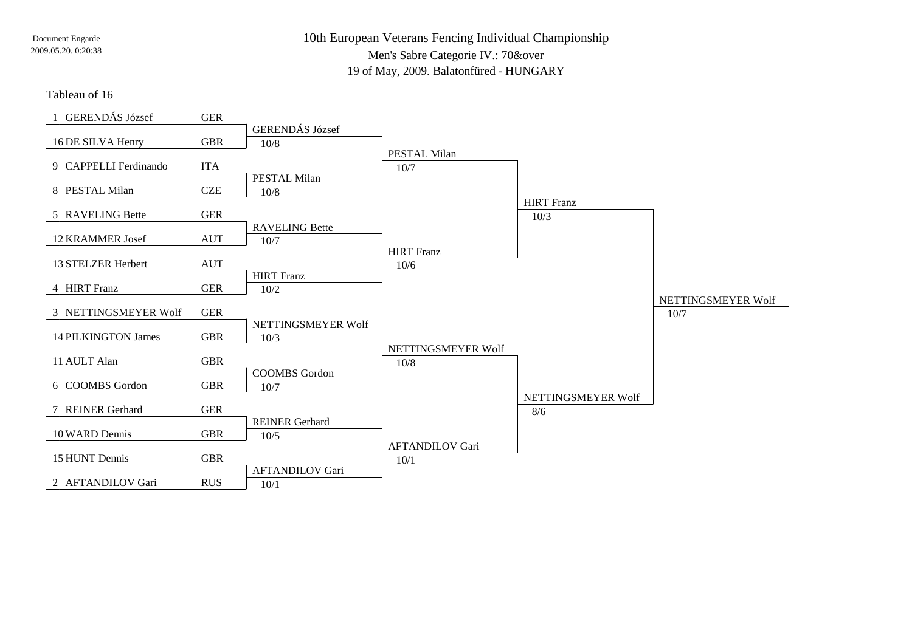Document Engarde
2009.05.20. 0:20:38

# 10th European Veterans Fencing Individual Championship

## Men's Sabre Categorie IV.: 70&over

### 19 of May, 2009. Balatonfüred - HUNGARY

Tableau of 16

| Tableau of 16 | Nation | Tableau of 8 | Semi-final | Final | Winner |
|---|---|---|---|---|---|
| 1 GERENDÁS József | GER | GERENDÁS József 10/8 | PESTAL Milan 10/7 | HIRT Franz 10/3 | NETTINGSMEYER Wolf 10/7 |
| 16 DE SILVA Henry | GBR | | | | |
| 9 CAPPELLI Ferdinando | ITA | PESTAL Milan 10/8 | | | |
| 8 PESTAL Milan | CZE | | | | |
| 5 RAVELING Bette | GER | RAVELING Bette 10/7 | HIRT Franz 10/6 | | |
| 12 KRAMMER Josef | AUT | | | | |
| 13 STELZER Herbert | AUT | HIRT Franz 10/2 | | | |
| 4 HIRT Franz | GER | | | | |
| 3 NETTINGSMEYER Wolf | GER | NETTINGSMEYER Wolf 10/3 | NETTINGSMEYER Wolf 10/8 | NETTINGSMEYER Wolf 8/6 | |
| 14 PILKINGTON James | GBR | | | | |
| 11 AULT Alan | GBR | COOMBS Gordon 10/7 | | | |
| 6 COOMBS Gordon | GBR | | | | |
| 7 REINER Gerhard | GER | REINER Gerhard 10/5 | AFTANDILOV Gari 10/1 | | |
| 10 WARD Dennis | GBR | | | | |
| 15 HUNT Dennis | GBR | AFTANDILOV Gari 10/1 | | | |
| 2 AFTANDILOV Gari | RUS | | | | |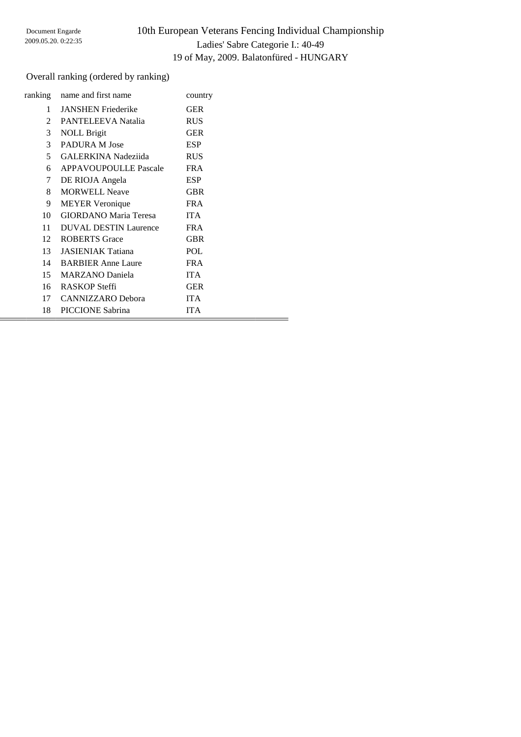Document Engarde
2009.05.20. 0:22:35

# 10th European Veterans Fencing Individual Championship

Ladies' Sabre Categorie I.: 40-49

19 of May, 2009. Balatonfüred - HUNGARY

Overall ranking (ordered by ranking)

| ranking | name and first name | country |
|---|---|---|
| 1 | JANSHEN Friederike | GER |
| 2 | PANTELEEVA Natalia | RUS |
| 3 | NOLL Brigit | GER |
| 3 | PADURA M Jose | ESP |
| 5 | GALERKINA Nadeziida | RUS |
| 6 | APPAVOUPOULLE Pascale | FRA |
| 7 | DE RIOJA Angela | ESP |
| 8 | MORWELL Neave | GBR |
| 9 | MEYER Veronique | FRA |
| 10 | GIORDANO Maria Teresa | ITA |
| 11 | DUVAL DESTIN Laurence | FRA |
| 12 | ROBERTS Grace | GBR |
| 13 | JASIENIAK Tatiana | POL |
| 14 | BARBIER Anne Laure | FRA |
| 15 | MARZANO Daniela | ITA |
| 16 | RASKOP Steffi | GER |
| 17 | CANNIZZARO Debora | ITA |
| 18 | PICCIONE Sabrina | ITA |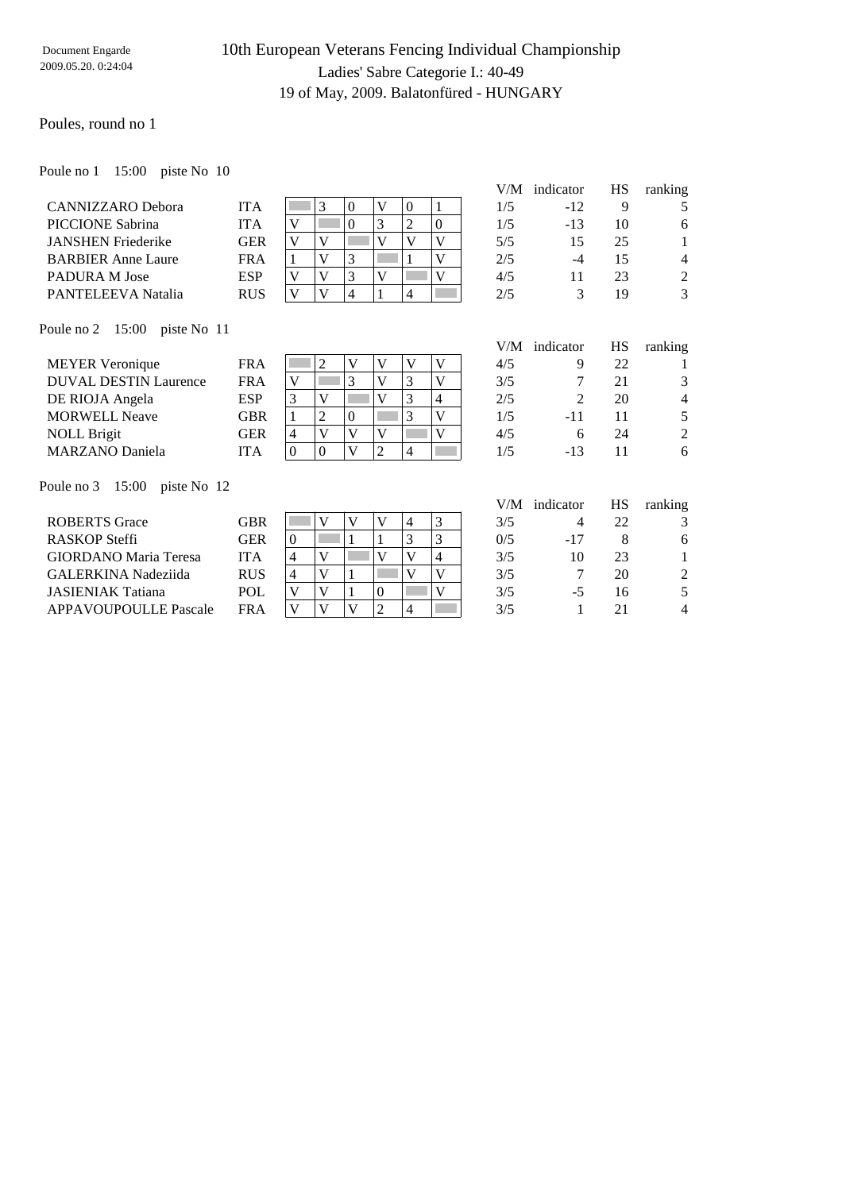Document Engarde
2009.05.20. 0:24:04

# 10th European Veterans Fencing Individual Championship

## Ladies' Sabre Categorie I.: 40-49

19 of May, 2009. Balatonfüred - HUNGARY

Poules, round no 1

Poule no 1    15:00    piste No 10

| Name | Nation | 1 | 2 | 3 | 4 | 5 | 6 | V/M | indicator | HS | ranking |
|---|---|---|---|---|---|---|---|---|---|---|---|
| CANNIZZARO Debora | ITA | | 3 | 0 | V | 0 | 1 | 1/5 | -12 | 9 | 5 |
| PICCIONE Sabrina | ITA | V | | 0 | 3 | 2 | 0 | 1/5 | -13 | 10 | 6 |
| JANSHEN Friederike | GER | V | V | | V | V | V | 5/5 | 15 | 25 | 1 |
| BARBIER Anne Laure | FRA | 1 | V | 3 | | 1 | V | 2/5 | -4 | 15 | 4 |
| PADURA M Jose | ESP | V | V | 3 | V | | V | 4/5 | 11 | 23 | 2 |
| PANTELEEVA Natalia | RUS | V | V | 4 | 1 | 4 | | 2/5 | 3 | 19 | 3 |

Poule no 2    15:00    piste No 11

| Name | Nation | 1 | 2 | 3 | 4 | 5 | 6 | V/M | indicator | HS | ranking |
|---|---|---|---|---|---|---|---|---|---|---|---|
| MEYER Veronique | FRA | | 2 | V | V | V | V | 4/5 | 9 | 22 | 1 |
| DUVAL DESTIN Laurence | FRA | V | | 3 | V | 3 | V | 3/5 | 7 | 21 | 3 |
| DE RIOJA Angela | ESP | 3 | V | | V | 3 | 4 | 2/5 | 2 | 20 | 4 |
| MORWELL Neave | GBR | 1 | 2 | 0 | | 3 | V | 1/5 | -11 | 11 | 5 |
| NOLL Brigit | GER | 4 | V | V | V | | V | 4/5 | 6 | 24 | 2 |
| MARZANO Daniela | ITA | 0 | 0 | V | 2 | 4 | | 1/5 | -13 | 11 | 6 |

Poule no 3    15:00    piste No 12

| Name | Nation | 1 | 2 | 3 | 4 | 5 | 6 | V/M | indicator | HS | ranking |
|---|---|---|---|---|---|---|---|---|---|---|---|
| ROBERTS Grace | GBR | | V | V | V | 4 | 3 | 3/5 | 4 | 22 | 3 |
| RASKOP Steffi | GER | 0 | | 1 | 1 | 3 | 3 | 0/5 | -17 | 8 | 6 |
| GIORDANO Maria Teresa | ITA | 4 | V | | V | V | 4 | 3/5 | 10 | 23 | 1 |
| GALERKINA Nadeziida | RUS | 4 | V | 1 | | V | V | 3/5 | 7 | 20 | 2 |
| JASIENIAK Tatiana | POL | V | V | 1 | 0 | | V | 3/5 | -5 | 16 | 5 |
| APPAVOUPOULLE Pascale | FRA | V | V | V | 2 | 4 | | 3/5 | 1 | 21 | 4 |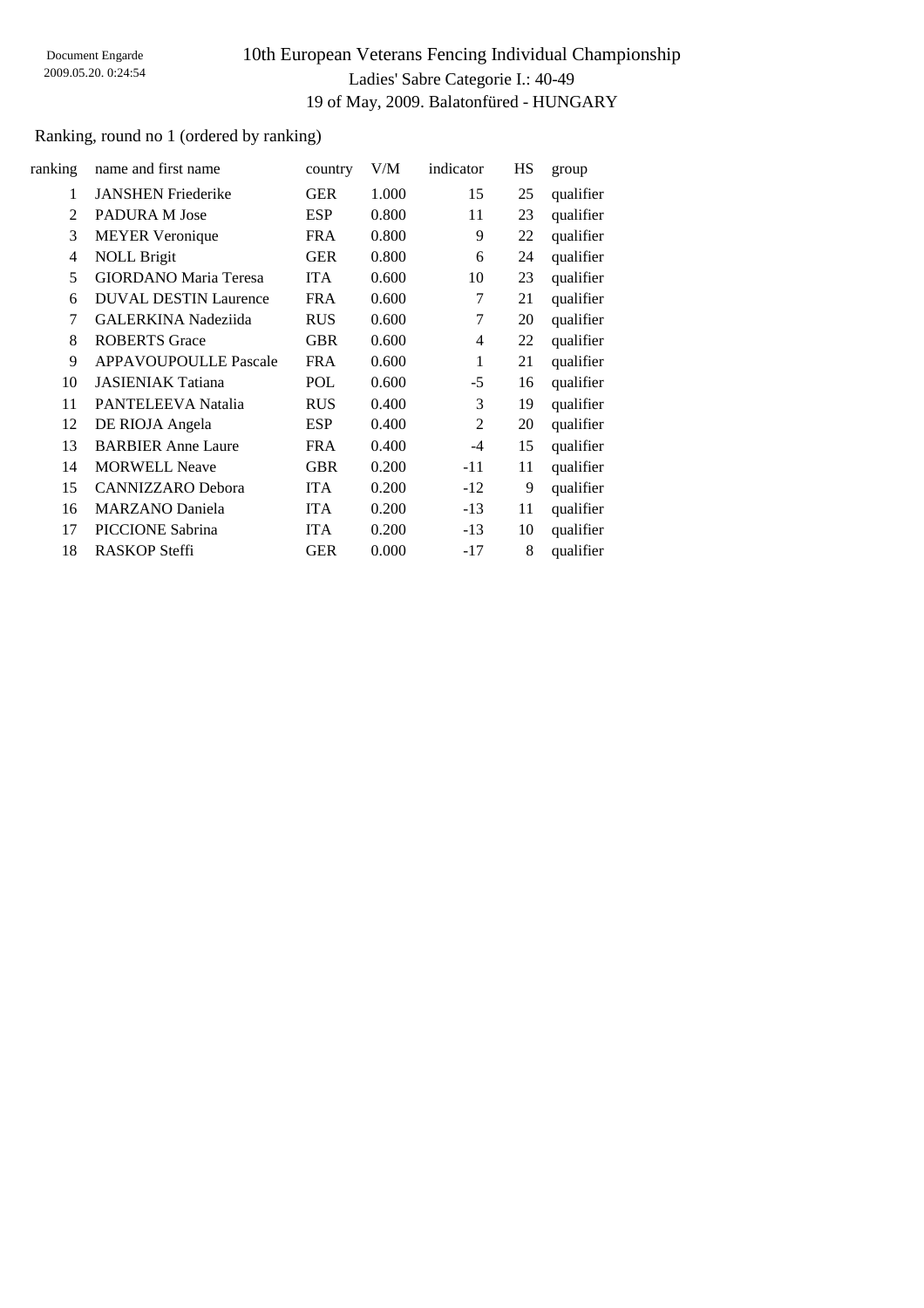Document Engarde
2009.05.20. 0:24:54

# 10th European Veterans Fencing Individual Championship

Ladies' Sabre Categorie I.: 40-49

19 of May, 2009. Balatonfüred - HUNGARY

Ranking, round no 1 (ordered by ranking)

| ranking | name and first name | country | V/M | indicator | HS | group |
|---|---|---|---|---|---|---|
| 1 | JANSHEN Friederike | GER | 1.000 | 15 | 25 | qualifier |
| 2 | PADURA M Jose | ESP | 0.800 | 11 | 23 | qualifier |
| 3 | MEYER Veronique | FRA | 0.800 | 9 | 22 | qualifier |
| 4 | NOLL Brigit | GER | 0.800 | 6 | 24 | qualifier |
| 5 | GIORDANO Maria Teresa | ITA | 0.600 | 10 | 23 | qualifier |
| 6 | DUVAL DESTIN Laurence | FRA | 0.600 | 7 | 21 | qualifier |
| 7 | GALERKINA Nadeziida | RUS | 0.600 | 7 | 20 | qualifier |
| 8 | ROBERTS Grace | GBR | 0.600 | 4 | 22 | qualifier |
| 9 | APPAVOUPOULLE Pascale | FRA | 0.600 | 1 | 21 | qualifier |
| 10 | JASIENIAK Tatiana | POL | 0.600 | -5 | 16 | qualifier |
| 11 | PANTELEEVA Natalia | RUS | 0.400 | 3 | 19 | qualifier |
| 12 | DE RIOJA Angela | ESP | 0.400 | 2 | 20 | qualifier |
| 13 | BARBIER Anne Laure | FRA | 0.400 | -4 | 15 | qualifier |
| 14 | MORWELL Neave | GBR | 0.200 | -11 | 11 | qualifier |
| 15 | CANNIZZARO Debora | ITA | 0.200 | -12 | 9 | qualifier |
| 16 | MARZANO Daniela | ITA | 0.200 | -13 | 11 | qualifier |
| 17 | PICCIONE Sabrina | ITA | 0.200 | -13 | 10 | qualifier |
| 18 | RASKOP Steffi | GER | 0.000 | -17 | 8 | qualifier |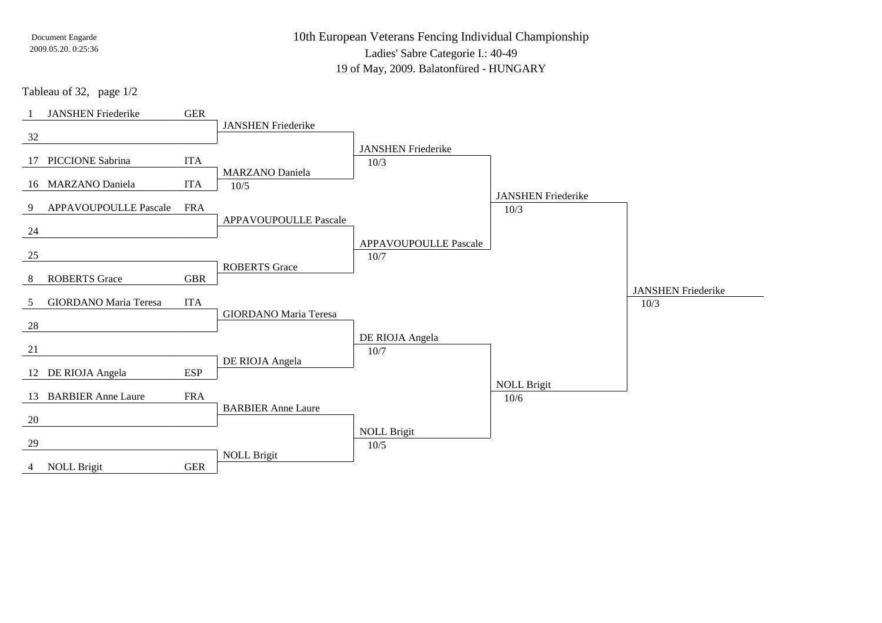Document Engarde
2009.05.20. 0:25:36

# 10th European Veterans Fencing Individual Championship

Ladies' Sabre Categorie I.: 40-49

19 of May, 2009. Balatonfüred - HUNGARY

Tableau of 32, page 1/2

| Seed | Name | Nation | Tableau of 16 | Quarter-final | Semi-final | Final |
|---|---|---|---|---|---|---|
| 1 | JANSHEN Friederike | GER | JANSHEN Friederike | JANSHEN Friederike 10/3 | JANSHEN Friederike 10/3 | JANSHEN Friederike 10/3 |
| 32 | | | | | | |
| 17 | PICCIONE Sabrina | ITA | MARZANO Daniela 10/5 | | | |
| 16 | MARZANO Daniela | ITA | | | | |
| 9 | APPAVOUPOULLE Pascale | FRA | APPAVOUPOULLE Pascale | APPAVOUPOULLE Pascale 10/7 | | |
| 24 | | | | | | |
| 25 | | | ROBERTS Grace | | | |
| 8 | ROBERTS Grace | GBR | | | | |
| 5 | GIORDANO Maria Teresa | ITA | GIORDANO Maria Teresa | DE RIOJA Angela 10/7 | NOLL Brigit 10/6 | |
| 28 | | | | | | |
| 21 | | | DE RIOJA Angela | | | |
| 12 | DE RIOJA Angela | ESP | | | | |
| 13 | BARBIER Anne Laure | FRA | BARBIER Anne Laure | NOLL Brigit 10/5 | | |
| 20 | | | | | | |
| 29 | | | NOLL Brigit | | | |
| 4 | NOLL Brigit | GER | | | | |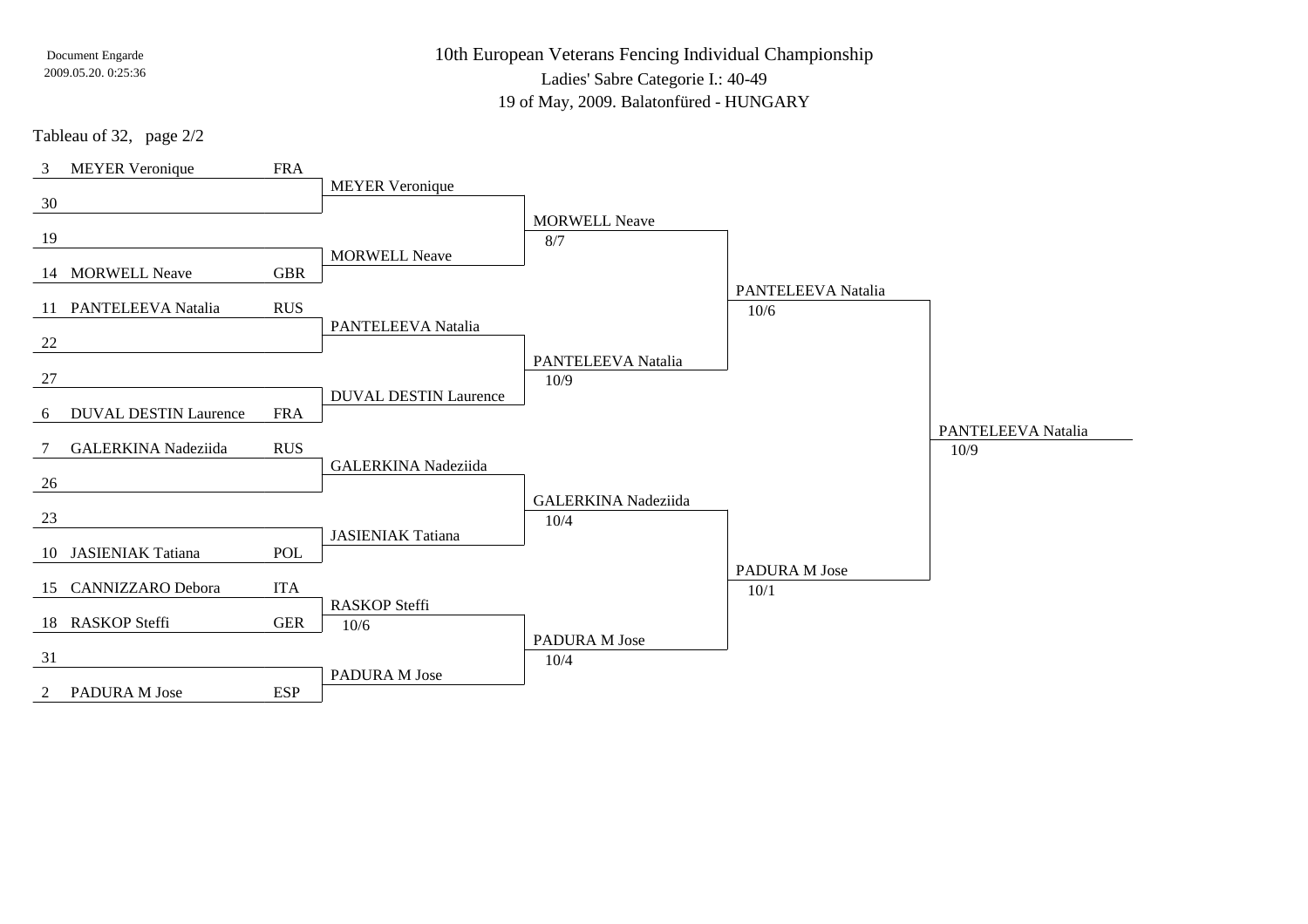Document Engarde
2009.05.20. 0:25:36

# 10th European Veterans Fencing Individual Championship

Ladies' Sabre Categorie I.: 40-49

19 of May, 2009. Balatonfüred - HUNGARY

Tableau of 32, page 2/2

| Seed | Name | Country | Tableau of 16 | Quarter-final | Semi-final | Final |
|---|---|---|---|---|---|---|
| 3 | MEYER Veronique | FRA | MEYER Veronique | MORWELL Neave 8/7 | PANTELEEVA Natalia 10/6 | PANTELEEVA Natalia 10/9 |
| 30 | | | | | | |
| 19 | | | MORWELL Neave | | | |
| 14 | MORWELL Neave | GBR | | | | |
| 11 | PANTELEEVA Natalia | RUS | PANTELEEVA Natalia | PANTELEEVA Natalia 10/9 | | |
| 22 | | | | | | |
| 27 | | | DUVAL DESTIN Laurence | | | |
| 6 | DUVAL DESTIN Laurence | FRA | | | | |
| 7 | GALERKINA Nadeziida | RUS | GALERKINA Nadeziida | GALERKINA Nadeziida 10/4 | PADURA M Jose 10/1 | |
| 26 | | | | | | |
| 23 | | | JASIENIAK Tatiana | | | |
| 10 | JASIENIAK Tatiana | POL | | | | |
| 15 | CANNIZZARO Debora | ITA | RASKOP Steffi 10/6 | PADURA M Jose 10/4 | | |
| 18 | RASKOP Steffi | GER | | | | |
| 31 | | | PADURA M Jose | | | |
| 2 | PADURA M Jose | ESP | | | | |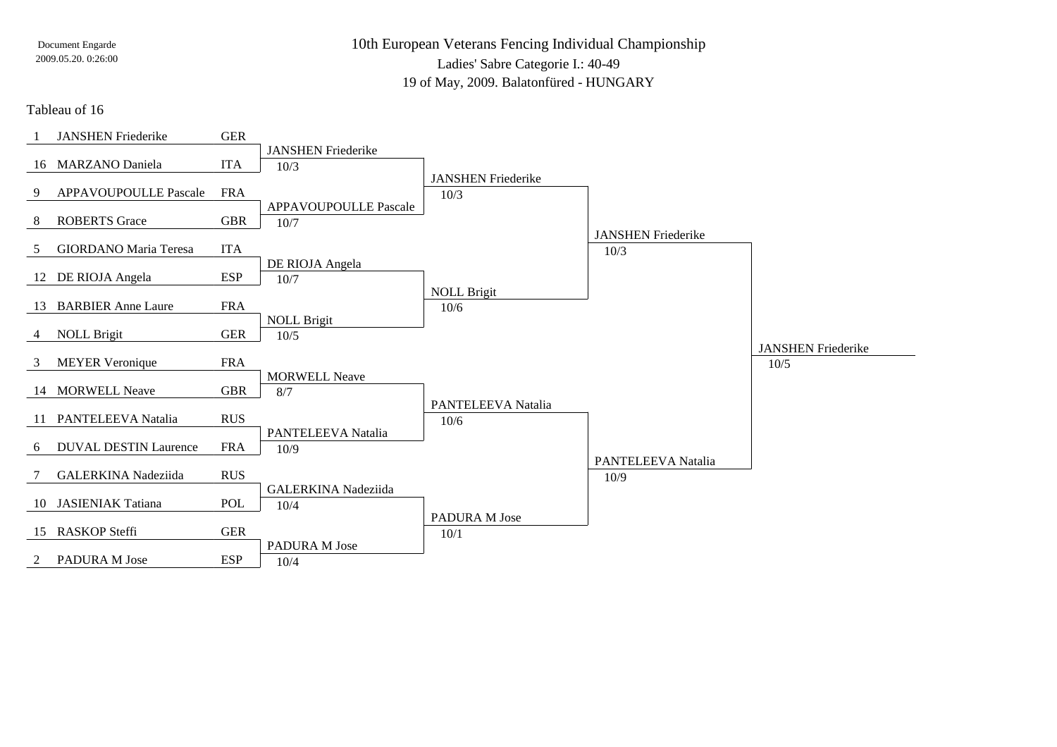Document Engarde
2009.05.20. 0:26:00

# 10th European Veterans Fencing Individual Championship

Ladies' Sabre Categorie I.: 40-49

19 of May, 2009. Balatonfüred - HUNGARY

## Tableau of 16

| Seed | Name | Country | Tableau of 8 | Quarter-finals | Semi-finals | Final |
|---|---|---|---|---|---|---|
| 1 | JANSHEN Friederike | GER | JANSHEN Friederike 10/3 | JANSHEN Friederike 10/3 | JANSHEN Friederike 10/3 | JANSHEN Friederike 10/5 |
| 16 | MARZANO Daniela | ITA | | | | |
| 9 | APPAVOUPOULLE Pascale | FRA | APPAVOUPOULLE Pascale 10/7 | | | |
| 8 | ROBERTS Grace | GBR | | | | |
| 5 | GIORDANO Maria Teresa | ITA | DE RIOJA Angela 10/7 | NOLL Brigit 10/6 | | |
| 12 | DE RIOJA Angela | ESP | | | | |
| 13 | BARBIER Anne Laure | FRA | NOLL Brigit 10/5 | | | |
| 4 | NOLL Brigit | GER | | | | |
| 3 | MEYER Veronique | FRA | MORWELL Neave 8/7 | PANTELEEVA Natalia 10/6 | PANTELEEVA Natalia 10/9 | |
| 14 | MORWELL Neave | GBR | | | | |
| 11 | PANTELEEVA Natalia | RUS | PANTELEEVA Natalia 10/9 | | | |
| 6 | DUVAL DESTIN Laurence | FRA | | | | |
| 7 | GALERKINA Nadeziida | RUS | GALERKINA Nadeziida 10/4 | PADURA M Jose 10/1 | | |
| 10 | JASIENIAK Tatiana | POL | | | | |
| 15 | RASKOP Steffi | GER | PADURA M Jose 10/4 | | | |
| 2 | PADURA M Jose | ESP | | | | |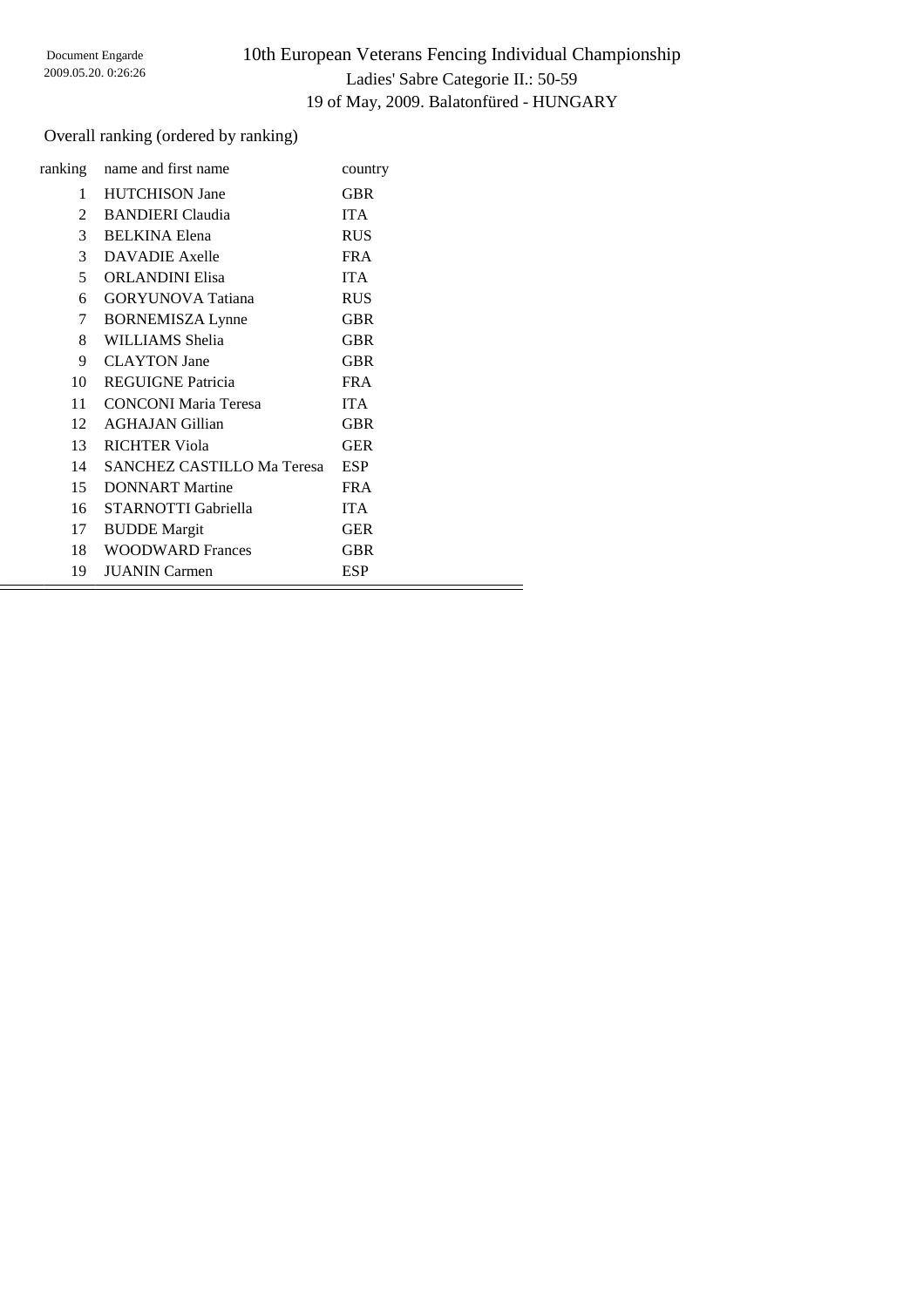Document Engarde
2009.05.20. 0:26:26

# 10th European Veterans Fencing Individual Championship

## Ladies' Sabre Categorie II.: 50-59

## 19 of May, 2009. Balatonfüred - HUNGARY

Overall ranking (ordered by ranking)

| ranking | name and first name | country |
|---|---|---|
| 1 | HUTCHISON Jane | GBR |
| 2 | BANDIERI Claudia | ITA |
| 3 | BELKINA Elena | RUS |
| 3 | DAVADIE Axelle | FRA |
| 5 | ORLANDINI Elisa | ITA |
| 6 | GORYUNOVA Tatiana | RUS |
| 7 | BORNEMISZA Lynne | GBR |
| 8 | WILLIAMS Shelia | GBR |
| 9 | CLAYTON Jane | GBR |
| 10 | REGUIGNE Patricia | FRA |
| 11 | CONCONI Maria Teresa | ITA |
| 12 | AGHAJAN Gillian | GBR |
| 13 | RICHTER Viola | GER |
| 14 | SANCHEZ CASTILLO Ma Teresa | ESP |
| 15 | DONNART Martine | FRA |
| 16 | STARNOTTI Gabriella | ITA |
| 17 | BUDDE Margit | GER |
| 18 | WOODWARD Frances | GBR |
| 19 | JUANIN Carmen | ESP |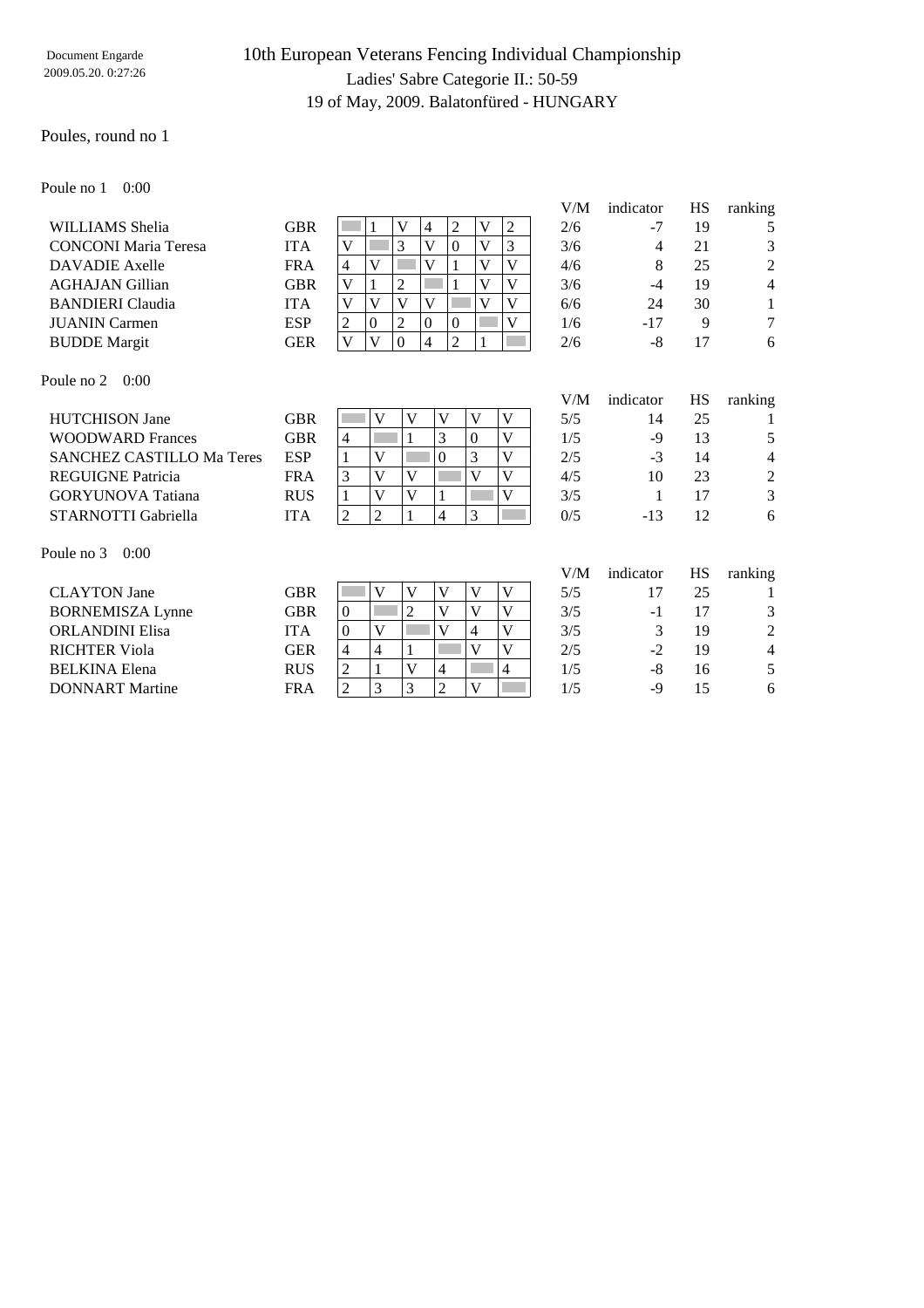Document Engarde
2009.05.20. 0:27:26

# 10th European Veterans Fencing Individual Championship

## Ladies' Sabre Categorie II.: 50-59

19 of May, 2009. Balatonfüred - HUNGARY

Poules, round no 1

Poule no 1 0:00

| Name | Nation | 1 | 2 | 3 | 4 | 5 | 6 | 7 | V/M | indicator | HS | ranking |
|---|---|---|---|---|---|---|---|---|---|---|---|---|
| WILLIAMS Shelia | GBR | | 1 | V | 4 | 2 | V | 2 | 2/6 | -7 | 19 | 5 |
| CONCONI Maria Teresa | ITA | V | | 3 | V | 0 | V | 3 | 3/6 | 4 | 21 | 3 |
| DAVADIE Axelle | FRA | 4 | V | | V | 1 | V | V | 4/6 | 8 | 25 | 2 |
| AGHAJAN Gillian | GBR | V | 1 | 2 | | 1 | V | V | 3/6 | -4 | 19 | 4 |
| BANDIERI Claudia | ITA | V | V | V | V | | V | V | 6/6 | 24 | 30 | 1 |
| JUANIN Carmen | ESP | 2 | 0 | 2 | 0 | 0 | | V | 1/6 | -17 | 9 | 7 |
| BUDDE Margit | GER | V | V | 0 | 4 | 2 | 1 | | 2/6 | -8 | 17 | 6 |

Poule no 2 0:00

| Name | Nation | 1 | 2 | 3 | 4 | 5 | 6 | V/M | indicator | HS | ranking |
|---|---|---|---|---|---|---|---|---|---|---|---|
| HUTCHISON Jane | GBR | | V | V | V | V | V | 5/5 | 14 | 25 | 1 |
| WOODWARD Frances | GBR | 4 | | 1 | 3 | 0 | V | 1/5 | -9 | 13 | 5 |
| SANCHEZ CASTILLO Ma Teres | ESP | 1 | V | | 0 | 3 | V | 2/5 | -3 | 14 | 4 |
| REGUIGNE Patricia | FRA | 3 | V | V | | V | V | 4/5 | 10 | 23 | 2 |
| GORYUNOVA Tatiana | RUS | 1 | V | V | 1 | | V | 3/5 | 1 | 17 | 3 |
| STARNOTTI Gabriella | ITA | 2 | 2 | 1 | 4 | 3 | | 0/5 | -13 | 12 | 6 |

Poule no 3 0:00

| Name | Nation | 1 | 2 | 3 | 4 | 5 | 6 | V/M | indicator | HS | ranking |
|---|---|---|---|---|---|---|---|---|---|---|---|
| CLAYTON Jane | GBR | | V | V | V | V | V | 5/5 | 17 | 25 | 1 |
| BORNEMISZA Lynne | GBR | 0 | | 2 | V | V | V | 3/5 | -1 | 17 | 3 |
| ORLANDINI Elisa | ITA | 0 | V | | V | 4 | V | 3/5 | 3 | 19 | 2 |
| RICHTER Viola | GER | 4 | 4 | 1 | | V | V | 2/5 | -2 | 19 | 4 |
| BELKINA Elena | RUS | 2 | 1 | V | 4 | | 4 | 1/5 | -8 | 16 | 5 |
| DONNART Martine | FRA | 2 | 3 | 3 | 2 | V | | 1/5 | -9 | 15 | 6 |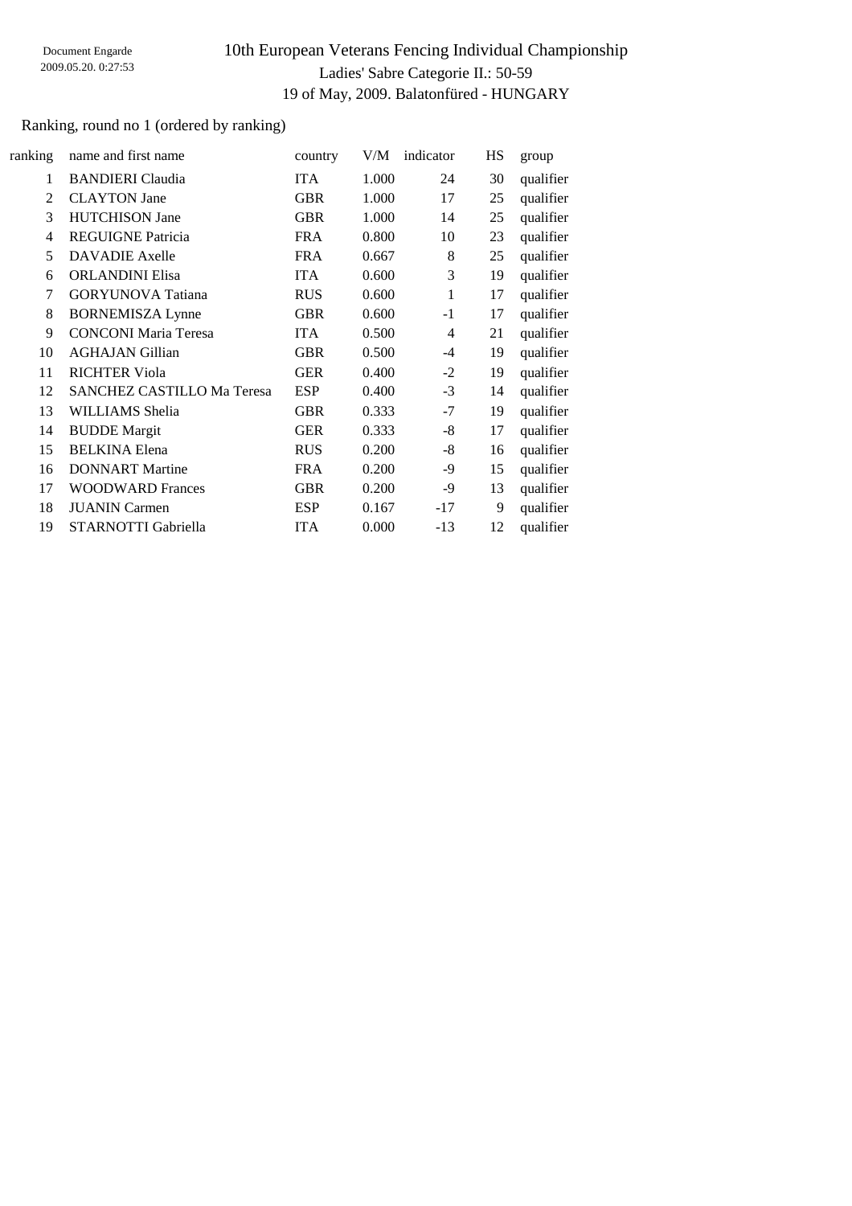Document Engarde
2009.05.20. 0:27:53

# 10th European Veterans Fencing Individual Championship

## Ladies' Sabre Categorie II.: 50-59

## 19 of May, 2009. Balatonfüred - HUNGARY

Ranking, round no 1 (ordered by ranking)

| ranking | name and first name | country | V/M | indicator | HS | group |
|---|---|---|---|---|---|---|
| 1 | BANDIERI Claudia | ITA | 1.000 | 24 | 30 | qualifier |
| 2 | CLAYTON Jane | GBR | 1.000 | 17 | 25 | qualifier |
| 3 | HUTCHISON Jane | GBR | 1.000 | 14 | 25 | qualifier |
| 4 | REGUIGNE Patricia | FRA | 0.800 | 10 | 23 | qualifier |
| 5 | DAVADIE Axelle | FRA | 0.667 | 8 | 25 | qualifier |
| 6 | ORLANDINI Elisa | ITA | 0.600 | 3 | 19 | qualifier |
| 7 | GORYUNOVA Tatiana | RUS | 0.600 | 1 | 17 | qualifier |
| 8 | BORNEMISZA Lynne | GBR | 0.600 | -1 | 17 | qualifier |
| 9 | CONCONI Maria Teresa | ITA | 0.500 | 4 | 21 | qualifier |
| 10 | AGHAJAN Gillian | GBR | 0.500 | -4 | 19 | qualifier |
| 11 | RICHTER Viola | GER | 0.400 | -2 | 19 | qualifier |
| 12 | SANCHEZ CASTILLO Ma Teresa | ESP | 0.400 | -3 | 14 | qualifier |
| 13 | WILLIAMS Shelia | GBR | 0.333 | -7 | 19 | qualifier |
| 14 | BUDDE Margit | GER | 0.333 | -8 | 17 | qualifier |
| 15 | BELKINA Elena | RUS | 0.200 | -8 | 16 | qualifier |
| 16 | DONNART Martine | FRA | 0.200 | -9 | 15 | qualifier |
| 17 | WOODWARD Frances | GBR | 0.200 | -9 | 13 | qualifier |
| 18 | JUANIN Carmen | ESP | 0.167 | -17 | 9 | qualifier |
| 19 | STARNOTTI Gabriella | ITA | 0.000 | -13 | 12 | qualifier |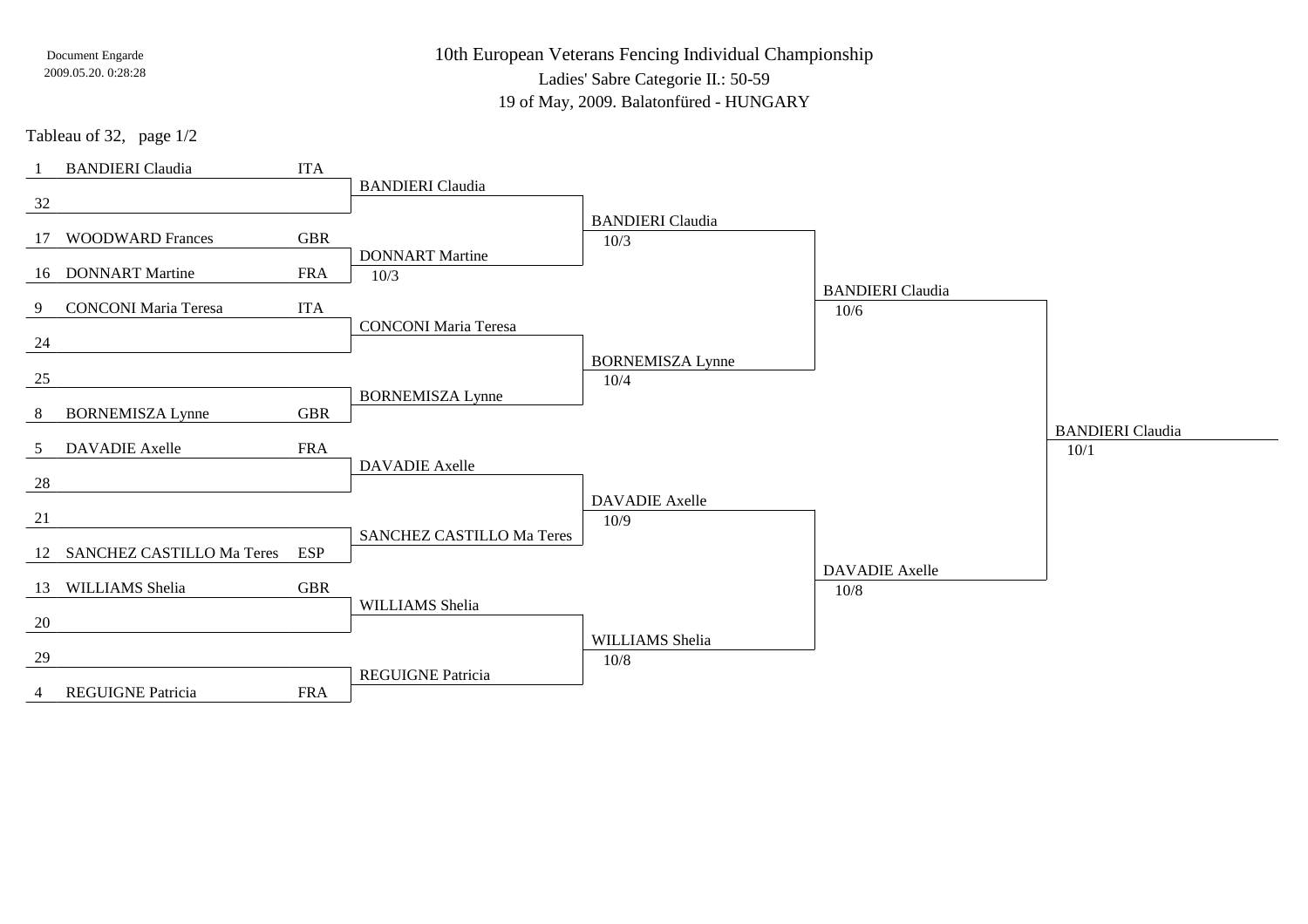Document Engarde
2009.05.20. 0:28:28

# 10th European Veterans Fencing Individual Championship

Ladies' Sabre Categorie II.: 50-59

19 of May, 2009. Balatonfüred - HUNGARY

Tableau of 32, page 1/2

| Seed | Name | Nation | Tableau of 16 | Quarter-final | Semi-final | Final |
|---|---|---|---|---|---|---|
| 1 | BANDIERI Claudia | ITA | BANDIERI Claudia | BANDIERI Claudia 10/3 | BANDIERI Claudia 10/6 | BANDIERI Claudia 10/1 |
| 32 | | | | | | |
| 17 | WOODWARD Frances | GBR | DONNART Martine 10/3 | | | |
| 16 | DONNART Martine | FRA | | | | |
| 9 | CONCONI Maria Teresa | ITA | CONCONI Maria Teresa | BORNEMISZA Lynne 10/4 | | |
| 24 | | | | | | |
| 25 | | | BORNEMISZA Lynne | | | |
| 8 | BORNEMISZA Lynne | GBR | | | | |
| 5 | DAVADIE Axelle | FRA | DAVADIE Axelle | DAVADIE Axelle 10/9 | DAVADIE Axelle 10/8 | |
| 28 | | | | | | |
| 21 | | | SANCHEZ CASTILLO Ma Teres | | | |
| 12 | SANCHEZ CASTILLO Ma Teres | ESP | | | | |
| 13 | WILLIAMS Shelia | GBR | WILLIAMS Shelia | WILLIAMS Shelia 10/8 | | |
| 20 | | | | | | |
| 29 | | | REGUIGNE Patricia | | | |
| 4 | REGUIGNE Patricia | FRA | | | | |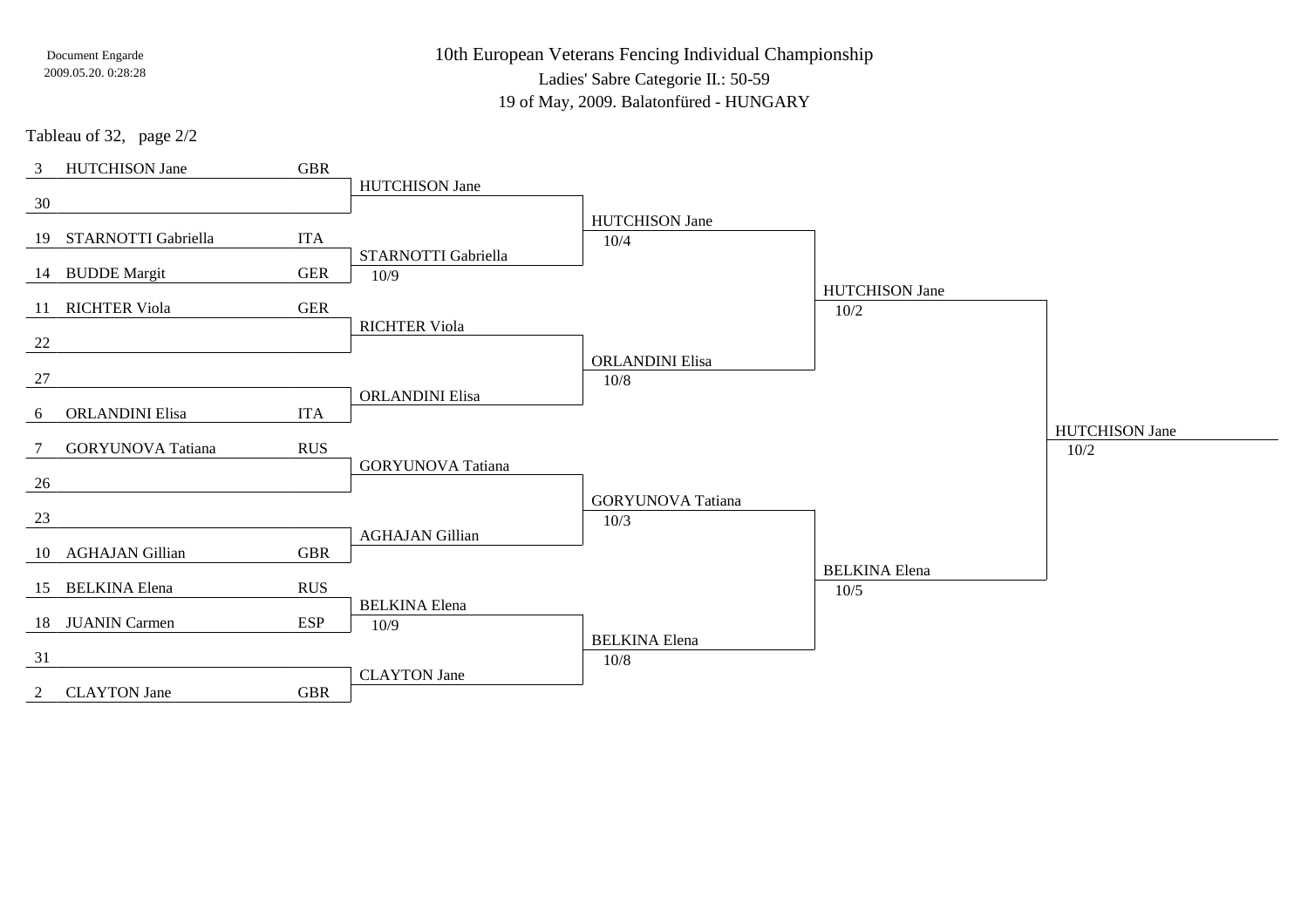Document Engarde
2009.05.20. 0:28:28

# 10th European Veterans Fencing Individual Championship

Ladies' Sabre Categorie II.: 50-59

19 of May, 2009. Balatonfüred - HUNGARY

Tableau of 32, page 2/2

| Seed | Name | Country | Round of 16 | Quarterfinal | Semifinal | Final |
|---|---|---|---|---|---|---|
| 3 | HUTCHISON Jane | GBR | HUTCHISON Jane | HUTCHISON Jane 10/4 | HUTCHISON Jane 10/2 | HUTCHISON Jane 10/2 |
| 30 | | | | | | |
| 19 | STARNOTTI Gabriella | ITA | STARNOTTI Gabriella 10/9 | | | |
| 14 | BUDDE Margit | GER | | | | |
| 11 | RICHTER Viola | GER | RICHTER Viola | ORLANDINI Elisa 10/8 | | |
| 22 | | | | | | |
| 27 | | | ORLANDINI Elisa | | | |
| 6 | ORLANDINI Elisa | ITA | | | | |
| 7 | GORYUNOVA Tatiana | RUS | GORYUNOVA Tatiana | GORYUNOVA Tatiana 10/3 | BELKINA Elena 10/5 | |
| 26 | | | | | | |
| 23 | | | AGHAJAN Gillian | | | |
| 10 | AGHAJAN Gillian | GBR | | | | |
| 15 | BELKINA Elena | RUS | BELKINA Elena 10/9 | BELKINA Elena 10/8 | | |
| 18 | JUANIN Carmen | ESP | | | | |
| 31 | | | CLAYTON Jane | | | |
| 2 | CLAYTON Jane | GBR | | | | |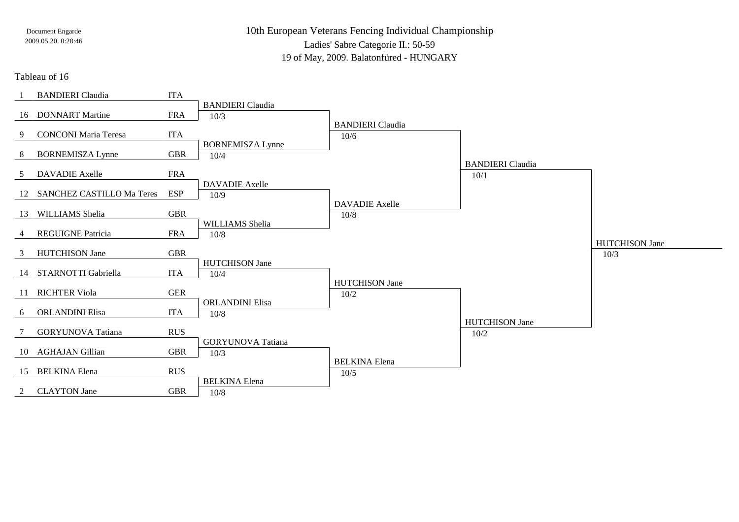Document Engarde
2009.05.20. 0:28:46

# 10th European Veterans Fencing Individual Championship

Ladies' Sabre Categorie II.: 50-59

19 of May, 2009. Balatonfüred - HUNGARY

## Tableau of 16

| Seed | Name | Nation | Tableau of 8 | Semi-final | Final | Winner |
|---|---|---|---|---|---|---|
| 1 | BANDIERI Claudia | ITA | BANDIERI Claudia 10/3 | BANDIERI Claudia 10/6 | BANDIERI Claudia 10/1 | HUTCHISON Jane 10/3 |
| 16 | DONNART Martine | FRA | | | | |
| 9 | CONCONI Maria Teresa | ITA | BORNEMISZA Lynne 10/4 | | | |
| 8 | BORNEMISZA Lynne | GBR | | | | |
| 5 | DAVADIE Axelle | FRA | DAVADIE Axelle 10/9 | DAVADIE Axelle 10/8 | | |
| 12 | SANCHEZ CASTILLO Ma Teres | ESP | | | | |
| 13 | WILLIAMS Shelia | GBR | WILLIAMS Shelia 10/8 | | | |
| 4 | REGUIGNE Patricia | FRA | | | | |
| 3 | HUTCHISON Jane | GBR | HUTCHISON Jane 10/4 | HUTCHISON Jane 10/2 | HUTCHISON Jane 10/2 | |
| 14 | STARNOTTI Gabriella | ITA | | | | |
| 11 | RICHTER Viola | GER | ORLANDINI Elisa 10/8 | | | |
| 6 | ORLANDINI Elisa | ITA | | | | |
| 7 | GORYUNOVA Tatiana | RUS | GORYUNOVA Tatiana 10/3 | BELKINA Elena 10/5 | | |
| 10 | AGHAJAN Gillian | GBR | | | | |
| 15 | BELKINA Elena | RUS | BELKINA Elena 10/8 | | | |
| 2 | CLAYTON Jane | GBR | | | | |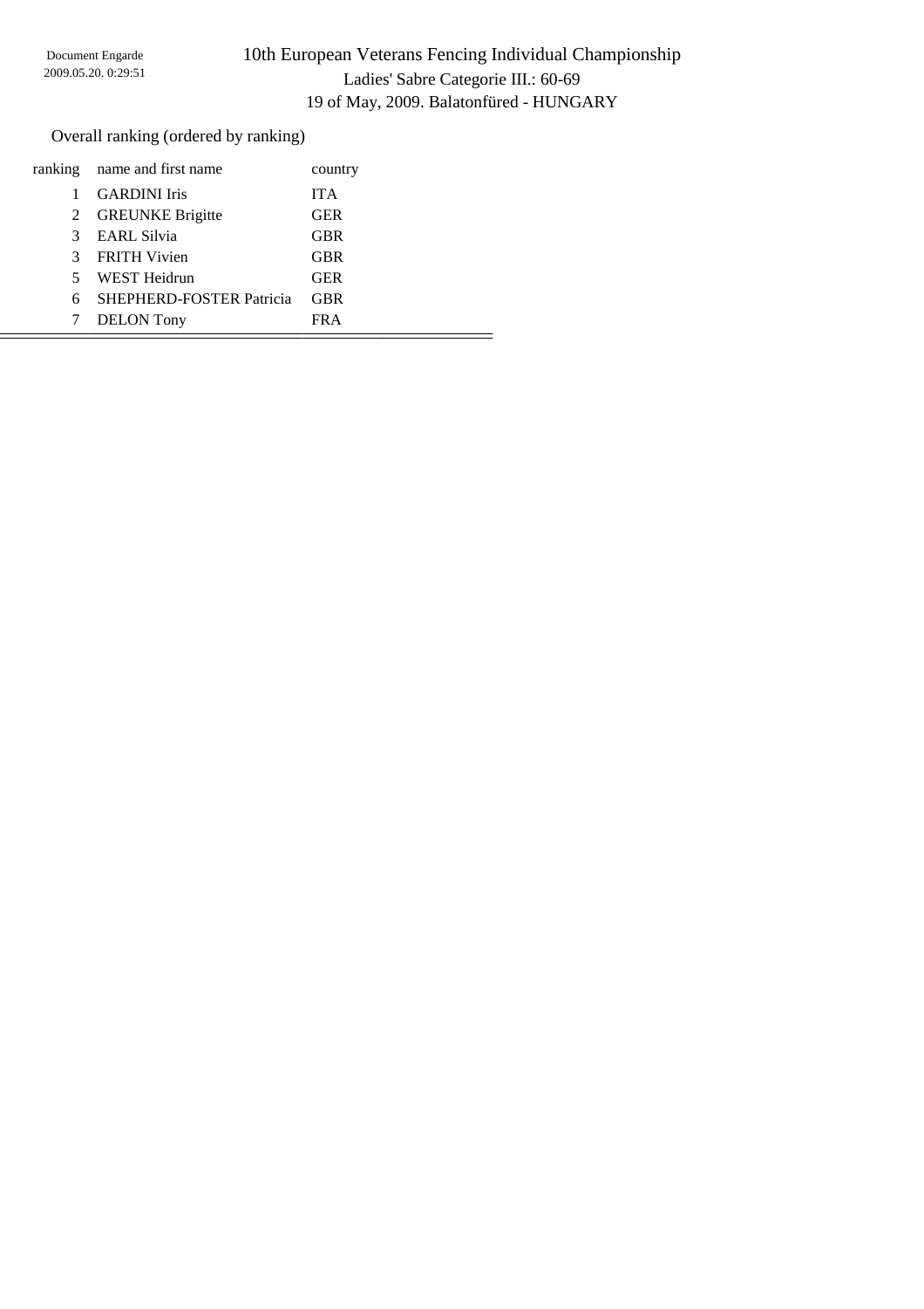Document Engarde
2009.05.20. 0:29:51

# 10th European Veterans Fencing Individual Championship

## Ladies' Sabre Categorie III.: 60-69

19 of May, 2009. Balatonfüred - HUNGARY

### Overall ranking (ordered by ranking)

| ranking | name and first name | country |
|---|---|---|
| 1 | GARDINI Iris | ITA |
| 2 | GREUNKE Brigitte | GER |
| 3 | EARL Silvia | GBR |
| 3 | FRITH Vivien | GBR |
| 5 | WEST Heidrun | GER |
| 6 | SHEPHERD-FOSTER Patricia | GBR |
| 7 | DELON Tony | FRA |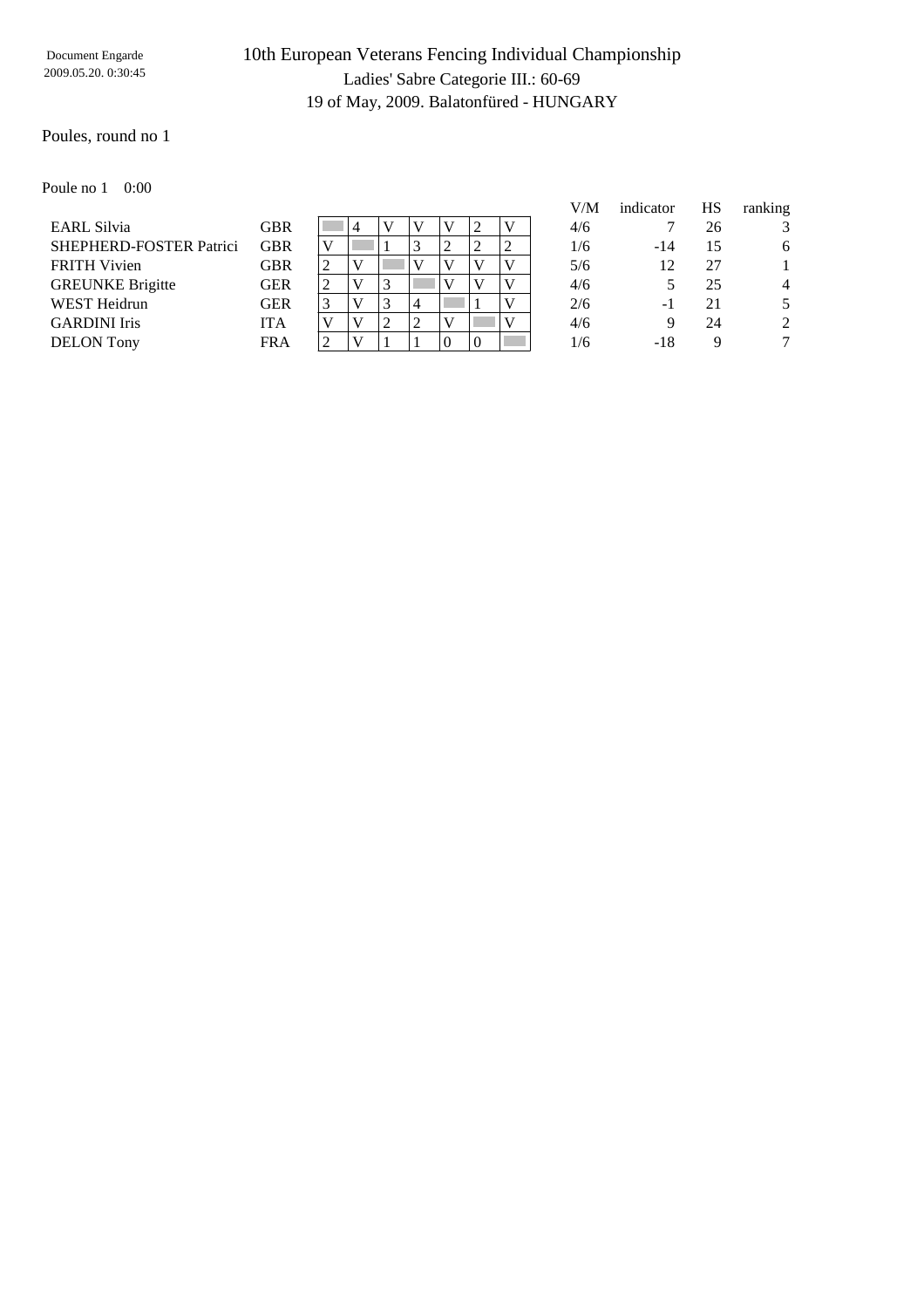Document Engarde
2009.05.20. 0:30:45

# 10th European Veterans Fencing Individual Championship

## Ladies' Sabre Categorie III.: 60-69

19 of May, 2009. Balatonfüred - HUNGARY

Poules, round no 1

Poule no 1    0:00

| Name | Nation | 1 | 2 | 3 | 4 | 5 | 6 | 7 | V/M | indicator | HS | ranking |
|---|---|---|---|---|---|---|---|---|---|---|---|---|
| EARL Silvia | GBR | | 4 | V | V | V | 2 | V | 4/6 | 7 | 26 | 3 |
| SHEPHERD-FOSTER Patrici | GBR | V | | 1 | 3 | 2 | 2 | 2 | 1/6 | -14 | 15 | 6 |
| FRITH Vivien | GBR | 2 | V | | V | V | V | V | 5/6 | 12 | 27 | 1 |
| GREUNKE Brigitte | GER | 2 | V | 3 | | V | V | V | 4/6 | 5 | 25 | 4 |
| WEST Heidrun | GER | 3 | V | 3 | 4 | | 1 | V | 2/6 | -1 | 21 | 5 |
| GARDINI Iris | ITA | V | V | 2 | 2 | V | | V | 4/6 | 9 | 24 | 2 |
| DELON Tony | FRA | 2 | V | 1 | 1 | 0 | 0 | | 1/6 | -18 | 9 | 7 |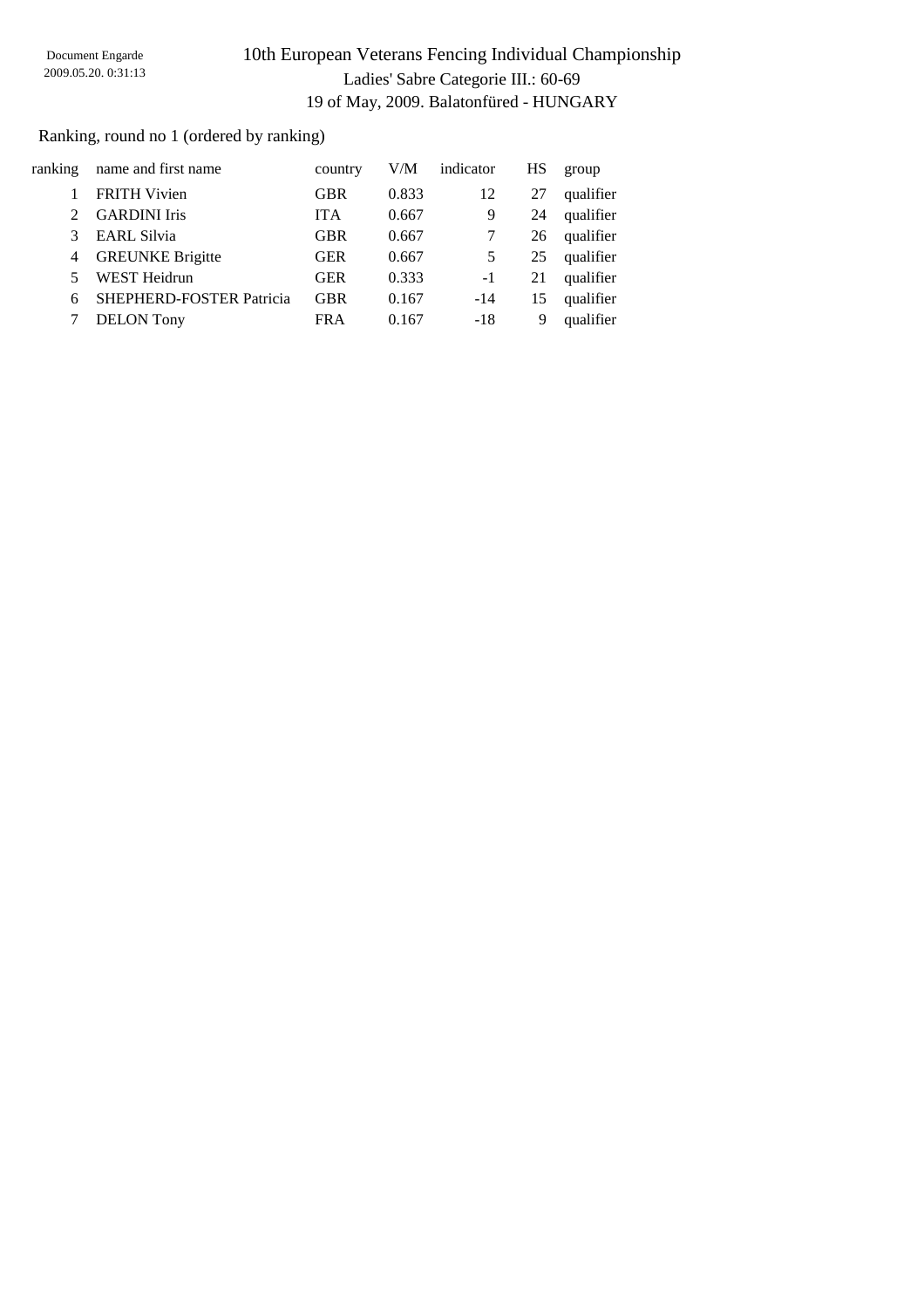Document Engarde
2009.05.20. 0:31:13

# 10th European Veterans Fencing Individual Championship

## Ladies' Sabre Categorie III.: 60-69

19 of May, 2009. Balatonfüred - HUNGARY

Ranking, round no 1 (ordered by ranking)

| ranking | name and first name | country | V/M | indicator | HS | group |
|---|---|---|---|---|---|---|
| 1 | FRITH Vivien | GBR | 0.833 | 12 | 27 | qualifier |
| 2 | GARDINI Iris | ITA | 0.667 | 9 | 24 | qualifier |
| 3 | EARL Silvia | GBR | 0.667 | 7 | 26 | qualifier |
| 4 | GREUNKE Brigitte | GER | 0.667 | 5 | 25 | qualifier |
| 5 | WEST Heidrun | GER | 0.333 | -1 | 21 | qualifier |
| 6 | SHEPHERD-FOSTER Patricia | GBR | 0.167 | -14 | 15 | qualifier |
| 7 | DELON Tony | FRA | 0.167 | -18 | 9 | qualifier |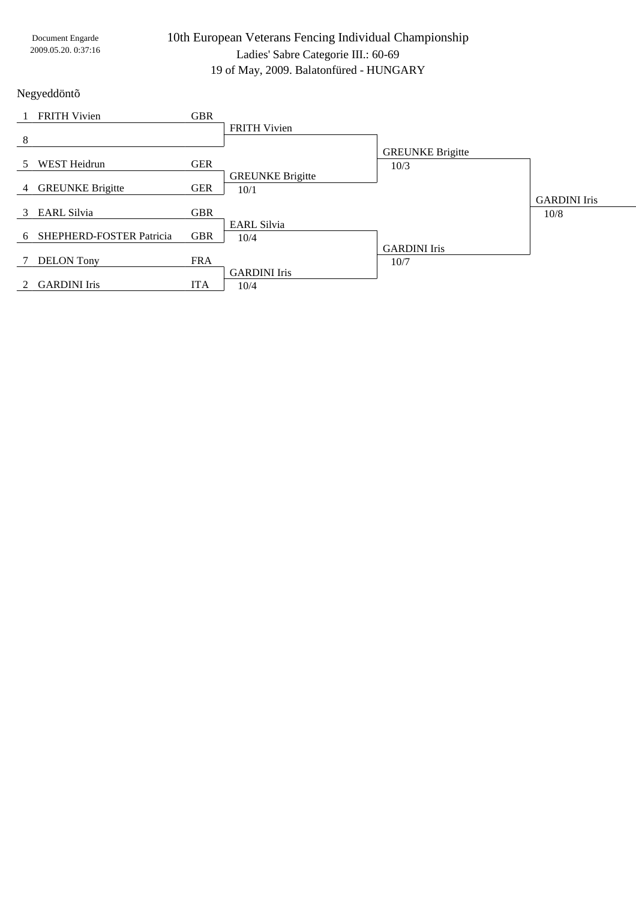Document Engarde
2009.05.20. 0:37:16

# 10th European Veterans Fencing Individual Championship

Ladies' Sabre Categorie III.: 60-69

19 of May, 2009. Balatonfüred - HUNGARY

## Negyeddöntõ

| Seed | Name | Nation | Quarterfinal | Semifinal | Final |
|---|---|---|---|---|---|
| 1 | FRITH Vivien | GBR | FRITH Vivien | | |
| 8 | | | | | |
| 5 | WEST Heidrun | GER | | GREUNKE Brigitte 10/3 | |
| 4 | GREUNKE Brigitte | GER | GREUNKE Brigitte 10/1 | | |
| 3 | EARL Silvia | GBR | | | GARDINI Iris 10/8 |
| 6 | SHEPHERD-FOSTER Patricia | GBR | EARL Silvia 10/4 | | |
| 7 | DELON Tony | FRA | | GARDINI Iris 10/7 | |
| 2 | GARDINI Iris | ITA | GARDINI Iris 10/4 | | |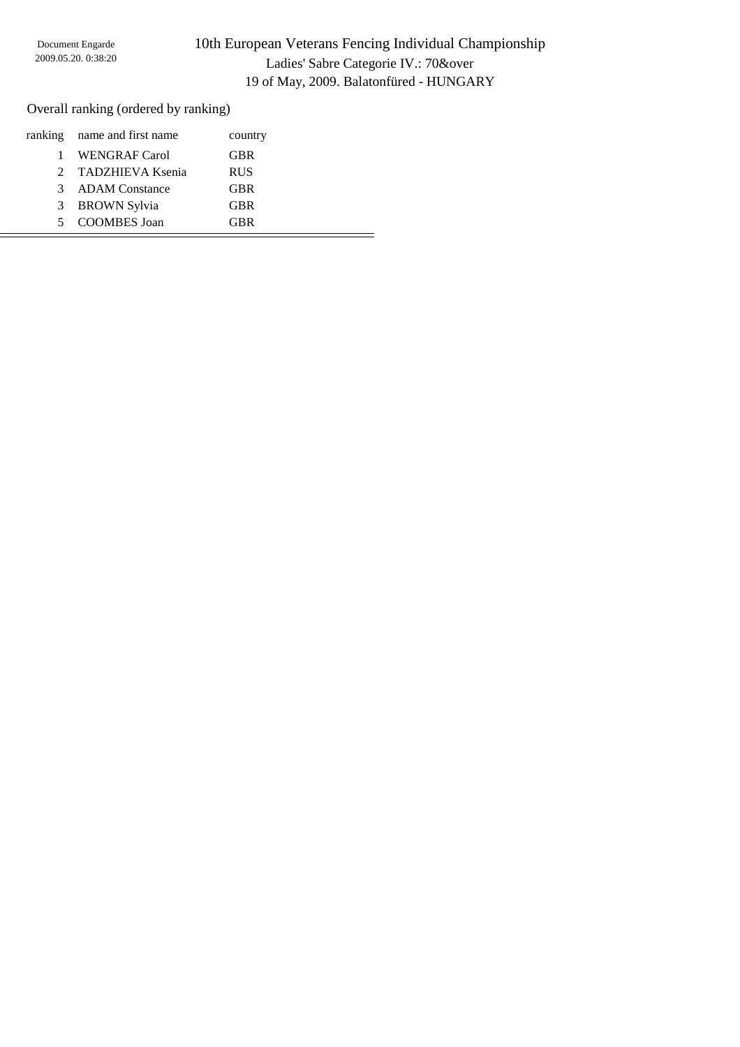Document Engarde
2009.05.20. 0:38:20

# 10th European Veterans Fencing Individual Championship

Ladies' Sabre Categorie IV.: 70&over

19 of May, 2009. Balatonfüred - HUNGARY

Overall ranking (ordered by ranking)

| ranking | name and first name | country |
|---|---|---|
| 1 | WENGRAF Carol | GBR |
| 2 | TADZHIEVA Ksenia | RUS |
| 3 | ADAM Constance | GBR |
| 3 | BROWN Sylvia | GBR |
| 5 | COOMBES Joan | GBR |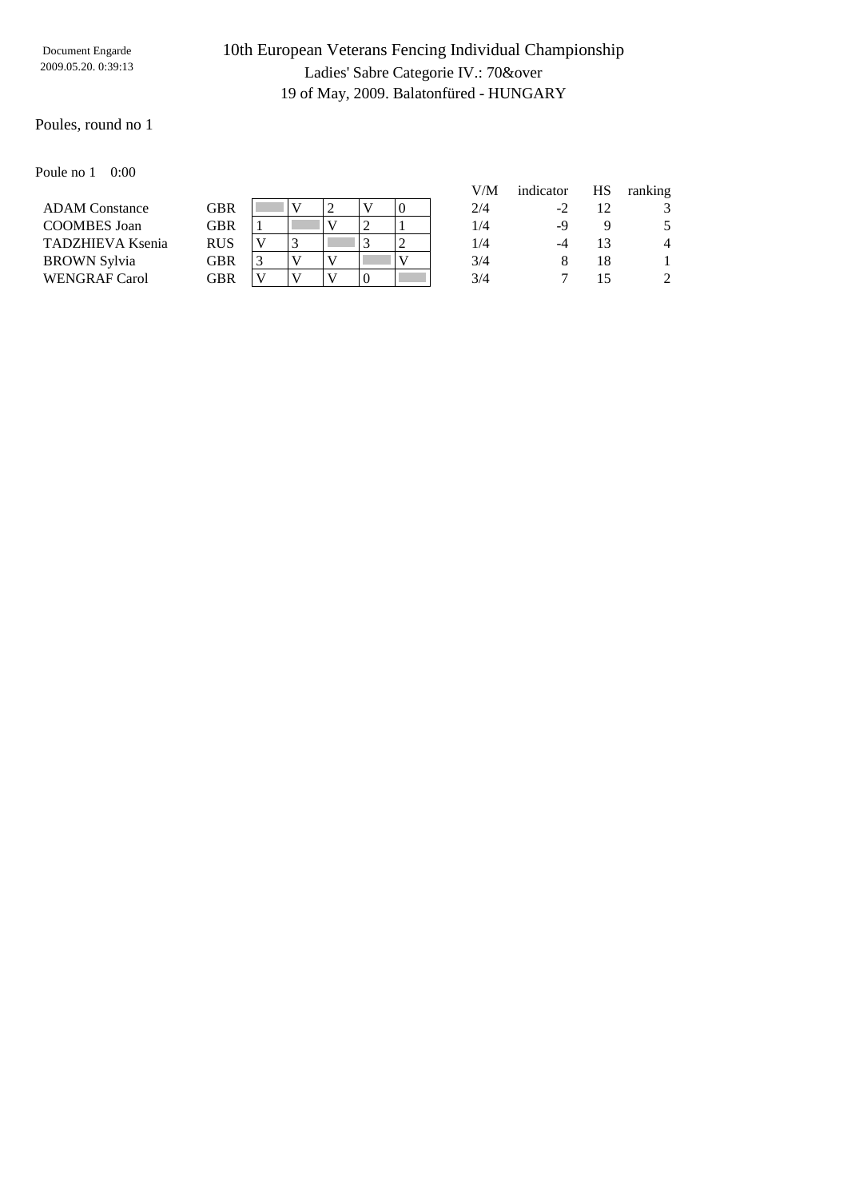Document Engarde
2009.05.20. 0:39:13

# 10th European Veterans Fencing Individual Championship

Ladies' Sabre Categorie IV.: 70&over

19 of May, 2009. Balatonfüred - HUNGARY

## Poules, round no 1

Poule no 1    0:00

| | | | | | | | V/M | indicator | HS | ranking |
|---|---|---|---|---|---|---|---|---|---|---|
| ADAM Constance | GBR | | V | 2 | V | 0 | 2/4 | -2 | 12 | 3 |
| COOMBES Joan | GBR | 1 | | V | 2 | 1 | 1/4 | -9 | 9 | 5 |
| TADZHIEVA Ksenia | RUS | V | 3 | | 3 | 2 | 1/4 | -4 | 13 | 4 |
| BROWN Sylvia | GBR | 3 | V | V | | V | 3/4 | 8 | 18 | 1 |
| WENGRAF Carol | GBR | V | V | V | 0 | | 3/4 | 7 | 15 | 2 |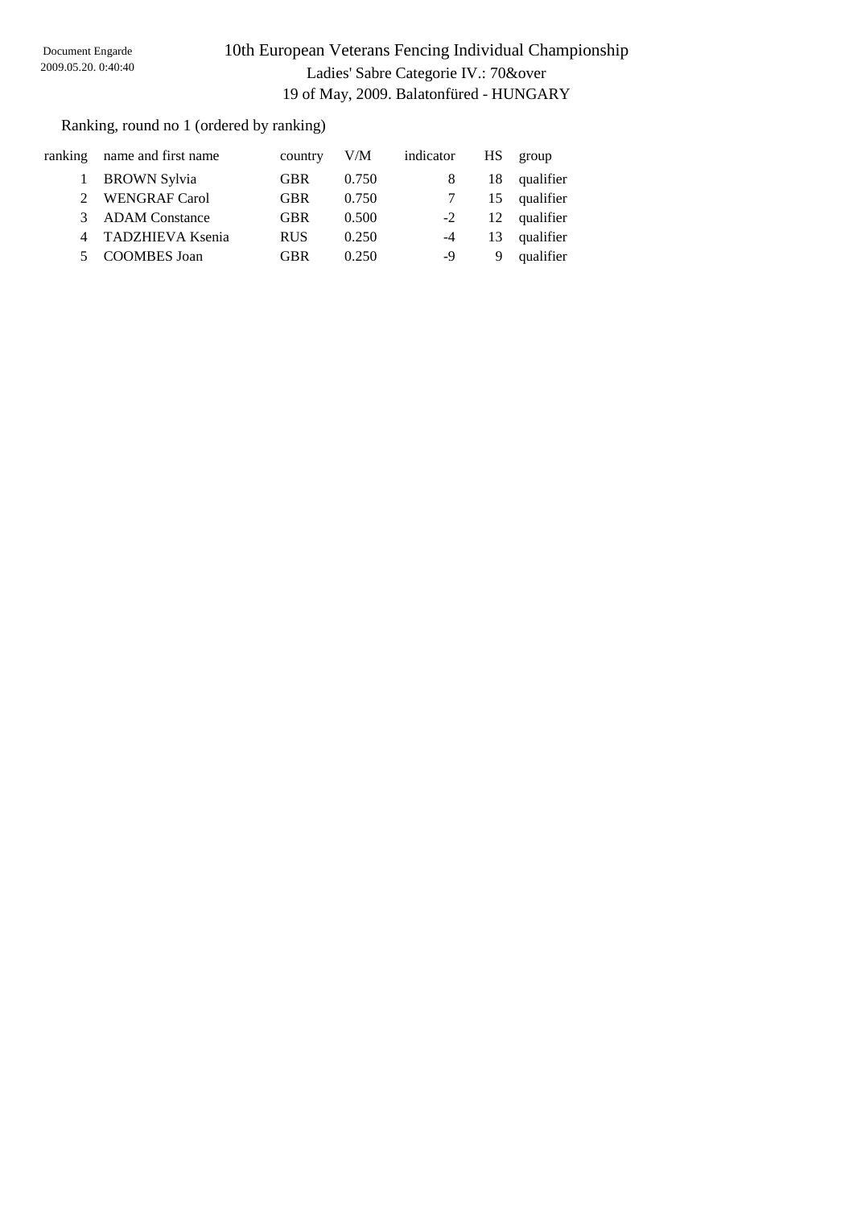Document Engarde
2009.05.20. 0:40:40

# 10th European Veterans Fencing Individual Championship

Ladies' Sabre Categorie IV.: 70&over

19 of May, 2009. Balatonfüred - HUNGARY

Ranking, round no 1 (ordered by ranking)

| ranking | name and first name | country | V/M | indicator | HS | group |
|---|---|---|---|---|---|---|
| 1 | BROWN Sylvia | GBR | 0.750 | 8 | 18 | qualifier |
| 2 | WENGRAF Carol | GBR | 0.750 | 7 | 15 | qualifier |
| 3 | ADAM Constance | GBR | 0.500 | -2 | 12 | qualifier |
| 4 | TADZHIEVA Ksenia | RUS | 0.250 | -4 | 13 | qualifier |
| 5 | COOMBES Joan | GBR | 0.250 | -9 | 9 | qualifier |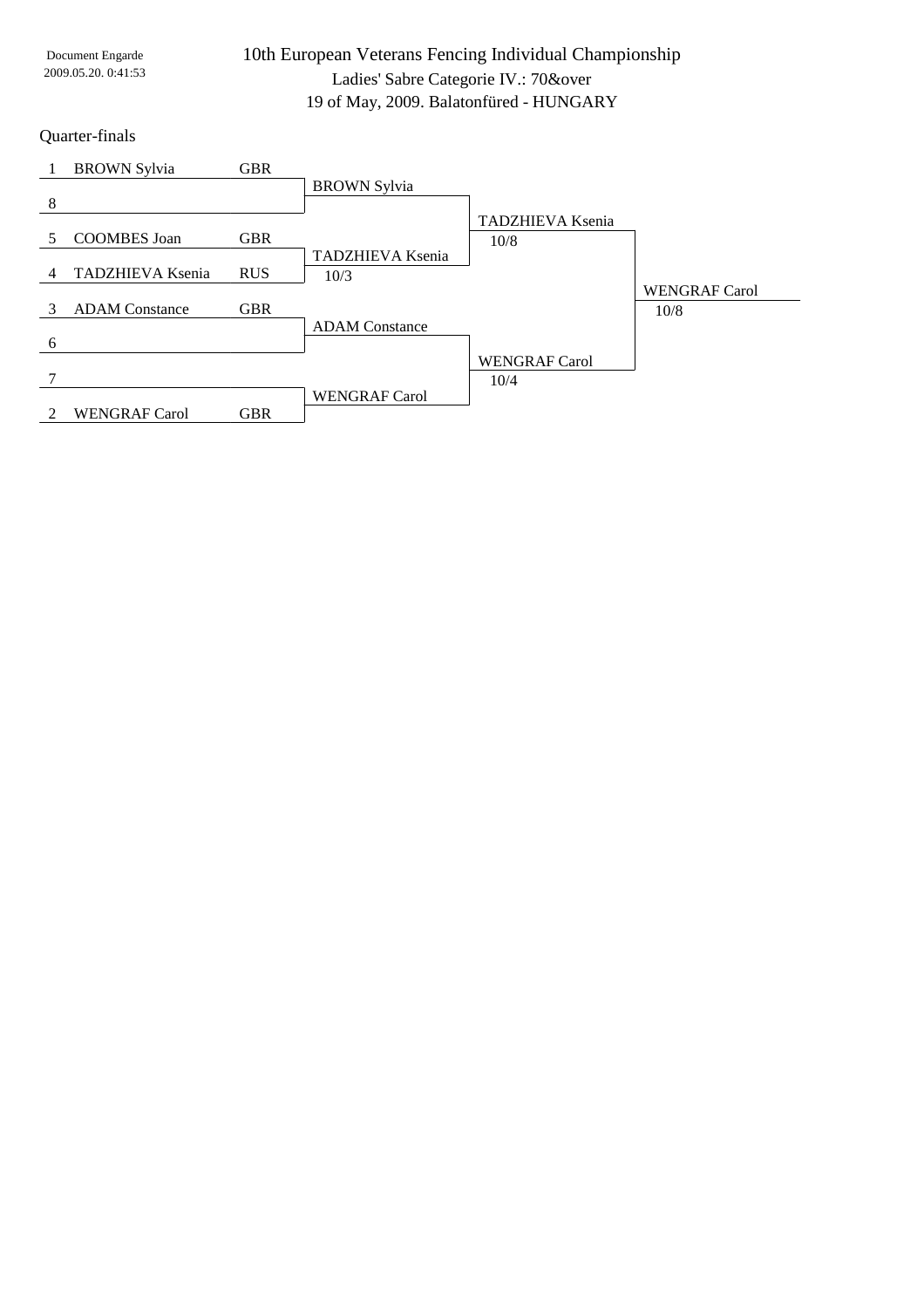Document Engarde
2009.05.20. 0:41:53

# 10th European Veterans Fencing Individual Championship

Ladies' Sabre Categorie IV.: 70&over

19 of May, 2009. Balatonfüred - HUNGARY

## Quarter-finals

| Seed | Name | Country | Quarter-finals | Semi-finals | Final |
|---|---|---|---|---|---|
| 1 | BROWN Sylvia | GBR | BROWN Sylvia | | |
| 8 | | | | | |
| 5 | COOMBES Joan | GBR | TADZHIEVA Ksenia 10/3 | TADZHIEVA Ksenia 10/8 | |
| 4 | TADZHIEVA Ksenia | RUS | | | |
| 3 | ADAM Constance | GBR | ADAM Constance | | WENGRAF Carol 10/8 |
| 6 | | | | | |
| 7 | | | WENGRAF Carol | WENGRAF Carol 10/4 | |
| 2 | WENGRAF Carol | GBR | | | |